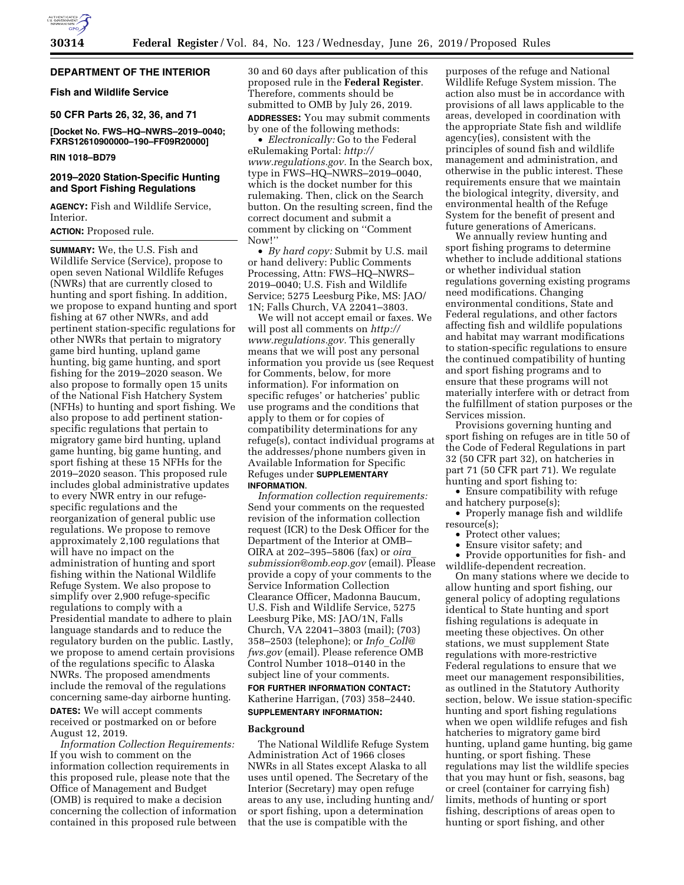**DEPARTMENT OF THE INTERIOR**

**Fish and Wildlife Service**

**50 CFR Parts 26, 32, 36, and 71**

**[Docket No. FWS–HQ–NWRS–2019–0040; FXRS12610900000–190–FF09R20000]**

**RIN 1018–BD79**

## 2019–2020 Station-Specific Hunting and Sport Fishing Regulations

**AGENCY:** Fish and Wildlife Service, Interior.

**ACTION:** Proposed rule.

**SUMMARY:** We, the U.S. Fish and Wildlife Service (Service), propose to open seven National Wildlife Refuges (NWRs) that are currently closed to hunting and sport fishing. In addition, we propose to expand hunting and sport fishing at 67 other NWRs, and add pertinent station-specific regulations for other NWRs that pertain to migratory game bird hunting, upland game hunting, big game hunting, and sport fishing for the 2019–2020 season. We also propose to formally open 15 units of the National Fish Hatchery System (NFHs) to hunting and sport fishing. We also propose to add pertinent station-specific regulations that pertain to migratory game bird hunting, upland game hunting, big game hunting, and sport fishing at these 15 NFHs for the 2019–2020 season. This proposed rule includes global administrative updates to every NWR entry in our refuge-specific regulations and the reorganization of general public use regulations. We propose to remove approximately 2,100 regulations that will have no impact on the administration of hunting and sport fishing within the National Wildlife Refuge System. We also propose to simplify over 2,900 refuge-specific regulations to comply with a Presidential mandate to adhere to plain language standards and to reduce the regulatory burden on the public. Lastly, we propose to amend certain provisions of the regulations specific to Alaska NWRs. The proposed amendments include the removal of the regulations concerning same-day airborne hunting.

**DATES:** We will accept comments received or postmarked on or before August 12, 2019.

*Information Collection Requirements:* If you wish to comment on the information collection requirements in this proposed rule, please note that the Office of Management and Budget (OMB) is required to make a decision concerning the collection of information contained in this proposed rule between 30 and 60 days after publication of this proposed rule in the **Federal Register**. Therefore, comments should be submitted to OMB by July 26, 2019.

**ADDRESSES:** You may submit comments by one of the following methods:

- *Electronically:* Go to the Federal eRulemaking Portal: *http://www.regulations.gov.* In the Search box, type in FWS–HQ–NWRS–2019–0040, which is the docket number for this rulemaking. Then, click on the Search button. On the resulting screen, find the correct document and submit a comment by clicking on ''Comment Now!''
- *By hard copy:* Submit by U.S. mail or hand delivery: Public Comments Processing, Attn: FWS–HQ–NWRS–2019–0040; U.S. Fish and Wildlife Service; 5275 Leesburg Pike, MS: JAO/1N; Falls Church, VA 22041–3803.

We will not accept email or faxes. We will post all comments on *http://www.regulations.gov.* This generally means that we will post any personal information you provide us (see Request for Comments, below, for more information). For information on specific refuges' or hatcheries' public use programs and the conditions that apply to them or for copies of compatibility determinations for any refuge(s), contact individual programs at the addresses/phone numbers given in Available Information for Specific Refuges under **SUPPLEMENTARY INFORMATION**.

*Information collection requirements:* Send your comments on the requested revision of the information collection request (ICR) to the Desk Officer for the Department of the Interior at OMB–OIRA at 202–395–5806 (fax) or *oira_submission@omb.eop.gov* (email). Please provide a copy of your comments to the Service Information Collection Clearance Officer, Madonna Baucum, U.S. Fish and Wildlife Service, 5275 Leesburg Pike, MS: JAO/1N, Falls Church, VA 22041–3803 (mail); (703) 358–2503 (telephone); or *Info_Coll@fws.gov* (email). Please reference OMB Control Number 1018–0140 in the subject line of your comments.

**FOR FURTHER INFORMATION CONTACT:** Katherine Harrigan, (703) 358–2440.

**SUPPLEMENTARY INFORMATION:**

### Background

The National Wildlife Refuge System Administration Act of 1966 closes NWRs in all States except Alaska to all uses until opened. The Secretary of the Interior (Secretary) may open refuge areas to any use, including hunting and/or sport fishing, upon a determination that the use is compatible with the purposes of the refuge and National Wildlife Refuge System mission. The action also must be in accordance with provisions of all laws applicable to the areas, developed in coordination with the appropriate State fish and wildlife agency(ies), consistent with the principles of sound fish and wildlife management and administration, and otherwise in the public interest. These requirements ensure that we maintain the biological integrity, diversity, and environmental health of the Refuge System for the benefit of present and future generations of Americans.

We annually review hunting and sport fishing programs to determine whether to include additional stations or whether individual station regulations governing existing programs need modifications. Changing environmental conditions, State and Federal regulations, and other factors affecting fish and wildlife populations and habitat may warrant modifications to station-specific regulations to ensure the continued compatibility of hunting and sport fishing programs and to ensure that these programs will not materially interfere with or detract from the fulfillment of station purposes or the Services mission.

Provisions governing hunting and sport fishing on refuges are in title 50 of the Code of Federal Regulations in part 32 (50 CFR part 32), on hatcheries in part 71 (50 CFR part 71). We regulate hunting and sport fishing to:

- Ensure compatibility with refuge and hatchery purpose(s);
- Properly manage fish and wildlife resource(s);
- Protect other values;
- Ensure visitor safety; and
- Provide opportunities for fish- and wildlife-dependent recreation.

On many stations where we decide to allow hunting and sport fishing, our general policy of adopting regulations identical to State hunting and sport fishing regulations is adequate in meeting these objectives. On other stations, we must supplement State regulations with more-restrictive Federal regulations to ensure that we meet our management responsibilities, as outlined in the Statutory Authority section, below. We issue station-specific hunting and sport fishing regulations when we open wildlife refuges and fish hatcheries to migratory game bird hunting, upland game hunting, big game hunting, or sport fishing. These regulations may list the wildlife species that you may hunt or fish, seasons, bag or creel (container for carrying fish) limits, methods of hunting or sport fishing, descriptions of areas open to hunting or sport fishing, and other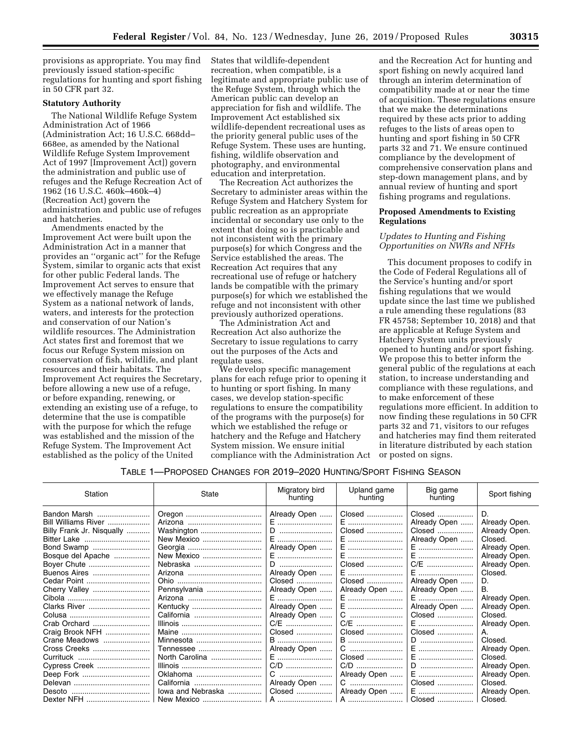provisions as appropriate. You may find previously issued station-specific regulations for hunting and sport fishing in 50 CFR part 32.

**Statutory Authority**

The National Wildlife Refuge System Administration Act of 1966 (Administration Act; 16 U.S.C. 668dd–668ee, as amended by the National Wildlife Refuge System Improvement Act of 1997 [Improvement Act]) govern the administration and public use of refuges and the Refuge Recreation Act of 1962 (16 U.S.C. 460k–460k–4) (Recreation Act) govern the administration and public use of refuges and hatcheries.

Amendments enacted by the Improvement Act were built upon the Administration Act in a manner that provides an ''organic act'' for the Refuge System, similar to organic acts that exist for other public Federal lands. The Improvement Act serves to ensure that we effectively manage the Refuge System as a national network of lands, waters, and interests for the protection and conservation of our Nation's wildlife resources. The Administration Act states first and foremost that we focus our Refuge System mission on conservation of fish, wildlife, and plant resources and their habitats. The Improvement Act requires the Secretary, before allowing a new use of a refuge, or before expanding, renewing, or extending an existing use of a refuge, to determine that the use is compatible with the purpose for which the refuge was established and the mission of the Refuge System. The Improvement Act established as the policy of the United States that wildlife-dependent recreation, when compatible, is a legitimate and appropriate public use of the Refuge System, through which the American public can develop an appreciation for fish and wildlife. The Improvement Act established six wildlife-dependent recreational uses as the priority general public uses of the Refuge System. These uses are hunting, fishing, wildlife observation and photography, and environmental education and interpretation.

The Recreation Act authorizes the Secretary to administer areas within the Refuge System and Hatchery System for public recreation as an appropriate incidental or secondary use only to the extent that doing so is practicable and not inconsistent with the primary purpose(s) for which Congress and the Service established the areas. The Recreation Act requires that any recreational use of refuge or hatchery lands be compatible with the primary purpose(s) for which we established the refuge and not inconsistent with other previously authorized operations.

The Administration Act and Recreation Act also authorize the Secretary to issue regulations to carry out the purposes of the Acts and regulate uses.

We develop specific management plans for each refuge prior to opening it to hunting or sport fishing. In many cases, we develop station-specific regulations to ensure the compatibility of the programs with the purpose(s) for which we established the refuge or hatchery and the Refuge and Hatchery System mission. We ensure initial compliance with the Administration Act and the Recreation Act for hunting and sport fishing on newly acquired land through an interim determination of compatibility made at or near the time of acquisition. These regulations ensure that we make the determinations required by these acts prior to adding refuges to the lists of areas open to hunting and sport fishing in 50 CFR parts 32 and 71. We ensure continued compliance by the development of comprehensive conservation plans and step-down management plans, and by annual review of hunting and sport fishing programs and regulations.

**Proposed Amendments to Existing Regulations**

*Updates to Hunting and Fishing Opportunities on NWRs and NFHs*

This document proposes to codify in the Code of Federal Regulations all of the Service's hunting and/or sport fishing regulations that we would update since the last time we published a rule amending these regulations (83 FR 45758; September 10, 2018) and that are applicable at Refuge System and Hatchery System units previously opened to hunting and/or sport fishing. We propose this to better inform the general public of the regulations at each station, to increase understanding and compliance with these regulations, and to make enforcement of these regulations more efficient. In addition to now finding these regulations in 50 CFR parts 32 and 71, visitors to our refuges and hatcheries may find them reiterated in literature distributed by each station or posted on signs.

TABLE 1—PROPOSED CHANGES FOR 2019–2020 HUNTING/SPORT FISHING SEASON

| Station | State | Migratory bird hunting | Upland game hunting | Big game hunting | Sport fishing |
|---|---|---|---|---|---|
| Bandon Marsh | Oregon | Already Open | Closed | Closed | D. |
| Bill Williams River | Arizona | E | E | Already Open | Already Open. |
| Billy Frank Jr. Nisqually | Washington | D | Closed | Closed | Already Open. |
| Bitter Lake | New Mexico | E | E | Already Open | Closed. |
| Bond Swamp | Georgia | Already Open | E | E | Already Open. |
| Bosque del Apache | New Mexico | E | E | E | Already Open. |
| Boyer Chute | Nebraska | D | Closed | C/E | Already Open. |
| Buenos Aires | Arizona | Already Open | E | E | Closed. |
| Cedar Point | Ohio | Closed | Closed | Already Open | D. |
| Cherry Valley | Pennsylvania | Already Open | Already Open | Already Open | B. |
| Cibola | Arizona | E | E | E | Already Open. |
| Clarks River | Kentucky | Already Open | E | Already Open | Already Open. |
| Colusa | California | Already Open | C | Closed | Closed. |
| Crab Orchard | Illinois | C/E | C/E | E | Already Open. |
| Craig Brook NFH | Maine | Closed | Closed | Closed | A. |
| Crane Meadows | Minnesota | B | B | D | Closed. |
| Cross Creeks | Tennessee | Already Open | C | E | Already Open. |
| Currituck | North Carolina | E | Closed | E | Closed. |
| Cypress Creek | Illinois | C/D | C/D | D | Already Open. |
| Deep Fork | Oklahoma | C | Already Open | E | Already Open. |
| Delevan | California | Already Open | C | Closed | Closed. |
| Desoto | Iowa and Nebraska | Closed | Already Open | E | Already Open. |
| Dexter NFH | New Mexico | A | A | Closed | Closed. |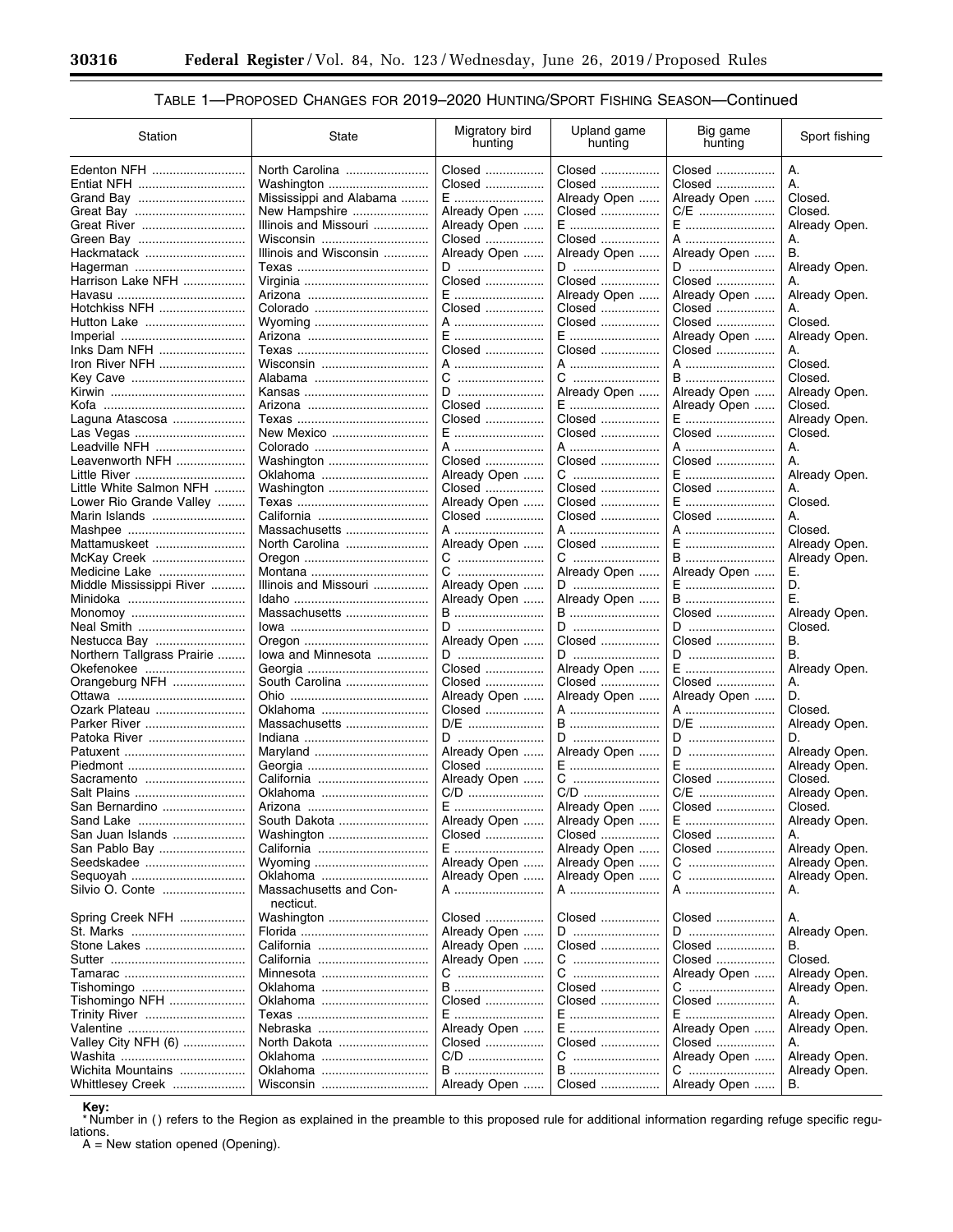## TABLE 1—PROPOSED CHANGES FOR 2019–2020 HUNTING/SPORT FISHING SEASON—Continued

| Station | State | Migratory bird hunting | Upland game hunting | Big game hunting | Sport fishing |
|---|---|---|---|---|---|
| Edenton NFH | North Carolina | Closed | Closed | Closed | A. |
| Entiat NFH | Washington | Closed | Closed | Closed | A. |
| Grand Bay | Mississippi and Alabama | E | Already Open | Already Open | Closed. |
| Great Bay | New Hampshire | Already Open | Closed | C/E | Closed. |
| Great River | Illinois and Missouri | Already Open | E | E | Already Open. |
| Green Bay | Wisconsin | Closed | Closed | A | A. |
| Hackmatack | Illinois and Wisconsin | Already Open | Already Open | Already Open | B. |
| Hagerman | Texas | D | D | D | Already Open. |
| Harrison Lake NFH | Virginia | Closed | Closed | Closed | A. |
| Havasu | Arizona | E | Already Open | Already Open | Already Open. |
| Hotchkiss NFH | Colorado | Closed | Closed | Closed | A. |
| Hutton Lake | Wyoming | A | Closed | Closed | Closed. |
| Imperial | Arizona | E | E | Already Open | Already Open. |
| Inks Dam NFH | Texas | Closed | Closed | Closed | A. |
| Iron River NFH | Wisconsin | A | A | A | Closed. |
| Key Cave | Alabama | C | C | B | Closed. |
| Kirwin | Kansas | D | Already Open | Already Open | Already Open. |
| Kofa | Arizona | Closed | E | Already Open | Closed. |
| Laguna Atascosa | Texas | Closed | Closed | E | Already Open. |
| Las Vegas | New Mexico | E | Closed | Closed | Closed. |
| Leadville NFH | Colorado | A | A | A | A. |
| Leavenworth NFH | Washington | Closed | Closed | Closed | A. |
| Little River | Oklahoma | Already Open | C | E | Already Open. |
| Little White Salmon NFH | Washington | Closed | Closed | Closed | A. |
| Lower Rio Grande Valley | Texas | Already Open | Closed | E | Closed. |
| Marin Islands | California | Closed | Closed | Closed | A. |
| Mashpee | Massachusetts | A | A | A | Closed. |
| Mattamuskeet | North Carolina | Already Open | Closed | E | Already Open. |
| McKay Creek | Oregon | C | C | B | Already Open. |
| Medicine Lake | Montana | C | Already Open | Already Open | E. |
| Middle Mississippi River | Illinois and Missouri | Already Open | D | E | D. |
| Minidoka | Idaho | Already Open | Already Open | B | E. |
| Monomoy | Massachusetts | B | B | Closed | Already Open. |
| Neal Smith | Iowa | D | D | D | Closed. |
| Nestucca Bay | Oregon | Already Open | Closed | Closed | B. |
| Northern Tallgrass Prairie | Iowa and Minnesota | D | D | D | B. |
| Okefenokee | Georgia | Closed | Already Open | E | Already Open. |
| Orangeburg NFH | South Carolina | Closed | Closed | Closed | A. |
| Ottawa | Ohio | Already Open | Already Open | Already Open | D. |
| Ozark Plateau | Oklahoma | Closed | A | A | Closed. |
| Parker River | Massachusetts | D/E | B | D/E | Already Open. |
| Patoka River | Indiana | D | D | D | D. |
| Patuxent | Maryland | Already Open | Already Open | D | Already Open. |
| Piedmont | Georgia | Closed | E | E | Already Open. |
| Sacramento | California | Already Open | C | Closed | Closed. |
| Salt Plains | Oklahoma | C/D | C/D | C/E | Already Open. |
| San Bernardino | Arizona | E | Already Open | Closed | Closed. |
| Sand Lake | South Dakota | Already Open | Already Open | E | Already Open. |
| San Juan Islands | Washington | Closed | Closed | Closed | A. |
| San Pablo Bay | California | E | Already Open | Closed | Already Open. |
| Seedskadee | Wyoming | Already Open | Already Open | C | Already Open. |
| Sequoyah | Oklahoma | Already Open | Already Open | C | Already Open. |
| Silvio O. Conte | Massachusetts and Connecticut. | A | A | A | A. |
| Spring Creek NFH | Washington | Closed | Closed | Closed | A. |
| St. Marks | Florida | Already Open | D | D | Already Open. |
| Stone Lakes | California | Already Open | Closed | Closed | B. |
| Sutter | California | Already Open | C | Closed | Closed. |
| Tamarac | Minnesota | C | C | Already Open | Already Open. |
| Tishomingo | Oklahoma | B | Closed | C | Already Open. |
| Tishomingo NFH | Oklahoma | Closed | Closed | Closed | A. |
| Trinity River | Texas | E | E | E | Already Open. |
| Valentine | Nebraska | Already Open | E | Already Open | Already Open. |
| Valley City NFH (6) | North Dakota | Closed | Closed | Closed | A. |
| Washita | Oklahoma | C/D | C | Already Open | Already Open. |
| Wichita Mountains | Oklahoma | B | B | C | Already Open. |
| Whittlesey Creek | Wisconsin | Already Open | Closed | Already Open | B. |

**Key:**

* Number in ( ) refers to the Region as explained in the preamble to this proposed rule for additional information regarding refuge specific regulations.

A = New station opened (Opening).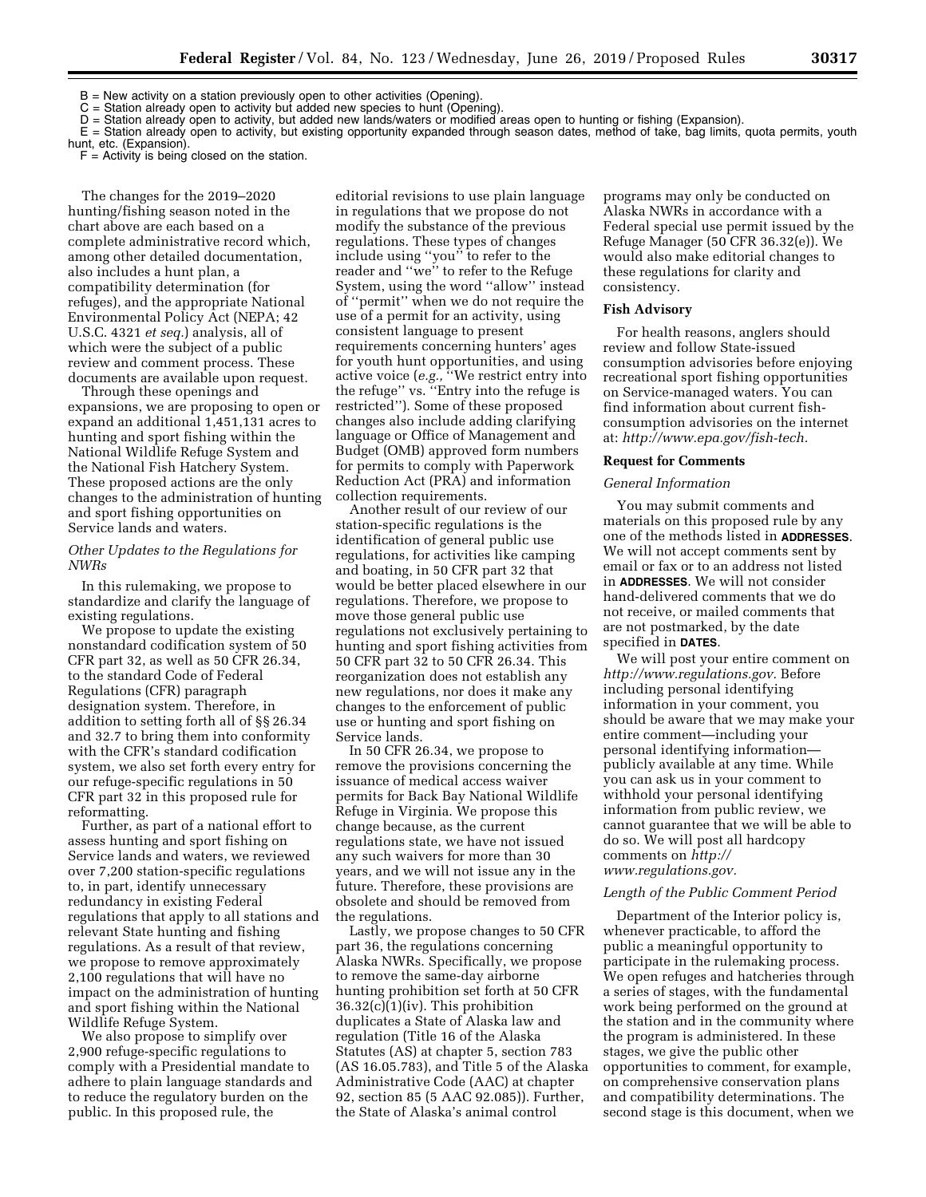B = New activity on a station previously open to other activities (Opening).
C = Station already open to activity but added new species to hunt (Opening).
D = Station already open to activity, but added new lands/waters or modified areas open to hunting or fishing (Expansion).
E = Station already open to activity, but existing opportunity expanded through season dates, method of take, bag limits, quota permits, youth hunt, etc. (Expansion).
F = Activity is being closed on the station.

The changes for the 2019–2020 hunting/fishing season noted in the chart above are each based on a complete administrative record which, among other detailed documentation, also includes a hunt plan, a compatibility determination (for refuges), and the appropriate National Environmental Policy Act (NEPA; 42 U.S.C. 4321 *et seq.*) analysis, all of which were the subject of a public review and comment process. These documents are available upon request.

Through these openings and expansions, we are proposing to open or expand an additional 1,451,131 acres to hunting and sport fishing within the National Wildlife Refuge System and the National Fish Hatchery System. These proposed actions are the only changes to the administration of hunting and sport fishing opportunities on Service lands and waters.

### *Other Updates to the Regulations for NWRs*

In this rulemaking, we propose to standardize and clarify the language of existing regulations.

We propose to update the existing nonstandard codification system of 50 CFR part 32, as well as 50 CFR 26.34, to the standard Code of Federal Regulations (CFR) paragraph designation system. Therefore, in addition to setting forth all of §§ 26.34 and 32.7 to bring them into conformity with the CFR's standard codification system, we also set forth every entry for our refuge-specific regulations in 50 CFR part 32 in this proposed rule for reformatting.

Further, as part of a national effort to assess hunting and sport fishing on Service lands and waters, we reviewed over 7,200 station-specific regulations to, in part, identify unnecessary redundancy in existing Federal regulations that apply to all stations and relevant State hunting and fishing regulations. As a result of that review, we propose to remove approximately 2,100 regulations that will have no impact on the administration of hunting and sport fishing within the National Wildlife Refuge System.

We also propose to simplify over 2,900 refuge-specific regulations to comply with a Presidential mandate to adhere to plain language standards and to reduce the regulatory burden on the public. In this proposed rule, the editorial revisions to use plain language in regulations that we propose do not modify the substance of the previous regulations. These types of changes include using "you" to refer to the reader and "we" to refer to the Refuge System, using the word "allow" instead of "permit" when we do not require the use of a permit for an activity, using consistent language to present requirements concerning hunters' ages for youth hunt opportunities, and using active voice (*e.g.,* "We restrict entry into the refuge" vs. "Entry into the refuge is restricted"). Some of these proposed changes also include adding clarifying language or Office of Management and Budget (OMB) approved form numbers for permits to comply with Paperwork Reduction Act (PRA) and information collection requirements.

Another result of our review of our station-specific regulations is the identification of general public use regulations, for activities like camping and boating, in 50 CFR part 32 that would be better placed elsewhere in our regulations. Therefore, we propose to move those general public use regulations not exclusively pertaining to hunting and sport fishing activities from 50 CFR part 32 to 50 CFR 26.34. This reorganization does not establish any new regulations, nor does it make any changes to the enforcement of public use or hunting and sport fishing on Service lands.

In 50 CFR 26.34, we propose to remove the provisions concerning the issuance of medical access waiver permits for Back Bay National Wildlife Refuge in Virginia. We propose this change because, as the current regulations state, we have not issued any such waivers for more than 30 years, and we will not issue any in the future. Therefore, these provisions are obsolete and should be removed from the regulations.

Lastly, we propose changes to 50 CFR part 36, the regulations concerning Alaska NWRs. Specifically, we propose to remove the same-day airborne hunting prohibition set forth at 50 CFR 36.32(c)(1)(iv). This prohibition duplicates a State of Alaska law and regulation (Title 16 of the Alaska Statutes (AS) at chapter 5, section 783 (AS 16.05.783), and Title 5 of the Alaska Administrative Code (AAC) at chapter 92, section 85 (5 AAC 92.085)). Further, the State of Alaska's animal control programs may only be conducted on Alaska NWRs in accordance with a Federal special use permit issued by the Refuge Manager (50 CFR 36.32(e)). We would also make editorial changes to these regulations for clarity and consistency.

## Fish Advisory

For health reasons, anglers should review and follow State-issued consumption advisories before enjoying recreational sport fishing opportunities on Service-managed waters. You can find information about current fish-consumption advisories on the internet at: *http://www.epa.gov/fish-tech.*

## Request for Comments

### *General Information*

You may submit comments and materials on this proposed rule by any one of the methods listed in **ADDRESSES**. We will not accept comments sent by email or fax or to an address not listed in **ADDRESSES**. We will not consider hand-delivered comments that we do not receive, or mailed comments that are not postmarked, by the date specified in **DATES**.

We will post your entire comment on *http://www.regulations.gov.* Before including personal identifying information in your comment, you should be aware that we may make your entire comment—including your personal identifying information—publicly available at any time. While you can ask us in your comment to withhold your personal identifying information from public review, we cannot guarantee that we will be able to do so. We will post all hardcopy comments on *http://www.regulations.gov.*

### *Length of the Public Comment Period*

Department of the Interior policy is, whenever practicable, to afford the public a meaningful opportunity to participate in the rulemaking process. We open refuges and hatcheries through a series of stages, with the fundamental work being performed on the ground at the station and in the community where the program is administered. In these stages, we give the public other opportunities to comment, for example, on comprehensive conservation plans and compatibility determinations. The second stage is this document, when we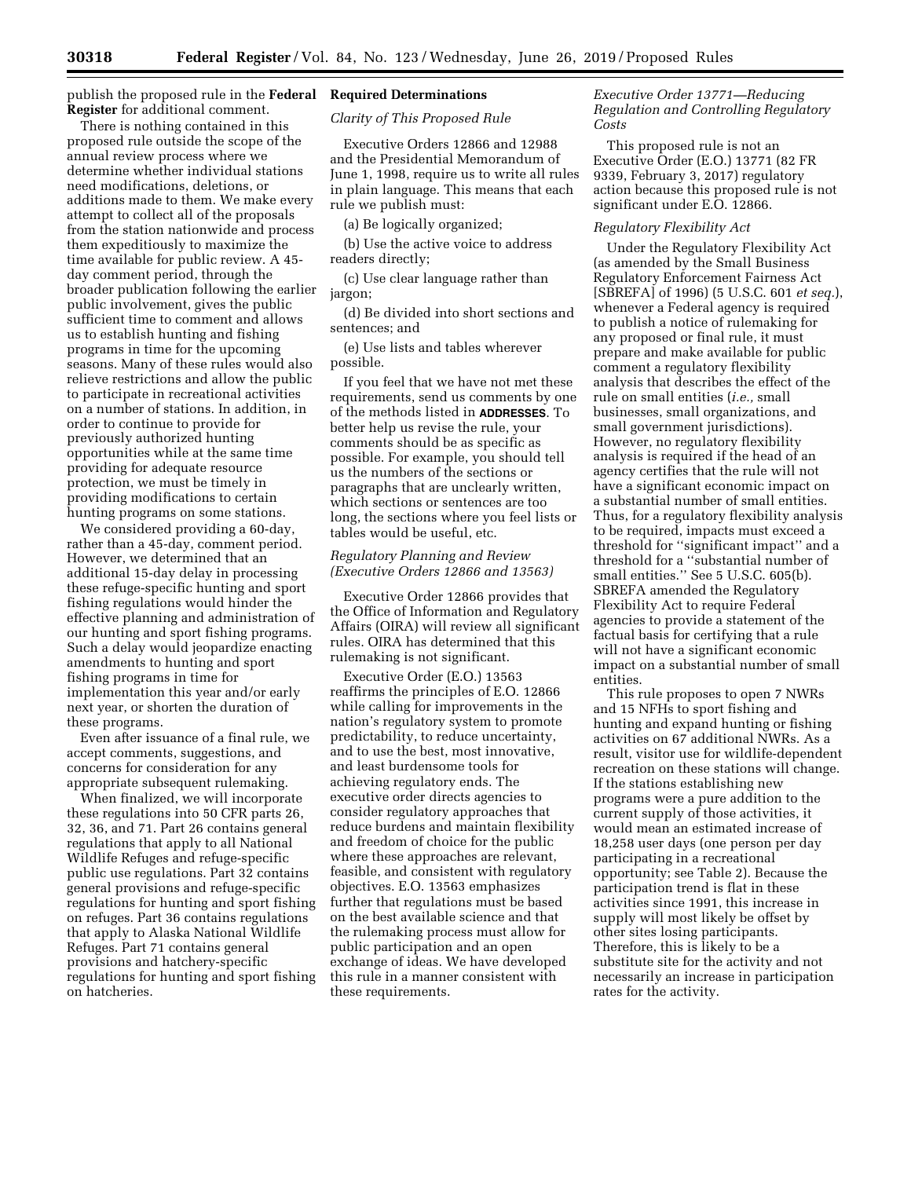publish the proposed rule in the **Federal Register** for additional comment.

There is nothing contained in this proposed rule outside the scope of the annual review process where we determine whether individual stations need modifications, deletions, or additions made to them. We make every attempt to collect all of the proposals from the station nationwide and process them expeditiously to maximize the time available for public review. A 45-day comment period, through the broader publication following the earlier public involvement, gives the public sufficient time to comment and allows us to establish hunting and fishing programs in time for the upcoming seasons. Many of these rules would also relieve restrictions and allow the public to participate in recreational activities on a number of stations. In addition, in order to continue to provide for previously authorized hunting opportunities while at the same time providing for adequate resource protection, we must be timely in providing modifications to certain hunting programs on some stations.

We considered providing a 60-day, rather than a 45-day, comment period. However, we determined that an additional 15-day delay in processing these refuge-specific hunting and sport fishing regulations would hinder the effective planning and administration of our hunting and sport fishing programs. Such a delay would jeopardize enacting amendments to hunting and sport fishing programs in time for implementation this year and/or early next year, or shorten the duration of these programs.

Even after issuance of a final rule, we accept comments, suggestions, and concerns for consideration for any appropriate subsequent rulemaking.

When finalized, we will incorporate these regulations into 50 CFR parts 26, 32, 36, and 71. Part 26 contains general regulations that apply to all National Wildlife Refuges and refuge-specific public use regulations. Part 32 contains general provisions and refuge-specific regulations for hunting and sport fishing on refuges. Part 36 contains regulations that apply to Alaska National Wildlife Refuges. Part 71 contains general provisions and hatchery-specific regulations for hunting and sport fishing on hatcheries.

## Required Determinations

### *Clarity of This Proposed Rule*

Executive Orders 12866 and 12988 and the Presidential Memorandum of June 1, 1998, require us to write all rules in plain language. This means that each rule we publish must:

(a) Be logically organized;

(b) Use the active voice to address readers directly;

(c) Use clear language rather than jargon;

(d) Be divided into short sections and sentences; and

(e) Use lists and tables wherever possible.

If you feel that we have not met these requirements, send us comments by one of the methods listed in **ADDRESSES**. To better help us revise the rule, your comments should be as specific as possible. For example, you should tell us the numbers of the sections or paragraphs that are unclearly written, which sections or sentences are too long, the sections where you feel lists or tables would be useful, etc.

### *Regulatory Planning and Review (Executive Orders 12866 and 13563)*

Executive Order 12866 provides that the Office of Information and Regulatory Affairs (OIRA) will review all significant rules. OIRA has determined that this rulemaking is not significant.

Executive Order (E.O.) 13563 reaffirms the principles of E.O. 12866 while calling for improvements in the nation's regulatory system to promote predictability, to reduce uncertainty, and to use the best, most innovative, and least burdensome tools for achieving regulatory ends. The executive order directs agencies to consider regulatory approaches that reduce burdens and maintain flexibility and freedom of choice for the public where these approaches are relevant, feasible, and consistent with regulatory objectives. E.O. 13563 emphasizes further that regulations must be based on the best available science and that the rulemaking process must allow for public participation and an open exchange of ideas. We have developed this rule in a manner consistent with these requirements.

### *Executive Order 13771—Reducing Regulation and Controlling Regulatory Costs*

This proposed rule is not an Executive Order (E.O.) 13771 (82 FR 9339, February 3, 2017) regulatory action because this proposed rule is not significant under E.O. 12866.

### *Regulatory Flexibility Act*

Under the Regulatory Flexibility Act (as amended by the Small Business Regulatory Enforcement Fairness Act [SBREFA] of 1996) (5 U.S.C. 601 *et seq.*), whenever a Federal agency is required to publish a notice of rulemaking for any proposed or final rule, it must prepare and make available for public comment a regulatory flexibility analysis that describes the effect of the rule on small entities (*i.e.,* small businesses, small organizations, and small government jurisdictions). However, no regulatory flexibility analysis is required if the head of an agency certifies that the rule will not have a significant economic impact on a substantial number of small entities. Thus, for a regulatory flexibility analysis to be required, impacts must exceed a threshold for "significant impact" and a threshold for a "substantial number of small entities." See 5 U.S.C. 605(b). SBREFA amended the Regulatory Flexibility Act to require Federal agencies to provide a statement of the factual basis for certifying that a rule will not have a significant economic impact on a substantial number of small entities.

This rule proposes to open 7 NWRs and 15 NFHs to sport fishing and hunting and expand hunting or fishing activities on 67 additional NWRs. As a result, visitor use for wildlife-dependent recreation on these stations will change. If the stations establishing new programs were a pure addition to the current supply of those activities, it would mean an estimated increase of 18,258 user days (one person per day participating in a recreational opportunity; see Table 2). Because the participation trend is flat in these activities since 1991, this increase in supply will most likely be offset by other sites losing participants. Therefore, this is likely to be a substitute site for the activity and not necessarily an increase in participation rates for the activity.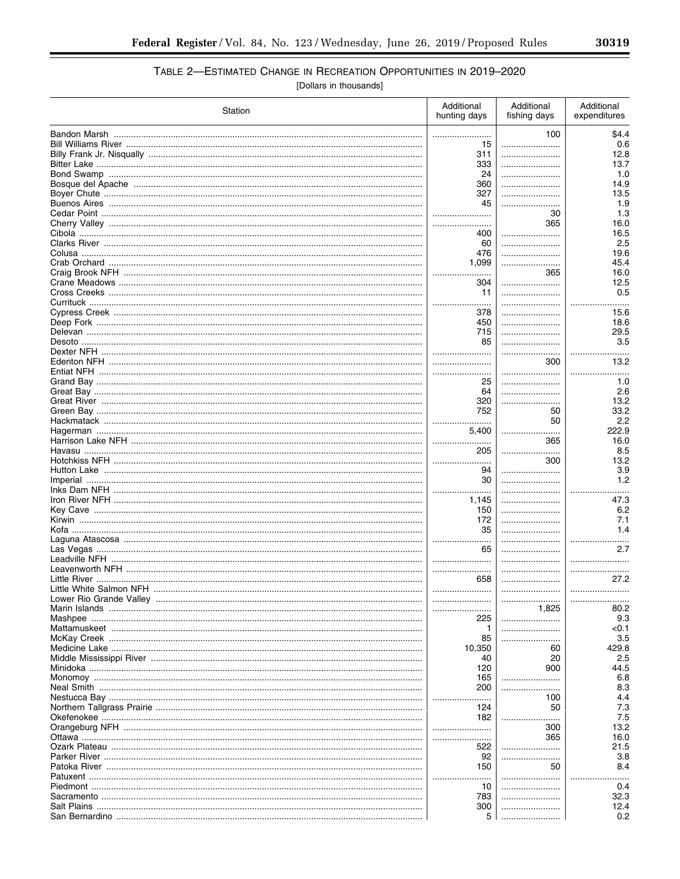TABLE 2—ESTIMATED CHANGE IN RECREATION OPPORTUNITIES IN 2019–2020

[Dollars in thousands]

| Station | Additional hunting days | Additional fishing days | Additional expenditures |
|---|---|---|---|
| Bandon Marsh | | 100 | $4.4 |
| Bill Williams River | 15 | | 0.6 |
| Billy Frank Jr. Nisqually | 311 | | 12.8 |
| Bitter Lake | 333 | | 13.7 |
| Bond Swamp | 24 | | 1.0 |
| Bosque del Apache | 360 | | 14.9 |
| Boyer Chute | 327 | | 13.5 |
| Buenos Aires | 45 | | 1.9 |
| Cedar Point | | 30 | 1.3 |
| Cherry Valley | | 365 | 16.0 |
| Cibola | 400 | | 16.5 |
| Clarks River | 60 | | 2.5 |
| Colusa | 476 | | 19.6 |
| Crab Orchard | 1,099 | | 45.4 |
| Craig Brook NFH | | 365 | 16.0 |
| Crane Meadows | 304 | | 12.5 |
| Cross Creeks | 11 | | 0.5 |
| Currituck | | | |
| Cypress Creek | 378 | | 15.6 |
| Deep Fork | 450 | | 18.6 |
| Delevan | 715 | | 29.5 |
| Desoto | 85 | | 3.5 |
| Dexter NFH | | | |
| Edenton NFH | | 300 | 13.2 |
| Entiat NFH | | | |
| Grand Bay | 25 | | 1.0 |
| Great Bay | 64 | | 2.6 |
| Great River | 320 | | 13.2 |
| Green Bay | 752 | 50 | 33.2 |
| Hackmatack | | 50 | 2.2 |
| Hagerman | 5,400 | | 222.9 |
| Harrison Lake NFH | | 365 | 16.0 |
| Havasu | 205 | | 8.5 |
| Hotchkiss NFH | | 300 | 13.2 |
| Hutton Lake | 94 | | 3.9 |
| Imperial | 30 | | 1.2 |
| Inks Dam NFH | | | |
| Iron River NFH | 1,145 | | 47.3 |
| Key Cave | 150 | | 6.2 |
| Kirwin | 172 | | 7.1 |
| Kofa | 35 | | 1.4 |
| Laguna Atascosa | | | |
| Las Vegas | 65 | | 2.7 |
| Leadville NFH | | | |
| Leavenworth NFH | | | |
| Little River | 658 | | 27.2 |
| Little White Salmon NFH | | | |
| Lower Rio Grande Valley | | | |
| Marin Islands | | 1,825 | 80.2 |
| Mashpee | 225 | | 9.3 |
| Mattamuskeet | 1 | | <0.1 |
| McKay Creek | 85 | | 3.5 |
| Medicine Lake | 10,350 | 60 | 429.8 |
| Middle Mississippi River | 40 | 20 | 2.5 |
| Minidoka | 120 | 900 | 44.5 |
| Monomoy | 165 | | 6.8 |
| Neal Smith | 200 | | 8.3 |
| Nestucca Bay | | 100 | 4.4 |
| Northern Tallgrass Prairie | 124 | 50 | 7.3 |
| Okefenokee | 182 | | 7.5 |
| Orangeburg NFH | | 300 | 13.2 |
| Ottawa | | 365 | 16.0 |
| Ozark Plateau | 522 | | 21.5 |
| Parker River | 92 | | 3.8 |
| Patoka River | 150 | 50 | 8.4 |
| Patuxent | | | |
| Piedmont | 10 | | 0.4 |
| Sacramento | 783 | | 32.3 |
| Salt Plains | 300 | | 12.4 |
| San Bernardino | 5 | | 0.2 |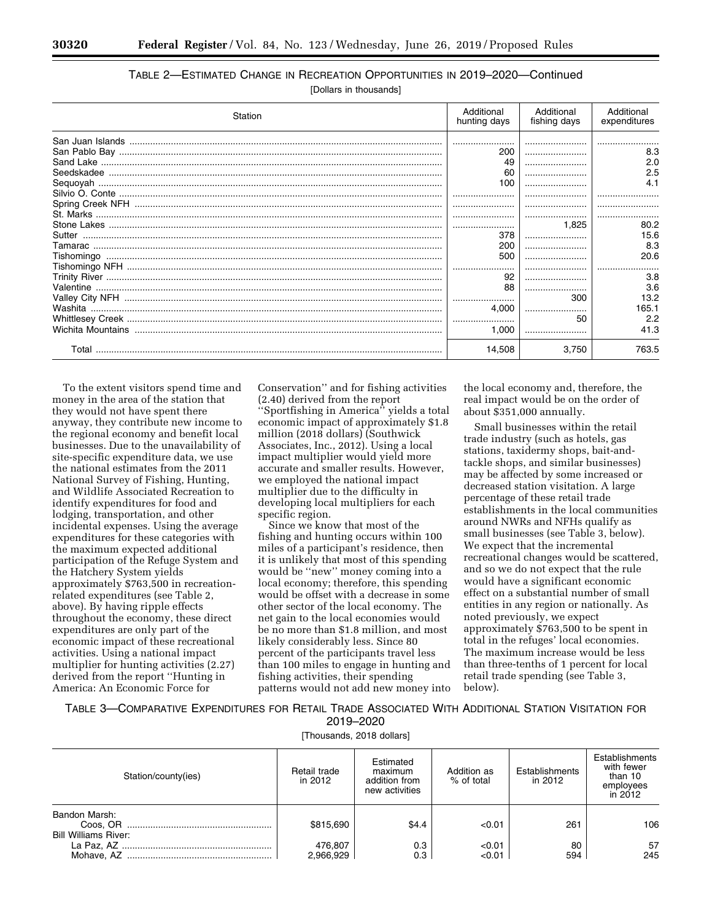TABLE 2—ESTIMATED CHANGE IN RECREATION OPPORTUNITIES IN 2019–2020—Continued

[Dollars in thousands]

| Station | Additional hunting days | Additional fishing days | Additional expenditures |
| --- | --- | --- | --- |
| San Juan Islands | | | |
| San Pablo Bay | 200 | | 8.3 |
| Sand Lake | 49 | | 2.0 |
| Seedskadee | 60 | | 2.5 |
| Sequoyah | 100 | | 4.1 |
| Silvio O. Conte | | | |
| Spring Creek NFH | | | |
| St. Marks | | | |
| Stone Lakes | | 1,825 | 80.2 |
| Sutter | 378 | | 15.6 |
| Tamarac | 200 | | 8.3 |
| Tishomingo | 500 | | 20.6 |
| Tishomingo NFH | | | |
| Trinity River | 92 | | 3.8 |
| Valentine | 88 | | 3.6 |
| Valley City NFH | | 300 | 13.2 |
| Washita | 4,000 | | 165.1 |
| Whittlesey Creek | | 50 | 2.2 |
| Wichita Mountains | 1,000 | | 41.3 |
| Total | 14,508 | 3,750 | 763.5 |

To the extent visitors spend time and money in the area of the station that they would not have spent there anyway, they contribute new income to the regional economy and benefit local businesses. Due to the unavailability of site-specific expenditure data, we use the national estimates from the 2011 National Survey of Fishing, Hunting, and Wildlife Associated Recreation to identify expenditures for food and lodging, transportation, and other incidental expenses. Using the average expenditures for these categories with the maximum expected additional participation of the Refuge System and the Hatchery System yields approximately $763,500 in recreation-related expenditures (see Table 2, above). By having ripple effects throughout the economy, these direct expenditures are only part of the economic impact of these recreational activities. Using a national impact multiplier for hunting activities (2.27) derived from the report ''Hunting in America: An Economic Force for Conservation'' and for fishing activities (2.40) derived from the report ''Sportfishing in America'' yields a total economic impact of approximately $1.8 million (2018 dollars) (Southwick Associates, Inc., 2012). Using a local impact multiplier would yield more accurate and smaller results. However, we employed the national impact multiplier due to the difficulty in developing local multipliers for each specific region.

Since we know that most of the fishing and hunting occurs within 100 miles of a participant's residence, then it is unlikely that most of this spending would be ''new'' money coming into a local economy; therefore, this spending would be offset with a decrease in some other sector of the local economy. The net gain to the local economies would be no more than $1.8 million, and most likely considerably less. Since 80 percent of the participants travel less than 100 miles to engage in hunting and fishing activities, their spending patterns would not add new money into the local economy and, therefore, the real impact would be on the order of about $351,000 annually.

Small businesses within the retail trade industry (such as hotels, gas stations, taxidermy shops, bait-and-tackle shops, and similar businesses) may be affected by some increased or decreased station visitation. A large percentage of these retail trade establishments in the local communities around NWRs and NFHs qualify as small businesses (see Table 3, below). We expect that the incremental recreational changes would be scattered, and so we do not expect that the rule would have a significant economic effect on a substantial number of small entities in any region or nationally. As noted previously, we expect approximately $763,500 to be spent in total in the refuges' local economies. The maximum increase would be less than three-tenths of 1 percent for local retail trade spending (see Table 3, below).

TABLE 3—COMPARATIVE EXPENDITURES FOR RETAIL TRADE ASSOCIATED WITH ADDITIONAL STATION VISITATION FOR 2019–2020

[Thousands, 2018 dollars]

| Station/county(ies) | Retail trade in 2012 | Estimated maximum addition from new activities | Addition as % of total | Establishments in 2012 | Establishments with fewer than 10 employees in 2012 |
| --- | --- | --- | --- | --- | --- |
| Bandon Marsh: | | | | | |
| Coos, OR | $815,690 | $4.4 | <0.01 | 261 | 106 |
| Bill Williams River: | | | | | |
| La Paz, AZ | 476,807 | 0.3 | <0.01 | 80 | 57 |
| Mohave, AZ | 2,966,929 | 0.3 | <0.01 | 594 | 245 |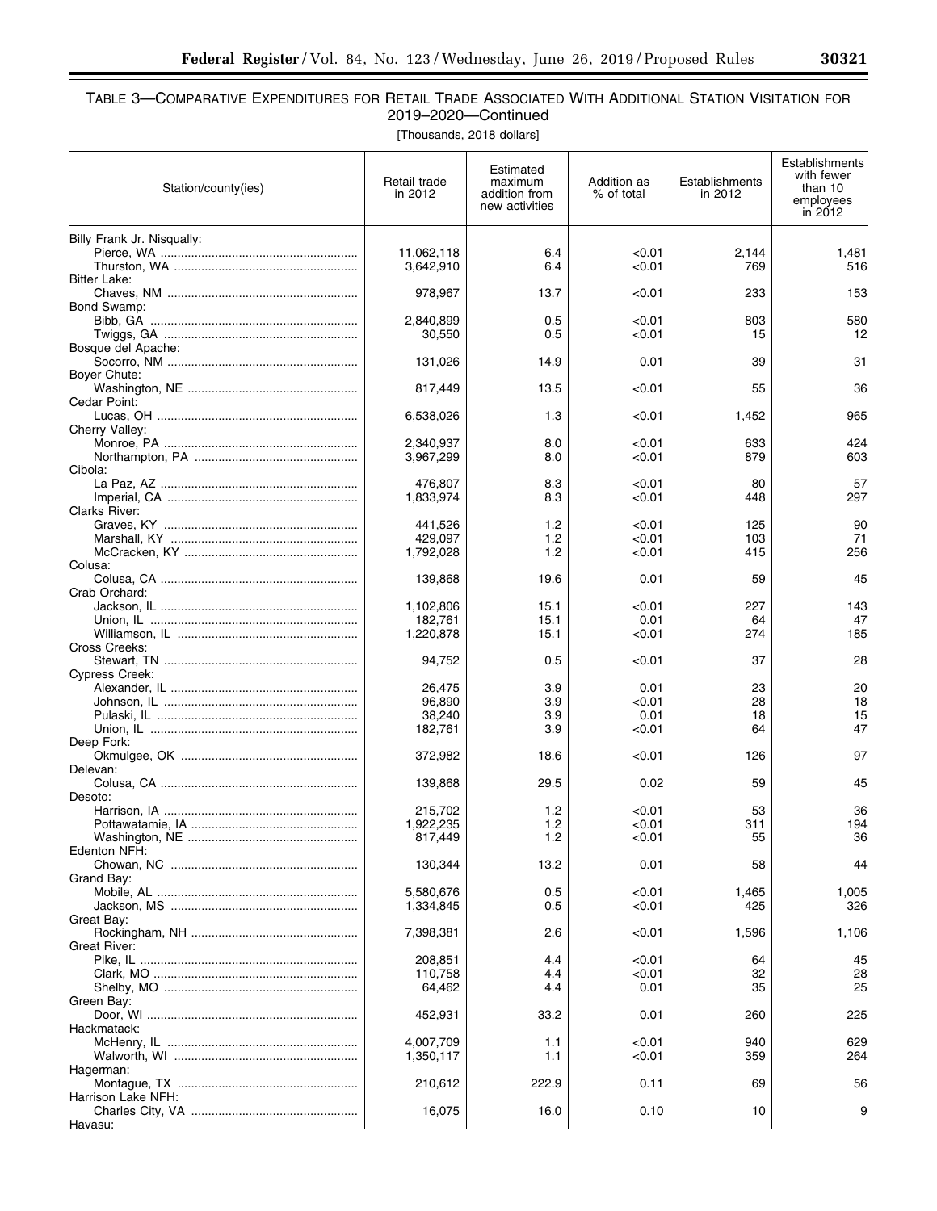TABLE 3—COMPARATIVE EXPENDITURES FOR RETAIL TRADE ASSOCIATED WITH ADDITIONAL STATION VISITATION FOR 2019–2020—Continued

[Thousands, 2018 dollars]

| Station/county(ies) | Retail trade in 2012 | Estimated maximum addition from new activities | Addition as % of total | Establishments in 2012 | Establishments with fewer than 10 employees in 2012 |
|---|---|---|---|---|---|
| Billy Frank Jr. Nisqually: | | | | | |
| Pierce, WA | 11,062,118 | 6.4 | <0.01 | 2,144 | 1,481 |
| Thurston, WA | 3,642,910 | 6.4 | <0.01 | 769 | 516 |
| Bitter Lake: | | | | | |
| Chaves, NM | 978,967 | 13.7 | <0.01 | 233 | 153 |
| Bond Swamp: | | | | | |
| Bibb, GA | 2,840,899 | 0.5 | <0.01 | 803 | 580 |
| Twiggs, GA | 30,550 | 0.5 | <0.01 | 15 | 12 |
| Bosque del Apache: | | | | | |
| Socorro, NM | 131,026 | 14.9 | 0.01 | 39 | 31 |
| Boyer Chute: | | | | | |
| Washington, NE | 817,449 | 13.5 | <0.01 | 55 | 36 |
| Cedar Point: | | | | | |
| Lucas, OH | 6,538,026 | 1.3 | <0.01 | 1,452 | 965 |
| Cherry Valley: | | | | | |
| Monroe, PA | 2,340,937 | 8.0 | <0.01 | 633 | 424 |
| Northampton, PA | 3,967,299 | 8.0 | <0.01 | 879 | 603 |
| Cibola: | | | | | |
| La Paz, AZ | 476,807 | 8.3 | <0.01 | 80 | 57 |
| Imperial, CA | 1,833,974 | 8.3 | <0.01 | 448 | 297 |
| Clarks River: | | | | | |
| Graves, KY | 441,526 | 1.2 | <0.01 | 125 | 90 |
| Marshall, KY | 429,097 | 1.2 | <0.01 | 103 | 71 |
| McCracken, KY | 1,792,028 | 1.2 | <0.01 | 415 | 256 |
| Colusa: | | | | | |
| Colusa, CA | 139,868 | 19.6 | 0.01 | 59 | 45 |
| Crab Orchard: | | | | | |
| Jackson, IL | 1,102,806 | 15.1 | <0.01 | 227 | 143 |
| Union, IL | 182,761 | 15.1 | 0.01 | 64 | 47 |
| Williamson, IL | 1,220,878 | 15.1 | <0.01 | 274 | 185 |
| Cross Creeks: | | | | | |
| Stewart, TN | 94,752 | 0.5 | <0.01 | 37 | 28 |
| Cypress Creek: | | | | | |
| Alexander, IL | 26,475 | 3.9 | 0.01 | 23 | 20 |
| Johnson, IL | 96,890 | 3.9 | <0.01 | 28 | 18 |
| Pulaski, IL | 38,240 | 3.9 | 0.01 | 18 | 15 |
| Union, IL | 182,761 | 3.9 | <0.01 | 64 | 47 |
| Deep Fork: | | | | | |
| Okmulgee, OK | 372,982 | 18.6 | <0.01 | 126 | 97 |
| Delevan: | | | | | |
| Colusa, CA | 139,868 | 29.5 | 0.02 | 59 | 45 |
| Desoto: | | | | | |
| Harrison, IA | 215,702 | 1.2 | <0.01 | 53 | 36 |
| Pottawatamie, IA | 1,922,235 | 1.2 | <0.01 | 311 | 194 |
| Washington, NE | 817,449 | 1.2 | <0.01 | 55 | 36 |
| Edenton NFH: | | | | | |
| Chowan, NC | 130,344 | 13.2 | 0.01 | 58 | 44 |
| Grand Bay: | | | | | |
| Mobile, AL | 5,580,676 | 0.5 | <0.01 | 1,465 | 1,005 |
| Jackson, MS | 1,334,845 | 0.5 | <0.01 | 425 | 326 |
| Great Bay: | | | | | |
| Rockingham, NH | 7,398,381 | 2.6 | <0.01 | 1,596 | 1,106 |
| Great River: | | | | | |
| Pike, IL | 208,851 | 4.4 | <0.01 | 64 | 45 |
| Clark, MO | 110,758 | 4.4 | <0.01 | 32 | 28 |
| Shelby, MO | 64,462 | 4.4 | 0.01 | 35 | 25 |
| Green Bay: | | | | | |
| Door, WI | 452,931 | 33.2 | 0.01 | 260 | 225 |
| Hackmatack: | | | | | |
| McHenry, IL | 4,007,709 | 1.1 | <0.01 | 940 | 629 |
| Walworth, WI | 1,350,117 | 1.1 | <0.01 | 359 | 264 |
| Hagerman: | | | | | |
| Montague, TX | 210,612 | 222.9 | 0.11 | 69 | 56 |
| Harrison Lake NFH: | | | | | |
| Charles City, VA | 16,075 | 16.0 | 0.10 | 10 | 9 |
| Havasu: | | | | | |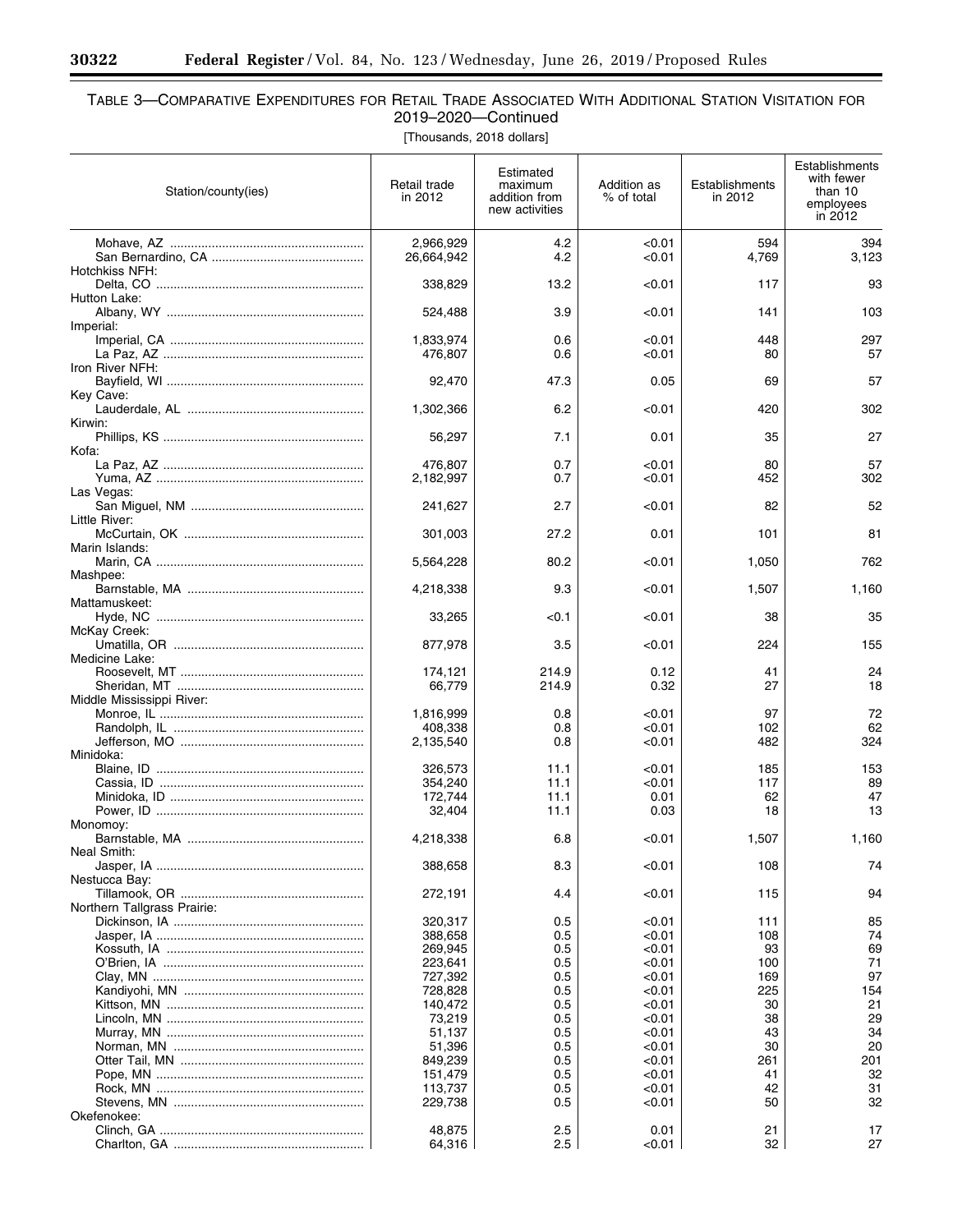## TABLE 3—COMPARATIVE EXPENDITURES FOR RETAIL TRADE ASSOCIATED WITH ADDITIONAL STATION VISITATION FOR 2019–2020—Continued

[Thousands, 2018 dollars]

| Station/county(ies) | Retail trade in 2012 | Estimated maximum addition from new activities | Addition as % of total | Establishments in 2012 | Establishments with fewer than 10 employees in 2012 |
|---|---|---|---|---|---|
| Mohave, AZ | 2,966,929 | 4.2 | <0.01 | 594 | 394 |
| San Bernardino, CA | 26,664,942 | 4.2 | <0.01 | 4,769 | 3,123 |
| Hotchkiss NFH: | | | | | |
| Delta, CO | 338,829 | 13.2 | <0.01 | 117 | 93 |
| Hutton Lake: | | | | | |
| Albany, WY | 524,488 | 3.9 | <0.01 | 141 | 103 |
| Imperial: | | | | | |
| Imperial, CA | 1,833,974 | 0.6 | <0.01 | 448 | 297 |
| La Paz, AZ | 476,807 | 0.6 | <0.01 | 80 | 57 |
| Iron River NFH: | | | | | |
| Bayfield, WI | 92,470 | 47.3 | 0.05 | 69 | 57 |
| Key Cave: | | | | | |
| Lauderdale, AL | 1,302,366 | 6.2 | <0.01 | 420 | 302 |
| Kirwin: | | | | | |
| Phillips, KS | 56,297 | 7.1 | 0.01 | 35 | 27 |
| Kofa: | | | | | |
| La Paz, AZ | 476,807 | 0.7 | <0.01 | 80 | 57 |
| Yuma, AZ | 2,182,997 | 0.7 | <0.01 | 452 | 302 |
| Las Vegas: | | | | | |
| San Miguel, NM | 241,627 | 2.7 | <0.01 | 82 | 52 |
| Little River: | | | | | |
| McCurtain, OK | 301,003 | 27.2 | 0.01 | 101 | 81 |
| Marin Islands: | | | | | |
| Marin, CA | 5,564,228 | 80.2 | <0.01 | 1,050 | 762 |
| Mashpee: | | | | | |
| Barnstable, MA | 4,218,338 | 9.3 | <0.01 | 1,507 | 1,160 |
| Mattamuskeet: | | | | | |
| Hyde, NC | 33,265 | <0.1 | <0.01 | 38 | 35 |
| McKay Creek: | | | | | |
| Umatilla, OR | 877,978 | 3.5 | <0.01 | 224 | 155 |
| Medicine Lake: | | | | | |
| Roosevelt, MT | 174,121 | 214.9 | 0.12 | 41 | 24 |
| Sheridan, MT | 66,779 | 214.9 | 0.32 | 27 | 18 |
| Middle Mississippi River: | | | | | |
| Monroe, IL | 1,816,999 | 0.8 | <0.01 | 97 | 72 |
| Randolph, IL | 408,338 | 0.8 | <0.01 | 102 | 62 |
| Jefferson, MO | 2,135,540 | 0.8 | <0.01 | 482 | 324 |
| Minidoka: | | | | | |
| Blaine, ID | 326,573 | 11.1 | <0.01 | 185 | 153 |
| Cassia, ID | 354,240 | 11.1 | <0.01 | 117 | 89 |
| Minidoka, ID | 172,744 | 11.1 | 0.01 | 62 | 47 |
| Power, ID | 32,404 | 11.1 | 0.03 | 18 | 13 |
| Monomoy: | | | | | |
| Barnstable, MA | 4,218,338 | 6.8 | <0.01 | 1,507 | 1,160 |
| Neal Smith: | | | | | |
| Jasper, IA | 388,658 | 8.3 | <0.01 | 108 | 74 |
| Nestucca Bay: | | | | | |
| Tillamook, OR | 272,191 | 4.4 | <0.01 | 115 | 94 |
| Northern Tallgrass Prairie: | | | | | |
| Dickinson, IA | 320,317 | 0.5 | <0.01 | 111 | 85 |
| Jasper, IA | 388,658 | 0.5 | <0.01 | 108 | 74 |
| Kossuth, IA | 269,945 | 0.5 | <0.01 | 93 | 69 |
| O'Brien, IA | 223,641 | 0.5 | <0.01 | 100 | 71 |
| Clay, MN | 727,392 | 0.5 | <0.01 | 169 | 97 |
| Kandiyohi, MN | 728,828 | 0.5 | <0.01 | 225 | 154 |
| Kittson, MN | 140,472 | 0.5 | <0.01 | 30 | 21 |
| Lincoln, MN | 73,219 | 0.5 | <0.01 | 38 | 29 |
| Murray, MN | 51,137 | 0.5 | <0.01 | 43 | 34 |
| Norman, MN | 51,396 | 0.5 | <0.01 | 30 | 20 |
| Otter Tail, MN | 849,239 | 0.5 | <0.01 | 261 | 201 |
| Pope, MN | 151,479 | 0.5 | <0.01 | 41 | 32 |
| Rock, MN | 113,737 | 0.5 | <0.01 | 42 | 31 |
| Stevens, MN | 229,738 | 0.5 | <0.01 | 50 | 32 |
| Okefenokee: | | | | | |
| Clinch, GA | 48,875 | 2.5 | 0.01 | 21 | 17 |
| Charlton, GA | 64,316 | 2.5 | <0.01 | 32 | 27 |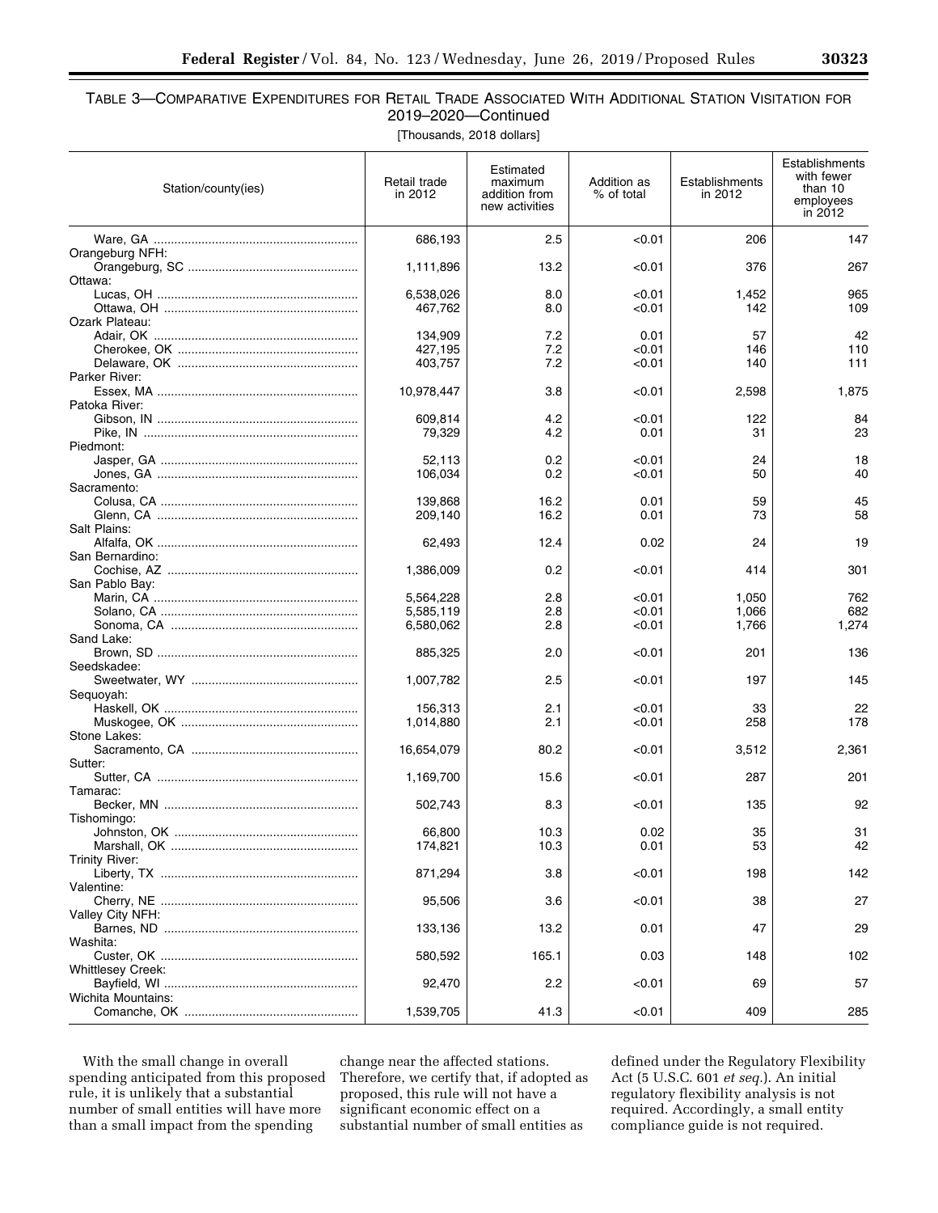TABLE 3—COMPARATIVE EXPENDITURES FOR RETAIL TRADE ASSOCIATED WITH ADDITIONAL STATION VISITATION FOR 2019–2020—Continued

[Thousands, 2018 dollars]

| Station/county(ies) | Retail trade in 2012 | Estimated maximum addition from new activities | Addition as % of total | Establishments in 2012 | Establishments with fewer than 10 employees in 2012 |
|---|---|---|---|---|---|
| Ware, GA | 686,193 | 2.5 | <0.01 | 206 | 147 |
| Orangeburg NFH: | | | | | |
| Orangeburg, SC | 1,111,896 | 13.2 | <0.01 | 376 | 267 |
| Ottawa: | | | | | |
| Lucas, OH | 6,538,026 | 8.0 | <0.01 | 1,452 | 965 |
| Ottawa, OH | 467,762 | 8.0 | <0.01 | 142 | 109 |
| Ozark Plateau: | | | | | |
| Adair, OK | 134,909 | 7.2 | 0.01 | 57 | 42 |
| Cherokee, OK | 427,195 | 7.2 | <0.01 | 146 | 110 |
| Delaware, OK | 403,757 | 7.2 | <0.01 | 140 | 111 |
| Parker River: | | | | | |
| Essex, MA | 10,978,447 | 3.8 | <0.01 | 2,598 | 1,875 |
| Patoka River: | | | | | |
| Gibson, IN | 609,814 | 4.2 | <0.01 | 122 | 84 |
| Pike, IN | 79,329 | 4.2 | 0.01 | 31 | 23 |
| Piedmont: | | | | | |
| Jasper, GA | 52,113 | 0.2 | <0.01 | 24 | 18 |
| Jones, GA | 106,034 | 0.2 | <0.01 | 50 | 40 |
| Sacramento: | | | | | |
| Colusa, CA | 139,868 | 16.2 | 0.01 | 59 | 45 |
| Glenn, CA | 209,140 | 16.2 | 0.01 | 73 | 58 |
| Salt Plains: | | | | | |
| Alfalfa, OK | 62,493 | 12.4 | 0.02 | 24 | 19 |
| San Bernardino: | | | | | |
| Cochise, AZ | 1,386,009 | 0.2 | <0.01 | 414 | 301 |
| San Pablo Bay: | | | | | |
| Marin, CA | 5,564,228 | 2.8 | <0.01 | 1,050 | 762 |
| Solano, CA | 5,585,119 | 2.8 | <0.01 | 1,066 | 682 |
| Sonoma, CA | 6,580,062 | 2.8 | <0.01 | 1,766 | 1,274 |
| Sand Lake: | | | | | |
| Brown, SD | 885,325 | 2.0 | <0.01 | 201 | 136 |
| Seedskadee: | | | | | |
| Sweetwater, WY | 1,007,782 | 2.5 | <0.01 | 197 | 145 |
| Sequoyah: | | | | | |
| Haskell, OK | 156,313 | 2.1 | <0.01 | 33 | 22 |
| Muskogee, OK | 1,014,880 | 2.1 | <0.01 | 258 | 178 |
| Stone Lakes: | | | | | |
| Sacramento, CA | 16,654,079 | 80.2 | <0.01 | 3,512 | 2,361 |
| Sutter: | | | | | |
| Sutter, CA | 1,169,700 | 15.6 | <0.01 | 287 | 201 |
| Tamarac: | | | | | |
| Becker, MN | 502,743 | 8.3 | <0.01 | 135 | 92 |
| Tishomingo: | | | | | |
| Johnston, OK | 66,800 | 10.3 | 0.02 | 35 | 31 |
| Marshall, OK | 174,821 | 10.3 | 0.01 | 53 | 42 |
| Trinity River: | | | | | |
| Liberty, TX | 871,294 | 3.8 | <0.01 | 198 | 142 |
| Valentine: | | | | | |
| Cherry, NE | 95,506 | 3.6 | <0.01 | 38 | 27 |
| Valley City NFH: | | | | | |
| Barnes, ND | 133,136 | 13.2 | 0.01 | 47 | 29 |
| Washita: | | | | | |
| Custer, OK | 580,592 | 165.1 | 0.03 | 148 | 102 |
| Whittlesey Creek: | | | | | |
| Bayfield, WI | 92,470 | 2.2 | <0.01 | 69 | 57 |
| Wichita Mountains: | | | | | |
| Comanche, OK | 1,539,705 | 41.3 | <0.01 | 409 | 285 |

With the small change in overall spending anticipated from this proposed rule, it is unlikely that a substantial number of small entities will have more than a small impact from the spending change near the affected stations. Therefore, we certify that, if adopted as proposed, this rule will not have a significant economic effect on a substantial number of small entities as defined under the Regulatory Flexibility Act (5 U.S.C. 601 *et seq.*). An initial regulatory flexibility analysis is not required. Accordingly, a small entity compliance guide is not required.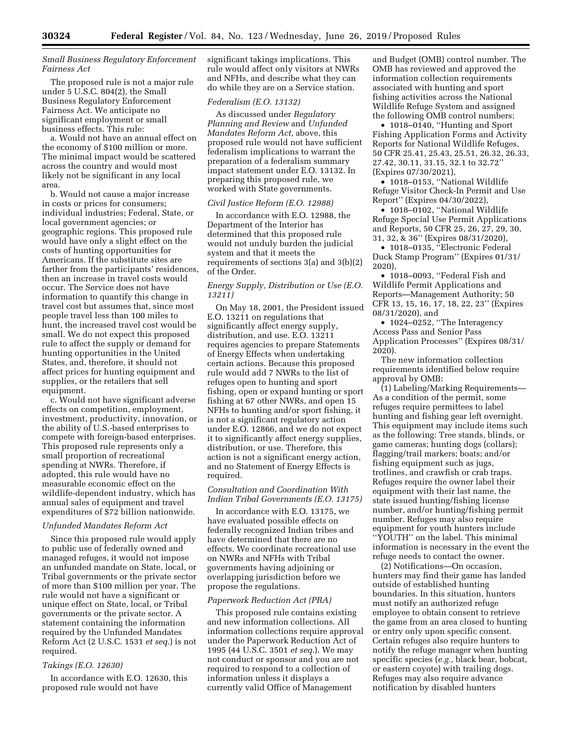### *Small Business Regulatory Enforcement Fairness Act*

The proposed rule is not a major rule under 5 U.S.C. 804(2), the Small Business Regulatory Enforcement Fairness Act. We anticipate no significant employment or small business effects. This rule:

a. Would not have an annual effect on the economy of $100 million or more. The minimal impact would be scattered across the country and would most likely not be significant in any local area.

b. Would not cause a major increase in costs or prices for consumers; individual industries; Federal, State, or local government agencies; or geographic regions. This proposed rule would have only a slight effect on the costs of hunting opportunities for Americans. If the substitute sites are farther from the participants' residences, then an increase in travel costs would occur. The Service does not have information to quantify this change in travel cost but assumes that, since most people travel less than 100 miles to hunt, the increased travel cost would be small. We do not expect this proposed rule to affect the supply or demand for hunting opportunities in the United States, and, therefore, it should not affect prices for hunting equipment and supplies, or the retailers that sell equipment.

c. Would not have significant adverse effects on competition, employment, investment, productivity, innovation, or the ability of U.S.-based enterprises to compete with foreign-based enterprises. This proposed rule represents only a small proportion of recreational spending at NWRs. Therefore, if adopted, this rule would have no measurable economic effect on the wildlife-dependent industry, which has annual sales of equipment and travel expenditures of $72 billion nationwide.

### *Unfunded Mandates Reform Act*

Since this proposed rule would apply to public use of federally owned and managed refuges, it would not impose an unfunded mandate on State, local, or Tribal governments or the private sector of more than $100 million per year. The rule would not have a significant or unique effect on State, local, or Tribal governments or the private sector. A statement containing the information required by the Unfunded Mandates Reform Act (2 U.S.C. 1531 *et seq.*) is not required.

### *Takings (E.O. 12630)*

In accordance with E.O. 12630, this proposed rule would not have significant takings implications. This rule would affect only visitors at NWRs and NFHs, and describe what they can do while they are on a Service station.

### *Federalism (E.O. 13132)*

As discussed under *Regulatory Planning and Review* and *Unfunded Mandates Reform Act,* above, this proposed rule would not have sufficient federalism implications to warrant the preparation of a federalism summary impact statement under E.O. 13132. In preparing this proposed rule, we worked with State governments.

### *Civil Justice Reform (E.O. 12988)*

In accordance with E.O. 12988, the Department of the Interior has determined that this proposed rule would not unduly burden the judicial system and that it meets the requirements of sections 3(a) and 3(b)(2) of the Order.

### *Energy Supply, Distribution or Use (E.O. 13211)*

On May 18, 2001, the President issued E.O. 13211 on regulations that significantly affect energy supply, distribution, and use. E.O. 13211 requires agencies to prepare Statements of Energy Effects when undertaking certain actions. Because this proposed rule would add 7 NWRs to the list of refuges open to hunting and sport fishing, open or expand hunting or sport fishing at 67 other NWRs, and open 15 NFHs to hunting and/or sport fishing, it is not a significant regulatory action under E.O. 12866, and we do not expect it to significantly affect energy supplies, distribution, or use. Therefore, this action is not a significant energy action, and no Statement of Energy Effects is required.

### *Consultation and Coordination With Indian Tribal Governments (E.O. 13175)*

In accordance with E.O. 13175, we have evaluated possible effects on federally recognized Indian tribes and have determined that there are no effects. We coordinate recreational use on NWRs and NFHs with Tribal governments having adjoining or overlapping jurisdiction before we propose the regulations.

### *Paperwork Reduction Act (PRA)*

This proposed rule contains existing and new information collections. All information collections require approval under the Paperwork Reduction Act of 1995 (44 U.S.C. 3501 *et seq.*). We may not conduct or sponsor and you are not required to respond to a collection of information unless it displays a currently valid Office of Management and Budget (OMB) control number. The OMB has reviewed and approved the information collection requirements associated with hunting and sport fishing activities across the National Wildlife Refuge System and assigned the following OMB control numbers:

- 1018–0140, ''Hunting and Sport Fishing Application Forms and Activity Reports for National Wildlife Refuges, 50 CFR 25.41, 25.43, 25.51, 26.32, 26.33, 27.42, 30.11, 31.15, 32.1 to 32.72'' (Expires 07/30/2021),
- 1018–0153, ''National Wildlife Refuge Visitor Check-In Permit and Use Report'' (Expires 04/30/2022),
- 1018–0102, ''National Wildlife Refuge Special Use Permit Applications and Reports, 50 CFR 25, 26, 27, 29, 30, 31, 32, & 36'' (Expires 08/31/2020),
- 1018–0135, ''Electronic Federal Duck Stamp Program'' (Expires 01/31/2020),
- 1018–0093, ''Federal Fish and Wildlife Permit Applications and Reports—Management Authority; 50 CFR 13, 15, 16, 17, 18, 22, 23'' (Expires 08/31/2020), and
- 1024–0252, ''The Interagency Access Pass and Senior Pass Application Processes'' (Expires 08/31/2020).

The new information collection requirements identified below require approval by OMB:

(1) Labeling/Marking Requirements—As a condition of the permit, some refuges require permittees to label hunting and fishing gear left overnight. This equipment may include items such as the following: Tree stands, blinds, or game cameras; hunting dogs (collars); flagging/trail markers; boats; and/or fishing equipment such as jugs, trotlines, and crawfish or crab traps. Refuges require the owner label their equipment with their last name, the state issued hunting/fishing license number, and/or hunting/fishing permit number. Refuges may also require equipment for youth hunters include ''YOUTH'' on the label. This minimal information is necessary in the event the refuge needs to contact the owner.

(2) Notifications—On occasion, hunters may find their game has landed outside of established hunting boundaries. In this situation, hunters must notify an authorized refuge employee to obtain consent to retrieve the game from an area closed to hunting or entry only upon specific consent. Certain refuges also require hunters to notify the refuge manager when hunting specific species (*e.g.,* black bear, bobcat, or eastern coyote) with trailing dogs. Refuges may also require advance notification by disabled hunters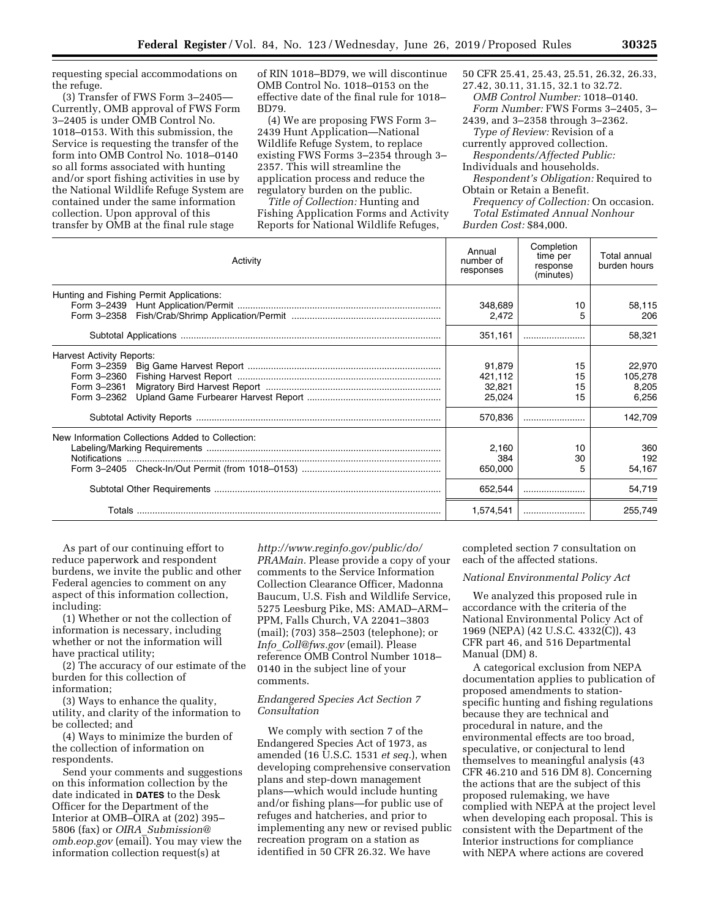requesting special accommodations on the refuge.

(3) Transfer of FWS Form 3–2405—Currently, OMB approval of FWS Form 3–2405 is under OMB Control No. 1018–0153. With this submission, the Service is requesting the transfer of the form into OMB Control No. 1018–0140 so all forms associated with hunting and/or sport fishing activities in use by the National Wildlife Refuge System are contained under the same information collection. Upon approval of this transfer by OMB at the final rule stage of RIN 1018–BD79, we will discontinue OMB Control No. 1018–0153 on the effective date of the final rule for 1018–BD79.

(4) We are proposing FWS Form 3–2439 Hunt Application—National Wildlife Refuge System, to replace existing FWS Forms 3–2354 through 3–2357. This will streamline the application process and reduce the regulatory burden on the public.

*Title of Collection:* Hunting and Fishing Application Forms and Activity Reports for National Wildlife Refuges, 50 CFR 25.41, 25.43, 25.51, 26.32, 26.33, 27.42, 30.11, 31.15, 32.1 to 32.72.

*OMB Control Number:* 1018–0140.

*Form Number:* FWS Forms 3–2405, 3–2439, and 3–2358 through 3–2362.

*Type of Review:* Revision of a currently approved collection.

*Respondents/Affected Public:* Individuals and households.

*Respondent's Obligation:* Required to Obtain or Retain a Benefit.

*Frequency of Collection:* On occasion.

*Total Estimated Annual Nonhour Burden Cost:* $84,000.

| Activity | Annual number of responses | Completion time per response (minutes) | Total annual burden hours |
|---|---|---|---|
| Hunting and Fishing Permit Applications: | | | |
| Form 3–2439 Hunt Application/Permit | 348,689 | 10 | 58,115 |
| Form 3–2358 Fish/Crab/Shrimp Application/Permit | 2,472 | 5 | 206 |
| Subtotal Applications | 351,161 | | 58,321 |
| Harvest Activity Reports: | | | |
| Form 3–2359 Big Game Harvest Report | 91,879 | 15 | 22,970 |
| Form 3–2360 Fishing Harvest Report | 421,112 | 15 | 105,278 |
| Form 3–2361 Migratory Bird Harvest Report | 32,821 | 15 | 8,205 |
| Form 3–2362 Upland Game Furbearer Harvest Report | 25,024 | 15 | 6,256 |
| Subtotal Activity Reports | 570,836 | | 142,709 |
| New Information Collections Added to Collection: | | | |
| Labeling/Marking Requirements | 2,160 | 10 | 360 |
| Notifications | 384 | 30 | 192 |
| Form 3–2405 Check-In/Out Permit (from 1018–0153) | 650,000 | 5 | 54,167 |
| Subtotal Other Requirements | 652,544 | | 54,719 |
| Totals | 1,574,541 | | 255,749 |

As part of our continuing effort to reduce paperwork and respondent burdens, we invite the public and other Federal agencies to comment on any aspect of this information collection, including:

(1) Whether or not the collection of information is necessary, including whether or not the information will have practical utility;

(2) The accuracy of our estimate of the burden for this collection of information;

(3) Ways to enhance the quality, utility, and clarity of the information to be collected; and

(4) Ways to minimize the burden of the collection of information on respondents.

Send your comments and suggestions on this information collection by the date indicated in **DATES** to the Desk Officer for the Department of the Interior at OMB–OIRA at (202) 395–5806 (fax) or *OIRA_Submission@omb.eop.gov* (email). You may view the information collection request(s) at *http://www.reginfo.gov/public/do/PRAMain.* Please provide a copy of your comments to the Service Information Collection Clearance Officer, Madonna Baucum, U.S. Fish and Wildlife Service, 5275 Leesburg Pike, MS: AMAD–ARM–PPM, Falls Church, VA 22041–3803 (mail); (703) 358–2503 (telephone); or *Info_Coll@fws.gov* (email). Please reference OMB Control Number 1018–0140 in the subject line of your comments.

*Endangered Species Act Section 7 Consultation*

We comply with section 7 of the Endangered Species Act of 1973, as amended (16 U.S.C. 1531 *et seq.*), when developing comprehensive conservation plans and step-down management plans—which would include hunting and/or fishing plans—for public use of refuges and hatcheries, and prior to implementing any new or revised public recreation program on a station as identified in 50 CFR 26.32. We have completed section 7 consultation on each of the affected stations.

*National Environmental Policy Act*

We analyzed this proposed rule in accordance with the criteria of the National Environmental Policy Act of 1969 (NEPA) (42 U.S.C. 4332(C)), 43 CFR part 46, and 516 Departmental Manual (DM) 8.

A categorical exclusion from NEPA documentation applies to publication of proposed amendments to station-specific hunting and fishing regulations because they are technical and procedural in nature, and the environmental effects are too broad, speculative, or conjectural to lend themselves to meaningful analysis (43 CFR 46.210 and 516 DM 8). Concerning the actions that are the subject of this proposed rulemaking, we have complied with NEPA at the project level when developing each proposal. This is consistent with the Department of the Interior instructions for compliance with NEPA where actions are covered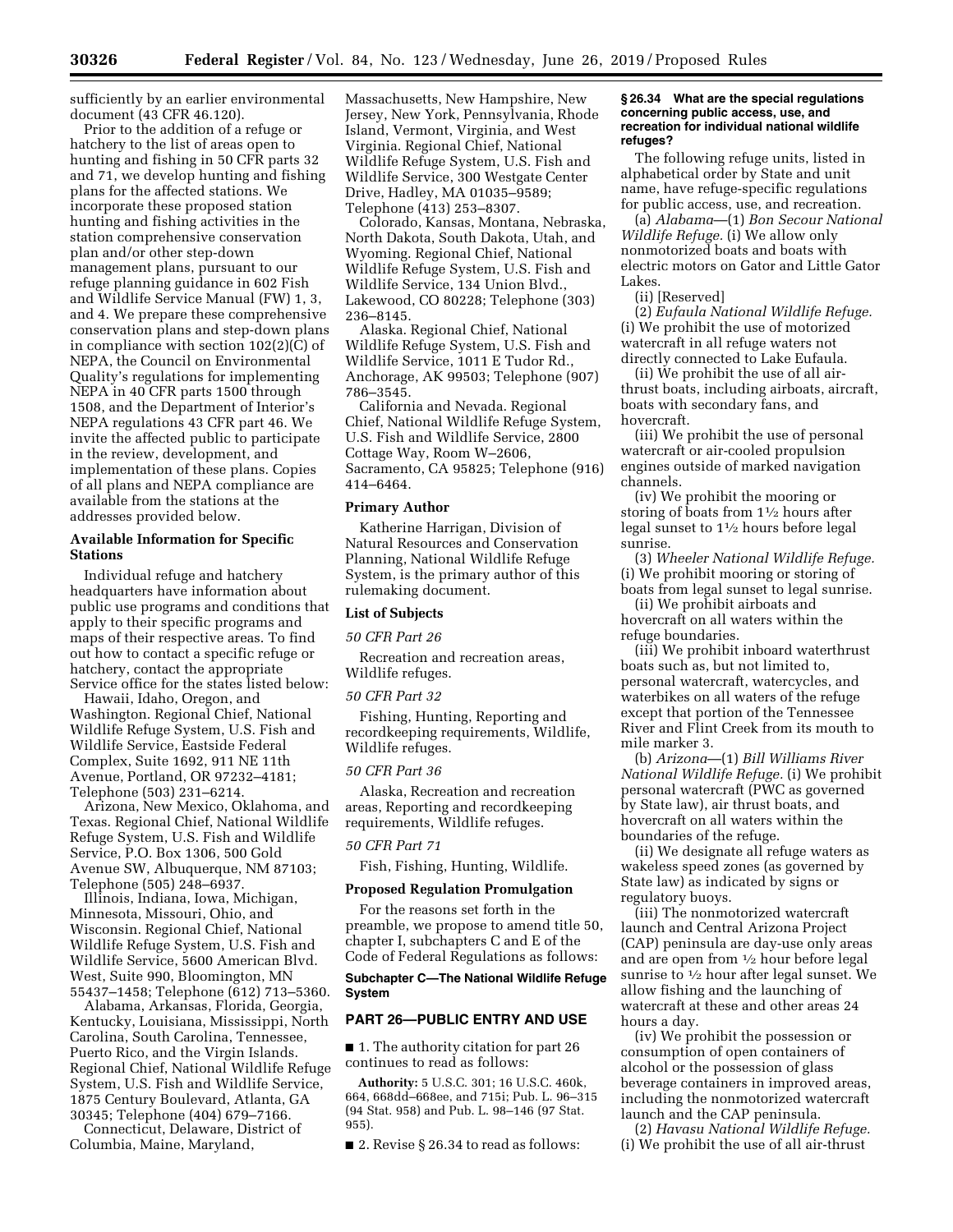sufficiently by an earlier environmental document (43 CFR 46.120).

Prior to the addition of a refuge or hatchery to the list of areas open to hunting and fishing in 50 CFR parts 32 and 71, we develop hunting and fishing plans for the affected stations. We incorporate these proposed station hunting and fishing activities in the station comprehensive conservation plan and/or other step-down management plans, pursuant to our refuge planning guidance in 602 Fish and Wildlife Service Manual (FW) 1, 3, and 4. We prepare these comprehensive conservation plans and step-down plans in compliance with section 102(2)(C) of NEPA, the Council on Environmental Quality's regulations for implementing NEPA in 40 CFR parts 1500 through 1508, and the Department of Interior's NEPA regulations 43 CFR part 46. We invite the affected public to participate in the review, development, and implementation of these plans. Copies of all plans and NEPA compliance are available from the stations at the addresses provided below.

**Available Information for Specific Stations**

Individual refuge and hatchery headquarters have information about public use programs and conditions that apply to their specific programs and maps of their respective areas. To find out how to contact a specific refuge or hatchery, contact the appropriate Service office for the states listed below:

Hawaii, Idaho, Oregon, and Washington. Regional Chief, National Wildlife Refuge System, U.S. Fish and Wildlife Service, Eastside Federal Complex, Suite 1692, 911 NE 11th Avenue, Portland, OR 97232–4181; Telephone (503) 231–6214.

Arizona, New Mexico, Oklahoma, and Texas. Regional Chief, National Wildlife Refuge System, U.S. Fish and Wildlife Service, P.O. Box 1306, 500 Gold Avenue SW, Albuquerque, NM 87103; Telephone (505) 248–6937.

Illinois, Indiana, Iowa, Michigan, Minnesota, Missouri, Ohio, and Wisconsin. Regional Chief, National Wildlife Refuge System, U.S. Fish and Wildlife Service, 5600 American Blvd. West, Suite 990, Bloomington, MN 55437–1458; Telephone (612) 713–5360.

Alabama, Arkansas, Florida, Georgia, Kentucky, Louisiana, Mississippi, North Carolina, South Carolina, Tennessee, Puerto Rico, and the Virgin Islands. Regional Chief, National Wildlife Refuge System, U.S. Fish and Wildlife Service, 1875 Century Boulevard, Atlanta, GA 30345; Telephone (404) 679–7166.

Connecticut, Delaware, District of Columbia, Maine, Maryland, Massachusetts, New Hampshire, New Jersey, New York, Pennsylvania, Rhode Island, Vermont, Virginia, and West Virginia. Regional Chief, National Wildlife Refuge System, U.S. Fish and Wildlife Service, 300 Westgate Center Drive, Hadley, MA 01035–9589; Telephone (413) 253–8307.

Colorado, Kansas, Montana, Nebraska, North Dakota, South Dakota, Utah, and Wyoming. Regional Chief, National Wildlife Refuge System, U.S. Fish and Wildlife Service, 134 Union Blvd., Lakewood, CO 80228; Telephone (303) 236–8145.

Alaska. Regional Chief, National Wildlife Refuge System, U.S. Fish and Wildlife Service, 1011 E Tudor Rd., Anchorage, AK 99503; Telephone (907) 786–3545.

California and Nevada. Regional Chief, National Wildlife Refuge System, U.S. Fish and Wildlife Service, 2800 Cottage Way, Room W–2606, Sacramento, CA 95825; Telephone (916) 414–6464.

**Primary Author**

Katherine Harrigan, Division of Natural Resources and Conservation Planning, National Wildlife Refuge System, is the primary author of this rulemaking document.

**List of Subjects**

*50 CFR Part 26*

Recreation and recreation areas, Wildlife refuges.

*50 CFR Part 32*

Fishing, Hunting, Reporting and recordkeeping requirements, Wildlife, Wildlife refuges.

*50 CFR Part 36*

Alaska, Recreation and recreation areas, Reporting and recordkeeping requirements, Wildlife refuges.

*50 CFR Part 71*

Fish, Fishing, Hunting, Wildlife.

**Proposed Regulation Promulgation**

For the reasons set forth in the preamble, we propose to amend title 50, chapter I, subchapters C and E of the Code of Federal Regulations as follows:

**Subchapter C—The National Wildlife Refuge System**

**PART 26—PUBLIC ENTRY AND USE**

■ 1. The authority citation for part 26 continues to read as follows:

**Authority:** 5 U.S.C. 301; 16 U.S.C. 460k, 664, 668dd–668ee, and 715i; Pub. L. 96–315 (94 Stat. 958) and Pub. L. 98–146 (97 Stat. 955).

■ 2. Revise § 26.34 to read as follows:

**§ 26.34 What are the special regulations concerning public access, use, and recreation for individual national wildlife refuges?**

The following refuge units, listed in alphabetical order by State and unit name, have refuge-specific regulations for public access, use, and recreation.

(a) *Alabama*—(1) *Bon Secour National Wildlife Refuge.* (i) We allow only nonmotorized boats and boats with electric motors on Gator and Little Gator Lakes.

(ii) [Reserved]

(2) *Eufaula National Wildlife Refuge.* (i) We prohibit the use of motorized watercraft in all refuge waters not directly connected to Lake Eufaula.

(ii) We prohibit the use of all air-thrust boats, including airboats, aircraft, boats with secondary fans, and hovercraft.

(iii) We prohibit the use of personal watercraft or air-cooled propulsion engines outside of marked navigation channels.

(iv) We prohibit the mooring or storing of boats from 1½ hours after legal sunset to 1½ hours before legal sunrise.

(3) *Wheeler National Wildlife Refuge.* (i) We prohibit mooring or storing of boats from legal sunset to legal sunrise.

(ii) We prohibit airboats and hovercraft on all waters within the refuge boundaries.

(iii) We prohibit inboard waterthrust boats such as, but not limited to, personal watercraft, watercycles, and waterbikes on all waters of the refuge except that portion of the Tennessee River and Flint Creek from its mouth to mile marker 3.

(b) *Arizona*—(1) *Bill Williams River National Wildlife Refuge.* (i) We prohibit personal watercraft (PWC as governed by State law), air thrust boats, and hovercraft on all waters within the boundaries of the refuge.

(ii) We designate all refuge waters as wakeless speed zones (as governed by State law) as indicated by signs or regulatory buoys.

(iii) The nonmotorized watercraft launch and Central Arizona Project (CAP) peninsula are day-use only areas and are open from ½ hour before legal sunrise to ½ hour after legal sunset. We allow fishing and the launching of watercraft at these and other areas 24 hours a day.

(iv) We prohibit the possession or consumption of open containers of alcohol or the possession of glass beverage containers in improved areas, including the nonmotorized watercraft launch and the CAP peninsula.

(2) *Havasu National Wildlife Refuge.* (i) We prohibit the use of all air-thrust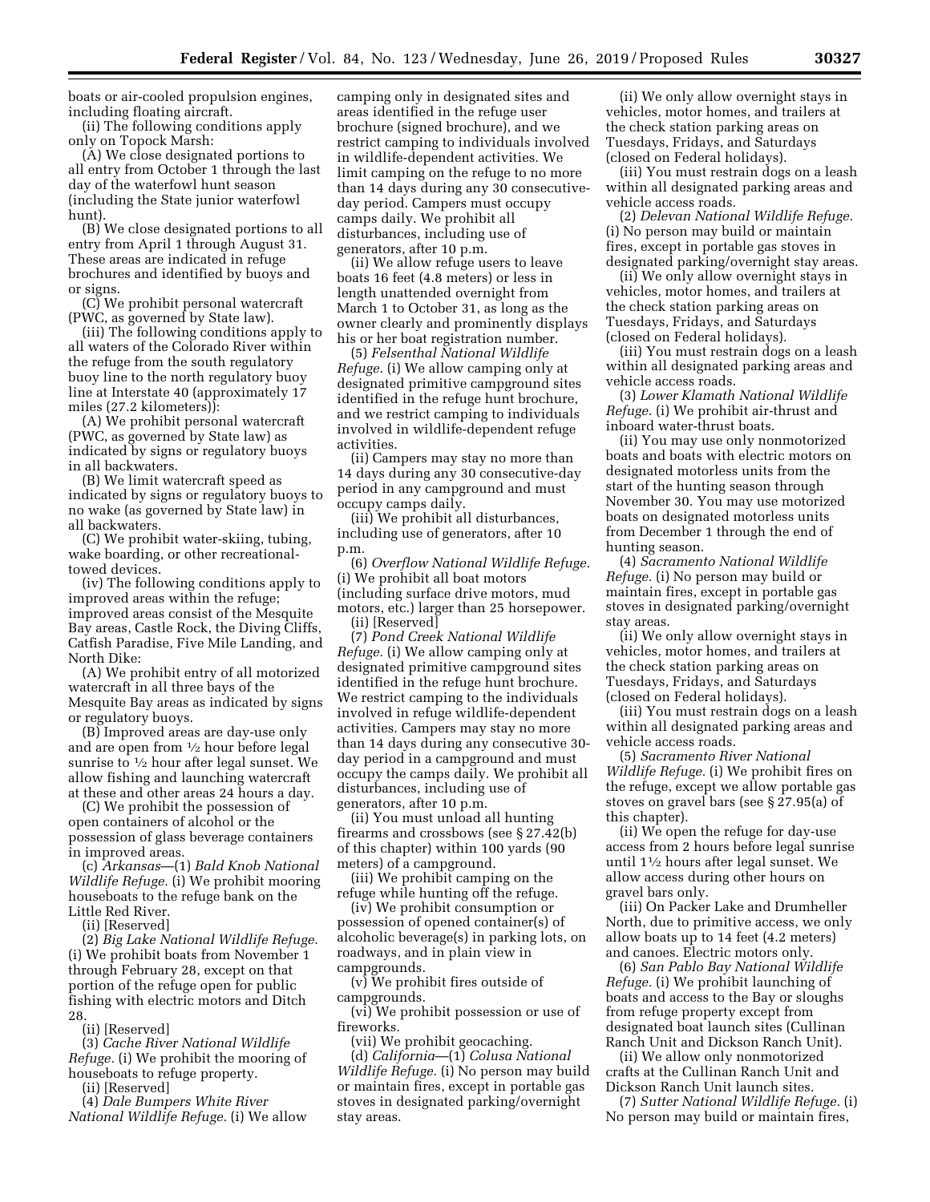boats or air-cooled propulsion engines, including floating aircraft.

(ii) The following conditions apply only on Topock Marsh:

(A) We close designated portions to all entry from October 1 through the last day of the waterfowl hunt season (including the State junior waterfowl hunt).

(B) We close designated portions to all entry from April 1 through August 31. These areas are indicated in refuge brochures and identified by buoys and or signs.

(C) We prohibit personal watercraft (PWC, as governed by State law).

(iii) The following conditions apply to all waters of the Colorado River within the refuge from the south regulatory buoy line to the north regulatory buoy line at Interstate 40 (approximately 17 miles (27.2 kilometers)):

(A) We prohibit personal watercraft (PWC, as governed by State law) as indicated by signs or regulatory buoys in all backwaters.

(B) We limit watercraft speed as indicated by signs or regulatory buoys to no wake (as governed by State law) in all backwaters.

(C) We prohibit water-skiing, tubing, wake boarding, or other recreational-towed devices.

(iv) The following conditions apply to improved areas within the refuge; improved areas consist of the Mesquite Bay areas, Castle Rock, the Diving Cliffs, Catfish Paradise, Five Mile Landing, and North Dike:

(A) We prohibit entry of all motorized watercraft in all three bays of the Mesquite Bay areas as indicated by signs or regulatory buoys.

(B) Improved areas are day-use only and are open from ½ hour before legal sunrise to ½ hour after legal sunset. We allow fishing and launching watercraft at these and other areas 24 hours a day.

(C) We prohibit the possession of open containers of alcohol or the possession of glass beverage containers in improved areas.

(c) *Arkansas*—(1) *Bald Knob National Wildlife Refuge.* (i) We prohibit mooring houseboats to the refuge bank on the Little Red River.

(ii) [Reserved]

(2) *Big Lake National Wildlife Refuge.* (i) We prohibit boats from November 1 through February 28, except on that portion of the refuge open for public fishing with electric motors and Ditch 28.

(ii) [Reserved]

(3) *Cache River National Wildlife Refuge.* (i) We prohibit the mooring of houseboats to refuge property.

(ii) [Reserved]

(4) *Dale Bumpers White River National Wildlife Refuge.* (i) We allow camping only in designated sites and areas identified in the refuge user brochure (signed brochure), and we restrict camping to individuals involved in wildlife-dependent activities. We limit camping on the refuge to no more than 14 days during any 30 consecutive-day period. Campers must occupy camps daily. We prohibit all disturbances, including use of generators, after 10 p.m.

(ii) We allow refuge users to leave boats 16 feet (4.8 meters) or less in length unattended overnight from March 1 to October 31, as long as the owner clearly and prominently displays his or her boat registration number.

(5) *Felsenthal National Wildlife Refuge.* (i) We allow camping only at designated primitive campground sites identified in the refuge hunt brochure, and we restrict camping to individuals involved in wildlife-dependent refuge activities.

(ii) Campers may stay no more than 14 days during any 30 consecutive-day period in any campground and must occupy camps daily.

(iii) We prohibit all disturbances, including use of generators, after 10 p.m.

(6) *Overflow National Wildlife Refuge.* (i) We prohibit all boat motors (including surface drive motors, mud motors, etc.) larger than 25 horsepower.

(ii) [Reserved]

(7) *Pond Creek National Wildlife Refuge.* (i) We allow camping only at designated primitive campground sites identified in the refuge hunt brochure. We restrict camping to the individuals involved in refuge wildlife-dependent activities. Campers may stay no more than 14 days during any consecutive 30-day period in a campground and must occupy the camps daily. We prohibit all disturbances, including use of generators, after 10 p.m.

(ii) You must unload all hunting firearms and crossbows (see § 27.42(b) of this chapter) within 100 yards (90 meters) of a campground.

(iii) We prohibit camping on the refuge while hunting off the refuge.

(iv) We prohibit consumption or possession of opened container(s) of alcoholic beverage(s) in parking lots, on roadways, and in plain view in campgrounds.

(v) We prohibit fires outside of campgrounds.

(vi) We prohibit possession or use of fireworks.

(vii) We prohibit geocaching.

(d) *California*—(1) *Colusa National Wildlife Refuge.* (i) No person may build or maintain fires, except in portable gas stoves in designated parking/overnight stay areas.

(ii) We only allow overnight stays in vehicles, motor homes, and trailers at the check station parking areas on Tuesdays, Fridays, and Saturdays (closed on Federal holidays).

(iii) You must restrain dogs on a leash within all designated parking areas and vehicle access roads.

(2) *Delevan National Wildlife Refuge.* (i) No person may build or maintain fires, except in portable gas stoves in designated parking/overnight stay areas.

(ii) We only allow overnight stays in vehicles, motor homes, and trailers at the check station parking areas on Tuesdays, Fridays, and Saturdays (closed on Federal holidays).

(iii) You must restrain dogs on a leash within all designated parking areas and vehicle access roads.

(3) *Lower Klamath National Wildlife Refuge.* (i) We prohibit air-thrust and inboard water-thrust boats.

(ii) You may use only nonmotorized boats and boats with electric motors on designated motorless units from the start of the hunting season through November 30. You may use motorized boats on designated motorless units from December 1 through the end of hunting season.

(4) *Sacramento National Wildlife Refuge.* (i) No person may build or maintain fires, except in portable gas stoves in designated parking/overnight stay areas.

(ii) We only allow overnight stays in vehicles, motor homes, and trailers at the check station parking areas on Tuesdays, Fridays, and Saturdays (closed on Federal holidays).

(iii) You must restrain dogs on a leash within all designated parking areas and vehicle access roads.

(5) *Sacramento River National Wildlife Refuge.* (i) We prohibit fires on the refuge, except we allow portable gas stoves on gravel bars (see § 27.95(a) of this chapter).

(ii) We open the refuge for day-use access from 2 hours before legal sunrise until 1½ hours after legal sunset. We allow access during other hours on gravel bars only.

(iii) On Packer Lake and Drumheller North, due to primitive access, we only allow boats up to 14 feet (4.2 meters) and canoes. Electric motors only.

(6) *San Pablo Bay National Wildlife Refuge.* (i) We prohibit launching of boats and access to the Bay or sloughs from refuge property except from designated boat launch sites (Cullinan Ranch Unit and Dickson Ranch Unit).

(ii) We allow only nonmotorized crafts at the Cullinan Ranch Unit and Dickson Ranch Unit launch sites.

(7) *Sutter National Wildlife Refuge.* (i) No person may build or maintain fires,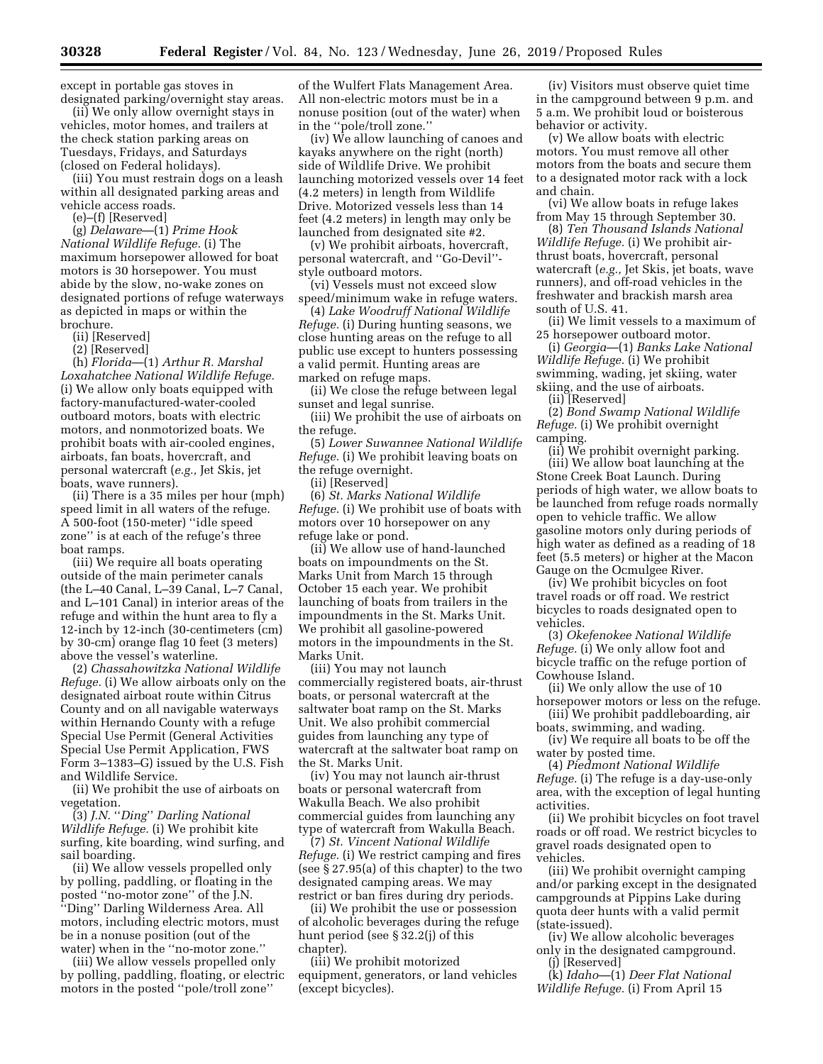except in portable gas stoves in designated parking/overnight stay areas.

(ii) We only allow overnight stays in vehicles, motor homes, and trailers at the check station parking areas on Tuesdays, Fridays, and Saturdays (closed on Federal holidays).

(iii) You must restrain dogs on a leash within all designated parking areas and vehicle access roads.

(e)–(f) [Reserved]

(g) *Delaware*—(1) *Prime Hook National Wildlife Refuge.* (i) The maximum horsepower allowed for boat motors is 30 horsepower. You must abide by the slow, no-wake zones on designated portions of refuge waterways as depicted in maps or within the brochure.

(ii) [Reserved]

(2) [Reserved]

(h) *Florida*—(1) *Arthur R. Marshal Loxahatchee National Wildlife Refuge.* (i) We allow only boats equipped with factory-manufactured-water-cooled outboard motors, boats with electric motors, and nonmotorized boats. We prohibit boats with air-cooled engines, airboats, fan boats, hovercraft, and personal watercraft (*e.g.,* Jet Skis, jet boats, wave runners).

(ii) There is a 35 miles per hour (mph) speed limit in all waters of the refuge. A 500-foot (150-meter) ''idle speed zone'' is at each of the refuge's three boat ramps.

(iii) We require all boats operating outside of the main perimeter canals (the L–40 Canal, L–39 Canal, L–7 Canal, and L–101 Canal) in interior areas of the refuge and within the hunt area to fly a 12-inch by 12-inch (30-centimeters (cm) by 30-cm) orange flag 10 feet (3 meters) above the vessel's waterline.

(2) *Chassahowitzka National Wildlife Refuge.* (i) We allow airboats only on the designated airboat route within Citrus County and on all navigable waterways within Hernando County with a refuge Special Use Permit (General Activities Special Use Permit Application, FWS Form 3–1383–G) issued by the U.S. Fish and Wildlife Service.

(ii) We prohibit the use of airboats on vegetation.

(3) *J.N. ''Ding'' Darling National Wildlife Refuge.* (i) We prohibit kite surfing, kite boarding, wind surfing, and sail boarding.

(ii) We allow vessels propelled only by polling, paddling, or floating in the posted ''no-motor zone'' of the J.N. ''Ding'' Darling Wilderness Area. All motors, including electric motors, must be in a nonuse position (out of the water) when in the ''no-motor zone.''

(iii) We allow vessels propelled only by polling, paddling, floating, or electric motors in the posted ''pole/troll zone'' of the Wulfert Flats Management Area. All non-electric motors must be in a nonuse position (out of the water) when in the ''pole/troll zone.''

(iv) We allow launching of canoes and kayaks anywhere on the right (north) side of Wildlife Drive. We prohibit launching motorized vessels over 14 feet (4.2 meters) in length from Wildlife Drive. Motorized vessels less than 14 feet (4.2 meters) in length may only be launched from designated site #2.

(v) We prohibit airboats, hovercraft, personal watercraft, and ''Go-Devil''-style outboard motors.

(vi) Vessels must not exceed slow speed/minimum wake in refuge waters.

(4) *Lake Woodruff National Wildlife Refuge.* (i) During hunting seasons, we close hunting areas on the refuge to all public use except to hunters possessing a valid permit. Hunting areas are marked on refuge maps.

(ii) We close the refuge between legal sunset and legal sunrise.

(iii) We prohibit the use of airboats on the refuge.

(5) *Lower Suwannee National Wildlife Refuge.* (i) We prohibit leaving boats on the refuge overnight.

(ii) [Reserved]

(6) *St. Marks National Wildlife Refuge.* (i) We prohibit use of boats with motors over 10 horsepower on any refuge lake or pond.

(ii) We allow use of hand-launched boats on impoundments on the St. Marks Unit from March 15 through October 15 each year. We prohibit launching of boats from trailers in the impoundments in the St. Marks Unit. We prohibit all gasoline-powered motors in the impoundments in the St. Marks Unit.

(iii) You may not launch commercially registered boats, air-thrust boats, or personal watercraft at the saltwater boat ramp on the St. Marks Unit. We also prohibit commercial guides from launching any type of watercraft at the saltwater boat ramp on the St. Marks Unit.

(iv) You may not launch air-thrust boats or personal watercraft from Wakulla Beach. We also prohibit commercial guides from launching any type of watercraft from Wakulla Beach.

(7) *St. Vincent National Wildlife Refuge.* (i) We restrict camping and fires (see § 27.95(a) of this chapter) to the two designated camping areas. We may restrict or ban fires during dry periods.

(ii) We prohibit the use or possession of alcoholic beverages during the refuge hunt period (see § 32.2(j) of this chapter).

(iii) We prohibit motorized equipment, generators, or land vehicles (except bicycles).

(iv) Visitors must observe quiet time in the campground between 9 p.m. and 5 a.m. We prohibit loud or boisterous behavior or activity.

(v) We allow boats with electric motors. You must remove all other motors from the boats and secure them to a designated motor rack with a lock and chain.

(vi) We allow boats in refuge lakes from May 15 through September 30.

(8) *Ten Thousand Islands National Wildlife Refuge.* (i) We prohibit air-thrust boats, hovercraft, personal watercraft (*e.g.,* Jet Skis, jet boats, wave runners), and off-road vehicles in the freshwater and brackish marsh area south of U.S. 41.

(ii) We limit vessels to a maximum of 25 horsepower outboard motor.

(i) *Georgia*—(1) *Banks Lake National Wildlife Refuge.* (i) We prohibit swimming, wading, jet skiing, water skiing, and the use of airboats.

(ii) [Reserved]

(2) *Bond Swamp National Wildlife Refuge.* (i) We prohibit overnight camping.

(ii) We prohibit overnight parking.

(iii) We allow boat launching at the Stone Creek Boat Launch. During periods of high water, we allow boats to be launched from refuge roads normally open to vehicle traffic. We allow gasoline motors only during periods of high water as defined as a reading of 18 feet (5.5 meters) or higher at the Macon Gauge on the Ocmulgee River.

(iv) We prohibit bicycles on foot travel roads or off road. We restrict bicycles to roads designated open to vehicles.

(3) *Okefenokee National Wildlife Refuge.* (i) We only allow foot and bicycle traffic on the refuge portion of Cowhouse Island.

(ii) We only allow the use of 10 horsepower motors or less on the refuge.

(iii) We prohibit paddleboarding, air boats, swimming, and wading.

(iv) We require all boats to be off the water by posted time.

(4) *Piedmont National Wildlife Refuge.* (i) The refuge is a day-use-only area, with the exception of legal hunting activities.

(ii) We prohibit bicycles on foot travel roads or off road. We restrict bicycles to gravel roads designated open to vehicles.

(iii) We prohibit overnight camping and/or parking except in the designated campgrounds at Pippins Lake during quota deer hunts with a valid permit (state-issued).

(iv) We allow alcoholic beverages only in the designated campground.

(j) [Reserved]

(k) *Idaho*—(1) *Deer Flat National Wildlife Refuge.* (i) From April 15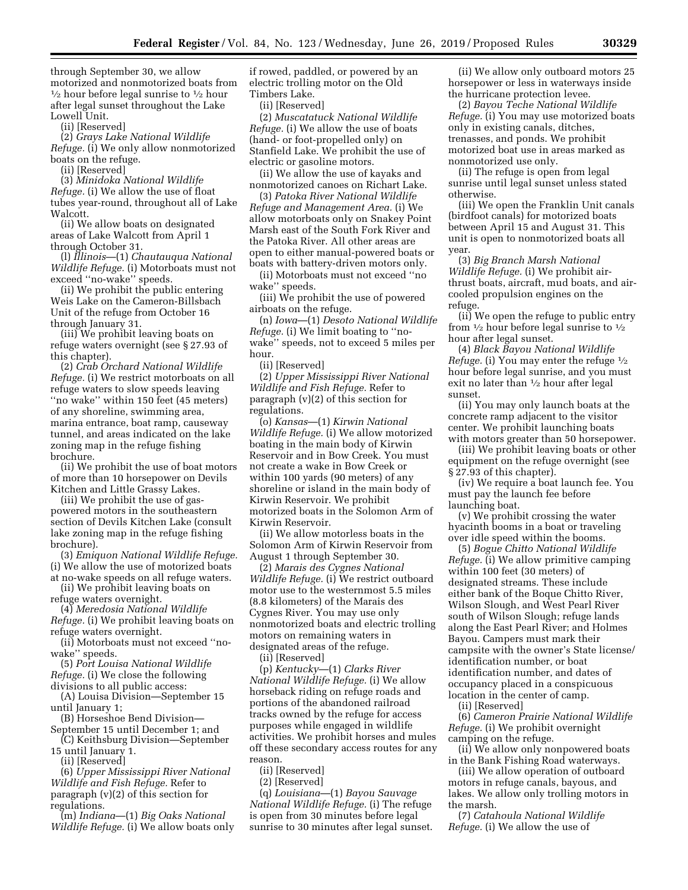through September 30, we allow motorized and nonmotorized boats from ½ hour before legal sunrise to ½ hour after legal sunset throughout the Lake Lowell Unit.

(ii) [Reserved]

(2) *Grays Lake National Wildlife Refuge.* (i) We only allow nonmotorized boats on the refuge.

(ii) [Reserved]

(3) *Minidoka National Wildlife Refuge.* (i) We allow the use of float tubes year-round, throughout all of Lake Walcott.

(ii) We allow boats on designated areas of Lake Walcott from April 1 through October 31.

(l) *Illinois*—(1) *Chautauqua National Wildlife Refuge.* (i) Motorboats must not exceed ''no-wake'' speeds.

(ii) We prohibit the public entering Weis Lake on the Cameron-Billsbach Unit of the refuge from October 16 through January 31.

(iii) We prohibit leaving boats on refuge waters overnight (see § 27.93 of this chapter).

(2) *Crab Orchard National Wildlife Refuge.* (i) We restrict motorboats on all refuge waters to slow speeds leaving ''no wake'' within 150 feet (45 meters) of any shoreline, swimming area, marina entrance, boat ramp, causeway tunnel, and areas indicated on the lake zoning map in the refuge fishing brochure.

(ii) We prohibit the use of boat motors of more than 10 horsepower on Devils Kitchen and Little Grassy Lakes.

(iii) We prohibit the use of gas-powered motors in the southeastern section of Devils Kitchen Lake (consult lake zoning map in the refuge fishing brochure).

(3) *Emiquon National Wildlife Refuge.* (i) We allow the use of motorized boats at no-wake speeds on all refuge waters.

(ii) We prohibit leaving boats on refuge waters overnight.

(4) *Meredosia National Wildlife Refuge.* (i) We prohibit leaving boats on refuge waters overnight.

(ii) Motorboats must not exceed ''no-wake'' speeds.

(5) *Port Louisa National Wildlife Refuge.* (i) We close the following divisions to all public access:

(A) Louisa Division—September 15 until January 1;

(B) Horseshoe Bend Division—September 15 until December 1; and

(C) Keithsburg Division—September 15 until January 1.

(ii) [Reserved]

(6) *Upper Mississippi River National Wildlife and Fish Refuge.* Refer to paragraph (v)(2) of this section for regulations.

(m) *Indiana*—(1) *Big Oaks National Wildlife Refuge.* (i) We allow boats only if rowed, paddled, or powered by an electric trolling motor on the Old Timbers Lake.

(ii) [Reserved]

(2) *Muscatatuck National Wildlife Refuge.* (i) We allow the use of boats (hand- or foot-propelled only) on Stanfield Lake. We prohibit the use of electric or gasoline motors.

(ii) We allow the use of kayaks and nonmotorized canoes on Richart Lake.

(3) *Patoka River National Wildlife Refuge and Management Area.* (i) We allow motorboats only on Snakey Point Marsh east of the South Fork River and the Patoka River. All other areas are open to either manual-powered boats or boats with battery-driven motors only.

(ii) Motorboats must not exceed ''no wake'' speeds.

(iii) We prohibit the use of powered airboats on the refuge.

(n) *Iowa*—(1) *Desoto National Wildlife Refuge.* (i) We limit boating to ''no-wake'' speeds, not to exceed 5 miles per hour.

(ii) [Reserved]

(2) *Upper Mississippi River National Wildlife and Fish Refuge.* Refer to paragraph (v)(2) of this section for regulations.

(o) *Kansas*—(1) *Kirwin National Wildlife Refuge.* (i) We allow motorized boating in the main body of Kirwin Reservoir and in Bow Creek. You must not create a wake in Bow Creek or within 100 yards (90 meters) of any shoreline or island in the main body of Kirwin Reservoir. We prohibit motorized boats in the Solomon Arm of Kirwin Reservoir.

(ii) We allow motorless boats in the Solomon Arm of Kirwin Reservoir from August 1 through September 30.

(2) *Marais des Cygnes National Wildlife Refuge.* (i) We restrict outboard motor use to the westernmost 5.5 miles (8.8 kilometers) of the Marais des Cygnes River. You may use only nonmotorized boats and electric trolling motors on remaining waters in designated areas of the refuge.

(ii) [Reserved]

(p) *Kentucky*—(1) *Clarks River National Wildlife Refuge.* (i) We allow horseback riding on refuge roads and portions of the abandoned railroad tracks owned by the refuge for access purposes while engaged in wildlife activities. We prohibit horses and mules off these secondary access routes for any reason.

(ii) [Reserved]

(2) [Reserved]

(q) *Louisiana*—(1) *Bayou Sauvage National Wildlife Refuge.* (i) The refuge is open from 30 minutes before legal sunrise to 30 minutes after legal sunset.

(ii) We allow only outboard motors 25 horsepower or less in waterways inside the hurricane protection levee.

(2) *Bayou Teche National Wildlife Refuge.* (i) You may use motorized boats only in existing canals, ditches, trenasses, and ponds. We prohibit motorized boat use in areas marked as nonmotorized use only.

(ii) The refuge is open from legal sunrise until legal sunset unless stated otherwise.

(iii) We open the Franklin Unit canals (birdfoot canals) for motorized boats between April 15 and August 31. This unit is open to nonmotorized boats all year.

(3) *Big Branch Marsh National Wildlife Refuge.* (i) We prohibit air-thrust boats, aircraft, mud boats, and air-cooled propulsion engines on the refuge.

(ii) We open the refuge to public entry from ½ hour before legal sunrise to ½ hour after legal sunset.

(4) *Black Bayou National Wildlife Refuge.* (i) You may enter the refuge ½ hour before legal sunrise, and you must exit no later than ½ hour after legal sunset.

(ii) You may only launch boats at the concrete ramp adjacent to the visitor center. We prohibit launching boats with motors greater than 50 horsepower.

(iii) We prohibit leaving boats or other equipment on the refuge overnight (see § 27.93 of this chapter).

(iv) We require a boat launch fee. You must pay the launch fee before launching boat.

(v) We prohibit crossing the water hyacinth booms in a boat or traveling over idle speed within the booms.

(5) *Bogue Chitto National Wildlife Refuge.* (i) We allow primitive camping within 100 feet (30 meters) of designated streams. These include either bank of the Boque Chitto River, Wilson Slough, and West Pearl River south of Wilson Slough; refuge lands along the East Pearl River; and Holmes Bayou. Campers must mark their campsite with the owner's State license/identification number, or boat identification number, and dates of occupancy placed in a conspicuous location in the center of camp.

(ii) [Reserved]

(6) *Cameron Prairie National Wildlife Refuge.* (i) We prohibit overnight camping on the refuge.

(ii) We allow only nonpowered boats in the Bank Fishing Road waterways.

(iii) We allow operation of outboard motors in refuge canals, bayous, and lakes. We allow only trolling motors in the marsh.

(7) *Catahoula National Wildlife Refuge.* (i) We allow the use of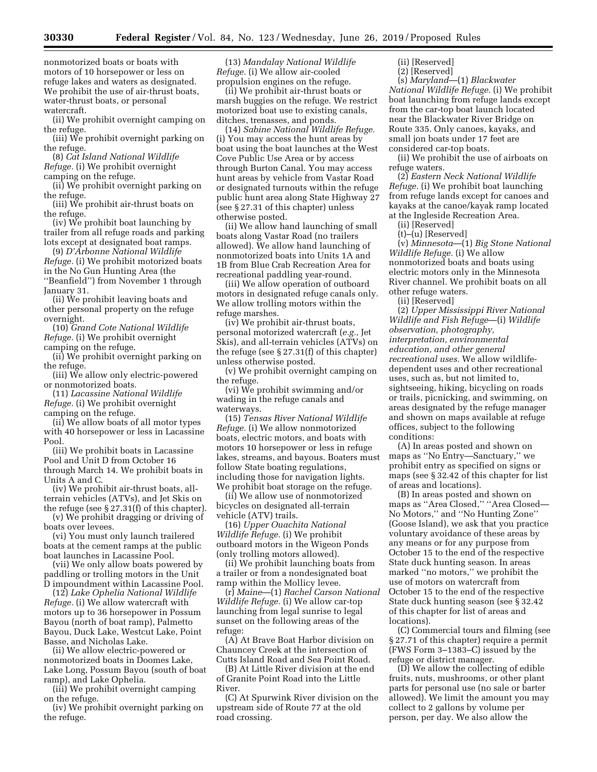nonmotorized boats or boats with motors of 10 horsepower or less on refuge lakes and waters as designated. We prohibit the use of air-thrust boats, water-thrust boats, or personal watercraft.

(ii) We prohibit overnight camping on the refuge.

(iii) We prohibit overnight parking on the refuge.

(8) *Cat Island National Wildlife Refuge.* (i) We prohibit overnight camping on the refuge.

(ii) We prohibit overnight parking on the refuge.

(iii) We prohibit air-thrust boats on the refuge.

(iv) We prohibit boat launching by trailer from all refuge roads and parking lots except at designated boat ramps.

(9) *D'Arbonne National Wildlife Refuge.* (i) We prohibit motorized boats in the No Gun Hunting Area (the ''Beanfield'') from November 1 through January 31.

(ii) We prohibit leaving boats and other personal property on the refuge overnight.

(10) *Grand Cote National Wildlife Refuge.* (i) We prohibit overnight camping on the refuge.

(ii) We prohibit overnight parking on the refuge.

(iii) We allow only electric-powered or nonmotorized boats.

(11) *Lacassine National Wildlife Refuge.* (i) We prohibit overnight camping on the refuge.

(ii) We allow boats of all motor types with 40 horsepower or less in Lacassine Pool.

(iii) We prohibit boats in Lacassine Pool and Unit D from October 16 through March 14. We prohibit boats in Units A and C.

(iv) We prohibit air-thrust boats, all-terrain vehicles (ATVs), and Jet Skis on the refuge (see § 27.31(f) of this chapter).

(v) We prohibit dragging or driving of boats over levees.

(vi) You must only launch trailered boats at the cement ramps at the public boat launches in Lacassine Pool.

(vii) We only allow boats powered by paddling or trolling motors in the Unit D impoundment within Lacassine Pool.

(12) *Lake Ophelia National Wildlife Refuge.* (i) We allow watercraft with motors up to 36 horsepower in Possum Bayou (north of boat ramp), Palmetto Bayou, Duck Lake, Westcut Lake, Point Basse, and Nicholas Lake.

(ii) We allow electric-powered or nonmotorized boats in Doomes Lake, Lake Long, Possum Bayou (south of boat ramp), and Lake Ophelia.

(iii) We prohibit overnight camping on the refuge.

(iv) We prohibit overnight parking on the refuge.

(13) *Mandalay National Wildlife Refuge.* (i) We allow air-cooled propulsion engines on the refuge.

(ii) We prohibit air-thrust boats or marsh buggies on the refuge. We restrict motorized boat use to existing canals, ditches, trenasses, and ponds.

(14) *Sabine National Wildlife Refuge.* (i) You may access the hunt areas by boat using the boat launches at the West Cove Public Use Area or by access through Burton Canal. You may access hunt areas by vehicle from Vastar Road or designated turnouts within the refuge public hunt area along State Highway 27 (see § 27.31 of this chapter) unless otherwise posted.

(ii) We allow hand launching of small boats along Vastar Road (no trailers allowed). We allow hand launching of nonmotorized boats into Units 1A and 1B from Blue Crab Recreation Area for recreational paddling year-round.

(iii) We allow operation of outboard motors in designated refuge canals only. We allow trolling motors within the refuge marshes.

(iv) We prohibit air-thrust boats, personal motorized watercraft (*e.g.,* Jet Skis), and all-terrain vehicles (ATVs) on the refuge (see § 27.31(f) of this chapter) unless otherwise posted.

(v) We prohibit overnight camping on the refuge.

(vi) We prohibit swimming and/or wading in the refuge canals and waterways.

(15) *Tensas River National Wildlife Refuge.* (i) We allow nonmotorized boats, electric motors, and boats with motors 10 horsepower or less in refuge lakes, streams, and bayous. Boaters must follow State boating regulations, including those for navigation lights. We prohibit boat storage on the refuge.

(ii) We allow use of nonmotorized bicycles on designated all-terrain vehicle (ATV) trails.

(16) *Upper Ouachita National Wildlife Refuge.* (i) We prohibit outboard motors in the Wigeon Ponds (only trolling motors allowed).

(ii) We prohibit launching boats from a trailer or from a nondesignated boat ramp within the Mollicy levee.

(r) *Maine*—(1) *Rachel Carson National Wildlife Refuge.* (i) We allow car-top launching from legal sunrise to legal sunset on the following areas of the refuge:

(A) At Brave Boat Harbor division on Chauncey Creek at the intersection of Cutts Island Road and Sea Point Road.

(B) At Little River division at the end of Granite Point Road into the Little River.

(C) At Spurwink River division on the upstream side of Route 77 at the old road crossing.

(ii) [Reserved]

(2) [Reserved]

(s) *Maryland*—(1) *Blackwater National Wildlife Refuge.* (i) We prohibit boat launching from refuge lands except from the car-top boat launch located near the Blackwater River Bridge on Route 335. Only canoes, kayaks, and small jon boats under 17 feet are considered car-top boats.

(ii) We prohibit the use of airboats on refuge waters.

(2) *Eastern Neck National Wildlife Refuge.* (i) We prohibit boat launching from refuge lands except for canoes and kayaks at the canoe/kayak ramp located at the Ingleside Recreation Area.

(ii) [Reserved]

(t)–(u) [Reserved]

(v) *Minnesota*—(1) *Big Stone National Wildlife Refuge.* (i) We allow nonmotorized boats and boats using electric motors only in the Minnesota River channel. We prohibit boats on all other refuge waters.

(ii) [Reserved]

(2) *Upper Mississippi River National Wildlife and Fish Refuge*—(i) *Wildlife observation, photography, interpretation, environmental education, and other general recreational uses.* We allow wildlife-dependent uses and other recreational uses, such as, but not limited to, sightseeing, hiking, bicycling on roads or trails, picnicking, and swimming, on areas designated by the refuge manager and shown on maps available at refuge offices, subject to the following conditions:

(A) In areas posted and shown on maps as ''No Entry—Sanctuary,'' we prohibit entry as specified on signs or maps (see § 32.42 of this chapter for list of areas and locations).

(B) In areas posted and shown on maps as ''Area Closed,'' ''Area Closed—No Motors,'' and ''No Hunting Zone'' (Goose Island), we ask that you practice voluntary avoidance of these areas by any means or for any purpose from October 15 to the end of the respective State duck hunting season. In areas marked ''no motors,'' we prohibit the use of motors on watercraft from October 15 to the end of the respective State duck hunting season (see § 32.42 of this chapter for list of areas and locations).

(C) Commercial tours and filming (see § 27.71 of this chapter) require a permit (FWS Form 3–1383–C) issued by the refuge or district manager.

(D) We allow the collecting of edible fruits, nuts, mushrooms, or other plant parts for personal use (no sale or barter allowed). We limit the amount you may collect to 2 gallons by volume per person, per day. We also allow the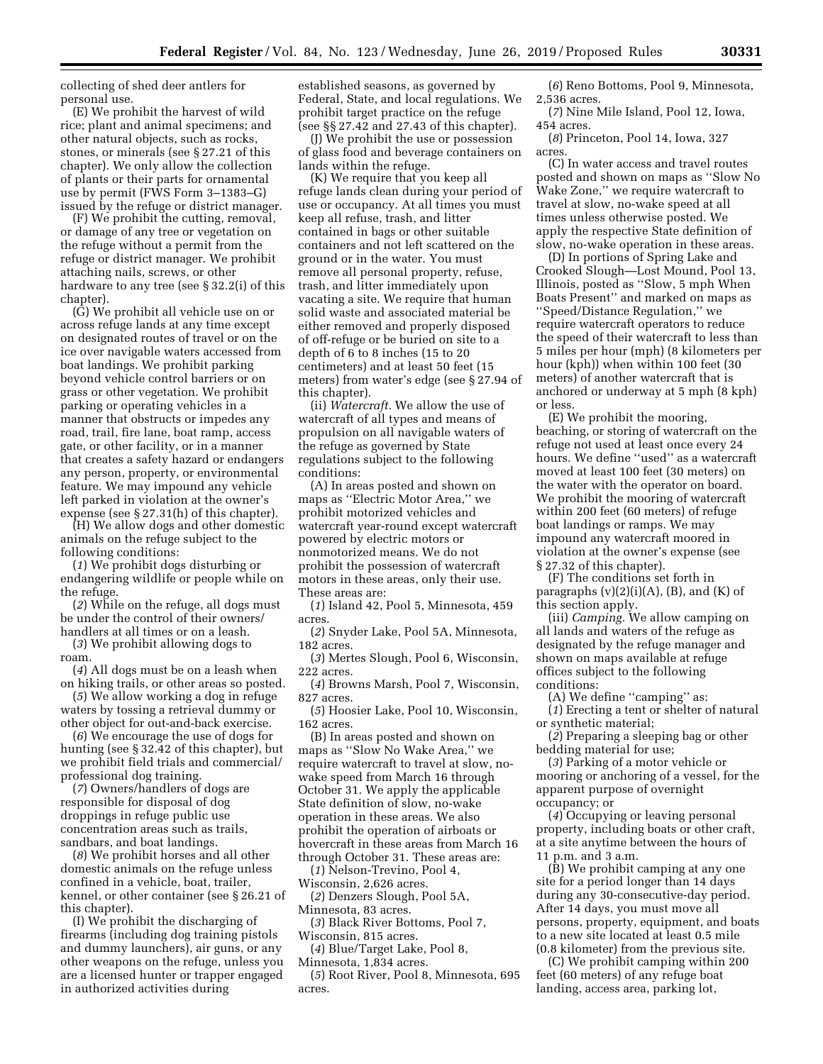collecting of shed deer antlers for personal use.

(E) We prohibit the harvest of wild rice; plant and animal specimens; and other natural objects, such as rocks, stones, or minerals (see § 27.21 of this chapter). We only allow the collection of plants or their parts for ornamental use by permit (FWS Form 3–1383–G) issued by the refuge or district manager.

(F) We prohibit the cutting, removal, or damage of any tree or vegetation on the refuge without a permit from the refuge or district manager. We prohibit attaching nails, screws, or other hardware to any tree (see § 32.2(i) of this chapter).

(G) We prohibit all vehicle use on or across refuge lands at any time except on designated routes of travel or on the ice over navigable waters accessed from boat landings. We prohibit parking beyond vehicle control barriers or on grass or other vegetation. We prohibit parking or operating vehicles in a manner that obstructs or impedes any road, trail, fire lane, boat ramp, access gate, or other facility, or in a manner that creates a safety hazard or endangers any person, property, or environmental feature. We may impound any vehicle left parked in violation at the owner's expense (see § 27.31(h) of this chapter).

(H) We allow dogs and other domestic animals on the refuge subject to the following conditions:

(*1*) We prohibit dogs disturbing or endangering wildlife or people while on the refuge.

(*2*) While on the refuge, all dogs must be under the control of their owners/handlers at all times or on a leash.

(*3*) We prohibit allowing dogs to roam.

(*4*) All dogs must be on a leash when on hiking trails, or other areas so posted.

(*5*) We allow working a dog in refuge waters by tossing a retrieval dummy or other object for out-and-back exercise.

(*6*) We encourage the use of dogs for hunting (see § 32.42 of this chapter), but we prohibit field trials and commercial/professional dog training.

(*7*) Owners/handlers of dogs are responsible for disposal of dog droppings in refuge public use concentration areas such as trails, sandbars, and boat landings.

(*8*) We prohibit horses and all other domestic animals on the refuge unless confined in a vehicle, boat, trailer, kennel, or other container (see § 26.21 of this chapter).

(I) We prohibit the discharging of firearms (including dog training pistols and dummy launchers), air guns, or any other weapons on the refuge, unless you are a licensed hunter or trapper engaged in authorized activities during established seasons, as governed by Federal, State, and local regulations. We prohibit target practice on the refuge (see §§ 27.42 and 27.43 of this chapter).

(J) We prohibit the use or possession of glass food and beverage containers on lands within the refuge.

(K) We require that you keep all refuge lands clean during your period of use or occupancy. At all times you must keep all refuse, trash, and litter contained in bags or other suitable containers and not left scattered on the ground or in the water. You must remove all personal property, refuse, trash, and litter immediately upon vacating a site. We require that human solid waste and associated material be either removed and properly disposed of off-refuge or be buried on site to a depth of 6 to 8 inches (15 to 20 centimeters) and at least 50 feet (15 meters) from water's edge (see § 27.94 of this chapter).

(ii) *Watercraft.* We allow the use of watercraft of all types and means of propulsion on all navigable waters of the refuge as governed by State regulations subject to the following conditions:

(A) In areas posted and shown on maps as ''Electric Motor Area,'' we prohibit motorized vehicles and watercraft year-round except watercraft powered by electric motors or nonmotorized means. We do not prohibit the possession of watercraft motors in these areas, only their use. These areas are:

(*1*) Island 42, Pool 5, Minnesota, 459 acres.

(*2*) Snyder Lake, Pool 5A, Minnesota, 182 acres.

(*3*) Mertes Slough, Pool 6, Wisconsin, 222 acres.

(*4*) Browns Marsh, Pool 7, Wisconsin, 827 acres.

(*5*) Hoosier Lake, Pool 10, Wisconsin, 162 acres.

(B) In areas posted and shown on maps as ''Slow No Wake Area,'' we require watercraft to travel at slow, no-wake speed from March 16 through October 31. We apply the applicable State definition of slow, no-wake operation in these areas. We also prohibit the operation of airboats or hovercraft in these areas from March 16 through October 31. These areas are:

(*1*) Nelson-Trevino, Pool 4, Wisconsin, 2,626 acres.

(*2*) Denzers Slough, Pool 5A, Minnesota, 83 acres.

(*3*) Black River Bottoms, Pool 7, Wisconsin, 815 acres.

(*4*) Blue/Target Lake, Pool 8, Minnesota, 1,834 acres.

(*5*) Root River, Pool 8, Minnesota, 695 acres.

(*6*) Reno Bottoms, Pool 9, Minnesota, 2,536 acres.

(*7*) Nine Mile Island, Pool 12, Iowa, 454 acres.

(*8*) Princeton, Pool 14, Iowa, 327 acres.

(C) In water access and travel routes posted and shown on maps as ''Slow No Wake Zone,'' we require watercraft to travel at slow, no-wake speed at all times unless otherwise posted. We apply the respective State definition of slow, no-wake operation in these areas.

(D) In portions of Spring Lake and Crooked Slough—Lost Mound, Pool 13, Illinois, posted as ''Slow, 5 mph When Boats Present'' and marked on maps as ''Speed/Distance Regulation,'' we require watercraft operators to reduce the speed of their watercraft to less than 5 miles per hour (mph) (8 kilometers per hour (kph)) when within 100 feet (30 meters) of another watercraft that is anchored or underway at 5 mph (8 kph) or less.

(E) We prohibit the mooring, beaching, or storing of watercraft on the refuge not used at least once every 24 hours. We define ''used'' as a watercraft moved at least 100 feet (30 meters) on the water with the operator on board. We prohibit the mooring of watercraft within 200 feet (60 meters) of refuge boat landings or ramps. We may impound any watercraft moored in violation at the owner's expense (see § 27.32 of this chapter).

(F) The conditions set forth in paragraphs (v)(2)(i)(A), (B), and (K) of this section apply.

(iii) *Camping.* We allow camping on all lands and waters of the refuge as designated by the refuge manager and shown on maps available at refuge offices subject to the following conditions:

(A) We define ''camping'' as:

(*1*) Erecting a tent or shelter of natural or synthetic material;

(*2*) Preparing a sleeping bag or other bedding material for use;

(*3*) Parking of a motor vehicle or mooring or anchoring of a vessel, for the apparent purpose of overnight occupancy; or

(*4*) Occupying or leaving personal property, including boats or other craft, at a site anytime between the hours of 11 p.m. and 3 a.m.

(B) We prohibit camping at any one site for a period longer than 14 days during any 30-consecutive-day period. After 14 days, you must move all persons, property, equipment, and boats to a new site located at least 0.5 mile (0.8 kilometer) from the previous site.

(C) We prohibit camping within 200 feet (60 meters) of any refuge boat landing, access area, parking lot,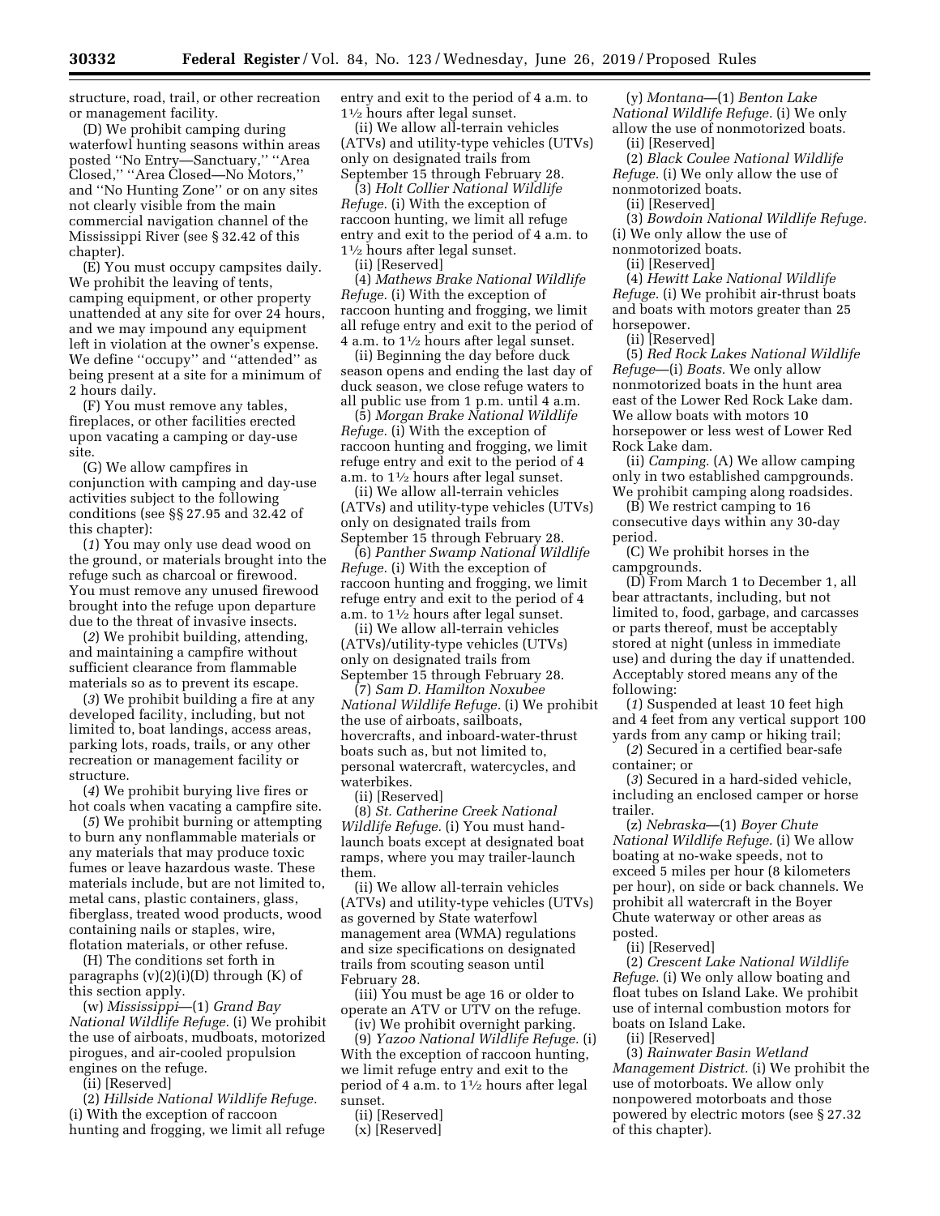structure, road, trail, or other recreation or management facility.

(D) We prohibit camping during waterfowl hunting seasons within areas posted ''No Entry—Sanctuary,'' ''Area Closed,'' ''Area Closed—No Motors,'' and ''No Hunting Zone'' or on any sites not clearly visible from the main commercial navigation channel of the Mississippi River (see § 32.42 of this chapter).

(E) You must occupy campsites daily. We prohibit the leaving of tents, camping equipment, or other property unattended at any site for over 24 hours, and we may impound any equipment left in violation at the owner's expense. We define ''occupy'' and ''attended'' as being present at a site for a minimum of 2 hours daily.

(F) You must remove any tables, fireplaces, or other facilities erected upon vacating a camping or day-use site.

(G) We allow campfires in conjunction with camping and day-use activities subject to the following conditions (see §§ 27.95 and 32.42 of this chapter):

(*1*) You may only use dead wood on the ground, or materials brought into the refuge such as charcoal or firewood. You must remove any unused firewood brought into the refuge upon departure due to the threat of invasive insects.

(*2*) We prohibit building, attending, and maintaining a campfire without sufficient clearance from flammable materials so as to prevent its escape.

(*3*) We prohibit building a fire at any developed facility, including, but not limited to, boat landings, access areas, parking lots, roads, trails, or any other recreation or management facility or structure.

(*4*) We prohibit burying live fires or hot coals when vacating a campfire site.

(*5*) We prohibit burning or attempting to burn any nonflammable materials or any materials that may produce toxic fumes or leave hazardous waste. These materials include, but are not limited to, metal cans, plastic containers, glass, fiberglass, treated wood products, wood containing nails or staples, wire, flotation materials, or other refuse.

(H) The conditions set forth in paragraphs (v)(2)(i)(D) through (K) of this section apply.

(w) *Mississippi*—(1) *Grand Bay National Wildlife Refuge.* (i) We prohibit the use of airboats, mudboats, motorized pirogues, and air-cooled propulsion engines on the refuge.

(ii) [Reserved]

(2) *Hillside National Wildlife Refuge.* (i) With the exception of raccoon hunting and frogging, we limit all refuge entry and exit to the period of 4 a.m. to 1½ hours after legal sunset.

(ii) We allow all-terrain vehicles (ATVs) and utility-type vehicles (UTVs) only on designated trails from September 15 through February 28.

(3) *Holt Collier National Wildlife Refuge.* (i) With the exception of raccoon hunting, we limit all refuge entry and exit to the period of 4 a.m. to 1½ hours after legal sunset.

(ii) [Reserved]

(4) *Mathews Brake National Wildlife Refuge.* (i) With the exception of raccoon hunting and frogging, we limit all refuge entry and exit to the period of 4 a.m. to 1½ hours after legal sunset.

(ii) Beginning the day before duck season opens and ending the last day of duck season, we close refuge waters to all public use from 1 p.m. until 4 a.m.

(5) *Morgan Brake National Wildlife Refuge.* (i) With the exception of raccoon hunting and frogging, we limit refuge entry and exit to the period of 4 a.m. to 1½ hours after legal sunset.

(ii) We allow all-terrain vehicles (ATVs) and utility-type vehicles (UTVs) only on designated trails from September 15 through February 28.

(6) *Panther Swamp National Wildlife Refuge.* (i) With the exception of raccoon hunting and frogging, we limit refuge entry and exit to the period of 4 a.m. to 1½ hours after legal sunset.

(ii) We allow all-terrain vehicles (ATVs)/utility-type vehicles (UTVs) only on designated trails from September 15 through February 28.

(7) *Sam D. Hamilton Noxubee National Wildlife Refuge.* (i) We prohibit the use of airboats, sailboats, hovercrafts, and inboard-water-thrust boats such as, but not limited to, personal watercraft, watercycles, and waterbikes.

(ii) [Reserved]

(8) *St. Catherine Creek National Wildlife Refuge.* (i) You must hand-launch boats except at designated boat ramps, where you may trailer-launch them.

(ii) We allow all-terrain vehicles (ATVs) and utility-type vehicles (UTVs) as governed by State waterfowl management area (WMA) regulations and size specifications on designated trails from scouting season until February 28.

(iii) You must be age 16 or older to operate an ATV or UTV on the refuge.

(iv) We prohibit overnight parking.

(9) *Yazoo National Wildlife Refuge.* (i) With the exception of raccoon hunting, we limit refuge entry and exit to the period of 4 a.m. to 1½ hours after legal sunset.

(ii) [Reserved]

(x) [Reserved]

(y) *Montana*—(1) *Benton Lake National Wildlife Refuge.* (i) We only allow the use of nonmotorized boats.

(ii) [Reserved]

(2) *Black Coulee National Wildlife Refuge.* (i) We only allow the use of nonmotorized boats.

(ii) [Reserved]

(3) *Bowdoin National Wildlife Refuge.* (i) We only allow the use of nonmotorized boats.

(ii) [Reserved]

(4) *Hewitt Lake National Wildlife Refuge.* (i) We prohibit air-thrust boats and boats with motors greater than 25 horsepower.

(ii) [Reserved]

(5) *Red Rock Lakes National Wildlife Refuge*—(i) *Boats.* We only allow nonmotorized boats in the hunt area east of the Lower Red Rock Lake dam. We allow boats with motors 10 horsepower or less west of Lower Red Rock Lake dam.

(ii) *Camping.* (A) We allow camping only in two established campgrounds. We prohibit camping along roadsides.

(B) We restrict camping to 16 consecutive days within any 30-day period.

(C) We prohibit horses in the campgrounds.

(D) From March 1 to December 1, all bear attractants, including, but not limited to, food, garbage, and carcasses or parts thereof, must be acceptably stored at night (unless in immediate use) and during the day if unattended. Acceptably stored means any of the following:

(*1*) Suspended at least 10 feet high and 4 feet from any vertical support 100 yards from any camp or hiking trail;

(*2*) Secured in a certified bear-safe container; or

(*3*) Secured in a hard-sided vehicle, including an enclosed camper or horse trailer.

(z) *Nebraska*—(1) *Boyer Chute National Wildlife Refuge.* (i) We allow boating at no-wake speeds, not to exceed 5 miles per hour (8 kilometers per hour), on side or back channels. We prohibit all watercraft in the Boyer Chute waterway or other areas as posted.

(ii) [Reserved]

(2) *Crescent Lake National Wildlife Refuge.* (i) We only allow boating and float tubes on Island Lake. We prohibit use of internal combustion motors for boats on Island Lake.

(ii) [Reserved]

(3) *Rainwater Basin Wetland Management District.* (i) We prohibit the use of motorboats. We allow only nonpowered motorboats and those powered by electric motors (see § 27.32 of this chapter).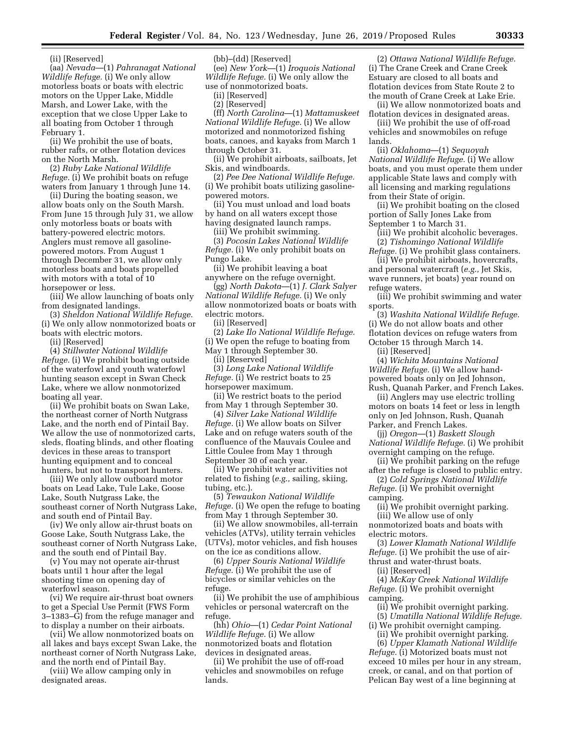(ii) [Reserved]

(aa) *Nevada*—(1) *Pahranagat National Wildlife Refuge.* (i) We only allow motorless boats or boats with electric motors on the Upper Lake, Middle Marsh, and Lower Lake, with the exception that we close Upper Lake to all boating from October 1 through February 1.

(ii) We prohibit the use of boats, rubber rafts, or other flotation devices on the North Marsh.

(2) *Ruby Lake National Wildlife Refuge.* (i) We prohibit boats on refuge waters from January 1 through June 14.

(ii) During the boating season, we allow boats only on the South Marsh. From June 15 through July 31, we allow only motorless boats or boats with battery-powered electric motors. Anglers must remove all gasoline-powered motors. From August 1 through December 31, we allow only motorless boats and boats propelled with motors with a total of 10 horsepower or less.

(iii) We allow launching of boats only from designated landings.

(3) *Sheldon National Wildlife Refuge.* (i) We only allow nonmotorized boats or boats with electric motors.

(ii) [Reserved]

(4) *Stillwater National Wildlife Refuge.* (i) We prohibit boating outside of the waterfowl and youth waterfowl hunting season except in Swan Check Lake, where we allow nonmotorized boating all year.

(ii) We prohibit boats on Swan Lake, the northeast corner of North Nutgrass Lake, and the north end of Pintail Bay. We allow the use of nonmotorized carts, sleds, floating blinds, and other floating devices in these areas to transport hunting equipment and to conceal hunters, but not to transport hunters.

(iii) We only allow outboard motor boats on Lead Lake, Tule Lake, Goose Lake, South Nutgrass Lake, the southeast corner of North Nutgrass Lake, and south end of Pintail Bay.

(iv) We only allow air-thrust boats on Goose Lake, South Nutgrass Lake, the southeast corner of North Nutgrass Lake, and the south end of Pintail Bay.

(v) You may not operate air-thrust boats until 1 hour after the legal shooting time on opening day of waterfowl season.

(vi) We require air-thrust boat owners to get a Special Use Permit (FWS Form 3–1383–G) from the refuge manager and to display a number on their airboats.

(vii) We allow nonmotorized boats on all lakes and bays except Swan Lake, the northeast corner of North Nutgrass Lake, and the north end of Pintail Bay.

(viii) We allow camping only in designated areas.

(bb)–(dd) [Reserved]

(ee) *New York*—(1) *Iroquois National Wildlife Refuge.* (i) We only allow the use of nonmotorized boats.

(ii) [Reserved]

(2) [Reserved]

(ff) *North Carolina*—(1) *Mattamuskeet National Wildlife Refuge.* (i) We allow motorized and nonmotorized fishing boats, canoes, and kayaks from March 1 through October 31.

(ii) We prohibit airboats, sailboats, Jet Skis, and windboards.

(2) *Pee Dee National Wildlife Refuge.* (i) We prohibit boats utilizing gasoline-powered motors.

(ii) You must unload and load boats by hand on all waters except those having designated launch ramps.

(iii) We prohibit swimming.

(3) *Pocosin Lakes National Wildlife Refuge.* (i) We only prohibit boats on Pungo Lake.

(ii) We prohibit leaving a boat anywhere on the refuge overnight.

(gg) *North Dakota*—(1) *J. Clark Salyer National Wildlife Refuge.* (i) We only allow nonmotorized boats or boats with electric motors.

(ii) [Reserved]

(2) *Lake Ilo National Wildlife Refuge.* (i) We open the refuge to boating from May 1 through September 30.

(ii) [Reserved]

(3) *Long Lake National Wildlife Refuge.* (i) We restrict boats to 25 horsepower maximum.

(ii) We restrict boats to the period from May 1 through September 30.

(4) *Silver Lake National Wildlife Refuge.* (i) We allow boats on Silver Lake and on refuge waters south of the confluence of the Mauvais Coulee and Little Coulee from May 1 through September 30 of each year.

(ii) We prohibit water activities not related to fishing (*e.g.,* sailing, skiing, tubing, etc.).

(5) *Tewaukon National Wildlife Refuge.* (i) We open the refuge to boating from May 1 through September 30.

(ii) We allow snowmobiles, all-terrain vehicles (ATVs), utility terrain vehicles (UTVs), motor vehicles, and fish houses on the ice as conditions allow.

(6) *Upper Souris National Wildlife Refuge.* (i) We prohibit the use of bicycles or similar vehicles on the refuge.

(ii) We prohibit the use of amphibious vehicles or personal watercraft on the refuge.

(hh) *Ohio*—(1) *Cedar Point National Wildlife Refuge.* (i) We allow nonmotorized boats and flotation devices in designated areas.

(ii) We prohibit the use of off-road vehicles and snowmobiles on refuge lands.

(2) *Ottawa National Wildlife Refuge.* (i) The Crane Creek and Crane Creek Estuary are closed to all boats and flotation devices from State Route 2 to the mouth of Crane Creek at Lake Erie.

(ii) We allow nonmotorized boats and flotation devices in designated areas.

(iii) We prohibit the use of off-road vehicles and snowmobiles on refuge lands.

(ii) *Oklahoma*—(1) *Sequoyah National Wildlife Refuge.* (i) We allow boats, and you must operate them under applicable State laws and comply with all licensing and marking regulations from their State of origin.

(ii) We prohibit boating on the closed portion of Sally Jones Lake from September 1 to March 31.

(iii) We prohibit alcoholic beverages.

(2) *Tishomingo National Wildlife Refuge.* (i) We prohibit glass containers.

(ii) We prohibit airboats, hovercrafts, and personal watercraft (*e.g.,* Jet Skis, wave runners, jet boats) year round on refuge waters.

(iii) We prohibit swimming and water sports.

(3) *Washita National Wildlife Refuge.* (i) We do not allow boats and other flotation devices on refuge waters from October 15 through March 14.

(ii) [Reserved]

(4) *Wichita Mountains National Wildlife Refuge.* (i) We allow hand-powered boats only on Jed Johnson, Rush, Quanah Parker, and French Lakes.

(ii) Anglers may use electric trolling motors on boats 14 feet or less in length only on Jed Johnson, Rush, Quanah Parker, and French Lakes.

(jj) *Oregon*—(1) *Baskett Slough National Wildlife Refuge.* (i) We prohibit overnight camping on the refuge.

(ii) We prohibit parking on the refuge after the refuge is closed to public entry.

(2) *Cold Springs National Wildlife Refuge.* (i) We prohibit overnight camping.

(ii) We prohibit overnight parking.

(iii) We allow use of only nonmotorized boats and boats with electric motors.

(3) *Lower Klamath National Wildlife Refuge.* (i) We prohibit the use of air-thrust and water-thrust boats.

(ii) [Reserved]

(4) *McKay Creek National Wildlife Refuge.* (i) We prohibit overnight camping.

(ii) We prohibit overnight parking.

(5) *Umatilla National Wildlife Refuge.* (i) We prohibit overnight camping.

(ii) We prohibit overnight parking.

(6) *Upper Klamath National Wildlife Refuge.* (i) Motorized boats must not exceed 10 miles per hour in any stream, creek, or canal, and on that portion of Pelican Bay west of a line beginning at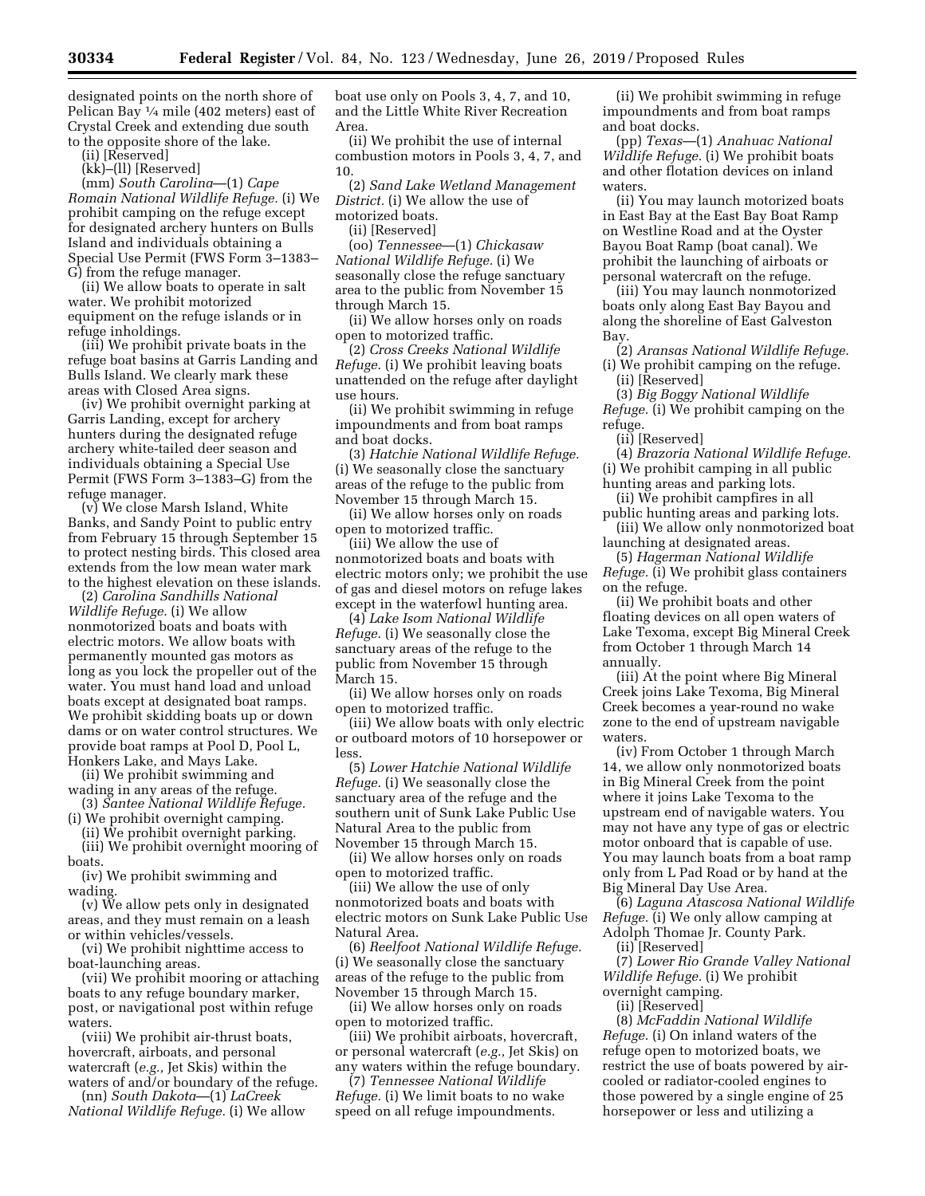designated points on the north shore of Pelican Bay ¼ mile (402 meters) east of Crystal Creek and extending due south to the opposite shore of the lake.

(ii) [Reserved]

(kk)–(ll) [Reserved]

(mm) *South Carolina*—(1) *Cape Romain National Wildlife Refuge.* (i) We prohibit camping on the refuge except for designated archery hunters on Bulls Island and individuals obtaining a Special Use Permit (FWS Form 3–1383–G) from the refuge manager.

(ii) We allow boats to operate in salt water. We prohibit motorized equipment on the refuge islands or in refuge inholdings.

(iii) We prohibit private boats in the refuge boat basins at Garris Landing and Bulls Island. We clearly mark these areas with Closed Area signs.

(iv) We prohibit overnight parking at Garris Landing, except for archery hunters during the designated refuge archery white-tailed deer season and individuals obtaining a Special Use Permit (FWS Form 3–1383–G) from the refuge manager.

(v) We close Marsh Island, White Banks, and Sandy Point to public entry from February 15 through September 15 to protect nesting birds. This closed area extends from the low mean water mark to the highest elevation on these islands.

(2) *Carolina Sandhills National Wildlife Refuge.* (i) We allow nonmotorized boats and boats with electric motors. We allow boats with permanently mounted gas motors as long as you lock the propeller out of the water. You must hand load and unload boats except at designated boat ramps. We prohibit skidding boats up or down dams or on water control structures. We provide boat ramps at Pool D, Pool L, Honkers Lake, and Mays Lake.

(ii) We prohibit swimming and wading in any areas of the refuge.

(3) *Santee National Wildlife Refuge.* (i) We prohibit overnight camping.

(ii) We prohibit overnight parking.

(iii) We prohibit overnight mooring of boats.

(iv) We prohibit swimming and wading.

(v) We allow pets only in designated areas, and they must remain on a leash or within vehicles/vessels.

(vi) We prohibit nighttime access to boat-launching areas.

(vii) We prohibit mooring or attaching boats to any refuge boundary marker, post, or navigational post within refuge waters.

(viii) We prohibit air-thrust boats, hovercraft, airboats, and personal watercraft (*e.g.,* Jet Skis) within the waters of and/or boundary of the refuge.

(nn) *South Dakota*—(1) *LaCreek National Wildlife Refuge.* (i) We allow boat use only on Pools 3, 4, 7, and 10, and the Little White River Recreation Area.

(ii) We prohibit the use of internal combustion motors in Pools 3, 4, 7, and 10.

(2) *Sand Lake Wetland Management District.* (i) We allow the use of motorized boats.

(ii) [Reserved]

(oo) *Tennessee*—(1) *Chickasaw National Wildlife Refuge.* (i) We seasonally close the refuge sanctuary area to the public from November 15 through March 15.

(ii) We allow horses only on roads open to motorized traffic.

(2) *Cross Creeks National Wildlife Refuge.* (i) We prohibit leaving boats unattended on the refuge after daylight use hours.

(ii) We prohibit swimming in refuge impoundments and from boat ramps and boat docks.

(3) *Hatchie National Wildlife Refuge.* (i) We seasonally close the sanctuary areas of the refuge to the public from November 15 through March 15.

(ii) We allow horses only on roads open to motorized traffic.

(iii) We allow the use of nonmotorized boats and boats with electric motors only; we prohibit the use of gas and diesel motors on refuge lakes except in the waterfowl hunting area.

(4) *Lake Isom National Wildlife Refuge.* (i) We seasonally close the sanctuary areas of the refuge to the public from November 15 through March 15.

(ii) We allow horses only on roads open to motorized traffic.

(iii) We allow boats with only electric or outboard motors of 10 horsepower or less.

(5) *Lower Hatchie National Wildlife Refuge.* (i) We seasonally close the sanctuary area of the refuge and the southern unit of Sunk Lake Public Use Natural Area to the public from November 15 through March 15.

(ii) We allow horses only on roads open to motorized traffic.

(iii) We allow the use of only nonmotorized boats and boats with electric motors on Sunk Lake Public Use Natural Area.

(6) *Reelfoot National Wildlife Refuge.* (i) We seasonally close the sanctuary areas of the refuge to the public from November 15 through March 15.

(ii) We allow horses only on roads open to motorized traffic.

(iii) We prohibit airboats, hovercraft, or personal watercraft (*e.g.,* Jet Skis) on any waters within the refuge boundary.

(7) *Tennessee National Wildlife Refuge.* (i) We limit boats to no wake speed on all refuge impoundments.

(ii) We prohibit swimming in refuge impoundments and from boat ramps and boat docks.

(pp) *Texas*—(1) *Anahuac National Wildlife Refuge.* (i) We prohibit boats and other flotation devices on inland waters.

(ii) You may launch motorized boats in East Bay at the East Bay Boat Ramp on Westline Road and at the Oyster Bayou Boat Ramp (boat canal). We prohibit the launching of airboats or personal watercraft on the refuge.

(iii) You may launch nonmotorized boats only along East Bay Bayou and along the shoreline of East Galveston Bay.

(2) *Aransas National Wildlife Refuge.* (i) We prohibit camping on the refuge.

(ii) [Reserved]

(3) *Big Boggy National Wildlife Refuge.* (i) We prohibit camping on the refuge.

(ii) [Reserved]

(4) *Brazoria National Wildlife Refuge.* (i) We prohibit camping in all public hunting areas and parking lots.

(ii) We prohibit campfires in all public hunting areas and parking lots.

(iii) We allow only nonmotorized boat launching at designated areas.

(5) *Hagerman National Wildlife Refuge.* (i) We prohibit glass containers on the refuge.

(ii) We prohibit boats and other floating devices on all open waters of Lake Texoma, except Big Mineral Creek from October 1 through March 14 annually.

(iii) At the point where Big Mineral Creek joins Lake Texoma, Big Mineral Creek becomes a year-round no wake zone to the end of upstream navigable waters.

(iv) From October 1 through March 14, we allow only nonmotorized boats in Big Mineral Creek from the point where it joins Lake Texoma to the upstream end of navigable waters. You may not have any type of gas or electric motor onboard that is capable of use. You may launch boats from a boat ramp only from L Pad Road or by hand at the Big Mineral Day Use Area.

(6) *Laguna Atascosa National Wildlife Refuge.* (i) We only allow camping at Adolph Thomae Jr. County Park.

(ii) [Reserved]

(7) *Lower Rio Grande Valley National Wildlife Refuge.* (i) We prohibit overnight camping.

(ii) [Reserved]

(8) *McFaddin National Wildlife Refuge.* (i) On inland waters of the refuge open to motorized boats, we restrict the use of boats powered by air-cooled or radiator-cooled engines to those powered by a single engine of 25 horsepower or less and utilizing a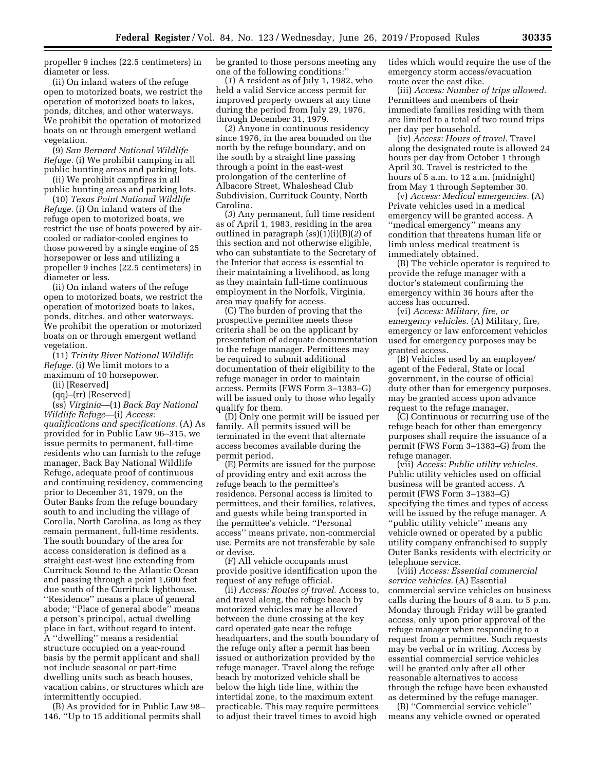propeller 9 inches (22.5 centimeters) in diameter or less.

(ii) On inland waters of the refuge open to motorized boats, we restrict the operation of motorized boats to lakes, ponds, ditches, and other waterways. We prohibit the operation of motorized boats on or through emergent wetland vegetation.

(9) *San Bernard National Wildlife Refuge.* (i) We prohibit camping in all public hunting areas and parking lots.

(ii) We prohibit campfires in all public hunting areas and parking lots.

(10) *Texas Point National Wildlife Refuge.* (i) On inland waters of the refuge open to motorized boats, we restrict the use of boats powered by air-cooled or radiator-cooled engines to those powered by a single engine of 25 horsepower or less and utilizing a propeller 9 inches (22.5 centimeters) in diameter or less.

(ii) On inland waters of the refuge open to motorized boats, we restrict the operation of motorized boats to lakes, ponds, ditches, and other waterways. We prohibit the operation or motorized boats on or through emergent wetland vegetation.

(11) *Trinity River National Wildlife Refuge.* (i) We limit motors to a maximum of 10 horsepower.

(ii) [Reserved]

(qq)–(rr) [Reserved]

(ss) *Virginia*—(1) *Back Bay National Wildlife Refuge*—(i) *Access: qualifications and specifications.* (A) As provided for in Public Law 96–315, we issue permits to permanent, full-time residents who can furnish to the refuge manager, Back Bay National Wildlife Refuge, adequate proof of continuous and continuing residency, commencing prior to December 31, 1979, on the Outer Banks from the refuge boundary south to and including the village of Corolla, North Carolina, as long as they remain permanent, full-time residents. The south boundary of the area for access consideration is defined as a straight east-west line extending from Currituck Sound to the Atlantic Ocean and passing through a point 1,600 feet due south of the Currituck lighthouse. ''Residence'' means a place of general abode; ''Place of general abode'' means a person's principal, actual dwelling place in fact, without regard to intent. A ''dwelling'' means a residential structure occupied on a year-round basis by the permit applicant and shall not include seasonal or part-time dwelling units such as beach houses, vacation cabins, or structures which are intermittently occupied.

(B) As provided for in Public Law 98–146, ''Up to 15 additional permits shall be granted to those persons meeting any one of the following conditions:''

(*1*) A resident as of July 1, 1982, who held a valid Service access permit for improved property owners at any time during the period from July 29, 1976, through December 31, 1979.

(*2*) Anyone in continuous residency since 1976, in the area bounded on the north by the refuge boundary, and on the south by a straight line passing through a point in the east-west prolongation of the centerline of Albacore Street, Whaleshead Club Subdivision, Currituck County, North Carolina.

(*3*) Any permanent, full time resident as of April 1, 1983, residing in the area outlined in paragraph (ss)(1)(i)(B)(*2*) of this section and not otherwise eligible, who can substantiate to the Secretary of the Interior that access is essential to their maintaining a livelihood, as long as they maintain full-time continuous employment in the Norfolk, Virginia, area may qualify for access.

(C) The burden of proving that the prospective permittee meets these criteria shall be on the applicant by presentation of adequate documentation to the refuge manager. Permittees may be required to submit additional documentation of their eligibility to the refuge manager in order to maintain access. Permits (FWS Form 3–1383–G) will be issued only to those who legally qualify for them.

(D) Only one permit will be issued per family. All permits issued will be terminated in the event that alternate access becomes available during the permit period.

(E) Permits are issued for the purpose of providing entry and exit across the refuge beach to the permittee's residence. Personal access is limited to permittees, and their families, relatives, and guests while being transported in the permittee's vehicle. ''Personal access'' means private, non-commercial use. Permits are not transferable by sale or devise.

(F) All vehicle occupants must provide positive identification upon the request of any refuge official.

(ii) *Access: Routes of travel.* Access to, and travel along, the refuge beach by motorized vehicles may be allowed between the dune crossing at the key card operated gate near the refuge headquarters, and the south boundary of the refuge only after a permit has been issued or authorization provided by the refuge manager. Travel along the refuge beach by motorized vehicle shall be below the high tide line, within the intertidal zone, to the maximum extent practicable. This may require permittees to adjust their travel times to avoid high tides which would require the use of the emergency storm access/evacuation route over the east dike.

(iii) *Access: Number of trips allowed.* Permittees and members of their immediate families residing with them are limited to a total of two round trips per day per household.

(iv) *Access: Hours of travel.* Travel along the designated route is allowed 24 hours per day from October 1 through April 30. Travel is restricted to the hours of 5 a.m. to 12 a.m. (midnight) from May 1 through September 30.

(v) *Access: Medical emergencies.* (A) Private vehicles used in a medical emergency will be granted access. A ''medical emergency'' means any condition that threatens human life or limb unless medical treatment is immediately obtained.

(B) The vehicle operator is required to provide the refuge manager with a doctor's statement confirming the emergency within 36 hours after the access has occurred.

(vi) *Access: Military, fire, or emergency vehicles.* (A) Military, fire, emergency or law enforcement vehicles used for emergency purposes may be granted access.

(B) Vehicles used by an employee/agent of the Federal, State or local government, in the course of official duty other than for emergency purposes, may be granted access upon advance request to the refuge manager.

(C) Continuous or recurring use of the refuge beach for other than emergency purposes shall require the issuance of a permit (FWS Form 3–1383–G) from the refuge manager.

(vii) *Access: Public utility vehicles.* Public utility vehicles used on official business will be granted access. A permit (FWS Form 3–1383–G) specifying the times and types of access will be issued by the refuge manager. A ''public utility vehicle'' means any vehicle owned or operated by a public utility company enfranchised to supply Outer Banks residents with electricity or telephone service.

(viii) *Access: Essential commercial service vehicles.* (A) Essential commercial service vehicles on business calls during the hours of 8 a.m. to 5 p.m. Monday through Friday will be granted access, only upon prior approval of the refuge manager when responding to a request from a permittee. Such requests may be verbal or in writing. Access by essential commercial service vehicles will be granted only after all other reasonable alternatives to access through the refuge have been exhausted as determined by the refuge manager.

(B) ''Commercial service vehicle'' means any vehicle owned or operated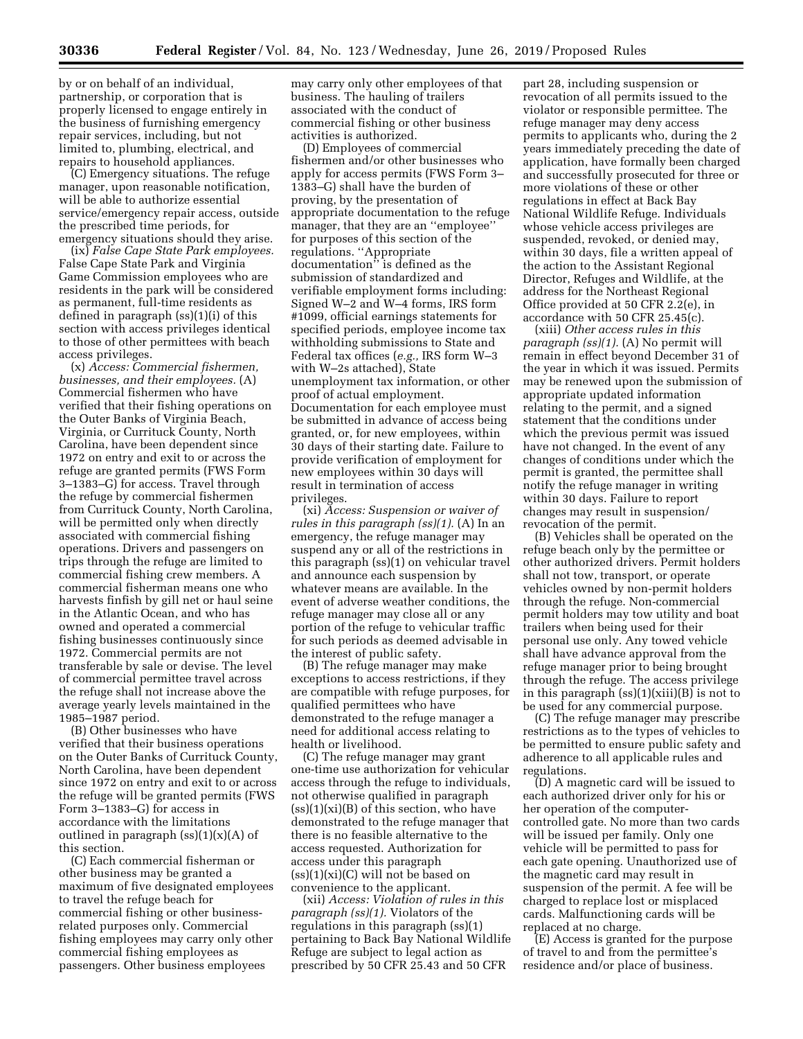by or on behalf of an individual, partnership, or corporation that is properly licensed to engage entirely in the business of furnishing emergency repair services, including, but not limited to, plumbing, electrical, and repairs to household appliances.

(C) Emergency situations. The refuge manager, upon reasonable notification, will be able to authorize essential service/emergency repair access, outside the prescribed time periods, for emergency situations should they arise.

(ix) *False Cape State Park employees.* False Cape State Park and Virginia Game Commission employees who are residents in the park will be considered as permanent, full-time residents as defined in paragraph (ss)(1)(i) of this section with access privileges identical to those of other permittees with beach access privileges.

(x) *Access: Commercial fishermen, businesses, and their employees.* (A) Commercial fishermen who have verified that their fishing operations on the Outer Banks of Virginia Beach, Virginia, or Currituck County, North Carolina, have been dependent since 1972 on entry and exit to or across the refuge are granted permits (FWS Form 3–1383–G) for access. Travel through the refuge by commercial fishermen from Currituck County, North Carolina, will be permitted only when directly associated with commercial fishing operations. Drivers and passengers on trips through the refuge are limited to commercial fishing crew members. A commercial fisherman means one who harvests finfish by gill net or haul seine in the Atlantic Ocean, and who has owned and operated a commercial fishing businesses continuously since 1972. Commercial permits are not transferable by sale or devise. The level of commercial permittee travel across the refuge shall not increase above the average yearly levels maintained in the 1985–1987 period.

(B) Other businesses who have verified that their business operations on the Outer Banks of Currituck County, North Carolina, have been dependent since 1972 on entry and exit to or across the refuge will be granted permits (FWS Form 3–1383–G) for access in accordance with the limitations outlined in paragraph (ss)(1)(x)(A) of this section.

(C) Each commercial fisherman or other business may be granted a maximum of five designated employees to travel the refuge beach for commercial fishing or other business-related purposes only. Commercial fishing employees may carry only other commercial fishing employees as passengers. Other business employees may carry only other employees of that business. The hauling of trailers associated with the conduct of commercial fishing or other business activities is authorized.

(D) Employees of commercial fishermen and/or other businesses who apply for access permits (FWS Form 3–1383–G) shall have the burden of proving, by the presentation of appropriate documentation to the refuge manager, that they are an ''employee'' for purposes of this section of the regulations. ''Appropriate documentation'' is defined as the submission of standardized and verifiable employment forms including: Signed W–2 and W–4 forms, IRS form #1099, official earnings statements for specified periods, employee income tax withholding submissions to State and Federal tax offices (*e.g.,* IRS form W–3 with W–2s attached), State unemployment tax information, or other proof of actual employment. Documentation for each employee must be submitted in advance of access being granted, or, for new employees, within 30 days of their starting date. Failure to provide verification of employment for new employees within 30 days will result in termination of access privileges.

(xi) *Access: Suspension or waiver of rules in this paragraph (ss)(1).* (A) In an emergency, the refuge manager may suspend any or all of the restrictions in this paragraph (ss)(1) on vehicular travel and announce each suspension by whatever means are available. In the event of adverse weather conditions, the refuge manager may close all or any portion of the refuge to vehicular traffic for such periods as deemed advisable in the interest of public safety.

(B) The refuge manager may make exceptions to access restrictions, if they are compatible with refuge purposes, for qualified permittees who have demonstrated to the refuge manager a need for additional access relating to health or livelihood.

(C) The refuge manager may grant one-time use authorization for vehicular access through the refuge to individuals, not otherwise qualified in paragraph (ss)(1)(xi)(B) of this section, who have demonstrated to the refuge manager that there is no feasible alternative to the access requested. Authorization for access under this paragraph (ss)(1)(xi)(C) will not be based on convenience to the applicant.

(xii) *Access: Violation of rules in this paragraph (ss)(1).* Violators of the regulations in this paragraph (ss)(1) pertaining to Back Bay National Wildlife Refuge are subject to legal action as prescribed by 50 CFR 25.43 and 50 CFR part 28, including suspension or revocation of all permits issued to the violator or responsible permittee. The refuge manager may deny access permits to applicants who, during the 2 years immediately preceding the date of application, have formally been charged and successfully prosecuted for three or more violations of these or other regulations in effect at Back Bay National Wildlife Refuge. Individuals whose vehicle access privileges are suspended, revoked, or denied may, within 30 days, file a written appeal of the action to the Assistant Regional Director, Refuges and Wildlife, at the address for the Northeast Regional Office provided at 50 CFR 2.2(e), in accordance with 50 CFR 25.45(c).

(xiii) *Other access rules in this paragraph (ss)(1).* (A) No permit will remain in effect beyond December 31 of the year in which it was issued. Permits may be renewed upon the submission of appropriate updated information relating to the permit, and a signed statement that the conditions under which the previous permit was issued have not changed. In the event of any changes of conditions under which the permit is granted, the permittee shall notify the refuge manager in writing within 30 days. Failure to report changes may result in suspension/revocation of the permit.

(B) Vehicles shall be operated on the refuge beach only by the permittee or other authorized drivers. Permit holders shall not tow, transport, or operate vehicles owned by non-permit holders through the refuge. Non-commercial permit holders may tow utility and boat trailers when being used for their personal use only. Any towed vehicle shall have advance approval from the refuge manager prior to being brought through the refuge. The access privilege in this paragraph (ss)(1)(xiii)(B) is not to be used for any commercial purpose.

(C) The refuge manager may prescribe restrictions as to the types of vehicles to be permitted to ensure public safety and adherence to all applicable rules and regulations.

(D) A magnetic card will be issued to each authorized driver only for his or her operation of the computer-controlled gate. No more than two cards will be issued per family. Only one vehicle will be permitted to pass for each gate opening. Unauthorized use of the magnetic card may result in suspension of the permit. A fee will be charged to replace lost or misplaced cards. Malfunctioning cards will be replaced at no charge.

(E) Access is granted for the purpose of travel to and from the permittee's residence and/or place of business.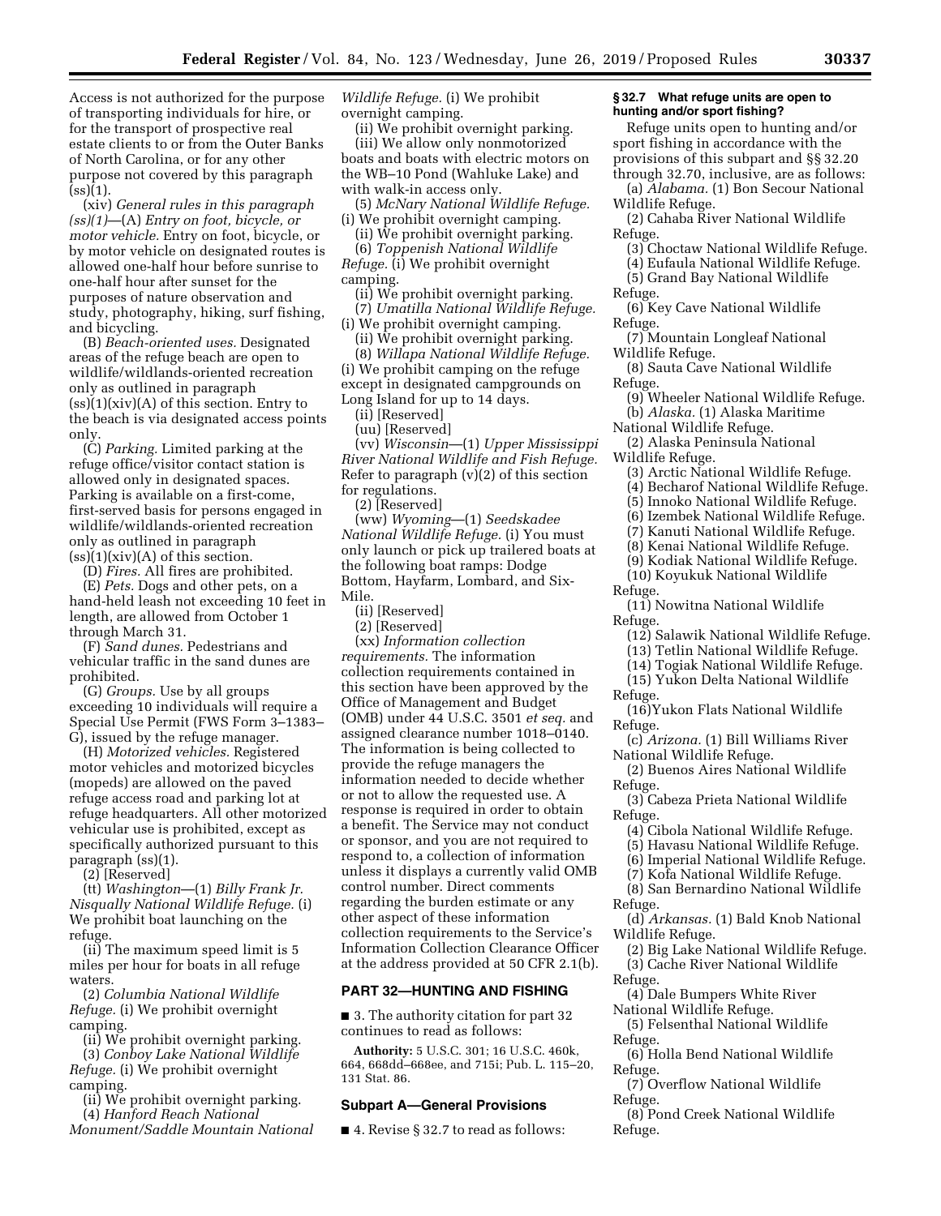Access is not authorized for the purpose of transporting individuals for hire, or for the transport of prospective real estate clients to or from the Outer Banks of North Carolina, or for any other purpose not covered by this paragraph (ss)(1).

(xiv) *General rules in this paragraph (ss)(1)*—(A) *Entry on foot, bicycle, or motor vehicle.* Entry on foot, bicycle, or by motor vehicle on designated routes is allowed one-half hour before sunrise to one-half hour after sunset for the purposes of nature observation and study, photography, hiking, surf fishing, and bicycling.

(B) *Beach-oriented uses.* Designated areas of the refuge beach are open to wildlife/wildlands-oriented recreation only as outlined in paragraph (ss)(1)(xiv)(A) of this section. Entry to the beach is via designated access points only.

(C) *Parking.* Limited parking at the refuge office/visitor contact station is allowed only in designated spaces. Parking is available on a first-come, first-served basis for persons engaged in wildlife/wildlands-oriented recreation only as outlined in paragraph (ss)(1)(xiv)(A) of this section.

(D) *Fires.* All fires are prohibited.

(E) *Pets.* Dogs and other pets, on a hand-held leash not exceeding 10 feet in length, are allowed from October 1 through March 31.

(F) *Sand dunes.* Pedestrians and vehicular traffic in the sand dunes are prohibited.

(G) *Groups.* Use by all groups exceeding 10 individuals will require a Special Use Permit (FWS Form 3–1383–G), issued by the refuge manager.

(H) *Motorized vehicles.* Registered motor vehicles and motorized bicycles (mopeds) are allowed on the paved refuge access road and parking lot at refuge headquarters. All other motorized vehicular use is prohibited, except as specifically authorized pursuant to this paragraph (ss)(1).

(2) [Reserved]

(tt) *Washington*—(1) *Billy Frank Jr. Nisqually National Wildlife Refuge.* (i) We prohibit boat launching on the refuge.

(ii) The maximum speed limit is 5 miles per hour for boats in all refuge waters.

(2) *Columbia National Wildlife Refuge.* (i) We prohibit overnight camping.

(ii) We prohibit overnight parking.

(3) *Conboy Lake National Wildlife Refuge.* (i) We prohibit overnight camping.

(ii) We prohibit overnight parking.

(4) *Hanford Reach National Monument/Saddle Mountain National Wildlife Refuge.* (i) We prohibit overnight camping.

(ii) We prohibit overnight parking.

(iii) We allow only nonmotorized boats and boats with electric motors on the WB–10 Pond (Wahluke Lake) and with walk-in access only.

(5) *McNary National Wildlife Refuge.* (i) We prohibit overnight camping.

(ii) We prohibit overnight parking.

(6) *Toppenish National Wildlife Refuge.* (i) We prohibit overnight camping.

(ii) We prohibit overnight parking.

(7) *Umatilla National Wildlife Refuge.* (i) We prohibit overnight camping.

(ii) We prohibit overnight parking.

(8) *Willapa National Wildlife Refuge.* (i) We prohibit camping on the refuge except in designated campgrounds on Long Island for up to 14 days.

(ii) [Reserved]

(uu) [Reserved]

(vv) *Wisconsin*—(1) *Upper Mississippi River National Wildlife and Fish Refuge.* Refer to paragraph (v)(2) of this section for regulations.

(2) [Reserved]

(ww) *Wyoming*—(1) *Seedskadee National Wildlife Refuge.* (i) You must only launch or pick up trailered boats at the following boat ramps: Dodge Bottom, Hayfarm, Lombard, and Six-Mile.

(ii) [Reserved]

(2) [Reserved]

(xx) *Information collection requirements.* The information collection requirements contained in this section have been approved by the Office of Management and Budget (OMB) under 44 U.S.C. 3501 *et seq.* and assigned clearance number 1018–0140. The information is being collected to provide the refuge managers the information needed to decide whether or not to allow the requested use. A response is required in order to obtain a benefit. The Service may not conduct or sponsor, and you are not required to respond to, a collection of information unless it displays a currently valid OMB control number. Direct comments regarding the burden estimate or any other aspect of these information collection requirements to the Service's Information Collection Clearance Officer at the address provided at 50 CFR 2.1(b).

## PART 32—HUNTING AND FISHING

■ 3. The authority citation for part 32 continues to read as follows:

**Authority:** 5 U.S.C. 301; 16 U.S.C. 460k, 664, 668dd–668ee, and 715i; Pub. L. 115–20, 131 Stat. 86.

### Subpart A—General Provisions

■ 4. Revise § 32.7 to read as follows:

**§ 32.7 What refuge units are open to hunting and/or sport fishing?**

Refuge units open to hunting and/or sport fishing in accordance with the provisions of this subpart and §§ 32.20 through 32.70, inclusive, are as follows:

(a) *Alabama.* (1) Bon Secour National Wildlife Refuge.

(2) Cahaba River National Wildlife Refuge.

(3) Choctaw National Wildlife Refuge.

(4) Eufaula National Wildlife Refuge.

(5) Grand Bay National Wildlife Refuge.

(6) Key Cave National Wildlife Refuge.

(7) Mountain Longleaf National Wildlife Refuge.

(8) Sauta Cave National Wildlife Refuge.

(9) Wheeler National Wildlife Refuge.

(b) *Alaska.* (1) Alaska Maritime National Wildlife Refuge.

(2) Alaska Peninsula National Wildlife Refuge.

(3) Arctic National Wildlife Refuge.

(4) Becharof National Wildlife Refuge.

(5) Innoko National Wildlife Refuge.

(6) Izembek National Wildlife Refuge.

(7) Kanuti National Wildlife Refuge.

(8) Kenai National Wildlife Refuge.

(9) Kodiak National Wildlife Refuge.

(10) Koyukuk National Wildlife Refuge.

(11) Nowitna National Wildlife Refuge.

(12) Salawik National Wildlife Refuge.

(13) Tetlin National Wildlife Refuge.

(14) Togiak National Wildlife Refuge.

(15) Yukon Delta National Wildlife Refuge.

(16)Yukon Flats National Wildlife Refuge.

(c) *Arizona.* (1) Bill Williams River National Wildlife Refuge.

(2) Buenos Aires National Wildlife Refuge.

(3) Cabeza Prieta National Wildlife Refuge.

(4) Cibola National Wildlife Refuge.

(5) Havasu National Wildlife Refuge.

(6) Imperial National Wildlife Refuge.

(7) Kofa National Wildlife Refuge.

(8) San Bernardino National Wildlife Refuge.

(d) *Arkansas.* (1) Bald Knob National Wildlife Refuge.

(2) Big Lake National Wildlife Refuge.

(3) Cache River National Wildlife Refuge.

(4) Dale Bumpers White River National Wildlife Refuge.

(5) Felsenthal National Wildlife Refuge.

(6) Holla Bend National Wildlife Refuge.

(7) Overflow National Wildlife Refuge.

(8) Pond Creek National Wildlife Refuge.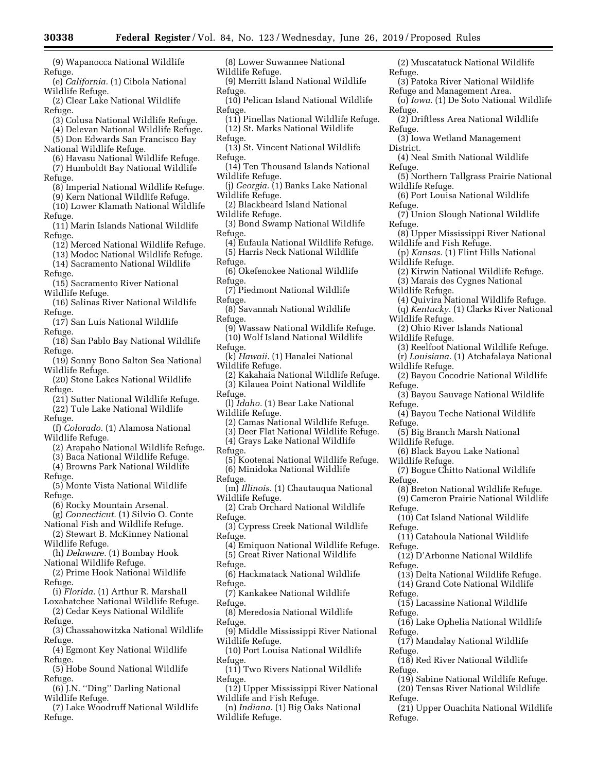(9) Wapanocca National Wildlife Refuge.

(e) *California.* (1) Cibola National Wildlife Refuge.

(2) Clear Lake National Wildlife Refuge.

(3) Colusa National Wildlife Refuge.

(4) Delevan National Wildlife Refuge.

(5) Don Edwards San Francisco Bay National Wildlife Refuge.

(6) Havasu National Wildlife Refuge.

(7) Humboldt Bay National Wildlife Refuge.

(8) Imperial National Wildlife Refuge.

(9) Kern National Wildlife Refuge.

(10) Lower Klamath National Wildlife Refuge.

(11) Marin Islands National Wildlife Refuge.

(12) Merced National Wildlife Refuge.

(13) Modoc National Wildlife Refuge.

(14) Sacramento National Wildlife Refuge.

(15) Sacramento River National Wildlife Refuge.

(16) Salinas River National Wildlife Refuge.

(17) San Luis National Wildlife Refuge.

(18) San Pablo Bay National Wildlife Refuge.

(19) Sonny Bono Salton Sea National Wildlife Refuge.

(20) Stone Lakes National Wildlife Refuge.

(21) Sutter National Wildlife Refuge.

(22) Tule Lake National Wildlife Refuge.

(f) *Colorado.* (1) Alamosa National Wildlife Refuge.

(2) Arapaho National Wildlife Refuge.

(3) Baca National Wildlife Refuge.

(4) Browns Park National Wildlife Refuge.

(5) Monte Vista National Wildlife Refuge.

(6) Rocky Mountain Arsenal.

(g) *Connecticut.* (1) Silvio O. Conte National Fish and Wildlife Refuge.

(2) Stewart B. McKinney National Wildlife Refuge.

(h) *Delaware.* (1) Bombay Hook National Wildlife Refuge.

(2) Prime Hook National Wildlife Refuge.

(i) *Florida.* (1) Arthur R. Marshall Loxahatchee National Wildlife Refuge.

(2) Cedar Keys National Wildlife Refuge.

(3) Chassahowitzka National Wildlife Refuge.

(4) Egmont Key National Wildlife Refuge.

(5) Hobe Sound National Wildlife Refuge.

(6) J.N. ''Ding'' Darling National Wildlife Refuge.

(7) Lake Woodruff National Wildlife Refuge.

(8) Lower Suwannee National Wildlife Refuge.

(9) Merritt Island National Wildlife Refuge.

(10) Pelican Island National Wildlife Refuge.

(11) Pinellas National Wildlife Refuge.

(12) St. Marks National Wildlife Refuge.

(13) St. Vincent National Wildlife Refuge.

(14) Ten Thousand Islands National Wildlife Refuge.

(j) *Georgia.* (1) Banks Lake National Wildlife Refuge.

(2) Blackbeard Island National Wildlife Refuge.

(3) Bond Swamp National Wildlife Refuge.

(4) Eufaula National Wildlife Refuge.

(5) Harris Neck National Wildlife Refuge.

(6) Okefenokee National Wildlife Refuge.

(7) Piedmont National Wildlife Refuge.

(8) Savannah National Wildlife Refuge.

(9) Wassaw National Wildlife Refuge.

(10) Wolf Island National Wildlife Refuge.

(k) *Hawaii.* (1) Hanalei National Wildlife Refuge.

(2) Kakahaia National Wildlife Refuge.

(3) Kilauea Point National Wildlife Refuge.

(l) *Idaho.* (1) Bear Lake National Wildlife Refuge.

(2) Camas National Wildlife Refuge.

(3) Deer Flat National Wildlife Refuge.

(4) Grays Lake National Wildlife Refuge.

(5) Kootenai National Wildlife Refuge.

(6) Minidoka National Wildlife Refuge.

(m) *Illinois.* (1) Chautauqua National Wildlife Refuge.

(2) Crab Orchard National Wildlife Refuge.

(3) Cypress Creek National Wildlife Refuge.

(4) Emiquon National Wildlife Refuge.

(5) Great River National Wildlife Refuge.

(6) Hackmatack National Wildlife Refuge.

(7) Kankakee National Wildlife Refuge.

(8) Meredosia National Wildlife Refuge.

(9) Middle Mississippi River National Wildlife Refuge.

(10) Port Louisa National Wildlife Refuge.

(11) Two Rivers National Wildlife Refuge.

(12) Upper Mississippi River National Wildlife and Fish Refuge.

(n) *Indiana.* (1) Big Oaks National Wildlife Refuge.

(2) Muscatatuck National Wildlife Refuge.

(3) Patoka River National Wildlife Refuge and Management Area.

(o) *Iowa.* (1) De Soto National Wildlife Refuge.

(2) Driftless Area National Wildlife Refuge.

(3) Iowa Wetland Management District.

(4) Neal Smith National Wildlife Refuge.

(5) Northern Tallgrass Prairie National Wildlife Refuge.

(6) Port Louisa National Wildlife Refuge.

(7) Union Slough National Wildlife Refuge.

(8) Upper Mississippi River National Wildlife and Fish Refuge.

(p) *Kansas.* (1) Flint Hills National Wildlife Refuge.

(2) Kirwin National Wildlife Refuge.

(3) Marais des Cygnes National Wildlife Refuge.

(4) Quivira National Wildlife Refuge.

(q) *Kentucky.* (1) Clarks River National Wildlife Refuge.

(2) Ohio River Islands National Wildlife Refuge.

(3) Reelfoot National Wildlife Refuge.

(r) *Louisiana.* (1) Atchafalaya National Wildlife Refuge.

(2) Bayou Cocodrie National Wildlife Refuge.

(3) Bayou Sauvage National Wildlife Refuge.

(4) Bayou Teche National Wildlife Refuge.

(5) Big Branch Marsh National Wildlife Refuge.

(6) Black Bayou Lake National Wildlife Refuge.

(7) Bogue Chitto National Wildlife Refuge.

(8) Breton National Wildlife Refuge.

(9) Cameron Prairie National Wildlife Refuge.

(10) Cat Island National Wildlife Refuge.

(11) Catahoula National Wildlife Refuge.

(12) D'Arbonne National Wildlife Refuge.

(13) Delta National Wildlife Refuge.

(14) Grand Cote National Wildlife Refuge.

(15) Lacassine National Wildlife Refuge.

(16) Lake Ophelia National Wildlife Refuge.

(17) Mandalay National Wildlife Refuge.

(18) Red River National Wildlife Refuge.

(19) Sabine National Wildlife Refuge.

(20) Tensas River National Wildlife Refuge.

(21) Upper Ouachita National Wildlife Refuge.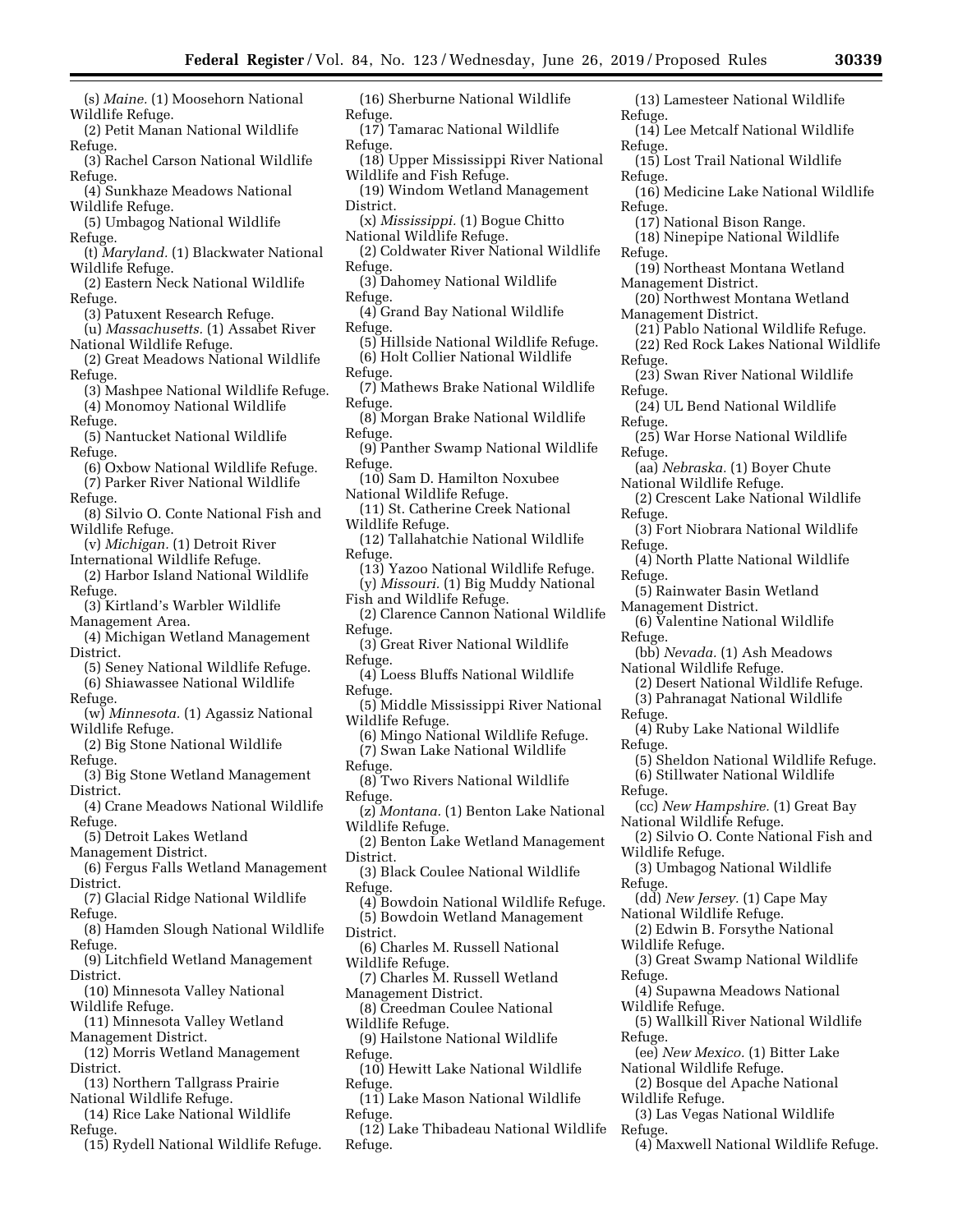(s) *Maine.* (1) Moosehorn National Wildlife Refuge.

(2) Petit Manan National Wildlife Refuge.

(3) Rachel Carson National Wildlife Refuge.

(4) Sunkhaze Meadows National Wildlife Refuge.

(5) Umbagog National Wildlife Refuge.

(t) *Maryland.* (1) Blackwater National Wildlife Refuge.

(2) Eastern Neck National Wildlife Refuge.

(3) Patuxent Research Refuge.

(u) *Massachusetts.* (1) Assabet River National Wildlife Refuge.

(2) Great Meadows National Wildlife Refuge.

(3) Mashpee National Wildlife Refuge.

(4) Monomoy National Wildlife Refuge.

(5) Nantucket National Wildlife Refuge.

(6) Oxbow National Wildlife Refuge.

(7) Parker River National Wildlife Refuge.

(8) Silvio O. Conte National Fish and Wildlife Refuge.

(v) *Michigan.* (1) Detroit River International Wildlife Refuge.

(2) Harbor Island National Wildlife Refuge.

(3) Kirtland's Warbler Wildlife Management Area.

(4) Michigan Wetland Management District.

(5) Seney National Wildlife Refuge.

(6) Shiawassee National Wildlife Refuge.

(w) *Minnesota.* (1) Agassiz National Wildlife Refuge.

(2) Big Stone National Wildlife Refuge.

(3) Big Stone Wetland Management District.

(4) Crane Meadows National Wildlife Refuge.

(5) Detroit Lakes Wetland Management District.

(6) Fergus Falls Wetland Management District.

(7) Glacial Ridge National Wildlife Refuge.

(8) Hamden Slough National Wildlife Refuge.

(9) Litchfield Wetland Management District.

(10) Minnesota Valley National Wildlife Refuge.

(11) Minnesota Valley Wetland Management District.

(12) Morris Wetland Management District.

(13) Northern Tallgrass Prairie National Wildlife Refuge.

(14) Rice Lake National Wildlife Refuge.

(15) Rydell National Wildlife Refuge.

(16) Sherburne National Wildlife Refuge.

(17) Tamarac National Wildlife Refuge.

(18) Upper Mississippi River National Wildlife and Fish Refuge.

(19) Windom Wetland Management District.

(x) *Mississippi.* (1) Bogue Chitto National Wildlife Refuge.

(2) Coldwater River National Wildlife Refuge.

(3) Dahomey National Wildlife Refuge.

(4) Grand Bay National Wildlife Refuge.

(5) Hillside National Wildlife Refuge.

(6) Holt Collier National Wildlife Refuge.

(7) Mathews Brake National Wildlife Refuge.

(8) Morgan Brake National Wildlife Refuge.

(9) Panther Swamp National Wildlife Refuge.

(10) Sam D. Hamilton Noxubee National Wildlife Refuge.

(11) St. Catherine Creek National Wildlife Refuge.

(12) Tallahatchie National Wildlife Refuge.

(13) Yazoo National Wildlife Refuge.

(y) *Missouri.* (1) Big Muddy National Fish and Wildlife Refuge.

(2) Clarence Cannon National Wildlife Refuge.

(3) Great River National Wildlife Refuge.

(4) Loess Bluffs National Wildlife Refuge.

(5) Middle Mississippi River National Wildlife Refuge.

(6) Mingo National Wildlife Refuge.

(7) Swan Lake National Wildlife Refuge.

(8) Two Rivers National Wildlife Refuge.

(z) *Montana.* (1) Benton Lake National Wildlife Refuge.

(2) Benton Lake Wetland Management District.

(3) Black Coulee National Wildlife Refuge.

(4) Bowdoin National Wildlife Refuge.

(5) Bowdoin Wetland Management District.

(6) Charles M. Russell National Wildlife Refuge.

(7) Charles M. Russell Wetland Management District.

(8) Creedman Coulee National Wildlife Refuge.

(9) Hailstone National Wildlife Refuge.

(10) Hewitt Lake National Wildlife Refuge.

(11) Lake Mason National Wildlife Refuge.

(12) Lake Thibadeau National Wildlife Refuge.

(13) Lamesteer National Wildlife Refuge.

(14) Lee Metcalf National Wildlife Refuge.

(15) Lost Trail National Wildlife Refuge.

(16) Medicine Lake National Wildlife Refuge.

(17) National Bison Range.

(18) Ninepipe National Wildlife Refuge.

(19) Northeast Montana Wetland Management District.

(20) Northwest Montana Wetland Management District.

(21) Pablo National Wildlife Refuge.

(22) Red Rock Lakes National Wildlife Refuge.

(23) Swan River National Wildlife Refuge.

(24) UL Bend National Wildlife Refuge.

(25) War Horse National Wildlife Refuge.

(aa) *Nebraska.* (1) Boyer Chute National Wildlife Refuge.

(2) Crescent Lake National Wildlife Refuge.

(3) Fort Niobrara National Wildlife Refuge.

(4) North Platte National Wildlife Refuge.

(5) Rainwater Basin Wetland Management District.

(6) Valentine National Wildlife Refuge.

(bb) *Nevada.* (1) Ash Meadows National Wildlife Refuge.

(2) Desert National Wildlife Refuge.

(3) Pahranagat National Wildlife Refuge.

(4) Ruby Lake National Wildlife Refuge.

(5) Sheldon National Wildlife Refuge.

(6) Stillwater National Wildlife Refuge.

(cc) *New Hampshire.* (1) Great Bay National Wildlife Refuge.

(2) Silvio O. Conte National Fish and Wildlife Refuge.

(3) Umbagog National Wildlife Refuge.

(dd) *New Jersey.* (1) Cape May National Wildlife Refuge.

(2) Edwin B. Forsythe National Wildlife Refuge.

(3) Great Swamp National Wildlife Refuge.

(4) Supawna Meadows National Wildlife Refuge.

(5) Wallkill River National Wildlife Refuge.

(ee) *New Mexico.* (1) Bitter Lake National Wildlife Refuge.

(2) Bosque del Apache National Wildlife Refuge.

(3) Las Vegas National Wildlife Refuge.

(4) Maxwell National Wildlife Refuge.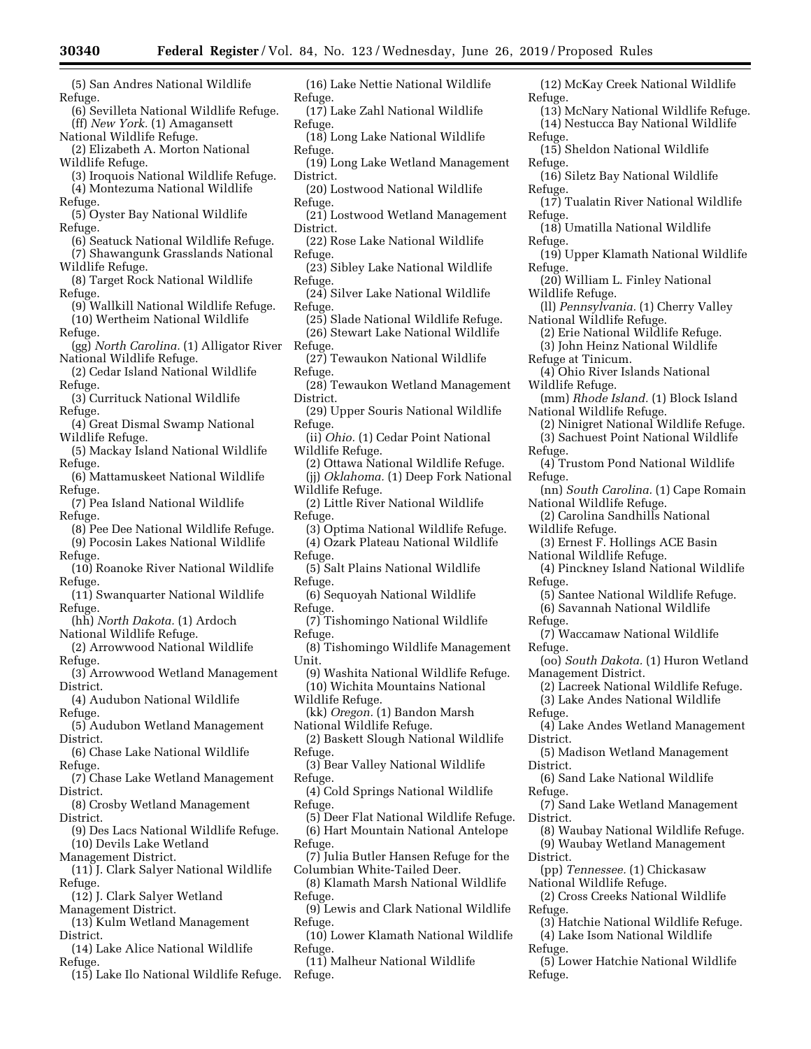(5) San Andres National Wildlife Refuge.

(6) Sevilleta National Wildlife Refuge.

(ff) *New York.* (1) Amagansett National Wildlife Refuge.

(2) Elizabeth A. Morton National Wildlife Refuge.

(3) Iroquois National Wildlife Refuge.

(4) Montezuma National Wildlife Refuge.

(5) Oyster Bay National Wildlife Refuge.

(6) Seatuck National Wildlife Refuge.

(7) Shawangunk Grasslands National Wildlife Refuge.

(8) Target Rock National Wildlife Refuge.

(9) Wallkill National Wildlife Refuge.

(10) Wertheim National Wildlife Refuge.

(gg) *North Carolina.* (1) Alligator River National Wildlife Refuge.

(2) Cedar Island National Wildlife Refuge.

(3) Currituck National Wildlife Refuge.

(4) Great Dismal Swamp National Wildlife Refuge.

(5) Mackay Island National Wildlife Refuge.

(6) Mattamuskeet National Wildlife Refuge.

(7) Pea Island National Wildlife Refuge.

(8) Pee Dee National Wildlife Refuge.

(9) Pocosin Lakes National Wildlife Refuge.

(10) Roanoke River National Wildlife Refuge.

(11) Swanquarter National Wildlife Refuge.

(hh) *North Dakota.* (1) Ardoch National Wildlife Refuge.

(2) Arrowwood National Wildlife Refuge.

(3) Arrowwood Wetland Management District.

(4) Audubon National Wildlife Refuge.

(5) Audubon Wetland Management District.

(6) Chase Lake National Wildlife Refuge.

(7) Chase Lake Wetland Management District.

(8) Crosby Wetland Management District.

(9) Des Lacs National Wildlife Refuge.

(10) Devils Lake Wetland Management District.

(11) J. Clark Salyer National Wildlife Refuge.

(12) J. Clark Salyer Wetland Management District.

(13) Kulm Wetland Management District.

(14) Lake Alice National Wildlife Refuge.

(15) Lake Ilo National Wildlife Refuge.

(16) Lake Nettie National Wildlife Refuge.

(17) Lake Zahl National Wildlife Refuge.

(18) Long Lake National Wildlife Refuge.

(19) Long Lake Wetland Management District.

(20) Lostwood National Wildlife Refuge.

(21) Lostwood Wetland Management District.

(22) Rose Lake National Wildlife Refuge.

(23) Sibley Lake National Wildlife Refuge.

(24) Silver Lake National Wildlife Refuge.

(25) Slade National Wildlife Refuge.

(26) Stewart Lake National Wildlife Refuge.

(27) Tewaukon National Wildlife Refuge.

(28) Tewaukon Wetland Management District.

(29) Upper Souris National Wildlife Refuge.

(ii) *Ohio.* (1) Cedar Point National Wildlife Refuge.

(2) Ottawa National Wildlife Refuge.

(jj) *Oklahoma.* (1) Deep Fork National Wildlife Refuge.

(2) Little River National Wildlife Refuge.

(3) Optima National Wildlife Refuge.

(4) Ozark Plateau National Wildlife Refuge.

(5) Salt Plains National Wildlife Refuge.

(6) Sequoyah National Wildlife Refuge.

(7) Tishomingo National Wildlife Refuge.

(8) Tishomingo Wildlife Management Unit.

(9) Washita National Wildlife Refuge.

(10) Wichita Mountains National Wildlife Refuge.

(kk) *Oregon.* (1) Bandon Marsh National Wildlife Refuge.

(2) Baskett Slough National Wildlife Refuge.

(3) Bear Valley National Wildlife Refuge.

(4) Cold Springs National Wildlife Refuge.

(5) Deer Flat National Wildlife Refuge.

(6) Hart Mountain National Antelope Refuge.

(7) Julia Butler Hansen Refuge for the Columbian White-Tailed Deer.

(8) Klamath Marsh National Wildlife Refuge.

(9) Lewis and Clark National Wildlife Refuge.

(10) Lower Klamath National Wildlife Refuge.

(11) Malheur National Wildlife Refuge.

(12) McKay Creek National Wildlife Refuge.

(13) McNary National Wildlife Refuge.

(14) Nestucca Bay National Wildlife Refuge.

(15) Sheldon National Wildlife Refuge.

(16) Siletz Bay National Wildlife Refuge.

(17) Tualatin River National Wildlife Refuge.

(18) Umatilla National Wildlife Refuge.

(19) Upper Klamath National Wildlife Refuge.

(20) William L. Finley National Wildlife Refuge.

(ll) *Pennsylvania.* (1) Cherry Valley National Wildlife Refuge.

(2) Erie National Wildlife Refuge.

(3) John Heinz National Wildlife Refuge at Tinicum.

(4) Ohio River Islands National Wildlife Refuge.

(mm) *Rhode Island.* (1) Block Island National Wildlife Refuge.

(2) Ninigret National Wildlife Refuge.

(3) Sachuest Point National Wildlife Refuge.

(4) Trustom Pond National Wildlife Refuge.

(nn) *South Carolina.* (1) Cape Romain National Wildlife Refuge.

(2) Carolina Sandhills National Wildlife Refuge.

(3) Ernest F. Hollings ACE Basin National Wildlife Refuge.

(4) Pinckney Island National Wildlife Refuge.

(5) Santee National Wildlife Refuge.

(6) Savannah National Wildlife Refuge.

(7) Waccamaw National Wildlife Refuge.

(oo) *South Dakota.* (1) Huron Wetland Management District.

(2) Lacreek National Wildlife Refuge.

(3) Lake Andes National Wildlife Refuge.

(4) Lake Andes Wetland Management District.

(5) Madison Wetland Management District.

(6) Sand Lake National Wildlife Refuge.

(7) Sand Lake Wetland Management District.

(8) Waubay National Wildlife Refuge.

(9) Waubay Wetland Management District.

(pp) *Tennessee.* (1) Chickasaw National Wildlife Refuge.

(2) Cross Creeks National Wildlife Refuge.

(3) Hatchie National Wildlife Refuge.

(4) Lake Isom National Wildlife Refuge.

(5) Lower Hatchie National Wildlife Refuge.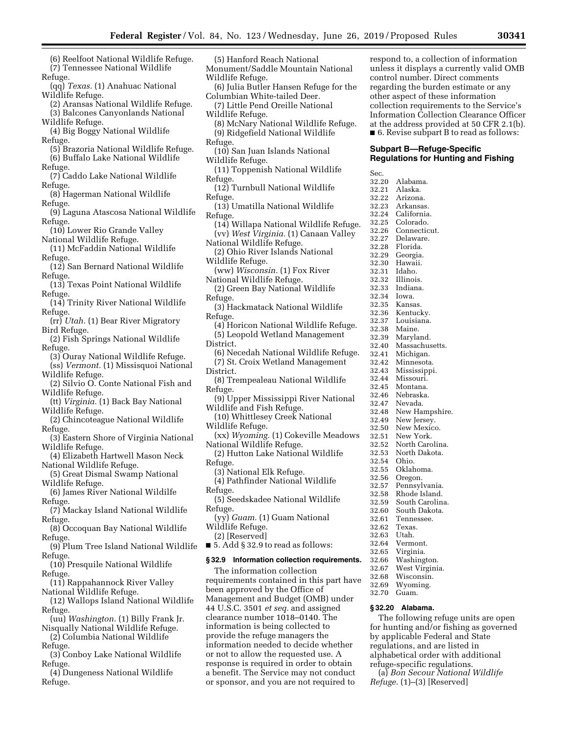(6) Reelfoot National Wildlife Refuge.

(7) Tennessee National Wildlife Refuge.

(qq) *Texas.* (1) Anahuac National Wildlife Refuge.

(2) Aransas National Wildlife Refuge.

(3) Balcones Canyonlands National Wildlife Refuge.

(4) Big Boggy National Wildlife Refuge.

(5) Brazoria National Wildlife Refuge.

(6) Buffalo Lake National Wildlife Refuge.

(7) Caddo Lake National Wildlife Refuge.

(8) Hagerman National Wildlife Refuge.

(9) Laguna Atascosa National Wildlife Refuge.

(10) Lower Rio Grande Valley National Wildlife Refuge.

(11) McFaddin National Wildlife Refuge.

(12) San Bernard National Wildlife Refuge.

(13) Texas Point National Wildlife Refuge.

(14) Trinity River National Wildlife Refuge.

(rr) *Utah.* (1) Bear River Migratory Bird Refuge.

(2) Fish Springs National Wildlife Refuge.

(3) Ouray National Wildlife Refuge.

(ss) *Vermont.* (1) Missisquoi National Wildlife Refuge.

(2) Silvio O. Conte National Fish and Wildlife Refuge.

(tt) *Virginia.* (1) Back Bay National Wildlife Refuge.

(2) Chincoteague National Wildlife Refuge.

(3) Eastern Shore of Virginia National Wildlife Refuge.

(4) Elizabeth Hartwell Mason Neck National Wildlife Refuge.

(5) Great Dismal Swamp National Wildlife Refuge.

(6) James River National Wildilfe Refuge.

(7) Mackay Island National Wildlife Refuge.

(8) Occoquan Bay National Wildlife Refuge.

(9) Plum Tree Island National Wildlife Refuge.

(10) Presquile National Wildlife Refuge.

(11) Rappahannock River Valley National Wildlife Refuge.

(12) Wallops Island National Wildlife Refuge.

(uu) *Washington.* (1) Billy Frank Jr. Nisqually National Wildlife Refuge.

(2) Columbia National Wildlife Refuge.

(3) Conboy Lake National Wildlife Refuge.

(4) Dungeness National Wildlife Refuge.

(5) Hanford Reach National Monument/Saddle Mountain National Wildlife Refuge.

(6) Julia Butler Hansen Refuge for the Columbian White-tailed Deer.

(7) Little Pend Oreille National Wildlife Refuge.

(8) McNary National Wildlife Refuge.

(9) Ridgefield National Wildlife Refuge.

(10) San Juan Islands National Wildlife Refuge.

(11) Toppenish National Wildlife Refuge.

(12) Turnbull National Wildlife Refuge.

(13) Umatilla National Wildlife Refuge.

(14) Willapa National Wildlife Refuge.

(vv) *West Virginia.* (1) Canaan Valley National Wildlife Refuge.

(2) Ohio River Islands National Wildlife Refuge.

(ww) *Wisconsin.* (1) Fox River National Wildlife Refuge.

(2) Green Bay National Wildlife Refuge.

(3) Hackmatack National Wildlife Refuge.

(4) Horicon National Wildlife Refuge.

(5) Leopold Wetland Management District.

(6) Necedah National Wildlife Refuge.

(7) St. Croix Wetland Management District.

(8) Trempealeau National Wildlife Refuge.

(9) Upper Mississippi River National Wildlife and Fish Refuge.

(10) Whittlesey Creek National Wildlife Refuge.

(xx) *Wyoming.* (1) Cokeville Meadows National Wildlife Refuge.

(2) Hutton Lake National Wildlife Refuge.

(3) National Elk Refuge.

(4) Pathfinder National Wildlife Refuge.

(5) Seedskadee National Wildlife Refuge.

(yy) *Guam.* (1) Guam National Wildlife Refuge.

(2) [Reserved]

■ 5. Add § 32.9 to read as follows:

**§ 32.9 Information collection requirements.**

The information collection requirements contained in this part have been approved by the Office of Management and Budget (OMB) under 44 U.S.C. 3501 *et seq.* and assigned clearance number 1018–0140. The information is being collected to provide the refuge managers the information needed to decide whether or not to allow the requested use. A response is required in order to obtain a benefit. The Service may not conduct or sponsor, and you are not required to respond to, a collection of information unless it displays a currently valid OMB control number. Direct comments regarding the burden estimate or any other aspect of these information collection requirements to the Service's Information Collection Clearance Officer at the address provided at 50 CFR 2.1(b).

■ 6. Revise subpart B to read as follows:

## Subpart B—Refuge-Specific Regulations for Hunting and Fishing

Sec.
32.20 Alabama.
32.21 Alaska.
32.22 Arizona.
32.23 Arkansas.
32.24 California.
32.25 Colorado.
32.26 Connecticut.
32.27 Delaware.
32.28 Florida.
32.29 Georgia.
32.30 Hawaii.
32.31 Idaho.
32.32 Illinois.
32.33 Indiana.
32.34 Iowa.
32.35 Kansas.
32.36 Kentucky.
32.37 Louisiana.
32.38 Maine.
32.39 Maryland.
32.40 Massachusetts.
32.41 Michigan.
32.42 Minnesota.
32.43 Mississippi.
32.44 Missouri.
32.45 Montana.
32.46 Nebraska.
32.47 Nevada.
32.48 New Hampshire.
32.49 New Jersey.
32.50 New Mexico.
32.51 New York.
32.52 North Carolina.
32.53 North Dakota.
32.54 Ohio.
32.55 Oklahoma.
32.56 Oregon.
32.57 Pennsylvania.
32.58 Rhode Island.
32.59 South Carolina.
32.60 South Dakota.
32.61 Tennessee.
32.62 Texas.
32.63 Utah.
32.64 Vermont.
32.65 Virginia.
32.66 Washington.
32.67 West Virginia.
32.68 Wisconsin.
32.69 Wyoming.
32.70 Guam.

**§ 32.20 Alabama.**

The following refuge units are open for hunting and/or fishing as governed by applicable Federal and State regulations, and are listed in alphabetical order with additional refuge-specific regulations.

(a) *Bon Secour National Wildlife Refuge.* (1)–(3) [Reserved]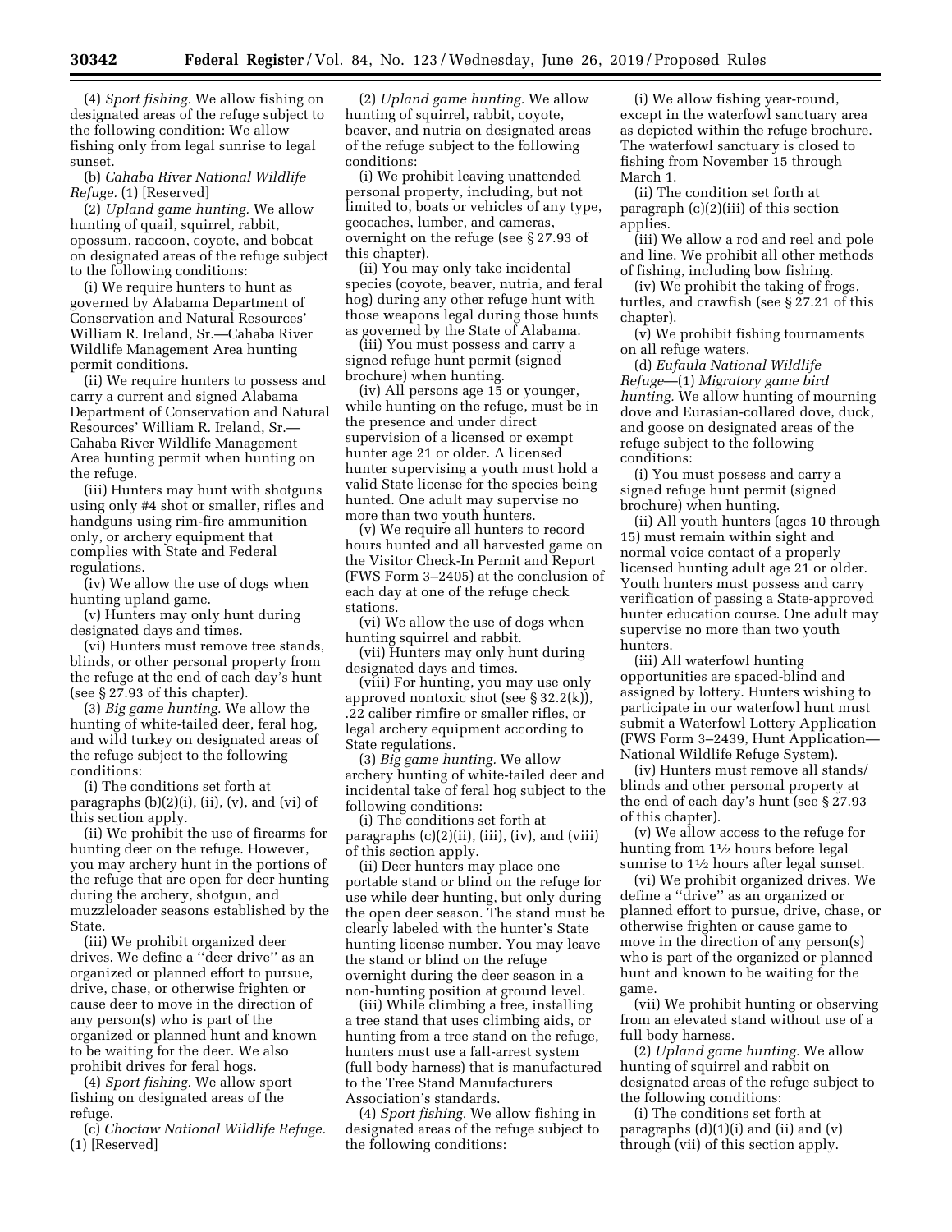(4) *Sport fishing.* We allow fishing on designated areas of the refuge subject to the following condition: We allow fishing only from legal sunrise to legal sunset.

(b) *Cahaba River National Wildlife Refuge.* (1) [Reserved]

(2) *Upland game hunting.* We allow hunting of quail, squirrel, rabbit, opossum, raccoon, coyote, and bobcat on designated areas of the refuge subject to the following conditions:

(i) We require hunters to hunt as governed by Alabama Department of Conservation and Natural Resources' William R. Ireland, Sr.—Cahaba River Wildlife Management Area hunting permit conditions.

(ii) We require hunters to possess and carry a current and signed Alabama Department of Conservation and Natural Resources' William R. Ireland, Sr.—Cahaba River Wildlife Management Area hunting permit when hunting on the refuge.

(iii) Hunters may hunt with shotguns using only #4 shot or smaller, rifles and handguns using rim-fire ammunition only, or archery equipment that complies with State and Federal regulations.

(iv) We allow the use of dogs when hunting upland game.

(v) Hunters may only hunt during designated days and times.

(vi) Hunters must remove tree stands, blinds, or other personal property from the refuge at the end of each day's hunt (see § 27.93 of this chapter).

(3) *Big game hunting.* We allow the hunting of white-tailed deer, feral hog, and wild turkey on designated areas of the refuge subject to the following conditions:

(i) The conditions set forth at paragraphs (b)(2)(i), (ii), (v), and (vi) of this section apply.

(ii) We prohibit the use of firearms for hunting deer on the refuge. However, you may archery hunt in the portions of the refuge that are open for deer hunting during the archery, shotgun, and muzzleloader seasons established by the State.

(iii) We prohibit organized deer drives. We define a ''deer drive'' as an organized or planned effort to pursue, drive, chase, or otherwise frighten or cause deer to move in the direction of any person(s) who is part of the organized or planned hunt and known to be waiting for the deer. We also prohibit drives for feral hogs.

(4) *Sport fishing.* We allow sport fishing on designated areas of the refuge.

(c) *Choctaw National Wildlife Refuge.* (1) [Reserved]

(2) *Upland game hunting.* We allow hunting of squirrel, rabbit, coyote, beaver, and nutria on designated areas of the refuge subject to the following conditions:

(i) We prohibit leaving unattended personal property, including, but not limited to, boats or vehicles of any type, geocaches, lumber, and cameras, overnight on the refuge (see § 27.93 of this chapter).

(ii) You may only take incidental species (coyote, beaver, nutria, and feral hog) during any other refuge hunt with those weapons legal during those hunts as governed by the State of Alabama.

(iii) You must possess and carry a signed refuge hunt permit (signed brochure) when hunting.

(iv) All persons age 15 or younger, while hunting on the refuge, must be in the presence and under direct supervision of a licensed or exempt hunter age 21 or older. A licensed hunter supervising a youth must hold a valid State license for the species being hunted. One adult may supervise no more than two youth hunters.

(v) We require all hunters to record hours hunted and all harvested game on the Visitor Check-In Permit and Report (FWS Form 3–2405) at the conclusion of each day at one of the refuge check stations.

(vi) We allow the use of dogs when hunting squirrel and rabbit.

(vii) Hunters may only hunt during designated days and times.

(viii) For hunting, you may use only approved nontoxic shot (see § 32.2(k)), .22 caliber rimfire or smaller rifles, or legal archery equipment according to State regulations.

(3) *Big game hunting.* We allow archery hunting of white-tailed deer and incidental take of feral hog subject to the following conditions:

(i) The conditions set forth at paragraphs (c)(2)(ii), (iii), (iv), and (viii) of this section apply.

(ii) Deer hunters may place one portable stand or blind on the refuge for use while deer hunting, but only during the open deer season. The stand must be clearly labeled with the hunter's State hunting license number. You may leave the stand or blind on the refuge overnight during the deer season in a non-hunting position at ground level.

(iii) While climbing a tree, installing a tree stand that uses climbing aids, or hunting from a tree stand on the refuge, hunters must use a fall-arrest system (full body harness) that is manufactured to the Tree Stand Manufacturers Association's standards.

(4) *Sport fishing.* We allow fishing in designated areas of the refuge subject to the following conditions:

(i) We allow fishing year-round, except in the waterfowl sanctuary area as depicted within the refuge brochure. The waterfowl sanctuary is closed to fishing from November 15 through March 1.

(ii) The condition set forth at paragraph (c)(2)(iii) of this section applies.

(iii) We allow a rod and reel and pole and line. We prohibit all other methods of fishing, including bow fishing.

(iv) We prohibit the taking of frogs, turtles, and crawfish (see § 27.21 of this chapter).

(v) We prohibit fishing tournaments on all refuge waters.

(d) *Eufaula National Wildlife Refuge*—(1) *Migratory game bird hunting.* We allow hunting of mourning dove and Eurasian-collared dove, duck, and goose on designated areas of the refuge subject to the following conditions:

(i) You must possess and carry a signed refuge hunt permit (signed brochure) when hunting.

(ii) All youth hunters (ages 10 through 15) must remain within sight and normal voice contact of a properly licensed hunting adult age 21 or older. Youth hunters must possess and carry verification of passing a State-approved hunter education course. One adult may supervise no more than two youth hunters.

(iii) All waterfowl hunting opportunities are spaced-blind and assigned by lottery. Hunters wishing to participate in our waterfowl hunt must submit a Waterfowl Lottery Application (FWS Form 3–2439, Hunt Application—National Wildlife Refuge System).

(iv) Hunters must remove all stands/blinds and other personal property at the end of each day's hunt (see § 27.93 of this chapter).

(v) We allow access to the refuge for hunting from 1½ hours before legal sunrise to 1½ hours after legal sunset.

(vi) We prohibit organized drives. We define a ''drive'' as an organized or planned effort to pursue, drive, chase, or otherwise frighten or cause game to move in the direction of any person(s) who is part of the organized or planned hunt and known to be waiting for the game.

(vii) We prohibit hunting or observing from an elevated stand without use of a full body harness.

(2) *Upland game hunting.* We allow hunting of squirrel and rabbit on designated areas of the refuge subject to the following conditions:

(i) The conditions set forth at paragraphs (d)(1)(i) and (ii) and (v) through (vii) of this section apply.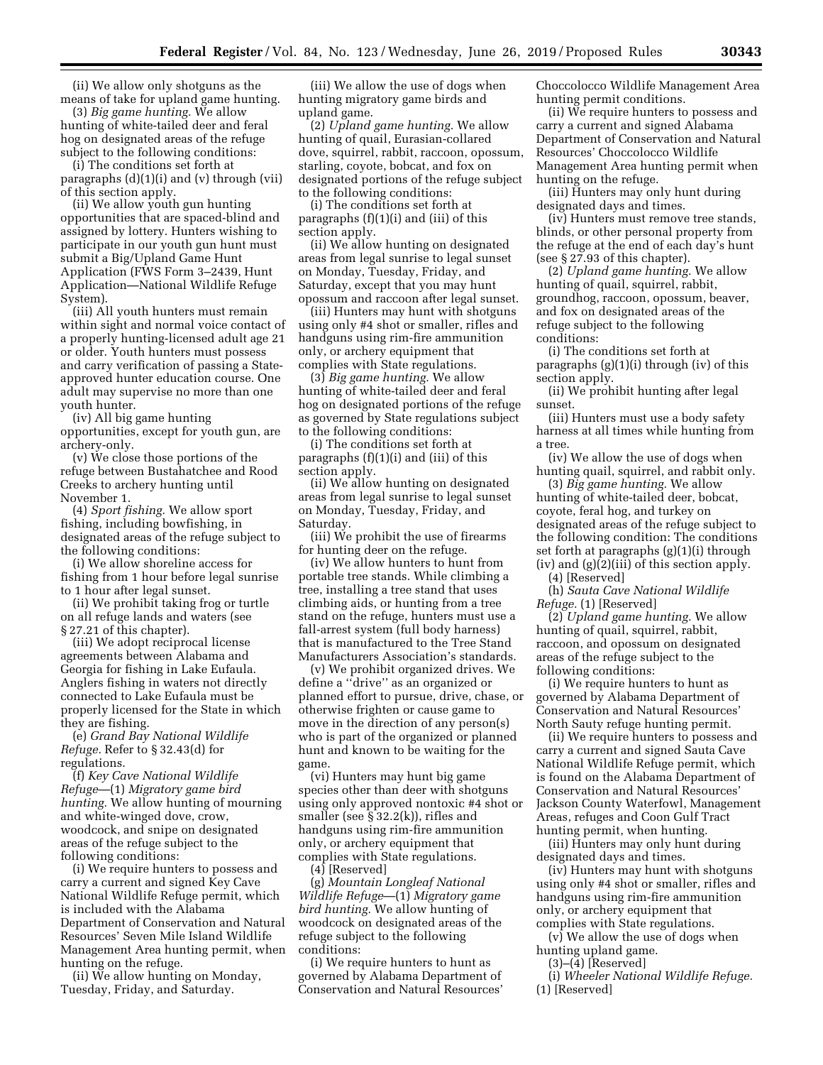(ii) We allow only shotguns as the means of take for upland game hunting.

(3) *Big game hunting.* We allow hunting of white-tailed deer and feral hog on designated areas of the refuge subject to the following conditions:

(i) The conditions set forth at paragraphs (d)(1)(i) and (v) through (vii) of this section apply.

(ii) We allow youth gun hunting opportunities that are spaced-blind and assigned by lottery. Hunters wishing to participate in our youth gun hunt must submit a Big/Upland Game Hunt Application (FWS Form 3–2439, Hunt Application—National Wildlife Refuge System).

(iii) All youth hunters must remain within sight and normal voice contact of a properly hunting-licensed adult age 21 or older. Youth hunters must possess and carry verification of passing a State-approved hunter education course. One adult may supervise no more than one youth hunter.

(iv) All big game hunting opportunities, except for youth gun, are archery-only.

(v) We close those portions of the refuge between Bustahatchee and Rood Creeks to archery hunting until November 1.

(4) *Sport fishing.* We allow sport fishing, including bowfishing, in designated areas of the refuge subject to the following conditions:

(i) We allow shoreline access for fishing from 1 hour before legal sunrise to 1 hour after legal sunset.

(ii) We prohibit taking frog or turtle on all refuge lands and waters (see § 27.21 of this chapter).

(iii) We adopt reciprocal license agreements between Alabama and Georgia for fishing in Lake Eufaula. Anglers fishing in waters not directly connected to Lake Eufaula must be properly licensed for the State in which they are fishing.

(e) *Grand Bay National Wildlife Refuge.* Refer to § 32.43(d) for regulations.

(f) *Key Cave National Wildlife Refuge*—(1) *Migratory game bird hunting.* We allow hunting of mourning and white-winged dove, crow, woodcock, and snipe on designated areas of the refuge subject to the following conditions:

(i) We require hunters to possess and carry a current and signed Key Cave National Wildlife Refuge permit, which is included with the Alabama Department of Conservation and Natural Resources' Seven Mile Island Wildlife Management Area hunting permit, when hunting on the refuge.

(ii) We allow hunting on Monday, Tuesday, Friday, and Saturday.

(iii) We allow the use of dogs when hunting migratory game birds and upland game.

(2) *Upland game hunting.* We allow hunting of quail, Eurasian-collared dove, squirrel, rabbit, raccoon, opossum, starling, coyote, bobcat, and fox on designated portions of the refuge subject to the following conditions:

(i) The conditions set forth at paragraphs (f)(1)(i) and (iii) of this section apply.

(ii) We allow hunting on designated areas from legal sunrise to legal sunset on Monday, Tuesday, Friday, and Saturday, except that you may hunt opossum and raccoon after legal sunset.

(iii) Hunters may hunt with shotguns using only #4 shot or smaller, rifles and handguns using rim-fire ammunition only, or archery equipment that complies with State regulations.

(3) *Big game hunting.* We allow hunting of white-tailed deer and feral hog on designated portions of the refuge as governed by State regulations subject to the following conditions:

(i) The conditions set forth at paragraphs (f)(1)(i) and (iii) of this section apply.

(ii) We allow hunting on designated areas from legal sunrise to legal sunset on Monday, Tuesday, Friday, and Saturday.

(iii) We prohibit the use of firearms for hunting deer on the refuge.

(iv) We allow hunters to hunt from portable tree stands. While climbing a tree, installing a tree stand that uses climbing aids, or hunting from a tree stand on the refuge, hunters must use a fall-arrest system (full body harness) that is manufactured to the Tree Stand Manufacturers Association's standards.

(v) We prohibit organized drives. We define a ''drive'' as an organized or planned effort to pursue, drive, chase, or otherwise frighten or cause game to move in the direction of any person(s) who is part of the organized or planned hunt and known to be waiting for the game.

(vi) Hunters may hunt big game species other than deer with shotguns using only approved nontoxic #4 shot or smaller (see § 32.2(k)), rifles and handguns using rim-fire ammunition only, or archery equipment that complies with State regulations.

(4) [Reserved]

(g) *Mountain Longleaf National Wildlife Refuge*—(1) *Migratory game bird hunting.* We allow hunting of woodcock on designated areas of the refuge subject to the following conditions:

(i) We require hunters to hunt as governed by Alabama Department of Conservation and Natural Resources' Choccolocco Wildlife Management Area hunting permit conditions.

(ii) We require hunters to possess and carry a current and signed Alabama Department of Conservation and Natural Resources' Choccolocco Wildlife Management Area hunting permit when hunting on the refuge.

(iii) Hunters may only hunt during designated days and times.

(iv) Hunters must remove tree stands, blinds, or other personal property from the refuge at the end of each day's hunt (see § 27.93 of this chapter).

(2) *Upland game hunting.* We allow hunting of quail, squirrel, rabbit, groundhog, raccoon, opossum, beaver, and fox on designated areas of the refuge subject to the following conditions:

(i) The conditions set forth at paragraphs (g)(1)(i) through (iv) of this section apply.

(ii) We prohibit hunting after legal sunset.

(iii) Hunters must use a body safety harness at all times while hunting from a tree.

(iv) We allow the use of dogs when hunting quail, squirrel, and rabbit only.

(3) *Big game hunting.* We allow hunting of white-tailed deer, bobcat, coyote, feral hog, and turkey on designated areas of the refuge subject to the following condition: The conditions set forth at paragraphs (g)(1)(i) through (iv) and (g)(2)(iii) of this section apply.

(4) [Reserved]

(h) *Sauta Cave National Wildlife Refuge.* (1) [Reserved]

(2) *Upland game hunting.* We allow hunting of quail, squirrel, rabbit, raccoon, and opossum on designated areas of the refuge subject to the following conditions:

(i) We require hunters to hunt as governed by Alabama Department of Conservation and Natural Resources' North Sauty refuge hunting permit.

(ii) We require hunters to possess and carry a current and signed Sauta Cave National Wildlife Refuge permit, which is found on the Alabama Department of Conservation and Natural Resources' Jackson County Waterfowl, Management Areas, refuges and Coon Gulf Tract hunting permit, when hunting.

(iii) Hunters may only hunt during designated days and times.

(iv) Hunters may hunt with shotguns using only #4 shot or smaller, rifles and handguns using rim-fire ammunition only, or archery equipment that complies with State regulations.

(v) We allow the use of dogs when hunting upland game.

(3)–(4) [Reserved]

(i) *Wheeler National Wildlife Refuge.* (1) [Reserved]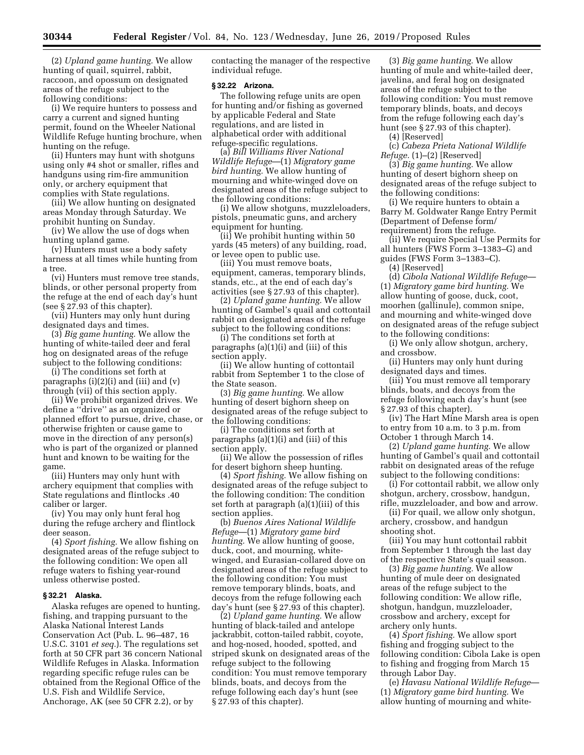(2) *Upland game hunting.* We allow hunting of quail, squirrel, rabbit, raccoon, and opossum on designated areas of the refuge subject to the following conditions:

(i) We require hunters to possess and carry a current and signed hunting permit, found on the Wheeler National Wildlife Refuge hunting brochure, when hunting on the refuge.

(ii) Hunters may hunt with shotguns using only #4 shot or smaller, rifles and handguns using rim-fire ammunition only, or archery equipment that complies with State regulations.

(iii) We allow hunting on designated areas Monday through Saturday. We prohibit hunting on Sunday.

(iv) We allow the use of dogs when hunting upland game.

(v) Hunters must use a body safety harness at all times while hunting from a tree.

(vi) Hunters must remove tree stands, blinds, or other personal property from the refuge at the end of each day's hunt (see § 27.93 of this chapter).

(vii) Hunters may only hunt during designated days and times.

(3) *Big game hunting.* We allow the hunting of white-tailed deer and feral hog on designated areas of the refuge subject to the following conditions:

(i) The conditions set forth at paragraphs (i)(2)(i) and (iii) and (v) through (vii) of this section apply.

(ii) We prohibit organized drives. We define a ''drive'' as an organized or planned effort to pursue, drive, chase, or otherwise frighten or cause game to move in the direction of any person(s) who is part of the organized or planned hunt and known to be waiting for the game.

(iii) Hunters may only hunt with archery equipment that complies with State regulations and flintlocks .40 caliber or larger.

(iv) You may only hunt feral hog during the refuge archery and flintlock deer season.

(4) *Sport fishing.* We allow fishing on designated areas of the refuge subject to the following condition: We open all refuge waters to fishing year-round unless otherwise posted.

### § 32.21 Alaska.

Alaska refuges are opened to hunting, fishing, and trapping pursuant to the Alaska National Interest Lands Conservation Act (Pub. L. 96–487, 16 U.S.C. 3101 *et seq.*). The regulations set forth at 50 CFR part 36 concern National Wildlife Refuges in Alaska. Information regarding specific refuge rules can be obtained from the Regional Office of the U.S. Fish and Wildlife Service, Anchorage, AK (see 50 CFR 2.2), or by contacting the manager of the respective individual refuge.

### § 32.22 Arizona.

The following refuge units are open for hunting and/or fishing as governed by applicable Federal and State regulations, and are listed in alphabetical order with additional refuge-specific regulations.

(a) *Bill Williams River National Wildlife Refuge*—(1) *Migratory game bird hunting.* We allow hunting of mourning and white-winged dove on designated areas of the refuge subject to the following conditions:

(i) We allow shotguns, muzzleloaders, pistols, pneumatic guns, and archery equipment for hunting.

(ii) We prohibit hunting within 50 yards (45 meters) of any building, road, or levee open to public use.

(iii) You must remove boats, equipment, cameras, temporary blinds, stands, etc., at the end of each day's activities (see § 27.93 of this chapter).

(2) *Upland game hunting.* We allow hunting of Gambel's quail and cottontail rabbit on designated areas of the refuge subject to the following conditions:

(i) The conditions set forth at paragraphs (a)(1)(i) and (iii) of this section apply.

(ii) We allow hunting of cottontail rabbit from September 1 to the close of the State season.

(3) *Big game hunting.* We allow hunting of desert bighorn sheep on designated areas of the refuge subject to the following conditions:

(i) The conditions set forth at paragraphs (a)(1)(i) and (iii) of this section apply.

(ii) We allow the possession of rifles for desert bighorn sheep hunting.

(4) *Sport fishing.* We allow fishing on designated areas of the refuge subject to the following condition: The condition set forth at paragraph (a)(1)(iii) of this section applies.

(b) *Buenos Aires National Wildlife Refuge*—(1) *Migratory game bird hunting.* We allow hunting of goose, duck, coot, and mourning, white-winged, and Eurasian-collared dove on designated areas of the refuge subject to the following condition: You must remove temporary blinds, boats, and decoys from the refuge following each day's hunt (see § 27.93 of this chapter).

(2) *Upland game hunting.* We allow hunting of black-tailed and antelope jackrabbit, cotton-tailed rabbit, coyote, and hog-nosed, hooded, spotted, and striped skunk on designated areas of the refuge subject to the following condition: You must remove temporary blinds, boats, and decoys from the refuge following each day's hunt (see § 27.93 of this chapter).

(3) *Big game hunting.* We allow hunting of mule and white-tailed deer, javelina, and feral hog on designated areas of the refuge subject to the following condition: You must remove temporary blinds, boats, and decoys from the refuge following each day's hunt (see § 27.93 of this chapter).

(4) [Reserved]

(c) *Cabeza Prieta National Wildlife Refuge.* (1)–(2) [Reserved]

(3) *Big game hunting.* We allow hunting of desert bighorn sheep on designated areas of the refuge subject to the following conditions:

(i) We require hunters to obtain a Barry M. Goldwater Range Entry Permit (Department of Defense form/requirement) from the refuge.

(ii) We require Special Use Permits for all hunters (FWS Form 3–1383–G) and guides (FWS Form 3–1383–C).

(4) [Reserved]

(d) *Cibola National Wildlife Refuge*—(1) *Migratory game bird hunting.* We allow hunting of goose, duck, coot, moorhen (gallinule), common snipe, and mourning and white-winged dove on designated areas of the refuge subject to the following conditions:

(i) We only allow shotgun, archery, and crossbow.

(ii) Hunters may only hunt during designated days and times.

(iii) You must remove all temporary blinds, boats, and decoys from the refuge following each day's hunt (see § 27.93 of this chapter).

(iv) The Hart Mine Marsh area is open to entry from 10 a.m. to 3 p.m. from October 1 through March 14.

(2) *Upland game hunting.* We allow hunting of Gambel's quail and cottontail rabbit on designated areas of the refuge subject to the following conditions:

(i) For cottontail rabbit, we allow only shotgun, archery, crossbow, handgun, rifle, muzzleloader, and bow and arrow.

(ii) For quail, we allow only shotgun, archery, crossbow, and handgun shooting shot.

(iii) You may hunt cottontail rabbit from September 1 through the last day of the respective State's quail season.

(3) *Big game hunting.* We allow hunting of mule deer on designated areas of the refuge subject to the following condition: We allow rifle, shotgun, handgun, muzzleloader, crossbow and archery, except for archery only hunts.

(4) *Sport fishing.* We allow sport fishing and frogging subject to the following condition: Cibola Lake is open to fishing and frogging from March 15 through Labor Day.

(e) *Havasu National Wildlife Refuge*—(1) *Migratory game bird hunting.* We allow hunting of mourning and white-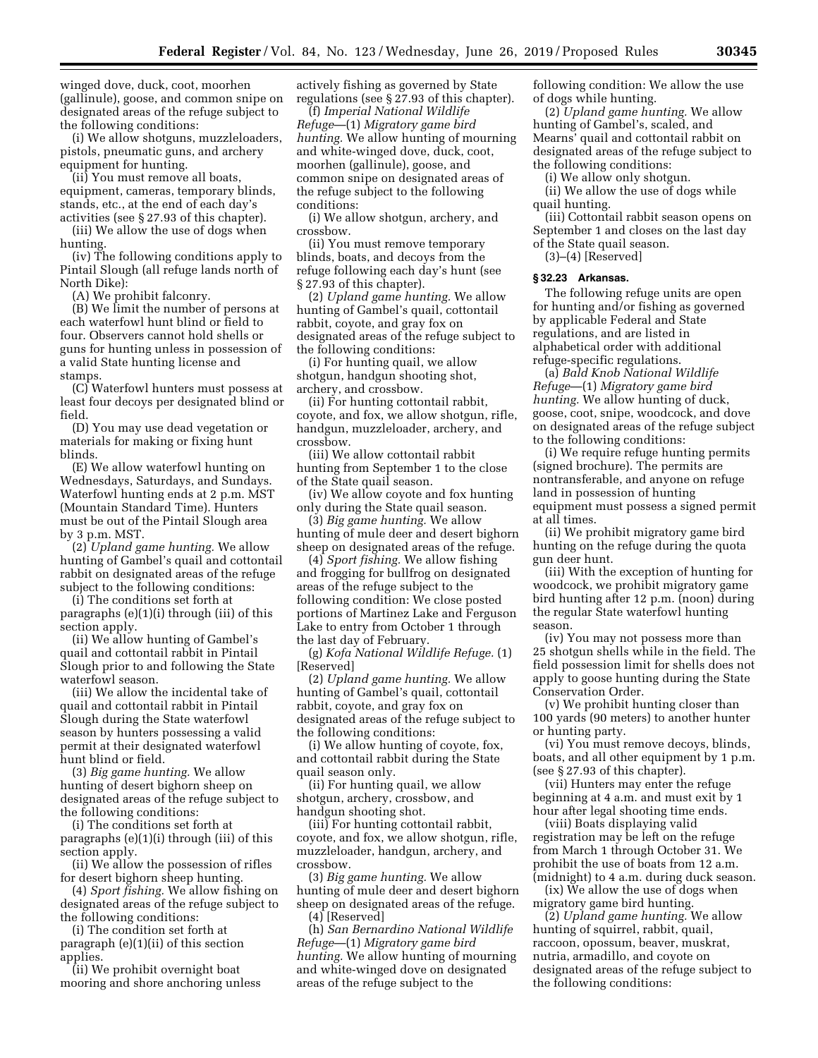winged dove, duck, coot, moorhen (gallinule), goose, and common snipe on designated areas of the refuge subject to the following conditions:

(i) We allow shotguns, muzzleloaders, pistols, pneumatic guns, and archery equipment for hunting.

(ii) You must remove all boats, equipment, cameras, temporary blinds, stands, etc., at the end of each day's activities (see § 27.93 of this chapter).

(iii) We allow the use of dogs when hunting.

(iv) The following conditions apply to Pintail Slough (all refuge lands north of North Dike):

(A) We prohibit falconry.

(B) We limit the number of persons at each waterfowl hunt blind or field to four. Observers cannot hold shells or guns for hunting unless in possession of a valid State hunting license and stamps.

(C) Waterfowl hunters must possess at least four decoys per designated blind or field.

(D) You may use dead vegetation or materials for making or fixing hunt blinds.

(E) We allow waterfowl hunting on Wednesdays, Saturdays, and Sundays. Waterfowl hunting ends at 2 p.m. MST (Mountain Standard Time). Hunters must be out of the Pintail Slough area by 3 p.m. MST.

(2) *Upland game hunting.* We allow hunting of Gambel's quail and cottontail rabbit on designated areas of the refuge subject to the following conditions:

(i) The conditions set forth at paragraphs (e)(1)(i) through (iii) of this section apply.

(ii) We allow hunting of Gambel's quail and cottontail rabbit in Pintail Slough prior to and following the State waterfowl season.

(iii) We allow the incidental take of quail and cottontail rabbit in Pintail Slough during the State waterfowl season by hunters possessing a valid permit at their designated waterfowl hunt blind or field.

(3) *Big game hunting.* We allow hunting of desert bighorn sheep on designated areas of the refuge subject to the following conditions:

(i) The conditions set forth at paragraphs (e)(1)(i) through (iii) of this section apply.

(ii) We allow the possession of rifles for desert bighorn sheep hunting.

(4) *Sport fishing.* We allow fishing on designated areas of the refuge subject to the following conditions:

(i) The condition set forth at paragraph (e)(1)(ii) of this section applies.

(ii) We prohibit overnight boat mooring and shore anchoring unless actively fishing as governed by State regulations (see § 27.93 of this chapter).

(f) *Imperial National Wildlife Refuge*—(1) *Migratory game bird hunting.* We allow hunting of mourning and white-winged dove, duck, coot, moorhen (gallinule), goose, and common snipe on designated areas of the refuge subject to the following conditions:

(i) We allow shotgun, archery, and crossbow.

(ii) You must remove temporary blinds, boats, and decoys from the refuge following each day's hunt (see § 27.93 of this chapter).

(2) *Upland game hunting.* We allow hunting of Gambel's quail, cottontail rabbit, coyote, and gray fox on designated areas of the refuge subject to the following conditions:

(i) For hunting quail, we allow shotgun, handgun shooting shot, archery, and crossbow.

(ii) For hunting cottontail rabbit, coyote, and fox, we allow shotgun, rifle, handgun, muzzleloader, archery, and crossbow.

(iii) We allow cottontail rabbit hunting from September 1 to the close of the State quail season.

(iv) We allow coyote and fox hunting only during the State quail season.

(3) *Big game hunting.* We allow hunting of mule deer and desert bighorn sheep on designated areas of the refuge.

(4) *Sport fishing.* We allow fishing and frogging for bullfrog on designated areas of the refuge subject to the following condition: We close posted portions of Martinez Lake and Ferguson Lake to entry from October 1 through the last day of February.

(g) *Kofa National Wildlife Refuge.* (1) [Reserved]

(2) *Upland game hunting.* We allow hunting of Gambel's quail, cottontail rabbit, coyote, and gray fox on designated areas of the refuge subject to the following conditions:

(i) We allow hunting of coyote, fox, and cottontail rabbit during the State quail season only.

(ii) For hunting quail, we allow shotgun, archery, crossbow, and handgun shooting shot.

(iii) For hunting cottontail rabbit, coyote, and fox, we allow shotgun, rifle, muzzleloader, handgun, archery, and crossbow.

(3) *Big game hunting.* We allow hunting of mule deer and desert bighorn sheep on designated areas of the refuge.

(4) [Reserved]

(h) *San Bernardino National Wildlife Refuge*—(1) *Migratory game bird hunting.* We allow hunting of mourning and white-winged dove on designated areas of the refuge subject to the following condition: We allow the use of dogs while hunting.

(2) *Upland game hunting.* We allow hunting of Gambel's, scaled, and Mearns' quail and cottontail rabbit on designated areas of the refuge subject to the following conditions:

(i) We allow only shotgun.

(ii) We allow the use of dogs while quail hunting.

(iii) Cottontail rabbit season opens on September 1 and closes on the last day of the State quail season.

(3)–(4) [Reserved]

## § 32.23 Arkansas.

The following refuge units are open for hunting and/or fishing as governed by applicable Federal and State regulations, and are listed in alphabetical order with additional refuge-specific regulations.

(a) *Bald Knob National Wildlife Refuge*—(1) *Migratory game bird hunting.* We allow hunting of duck, goose, coot, snipe, woodcock, and dove on designated areas of the refuge subject to the following conditions:

(i) We require refuge hunting permits (signed brochure). The permits are nontransferable, and anyone on refuge land in possession of hunting equipment must possess a signed permit at all times.

(ii) We prohibit migratory game bird hunting on the refuge during the quota gun deer hunt.

(iii) With the exception of hunting for woodcock, we prohibit migratory game bird hunting after 12 p.m. (noon) during the regular State waterfowl hunting season.

(iv) You may not possess more than 25 shotgun shells while in the field. The field possession limit for shells does not apply to goose hunting during the State Conservation Order.

(v) We prohibit hunting closer than 100 yards (90 meters) to another hunter or hunting party.

(vi) You must remove decoys, blinds, boats, and all other equipment by 1 p.m. (see § 27.93 of this chapter).

(vii) Hunters may enter the refuge beginning at 4 a.m. and must exit by 1 hour after legal shooting time ends.

(viii) Boats displaying valid registration may be left on the refuge from March 1 through October 31. We prohibit the use of boats from 12 a.m. (midnight) to 4 a.m. during duck season.

(ix) We allow the use of dogs when migratory game bird hunting.

(2) *Upland game hunting.* We allow hunting of squirrel, rabbit, quail, raccoon, opossum, beaver, muskrat, nutria, armadillo, and coyote on designated areas of the refuge subject to the following conditions: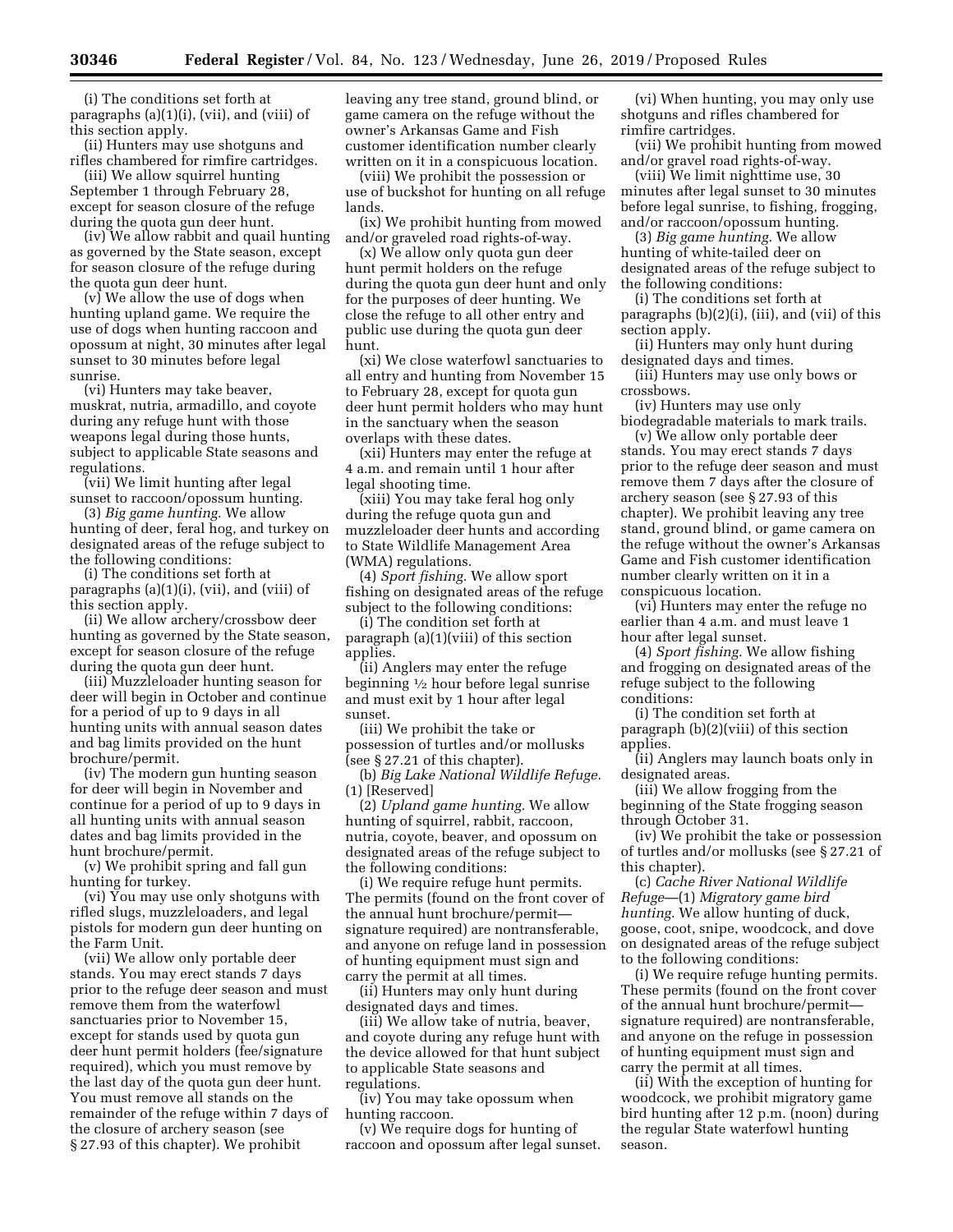(i) The conditions set forth at paragraphs (a)(1)(i), (vii), and (viii) of this section apply.

(ii) Hunters may use shotguns and rifles chambered for rimfire cartridges.

(iii) We allow squirrel hunting September 1 through February 28, except for season closure of the refuge during the quota gun deer hunt.

(iv) We allow rabbit and quail hunting as governed by the State season, except for season closure of the refuge during the quota gun deer hunt.

(v) We allow the use of dogs when hunting upland game. We require the use of dogs when hunting raccoon and opossum at night, 30 minutes after legal sunset to 30 minutes before legal sunrise.

(vi) Hunters may take beaver, muskrat, nutria, armadillo, and coyote during any refuge hunt with those weapons legal during those hunts, subject to applicable State seasons and regulations.

(vii) We limit hunting after legal sunset to raccoon/opossum hunting.

(3) *Big game hunting.* We allow hunting of deer, feral hog, and turkey on designated areas of the refuge subject to the following conditions:

(i) The conditions set forth at paragraphs (a)(1)(i), (vii), and (viii) of this section apply.

(ii) We allow archery/crossbow deer hunting as governed by the State season, except for season closure of the refuge during the quota gun deer hunt.

(iii) Muzzleloader hunting season for deer will begin in October and continue for a period of up to 9 days in all hunting units with annual season dates and bag limits provided on the hunt brochure/permit.

(iv) The modern gun hunting season for deer will begin in November and continue for a period of up to 9 days in all hunting units with annual season dates and bag limits provided in the hunt brochure/permit.

(v) We prohibit spring and fall gun hunting for turkey.

(vi) You may use only shotguns with rifled slugs, muzzleloaders, and legal pistols for modern gun deer hunting on the Farm Unit.

(vii) We allow only portable deer stands. You may erect stands 7 days prior to the refuge deer season and must remove them from the waterfowl sanctuaries prior to November 15, except for stands used by quota gun deer hunt permit holders (fee/signature required), which you must remove by the last day of the quota gun deer hunt. You must remove all stands on the remainder of the refuge within 7 days of the closure of archery season (see § 27.93 of this chapter). We prohibit leaving any tree stand, ground blind, or game camera on the refuge without the owner's Arkansas Game and Fish customer identification number clearly written on it in a conspicuous location.

(viii) We prohibit the possession or use of buckshot for hunting on all refuge lands.

(ix) We prohibit hunting from mowed and/or graveled road rights-of-way.

(x) We allow only quota gun deer hunt permit holders on the refuge during the quota gun deer hunt and only for the purposes of deer hunting. We close the refuge to all other entry and public use during the quota gun deer hunt.

(xi) We close waterfowl sanctuaries to all entry and hunting from November 15 to February 28, except for quota gun deer hunt permit holders who may hunt in the sanctuary when the season overlaps with these dates.

(xii) Hunters may enter the refuge at 4 a.m. and remain until 1 hour after legal shooting time.

(xiii) You may take feral hog only during the refuge quota gun and muzzleloader deer hunts and according to State Wildlife Management Area (WMA) regulations.

(4) *Sport fishing.* We allow sport fishing on designated areas of the refuge subject to the following conditions:

(i) The condition set forth at paragraph (a)(1)(viii) of this section applies.

(ii) Anglers may enter the refuge beginning ½ hour before legal sunrise and must exit by 1 hour after legal sunset.

(iii) We prohibit the take or possession of turtles and/or mollusks (see § 27.21 of this chapter).

(b) *Big Lake National Wildlife Refuge.* (1) [Reserved]

(2) *Upland game hunting.* We allow hunting of squirrel, rabbit, raccoon, nutria, coyote, beaver, and opossum on designated areas of the refuge subject to the following conditions:

(i) We require refuge hunt permits. The permits (found on the front cover of the annual hunt brochure/permit—signature required) are nontransferable, and anyone on refuge land in possession of hunting equipment must sign and carry the permit at all times.

(ii) Hunters may only hunt during designated days and times.

(iii) We allow take of nutria, beaver, and coyote during any refuge hunt with the device allowed for that hunt subject to applicable State seasons and regulations.

(iv) You may take opossum when hunting raccoon.

(v) We require dogs for hunting of raccoon and opossum after legal sunset.

(vi) When hunting, you may only use shotguns and rifles chambered for rimfire cartridges.

(vii) We prohibit hunting from mowed and/or gravel road rights-of-way.

(viii) We limit nighttime use, 30 minutes after legal sunset to 30 minutes before legal sunrise, to fishing, frogging, and/or raccoon/opossum hunting.

(3) *Big game hunting.* We allow hunting of white-tailed deer on designated areas of the refuge subject to the following conditions:

(i) The conditions set forth at paragraphs (b)(2)(i), (iii), and (vii) of this section apply.

(ii) Hunters may only hunt during designated days and times.

(iii) Hunters may use only bows or crossbows.

(iv) Hunters may use only biodegradable materials to mark trails.

(v) We allow only portable deer stands. You may erect stands 7 days prior to the refuge deer season and must remove them 7 days after the closure of archery season (see § 27.93 of this chapter). We prohibit leaving any tree stand, ground blind, or game camera on the refuge without the owner's Arkansas Game and Fish customer identification number clearly written on it in a conspicuous location.

(vi) Hunters may enter the refuge no earlier than 4 a.m. and must leave 1 hour after legal sunset.

(4) *Sport fishing.* We allow fishing and frogging on designated areas of the refuge subject to the following conditions:

(i) The condition set forth at paragraph (b)(2)(viii) of this section applies.

(ii) Anglers may launch boats only in designated areas.

(iii) We allow frogging from the beginning of the State frogging season through October 31.

(iv) We prohibit the take or possession of turtles and/or mollusks (see § 27.21 of this chapter).

(c) *Cache River National Wildlife Refuge*—(1) *Migratory game bird hunting.* We allow hunting of duck, goose, coot, snipe, woodcock, and dove on designated areas of the refuge subject to the following conditions:

(i) We require refuge hunting permits. These permits (found on the front cover of the annual hunt brochure/permit—signature required) are nontransferable, and anyone on the refuge in possession of hunting equipment must sign and carry the permit at all times.

(ii) With the exception of hunting for woodcock, we prohibit migratory game bird hunting after 12 p.m. (noon) during the regular State waterfowl hunting season.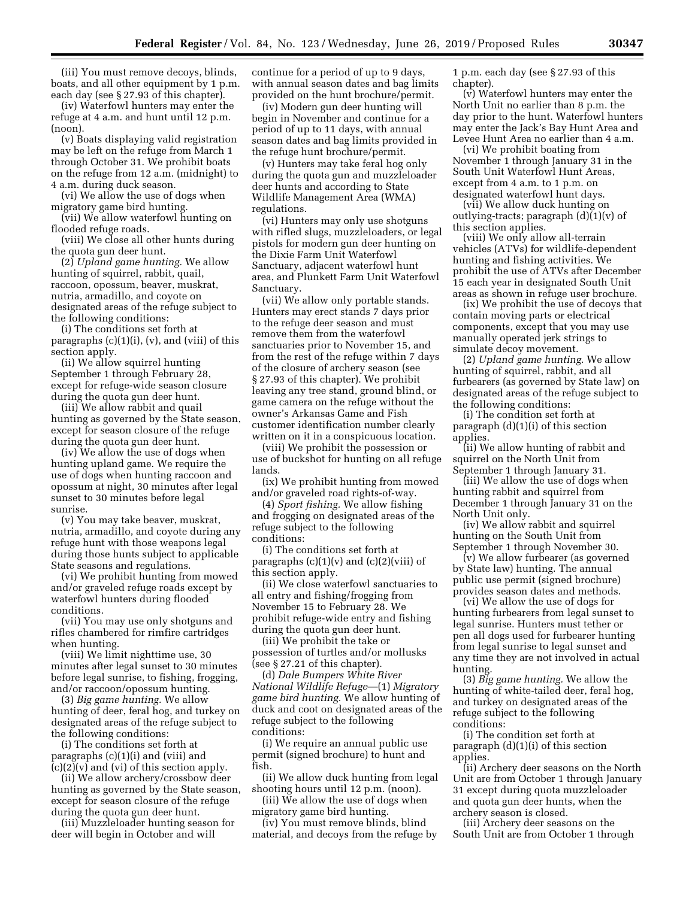(iii) You must remove decoys, blinds, boats, and all other equipment by 1 p.m. each day (see § 27.93 of this chapter).

(iv) Waterfowl hunters may enter the refuge at 4 a.m. and hunt until 12 p.m. (noon).

(v) Boats displaying valid registration may be left on the refuge from March 1 through October 31. We prohibit boats on the refuge from 12 a.m. (midnight) to 4 a.m. during duck season.

(vi) We allow the use of dogs when migratory game bird hunting.

(vii) We allow waterfowl hunting on flooded refuge roads.

(viii) We close all other hunts during the quota gun deer hunt.

(2) *Upland game hunting.* We allow hunting of squirrel, rabbit, quail, raccoon, opossum, beaver, muskrat, nutria, armadillo, and coyote on designated areas of the refuge subject to the following conditions:

(i) The conditions set forth at paragraphs (c)(1)(i), (v), and (viii) of this section apply.

(ii) We allow squirrel hunting September 1 through February 28, except for refuge-wide season closure during the quota gun deer hunt.

(iii) We allow rabbit and quail hunting as governed by the State season, except for season closure of the refuge during the quota gun deer hunt.

(iv) We allow the use of dogs when hunting upland game. We require the use of dogs when hunting raccoon and opossum at night, 30 minutes after legal sunset to 30 minutes before legal sunrise.

(v) You may take beaver, muskrat, nutria, armadillo, and coyote during any refuge hunt with those weapons legal during those hunts subject to applicable State seasons and regulations.

(vi) We prohibit hunting from mowed and/or graveled refuge roads except by waterfowl hunters during flooded conditions.

(vii) You may use only shotguns and rifles chambered for rimfire cartridges when hunting.

(viii) We limit nighttime use, 30 minutes after legal sunset to 30 minutes before legal sunrise, to fishing, frogging, and/or raccoon/opossum hunting.

(3) *Big game hunting.* We allow hunting of deer, feral hog, and turkey on designated areas of the refuge subject to the following conditions:

(i) The conditions set forth at paragraphs (c)(1)(i) and (viii) and (c)(2)(v) and (vi) of this section apply.

(ii) We allow archery/crossbow deer hunting as governed by the State season, except for season closure of the refuge during the quota gun deer hunt.

(iii) Muzzleloader hunting season for deer will begin in October and will continue for a period of up to 9 days, with annual season dates and bag limits provided on the hunt brochure/permit.

(iv) Modern gun deer hunting will begin in November and continue for a period of up to 11 days, with annual season dates and bag limits provided in the refuge hunt brochure/permit.

(v) Hunters may take feral hog only during the quota gun and muzzleloader deer hunts and according to State Wildlife Management Area (WMA) regulations.

(vi) Hunters may only use shotguns with rifled slugs, muzzleloaders, or legal pistols for modern gun deer hunting on the Dixie Farm Unit Waterfowl Sanctuary, adjacent waterfowl hunt area, and Plunkett Farm Unit Waterfowl Sanctuary.

(vii) We allow only portable stands. Hunters may erect stands 7 days prior to the refuge deer season and must remove them from the waterfowl sanctuaries prior to November 15, and from the rest of the refuge within 7 days of the closure of archery season (see § 27.93 of this chapter). We prohibit leaving any tree stand, ground blind, or game camera on the refuge without the owner's Arkansas Game and Fish customer identification number clearly written on it in a conspicuous location.

(viii) We prohibit the possession or use of buckshot for hunting on all refuge lands.

(ix) We prohibit hunting from mowed and/or graveled road rights-of-way.

(4) *Sport fishing.* We allow fishing and frogging on designated areas of the refuge subject to the following conditions:

(i) The conditions set forth at paragraphs (c)(1)(v) and (c)(2)(viii) of this section apply.

(ii) We close waterfowl sanctuaries to all entry and fishing/frogging from November 15 to February 28. We prohibit refuge-wide entry and fishing during the quota gun deer hunt.

(iii) We prohibit the take or possession of turtles and/or mollusks (see § 27.21 of this chapter).

(d) *Dale Bumpers White River National Wildlife Refuge*—(1) *Migratory game bird hunting.* We allow hunting of duck and coot on designated areas of the refuge subject to the following conditions:

(i) We require an annual public use permit (signed brochure) to hunt and fish.

(ii) We allow duck hunting from legal shooting hours until 12 p.m. (noon).

(iii) We allow the use of dogs when migratory game bird hunting.

(iv) You must remove blinds, blind material, and decoys from the refuge by 1 p.m. each day (see § 27.93 of this chapter).

(v) Waterfowl hunters may enter the North Unit no earlier than 8 p.m. the day prior to the hunt. Waterfowl hunters may enter the Jack's Bay Hunt Area and Levee Hunt Area no earlier than 4 a.m.

(vi) We prohibit boating from November 1 through January 31 in the South Unit Waterfowl Hunt Areas, except from 4 a.m. to 1 p.m. on designated waterfowl hunt days.

(vii) We allow duck hunting on outlying-tracts; paragraph (d)(1)(v) of this section applies.

(viii) We only allow all-terrain vehicles (ATVs) for wildlife-dependent hunting and fishing activities. We prohibit the use of ATVs after December 15 each year in designated South Unit areas as shown in refuge user brochure.

(ix) We prohibit the use of decoys that contain moving parts or electrical components, except that you may use manually operated jerk strings to simulate decoy movement.

(2) *Upland game hunting.* We allow hunting of squirrel, rabbit, and all furbearers (as governed by State law) on designated areas of the refuge subject to the following conditions:

(i) The condition set forth at paragraph (d)(1)(i) of this section applies.

(ii) We allow hunting of rabbit and squirrel on the North Unit from September 1 through January 31.

(iii) We allow the use of dogs when hunting rabbit and squirrel from December 1 through January 31 on the North Unit only.

(iv) We allow rabbit and squirrel hunting on the South Unit from September 1 through November 30.

(v) We allow furbearer (as governed by State law) hunting. The annual public use permit (signed brochure) provides season dates and methods.

(vi) We allow the use of dogs for hunting furbearers from legal sunset to legal sunrise. Hunters must tether or pen all dogs used for furbearer hunting from legal sunrise to legal sunset and any time they are not involved in actual hunting.

(3) *Big game hunting.* We allow the hunting of white-tailed deer, feral hog, and turkey on designated areas of the refuge subject to the following conditions:

(i) The condition set forth at paragraph (d)(1)(i) of this section applies.

(ii) Archery deer seasons on the North Unit are from October 1 through January 31 except during quota muzzleloader and quota gun deer hunts, when the archery season is closed.

(iii) Archery deer seasons on the South Unit are from October 1 through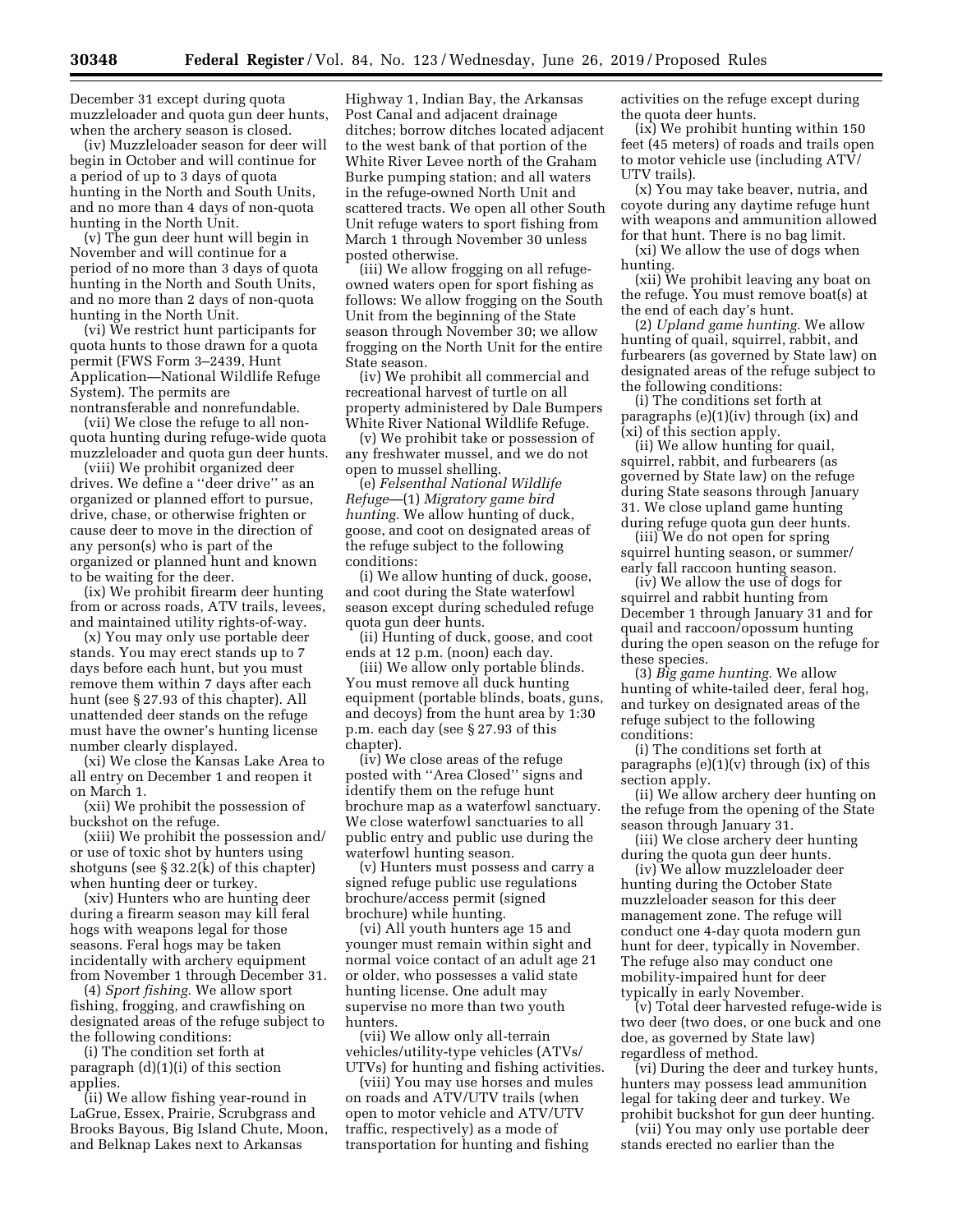December 31 except during quota muzzleloader and quota gun deer hunts, when the archery season is closed.

(iv) Muzzleloader season for deer will begin in October and will continue for a period of up to 3 days of quota hunting in the North and South Units, and no more than 4 days of non-quota hunting in the North Unit.

(v) The gun deer hunt will begin in November and will continue for a period of no more than 3 days of quota hunting in the North and South Units, and no more than 2 days of non-quota hunting in the North Unit.

(vi) We restrict hunt participants for quota hunts to those drawn for a quota permit (FWS Form 3–2439, Hunt Application—National Wildlife Refuge System). The permits are nontransferable and nonrefundable.

(vii) We close the refuge to all non-quota hunting during refuge-wide quota muzzleloader and quota gun deer hunts.

(viii) We prohibit organized deer drives. We define a ''deer drive'' as an organized or planned effort to pursue, drive, chase, or otherwise frighten or cause deer to move in the direction of any person(s) who is part of the organized or planned hunt and known to be waiting for the deer.

(ix) We prohibit firearm deer hunting from or across roads, ATV trails, levees, and maintained utility rights-of-way.

(x) You may only use portable deer stands. You may erect stands up to 7 days before each hunt, but you must remove them within 7 days after each hunt (see § 27.93 of this chapter). All unattended deer stands on the refuge must have the owner's hunting license number clearly displayed.

(xi) We close the Kansas Lake Area to all entry on December 1 and reopen it on March 1.

(xii) We prohibit the possession of buckshot on the refuge.

(xiii) We prohibit the possession and/or use of toxic shot by hunters using shotguns (see § 32.2(k) of this chapter) when hunting deer or turkey.

(xiv) Hunters who are hunting deer during a firearm season may kill feral hogs with weapons legal for those seasons. Feral hogs may be taken incidentally with archery equipment from November 1 through December 31.

(4) *Sport fishing.* We allow sport fishing, frogging, and crawfishing on designated areas of the refuge subject to the following conditions:

(i) The condition set forth at paragraph (d)(1)(i) of this section applies.

(ii) We allow fishing year-round in LaGrue, Essex, Prairie, Scrubgrass and Brooks Bayous, Big Island Chute, Moon, and Belknap Lakes next to Arkansas Highway 1, Indian Bay, the Arkansas Post Canal and adjacent drainage ditches; borrow ditches located adjacent to the west bank of that portion of the White River Levee north of the Graham Burke pumping station; and all waters in the refuge-owned North Unit and scattered tracts. We open all other South Unit refuge waters to sport fishing from March 1 through November 30 unless posted otherwise.

(iii) We allow frogging on all refuge-owned waters open for sport fishing as follows: We allow frogging on the South Unit from the beginning of the State season through November 30; we allow frogging on the North Unit for the entire State season.

(iv) We prohibit all commercial and recreational harvest of turtle on all property administered by Dale Bumpers White River National Wildlife Refuge.

(v) We prohibit take or possession of any freshwater mussel, and we do not open to mussel shelling.

(e) *Felsenthal National Wildlife Refuge*—(1) *Migratory game bird hunting.* We allow hunting of duck, goose, and coot on designated areas of the refuge subject to the following conditions:

(i) We allow hunting of duck, goose, and coot during the State waterfowl season except during scheduled refuge quota gun deer hunts.

(ii) Hunting of duck, goose, and coot ends at 12 p.m. (noon) each day.

(iii) We allow only portable blinds. You must remove all duck hunting equipment (portable blinds, boats, guns, and decoys) from the hunt area by 1:30 p.m. each day (see § 27.93 of this chapter).

(iv) We close areas of the refuge posted with ''Area Closed'' signs and identify them on the refuge hunt brochure map as a waterfowl sanctuary. We close waterfowl sanctuaries to all public entry and public use during the waterfowl hunting season.

(v) Hunters must possess and carry a signed refuge public use regulations brochure/access permit (signed brochure) while hunting.

(vi) All youth hunters age 15 and younger must remain within sight and normal voice contact of an adult age 21 or older, who possesses a valid state hunting license. One adult may supervise no more than two youth hunters.

(vii) We allow only all-terrain vehicles/utility-type vehicles (ATVs/UTVs) for hunting and fishing activities.

(viii) You may use horses and mules on roads and ATV/UTV trails (when open to motor vehicle and ATV/UTV traffic, respectively) as a mode of transportation for hunting and fishing activities on the refuge except during the quota deer hunts.

(ix) We prohibit hunting within 150 feet (45 meters) of roads and trails open to motor vehicle use (including ATV/UTV trails).

(x) You may take beaver, nutria, and coyote during any daytime refuge hunt with weapons and ammunition allowed for that hunt. There is no bag limit.

(xi) We allow the use of dogs when hunting.

(xii) We prohibit leaving any boat on the refuge. You must remove boat(s) at the end of each day's hunt.

(2) *Upland game hunting.* We allow hunting of quail, squirrel, rabbit, and furbearers (as governed by State law) on designated areas of the refuge subject to the following conditions:

(i) The conditions set forth at paragraphs (e)(1)(iv) through (ix) and (xi) of this section apply.

(ii) We allow hunting for quail, squirrel, rabbit, and furbearers (as governed by State law) on the refuge during State seasons through January 31. We close upland game hunting during refuge quota gun deer hunts.

(iii) We do not open for spring squirrel hunting season, or summer/early fall raccoon hunting season.

(iv) We allow the use of dogs for squirrel and rabbit hunting from December 1 through January 31 and for quail and raccoon/opossum hunting during the open season on the refuge for these species.

(3) *Big game hunting.* We allow hunting of white-tailed deer, feral hog, and turkey on designated areas of the refuge subject to the following conditions:

(i) The conditions set forth at paragraphs (e)(1)(v) through (ix) of this section apply.

(ii) We allow archery deer hunting on the refuge from the opening of the State season through January 31.

(iii) We close archery deer hunting during the quota gun deer hunts.

(iv) We allow muzzleloader deer hunting during the October State muzzleloader season for this deer management zone. The refuge will conduct one 4-day quota modern gun hunt for deer, typically in November. The refuge also may conduct one mobility-impaired hunt for deer typically in early November.

(v) Total deer harvested refuge-wide is two deer (two does, or one buck and one doe, as governed by State law) regardless of method.

(vi) During the deer and turkey hunts, hunters may possess lead ammunition legal for taking deer and turkey. We prohibit buckshot for gun deer hunting.

(vii) You may only use portable deer stands erected no earlier than the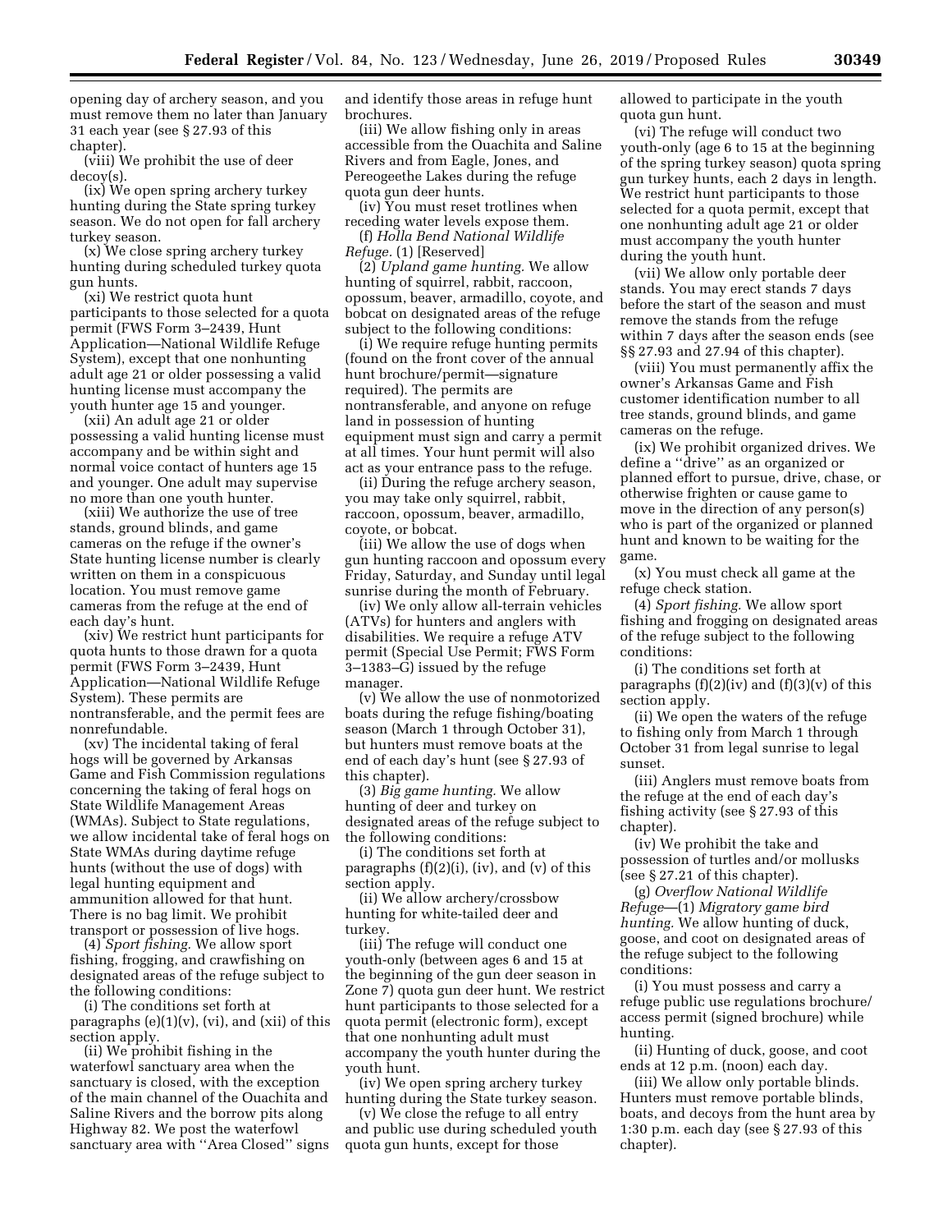opening day of archery season, and you must remove them no later than January 31 each year (see § 27.93 of this chapter).

(viii) We prohibit the use of deer decoy(s).

(ix) We open spring archery turkey hunting during the State spring turkey season. We do not open for fall archery turkey season.

(x) We close spring archery turkey hunting during scheduled turkey quota gun hunts.

(xi) We restrict quota hunt participants to those selected for a quota permit (FWS Form 3–2439, Hunt Application—National Wildlife Refuge System), except that one nonhunting adult age 21 or older possessing a valid hunting license must accompany the youth hunter age 15 and younger.

(xii) An adult age 21 or older possessing a valid hunting license must accompany and be within sight and normal voice contact of hunters age 15 and younger. One adult may supervise no more than one youth hunter.

(xiii) We authorize the use of tree stands, ground blinds, and game cameras on the refuge if the owner's State hunting license number is clearly written on them in a conspicuous location. You must remove game cameras from the refuge at the end of each day's hunt.

(xiv) We restrict hunt participants for quota hunts to those drawn for a quota permit (FWS Form 3–2439, Hunt Application—National Wildlife Refuge System). These permits are nontransferable, and the permit fees are nonrefundable.

(xv) The incidental taking of feral hogs will be governed by Arkansas Game and Fish Commission regulations concerning the taking of feral hogs on State Wildlife Management Areas (WMAs). Subject to State regulations, we allow incidental take of feral hogs on State WMAs during daytime refuge hunts (without the use of dogs) with legal hunting equipment and ammunition allowed for that hunt. There is no bag limit. We prohibit transport or possession of live hogs.

(4) *Sport fishing.* We allow sport fishing, frogging, and crawfishing on designated areas of the refuge subject to the following conditions:

(i) The conditions set forth at paragraphs (e)(1)(v), (vi), and (xii) of this section apply.

(ii) We prohibit fishing in the waterfowl sanctuary area when the sanctuary is closed, with the exception of the main channel of the Ouachita and Saline Rivers and the borrow pits along Highway 82. We post the waterfowl sanctuary area with ''Area Closed'' signs and identify those areas in refuge hunt brochures.

(iii) We allow fishing only in areas accessible from the Ouachita and Saline Rivers and from Eagle, Jones, and Pereogeethe Lakes during the refuge quota gun deer hunts.

(iv) You must reset trotlines when receding water levels expose them.

(f) *Holla Bend National Wildlife Refuge.* (1) [Reserved]

(2) *Upland game hunting.* We allow hunting of squirrel, rabbit, raccoon, opossum, beaver, armadillo, coyote, and bobcat on designated areas of the refuge subject to the following conditions:

(i) We require refuge hunting permits (found on the front cover of the annual hunt brochure/permit—signature required). The permits are nontransferable, and anyone on refuge land in possession of hunting equipment must sign and carry a permit at all times. Your hunt permit will also act as your entrance pass to the refuge.

(ii) During the refuge archery season, you may take only squirrel, rabbit, raccoon, opossum, beaver, armadillo, coyote, or bobcat.

(iii) We allow the use of dogs when gun hunting raccoon and opossum every Friday, Saturday, and Sunday until legal sunrise during the month of February.

(iv) We only allow all-terrain vehicles (ATVs) for hunters and anglers with disabilities. We require a refuge ATV permit (Special Use Permit; FWS Form 3–1383–G) issued by the refuge manager.

(v) We allow the use of nonmotorized boats during the refuge fishing/boating season (March 1 through October 31), but hunters must remove boats at the end of each day's hunt (see § 27.93 of this chapter).

(3) *Big game hunting.* We allow hunting of deer and turkey on designated areas of the refuge subject to the following conditions:

(i) The conditions set forth at paragraphs (f)(2)(i), (iv), and (v) of this section apply.

(ii) We allow archery/crossbow hunting for white-tailed deer and turkey.

(iii) The refuge will conduct one youth-only (between ages 6 and 15 at the beginning of the gun deer season in Zone 7) quota gun deer hunt. We restrict hunt participants to those selected for a quota permit (electronic form), except that one nonhunting adult must accompany the youth hunter during the youth hunt.

(iv) We open spring archery turkey hunting during the State turkey season.

(v) We close the refuge to all entry and public use during scheduled youth quota gun hunts, except for those allowed to participate in the youth quota gun hunt.

(vi) The refuge will conduct two youth-only (age 6 to 15 at the beginning of the spring turkey season) quota spring gun turkey hunts, each 2 days in length. We restrict hunt participants to those selected for a quota permit, except that one nonhunting adult age 21 or older must accompany the youth hunter during the youth hunt.

(vii) We allow only portable deer stands. You may erect stands 7 days before the start of the season and must remove the stands from the refuge within 7 days after the season ends (see §§ 27.93 and 27.94 of this chapter).

(viii) You must permanently affix the owner's Arkansas Game and Fish customer identification number to all tree stands, ground blinds, and game cameras on the refuge.

(ix) We prohibit organized drives. We define a ''drive'' as an organized or planned effort to pursue, drive, chase, or otherwise frighten or cause game to move in the direction of any person(s) who is part of the organized or planned hunt and known to be waiting for the game.

(x) You must check all game at the refuge check station.

(4) *Sport fishing.* We allow sport fishing and frogging on designated areas of the refuge subject to the following conditions:

(i) The conditions set forth at paragraphs (f)(2)(iv) and (f)(3)(v) of this section apply.

(ii) We open the waters of the refuge to fishing only from March 1 through October 31 from legal sunrise to legal sunset.

(iii) Anglers must remove boats from the refuge at the end of each day's fishing activity (see § 27.93 of this chapter).

(iv) We prohibit the take and possession of turtles and/or mollusks (see § 27.21 of this chapter).

(g) *Overflow National Wildlife Refuge*—(1) *Migratory game bird hunting.* We allow hunting of duck, goose, and coot on designated areas of the refuge subject to the following conditions:

(i) You must possess and carry a refuge public use regulations brochure/access permit (signed brochure) while hunting.

(ii) Hunting of duck, goose, and coot ends at 12 p.m. (noon) each day.

(iii) We allow only portable blinds. Hunters must remove portable blinds, boats, and decoys from the hunt area by 1:30 p.m. each day (see § 27.93 of this chapter).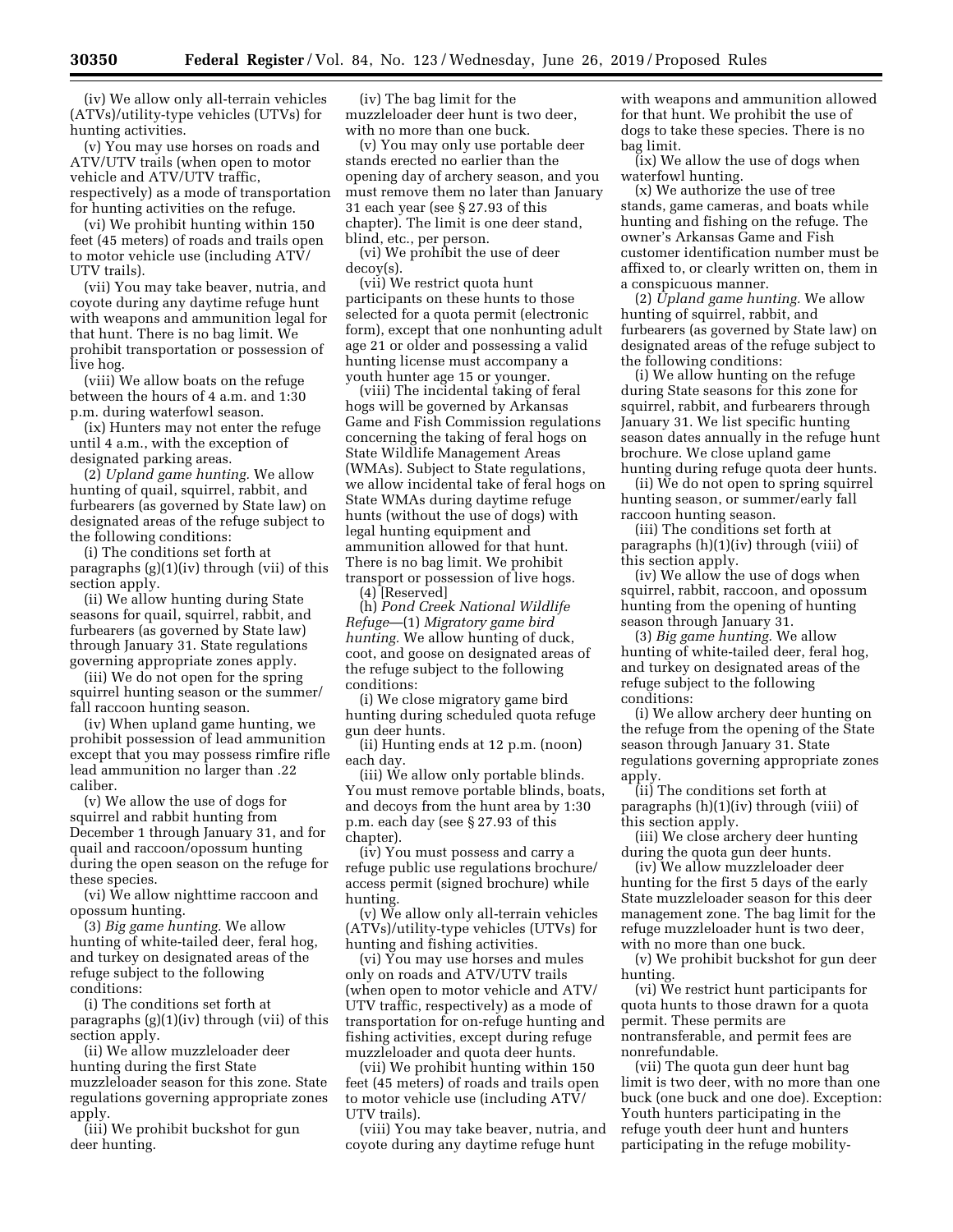(iv) We allow only all-terrain vehicles (ATVs)/utility-type vehicles (UTVs) for hunting activities.

(v) You may use horses on roads and ATV/UTV trails (when open to motor vehicle and ATV/UTV traffic, respectively) as a mode of transportation for hunting activities on the refuge.

(vi) We prohibit hunting within 150 feet (45 meters) of roads and trails open to motor vehicle use (including ATV/UTV trails).

(vii) You may take beaver, nutria, and coyote during any daytime refuge hunt with weapons and ammunition legal for that hunt. There is no bag limit. We prohibit transportation or possession of live hog.

(viii) We allow boats on the refuge between the hours of 4 a.m. and 1:30 p.m. during waterfowl season.

(ix) Hunters may not enter the refuge until 4 a.m., with the exception of designated parking areas.

(2) *Upland game hunting.* We allow hunting of quail, squirrel, rabbit, and furbearers (as governed by State law) on designated areas of the refuge subject to the following conditions:

(i) The conditions set forth at paragraphs (g)(1)(iv) through (vii) of this section apply.

(ii) We allow hunting during State seasons for quail, squirrel, rabbit, and furbearers (as governed by State law) through January 31. State regulations governing appropriate zones apply.

(iii) We do not open for the spring squirrel hunting season or the summer/fall raccoon hunting season.

(iv) When upland game hunting, we prohibit possession of lead ammunition except that you may possess rimfire rifle lead ammunition no larger than .22 caliber.

(v) We allow the use of dogs for squirrel and rabbit hunting from December 1 through January 31, and for quail and raccoon/opossum hunting during the open season on the refuge for these species.

(vi) We allow nighttime raccoon and opossum hunting.

(3) *Big game hunting.* We allow hunting of white-tailed deer, feral hog, and turkey on designated areas of the refuge subject to the following conditions:

(i) The conditions set forth at paragraphs (g)(1)(iv) through (vii) of this section apply.

(ii) We allow muzzleloader deer hunting during the first State muzzleloader season for this zone. State regulations governing appropriate zones apply.

(iii) We prohibit buckshot for gun deer hunting.

(iv) The bag limit for the muzzleloader deer hunt is two deer, with no more than one buck.

(v) You may only use portable deer stands erected no earlier than the opening day of archery season, and you must remove them no later than January 31 each year (see § 27.93 of this chapter). The limit is one deer stand, blind, etc., per person.

(vi) We prohibit the use of deer decoy(s).

(vii) We restrict quota hunt participants on these hunts to those selected for a quota permit (electronic form), except that one nonhunting adult age 21 or older and possessing a valid hunting license must accompany a youth hunter age 15 or younger.

(viii) The incidental taking of feral hogs will be governed by Arkansas Game and Fish Commission regulations concerning the taking of feral hogs on State Wildlife Management Areas (WMAs). Subject to State regulations, we allow incidental take of feral hogs on State WMAs during daytime refuge hunts (without the use of dogs) with legal hunting equipment and ammunition allowed for that hunt. There is no bag limit. We prohibit transport or possession of live hogs.

(4) [Reserved]

(h) *Pond Creek National Wildlife Refuge*—(1) *Migratory game bird hunting.* We allow hunting of duck, coot, and goose on designated areas of the refuge subject to the following conditions:

(i) We close migratory game bird hunting during scheduled quota refuge gun deer hunts.

(ii) Hunting ends at 12 p.m. (noon) each day.

(iii) We allow only portable blinds. You must remove portable blinds, boats, and decoys from the hunt area by 1:30 p.m. each day (see § 27.93 of this chapter).

(iv) You must possess and carry a refuge public use regulations brochure/access permit (signed brochure) while hunting.

(v) We allow only all-terrain vehicles (ATVs)/utility-type vehicles (UTVs) for hunting and fishing activities.

(vi) You may use horses and mules only on roads and ATV/UTV trails (when open to motor vehicle and ATV/UTV traffic, respectively) as a mode of transportation for on-refuge hunting and fishing activities, except during refuge muzzleloader and quota deer hunts.

(vii) We prohibit hunting within 150 feet (45 meters) of roads and trails open to motor vehicle use (including ATV/UTV trails).

(viii) You may take beaver, nutria, and coyote during any daytime refuge hunt with weapons and ammunition allowed for that hunt. We prohibit the use of dogs to take these species. There is no bag limit.

(ix) We allow the use of dogs when waterfowl hunting.

(x) We authorize the use of tree stands, game cameras, and boats while hunting and fishing on the refuge. The owner's Arkansas Game and Fish customer identification number must be affixed to, or clearly written on, them in a conspicuous manner.

(2) *Upland game hunting.* We allow hunting of squirrel, rabbit, and furbearers (as governed by State law) on designated areas of the refuge subject to the following conditions:

(i) We allow hunting on the refuge during State seasons for this zone for squirrel, rabbit, and furbearers through January 31. We list specific hunting season dates annually in the refuge hunt brochure. We close upland game hunting during refuge quota deer hunts.

(ii) We do not open to spring squirrel hunting season, or summer/early fall raccoon hunting season.

(iii) The conditions set forth at paragraphs (h)(1)(iv) through (viii) of this section apply.

(iv) We allow the use of dogs when squirrel, rabbit, raccoon, and opossum hunting from the opening of hunting season through January 31.

(3) *Big game hunting.* We allow hunting of white-tailed deer, feral hog, and turkey on designated areas of the refuge subject to the following conditions:

(i) We allow archery deer hunting on the refuge from the opening of the State season through January 31. State regulations governing appropriate zones apply.

(ii) The conditions set forth at paragraphs (h)(1)(iv) through (viii) of this section apply.

(iii) We close archery deer hunting during the quota gun deer hunts.

(iv) We allow muzzleloader deer hunting for the first 5 days of the early State muzzleloader season for this deer management zone. The bag limit for the refuge muzzleloader hunt is two deer, with no more than one buck.

(v) We prohibit buckshot for gun deer hunting.

(vi) We restrict hunt participants for quota hunts to those drawn for a quota permit. These permits are nontransferable, and permit fees are nonrefundable.

(vii) The quota gun deer hunt bag limit is two deer, with no more than one buck (one buck and one doe). Exception: Youth hunters participating in the refuge youth deer hunt and hunters participating in the refuge mobility-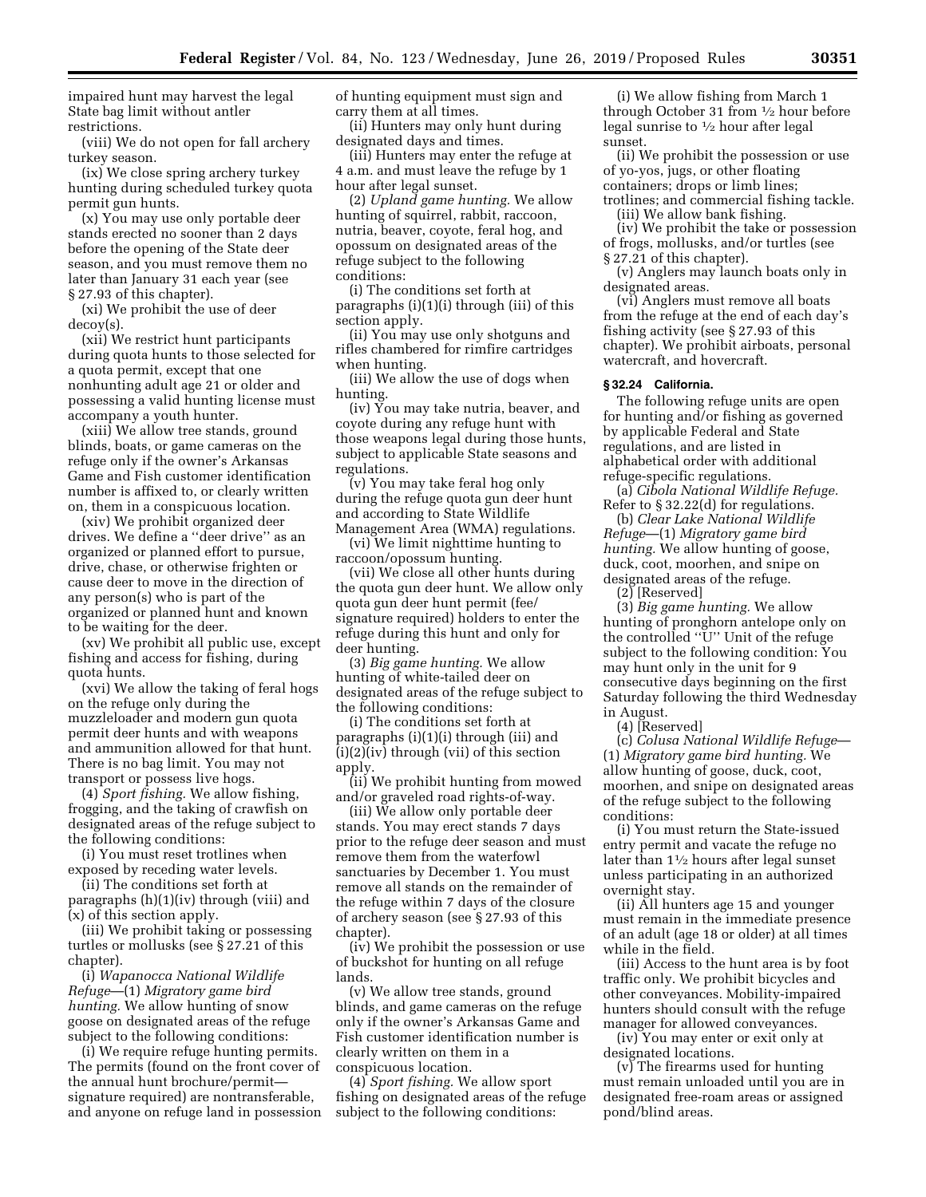impaired hunt may harvest the legal State bag limit without antler restrictions.

(viii) We do not open for fall archery turkey season.

(ix) We close spring archery turkey hunting during scheduled turkey quota permit gun hunts.

(x) You may use only portable deer stands erected no sooner than 2 days before the opening of the State deer season, and you must remove them no later than January 31 each year (see § 27.93 of this chapter).

(xi) We prohibit the use of deer decoy(s).

(xii) We restrict hunt participants during quota hunts to those selected for a quota permit, except that one nonhunting adult age 21 or older and possessing a valid hunting license must accompany a youth hunter.

(xiii) We allow tree stands, ground blinds, boats, or game cameras on the refuge only if the owner's Arkansas Game and Fish customer identification number is affixed to, or clearly written on, them in a conspicuous location.

(xiv) We prohibit organized deer drives. We define a ''deer drive'' as an organized or planned effort to pursue, drive, chase, or otherwise frighten or cause deer to move in the direction of any person(s) who is part of the organized or planned hunt and known to be waiting for the deer.

(xv) We prohibit all public use, except fishing and access for fishing, during quota hunts.

(xvi) We allow the taking of feral hogs on the refuge only during the muzzleloader and modern gun quota permit deer hunts and with weapons and ammunition allowed for that hunt. There is no bag limit. You may not transport or possess live hogs.

(4) *Sport fishing.* We allow fishing, frogging, and the taking of crawfish on designated areas of the refuge subject to the following conditions:

(i) You must reset trotlines when exposed by receding water levels.

(ii) The conditions set forth at paragraphs (h)(1)(iv) through (viii) and (x) of this section apply.

(iii) We prohibit taking or possessing turtles or mollusks (see § 27.21 of this chapter).

(i) *Wapanocca National Wildlife Refuge*—(1) *Migratory game bird hunting.* We allow hunting of snow goose on designated areas of the refuge subject to the following conditions:

(i) We require refuge hunting permits. The permits (found on the front cover of the annual hunt brochure/permit—signature required) are nontransferable, and anyone on refuge land in possession of hunting equipment must sign and carry them at all times.

(ii) Hunters may only hunt during designated days and times.

(iii) Hunters may enter the refuge at 4 a.m. and must leave the refuge by 1 hour after legal sunset.

(2) *Upland game hunting.* We allow hunting of squirrel, rabbit, raccoon, nutria, beaver, coyote, feral hog, and opossum on designated areas of the refuge subject to the following conditions:

(i) The conditions set forth at paragraphs (i)(1)(i) through (iii) of this section apply.

(ii) You may use only shotguns and rifles chambered for rimfire cartridges when hunting.

(iii) We allow the use of dogs when hunting.

(iv) You may take nutria, beaver, and coyote during any refuge hunt with those weapons legal during those hunts, subject to applicable State seasons and regulations.

(v) You may take feral hog only during the refuge quota gun deer hunt and according to State Wildlife Management Area (WMA) regulations.

(vi) We limit nighttime hunting to raccoon/opossum hunting.

(vii) We close all other hunts during the quota gun deer hunt. We allow only quota gun deer hunt permit (fee/signature required) holders to enter the refuge during this hunt and only for deer hunting.

(3) *Big game hunting.* We allow hunting of white-tailed deer on designated areas of the refuge subject to the following conditions:

(i) The conditions set forth at paragraphs (i)(1)(i) through (iii) and (i)(2)(iv) through (vii) of this section apply.

(ii) We prohibit hunting from mowed and/or graveled road rights-of-way.

(iii) We allow only portable deer stands. You may erect stands 7 days prior to the refuge deer season and must remove them from the waterfowl sanctuaries by December 1. You must remove all stands on the remainder of the refuge within 7 days of the closure of archery season (see § 27.93 of this chapter).

(iv) We prohibit the possession or use of buckshot for hunting on all refuge lands.

(v) We allow tree stands, ground blinds, and game cameras on the refuge only if the owner's Arkansas Game and Fish customer identification number is clearly written on them in a conspicuous location.

(4) *Sport fishing.* We allow sport fishing on designated areas of the refuge subject to the following conditions:

(i) We allow fishing from March 1 through October 31 from ½ hour before legal sunrise to ½ hour after legal sunset.

(ii) We prohibit the possession or use of yo-yos, jugs, or other floating containers; drops or limb lines; trotlines; and commercial fishing tackle.

(iii) We allow bank fishing.

(iv) We prohibit the take or possession of frogs, mollusks, and/or turtles (see § 27.21 of this chapter).

(v) Anglers may launch boats only in designated areas.

(vi) Anglers must remove all boats from the refuge at the end of each day's fishing activity (see § 27.93 of this chapter). We prohibit airboats, personal watercraft, and hovercraft.

**§ 32.24 California.**

The following refuge units are open for hunting and/or fishing as governed by applicable Federal and State regulations, and are listed in alphabetical order with additional refuge-specific regulations.

(a) *Cibola National Wildlife Refuge.* Refer to § 32.22(d) for regulations.

(b) *Clear Lake National Wildlife Refuge*—(1) *Migratory game bird hunting.* We allow hunting of goose, duck, coot, moorhen, and snipe on designated areas of the refuge.

(2) [Reserved]

(3) *Big game hunting.* We allow hunting of pronghorn antelope only on the controlled ''U'' Unit of the refuge subject to the following condition: You may hunt only in the unit for 9 consecutive days beginning on the first Saturday following the third Wednesday in August.

(4) [Reserved]

(c) *Colusa National Wildlife Refuge*—(1) *Migratory game bird hunting.* We allow hunting of goose, duck, coot, moorhen, and snipe on designated areas of the refuge subject to the following conditions:

(i) You must return the State-issued entry permit and vacate the refuge no later than 1½ hours after legal sunset unless participating in an authorized overnight stay.

(ii) All hunters age 15 and younger must remain in the immediate presence of an adult (age 18 or older) at all times while in the field.

(iii) Access to the hunt area is by foot traffic only. We prohibit bicycles and other conveyances. Mobility-impaired hunters should consult with the refuge manager for allowed conveyances.

(iv) You may enter or exit only at designated locations.

(v) The firearms used for hunting must remain unloaded until you are in designated free-roam areas or assigned pond/blind areas.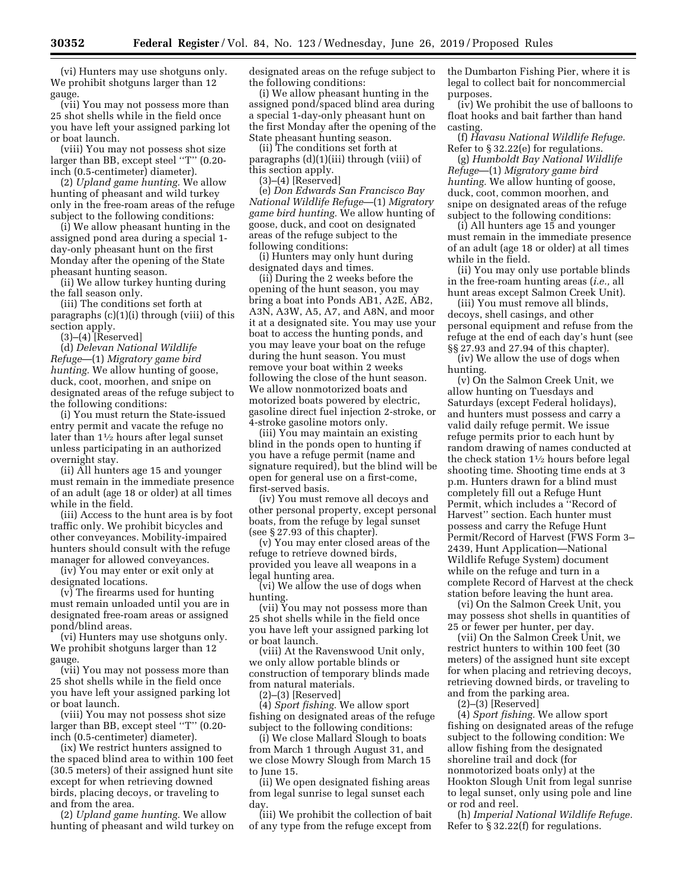(vi) Hunters may use shotguns only. We prohibit shotguns larger than 12 gauge.

(vii) You may not possess more than 25 shot shells while in the field once you have left your assigned parking lot or boat launch.

(viii) You may not possess shot size larger than BB, except steel ''T'' (0.20-inch (0.5-centimeter) diameter).

(2) *Upland game hunting.* We allow hunting of pheasant and wild turkey only in the free-roam areas of the refuge subject to the following conditions:

(i) We allow pheasant hunting in the assigned pond area during a special 1-day-only pheasant hunt on the first Monday after the opening of the State pheasant hunting season.

(ii) We allow turkey hunting during the fall season only.

(iii) The conditions set forth at paragraphs (c)(1)(i) through (viii) of this section apply.

(3)–(4) [Reserved]

(d) *Delevan National Wildlife Refuge*—(1) *Migratory game bird hunting.* We allow hunting of goose, duck, coot, moorhen, and snipe on designated areas of the refuge subject to the following conditions:

(i) You must return the State-issued entry permit and vacate the refuge no later than 1½ hours after legal sunset unless participating in an authorized overnight stay.

(ii) All hunters age 15 and younger must remain in the immediate presence of an adult (age 18 or older) at all times while in the field.

(iii) Access to the hunt area is by foot traffic only. We prohibit bicycles and other conveyances. Mobility-impaired hunters should consult with the refuge manager for allowed conveyances.

(iv) You may enter or exit only at designated locations.

(v) The firearms used for hunting must remain unloaded until you are in designated free-roam areas or assigned pond/blind areas.

(vi) Hunters may use shotguns only. We prohibit shotguns larger than 12 gauge.

(vii) You may not possess more than 25 shot shells while in the field once you have left your assigned parking lot or boat launch.

(viii) You may not possess shot size larger than BB, except steel ''T'' (0.20-inch (0.5-centimeter) diameter).

(ix) We restrict hunters assigned to the spaced blind area to within 100 feet (30.5 meters) of their assigned hunt site except for when retrieving downed birds, placing decoys, or traveling to and from the area.

(2) *Upland game hunting.* We allow hunting of pheasant and wild turkey on designated areas on the refuge subject to the following conditions:

(i) We allow pheasant hunting in the assigned pond/spaced blind area during a special 1-day-only pheasant hunt on the first Monday after the opening of the State pheasant hunting season.

(ii) The conditions set forth at paragraphs (d)(1)(iii) through (viii) of this section apply.

(3)–(4) [Reserved]

(e) *Don Edwards San Francisco Bay National Wildlife Refuge*—(1) *Migratory game bird hunting.* We allow hunting of goose, duck, and coot on designated areas of the refuge subject to the following conditions:

(i) Hunters may only hunt during designated days and times.

(ii) During the 2 weeks before the opening of the hunt season, you may bring a boat into Ponds AB1, A2E, AB2, A3N, A3W, A5, A7, and A8N, and moor it at a designated site. You may use your boat to access the hunting ponds, and you may leave your boat on the refuge during the hunt season. You must remove your boat within 2 weeks following the close of the hunt season. We allow nonmotorized boats and motorized boats powered by electric, gasoline direct fuel injection 2-stroke, or 4-stroke gasoline motors only.

(iii) You may maintain an existing blind in the ponds open to hunting if you have a refuge permit (name and signature required), but the blind will be open for general use on a first-come, first-served basis.

(iv) You must remove all decoys and other personal property, except personal boats, from the refuge by legal sunset (see § 27.93 of this chapter).

(v) You may enter closed areas of the refuge to retrieve downed birds, provided you leave all weapons in a legal hunting area.

(vi) We allow the use of dogs when hunting.

(vii) You may not possess more than 25 shot shells while in the field once you have left your assigned parking lot or boat launch.

(viii) At the Ravenswood Unit only, we only allow portable blinds or construction of temporary blinds made from natural materials.

(2)–(3) [Reserved]

(4) *Sport fishing.* We allow sport fishing on designated areas of the refuge subject to the following conditions:

(i) We close Mallard Slough to boats from March 1 through August 31, and we close Mowry Slough from March 15 to June 15.

(ii) We open designated fishing areas from legal sunrise to legal sunset each day.

(iii) We prohibit the collection of bait of any type from the refuge except from the Dumbarton Fishing Pier, where it is legal to collect bait for noncommercial purposes.

(iv) We prohibit the use of balloons to float hooks and bait farther than hand casting.

(f) *Havasu National Wildlife Refuge.* Refer to § 32.22(e) for regulations.

(g) *Humboldt Bay National Wildlife Refuge*—(1) *Migratory game bird hunting.* We allow hunting of goose, duck, coot, common moorhen, and snipe on designated areas of the refuge subject to the following conditions:

(i) All hunters age 15 and younger must remain in the immediate presence of an adult (age 18 or older) at all times while in the field.

(ii) You may only use portable blinds in the free-roam hunting areas (*i.e.,* all hunt areas except Salmon Creek Unit).

(iii) You must remove all blinds, decoys, shell casings, and other personal equipment and refuse from the refuge at the end of each day's hunt (see §§ 27.93 and 27.94 of this chapter).

(iv) We allow the use of dogs when hunting.

(v) On the Salmon Creek Unit, we allow hunting on Tuesdays and Saturdays (except Federal holidays), and hunters must possess and carry a valid daily refuge permit. We issue refuge permits prior to each hunt by random drawing of names conducted at the check station 1½ hours before legal shooting time. Shooting time ends at 3 p.m. Hunters drawn for a blind must completely fill out a Refuge Hunt Permit, which includes a ''Record of Harvest'' section. Each hunter must possess and carry the Refuge Hunt Permit/Record of Harvest (FWS Form 3–2439, Hunt Application—National Wildlife Refuge System) document while on the refuge and turn in a complete Record of Harvest at the check station before leaving the hunt area.

(vi) On the Salmon Creek Unit, you may possess shot shells in quantities of 25 or fewer per hunter, per day.

(vii) On the Salmon Creek Unit, we restrict hunters to within 100 feet (30 meters) of the assigned hunt site except for when placing and retrieving decoys, retrieving downed birds, or traveling to and from the parking area.

(2)–(3) [Reserved]

(4) *Sport fishing.* We allow sport fishing on designated areas of the refuge subject to the following condition: We allow fishing from the designated shoreline trail and dock (for nonmotorized boats only) at the Hookton Slough Unit from legal sunrise to legal sunset, only using pole and line or rod and reel.

(h) *Imperial National Wildlife Refuge.* Refer to § 32.22(f) for regulations.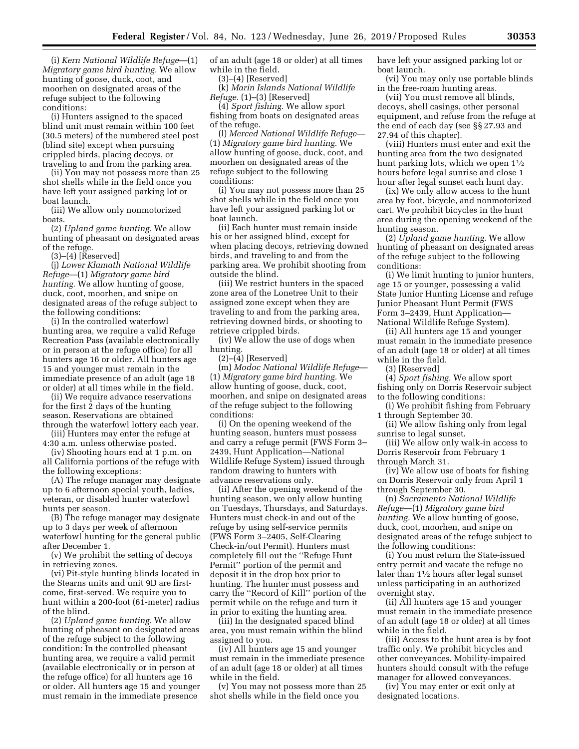(i) *Kern National Wildlife Refuge*—(1) *Migratory game bird hunting.* We allow hunting of goose, duck, coot, and moorhen on designated areas of the refuge subject to the following conditions:

(i) Hunters assigned to the spaced blind unit must remain within 100 feet (30.5 meters) of the numbered steel post (blind site) except when pursuing crippled birds, placing decoys, or traveling to and from the parking area.

(ii) You may not possess more than 25 shot shells while in the field once you have left your assigned parking lot or boat launch.

(iii) We allow only nonmotorized boats.

(2) *Upland game hunting.* We allow hunting of pheasant on designated areas of the refuge.

(3)–(4) [Reserved]

(j) *Lower Klamath National Wildlife Refuge*—(1) *Migratory game bird hunting.* We allow hunting of goose, duck, coot, moorhen, and snipe on designated areas of the refuge subject to the following conditions:

(i) In the controlled waterfowl hunting area, we require a valid Refuge Recreation Pass (available electronically or in person at the refuge office) for all hunters age 16 or older. All hunters age 15 and younger must remain in the immediate presence of an adult (age 18 or older) at all times while in the field.

(ii) We require advance reservations for the first 2 days of the hunting season. Reservations are obtained through the waterfowl lottery each year.

(iii) Hunters may enter the refuge at 4:30 a.m. unless otherwise posted.

(iv) Shooting hours end at 1 p.m. on all California portions of the refuge with the following exceptions:

(A) The refuge manager may designate up to 6 afternoon special youth, ladies, veteran, or disabled hunter waterfowl hunts per season.

(B) The refuge manager may designate up to 3 days per week of afternoon waterfowl hunting for the general public after December 1.

(v) We prohibit the setting of decoys in retrieving zones.

(vi) Pit-style hunting blinds located in the Stearns units and unit 9D are first-come, first-served. We require you to hunt within a 200-foot (61-meter) radius of the blind.

(2) *Upland game hunting.* We allow hunting of pheasant on designated areas of the refuge subject to the following condition: In the controlled pheasant hunting area, we require a valid permit (available electronically or in person at the refuge office) for all hunters age 16 or older. All hunters age 15 and younger must remain in the immediate presence of an adult (age 18 or older) at all times while in the field.

(3)–(4) [Reserved]

(k) *Marin Islands National Wildlife Refuge.* (1)–(3) [Reserved]

(4) *Sport fishing.* We allow sport fishing from boats on designated areas of the refuge.

(l) *Merced National Wildlife Refuge*—(1) *Migratory game bird hunting.* We allow hunting of goose, duck, coot, and moorhen on designated areas of the refuge subject to the following conditions:

(i) You may not possess more than 25 shot shells while in the field once you have left your assigned parking lot or boat launch.

(ii) Each hunter must remain inside his or her assigned blind, except for when placing decoys, retrieving downed birds, and traveling to and from the parking area. We prohibit shooting from outside the blind.

(iii) We restrict hunters in the spaced zone area of the Lonetree Unit to their assigned zone except when they are traveling to and from the parking area, retrieving downed birds, or shooting to retrieve crippled birds.

(iv) We allow the use of dogs when hunting.

(2)–(4) [Reserved]

(m) *Modoc National Wildlife Refuge*—(1) *Migratory game bird hunting.* We allow hunting of goose, duck, coot, moorhen, and snipe on designated areas of the refuge subject to the following conditions:

(i) On the opening weekend of the hunting season, hunters must possess and carry a refuge permit (FWS Form 3–2439, Hunt Application—National Wildlife Refuge System) issued through random drawing to hunters with advance reservations only.

(ii) After the opening weekend of the hunting season, we only allow hunting on Tuesdays, Thursdays, and Saturdays. Hunters must check-in and out of the refuge by using self-service permits (FWS Form 3–2405, Self-Clearing Check-in/out Permit). Hunters must completely fill out the ''Refuge Hunt Permit'' portion of the permit and deposit it in the drop box prior to hunting. The hunter must possess and carry the ''Record of Kill'' portion of the permit while on the refuge and turn it in prior to exiting the hunting area.

(iii) In the designated spaced blind area, you must remain within the blind assigned to you.

(iv) All hunters age 15 and younger must remain in the immediate presence of an adult (age 18 or older) at all times while in the field.

(v) You may not possess more than 25 shot shells while in the field once you have left your assigned parking lot or boat launch.

(vi) You may only use portable blinds in the free-roam hunting areas.

(vii) You must remove all blinds, decoys, shell casings, other personal equipment, and refuse from the refuge at the end of each day (see §§ 27.93 and 27.94 of this chapter).

(viii) Hunters must enter and exit the hunting area from the two designated hunt parking lots, which we open 1½ hours before legal sunrise and close 1 hour after legal sunset each hunt day.

(ix) We only allow access to the hunt area by foot, bicycle, and nonmotorized cart. We prohibit bicycles in the hunt area during the opening weekend of the hunting season.

(2) *Upland game hunting.* We allow hunting of pheasant on designated areas of the refuge subject to the following conditions:

(i) We limit hunting to junior hunters, age 15 or younger, possessing a valid State Junior Hunting License and refuge Junior Pheasant Hunt Permit (FWS Form 3–2439, Hunt Application—National Wildlife Refuge System).

(ii) All hunters age 15 and younger must remain in the immediate presence of an adult (age 18 or older) at all times while in the field.

(3) [Reserved]

(4) *Sport fishing.* We allow sport fishing only on Dorris Reservoir subject to the following conditions:

(i) We prohibit fishing from February 1 through September 30.

(ii) We allow fishing only from legal sunrise to legal sunset.

(iii) We allow only walk-in access to Dorris Reservoir from February 1 through March 31.

(iv) We allow use of boats for fishing on Dorris Reservoir only from April 1 through September 30.

(n) *Sacramento National Wildlife Refuge*—(1) *Migratory game bird hunting.* We allow hunting of goose, duck, coot, moorhen, and snipe on designated areas of the refuge subject to the following conditions:

(i) You must return the State-issued entry permit and vacate the refuge no later than 1½ hours after legal sunset unless participating in an authorized overnight stay.

(ii) All hunters age 15 and younger must remain in the immediate presence of an adult (age 18 or older) at all times while in the field.

(iii) Access to the hunt area is by foot traffic only. We prohibit bicycles and other conveyances. Mobility-impaired hunters should consult with the refuge manager for allowed conveyances.

(iv) You may enter or exit only at designated locations.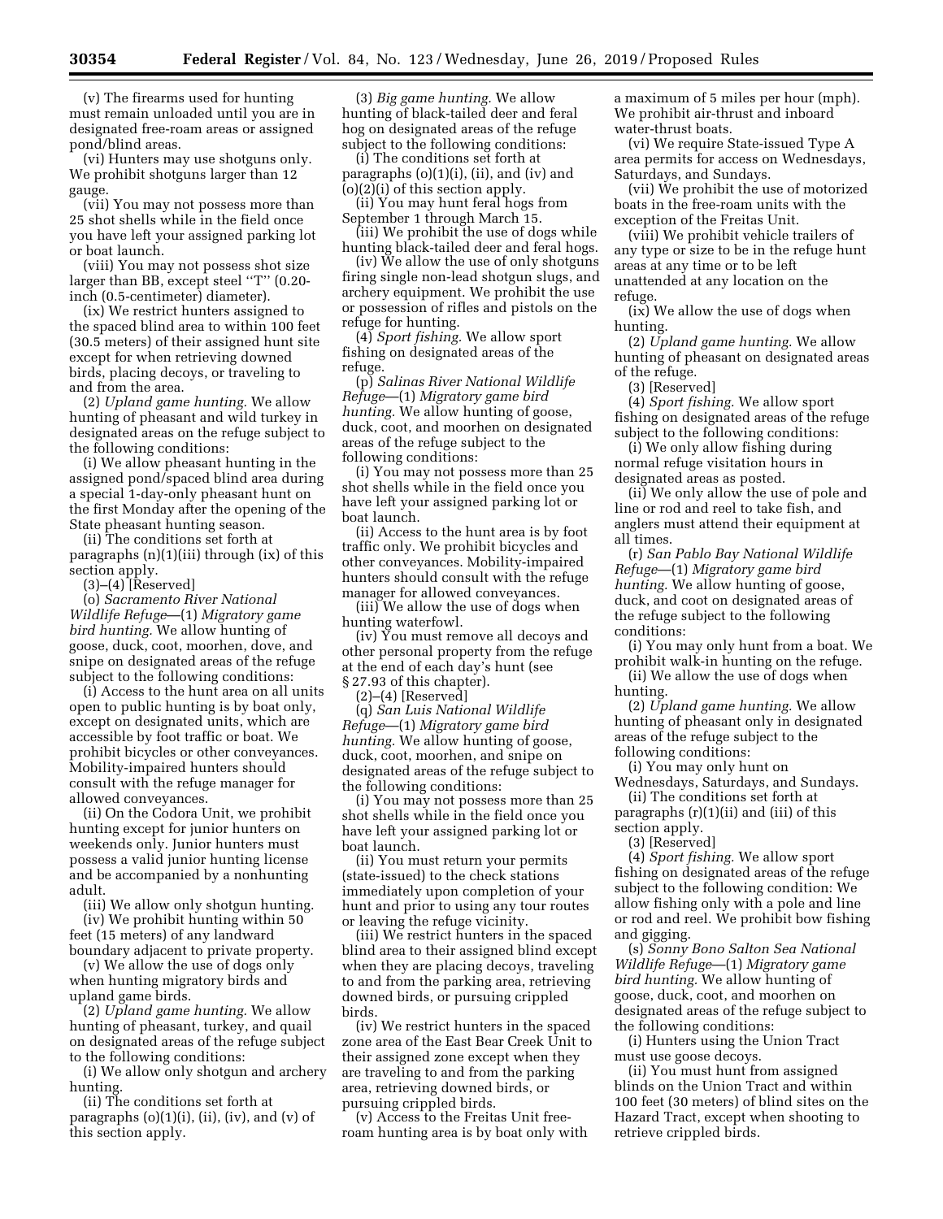(v) The firearms used for hunting must remain unloaded until you are in designated free-roam areas or assigned pond/blind areas.

(vi) Hunters may use shotguns only. We prohibit shotguns larger than 12 gauge.

(vii) You may not possess more than 25 shot shells while in the field once you have left your assigned parking lot or boat launch.

(viii) You may not possess shot size larger than BB, except steel "T" (0.20-inch (0.5-centimeter) diameter).

(ix) We restrict hunters assigned to the spaced blind area to within 100 feet (30.5 meters) of their assigned hunt site except for when retrieving downed birds, placing decoys, or traveling to and from the area.

(2) *Upland game hunting.* We allow hunting of pheasant and wild turkey in designated areas on the refuge subject to the following conditions:

(i) We allow pheasant hunting in the assigned pond/spaced blind area during a special 1-day-only pheasant hunt on the first Monday after the opening of the State pheasant hunting season.

(ii) The conditions set forth at paragraphs (n)(1)(iii) through (ix) of this section apply.

(3)–(4) [Reserved]

(o) *Sacramento River National Wildlife Refuge*—(1) *Migratory game bird hunting.* We allow hunting of goose, duck, coot, moorhen, dove, and snipe on designated areas of the refuge subject to the following conditions:

(i) Access to the hunt area on all units open to public hunting is by boat only, except on designated units, which are accessible by foot traffic or boat. We prohibit bicycles or other conveyances. Mobility-impaired hunters should consult with the refuge manager for allowed conveyances.

(ii) On the Codora Unit, we prohibit hunting except for junior hunters on weekends only. Junior hunters must possess a valid junior hunting license and be accompanied by a nonhunting adult.

(iii) We allow only shotgun hunting.

(iv) We prohibit hunting within 50 feet (15 meters) of any landward boundary adjacent to private property.

(v) We allow the use of dogs only when hunting migratory birds and upland game birds.

(2) *Upland game hunting.* We allow hunting of pheasant, turkey, and quail on designated areas of the refuge subject to the following conditions:

(i) We allow only shotgun and archery hunting.

(ii) The conditions set forth at paragraphs (o)(1)(i), (ii), (iv), and (v) of this section apply.

(3) *Big game hunting.* We allow hunting of black-tailed deer and feral hog on designated areas of the refuge subject to the following conditions:

(i) The conditions set forth at paragraphs (o)(1)(i), (ii), and (iv) and (o)(2)(i) of this section apply.

(ii) You may hunt feral hogs from September 1 through March 15.

(iii) We prohibit the use of dogs while hunting black-tailed deer and feral hogs.

(iv) We allow the use of only shotguns firing single non-lead shotgun slugs, and archery equipment. We prohibit the use or possession of rifles and pistols on the refuge for hunting.

(4) *Sport fishing.* We allow sport fishing on designated areas of the refuge.

(p) *Salinas River National Wildlife Refuge*—(1) *Migratory game bird hunting.* We allow hunting of goose, duck, coot, and moorhen on designated areas of the refuge subject to the following conditions:

(i) You may not possess more than 25 shot shells while in the field once you have left your assigned parking lot or boat launch.

(ii) Access to the hunt area is by foot traffic only. We prohibit bicycles and other conveyances. Mobility-impaired hunters should consult with the refuge manager for allowed conveyances.

(iii) We allow the use of dogs when hunting waterfowl.

(iv) You must remove all decoys and other personal property from the refuge at the end of each day's hunt (see § 27.93 of this chapter).

(2)–(4) [Reserved]

(q) *San Luis National Wildlife Refuge*—(1) *Migratory game bird hunting.* We allow hunting of goose, duck, coot, moorhen, and snipe on designated areas of the refuge subject to the following conditions:

(i) You may not possess more than 25 shot shells while in the field once you have left your assigned parking lot or boat launch.

(ii) You must return your permits (state-issued) to the check stations immediately upon completion of your hunt and prior to using any tour routes or leaving the refuge vicinity.

(iii) We restrict hunters in the spaced blind area to their assigned blind except when they are placing decoys, traveling to and from the parking area, retrieving downed birds, or pursuing crippled birds.

(iv) We restrict hunters in the spaced zone area of the East Bear Creek Unit to their assigned zone except when they are traveling to and from the parking area, retrieving downed birds, or pursuing crippled birds.

(v) Access to the Freitas Unit free-roam hunting area is by boat only with a maximum of 5 miles per hour (mph). We prohibit air-thrust and inboard water-thrust boats.

(vi) We require State-issued Type A area permits for access on Wednesdays, Saturdays, and Sundays.

(vii) We prohibit the use of motorized boats in the free-roam units with the exception of the Freitas Unit.

(viii) We prohibit vehicle trailers of any type or size to be in the refuge hunt areas at any time or to be left unattended at any location on the refuge.

(ix) We allow the use of dogs when hunting.

(2) *Upland game hunting.* We allow hunting of pheasant on designated areas of the refuge.

(3) [Reserved]

(4) *Sport fishing.* We allow sport fishing on designated areas of the refuge subject to the following conditions:

(i) We only allow fishing during normal refuge visitation hours in designated areas as posted.

(ii) We only allow the use of pole and line or rod and reel to take fish, and anglers must attend their equipment at all times.

(r) *San Pablo Bay National Wildlife Refuge*—(1) *Migratory game bird hunting.* We allow hunting of goose, duck, and coot on designated areas of the refuge subject to the following conditions:

(i) You may only hunt from a boat. We prohibit walk-in hunting on the refuge.

(ii) We allow the use of dogs when hunting.

(2) *Upland game hunting.* We allow hunting of pheasant only in designated areas of the refuge subject to the following conditions:

(i) You may only hunt on Wednesdays, Saturdays, and Sundays.

(ii) The conditions set forth at paragraphs (r)(1)(ii) and (iii) of this section apply.

(3) [Reserved]

(4) *Sport fishing.* We allow sport fishing on designated areas of the refuge subject to the following condition: We allow fishing only with a pole and line or rod and reel. We prohibit bow fishing and gigging.

(s) *Sonny Bono Salton Sea National Wildlife Refuge*—(1) *Migratory game bird hunting.* We allow hunting of goose, duck, coot, and moorhen on designated areas of the refuge subject to the following conditions:

(i) Hunters using the Union Tract must use goose decoys.

(ii) You must hunt from assigned blinds on the Union Tract and within 100 feet (30 meters) of blind sites on the Hazard Tract, except when shooting to retrieve crippled birds.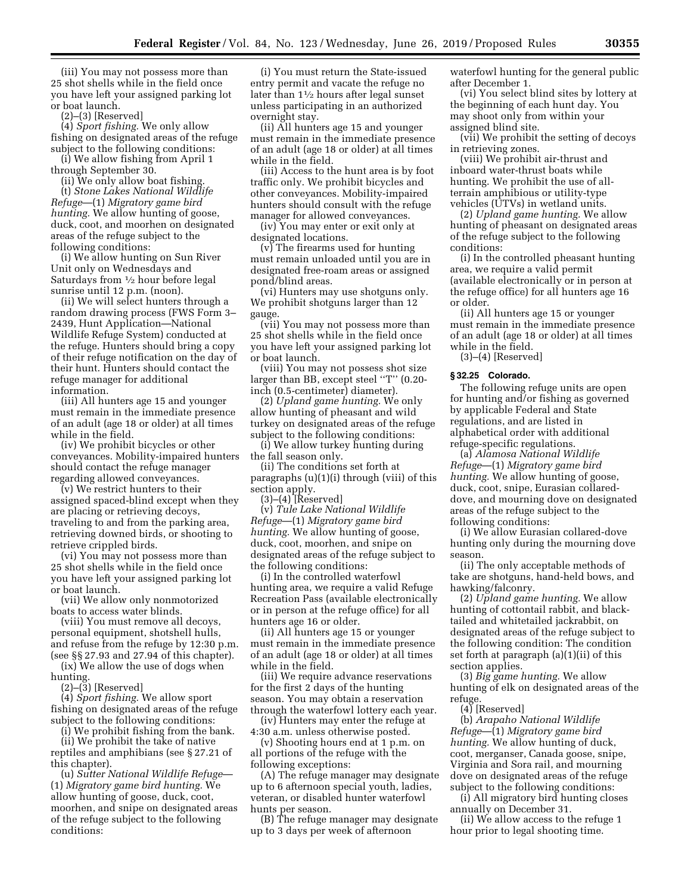(iii) You may not possess more than 25 shot shells while in the field once you have left your assigned parking lot or boat launch.

(2)–(3) [Reserved]

(4) *Sport fishing.* We only allow fishing on designated areas of the refuge subject to the following conditions:

(i) We allow fishing from April 1 through September 30.

(ii) We only allow boat fishing.

(t) *Stone Lakes National Wildlife Refuge*—(1) *Migratory game bird hunting.* We allow hunting of goose, duck, coot, and moorhen on designated areas of the refuge subject to the following conditions:

(i) We allow hunting on Sun River Unit only on Wednesdays and Saturdays from ½ hour before legal sunrise until 12 p.m. (noon).

(ii) We will select hunters through a random drawing process (FWS Form 3–2439, Hunt Application—National Wildlife Refuge System) conducted at the refuge. Hunters should bring a copy of their refuge notification on the day of their hunt. Hunters should contact the refuge manager for additional information.

(iii) All hunters age 15 and younger must remain in the immediate presence of an adult (age 18 or older) at all times while in the field.

(iv) We prohibit bicycles or other conveyances. Mobility-impaired hunters should contact the refuge manager regarding allowed conveyances.

(v) We restrict hunters to their assigned spaced-blind except when they are placing or retrieving decoys, traveling to and from the parking area, retrieving downed birds, or shooting to retrieve crippled birds.

(vi) You may not possess more than 25 shot shells while in the field once you have left your assigned parking lot or boat launch.

(vii) We allow only nonmotorized boats to access water blinds.

(viii) You must remove all decoys, personal equipment, shotshell hulls, and refuse from the refuge by 12:30 p.m. (see §§ 27.93 and 27.94 of this chapter).

(ix) We allow the use of dogs when hunting.

(2)–(3) [Reserved]

(4) *Sport fishing.* We allow sport fishing on designated areas of the refuge subject to the following conditions:

(i) We prohibit fishing from the bank.

(ii) We prohibit the take of native reptiles and amphibians (see § 27.21 of this chapter).

(u) *Sutter National Wildlife Refuge*—(1) *Migratory game bird hunting.* We allow hunting of goose, duck, coot, moorhen, and snipe on designated areas of the refuge subject to the following conditions:

(i) You must return the State-issued entry permit and vacate the refuge no later than 1½ hours after legal sunset unless participating in an authorized overnight stay.

(ii) All hunters age 15 and younger must remain in the immediate presence of an adult (age 18 or older) at all times while in the field.

(iii) Access to the hunt area is by foot traffic only. We prohibit bicycles and other conveyances. Mobility-impaired hunters should consult with the refuge manager for allowed conveyances.

(iv) You may enter or exit only at designated locations.

(v) The firearms used for hunting must remain unloaded until you are in designated free-roam areas or assigned pond/blind areas.

(vi) Hunters may use shotguns only. We prohibit shotguns larger than 12 gauge.

(vii) You may not possess more than 25 shot shells while in the field once you have left your assigned parking lot or boat launch.

(viii) You may not possess shot size larger than BB, except steel ''T'' (0.20-inch (0.5-centimeter) diameter).

(2) *Upland game hunting.* We only allow hunting of pheasant and wild turkey on designated areas of the refuge subject to the following conditions:

(i) We allow turkey hunting during the fall season only.

(ii) The conditions set forth at paragraphs (u)(1)(i) through (viii) of this section apply.

(3)–(4) [Reserved]

(v) *Tule Lake National Wildlife Refuge*—(1) *Migratory game bird hunting.* We allow hunting of goose, duck, coot, moorhen, and snipe on designated areas of the refuge subject to the following conditions:

(i) In the controlled waterfowl hunting area, we require a valid Refuge Recreation Pass (available electronically or in person at the refuge office) for all hunters age 16 or older.

(ii) All hunters age 15 or younger must remain in the immediate presence of an adult (age 18 or older) at all times while in the field.

(iii) We require advance reservations for the first 2 days of the hunting season. You may obtain a reservation through the waterfowl lottery each year.

(iv) Hunters may enter the refuge at 4:30 a.m. unless otherwise posted.

(v) Shooting hours end at 1 p.m. on all portions of the refuge with the following exceptions:

(A) The refuge manager may designate up to 6 afternoon special youth, ladies, veteran, or disabled hunter waterfowl hunts per season.

(B) The refuge manager may designate up to 3 days per week of afternoon waterfowl hunting for the general public after December 1.

(vi) You select blind sites by lottery at the beginning of each hunt day. You may shoot only from within your assigned blind site.

(vii) We prohibit the setting of decoys in retrieving zones.

(viii) We prohibit air-thrust and inboard water-thrust boats while hunting. We prohibit the use of all-terrain amphibious or utility-type vehicles (UTVs) in wetland units.

(2) *Upland game hunting.* We allow hunting of pheasant on designated areas of the refuge subject to the following conditions:

(i) In the controlled pheasant hunting area, we require a valid permit (available electronically or in person at the refuge office) for all hunters age 16 or older.

(ii) All hunters age 15 or younger must remain in the immediate presence of an adult (age 18 or older) at all times while in the field.

(3)–(4) [Reserved]

**§ 32.25 Colorado.**

The following refuge units are open for hunting and/or fishing as governed by applicable Federal and State regulations, and are listed in alphabetical order with additional refuge-specific regulations.

(a) *Alamosa National Wildlife Refuge*—(1) *Migratory game bird hunting.* We allow hunting of goose, duck, coot, snipe, Eurasian collared-dove, and mourning dove on designated areas of the refuge subject to the following conditions:

(i) We allow Eurasian collared-dove hunting only during the mourning dove season.

(ii) The only acceptable methods of take are shotguns, hand-held bows, and hawking/falconry.

(2) *Upland game hunting.* We allow hunting of cottontail rabbit, and black-tailed and whitetailed jackrabbit, on designated areas of the refuge subject to the following condition: The condition set forth at paragraph (a)(1)(ii) of this section applies.

(3) *Big game hunting.* We allow hunting of elk on designated areas of the refuge.

(4) [Reserved]

(b) *Arapaho National Wildlife Refuge*—(1) *Migratory game bird hunting.* We allow hunting of duck, coot, merganser, Canada goose, snipe, Virginia and Sora rail, and mourning dove on designated areas of the refuge subject to the following conditions:

(i) All migratory bird hunting closes annually on December 31.

(ii) We allow access to the refuge 1 hour prior to legal shooting time.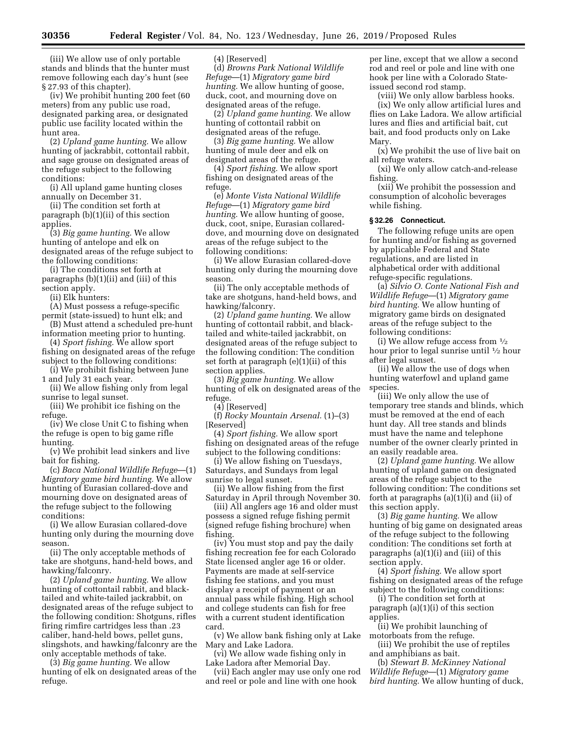(iii) We allow use of only portable stands and blinds that the hunter must remove following each day's hunt (see § 27.93 of this chapter).

(iv) We prohibit hunting 200 feet (60 meters) from any public use road, designated parking area, or designated public use facility located within the hunt area.

(2) *Upland game hunting.* We allow hunting of jackrabbit, cottontail rabbit, and sage grouse on designated areas of the refuge subject to the following conditions:

(i) All upland game hunting closes annually on December 31.

(ii) The condition set forth at paragraph (b)(1)(ii) of this section applies.

(3) *Big game hunting.* We allow hunting of antelope and elk on designated areas of the refuge subject to the following conditions:

(i) The conditions set forth at paragraphs (b)(1)(ii) and (iii) of this section apply.

(ii) Elk hunters:

(A) Must possess a refuge-specific permit (state-issued) to hunt elk; and

(B) Must attend a scheduled pre-hunt information meeting prior to hunting.

(4) *Sport fishing.* We allow sport fishing on designated areas of the refuge subject to the following conditions:

(i) We prohibit fishing between June 1 and July 31 each year.

(ii) We allow fishing only from legal sunrise to legal sunset.

(iii) We prohibit ice fishing on the refuge.

(iv) We close Unit C to fishing when the refuge is open to big game rifle hunting.

(v) We prohibit lead sinkers and live bait for fishing.

(c) *Baca National Wildlife Refuge*—(1) *Migratory game bird hunting.* We allow hunting of Eurasian collared-dove and mourning dove on designated areas of the refuge subject to the following conditions:

(i) We allow Eurasian collared-dove hunting only during the mourning dove season.

(ii) The only acceptable methods of take are shotguns, hand-held bows, and hawking/falconry.

(2) *Upland game hunting.* We allow hunting of cottontail rabbit, and black-tailed and white-tailed jackrabbit, on designated areas of the refuge subject to the following condition: Shotguns, rifles firing rimfire cartridges less than .23 caliber, hand-held bows, pellet guns, slingshots, and hawking/falconry are the only acceptable methods of take.

(3) *Big game hunting.* We allow hunting of elk on designated areas of the refuge.

(4) [Reserved]

(d) *Browns Park National Wildlife Refuge*—(1) *Migratory game bird hunting.* We allow hunting of goose, duck, coot, and mourning dove on designated areas of the refuge.

(2) *Upland game hunting.* We allow hunting of cottontail rabbit on designated areas of the refuge.

(3) *Big game hunting.* We allow hunting of mule deer and elk on designated areas of the refuge.

(4) *Sport fishing.* We allow sport fishing on designated areas of the refuge.

(e) *Monte Vista National Wildlife Refuge*—(1) *Migratory game bird hunting.* We allow hunting of goose, duck, coot, snipe, Eurasian collared-dove, and mourning dove on designated areas of the refuge subject to the following conditions:

(i) We allow Eurasian collared-dove hunting only during the mourning dove season.

(ii) The only acceptable methods of take are shotguns, hand-held bows, and hawking/falconry.

(2) *Upland game hunting.* We allow hunting of cottontail rabbit, and black-tailed and white-tailed jackrabbit, on designated areas of the refuge subject to the following condition: The condition set forth at paragraph (e)(1)(ii) of this section applies.

(3) *Big game hunting.* We allow hunting of elk on designated areas of the refuge.

(4) [Reserved]

(f) *Rocky Mountain Arsenal.* (1)–(3) [Reserved]

(4) *Sport fishing.* We allow sport fishing on designated areas of the refuge subject to the following conditions:

(i) We allow fishing on Tuesdays, Saturdays, and Sundays from legal sunrise to legal sunset.

(ii) We allow fishing from the first Saturday in April through November 30.

(iii) All anglers age 16 and older must possess a signed refuge fishing permit (signed refuge fishing brochure) when fishing.

(iv) You must stop and pay the daily fishing recreation fee for each Colorado State licensed angler age 16 or older. Payments are made at self-service fishing fee stations, and you must display a receipt of payment or an annual pass while fishing. High school and college students can fish for free with a current student identification card.

(v) We allow bank fishing only at Lake Mary and Lake Ladora.

(vi) We allow wade fishing only in Lake Ladora after Memorial Day.

(vii) Each angler may use only one rod and reel or pole and line with one hook per line, except that we allow a second rod and reel or pole and line with one hook per line with a Colorado State-issued second rod stamp.

(viii) We only allow barbless hooks.

(ix) We only allow artificial lures and flies on Lake Ladora. We allow artificial lures and flies and artificial bait, cut bait, and food products only on Lake Mary.

(x) We prohibit the use of live bait on all refuge waters.

(xi) We only allow catch-and-release fishing.

(xii) We prohibit the possession and consumption of alcoholic beverages while fishing.

**§ 32.26 Connecticut.**

The following refuge units are open for hunting and/or fishing as governed by applicable Federal and State regulations, and are listed in alphabetical order with additional refuge-specific regulations.

(a) *Silvio O. Conte National Fish and Wildlife Refuge*—(1) *Migratory game bird hunting.* We allow hunting of migratory game birds on designated areas of the refuge subject to the following conditions:

(i) We allow refuge access from ½ hour prior to legal sunrise until ½ hour after legal sunset.

(ii) We allow the use of dogs when hunting waterfowl and upland game species.

(iii) We only allow the use of temporary tree stands and blinds, which must be removed at the end of each hunt day. All tree stands and blinds must have the name and telephone number of the owner clearly printed in an easily readable area.

(2) *Upland game hunting.* We allow hunting of upland game on designated areas of the refuge subject to the following condition: The conditions set forth at paragraphs (a)(1)(i) and (ii) of this section apply.

(3) *Big game hunting.* We allow hunting of big game on designated areas of the refuge subject to the following condition: The conditions set forth at paragraphs (a)(1)(i) and (iii) of this section apply.

(4) *Sport fishing.* We allow sport fishing on designated areas of the refuge subject to the following conditions:

(i) The condition set forth at paragraph (a)(1)(i) of this section applies.

(ii) We prohibit launching of motorboats from the refuge.

(iii) We prohibit the use of reptiles and amphibians as bait.

(b) *Stewart B. McKinney National Wildlife Refuge*—(1) *Migratory game bird hunting.* We allow hunting of duck,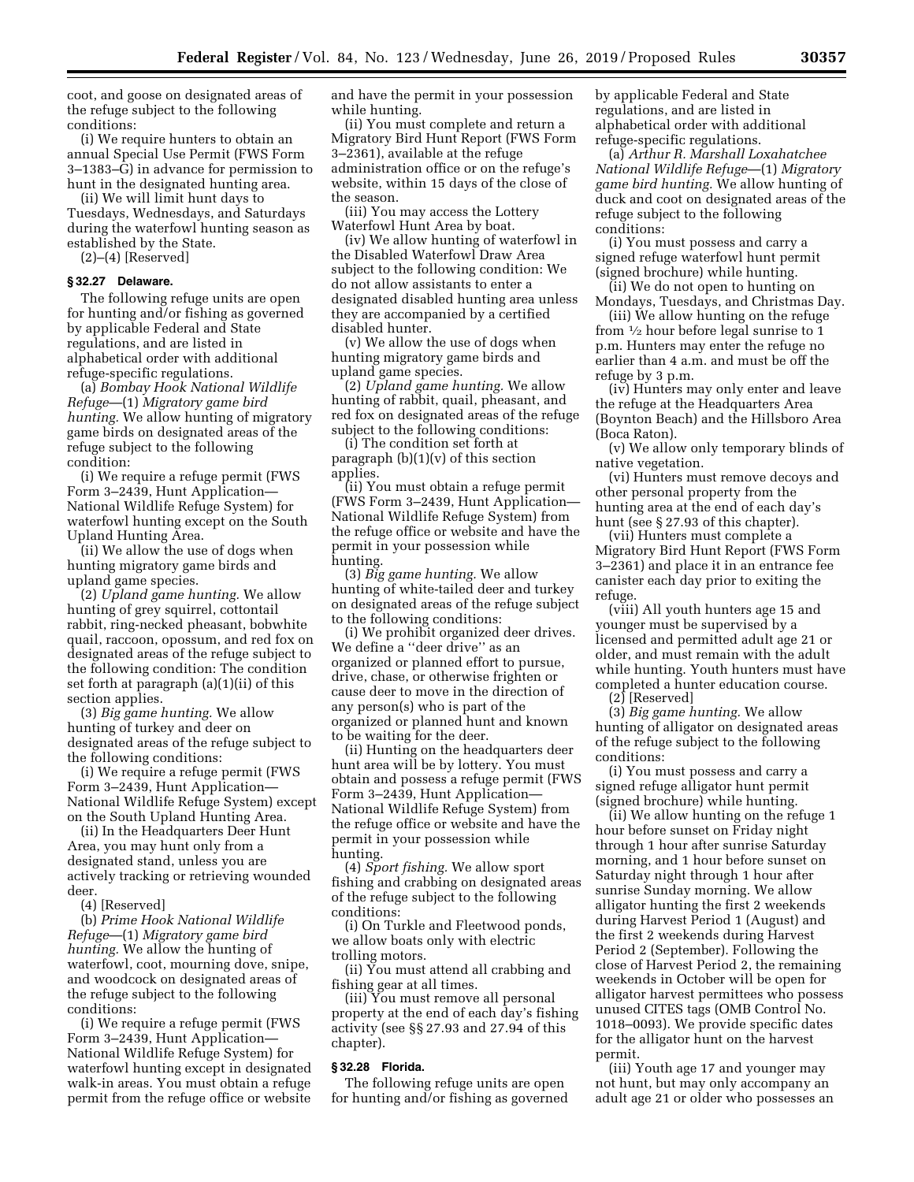coot, and goose on designated areas of the refuge subject to the following conditions:

(i) We require hunters to obtain an annual Special Use Permit (FWS Form 3–1383–G) in advance for permission to hunt in the designated hunting area.

(ii) We will limit hunt days to Tuesdays, Wednesdays, and Saturdays during the waterfowl hunting season as established by the State.

(2)–(4) [Reserved]

### § 32.27 Delaware.

The following refuge units are open for hunting and/or fishing as governed by applicable Federal and State regulations, and are listed in alphabetical order with additional refuge-specific regulations.

(a) *Bombay Hook National Wildlife Refuge*—(1) *Migratory game bird hunting.* We allow hunting of migratory game birds on designated areas of the refuge subject to the following condition:

(i) We require a refuge permit (FWS Form 3–2439, Hunt Application—National Wildlife Refuge System) for waterfowl hunting except on the South Upland Hunting Area.

(ii) We allow the use of dogs when hunting migratory game birds and upland game species.

(2) *Upland game hunting.* We allow hunting of grey squirrel, cottontail rabbit, ring-necked pheasant, bobwhite quail, raccoon, opossum, and red fox on designated areas of the refuge subject to the following condition: The condition set forth at paragraph (a)(1)(ii) of this section applies.

(3) *Big game hunting.* We allow hunting of turkey and deer on designated areas of the refuge subject to the following conditions:

(i) We require a refuge permit (FWS Form 3–2439, Hunt Application—National Wildlife Refuge System) except on the South Upland Hunting Area.

(ii) In the Headquarters Deer Hunt Area, you may hunt only from a designated stand, unless you are actively tracking or retrieving wounded deer.

(4) [Reserved]

(b) *Prime Hook National Wildlife Refuge*—(1) *Migratory game bird hunting.* We allow the hunting of waterfowl, coot, mourning dove, snipe, and woodcock on designated areas of the refuge subject to the following conditions:

(i) We require a refuge permit (FWS Form 3–2439, Hunt Application—National Wildlife Refuge System) for waterfowl hunting except in designated walk-in areas. You must obtain a refuge permit from the refuge office or website and have the permit in your possession while hunting.

(ii) You must complete and return a Migratory Bird Hunt Report (FWS Form 3–2361), available at the refuge administration office or on the refuge's website, within 15 days of the close of the season.

(iii) You may access the Lottery Waterfowl Hunt Area by boat.

(iv) We allow hunting of waterfowl in the Disabled Waterfowl Draw Area subject to the following condition: We do not allow assistants to enter a designated disabled hunting area unless they are accompanied by a certified disabled hunter.

(v) We allow the use of dogs when hunting migratory game birds and upland game species.

(2) *Upland game hunting.* We allow hunting of rabbit, quail, pheasant, and red fox on designated areas of the refuge subject to the following conditions:

(i) The condition set forth at paragraph (b)(1)(v) of this section applies.

(ii) You must obtain a refuge permit (FWS Form 3–2439, Hunt Application—National Wildlife Refuge System) from the refuge office or website and have the permit in your possession while hunting.

(3) *Big game hunting.* We allow hunting of white-tailed deer and turkey on designated areas of the refuge subject to the following conditions:

(i) We prohibit organized deer drives. We define a ''deer drive'' as an organized or planned effort to pursue, drive, chase, or otherwise frighten or cause deer to move in the direction of any person(s) who is part of the organized or planned hunt and known to be waiting for the deer.

(ii) Hunting on the headquarters deer hunt area will be by lottery. You must obtain and possess a refuge permit (FWS Form 3–2439, Hunt Application—National Wildlife Refuge System) from the refuge office or website and have the permit in your possession while hunting.

(4) *Sport fishing.* We allow sport fishing and crabbing on designated areas of the refuge subject to the following conditions:

(i) On Turkle and Fleetwood ponds, we allow boats only with electric trolling motors.

(ii) You must attend all crabbing and fishing gear at all times.

(iii) You must remove all personal property at the end of each day's fishing activity (see §§ 27.93 and 27.94 of this chapter).

### § 32.28 Florida.

The following refuge units are open for hunting and/or fishing as governed by applicable Federal and State regulations, and are listed in alphabetical order with additional refuge-specific regulations.

(a) *Arthur R. Marshall Loxahatchee National Wildlife Refuge*—(1) *Migratory game bird hunting.* We allow hunting of duck and coot on designated areas of the refuge subject to the following conditions:

(i) You must possess and carry a signed refuge waterfowl hunt permit (signed brochure) while hunting.

(ii) We do not open to hunting on Mondays, Tuesdays, and Christmas Day.

(iii) We allow hunting on the refuge from ½ hour before legal sunrise to 1 p.m. Hunters may enter the refuge no earlier than 4 a.m. and must be off the refuge by 3 p.m.

(iv) Hunters may only enter and leave the refuge at the Headquarters Area (Boynton Beach) and the Hillsboro Area (Boca Raton).

(v) We allow only temporary blinds of native vegetation.

(vi) Hunters must remove decoys and other personal property from the hunting area at the end of each day's hunt (see § 27.93 of this chapter).

(vii) Hunters must complete a Migratory Bird Hunt Report (FWS Form 3–2361) and place it in an entrance fee canister each day prior to exiting the refuge.

(viii) All youth hunters age 15 and younger must be supervised by a licensed and permitted adult age 21 or older, and must remain with the adult while hunting. Youth hunters must have completed a hunter education course.

(2) [Reserved]

(3) *Big game hunting.* We allow hunting of alligator on designated areas of the refuge subject to the following conditions:

(i) You must possess and carry a signed refuge alligator hunt permit (signed brochure) while hunting.

(ii) We allow hunting on the refuge 1 hour before sunset on Friday night through 1 hour after sunrise Saturday morning, and 1 hour before sunset on Saturday night through 1 hour after sunrise Sunday morning. We allow alligator hunting the first 2 weekends during Harvest Period 1 (August) and the first 2 weekends during Harvest Period 2 (September). Following the close of Harvest Period 2, the remaining weekends in October will be open for alligator harvest permittees who possess unused CITES tags (OMB Control No. 1018–0093). We provide specific dates for the alligator hunt on the harvest permit.

(iii) Youth age 17 and younger may not hunt, but may only accompany an adult age 21 or older who possesses an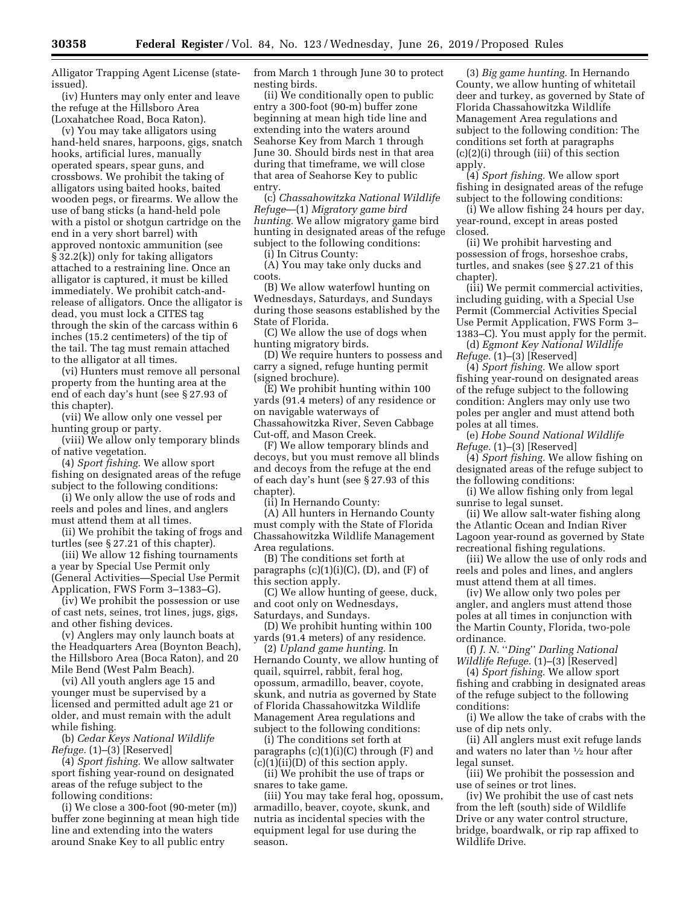Alligator Trapping Agent License (state-issued).

(iv) Hunters may only enter and leave the refuge at the Hillsboro Area (Loxahatchee Road, Boca Raton).

(v) You may take alligators using hand-held snares, harpoons, gigs, snatch hooks, artificial lures, manually operated spears, spear guns, and crossbows. We prohibit the taking of alligators using baited hooks, baited wooden pegs, or firearms. We allow the use of bang sticks (a hand-held pole with a pistol or shotgun cartridge on the end in a very short barrel) with approved nontoxic ammunition (see § 32.2(k)) only for taking alligators attached to a restraining line. Once an alligator is captured, it must be killed immediately. We prohibit catch-and-release of alligators. Once the alligator is dead, you must lock a CITES tag through the skin of the carcass within 6 inches (15.2 centimeters) of the tip of the tail. The tag must remain attached to the alligator at all times.

(vi) Hunters must remove all personal property from the hunting area at the end of each day's hunt (see § 27.93 of this chapter).

(vii) We allow only one vessel per hunting group or party.

(viii) We allow only temporary blinds of native vegetation.

(4) *Sport fishing.* We allow sport fishing on designated areas of the refuge subject to the following conditions:

(i) We only allow the use of rods and reels and poles and lines, and anglers must attend them at all times.

(ii) We prohibit the taking of frogs and turtles (see § 27.21 of this chapter).

(iii) We allow 12 fishing tournaments a year by Special Use Permit only (General Activities—Special Use Permit Application, FWS Form 3–1383–G).

(iv) We prohibit the possession or use of cast nets, seines, trot lines, jugs, gigs, and other fishing devices.

(v) Anglers may only launch boats at the Headquarters Area (Boynton Beach), the Hillsboro Area (Boca Raton), and 20 Mile Bend (West Palm Beach).

(vi) All youth anglers age 15 and younger must be supervised by a licensed and permitted adult age 21 or older, and must remain with the adult while fishing.

(b) *Cedar Keys National Wildlife Refuge.* (1)–(3) [Reserved]

(4) *Sport fishing.* We allow saltwater sport fishing year-round on designated areas of the refuge subject to the following conditions:

(i) We close a 300-foot (90-meter (m)) buffer zone beginning at mean high tide line and extending into the waters around Snake Key to all public entry from March 1 through June 30 to protect nesting birds.

(ii) We conditionally open to public entry a 300-foot (90-m) buffer zone beginning at mean high tide line and extending into the waters around Seahorse Key from March 1 through June 30. Should birds nest in that area during that timeframe, we will close that area of Seahorse Key to public entry.

(c) *Chassahowitzka National Wildlife Refuge*—(1) *Migratory game bird hunting.* We allow migratory game bird hunting in designated areas of the refuge subject to the following conditions:

(i) In Citrus County:

(A) You may take only ducks and coots.

(B) We allow waterfowl hunting on Wednesdays, Saturdays, and Sundays during those seasons established by the State of Florida.

(C) We allow the use of dogs when hunting migratory birds.

(D) We require hunters to possess and carry a signed, refuge hunting permit (signed brochure).

(E) We prohibit hunting within 100 yards (91.4 meters) of any residence or on navigable waterways of Chassahowitzka River, Seven Cabbage Cut-off, and Mason Creek.

(F) We allow temporary blinds and decoys, but you must remove all blinds and decoys from the refuge at the end of each day's hunt (see § 27.93 of this chapter).

(ii) In Hernando County:

(A) All hunters in Hernando County must comply with the State of Florida Chassahowitzka Wildlife Management Area regulations.

(B) The conditions set forth at paragraphs (c)(1)(i)(C), (D), and (F) of this section apply.

(C) We allow hunting of geese, duck, and coot only on Wednesdays, Saturdays, and Sundays.

(D) We prohibit hunting within 100 yards (91.4 meters) of any residence.

(2) *Upland game hunting.* In Hernando County, we allow hunting of quail, squirrel, rabbit, feral hog, opossum, armadillo, beaver, coyote, skunk, and nutria as governed by State of Florida Chassahowitzka Wildlife Management Area regulations and subject to the following conditions:

(i) The conditions set forth at paragraphs (c)(1)(i)(C) through (F) and (c)(1)(ii)(D) of this section apply.

(ii) We prohibit the use of traps or snares to take game.

(iii) You may take feral hog, opossum, armadillo, beaver, coyote, skunk, and nutria as incidental species with the equipment legal for use during the season.

(3) *Big game hunting.* In Hernando County, we allow hunting of whitetail deer and turkey, as governed by State of Florida Chassahowitzka Wildlife Management Area regulations and subject to the following condition: The conditions set forth at paragraphs (c)(2)(i) through (iii) of this section apply.

(4) *Sport fishing.* We allow sport fishing in designated areas of the refuge subject to the following conditions:

(i) We allow fishing 24 hours per day, year-round, except in areas posted closed.

(ii) We prohibit harvesting and possession of frogs, horseshoe crabs, turtles, and snakes (see § 27.21 of this chapter).

(iii) We permit commercial activities, including guiding, with a Special Use Permit (Commercial Activities Special Use Permit Application, FWS Form 3–1383–C). You must apply for the permit.

(d) *Egmont Key National Wildlife Refuge.* (1)–(3) [Reserved]

(4) *Sport fishing.* We allow sport fishing year-round on designated areas of the refuge subject to the following condition: Anglers may only use two poles per angler and must attend both poles at all times.

(e) *Hobe Sound National Wildlife Refuge.* (1)–(3) [Reserved]

(4) *Sport fishing.* We allow fishing on designated areas of the refuge subject to the following conditions:

(i) We allow fishing only from legal sunrise to legal sunset.

(ii) We allow salt-water fishing along the Atlantic Ocean and Indian River Lagoon year-round as governed by State recreational fishing regulations.

(iii) We allow the use of only rods and reels and poles and lines, and anglers must attend them at all times.

(iv) We allow only two poles per angler, and anglers must attend those poles at all times in conjunction with the Martin County, Florida, two-pole ordinance.

(f) *J. N. ''Ding'' Darling National Wildlife Refuge.* (1)–(3) [Reserved]

(4) *Sport fishing.* We allow sport fishing and crabbing in designated areas of the refuge subject to the following conditions:

(i) We allow the take of crabs with the use of dip nets only.

(ii) All anglers must exit refuge lands and waters no later than ½ hour after legal sunset.

(iii) We prohibit the possession and use of seines or trot lines.

(iv) We prohibit the use of cast nets from the left (south) side of Wildlife Drive or any water control structure, bridge, boardwalk, or rip rap affixed to Wildlife Drive.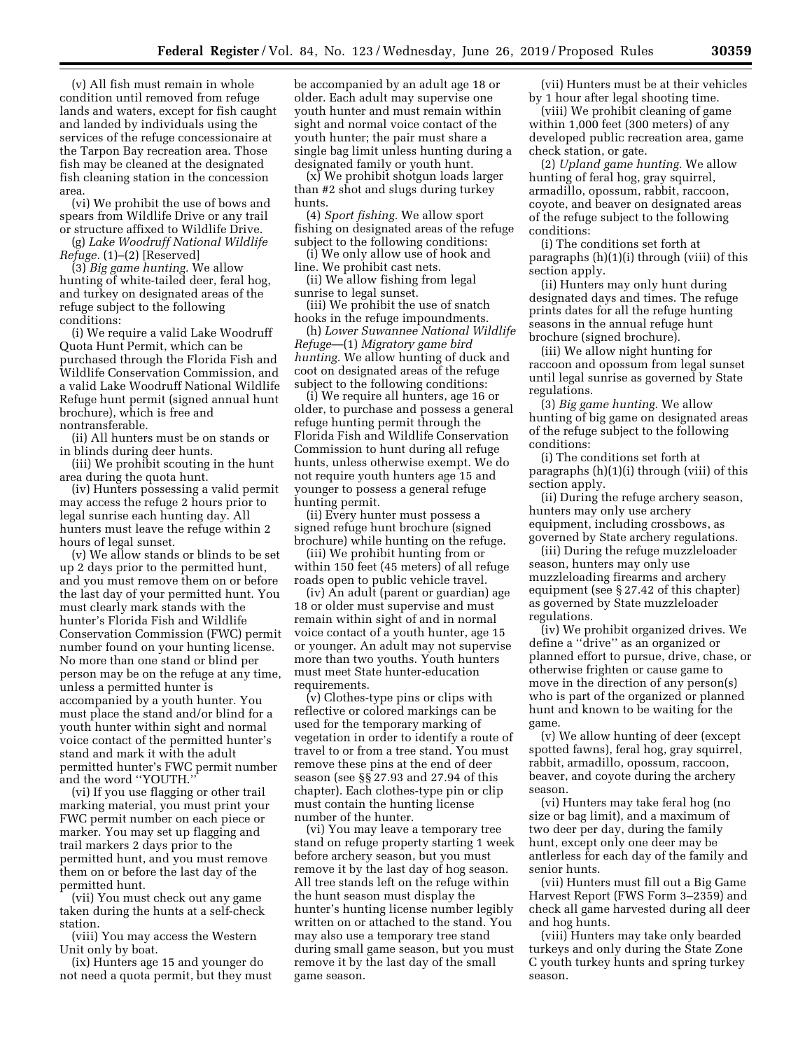(v) All fish must remain in whole condition until removed from refuge lands and waters, except for fish caught and landed by individuals using the services of the refuge concessionaire at the Tarpon Bay recreation area. Those fish may be cleaned at the designated fish cleaning station in the concession area.

(vi) We prohibit the use of bows and spears from Wildlife Drive or any trail or structure affixed to Wildlife Drive.

(g) *Lake Woodruff National Wildlife Refuge.* (1)–(2) [Reserved]

(3) *Big game hunting.* We allow hunting of white-tailed deer, feral hog, and turkey on designated areas of the refuge subject to the following conditions:

(i) We require a valid Lake Woodruff Quota Hunt Permit, which can be purchased through the Florida Fish and Wildlife Conservation Commission, and a valid Lake Woodruff National Wildlife Refuge hunt permit (signed annual hunt brochure), which is free and nontransferable.

(ii) All hunters must be on stands or in blinds during deer hunts.

(iii) We prohibit scouting in the hunt area during the quota hunt.

(iv) Hunters possessing a valid permit may access the refuge 2 hours prior to legal sunrise each hunting day. All hunters must leave the refuge within 2 hours of legal sunset.

(v) We allow stands or blinds to be set up 2 days prior to the permitted hunt, and you must remove them on or before the last day of your permitted hunt. You must clearly mark stands with the hunter's Florida Fish and Wildlife Conservation Commission (FWC) permit number found on your hunting license. No more than one stand or blind per person may be on the refuge at any time, unless a permitted hunter is accompanied by a youth hunter. You must place the stand and/or blind for a youth hunter within sight and normal voice contact of the permitted hunter's stand and mark it with the adult permitted hunter's FWC permit number and the word ''YOUTH.''

(vi) If you use flagging or other trail marking material, you must print your FWC permit number on each piece or marker. You may set up flagging and trail markers 2 days prior to the permitted hunt, and you must remove them on or before the last day of the permitted hunt.

(vii) You must check out any game taken during the hunts at a self-check station.

(viii) You may access the Western Unit only by boat.

(ix) Hunters age 15 and younger do not need a quota permit, but they must be accompanied by an adult age 18 or older. Each adult may supervise one youth hunter and must remain within sight and normal voice contact of the youth hunter; the pair must share a single bag limit unless hunting during a designated family or youth hunt.

(x) We prohibit shotgun loads larger than #2 shot and slugs during turkey hunts.

(4) *Sport fishing.* We allow sport fishing on designated areas of the refuge subject to the following conditions:

(i) We only allow use of hook and line. We prohibit cast nets.

(ii) We allow fishing from legal sunrise to legal sunset.

(iii) We prohibit the use of snatch hooks in the refuge impoundments.

(h) *Lower Suwannee National Wildlife Refuge*—(1) *Migratory game bird hunting.* We allow hunting of duck and coot on designated areas of the refuge subject to the following conditions:

(i) We require all hunters, age 16 or older, to purchase and possess a general refuge hunting permit through the Florida Fish and Wildlife Conservation Commission to hunt during all refuge hunts, unless otherwise exempt. We do not require youth hunters age 15 and younger to possess a general refuge hunting permit.

(ii) Every hunter must possess a signed refuge hunt brochure (signed brochure) while hunting on the refuge.

(iii) We prohibit hunting from or within 150 feet (45 meters) of all refuge roads open to public vehicle travel.

(iv) An adult (parent or guardian) age 18 or older must supervise and must remain within sight of and in normal voice contact of a youth hunter, age 15 or younger. An adult may not supervise more than two youths. Youth hunters must meet State hunter-education requirements.

(v) Clothes-type pins or clips with reflective or colored markings can be used for the temporary marking of vegetation in order to identify a route of travel to or from a tree stand. You must remove these pins at the end of deer season (see §§ 27.93 and 27.94 of this chapter). Each clothes-type pin or clip must contain the hunting license number of the hunter.

(vi) You may leave a temporary tree stand on refuge property starting 1 week before archery season, but you must remove it by the last day of hog season. All tree stands left on the refuge within the hunt season must display the hunter's hunting license number legibly written on or attached to the stand. You may also use a temporary tree stand during small game season, but you must remove it by the last day of the small game season.

(vii) Hunters must be at their vehicles by 1 hour after legal shooting time.

(viii) We prohibit cleaning of game within 1,000 feet (300 meters) of any developed public recreation area, game check station, or gate.

(2) *Upland game hunting.* We allow hunting of feral hog, gray squirrel, armadillo, opossum, rabbit, raccoon, coyote, and beaver on designated areas of the refuge subject to the following conditions:

(i) The conditions set forth at paragraphs (h)(1)(i) through (viii) of this section apply.

(ii) Hunters may only hunt during designated days and times. The refuge prints dates for all the refuge hunting seasons in the annual refuge hunt brochure (signed brochure).

(iii) We allow night hunting for raccoon and opossum from legal sunset until legal sunrise as governed by State regulations.

(3) *Big game hunting.* We allow hunting of big game on designated areas of the refuge subject to the following conditions:

(i) The conditions set forth at paragraphs (h)(1)(i) through (viii) of this section apply.

(ii) During the refuge archery season, hunters may only use archery equipment, including crossbows, as governed by State archery regulations.

(iii) During the refuge muzzleloader season, hunters may only use muzzleloading firearms and archery equipment (see § 27.42 of this chapter) as governed by State muzzleloader regulations.

(iv) We prohibit organized drives. We define a ''drive'' as an organized or planned effort to pursue, drive, chase, or otherwise frighten or cause game to move in the direction of any person(s) who is part of the organized or planned hunt and known to be waiting for the game.

(v) We allow hunting of deer (except spotted fawns), feral hog, gray squirrel, rabbit, armadillo, opossum, raccoon, beaver, and coyote during the archery season.

(vi) Hunters may take feral hog (no size or bag limit), and a maximum of two deer per day, during the family hunt, except only one deer may be antlerless for each day of the family and senior hunts.

(vii) Hunters must fill out a Big Game Harvest Report (FWS Form 3–2359) and check all game harvested during all deer and hog hunts.

(viii) Hunters may take only bearded turkeys and only during the State Zone C youth turkey hunts and spring turkey season.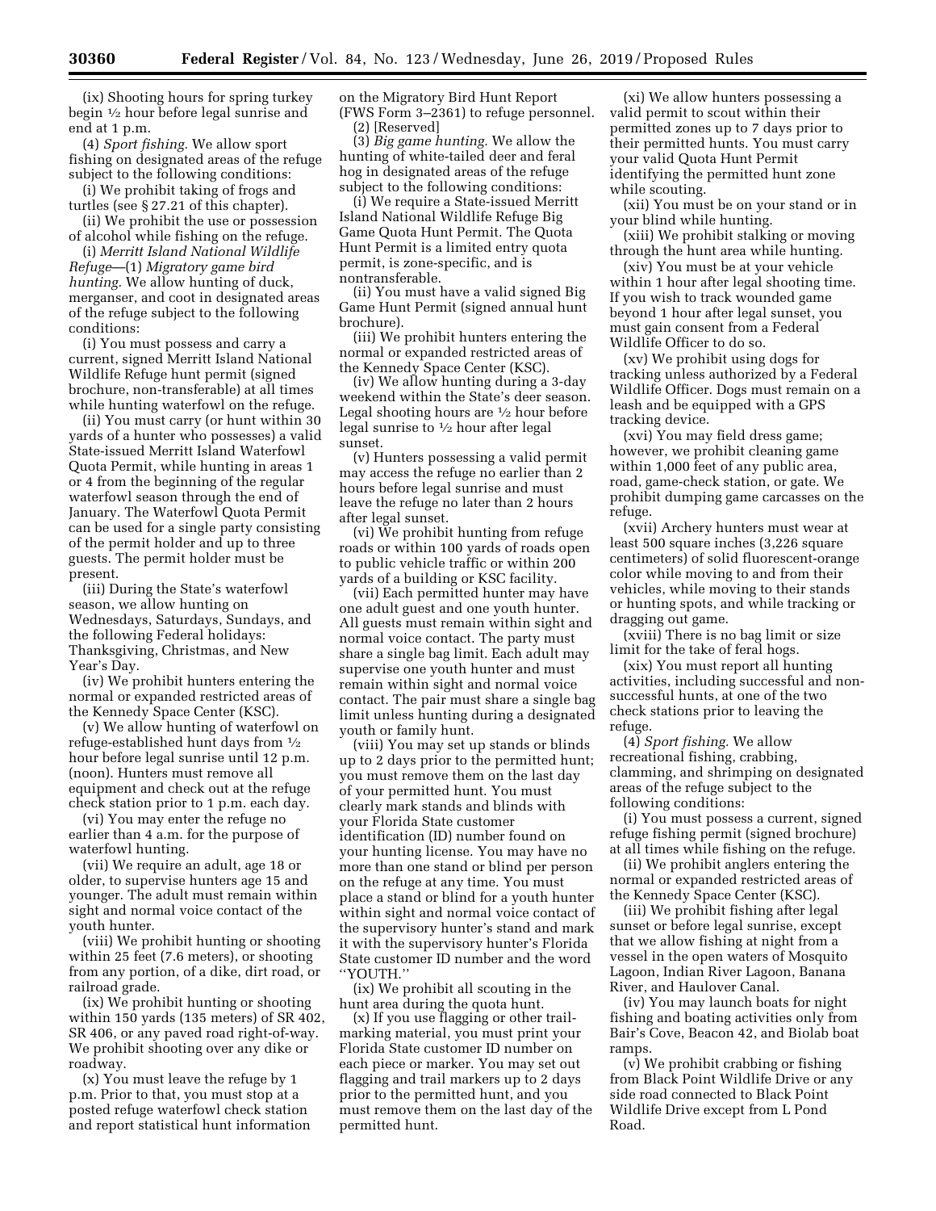(ix) Shooting hours for spring turkey begin ½ hour before legal sunrise and end at 1 p.m.

(4) *Sport fishing.* We allow sport fishing on designated areas of the refuge subject to the following conditions:

(i) We prohibit taking of frogs and turtles (see § 27.21 of this chapter).

(ii) We prohibit the use or possession of alcohol while fishing on the refuge.

(i) *Merritt Island National Wildlife Refuge*—(1) *Migratory game bird hunting.* We allow hunting of duck, merganser, and coot in designated areas of the refuge subject to the following conditions:

(i) You must possess and carry a current, signed Merritt Island National Wildlife Refuge hunt permit (signed brochure, non-transferable) at all times while hunting waterfowl on the refuge.

(ii) You must carry (or hunt within 30 yards of a hunter who possesses) a valid State-issued Merritt Island Waterfowl Quota Permit, while hunting in areas 1 or 4 from the beginning of the regular waterfowl season through the end of January. The Waterfowl Quota Permit can be used for a single party consisting of the permit holder and up to three guests. The permit holder must be present.

(iii) During the State's waterfowl season, we allow hunting on Wednesdays, Saturdays, Sundays, and the following Federal holidays: Thanksgiving, Christmas, and New Year's Day.

(iv) We prohibit hunters entering the normal or expanded restricted areas of the Kennedy Space Center (KSC).

(v) We allow hunting of waterfowl on refuge-established hunt days from ½ hour before legal sunrise until 12 p.m. (noon). Hunters must remove all equipment and check out at the refuge check station prior to 1 p.m. each day.

(vi) You may enter the refuge no earlier than 4 a.m. for the purpose of waterfowl hunting.

(vii) We require an adult, age 18 or older, to supervise hunters age 15 and younger. The adult must remain within sight and normal voice contact of the youth hunter.

(viii) We prohibit hunting or shooting within 25 feet (7.6 meters), or shooting from any portion, of a dike, dirt road, or railroad grade.

(ix) We prohibit hunting or shooting within 150 yards (135 meters) of SR 402, SR 406, or any paved road right-of-way. We prohibit shooting over any dike or roadway.

(x) You must leave the refuge by 1 p.m. Prior to that, you must stop at a posted refuge waterfowl check station and report statistical hunt information on the Migratory Bird Hunt Report (FWS Form 3–2361) to refuge personnel.

(2) [Reserved]

(3) *Big game hunting.* We allow the hunting of white-tailed deer and feral hog in designated areas of the refuge subject to the following conditions:

(i) We require a State-issued Merritt Island National Wildlife Refuge Big Game Quota Hunt Permit. The Quota Hunt Permit is a limited entry quota permit, is zone-specific, and is nontransferable.

(ii) You must have a valid signed Big Game Hunt Permit (signed annual hunt brochure).

(iii) We prohibit hunters entering the normal or expanded restricted areas of the Kennedy Space Center (KSC).

(iv) We allow hunting during a 3-day weekend within the State's deer season. Legal shooting hours are ½ hour before legal sunrise to ½ hour after legal sunset.

(v) Hunters possessing a valid permit may access the refuge no earlier than 2 hours before legal sunrise and must leave the refuge no later than 2 hours after legal sunset.

(vi) We prohibit hunting from refuge roads or within 100 yards of roads open to public vehicle traffic or within 200 yards of a building or KSC facility.

(vii) Each permitted hunter may have one adult guest and one youth hunter. All guests must remain within sight and normal voice contact. The party must share a single bag limit. Each adult may supervise one youth hunter and must remain within sight and normal voice contact. The pair must share a single bag limit unless hunting during a designated youth or family hunt.

(viii) You may set up stands or blinds up to 2 days prior to the permitted hunt; you must remove them on the last day of your permitted hunt. You must clearly mark stands and blinds with your Florida State customer identification (ID) number found on your hunting license. You may have no more than one stand or blind per person on the refuge at any time. You must place a stand or blind for a youth hunter within sight and normal voice contact of the supervisory hunter's stand and mark it with the supervisory hunter's Florida State customer ID number and the word "YOUTH."

(ix) We prohibit all scouting in the hunt area during the quota hunt.

(x) If you use flagging or other trail-marking material, you must print your Florida State customer ID number on each piece or marker. You may set out flagging and trail markers up to 2 days prior to the permitted hunt, and you must remove them on the last day of the permitted hunt.

(xi) We allow hunters possessing a valid permit to scout within their permitted zones up to 7 days prior to their permitted hunts. You must carry your valid Quota Hunt Permit identifying the permitted hunt zone while scouting.

(xii) You must be on your stand or in your blind while hunting.

(xiii) We prohibit stalking or moving through the hunt area while hunting.

(xiv) You must be at your vehicle within 1 hour after legal shooting time. If you wish to track wounded game beyond 1 hour after legal sunset, you must gain consent from a Federal Wildlife Officer to do so.

(xv) We prohibit using dogs for tracking unless authorized by a Federal Wildlife Officer. Dogs must remain on a leash and be equipped with a GPS tracking device.

(xvi) You may field dress game; however, we prohibit cleaning game within 1,000 feet of any public area, road, game-check station, or gate. We prohibit dumping game carcasses on the refuge.

(xvii) Archery hunters must wear at least 500 square inches (3,226 square centimeters) of solid fluorescent-orange color while moving to and from their vehicles, while moving to their stands or hunting spots, and while tracking or dragging out game.

(xviii) There is no bag limit or size limit for the take of feral hogs.

(xix) You must report all hunting activities, including successful and non-successful hunts, at one of the two check stations prior to leaving the refuge.

(4) *Sport fishing.* We allow recreational fishing, crabbing, clamming, and shrimping on designated areas of the refuge subject to the following conditions:

(i) You must possess a current, signed refuge fishing permit (signed brochure) at all times while fishing on the refuge.

(ii) We prohibit anglers entering the normal or expanded restricted areas of the Kennedy Space Center (KSC).

(iii) We prohibit fishing after legal sunset or before legal sunrise, except that we allow fishing at night from a vessel in the open waters of Mosquito Lagoon, Indian River Lagoon, Banana River, and Haulover Canal.

(iv) You may launch boats for night fishing and boating activities only from Bair's Cove, Beacon 42, and Biolab boat ramps.

(v) We prohibit crabbing or fishing from Black Point Wildlife Drive or any side road connected to Black Point Wildlife Drive except from L Pond Road.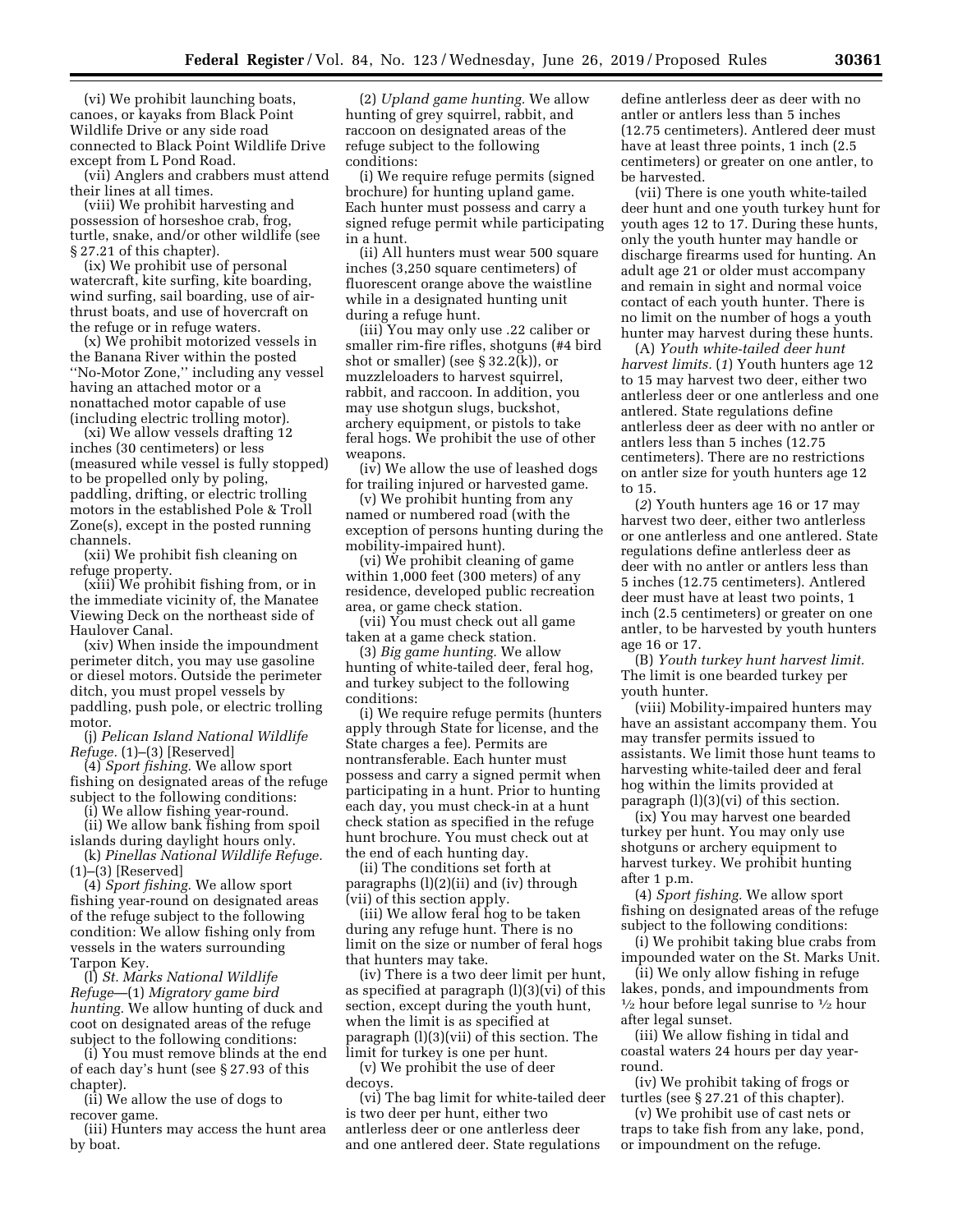(vi) We prohibit launching boats, canoes, or kayaks from Black Point Wildlife Drive or any side road connected to Black Point Wildlife Drive except from L Pond Road.

(vii) Anglers and crabbers must attend their lines at all times.

(viii) We prohibit harvesting and possession of horseshoe crab, frog, turtle, snake, and/or other wildlife (see § 27.21 of this chapter).

(ix) We prohibit use of personal watercraft, kite surfing, kite boarding, wind surfing, sail boarding, use of air-thrust boats, and use of hovercraft on the refuge or in refuge waters.

(x) We prohibit motorized vessels in the Banana River within the posted ''No-Motor Zone,'' including any vessel having an attached motor or a nonattached motor capable of use (including electric trolling motor).

(xi) We allow vessels drafting 12 inches (30 centimeters) or less (measured while vessel is fully stopped) to be propelled only by poling, paddling, drifting, or electric trolling motors in the established Pole & Troll Zone(s), except in the posted running channels.

(xii) We prohibit fish cleaning on refuge property.

(xiii) We prohibit fishing from, or in the immediate vicinity of, the Manatee Viewing Deck on the northeast side of Haulover Canal.

(xiv) When inside the impoundment perimeter ditch, you may use gasoline or diesel motors. Outside the perimeter ditch, you must propel vessels by paddling, push pole, or electric trolling motor.

(j) *Pelican Island National Wildlife Refuge.* (1)–(3) [Reserved]

(4) *Sport fishing.* We allow sport fishing on designated areas of the refuge subject to the following conditions:

(i) We allow fishing year-round.

(ii) We allow bank fishing from spoil islands during daylight hours only.

(k) *Pinellas National Wildlife Refuge.* (1)–(3) [Reserved]

(4) *Sport fishing.* We allow sport fishing year-round on designated areas of the refuge subject to the following condition: We allow fishing only from vessels in the waters surrounding Tarpon Key.

(l) *St. Marks National Wildlife Refuge*—(1) *Migratory game bird hunting.* We allow hunting of duck and coot on designated areas of the refuge subject to the following conditions:

(i) You must remove blinds at the end of each day's hunt (see § 27.93 of this chapter).

(ii) We allow the use of dogs to recover game.

(iii) Hunters may access the hunt area by boat.

(2) *Upland game hunting.* We allow hunting of grey squirrel, rabbit, and raccoon on designated areas of the refuge subject to the following conditions:

(i) We require refuge permits (signed brochure) for hunting upland game. Each hunter must possess and carry a signed refuge permit while participating in a hunt.

(ii) All hunters must wear 500 square inches (3,250 square centimeters) of fluorescent orange above the waistline while in a designated hunting unit during a refuge hunt.

(iii) You may only use .22 caliber or smaller rim-fire rifles, shotguns (#4 bird shot or smaller) (see § 32.2(k)), or muzzleloaders to harvest squirrel, rabbit, and raccoon. In addition, you may use shotgun slugs, buckshot, archery equipment, or pistols to take feral hogs. We prohibit the use of other weapons.

(iv) We allow the use of leashed dogs for trailing injured or harvested game.

(v) We prohibit hunting from any named or numbered road (with the exception of persons hunting during the mobility-impaired hunt).

(vi) We prohibit cleaning of game within 1,000 feet (300 meters) of any residence, developed public recreation area, or game check station.

(vii) You must check out all game taken at a game check station.

(3) *Big game hunting.* We allow hunting of white-tailed deer, feral hog, and turkey subject to the following conditions:

(i) We require refuge permits (hunters apply through State for license, and the State charges a fee). Permits are nontransferable. Each hunter must possess and carry a signed permit when participating in a hunt. Prior to hunting each day, you must check-in at a hunt check station as specified in the refuge hunt brochure. You must check out at the end of each hunting day.

(ii) The conditions set forth at paragraphs (l)(2)(ii) and (iv) through (vii) of this section apply.

(iii) We allow feral hog to be taken during any refuge hunt. There is no limit on the size or number of feral hogs that hunters may take.

(iv) There is a two deer limit per hunt, as specified at paragraph (l)(3)(vi) of this section, except during the youth hunt, when the limit is as specified at paragraph (l)(3)(vii) of this section. The limit for turkey is one per hunt.

(v) We prohibit the use of deer decoys.

(vi) The bag limit for white-tailed deer is two deer per hunt, either two antlerless deer or one antlerless deer and one antlered deer. State regulations define antlerless deer as deer with no antler or antlers less than 5 inches (12.75 centimeters). Antlered deer must have at least three points, 1 inch (2.5 centimeters) or greater on one antler, to be harvested.

(vii) There is one youth white-tailed deer hunt and one youth turkey hunt for youth ages 12 to 17. During these hunts, only the youth hunter may handle or discharge firearms used for hunting. An adult age 21 or older must accompany and remain in sight and normal voice contact of each youth hunter. There is no limit on the number of hogs a youth hunter may harvest during these hunts.

(A) *Youth white-tailed deer hunt harvest limits.* (*1*) Youth hunters age 12 to 15 may harvest two deer, either two antlerless deer or one antlerless and one antlered. State regulations define antlerless deer as deer with no antler or antlers less than 5 inches (12.75 centimeters). There are no restrictions on antler size for youth hunters age 12 to 15.

(*2*) Youth hunters age 16 or 17 may harvest two deer, either two antlerless or one antlerless and one antlered. State regulations define antlerless deer as deer with no antler or antlers less than 5 inches (12.75 centimeters). Antlered deer must have at least two points, 1 inch (2.5 centimeters) or greater on one antler, to be harvested by youth hunters age 16 or 17.

(B) *Youth turkey hunt harvest limit.* The limit is one bearded turkey per youth hunter.

(viii) Mobility-impaired hunters may have an assistant accompany them. You may transfer permits issued to assistants. We limit those hunt teams to harvesting white-tailed deer and feral hog within the limits provided at paragraph (l)(3)(vi) of this section.

(ix) You may harvest one bearded turkey per hunt. You may only use shotguns or archery equipment to harvest turkey. We prohibit hunting after 1 p.m.

(4) *Sport fishing.* We allow sport fishing on designated areas of the refuge subject to the following conditions:

(i) We prohibit taking blue crabs from impounded water on the St. Marks Unit.

(ii) We only allow fishing in refuge lakes, ponds, and impoundments from ½ hour before legal sunrise to ½ hour after legal sunset.

(iii) We allow fishing in tidal and coastal waters 24 hours per day year-round.

(iv) We prohibit taking of frogs or turtles (see § 27.21 of this chapter).

(v) We prohibit use of cast nets or traps to take fish from any lake, pond, or impoundment on the refuge.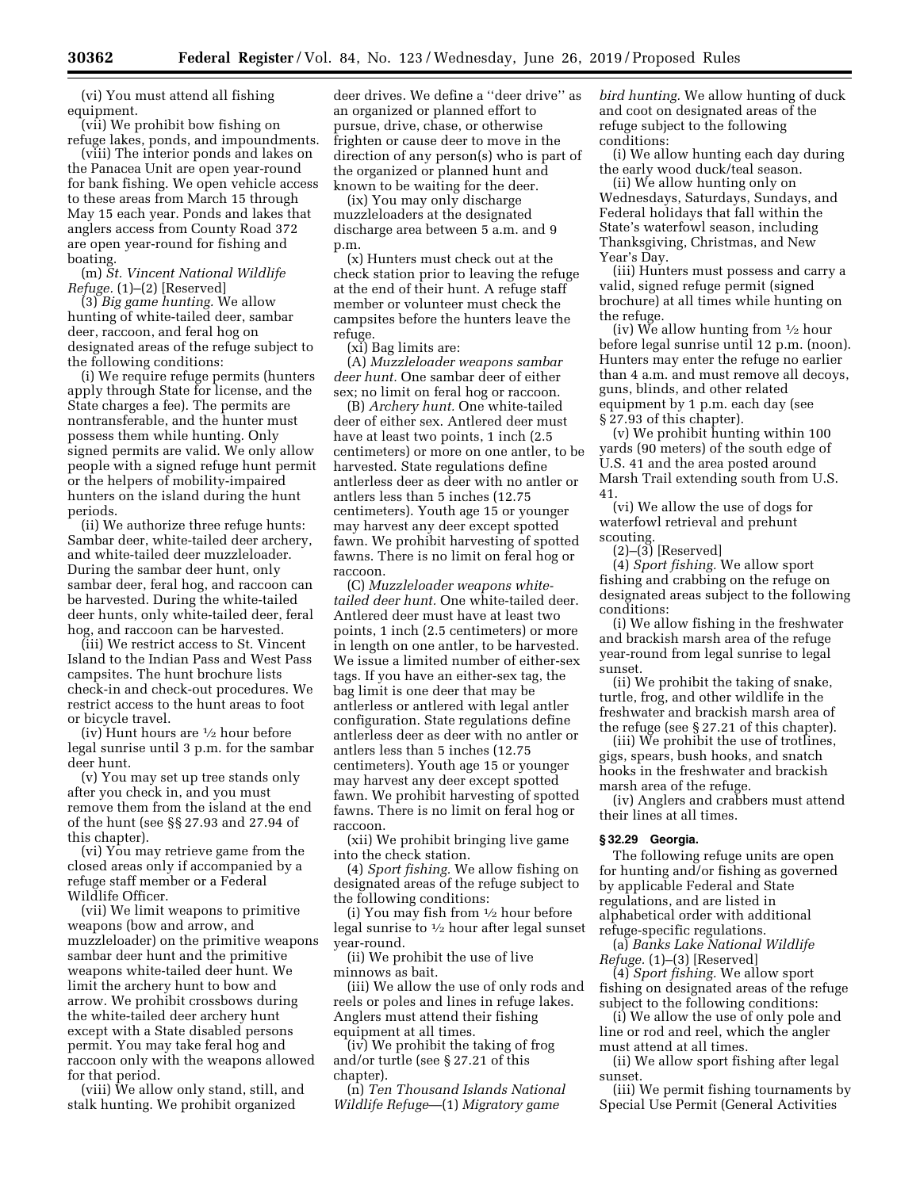(vi) You must attend all fishing equipment.

(vii) We prohibit bow fishing on refuge lakes, ponds, and impoundments.

(viii) The interior ponds and lakes on the Panacea Unit are open year-round for bank fishing. We open vehicle access to these areas from March 15 through May 15 each year. Ponds and lakes that anglers access from County Road 372 are open year-round for fishing and boating.

(m) *St. Vincent National Wildlife Refuge.* (1)–(2) [Reserved]

(3) *Big game hunting.* We allow hunting of white-tailed deer, sambar deer, raccoon, and feral hog on designated areas of the refuge subject to the following conditions:

(i) We require refuge permits (hunters apply through State for license, and the State charges a fee). The permits are nontransferable, and the hunter must possess them while hunting. Only signed permits are valid. We only allow people with a signed refuge hunt permit or the helpers of mobility-impaired hunters on the island during the hunt periods.

(ii) We authorize three refuge hunts: Sambar deer, white-tailed deer archery, and white-tailed deer muzzleloader. During the sambar deer hunt, only sambar deer, feral hog, and raccoon can be harvested. During the white-tailed deer hunts, only white-tailed deer, feral hog, and raccoon can be harvested.

(iii) We restrict access to St. Vincent Island to the Indian Pass and West Pass campsites. The hunt brochure lists check-in and check-out procedures. We restrict access to the hunt areas to foot or bicycle travel.

(iv) Hunt hours are ½ hour before legal sunrise until 3 p.m. for the sambar deer hunt.

(v) You may set up tree stands only after you check in, and you must remove them from the island at the end of the hunt (see §§ 27.93 and 27.94 of this chapter).

(vi) You may retrieve game from the closed areas only if accompanied by a refuge staff member or a Federal Wildlife Officer.

(vii) We limit weapons to primitive weapons (bow and arrow, and muzzleloader) on the primitive weapons sambar deer hunt and the primitive weapons white-tailed deer hunt. We limit the archery hunt to bow and arrow. We prohibit crossbows during the white-tailed deer archery hunt except with a State disabled persons permit. You may take feral hog and raccoon only with the weapons allowed for that period.

(viii) We allow only stand, still, and stalk hunting. We prohibit organized deer drives. We define a ''deer drive'' as an organized or planned effort to pursue, drive, chase, or otherwise frighten or cause deer to move in the direction of any person(s) who is part of the organized or planned hunt and known to be waiting for the deer.

(ix) You may only discharge muzzleloaders at the designated discharge area between 5 a.m. and 9 p.m.

(x) Hunters must check out at the check station prior to leaving the refuge at the end of their hunt. A refuge staff member or volunteer must check the campsites before the hunters leave the refuge.

(xi) Bag limits are:

(A) *Muzzleloader weapons sambar deer hunt.* One sambar deer of either sex; no limit on feral hog or raccoon.

(B) *Archery hunt.* One white-tailed deer of either sex. Antlered deer must have at least two points, 1 inch (2.5 centimeters) or more on one antler, to be harvested. State regulations define antlerless deer as deer with no antler or antlers less than 5 inches (12.75 centimeters). Youth age 15 or younger may harvest any deer except spotted fawn. We prohibit harvesting of spotted fawns. There is no limit on feral hog or raccoon.

(C) *Muzzleloader weapons white-tailed deer hunt.* One white-tailed deer. Antlered deer must have at least two points, 1 inch (2.5 centimeters) or more in length on one antler, to be harvested. We issue a limited number of either-sex tags. If you have an either-sex tag, the bag limit is one deer that may be antlerless or antlered with legal antler configuration. State regulations define antlerless deer as deer with no antler or antlers less than 5 inches (12.75 centimeters). Youth age 15 or younger may harvest any deer except spotted fawn. We prohibit harvesting of spotted fawns. There is no limit on feral hog or raccoon.

(xii) We prohibit bringing live game into the check station.

(4) *Sport fishing.* We allow fishing on designated areas of the refuge subject to the following conditions:

(i) You may fish from ½ hour before legal sunrise to ½ hour after legal sunset year-round.

(ii) We prohibit the use of live minnows as bait.

(iii) We allow the use of only rods and reels or poles and lines in refuge lakes. Anglers must attend their fishing equipment at all times.

(iv) We prohibit the taking of frog and/or turtle (see § 27.21 of this chapter).

(n) *Ten Thousand Islands National Wildlife Refuge*—(1) *Migratory game bird hunting.* We allow hunting of duck and coot on designated areas of the refuge subject to the following conditions:

(i) We allow hunting each day during the early wood duck/teal season.

(ii) We allow hunting only on Wednesdays, Saturdays, Sundays, and Federal holidays that fall within the State's waterfowl season, including Thanksgiving, Christmas, and New Year's Day.

(iii) Hunters must possess and carry a valid, signed refuge permit (signed brochure) at all times while hunting on the refuge.

(iv) We allow hunting from ½ hour before legal sunrise until 12 p.m. (noon). Hunters may enter the refuge no earlier than 4 a.m. and must remove all decoys, guns, blinds, and other related equipment by 1 p.m. each day (see § 27.93 of this chapter).

(v) We prohibit hunting within 100 yards (90 meters) of the south edge of U.S. 41 and the area posted around Marsh Trail extending south from U.S. 41.

(vi) We allow the use of dogs for waterfowl retrieval and prehunt scouting.

(2)–(3) [Reserved]

(4) *Sport fishing.* We allow sport fishing and crabbing on the refuge on designated areas subject to the following conditions:

(i) We allow fishing in the freshwater and brackish marsh area of the refuge year-round from legal sunrise to legal sunset.

(ii) We prohibit the taking of snake, turtle, frog, and other wildlife in the freshwater and brackish marsh area of the refuge (see § 27.21 of this chapter).

(iii) We prohibit the use of trotlines, gigs, spears, bush hooks, and snatch hooks in the freshwater and brackish marsh area of the refuge.

(iv) Anglers and crabbers must attend their lines at all times.

### § 32.29 Georgia.

The following refuge units are open for hunting and/or fishing as governed by applicable Federal and State regulations, and are listed in alphabetical order with additional refuge-specific regulations.

(a) *Banks Lake National Wildlife Refuge.* (1)–(3) [Reserved]

(4) *Sport fishing.* We allow sport fishing on designated areas of the refuge subject to the following conditions:

(i) We allow the use of only pole and line or rod and reel, which the angler must attend at all times.

(ii) We allow sport fishing after legal sunset.

(iii) We permit fishing tournaments by Special Use Permit (General Activities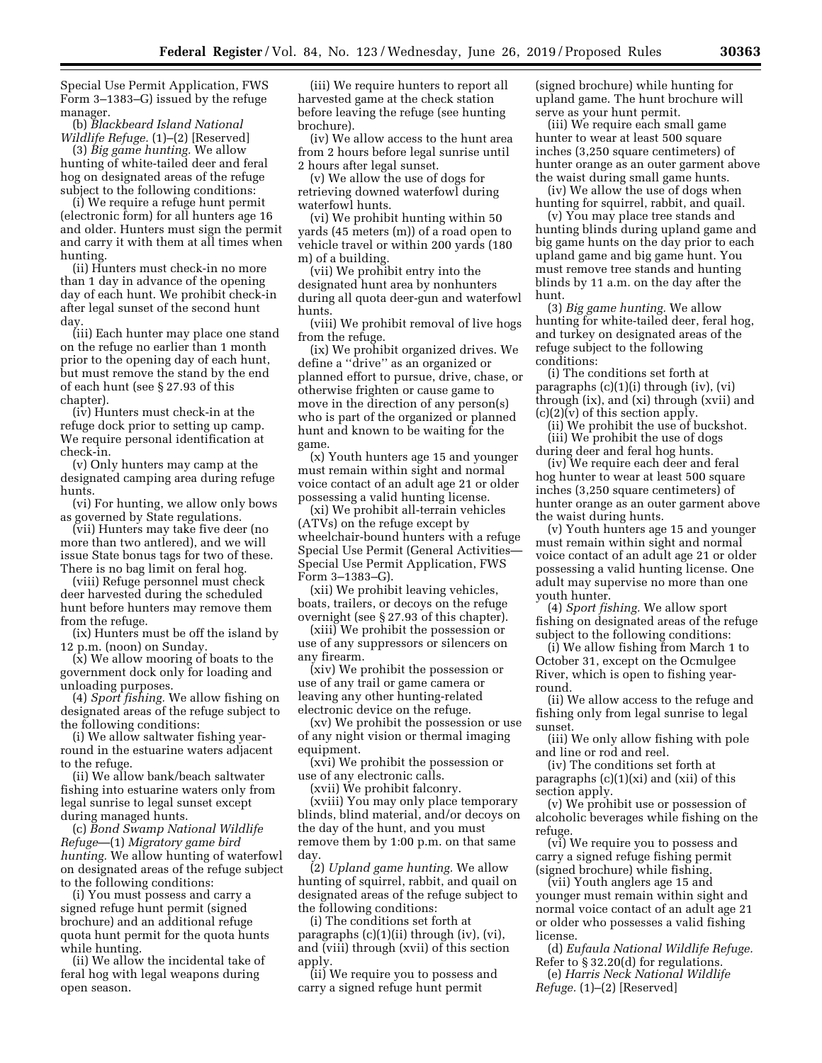Special Use Permit Application, FWS Form 3–1383–G) issued by the refuge manager.

(b) *Blackbeard Island National Wildlife Refuge.* (1)–(2) [Reserved]

(3) *Big game hunting.* We allow hunting of white-tailed deer and feral hog on designated areas of the refuge subject to the following conditions:

(i) We require a refuge hunt permit (electronic form) for all hunters age 16 and older. Hunters must sign the permit and carry it with them at all times when hunting.

(ii) Hunters must check-in no more than 1 day in advance of the opening day of each hunt. We prohibit check-in after legal sunset of the second hunt day.

(iii) Each hunter may place one stand on the refuge no earlier than 1 month prior to the opening day of each hunt, but must remove the stand by the end of each hunt (see § 27.93 of this chapter).

(iv) Hunters must check-in at the refuge dock prior to setting up camp. We require personal identification at check-in.

(v) Only hunters may camp at the designated camping area during refuge hunts.

(vi) For hunting, we allow only bows as governed by State regulations.

(vii) Hunters may take five deer (no more than two antlered), and we will issue State bonus tags for two of these. There is no bag limit on feral hog.

(viii) Refuge personnel must check deer harvested during the scheduled hunt before hunters may remove them from the refuge.

(ix) Hunters must be off the island by 12 p.m. (noon) on Sunday.

(x) We allow mooring of boats to the government dock only for loading and unloading purposes.

(4) *Sport fishing.* We allow fishing on designated areas of the refuge subject to the following conditions:

(i) We allow saltwater fishing year-round in the estuarine waters adjacent to the refuge.

(ii) We allow bank/beach saltwater fishing into estuarine waters only from legal sunrise to legal sunset except during managed hunts.

(c) *Bond Swamp National Wildlife Refuge*—(1) *Migratory game bird hunting.* We allow hunting of waterfowl on designated areas of the refuge subject to the following conditions:

(i) You must possess and carry a signed refuge hunt permit (signed brochure) and an additional refuge quota hunt permit for the quota hunts while hunting.

(ii) We allow the incidental take of feral hog with legal weapons during open season.

(iii) We require hunters to report all harvested game at the check station before leaving the refuge (see hunting brochure).

(iv) We allow access to the hunt area from 2 hours before legal sunrise until 2 hours after legal sunset.

(v) We allow the use of dogs for retrieving downed waterfowl during waterfowl hunts.

(vi) We prohibit hunting within 50 yards (45 meters (m)) of a road open to vehicle travel or within 200 yards (180 m) of a building.

(vii) We prohibit entry into the designated hunt area by nonhunters during all quota deer-gun and waterfowl hunts.

(viii) We prohibit removal of live hogs from the refuge.

(ix) We prohibit organized drives. We define a ''drive'' as an organized or planned effort to pursue, drive, chase, or otherwise frighten or cause game to move in the direction of any person(s) who is part of the organized or planned hunt and known to be waiting for the game.

(x) Youth hunters age 15 and younger must remain within sight and normal voice contact of an adult age 21 or older possessing a valid hunting license.

(xi) We prohibit all-terrain vehicles (ATVs) on the refuge except by wheelchair-bound hunters with a refuge Special Use Permit (General Activities—Special Use Permit Application, FWS Form 3–1383–G).

(xii) We prohibit leaving vehicles, boats, trailers, or decoys on the refuge overnight (see § 27.93 of this chapter).

(xiii) We prohibit the possession or use of any suppressors or silencers on any firearm.

(xiv) We prohibit the possession or use of any trail or game camera or leaving any other hunting-related electronic device on the refuge.

(xv) We prohibit the possession or use of any night vision or thermal imaging equipment.

(xvi) We prohibit the possession or use of any electronic calls.

(xvii) We prohibit falconry.

(xviii) You may only place temporary blinds, blind material, and/or decoys on the day of the hunt, and you must remove them by 1:00 p.m. on that same day.

(2) *Upland game hunting.* We allow hunting of squirrel, rabbit, and quail on designated areas of the refuge subject to the following conditions:

(i) The conditions set forth at paragraphs (c)(1)(ii) through (iv), (vi), and (viii) through (xvii) of this section apply.

(ii) We require you to possess and carry a signed refuge hunt permit (signed brochure) while hunting for upland game. The hunt brochure will serve as your hunt permit.

(iii) We require each small game hunter to wear at least 500 square inches (3,250 square centimeters) of hunter orange as an outer garment above the waist during small game hunts.

(iv) We allow the use of dogs when hunting for squirrel, rabbit, and quail.

(v) You may place tree stands and hunting blinds during upland game and big game hunts on the day prior to each upland game and big game hunt. You must remove tree stands and hunting blinds by 11 a.m. on the day after the hunt.

(3) *Big game hunting.* We allow hunting for white-tailed deer, feral hog, and turkey on designated areas of the refuge subject to the following conditions:

(i) The conditions set forth at paragraphs (c)(1)(i) through (iv), (vi) through (ix), and (xi) through (xvii) and (c)(2)(v) of this section apply.

(ii) We prohibit the use of buckshot.

(iii) We prohibit the use of dogs during deer and feral hog hunts.

(iv) We require each deer and feral hog hunter to wear at least 500 square inches (3,250 square centimeters) of hunter orange as an outer garment above the waist during hunts.

(v) Youth hunters age 15 and younger must remain within sight and normal voice contact of an adult age 21 or older possessing a valid hunting license. One adult may supervise no more than one youth hunter.

(4) *Sport fishing.* We allow sport fishing on designated areas of the refuge subject to the following conditions:

(i) We allow fishing from March 1 to October 31, except on the Ocmulgee River, which is open to fishing year-round.

(ii) We allow access to the refuge and fishing only from legal sunrise to legal sunset.

(iii) We only allow fishing with pole and line or rod and reel.

(iv) The conditions set forth at paragraphs (c)(1)(xi) and (xii) of this section apply.

(v) We prohibit use or possession of alcoholic beverages while fishing on the refuge.

(vi) We require you to possess and carry a signed refuge fishing permit (signed brochure) while fishing.

(vii) Youth anglers age 15 and younger must remain within sight and normal voice contact of an adult age 21 or older who possesses a valid fishing license.

(d) *Eufaula National Wildlife Refuge.* Refer to § 32.20(d) for regulations.

(e) *Harris Neck National Wildlife Refuge.* (1)–(2) [Reserved]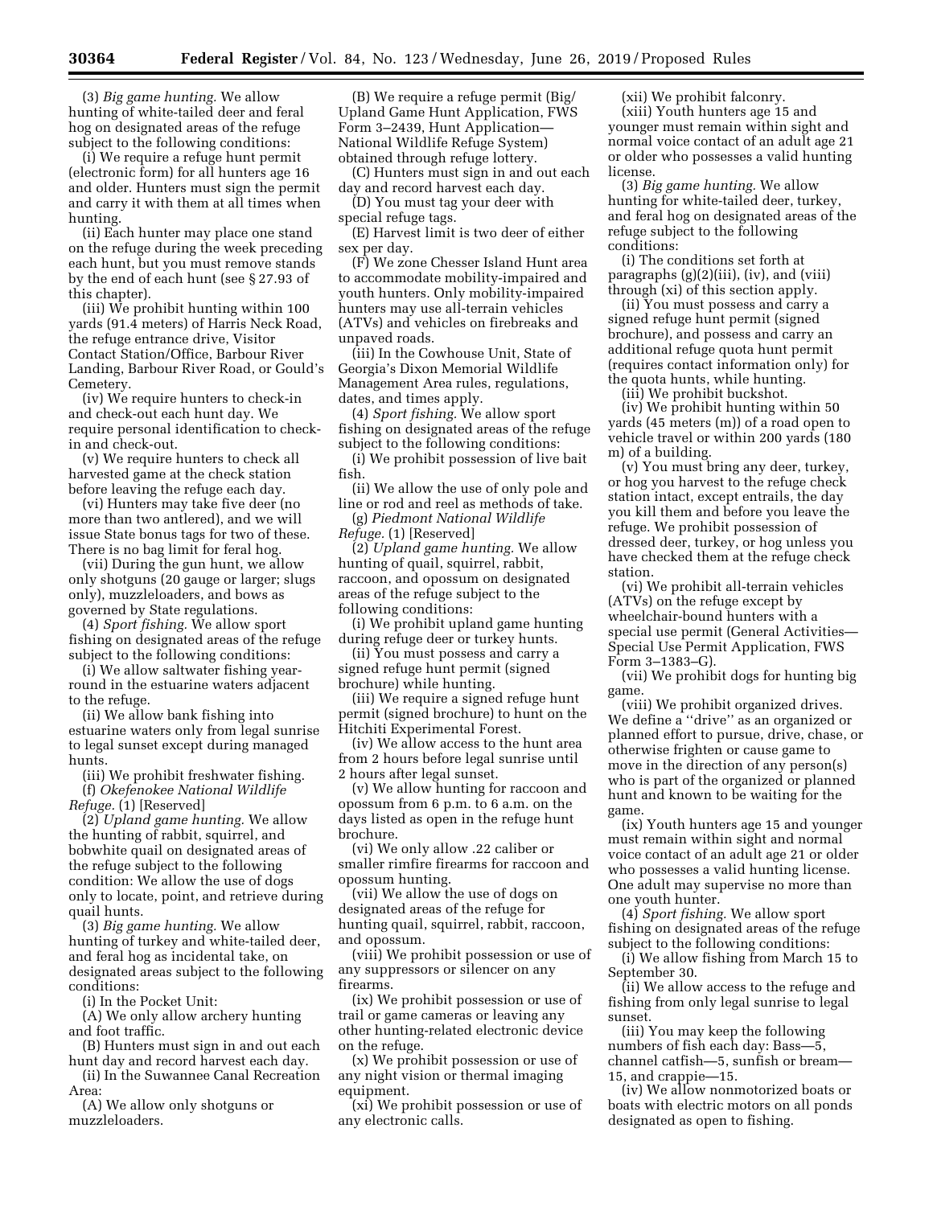(3) *Big game hunting.* We allow hunting of white-tailed deer and feral hog on designated areas of the refuge subject to the following conditions:

(i) We require a refuge hunt permit (electronic form) for all hunters age 16 and older. Hunters must sign the permit and carry it with them at all times when hunting.

(ii) Each hunter may place one stand on the refuge during the week preceding each hunt, but you must remove stands by the end of each hunt (see § 27.93 of this chapter).

(iii) We prohibit hunting within 100 yards (91.4 meters) of Harris Neck Road, the refuge entrance drive, Visitor Contact Station/Office, Barbour River Landing, Barbour River Road, or Gould's Cemetery.

(iv) We require hunters to check-in and check-out each hunt day. We require personal identification to check-in and check-out.

(v) We require hunters to check all harvested game at the check station before leaving the refuge each day.

(vi) Hunters may take five deer (no more than two antlered), and we will issue State bonus tags for two of these. There is no bag limit for feral hog.

(vii) During the gun hunt, we allow only shotguns (20 gauge or larger; slugs only), muzzleloaders, and bows as governed by State regulations.

(4) *Sport fishing.* We allow sport fishing on designated areas of the refuge subject to the following conditions:

(i) We allow saltwater fishing year-round in the estuarine waters adjacent to the refuge.

(ii) We allow bank fishing into estuarine waters only from legal sunrise to legal sunset except during managed hunts.

(iii) We prohibit freshwater fishing.

(f) *Okefenokee National Wildlife Refuge.* (1) [Reserved]

(2) *Upland game hunting.* We allow the hunting of rabbit, squirrel, and bobwhite quail on designated areas of the refuge subject to the following condition: We allow the use of dogs only to locate, point, and retrieve during quail hunts.

(3) *Big game hunting.* We allow hunting of turkey and white-tailed deer, and feral hog as incidental take, on designated areas subject to the following conditions:

(i) In the Pocket Unit:

(A) We only allow archery hunting and foot traffic.

(B) Hunters must sign in and out each hunt day and record harvest each day.

(ii) In the Suwannee Canal Recreation Area:

(A) We allow only shotguns or muzzleloaders.

(B) We require a refuge permit (Big/Upland Game Hunt Application, FWS Form 3–2439, Hunt Application—National Wildlife Refuge System) obtained through refuge lottery.

(C) Hunters must sign in and out each day and record harvest each day.

(D) You must tag your deer with special refuge tags.

(E) Harvest limit is two deer of either sex per day.

(F) We zone Chesser Island Hunt area to accommodate mobility-impaired and youth hunters. Only mobility-impaired hunters may use all-terrain vehicles (ATVs) and vehicles on firebreaks and unpaved roads.

(iii) In the Cowhouse Unit, State of Georgia's Dixon Memorial Wildlife Management Area rules, regulations, dates, and times apply.

(4) *Sport fishing.* We allow sport fishing on designated areas of the refuge subject to the following conditions:

(i) We prohibit possession of live bait fish.

(ii) We allow the use of only pole and line or rod and reel as methods of take.

(g) *Piedmont National Wildlife Refuge.* (1) [Reserved]

(2) *Upland game hunting.* We allow hunting of quail, squirrel, rabbit, raccoon, and opossum on designated areas of the refuge subject to the following conditions:

(i) We prohibit upland game hunting during refuge deer or turkey hunts.

(ii) You must possess and carry a signed refuge hunt permit (signed brochure) while hunting.

(iii) We require a signed refuge hunt permit (signed brochure) to hunt on the Hitchiti Experimental Forest.

(iv) We allow access to the hunt area from 2 hours before legal sunrise until 2 hours after legal sunset.

(v) We allow hunting for raccoon and opossum from 6 p.m. to 6 a.m. on the days listed as open in the refuge hunt brochure.

(vi) We only allow .22 caliber or smaller rimfire firearms for raccoon and opossum hunting.

(vii) We allow the use of dogs on designated areas of the refuge for hunting quail, squirrel, rabbit, raccoon, and opossum.

(viii) We prohibit possession or use of any suppressors or silencer on any firearms.

(ix) We prohibit possession or use of trail or game cameras or leaving any other hunting-related electronic device on the refuge.

(x) We prohibit possession or use of any night vision or thermal imaging equipment.

(xi) We prohibit possession or use of any electronic calls.

(xii) We prohibit falconry.

(xiii) Youth hunters age 15 and younger must remain within sight and normal voice contact of an adult age 21 or older who possesses a valid hunting license.

(3) *Big game hunting.* We allow hunting for white-tailed deer, turkey, and feral hog on designated areas of the refuge subject to the following conditions:

(i) The conditions set forth at paragraphs (g)(2)(iii), (iv), and (viii) through (xi) of this section apply.

(ii) You must possess and carry a signed refuge hunt permit (signed brochure), and possess and carry an additional refuge quota hunt permit (requires contact information only) for the quota hunts, while hunting.

(iii) We prohibit buckshot.

(iv) We prohibit hunting within 50 yards (45 meters (m)) of a road open to vehicle travel or within 200 yards (180 m) of a building.

(v) You must bring any deer, turkey, or hog you harvest to the refuge check station intact, except entrails, the day you kill them and before you leave the refuge. We prohibit possession of dressed deer, turkey, or hog unless you have checked them at the refuge check station.

(vi) We prohibit all-terrain vehicles (ATVs) on the refuge except by wheelchair-bound hunters with a special use permit (General Activities—Special Use Permit Application, FWS Form 3–1383–G).

(vii) We prohibit dogs for hunting big game.

(viii) We prohibit organized drives. We define a "drive" as an organized or planned effort to pursue, drive, chase, or otherwise frighten or cause game to move in the direction of any person(s) who is part of the organized or planned hunt and known to be waiting for the game.

(ix) Youth hunters age 15 and younger must remain within sight and normal voice contact of an adult age 21 or older who possesses a valid hunting license. One adult may supervise no more than one youth hunter.

(4) *Sport fishing.* We allow sport fishing on designated areas of the refuge subject to the following conditions:

(i) We allow fishing from March 15 to September 30.

(ii) We allow access to the refuge and fishing from only legal sunrise to legal sunset.

(iii) You may keep the following numbers of fish each day: Bass—5, channel catfish—5, sunfish or bream—15, and crappie—15.

(iv) We allow nonmotorized boats or boats with electric motors on all ponds designated as open to fishing.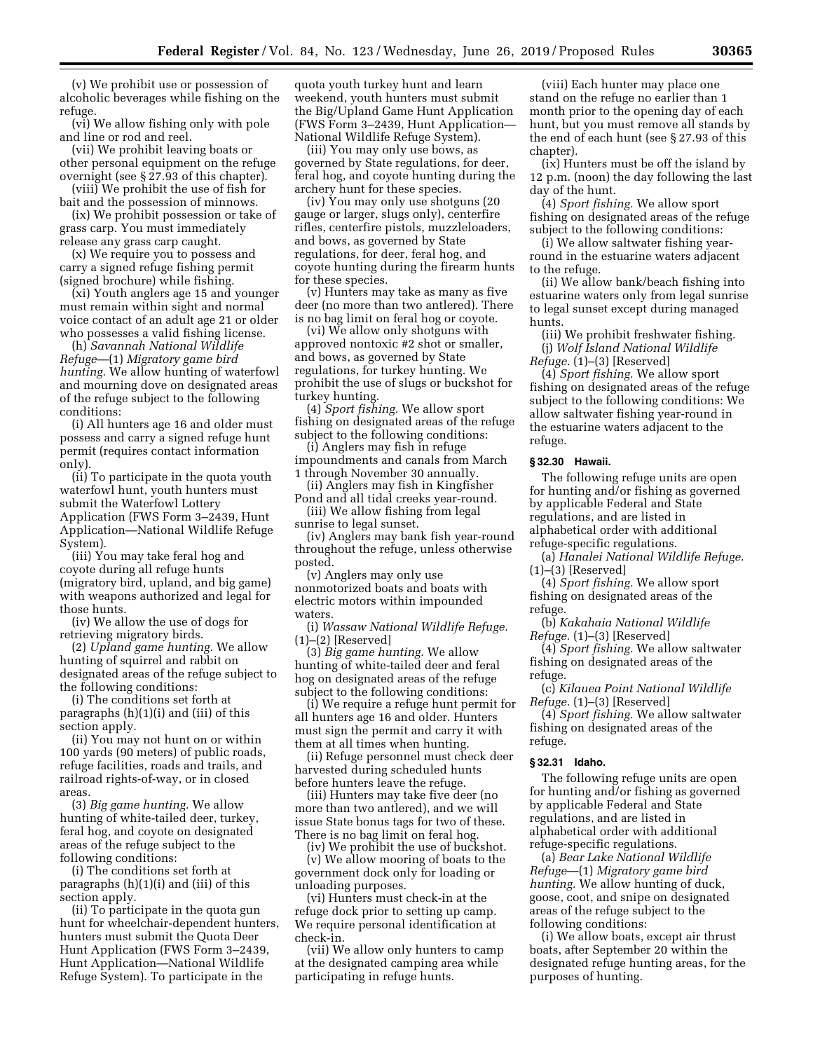(v) We prohibit use or possession of alcoholic beverages while fishing on the refuge.

(vi) We allow fishing only with pole and line or rod and reel.

(vii) We prohibit leaving boats or other personal equipment on the refuge overnight (see § 27.93 of this chapter).

(viii) We prohibit the use of fish for bait and the possession of minnows.

(ix) We prohibit possession or take of grass carp. You must immediately release any grass carp caught.

(x) We require you to possess and carry a signed refuge fishing permit (signed brochure) while fishing.

(xi) Youth anglers age 15 and younger must remain within sight and normal voice contact of an adult age 21 or older who possesses a valid fishing license.

(h) *Savannah National Wildlife Refuge*—(1) *Migratory game bird hunting.* We allow hunting of waterfowl and mourning dove on designated areas of the refuge subject to the following conditions:

(i) All hunters age 16 and older must possess and carry a signed refuge hunt permit (requires contact information only).

(ii) To participate in the quota youth waterfowl hunt, youth hunters must submit the Waterfowl Lottery Application (FWS Form 3–2439, Hunt Application—National Wildlife Refuge System).

(iii) You may take feral hog and coyote during all refuge hunts (migratory bird, upland, and big game) with weapons authorized and legal for those hunts.

(iv) We allow the use of dogs for retrieving migratory birds.

(2) *Upland game hunting.* We allow hunting of squirrel and rabbit on designated areas of the refuge subject to the following conditions:

(i) The conditions set forth at paragraphs (h)(1)(i) and (iii) of this section apply.

(ii) You may not hunt on or within 100 yards (90 meters) of public roads, refuge facilities, roads and trails, and railroad rights-of-way, or in closed areas.

(3) *Big game hunting.* We allow hunting of white-tailed deer, turkey, feral hog, and coyote on designated areas of the refuge subject to the following conditions:

(i) The conditions set forth at paragraphs (h)(1)(i) and (iii) of this section apply.

(ii) To participate in the quota gun hunt for wheelchair-dependent hunters, hunters must submit the Quota Deer Hunt Application (FWS Form 3–2439, Hunt Application—National Wildlife Refuge System). To participate in the quota youth turkey hunt and learn weekend, youth hunters must submit the Big/Upland Game Hunt Application (FWS Form 3–2439, Hunt Application—National Wildlife Refuge System).

(iii) You may only use bows, as governed by State regulations, for deer, feral hog, and coyote hunting during the archery hunt for these species.

(iv) You may only use shotguns (20 gauge or larger, slugs only), centerfire rifles, centerfire pistols, muzzleloaders, and bows, as governed by State regulations, for deer, feral hog, and coyote hunting during the firearm hunts for these species.

(v) Hunters may take as many as five deer (no more than two antlered). There is no bag limit on feral hog or coyote.

(vi) We allow only shotguns with approved nontoxic #2 shot or smaller, and bows, as governed by State regulations, for turkey hunting. We prohibit the use of slugs or buckshot for turkey hunting.

(4) *Sport fishing.* We allow sport fishing on designated areas of the refuge subject to the following conditions:

(i) Anglers may fish in refuge impoundments and canals from March 1 through November 30 annually.

(ii) Anglers may fish in Kingfisher Pond and all tidal creeks year-round.

(iii) We allow fishing from legal sunrise to legal sunset.

(iv) Anglers may bank fish year-round throughout the refuge, unless otherwise posted.

(v) Anglers may only use nonmotorized boats and boats with electric motors within impounded waters.

(i) *Wassaw National Wildlife Refuge.* (1)–(2) [Reserved]

(3) *Big game hunting.* We allow hunting of white-tailed deer and feral hog on designated areas of the refuge subject to the following conditions:

(i) We require a refuge hunt permit for all hunters age 16 and older. Hunters must sign the permit and carry it with them at all times when hunting.

(ii) Refuge personnel must check deer harvested during scheduled hunts before hunters leave the refuge.

(iii) Hunters may take five deer (no more than two antlered), and we will issue State bonus tags for two of these. There is no bag limit on feral hog.

(iv) We prohibit the use of buckshot.

(v) We allow mooring of boats to the government dock only for loading or unloading purposes.

(vi) Hunters must check-in at the refuge dock prior to setting up camp. We require personal identification at check-in.

(vii) We allow only hunters to camp at the designated camping area while participating in refuge hunts.

(viii) Each hunter may place one stand on the refuge no earlier than 1 month prior to the opening day of each hunt, but you must remove all stands by the end of each hunt (see § 27.93 of this chapter).

(ix) Hunters must be off the island by 12 p.m. (noon) the day following the last day of the hunt.

(4) *Sport fishing.* We allow sport fishing on designated areas of the refuge subject to the following conditions:

(i) We allow saltwater fishing year-round in the estuarine waters adjacent to the refuge.

(ii) We allow bank/beach fishing into estuarine waters only from legal sunrise to legal sunset except during managed hunts.

(iii) We prohibit freshwater fishing.

(j) *Wolf Island National Wildlife Refuge.* (1)–(3) [Reserved]

(4) *Sport fishing.* We allow sport fishing on designated areas of the refuge subject to the following conditions: We allow saltwater fishing year-round in the estuarine waters adjacent to the refuge.

### § 32.30 Hawaii.

The following refuge units are open for hunting and/or fishing as governed by applicable Federal and State regulations, and are listed in alphabetical order with additional refuge-specific regulations.

(a) *Hanalei National Wildlife Refuge.* (1)–(3) [Reserved]

(4) *Sport fishing.* We allow sport fishing on designated areas of the refuge.

(b) *Kakahaia National Wildlife Refuge.* (1)–(3) [Reserved]

(4) *Sport fishing.* We allow saltwater fishing on designated areas of the refuge.

(c) *Kilauea Point National Wildlife Refuge.* (1)–(3) [Reserved]

(4) *Sport fishing.* We allow saltwater fishing on designated areas of the refuge.

### § 32.31 Idaho.

The following refuge units are open for hunting and/or fishing as governed by applicable Federal and State regulations, and are listed in alphabetical order with additional refuge-specific regulations.

(a) *Bear Lake National Wildlife Refuge*—(1) *Migratory game bird hunting.* We allow hunting of duck, goose, coot, and snipe on designated areas of the refuge subject to the following conditions:

(i) We allow boats, except air thrust boats, after September 20 within the designated refuge hunting areas, for the purposes of hunting.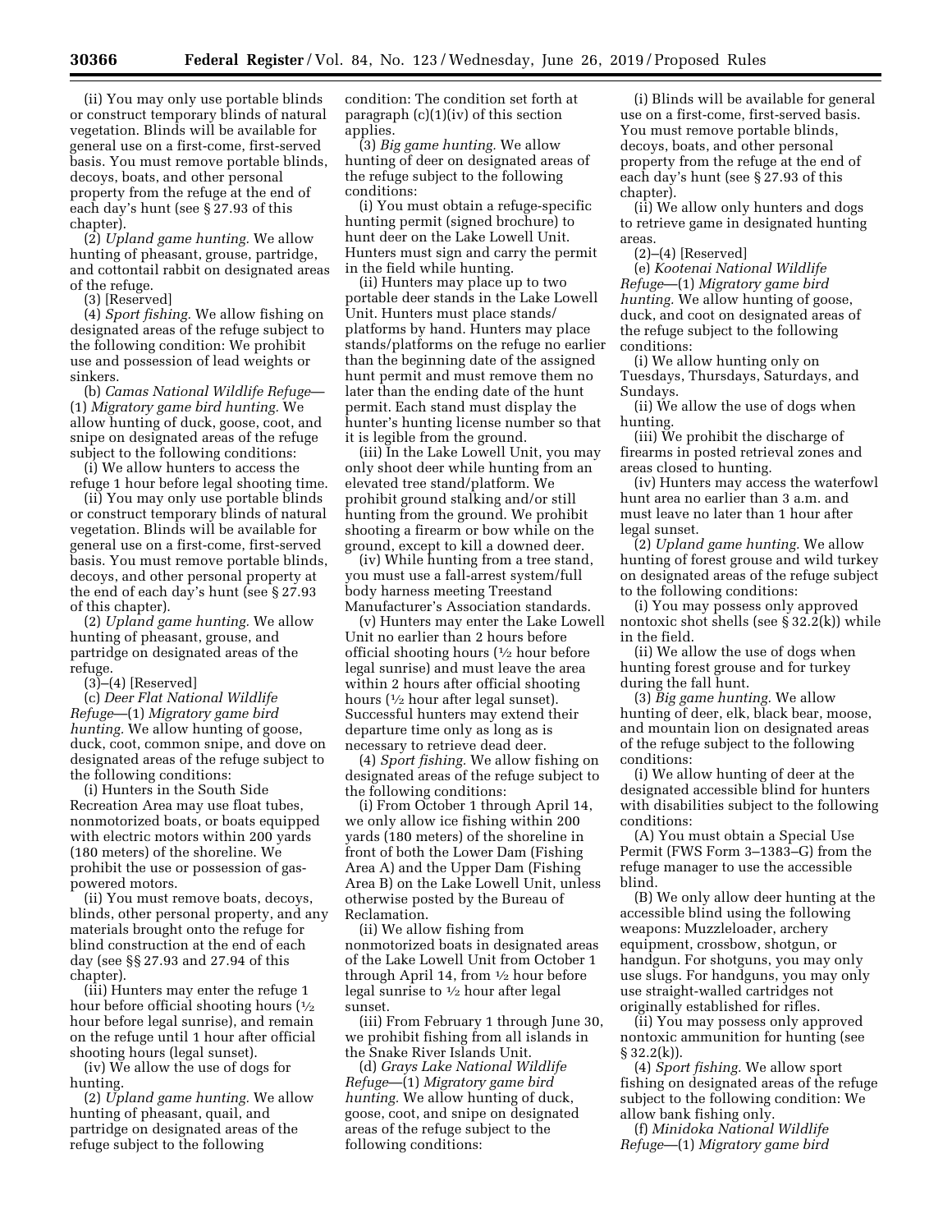(ii) You may only use portable blinds or construct temporary blinds of natural vegetation. Blinds will be available for general use on a first-come, first-served basis. You must remove portable blinds, decoys, boats, and other personal property from the refuge at the end of each day's hunt (see § 27.93 of this chapter).

(2) *Upland game hunting.* We allow hunting of pheasant, grouse, partridge, and cottontail rabbit on designated areas of the refuge.

(3) [Reserved]

(4) *Sport fishing.* We allow fishing on designated areas of the refuge subject to the following condition: We prohibit use and possession of lead weights or sinkers.

(b) *Camas National Wildlife Refuge*—(1) *Migratory game bird hunting.* We allow hunting of duck, goose, coot, and snipe on designated areas of the refuge subject to the following conditions:

(i) We allow hunters to access the refuge 1 hour before legal shooting time.

(ii) You may only use portable blinds or construct temporary blinds of natural vegetation. Blinds will be available for general use on a first-come, first-served basis. You must remove portable blinds, decoys, and other personal property at the end of each day's hunt (see § 27.93 of this chapter).

(2) *Upland game hunting.* We allow hunting of pheasant, grouse, and partridge on designated areas of the refuge.

(3)–(4) [Reserved]

(c) *Deer Flat National Wildlife Refuge*—(1) *Migratory game bird hunting.* We allow hunting of goose, duck, coot, common snipe, and dove on designated areas of the refuge subject to the following conditions:

(i) Hunters in the South Side Recreation Area may use float tubes, nonmotorized boats, or boats equipped with electric motors within 200 yards (180 meters) of the shoreline. We prohibit the use or possession of gas-powered motors.

(ii) You must remove boats, decoys, blinds, other personal property, and any materials brought onto the refuge for blind construction at the end of each day (see §§ 27.93 and 27.94 of this chapter).

(iii) Hunters may enter the refuge 1 hour before official shooting hours (½ hour before legal sunrise), and remain on the refuge until 1 hour after official shooting hours (legal sunset).

(iv) We allow the use of dogs for hunting.

(2) *Upland game hunting.* We allow hunting of pheasant, quail, and partridge on designated areas of the refuge subject to the following condition: The condition set forth at paragraph (c)(1)(iv) of this section applies.

(3) *Big game hunting.* We allow hunting of deer on designated areas of the refuge subject to the following conditions:

(i) You must obtain a refuge-specific hunting permit (signed brochure) to hunt deer on the Lake Lowell Unit. Hunters must sign and carry the permit in the field while hunting.

(ii) Hunters may place up to two portable deer stands in the Lake Lowell Unit. Hunters must place stands/platforms by hand. Hunters may place stands/platforms on the refuge no earlier than the beginning date of the assigned hunt permit and must remove them no later than the ending date of the hunt permit. Each stand must display the hunter's hunting license number so that it is legible from the ground.

(iii) In the Lake Lowell Unit, you may only shoot deer while hunting from an elevated tree stand/platform. We prohibit ground stalking and/or still hunting from the ground. We prohibit shooting a firearm or bow while on the ground, except to kill a downed deer.

(iv) While hunting from a tree stand, you must use a fall-arrest system/full body harness meeting Treestand Manufacturer's Association standards.

(v) Hunters may enter the Lake Lowell Unit no earlier than 2 hours before official shooting hours (½ hour before legal sunrise) and must leave the area within 2 hours after official shooting hours (½ hour after legal sunset). Successful hunters may extend their departure time only as long as is necessary to retrieve dead deer.

(4) *Sport fishing.* We allow fishing on designated areas of the refuge subject to the following conditions:

(i) From October 1 through April 14, we only allow ice fishing within 200 yards (180 meters) of the shoreline in front of both the Lower Dam (Fishing Area A) and the Upper Dam (Fishing Area B) on the Lake Lowell Unit, unless otherwise posted by the Bureau of Reclamation.

(ii) We allow fishing from nonmotorized boats in designated areas of the Lake Lowell Unit from October 1 through April 14, from ½ hour before legal sunrise to ½ hour after legal sunset.

(iii) From February 1 through June 30, we prohibit fishing from all islands in the Snake River Islands Unit.

(d) *Grays Lake National Wildlife Refuge*—(1) *Migratory game bird hunting.* We allow hunting of duck, goose, coot, and snipe on designated areas of the refuge subject to the following conditions:

(i) Blinds will be available for general use on a first-come, first-served basis. You must remove portable blinds, decoys, boats, and other personal property from the refuge at the end of each day's hunt (see § 27.93 of this chapter).

(ii) We allow only hunters and dogs to retrieve game in designated hunting areas.

(2)–(4) [Reserved]

(e) *Kootenai National Wildlife Refuge*—(1) *Migratory game bird hunting.* We allow hunting of goose, duck, and coot on designated areas of the refuge subject to the following conditions:

(i) We allow hunting only on Tuesdays, Thursdays, Saturdays, and Sundays.

(ii) We allow the use of dogs when hunting.

(iii) We prohibit the discharge of firearms in posted retrieval zones and areas closed to hunting.

(iv) Hunters may access the waterfowl hunt area no earlier than 3 a.m. and must leave no later than 1 hour after legal sunset.

(2) *Upland game hunting.* We allow hunting of forest grouse and wild turkey on designated areas of the refuge subject to the following conditions:

(i) You may possess only approved nontoxic shot shells (see § 32.2(k)) while in the field.

(ii) We allow the use of dogs when hunting forest grouse and for turkey during the fall hunt.

(3) *Big game hunting.* We allow hunting of deer, elk, black bear, moose, and mountain lion on designated areas of the refuge subject to the following conditions:

(i) We allow hunting of deer at the designated accessible blind for hunters with disabilities subject to the following conditions:

(A) You must obtain a Special Use Permit (FWS Form 3–1383–G) from the refuge manager to use the accessible blind.

(B) We only allow deer hunting at the accessible blind using the following weapons: Muzzleloader, archery equipment, crossbow, shotgun, or handgun. For shotguns, you may only use slugs. For handguns, you may only use straight-walled cartridges not originally established for rifles.

(ii) You may possess only approved nontoxic ammunition for hunting (see § 32.2(k)).

(4) *Sport fishing.* We allow sport fishing on designated areas of the refuge subject to the following condition: We allow bank fishing only.

(f) *Minidoka National Wildlife Refuge*—(1) *Migratory game bird*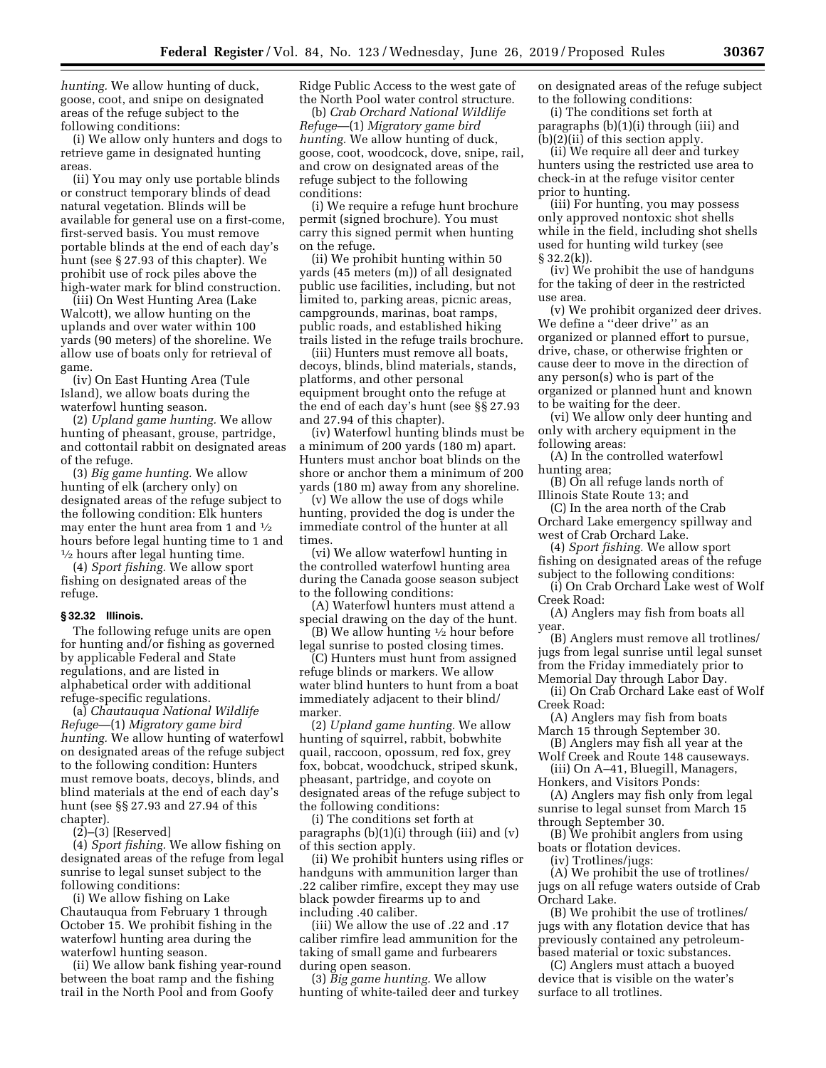*hunting.* We allow hunting of duck, goose, coot, and snipe on designated areas of the refuge subject to the following conditions:

(i) We allow only hunters and dogs to retrieve game in designated hunting areas.

(ii) You may only use portable blinds or construct temporary blinds of dead natural vegetation. Blinds will be available for general use on a first-come, first-served basis. You must remove portable blinds at the end of each day's hunt (see § 27.93 of this chapter). We prohibit use of rock piles above the high-water mark for blind construction.

(iii) On West Hunting Area (Lake Walcott), we allow hunting on the uplands and over water within 100 yards (90 meters) of the shoreline. We allow use of boats only for retrieval of game.

(iv) On East Hunting Area (Tule Island), we allow boats during the waterfowl hunting season.

(2) *Upland game hunting.* We allow hunting of pheasant, grouse, partridge, and cottontail rabbit on designated areas of the refuge.

(3) *Big game hunting.* We allow hunting of elk (archery only) on designated areas of the refuge subject to the following condition: Elk hunters may enter the hunt area from 1 and ½ hours before legal hunting time to 1 and ½ hours after legal hunting time.

(4) *Sport fishing.* We allow sport fishing on designated areas of the refuge.

## § 32.32 Illinois.

The following refuge units are open for hunting and/or fishing as governed by applicable Federal and State regulations, and are listed in alphabetical order with additional refuge-specific regulations.

(a) *Chautauqua National Wildlife Refuge*—(1) *Migratory game bird hunting.* We allow hunting of waterfowl on designated areas of the refuge subject to the following condition: Hunters must remove boats, decoys, blinds, and blind materials at the end of each day's hunt (see §§ 27.93 and 27.94 of this chapter).

(2)–(3) [Reserved]

(4) *Sport fishing.* We allow fishing on designated areas of the refuge from legal sunrise to legal sunset subject to the following conditions:

(i) We allow fishing on Lake Chautauqua from February 1 through October 15. We prohibit fishing in the waterfowl hunting area during the waterfowl hunting season.

(ii) We allow bank fishing year-round between the boat ramp and the fishing trail in the North Pool and from Goofy Ridge Public Access to the west gate of the North Pool water control structure.

(b) *Crab Orchard National Wildlife Refuge*—(1) *Migratory game bird hunting.* We allow hunting of duck, goose, coot, woodcock, dove, snipe, rail, and crow on designated areas of the refuge subject to the following conditions:

(i) We require a refuge hunt brochure permit (signed brochure). You must carry this signed permit when hunting on the refuge.

(ii) We prohibit hunting within 50 yards (45 meters (m)) of all designated public use facilities, including, but not limited to, parking areas, picnic areas, campgrounds, marinas, boat ramps, public roads, and established hiking trails listed in the refuge trails brochure.

(iii) Hunters must remove all boats, decoys, blinds, blind materials, stands, platforms, and other personal equipment brought onto the refuge at the end of each day's hunt (see §§ 27.93 and 27.94 of this chapter).

(iv) Waterfowl hunting blinds must be a minimum of 200 yards (180 m) apart. Hunters must anchor boat blinds on the shore or anchor them a minimum of 200 yards (180 m) away from any shoreline.

(v) We allow the use of dogs while hunting, provided the dog is under the immediate control of the hunter at all times.

(vi) We allow waterfowl hunting in the controlled waterfowl hunting area during the Canada goose season subject to the following conditions:

(A) Waterfowl hunters must attend a special drawing on the day of the hunt.

(B) We allow hunting ½ hour before legal sunrise to posted closing times.

(C) Hunters must hunt from assigned refuge blinds or markers. We allow water blind hunters to hunt from a boat immediately adjacent to their blind/marker.

(2) *Upland game hunting.* We allow hunting of squirrel, rabbit, bobwhite quail, raccoon, opossum, red fox, grey fox, bobcat, woodchuck, striped skunk, pheasant, partridge, and coyote on designated areas of the refuge subject to the following conditions:

(i) The conditions set forth at paragraphs (b)(1)(i) through (iii) and (v) of this section apply.

(ii) We prohibit hunters using rifles or handguns with ammunition larger than .22 caliber rimfire, except they may use black powder firearms up to and including .40 caliber.

(iii) We allow the use of .22 and .17 caliber rimfire lead ammunition for the taking of small game and furbearers during open season.

(3) *Big game hunting.* We allow hunting of white-tailed deer and turkey on designated areas of the refuge subject to the following conditions:

(i) The conditions set forth at paragraphs (b)(1)(i) through (iii) and (b)(2)(ii) of this section apply.

(ii) We require all deer and turkey hunters using the restricted use area to check-in at the refuge visitor center prior to hunting.

(iii) For hunting, you may possess only approved nontoxic shot shells while in the field, including shot shells used for hunting wild turkey (see § 32.2(k)).

(iv) We prohibit the use of handguns for the taking of deer in the restricted use area.

(v) We prohibit organized deer drives. We define a ''deer drive'' as an organized or planned effort to pursue, drive, chase, or otherwise frighten or cause deer to move in the direction of any person(s) who is part of the organized or planned hunt and known to be waiting for the deer.

(vi) We allow only deer hunting and only with archery equipment in the following areas:

(A) In the controlled waterfowl hunting area;

(B) On all refuge lands north of Illinois State Route 13; and

(C) In the area north of the Crab Orchard Lake emergency spillway and west of Crab Orchard Lake.

(4) *Sport fishing.* We allow sport fishing on designated areas of the refuge subject to the following conditions:

(i) On Crab Orchard Lake west of Wolf Creek Road:

(A) Anglers may fish from boats all year.

(B) Anglers must remove all trotlines/jugs from legal sunrise until legal sunset from the Friday immediately prior to Memorial Day through Labor Day.

(ii) On Crab Orchard Lake east of Wolf Creek Road:

(A) Anglers may fish from boats March 15 through September 30.

(B) Anglers may fish all year at the Wolf Creek and Route 148 causeways.

(iii) On A–41, Bluegill, Managers, Honkers, and Visitors Ponds:

(A) Anglers may fish only from legal sunrise to legal sunset from March 15 through September 30.

(B) We prohibit anglers from using boats or flotation devices.

(iv) Trotlines/jugs:

(A) We prohibit the use of trotlines/jugs on all refuge waters outside of Crab Orchard Lake.

(B) We prohibit the use of trotlines/jugs with any flotation device that has previously contained any petroleum-based material or toxic substances.

(C) Anglers must attach a buoyed device that is visible on the water's surface to all trotlines.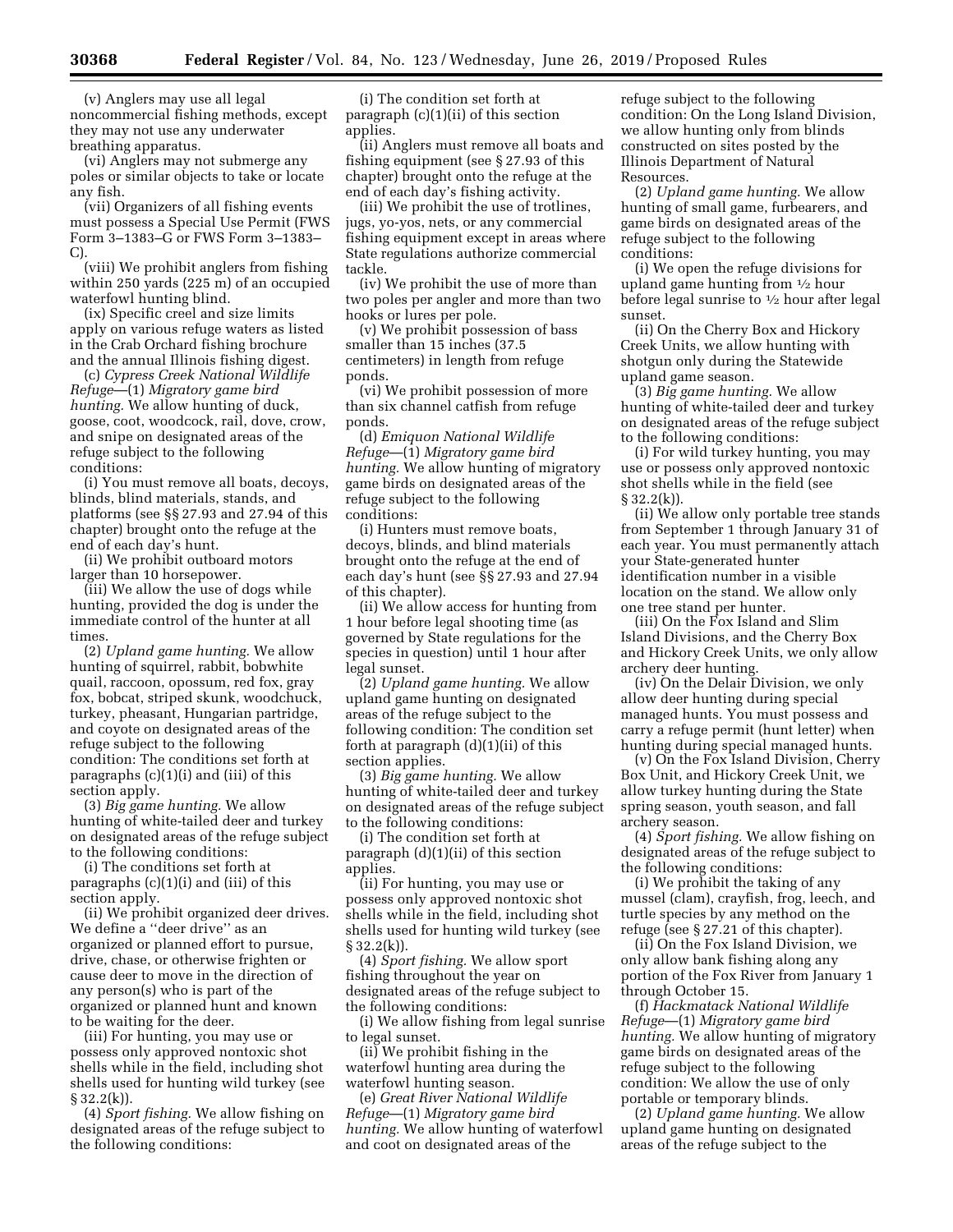(v) Anglers may use all legal noncommercial fishing methods, except they may not use any underwater breathing apparatus.

(vi) Anglers may not submerge any poles or similar objects to take or locate any fish.

(vii) Organizers of all fishing events must possess a Special Use Permit (FWS Form 3–1383–G or FWS Form 3–1383–C).

(viii) We prohibit anglers from fishing within 250 yards (225 m) of an occupied waterfowl hunting blind.

(ix) Specific creel and size limits apply on various refuge waters as listed in the Crab Orchard fishing brochure and the annual Illinois fishing digest.

(c) *Cypress Creek National Wildlife Refuge*—(1) *Migratory game bird hunting.* We allow hunting of duck, goose, coot, woodcock, rail, dove, crow, and snipe on designated areas of the refuge subject to the following conditions:

(i) You must remove all boats, decoys, blinds, blind materials, stands, and platforms (see §§ 27.93 and 27.94 of this chapter) brought onto the refuge at the end of each day's hunt.

(ii) We prohibit outboard motors larger than 10 horsepower.

(iii) We allow the use of dogs while hunting, provided the dog is under the immediate control of the hunter at all times.

(2) *Upland game hunting.* We allow hunting of squirrel, rabbit, bobwhite quail, raccoon, opossum, red fox, gray fox, bobcat, striped skunk, woodchuck, turkey, pheasant, Hungarian partridge, and coyote on designated areas of the refuge subject to the following condition: The conditions set forth at paragraphs (c)(1)(i) and (iii) of this section apply.

(3) *Big game hunting.* We allow hunting of white-tailed deer and turkey on designated areas of the refuge subject to the following conditions:

(i) The conditions set forth at paragraphs (c)(1)(i) and (iii) of this section apply.

(ii) We prohibit organized deer drives. We define a ''deer drive'' as an organized or planned effort to pursue, drive, chase, or otherwise frighten or cause deer to move in the direction of any person(s) who is part of the organized or planned hunt and known to be waiting for the deer.

(iii) For hunting, you may use or possess only approved nontoxic shot shells while in the field, including shot shells used for hunting wild turkey (see § 32.2(k)).

(4) *Sport fishing.* We allow fishing on designated areas of the refuge subject to the following conditions:

(i) The condition set forth at paragraph (c)(1)(ii) of this section applies.

(ii) Anglers must remove all boats and fishing equipment (see § 27.93 of this chapter) brought onto the refuge at the end of each day's fishing activity.

(iii) We prohibit the use of trotlines, jugs, yo-yos, nets, or any commercial fishing equipment except in areas where State regulations authorize commercial tackle.

(iv) We prohibit the use of more than two poles per angler and more than two hooks or lures per pole.

(v) We prohibit possession of bass smaller than 15 inches (37.5 centimeters) in length from refuge ponds.

(vi) We prohibit possession of more than six channel catfish from refuge ponds.

(d) *Emiquon National Wildlife Refuge*—(1) *Migratory game bird hunting.* We allow hunting of migratory game birds on designated areas of the refuge subject to the following conditions:

(i) Hunters must remove boats, decoys, blinds, and blind materials brought onto the refuge at the end of each day's hunt (see §§ 27.93 and 27.94 of this chapter).

(ii) We allow access for hunting from 1 hour before legal shooting time (as governed by State regulations for the species in question) until 1 hour after legal sunset.

(2) *Upland game hunting.* We allow upland game hunting on designated areas of the refuge subject to the following condition: The condition set forth at paragraph (d)(1)(ii) of this section applies.

(3) *Big game hunting.* We allow hunting of white-tailed deer and turkey on designated areas of the refuge subject to the following conditions:

(i) The condition set forth at paragraph (d)(1)(ii) of this section applies.

(ii) For hunting, you may use or possess only approved nontoxic shot shells while in the field, including shot shells used for hunting wild turkey (see § 32.2(k)).

(4) *Sport fishing.* We allow sport fishing throughout the year on designated areas of the refuge subject to the following conditions:

(i) We allow fishing from legal sunrise to legal sunset.

(ii) We prohibit fishing in the waterfowl hunting area during the waterfowl hunting season.

(e) *Great River National Wildlife Refuge*—(1) *Migratory game bird hunting.* We allow hunting of waterfowl and coot on designated areas of the refuge subject to the following condition: On the Long Island Division, we allow hunting only from blinds constructed on sites posted by the Illinois Department of Natural Resources.

(2) *Upland game hunting.* We allow hunting of small game, furbearers, and game birds on designated areas of the refuge subject to the following conditions:

(i) We open the refuge divisions for upland game hunting from ½ hour before legal sunrise to ½ hour after legal sunset.

(ii) On the Cherry Box and Hickory Creek Units, we allow hunting with shotgun only during the Statewide upland game season.

(3) *Big game hunting.* We allow hunting of white-tailed deer and turkey on designated areas of the refuge subject to the following conditions:

(i) For wild turkey hunting, you may use or possess only approved nontoxic shot shells while in the field (see § 32.2(k)).

(ii) We allow only portable tree stands from September 1 through January 31 of each year. You must permanently attach your State-generated hunter identification number in a visible location on the stand. We allow only one tree stand per hunter.

(iii) On the Fox Island and Slim Island Divisions, and the Cherry Box and Hickory Creek Units, we only allow archery deer hunting.

(iv) On the Delair Division, we only allow deer hunting during special managed hunts. You must possess and carry a refuge permit (hunt letter) when hunting during special managed hunts.

(v) On the Fox Island Division, Cherry Box Unit, and Hickory Creek Unit, we allow turkey hunting during the State spring season, youth season, and fall archery season.

(4) *Sport fishing.* We allow fishing on designated areas of the refuge subject to the following conditions:

(i) We prohibit the taking of any mussel (clam), crayfish, frog, leech, and turtle species by any method on the refuge (see § 27.21 of this chapter).

(ii) On the Fox Island Division, we only allow bank fishing along any portion of the Fox River from January 1 through October 15.

(f) *Hackmatack National Wildlife Refuge*—(1) *Migratory game bird hunting.* We allow hunting of migratory game birds on designated areas of the refuge subject to the following condition: We allow the use of only portable or temporary blinds.

(2) *Upland game hunting.* We allow upland game hunting on designated areas of the refuge subject to the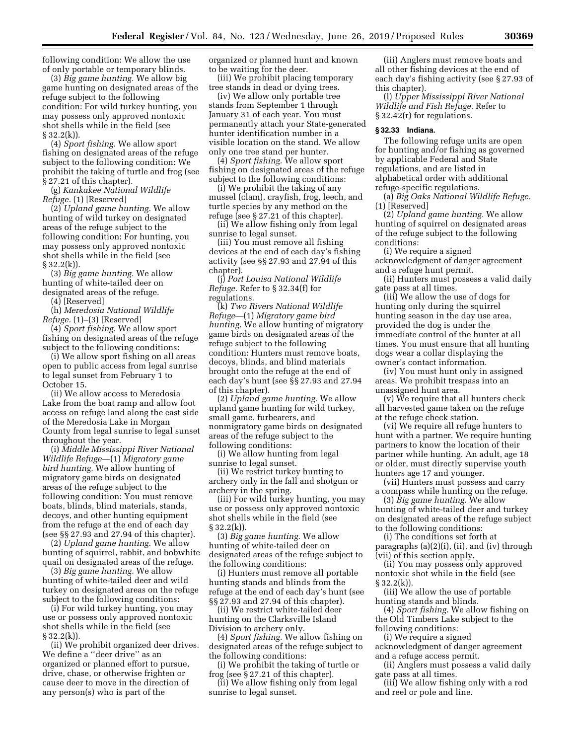following condition: We allow the use of only portable or temporary blinds.

(3) *Big game hunting.* We allow big game hunting on designated areas of the refuge subject to the following condition: For wild turkey hunting, you may possess only approved nontoxic shot shells while in the field (see § 32.2(k)).

(4) *Sport fishing.* We allow sport fishing on designated areas of the refuge subject to the following condition: We prohibit the taking of turtle and frog (see § 27.21 of this chapter).

(g) *Kankakee National Wildlife Refuge.* (1) [Reserved]

(2) *Upland game hunting.* We allow hunting of wild turkey on designated areas of the refuge subject to the following condition: For hunting, you may possess only approved nontoxic shot shells while in the field (see § 32.2(k)).

(3) *Big game hunting.* We allow hunting of white-tailed deer on designated areas of the refuge.

(4) [Reserved]

(h) *Meredosia National Wildlife Refuge.* (1)–(3) [Reserved]

(4) *Sport fishing.* We allow sport fishing on designated areas of the refuge subject to the following conditions:

(i) We allow sport fishing on all areas open to public access from legal sunrise to legal sunset from February 1 to October 15.

(ii) We allow access to Meredosia Lake from the boat ramp and allow foot access on refuge land along the east side of the Meredosia Lake in Morgan County from legal sunrise to legal sunset throughout the year.

(i) *Middle Mississippi River National Wildlife Refuge*—(1) *Migratory game bird hunting.* We allow hunting of migratory game birds on designated areas of the refuge subject to the following condition: You must remove boats, blinds, blind materials, stands, decoys, and other hunting equipment from the refuge at the end of each day (see §§ 27.93 and 27.94 of this chapter).

(2) *Upland game hunting.* We allow hunting of squirrel, rabbit, and bobwhite quail on designated areas of the refuge.

(3) *Big game hunting.* We allow hunting of white-tailed deer and wild turkey on designated areas on the refuge subject to the following conditions:

(i) For wild turkey hunting, you may use or possess only approved nontoxic shot shells while in the field (see § 32.2(k)).

(ii) We prohibit organized deer drives. We define a ''deer drive'' as an organized or planned effort to pursue, drive, chase, or otherwise frighten or cause deer to move in the direction of any person(s) who is part of the organized or planned hunt and known to be waiting for the deer.

(iii) We prohibit placing temporary tree stands in dead or dying trees.

(iv) We allow only portable tree stands from September 1 through January 31 of each year. You must permanently attach your State-generated hunter identification number in a visible location on the stand. We allow only one tree stand per hunter.

(4) *Sport fishing.* We allow sport fishing on designated areas of the refuge subject to the following conditions:

(i) We prohibit the taking of any mussel (clam), crayfish, frog, leech, and turtle species by any method on the refuge (see § 27.21 of this chapter).

(ii) We allow fishing only from legal sunrise to legal sunset.

(iii) You must remove all fishing devices at the end of each day's fishing activity (see §§ 27.93 and 27.94 of this chapter).

(j) *Port Louisa National Wildlife Refuge.* Refer to § 32.34(f) for regulations.

(k) *Two Rivers National Wildlife Refuge*—(1) *Migratory game bird hunting.* We allow hunting of migratory game birds on designated areas of the refuge subject to the following condition: Hunters must remove boats, decoys, blinds, and blind materials brought onto the refuge at the end of each day's hunt (see §§ 27.93 and 27.94 of this chapter).

(2) *Upland game hunting.* We allow upland game hunting for wild turkey, small game, furbearers, and nonmigratory game birds on designated areas of the refuge subject to the following conditions:

(i) We allow hunting from legal sunrise to legal sunset.

(ii) We restrict turkey hunting to archery only in the fall and shotgun or archery in the spring.

(iii) For wild turkey hunting, you may use or possess only approved nontoxic shot shells while in the field (see § 32.2(k)).

(3) *Big game hunting.* We allow hunting of white-tailed deer on designated areas of the refuge subject to the following conditions:

(i) Hunters must remove all portable hunting stands and blinds from the refuge at the end of each day's hunt (see §§ 27.93 and 27.94 of this chapter).

(ii) We restrict white-tailed deer hunting on the Clarksville Island Division to archery only.

(4) *Sport fishing.* We allow fishing on designated areas of the refuge subject to the following conditions:

(i) We prohibit the taking of turtle or frog (see § 27.21 of this chapter).

(ii) We allow fishing only from legal sunrise to legal sunset.

(iii) Anglers must remove boats and all other fishing devices at the end of each day's fishing activity (see § 27.93 of this chapter).

(l) *Upper Mississippi River National Wildlife and Fish Refuge.* Refer to § 32.42(r) for regulations.

### § 32.33 Indiana.

The following refuge units are open for hunting and/or fishing as governed by applicable Federal and State regulations, and are listed in alphabetical order with additional refuge-specific regulations.

(a) *Big Oaks National Wildlife Refuge.* (1) [Reserved]

(2) *Upland game hunting.* We allow hunting of squirrel on designated areas of the refuge subject to the following conditions:

(i) We require a signed acknowledgment of danger agreement and a refuge hunt permit.

(ii) Hunters must possess a valid daily gate pass at all times.

(iii) We allow the use of dogs for hunting only during the squirrel hunting season in the day use area, provided the dog is under the immediate control of the hunter at all times. You must ensure that all hunting dogs wear a collar displaying the owner's contact information.

(iv) You must hunt only in assigned areas. We prohibit trespass into an unassigned hunt area.

(v) We require that all hunters check all harvested game taken on the refuge at the refuge check station.

(vi) We require all refuge hunters to hunt with a partner. We require hunting partners to know the location of their partner while hunting. An adult, age 18 or older, must directly supervise youth hunters age 17 and younger.

(vii) Hunters must possess and carry a compass while hunting on the refuge.

(3) *Big game hunting.* We allow hunting of white-tailed deer and turkey on designated areas of the refuge subject to the following conditions:

(i) The conditions set forth at paragraphs (a)(2)(i), (ii), and (iv) through (vii) of this section apply.

(ii) You may possess only approved nontoxic shot while in the field (see § 32.2(k)).

(iii) We allow the use of portable hunting stands and blinds.

(4) *Sport fishing.* We allow fishing on the Old Timbers Lake subject to the following conditions:

(i) We require a signed acknowledgment of danger agreement and a refuge access permit.

(ii) Anglers must possess a valid daily gate pass at all times.

(iii) We allow fishing only with a rod and reel or pole and line.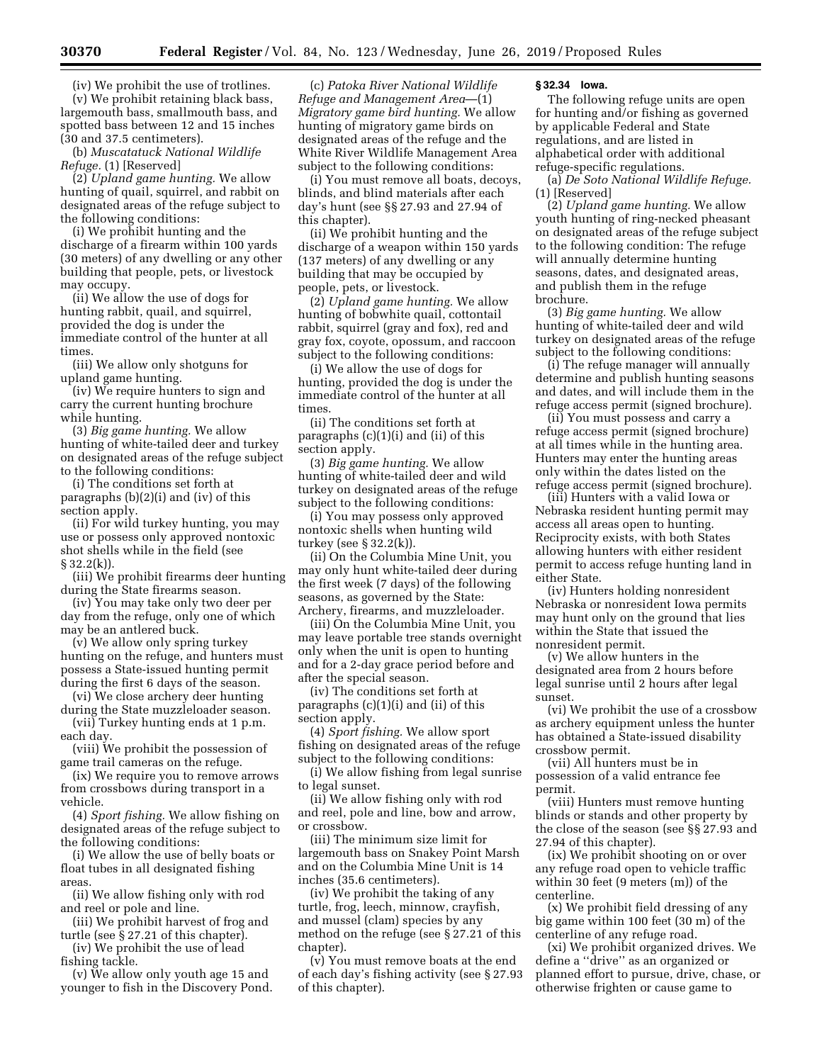(iv) We prohibit the use of trotlines.

(v) We prohibit retaining black bass, largemouth bass, smallmouth bass, and spotted bass between 12 and 15 inches (30 and 37.5 centimeters).

(b) *Muscatatuck National Wildlife Refuge.* (1) [Reserved]

(2) *Upland game hunting.* We allow hunting of quail, squirrel, and rabbit on designated areas of the refuge subject to the following conditions:

(i) We prohibit hunting and the discharge of a firearm within 100 yards (30 meters) of any dwelling or any other building that people, pets, or livestock may occupy.

(ii) We allow the use of dogs for hunting rabbit, quail, and squirrel, provided the dog is under the immediate control of the hunter at all times.

(iii) We allow only shotguns for upland game hunting.

(iv) We require hunters to sign and carry the current hunting brochure while hunting.

(3) *Big game hunting.* We allow hunting of white-tailed deer and turkey on designated areas of the refuge subject to the following conditions:

(i) The conditions set forth at paragraphs (b)(2)(i) and (iv) of this section apply.

(ii) For wild turkey hunting, you may use or possess only approved nontoxic shot shells while in the field (see § 32.2(k)).

(iii) We prohibit firearms deer hunting during the State firearms season.

(iv) You may take only two deer per day from the refuge, only one of which may be an antlered buck.

(v) We allow only spring turkey hunting on the refuge, and hunters must possess a State-issued hunting permit during the first 6 days of the season.

(vi) We close archery deer hunting during the State muzzleloader season.

(vii) Turkey hunting ends at 1 p.m. each day.

(viii) We prohibit the possession of game trail cameras on the refuge.

(ix) We require you to remove arrows from crossbows during transport in a vehicle.

(4) *Sport fishing.* We allow fishing on designated areas of the refuge subject to the following conditions:

(i) We allow the use of belly boats or float tubes in all designated fishing areas.

(ii) We allow fishing only with rod and reel or pole and line.

(iii) We prohibit harvest of frog and turtle (see § 27.21 of this chapter).

(iv) We prohibit the use of lead fishing tackle.

(v) We allow only youth age 15 and younger to fish in the Discovery Pond.

(c) *Patoka River National Wildlife Refuge and Management Area*—(1) *Migratory game bird hunting.* We allow hunting of migratory game birds on designated areas of the refuge and the White River Wildlife Management Area subject to the following conditions:

(i) You must remove all boats, decoys, blinds, and blind materials after each day's hunt (see §§ 27.93 and 27.94 of this chapter).

(ii) We prohibit hunting and the discharge of a weapon within 150 yards (137 meters) of any dwelling or any building that may be occupied by people, pets, or livestock.

(2) *Upland game hunting.* We allow hunting of bobwhite quail, cottontail rabbit, squirrel (gray and fox), red and gray fox, coyote, opossum, and raccoon subject to the following conditions:

(i) We allow the use of dogs for hunting, provided the dog is under the immediate control of the hunter at all times.

(ii) The conditions set forth at paragraphs (c)(1)(i) and (ii) of this section apply.

(3) *Big game hunting.* We allow hunting of white-tailed deer and wild turkey on designated areas of the refuge subject to the following conditions:

(i) You may possess only approved nontoxic shells when hunting wild turkey (see § 32.2(k)).

(ii) On the Columbia Mine Unit, you may only hunt white-tailed deer during the first week (7 days) of the following seasons, as governed by the State: Archery, firearms, and muzzleloader.

(iii) On the Columbia Mine Unit, you may leave portable tree stands overnight only when the unit is open to hunting and for a 2-day grace period before and after the special season.

(iv) The conditions set forth at paragraphs (c)(1)(i) and (ii) of this section apply.

(4) *Sport fishing.* We allow sport fishing on designated areas of the refuge subject to the following conditions:

(i) We allow fishing from legal sunrise to legal sunset.

(ii) We allow fishing only with rod and reel, pole and line, bow and arrow, or crossbow.

(iii) The minimum size limit for largemouth bass on Snakey Point Marsh and on the Columbia Mine Unit is 14 inches (35.6 centimeters).

(iv) We prohibit the taking of any turtle, frog, leech, minnow, crayfish, and mussel (clam) species by any method on the refuge (see § 27.21 of this chapter).

(v) You must remove boats at the end of each day's fishing activity (see § 27.93 of this chapter).

## § 32.34 Iowa.

The following refuge units are open for hunting and/or fishing as governed by applicable Federal and State regulations, and are listed in alphabetical order with additional refuge-specific regulations.

(a) *De Soto National Wildlife Refuge.* (1) [Reserved]

(2) *Upland game hunting.* We allow youth hunting of ring-necked pheasant on designated areas of the refuge subject to the following condition: The refuge will annually determine hunting seasons, dates, and designated areas, and publish them in the refuge brochure.

(3) *Big game hunting.* We allow hunting of white-tailed deer and wild turkey on designated areas of the refuge subject to the following conditions:

(i) The refuge manager will annually determine and publish hunting seasons and dates, and will include them in the refuge access permit (signed brochure).

(ii) You must possess and carry a refuge access permit (signed brochure) at all times while in the hunting area. Hunters may enter the hunting areas only within the dates listed on the refuge access permit (signed brochure).

(iii) Hunters with a valid Iowa or Nebraska resident hunting permit may access all areas open to hunting. Reciprocity exists, with both States allowing hunters with either resident permit to access refuge hunting land in either State.

(iv) Hunters holding nonresident Nebraska or nonresident Iowa permits may hunt only on the ground that lies within the State that issued the nonresident permit.

(v) We allow hunters in the designated area from 2 hours before legal sunrise until 2 hours after legal sunset.

(vi) We prohibit the use of a crossbow as archery equipment unless the hunter has obtained a State-issued disability crossbow permit.

(vii) All hunters must be in possession of a valid entrance fee permit.

(viii) Hunters must remove hunting blinds or stands and other property by the close of the season (see §§ 27.93 and 27.94 of this chapter).

(ix) We prohibit shooting on or over any refuge road open to vehicle traffic within 30 feet (9 meters (m)) of the centerline.

(x) We prohibit field dressing of any big game within 100 feet (30 m) of the centerline of any refuge road.

(xi) We prohibit organized drives. We define a ''drive'' as an organized or planned effort to pursue, drive, chase, or otherwise frighten or cause game to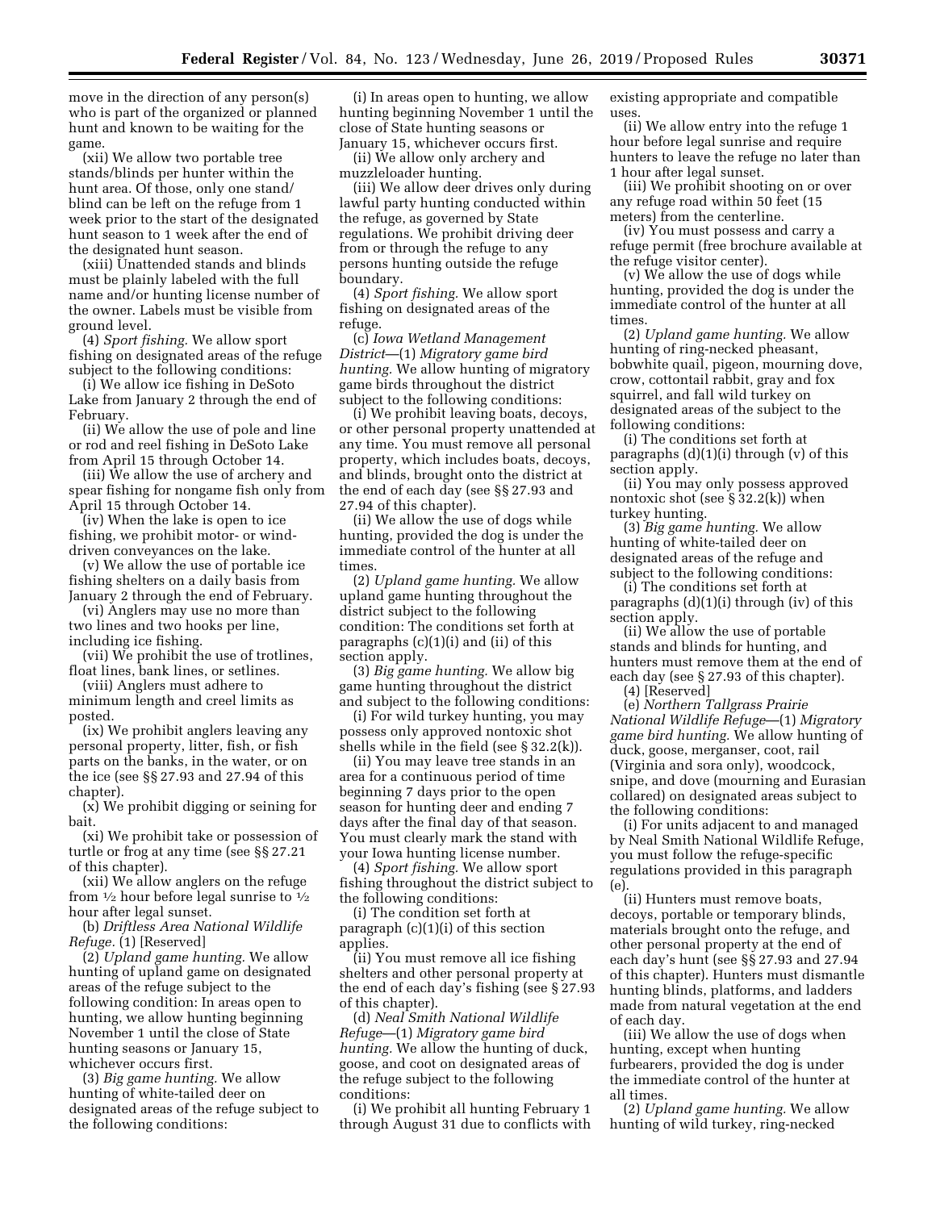move in the direction of any person(s) who is part of the organized or planned hunt and known to be waiting for the game.

(xii) We allow two portable tree stands/blinds per hunter within the hunt area. Of those, only one stand/blind can be left on the refuge from 1 week prior to the start of the designated hunt season to 1 week after the end of the designated hunt season.

(xiii) Unattended stands and blinds must be plainly labeled with the full name and/or hunting license number of the owner. Labels must be visible from ground level.

(4) *Sport fishing.* We allow sport fishing on designated areas of the refuge subject to the following conditions:

(i) We allow ice fishing in DeSoto Lake from January 2 through the end of February.

(ii) We allow the use of pole and line or rod and reel fishing in DeSoto Lake from April 15 through October 14.

(iii) We allow the use of archery and spear fishing for nongame fish only from April 15 through October 14.

(iv) When the lake is open to ice fishing, we prohibit motor- or wind-driven conveyances on the lake.

(v) We allow the use of portable ice fishing shelters on a daily basis from January 2 through the end of February.

(vi) Anglers may use no more than two lines and two hooks per line, including ice fishing.

(vii) We prohibit the use of trotlines, float lines, bank lines, or setlines.

(viii) Anglers must adhere to minimum length and creel limits as posted.

(ix) We prohibit anglers leaving any personal property, litter, fish, or fish parts on the banks, in the water, or on the ice (see §§ 27.93 and 27.94 of this chapter).

(x) We prohibit digging or seining for bait.

(xi) We prohibit take or possession of turtle or frog at any time (see §§ 27.21 of this chapter).

(xii) We allow anglers on the refuge from ½ hour before legal sunrise to ½ hour after legal sunset.

(b) *Driftless Area National Wildlife Refuge.* (1) [Reserved]

(2) *Upland game hunting.* We allow hunting of upland game on designated areas of the refuge subject to the following condition: In areas open to hunting, we allow hunting beginning November 1 until the close of State hunting seasons or January 15, whichever occurs first.

(3) *Big game hunting.* We allow hunting of white-tailed deer on designated areas of the refuge subject to the following conditions:

(i) In areas open to hunting, we allow hunting beginning November 1 until the close of State hunting seasons or January 15, whichever occurs first.

(ii) We allow only archery and muzzleloader hunting.

(iii) We allow deer drives only during lawful party hunting conducted within the refuge, as governed by State regulations. We prohibit driving deer from or through the refuge to any persons hunting outside the refuge boundary.

(4) *Sport fishing.* We allow sport fishing on designated areas of the refuge.

(c) *Iowa Wetland Management District*—(1) *Migratory game bird hunting.* We allow hunting of migratory game birds throughout the district subject to the following conditions:

(i) We prohibit leaving boats, decoys, or other personal property unattended at any time. You must remove all personal property, which includes boats, decoys, and blinds, brought onto the district at the end of each day (see §§ 27.93 and 27.94 of this chapter).

(ii) We allow the use of dogs while hunting, provided the dog is under the immediate control of the hunter at all times.

(2) *Upland game hunting.* We allow upland game hunting throughout the district subject to the following condition: The conditions set forth at paragraphs (c)(1)(i) and (ii) of this section apply.

(3) *Big game hunting.* We allow big game hunting throughout the district and subject to the following conditions:

(i) For wild turkey hunting, you may possess only approved nontoxic shot shells while in the field (see § 32.2(k)).

(ii) You may leave tree stands in an area for a continuous period of time beginning 7 days prior to the open season for hunting deer and ending 7 days after the final day of that season. You must clearly mark the stand with your Iowa hunting license number.

(4) *Sport fishing.* We allow sport fishing throughout the district subject to the following conditions:

(i) The condition set forth at paragraph (c)(1)(i) of this section applies.

(ii) You must remove all ice fishing shelters and other personal property at the end of each day's fishing (see § 27.93 of this chapter).

(d) *Neal Smith National Wildlife Refuge*—(1) *Migratory game bird hunting.* We allow the hunting of duck, goose, and coot on designated areas of the refuge subject to the following conditions:

(i) We prohibit all hunting February 1 through August 31 due to conflicts with existing appropriate and compatible uses.

(ii) We allow entry into the refuge 1 hour before legal sunrise and require hunters to leave the refuge no later than 1 hour after legal sunset.

(iii) We prohibit shooting on or over any refuge road within 50 feet (15 meters) from the centerline.

(iv) You must possess and carry a refuge permit (free brochure available at the refuge visitor center).

(v) We allow the use of dogs while hunting, provided the dog is under the immediate control of the hunter at all times.

(2) *Upland game hunting.* We allow hunting of ring-necked pheasant, bobwhite quail, pigeon, mourning dove, crow, cottontail rabbit, gray and fox squirrel, and fall wild turkey on designated areas of the subject to the following conditions:

(i) The conditions set forth at paragraphs (d)(1)(i) through (v) of this section apply.

(ii) You may only possess approved nontoxic shot (see § 32.2(k)) when turkey hunting.

(3) *Big game hunting.* We allow hunting of white-tailed deer on designated areas of the refuge and subject to the following conditions:

(i) The conditions set forth at paragraphs (d)(1)(i) through (iv) of this section apply.

(ii) We allow the use of portable stands and blinds for hunting, and hunters must remove them at the end of each day (see § 27.93 of this chapter).

(4) [Reserved]

(e) *Northern Tallgrass Prairie National Wildlife Refuge*—(1) *Migratory game bird hunting.* We allow hunting of duck, goose, merganser, coot, rail (Virginia and sora only), woodcock, snipe, and dove (mourning and Eurasian collared) on designated areas subject to the following conditions:

(i) For units adjacent to and managed by Neal Smith National Wildlife Refuge, you must follow the refuge-specific regulations provided in this paragraph (e).

(ii) Hunters must remove boats, decoys, portable or temporary blinds, materials brought onto the refuge, and other personal property at the end of each day's hunt (see §§ 27.93 and 27.94 of this chapter). Hunters must dismantle hunting blinds, platforms, and ladders made from natural vegetation at the end of each day.

(iii) We allow the use of dogs when hunting, except when hunting furbearers, provided the dog is under the immediate control of the hunter at all times.

(2) *Upland game hunting.* We allow hunting of wild turkey, ring-necked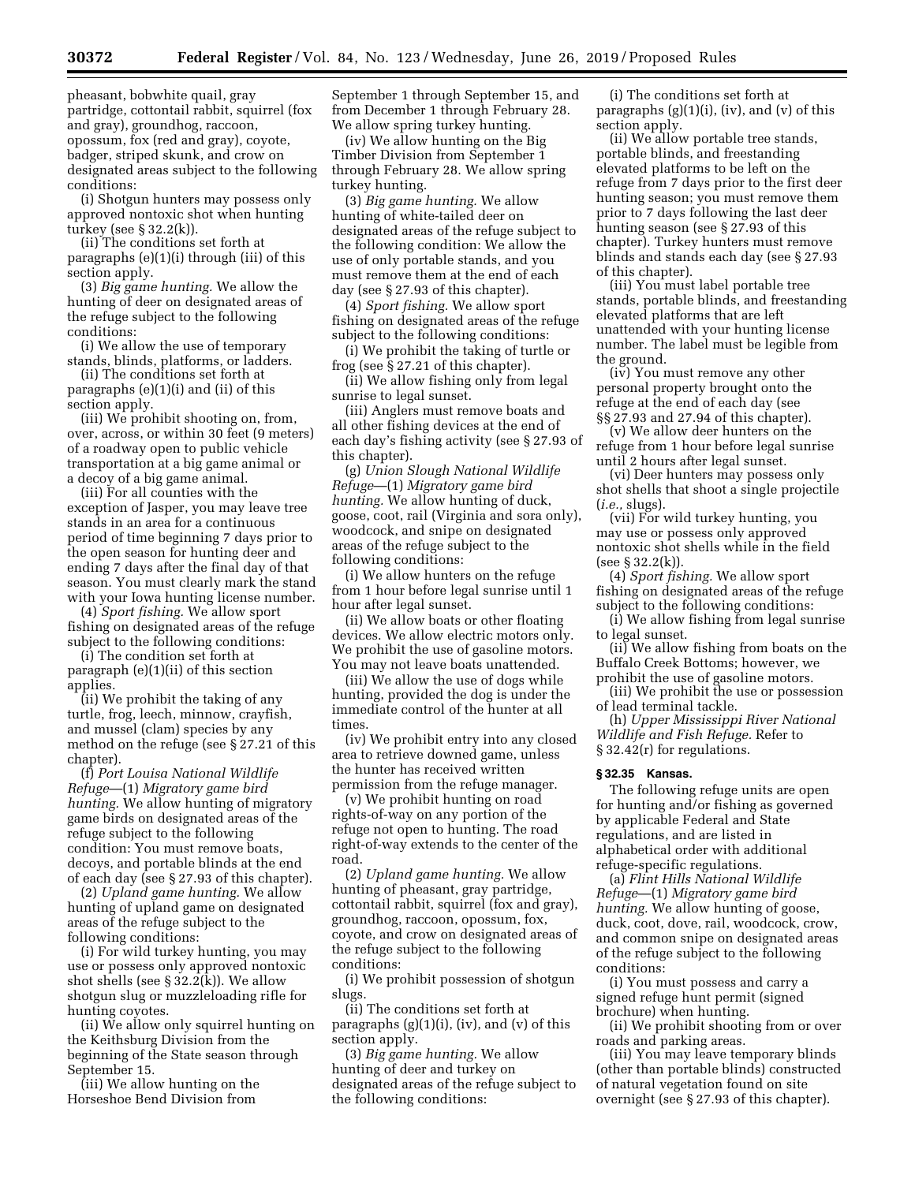pheasant, bobwhite quail, gray partridge, cottontail rabbit, squirrel (fox and gray), groundhog, raccoon, opossum, fox (red and gray), coyote, badger, striped skunk, and crow on designated areas subject to the following conditions:

(i) Shotgun hunters may possess only approved nontoxic shot when hunting turkey (see § 32.2(k)).

(ii) The conditions set forth at paragraphs (e)(1)(i) through (iii) of this section apply.

(3) *Big game hunting.* We allow the hunting of deer on designated areas of the refuge subject to the following conditions:

(i) We allow the use of temporary stands, blinds, platforms, or ladders.

(ii) The conditions set forth at paragraphs (e)(1)(i) and (ii) of this section apply.

(iii) We prohibit shooting on, from, over, across, or within 30 feet (9 meters) of a roadway open to public vehicle transportation at a big game animal or a decoy of a big game animal.

(iii) For all counties with the exception of Jasper, you may leave tree stands in an area for a continuous period of time beginning 7 days prior to the open season for hunting deer and ending 7 days after the final day of that season. You must clearly mark the stand with your Iowa hunting license number.

(4) *Sport fishing.* We allow sport fishing on designated areas of the refuge subject to the following conditions:

(i) The condition set forth at paragraph (e)(1)(ii) of this section applies.

(ii) We prohibit the taking of any turtle, frog, leech, minnow, crayfish, and mussel (clam) species by any method on the refuge (see § 27.21 of this chapter).

(f) *Port Louisa National Wildlife Refuge*—(1) *Migratory game bird hunting.* We allow hunting of migratory game birds on designated areas of the refuge subject to the following condition: You must remove boats, decoys, and portable blinds at the end of each day (see § 27.93 of this chapter).

(2) *Upland game hunting.* We allow hunting of upland game on designated areas of the refuge subject to the following conditions:

(i) For wild turkey hunting, you may use or possess only approved nontoxic shot shells (see § 32.2(k)). We allow shotgun slug or muzzleloading rifle for hunting coyotes.

(ii) We allow only squirrel hunting on the Keithsburg Division from the beginning of the State season through September 15.

(iii) We allow hunting on the Horseshoe Bend Division from September 1 through September 15, and from December 1 through February 28. We allow spring turkey hunting.

(iv) We allow hunting on the Big Timber Division from September 1 through February 28. We allow spring turkey hunting.

(3) *Big game hunting.* We allow hunting of white-tailed deer on designated areas of the refuge subject to the following condition: We allow the use of only portable stands, and you must remove them at the end of each day (see § 27.93 of this chapter).

(4) *Sport fishing.* We allow sport fishing on designated areas of the refuge subject to the following conditions:

(i) We prohibit the taking of turtle or frog (see § 27.21 of this chapter).

(ii) We allow fishing only from legal sunrise to legal sunset.

(iii) Anglers must remove boats and all other fishing devices at the end of each day's fishing activity (see § 27.93 of this chapter).

(g) *Union Slough National Wildlife Refuge*—(1) *Migratory game bird hunting.* We allow hunting of duck, goose, coot, rail (Virginia and sora only), woodcock, and snipe on designated areas of the refuge subject to the following conditions:

(i) We allow hunters on the refuge from 1 hour before legal sunrise until 1 hour after legal sunset.

(ii) We allow boats or other floating devices. We allow electric motors only. We prohibit the use of gasoline motors. You may not leave boats unattended.

(iii) We allow the use of dogs while hunting, provided the dog is under the immediate control of the hunter at all times.

(iv) We prohibit entry into any closed area to retrieve downed game, unless the hunter has received written permission from the refuge manager.

(v) We prohibit hunting on road rights-of-way on any portion of the refuge not open to hunting. The road right-of-way extends to the center of the road.

(2) *Upland game hunting.* We allow hunting of pheasant, gray partridge, cottontail rabbit, squirrel (fox and gray), groundhog, raccoon, opossum, fox, coyote, and crow on designated areas of the refuge subject to the following conditions:

(i) We prohibit possession of shotgun slugs.

(ii) The conditions set forth at paragraphs (g)(1)(i), (iv), and (v) of this section apply.

(3) *Big game hunting.* We allow hunting of deer and turkey on designated areas of the refuge subject to the following conditions:

(i) The conditions set forth at paragraphs (g)(1)(i), (iv), and (v) of this section apply.

(ii) We allow portable tree stands, portable blinds, and freestanding elevated platforms to be left on the refuge from 7 days prior to the first deer hunting season; you must remove them prior to 7 days following the last deer hunting season (see § 27.93 of this chapter). Turkey hunters must remove blinds and stands each day (see § 27.93 of this chapter).

(iii) You must label portable tree stands, portable blinds, and freestanding elevated platforms that are left unattended with your hunting license number. The label must be legible from the ground.

(iv) You must remove any other personal property brought onto the refuge at the end of each day (see §§ 27.93 and 27.94 of this chapter).

(v) We allow deer hunters on the refuge from 1 hour before legal sunrise until 2 hours after legal sunset.

(vi) Deer hunters may possess only shot shells that shoot a single projectile (*i.e.,* slugs).

(vii) For wild turkey hunting, you may use or possess only approved nontoxic shot shells while in the field (see § 32.2(k)).

(4) *Sport fishing.* We allow sport fishing on designated areas of the refuge subject to the following conditions:

(i) We allow fishing from legal sunrise to legal sunset.

(ii) We allow fishing from boats on the Buffalo Creek Bottoms; however, we prohibit the use of gasoline motors.

(iii) We prohibit the use or possession of lead terminal tackle.

(h) *Upper Mississippi River National Wildlife and Fish Refuge.* Refer to § 32.42(r) for regulations.

### § 32.35 Kansas.

The following refuge units are open for hunting and/or fishing as governed by applicable Federal and State regulations, and are listed in alphabetical order with additional refuge-specific regulations.

(a) *Flint Hills National Wildlife Refuge*—(1) *Migratory game bird hunting.* We allow hunting of goose, duck, coot, dove, rail, woodcock, crow, and common snipe on designated areas of the refuge subject to the following conditions:

(i) You must possess and carry a signed refuge hunt permit (signed brochure) when hunting.

(ii) We prohibit shooting from or over roads and parking areas.

(iii) You may leave temporary blinds (other than portable blinds) constructed of natural vegetation found on site overnight (see § 27.93 of this chapter).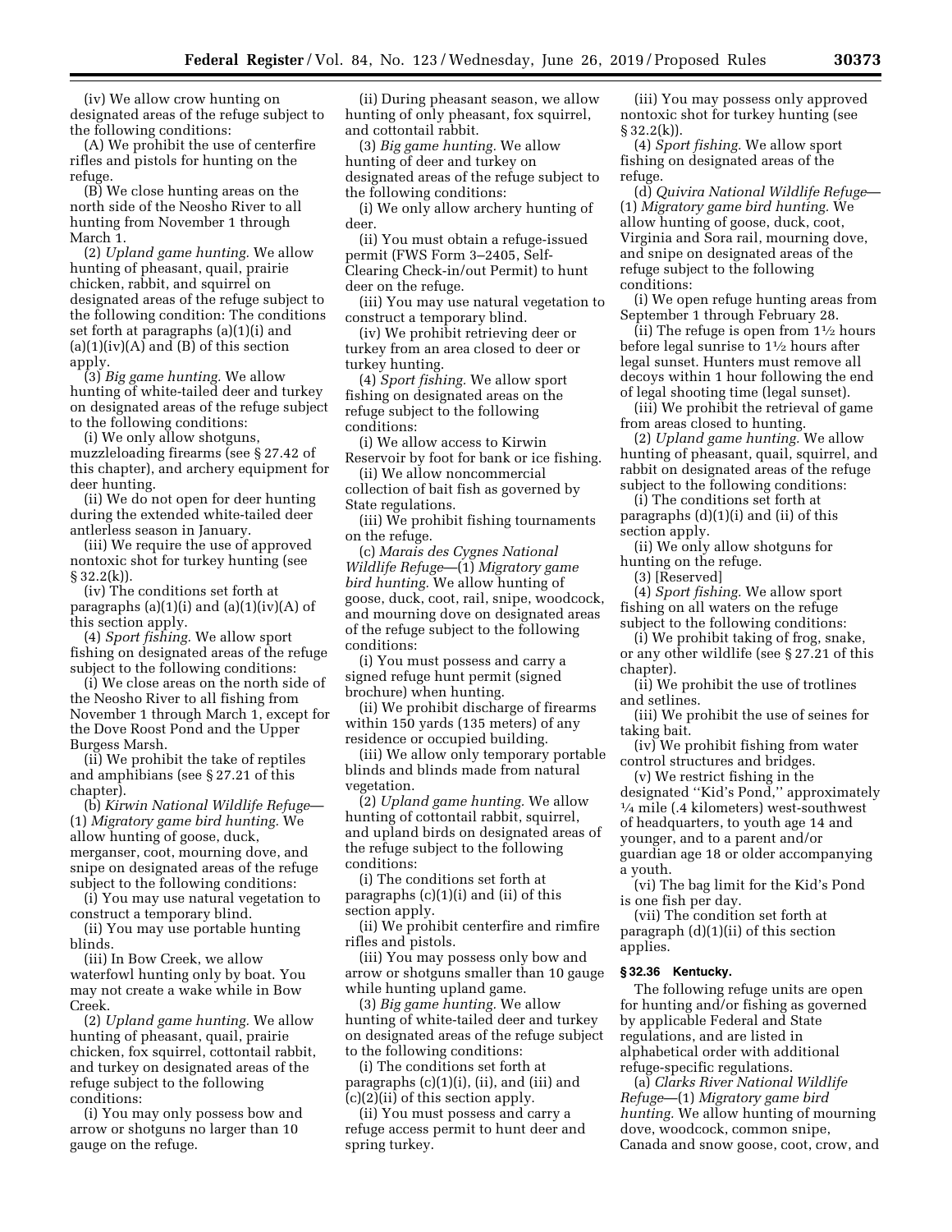(iv) We allow crow hunting on designated areas of the refuge subject to the following conditions:

(A) We prohibit the use of centerfire rifles and pistols for hunting on the refuge.

(B) We close hunting areas on the north side of the Neosho River to all hunting from November 1 through March 1.

(2) *Upland game hunting.* We allow hunting of pheasant, quail, prairie chicken, rabbit, and squirrel on designated areas of the refuge subject to the following condition: The conditions set forth at paragraphs (a)(1)(i) and (a)(1)(iv)(A) and (B) of this section apply.

(3) *Big game hunting.* We allow hunting of white-tailed deer and turkey on designated areas of the refuge subject to the following conditions:

(i) We only allow shotguns, muzzleloading firearms (see § 27.42 of this chapter), and archery equipment for deer hunting.

(ii) We do not open for deer hunting during the extended white-tailed deer antlerless season in January.

(iii) We require the use of approved nontoxic shot for turkey hunting (see § 32.2(k)).

(iv) The conditions set forth at paragraphs (a)(1)(i) and (a)(1)(iv)(A) of this section apply.

(4) *Sport fishing.* We allow sport fishing on designated areas of the refuge subject to the following conditions:

(i) We close areas on the north side of the Neosho River to all fishing from November 1 through March 1, except for the Dove Roost Pond and the Upper Burgess Marsh.

(ii) We prohibit the take of reptiles and amphibians (see § 27.21 of this chapter).

(b) *Kirwin National Wildlife Refuge*—(1) *Migratory game bird hunting.* We allow hunting of goose, duck, merganser, coot, mourning dove, and snipe on designated areas of the refuge subject to the following conditions:

(i) You may use natural vegetation to construct a temporary blind.

(ii) You may use portable hunting blinds.

(iii) In Bow Creek, we allow waterfowl hunting only by boat. You may not create a wake while in Bow Creek.

(2) *Upland game hunting.* We allow hunting of pheasant, quail, prairie chicken, fox squirrel, cottontail rabbit, and turkey on designated areas of the refuge subject to the following conditions:

(i) You may only possess bow and arrow or shotguns no larger than 10 gauge on the refuge.

(ii) During pheasant season, we allow hunting of only pheasant, fox squirrel, and cottontail rabbit.

(3) *Big game hunting.* We allow hunting of deer and turkey on designated areas of the refuge subject to the following conditions:

(i) We only allow archery hunting of deer.

(ii) You must obtain a refuge-issued permit (FWS Form 3–2405, Self-Clearing Check-in/out Permit) to hunt deer on the refuge.

(iii) You may use natural vegetation to construct a temporary blind.

(iv) We prohibit retrieving deer or turkey from an area closed to deer or turkey hunting.

(4) *Sport fishing.* We allow sport fishing on designated areas on the refuge subject to the following conditions:

(i) We allow access to Kirwin Reservoir by foot for bank or ice fishing.

(ii) We allow noncommercial collection of bait fish as governed by State regulations.

(iii) We prohibit fishing tournaments on the refuge.

(c) *Marais des Cygnes National Wildlife Refuge*—(1) *Migratory game bird hunting.* We allow hunting of goose, duck, coot, rail, snipe, woodcock, and mourning dove on designated areas of the refuge subject to the following conditions:

(i) You must possess and carry a signed refuge hunt permit (signed brochure) when hunting.

(ii) We prohibit discharge of firearms within 150 yards (135 meters) of any residence or occupied building.

(iii) We allow only temporary portable blinds and blinds made from natural vegetation.

(2) *Upland game hunting.* We allow hunting of cottontail rabbit, squirrel, and upland birds on designated areas of the refuge subject to the following conditions:

(i) The conditions set forth at paragraphs (c)(1)(i) and (ii) of this section apply.

(ii) We prohibit centerfire and rimfire rifles and pistols.

(iii) You may possess only bow and arrow or shotguns smaller than 10 gauge while hunting upland game.

(3) *Big game hunting.* We allow hunting of white-tailed deer and turkey on designated areas of the refuge subject to the following conditions:

(i) The conditions set forth at paragraphs (c)(1)(i), (ii), and (iii) and (c)(2)(ii) of this section apply.

(ii) You must possess and carry a refuge access permit to hunt deer and spring turkey.

(iii) You may possess only approved nontoxic shot for turkey hunting (see § 32.2(k)).

(4) *Sport fishing.* We allow sport fishing on designated areas of the refuge.

(d) *Quivira National Wildlife Refuge*—(1) *Migratory game bird hunting.* We allow hunting of goose, duck, coot, Virginia and Sora rail, mourning dove, and snipe on designated areas of the refuge subject to the following conditions:

(i) We open refuge hunting areas from September 1 through February 28.

(ii) The refuge is open from 1½ hours before legal sunrise to 1½ hours after legal sunset. Hunters must remove all decoys within 1 hour following the end of legal shooting time (legal sunset).

(iii) We prohibit the retrieval of game from areas closed to hunting.

(2) *Upland game hunting.* We allow hunting of pheasant, quail, squirrel, and rabbit on designated areas of the refuge subject to the following conditions:

(i) The conditions set forth at paragraphs (d)(1)(i) and (ii) of this section apply.

(ii) We only allow shotguns for hunting on the refuge.

(3) [Reserved]

(4) *Sport fishing.* We allow sport fishing on all waters on the refuge subject to the following conditions:

(i) We prohibit taking of frog, snake, or any other wildlife (see § 27.21 of this chapter).

(ii) We prohibit the use of trotlines and setlines.

(iii) We prohibit the use of seines for taking bait.

(iv) We prohibit fishing from water control structures and bridges.

(v) We restrict fishing in the designated "Kid's Pond," approximately ¼ mile (.4 kilometers) west-southwest of headquarters, to youth age 14 and younger, and to a parent and/or guardian age 18 or older accompanying a youth.

(vi) The bag limit for the Kid's Pond is one fish per day.

(vii) The condition set forth at paragraph (d)(1)(ii) of this section applies.

### § 32.36 Kentucky.

The following refuge units are open for hunting and/or fishing as governed by applicable Federal and State regulations, and are listed in alphabetical order with additional refuge-specific regulations.

(a) *Clarks River National Wildlife Refuge*—(1) *Migratory game bird hunting.* We allow hunting of mourning dove, woodcock, common snipe, Canada and snow goose, coot, crow, and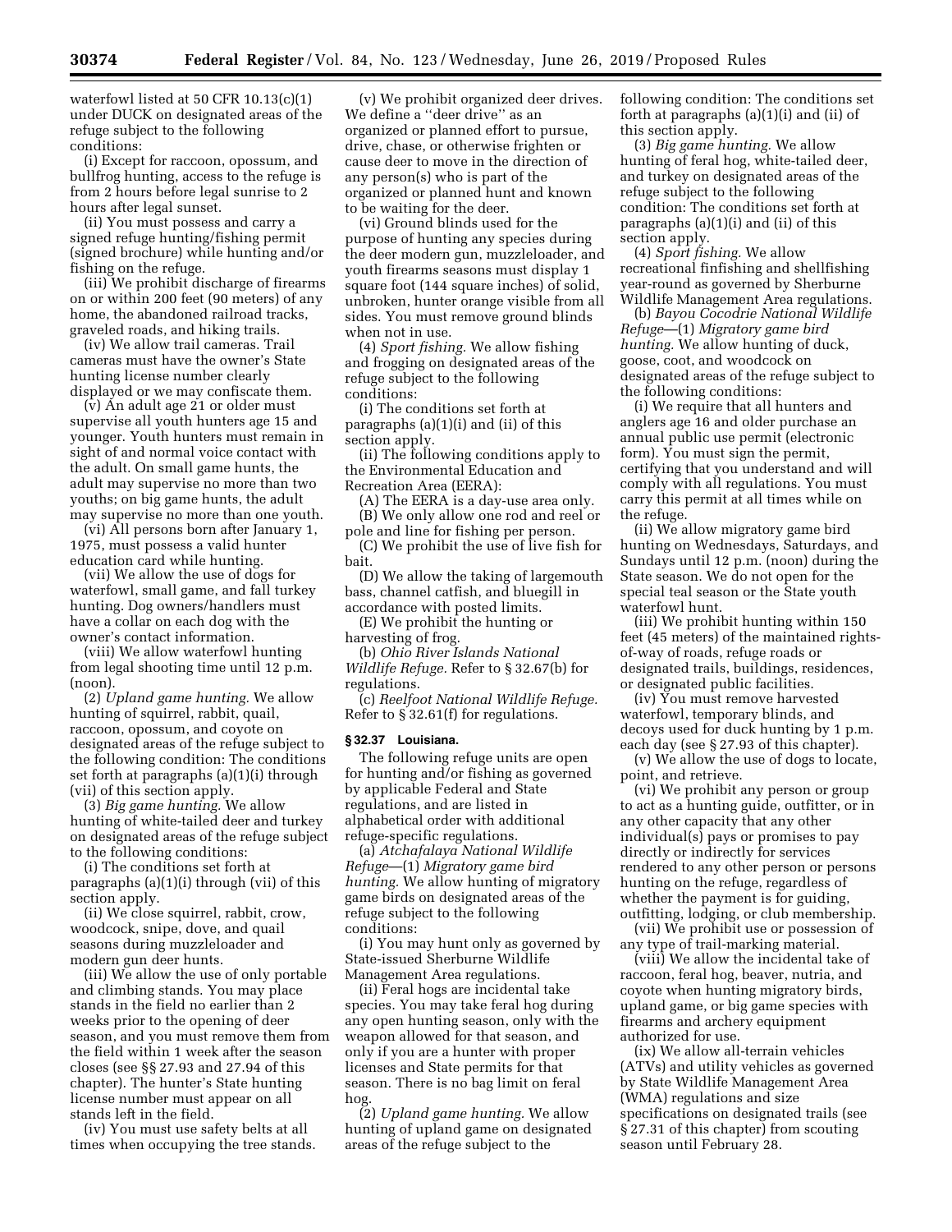waterfowl listed at 50 CFR 10.13(c)(1) under DUCK on designated areas of the refuge subject to the following conditions:

(i) Except for raccoon, opossum, and bullfrog hunting, access to the refuge is from 2 hours before legal sunrise to 2 hours after legal sunset.

(ii) You must possess and carry a signed refuge hunting/fishing permit (signed brochure) while hunting and/or fishing on the refuge.

(iii) We prohibit discharge of firearms on or within 200 feet (90 meters) of any home, the abandoned railroad tracks, graveled roads, and hiking trails.

(iv) We allow trail cameras. Trail cameras must have the owner's State hunting license number clearly displayed or we may confiscate them.

(v) An adult age 21 or older must supervise all youth hunters age 15 and younger. Youth hunters must remain in sight of and normal voice contact with the adult. On small game hunts, the adult may supervise no more than two youths; on big game hunts, the adult may supervise no more than one youth.

(vi) All persons born after January 1, 1975, must possess a valid hunter education card while hunting.

(vii) We allow the use of dogs for waterfowl, small game, and fall turkey hunting. Dog owners/handlers must have a collar on each dog with the owner's contact information.

(viii) We allow waterfowl hunting from legal shooting time until 12 p.m. (noon).

(2) *Upland game hunting.* We allow hunting of squirrel, rabbit, quail, raccoon, opossum, and coyote on designated areas of the refuge subject to the following condition: The conditions set forth at paragraphs (a)(1)(i) through (vii) of this section apply.

(3) *Big game hunting.* We allow hunting of white-tailed deer and turkey on designated areas of the refuge subject to the following conditions:

(i) The conditions set forth at paragraphs (a)(1)(i) through (vii) of this section apply.

(ii) We close squirrel, rabbit, crow, woodcock, snipe, dove, and quail seasons during muzzleloader and modern gun deer hunts.

(iii) We allow the use of only portable and climbing stands. You may place stands in the field no earlier than 2 weeks prior to the opening of deer season, and you must remove them from the field within 1 week after the season closes (see §§ 27.93 and 27.94 of this chapter). The hunter's State hunting license number must appear on all stands left in the field.

(iv) You must use safety belts at all times when occupying the tree stands.

(v) We prohibit organized deer drives. We define a "deer drive" as an organized or planned effort to pursue, drive, chase, or otherwise frighten or cause deer to move in the direction of any person(s) who is part of the organized or planned hunt and known to be waiting for the deer.

(vi) Ground blinds used for the purpose of hunting any species during the deer modern gun, muzzleloader, and youth firearms seasons must display 1 square foot (144 square inches) of solid, unbroken, hunter orange visible from all sides. You must remove ground blinds when not in use.

(4) *Sport fishing.* We allow fishing and frogging on designated areas of the refuge subject to the following conditions:

(i) The conditions set forth at paragraphs (a)(1)(i) and (ii) of this section apply.

(ii) The following conditions apply to the Environmental Education and Recreation Area (EERA):

(A) The EERA is a day-use area only.

(B) We only allow one rod and reel or pole and line for fishing per person.

(C) We prohibit the use of live fish for bait.

(D) We allow the taking of largemouth bass, channel catfish, and bluegill in accordance with posted limits.

(E) We prohibit the hunting or harvesting of frog.

(b) *Ohio River Islands National Wildlife Refuge.* Refer to § 32.67(b) for regulations.

(c) *Reelfoot National Wildlife Refuge.* Refer to § 32.61(f) for regulations.

## § 32.37 Louisiana.

The following refuge units are open for hunting and/or fishing as governed by applicable Federal and State regulations, and are listed in alphabetical order with additional refuge-specific regulations.

(a) *Atchafalaya National Wildlife Refuge*—(1) *Migratory game bird hunting.* We allow hunting of migratory game birds on designated areas of the refuge subject to the following conditions:

(i) You may hunt only as governed by State-issued Sherburne Wildlife Management Area regulations.

(ii) Feral hogs are incidental take species. You may take feral hog during any open hunting season, only with the weapon allowed for that season, and only if you are a hunter with proper licenses and State permits for that season. There is no bag limit on feral hog.

(2) *Upland game hunting.* We allow hunting of upland game on designated areas of the refuge subject to the following condition: The conditions set forth at paragraphs (a)(1)(i) and (ii) of this section apply.

(3) *Big game hunting.* We allow hunting of feral hog, white-tailed deer, and turkey on designated areas of the refuge subject to the following condition: The conditions set forth at paragraphs (a)(1)(i) and (ii) of this section apply.

(4) *Sport fishing.* We allow recreational finfishing and shellfishing year-round as governed by Sherburne Wildlife Management Area regulations.

(b) *Bayou Cocodrie National Wildlife Refuge*—(1) *Migratory game bird hunting.* We allow hunting of duck, goose, coot, and woodcock on designated areas of the refuge subject to the following conditions:

(i) We require that all hunters and anglers age 16 and older purchase an annual public use permit (electronic form). You must sign the permit, certifying that you understand and will comply with all regulations. You must carry this permit at all times while on the refuge.

(ii) We allow migratory game bird hunting on Wednesdays, Saturdays, and Sundays until 12 p.m. (noon) during the State season. We do not open for the special teal season or the State youth waterfowl hunt.

(iii) We prohibit hunting within 150 feet (45 meters) of the maintained rights-of-way of roads, refuge roads or designated trails, buildings, residences, or designated public facilities.

(iv) You must remove harvested waterfowl, temporary blinds, and decoys used for duck hunting by 1 p.m. each day (see § 27.93 of this chapter).

(v) We allow the use of dogs to locate, point, and retrieve.

(vi) We prohibit any person or group to act as a hunting guide, outfitter, or in any other capacity that any other individual(s) pays or promises to pay directly or indirectly for services rendered to any other person or persons hunting on the refuge, regardless of whether the payment is for guiding, outfitting, lodging, or club membership.

(vii) We prohibit use or possession of any type of trail-marking material.

(viii) We allow the incidental take of raccoon, feral hog, beaver, nutria, and coyote when hunting migratory birds, upland game, or big game species with firearms and archery equipment authorized for use.

(ix) We allow all-terrain vehicles (ATVs) and utility vehicles as governed by State Wildlife Management Area (WMA) regulations and size specifications on designated trails (see § 27.31 of this chapter) from scouting season until February 28.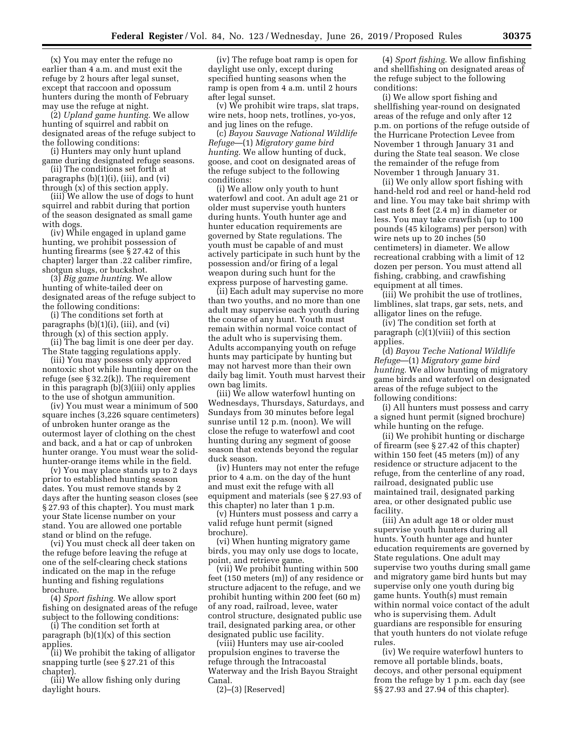(x) You may enter the refuge no earlier than 4 a.m. and must exit the refuge by 2 hours after legal sunset, except that raccoon and opossum hunters during the month of February may use the refuge at night.

(2) *Upland game hunting.* We allow hunting of squirrel and rabbit on designated areas of the refuge subject to the following conditions:

(i) Hunters may only hunt upland game during designated refuge seasons.

(ii) The conditions set forth at paragraphs (b)(1)(i), (iii), and (vi) through (x) of this section apply.

(iii) We allow the use of dogs to hunt squirrel and rabbit during that portion of the season designated as small game with dogs.

(iv) While engaged in upland game hunting, we prohibit possession of hunting firearms (see § 27.42 of this chapter) larger than .22 caliber rimfire, shotgun slugs, or buckshot.

(3) *Big game hunting.* We allow hunting of white-tailed deer on designated areas of the refuge subject to the following conditions:

(i) The conditions set forth at paragraphs (b)(1)(i), (iii), and (vi) through (x) of this section apply.

(ii) The bag limit is one deer per day. The State tagging regulations apply.

(iii) You may possess only approved nontoxic shot while hunting deer on the refuge (see § 32.2(k)). The requirement in this paragraph (b)(3)(iii) only applies to the use of shotgun ammunition.

(iv) You must wear a minimum of 500 square inches (3,226 square centimeters) of unbroken hunter orange as the outermost layer of clothing on the chest and back, and a hat or cap of unbroken hunter orange. You must wear the solid-hunter-orange items while in the field.

(v) You may place stands up to 2 days prior to established hunting season dates. You must remove stands by 2 days after the hunting season closes (see § 27.93 of this chapter). You must mark your State license number on your stand. You are allowed one portable stand or blind on the refuge.

(vi) You must check all deer taken on the refuge before leaving the refuge at one of the self-clearing check stations indicated on the map in the refuge hunting and fishing regulations brochure.

(4) *Sport fishing.* We allow sport fishing on designated areas of the refuge subject to the following conditions:

(i) The condition set forth at paragraph (b)(1)(x) of this section applies.

(ii) We prohibit the taking of alligator snapping turtle (see § 27.21 of this chapter).

(iii) We allow fishing only during daylight hours.

(iv) The refuge boat ramp is open for daylight use only, except during specified hunting seasons when the ramp is open from 4 a.m. until 2 hours after legal sunset.

(v) We prohibit wire traps, slat traps, wire nets, hoop nets, trotlines, yo-yos, and jug lines on the refuge.

(c) *Bayou Sauvage National Wildlife Refuge*—(1) *Migratory game bird hunting.* We allow hunting of duck, goose, and coot on designated areas of the refuge subject to the following conditions:

(i) We allow only youth to hunt waterfowl and coot. An adult age 21 or older must supervise youth hunters during hunts. Youth hunter age and hunter education requirements are governed by State regulations. The youth must be capable of and must actively participate in such hunt by the possession and/or firing of a legal weapon during such hunt for the express purpose of harvesting game.

(ii) Each adult may supervise no more than two youths, and no more than one adult may supervise each youth during the course of any hunt. Youth must remain within normal voice contact of the adult who is supervising them. Adults accompanying youth on refuge hunts may participate by hunting but may not harvest more than their own daily bag limit. Youth must harvest their own bag limits.

(iii) We allow waterfowl hunting on Wednesdays, Thursdays, Saturdays, and Sundays from 30 minutes before legal sunrise until 12 p.m. (noon). We will close the refuge to waterfowl and coot hunting during any segment of goose season that extends beyond the regular duck season.

(iv) Hunters may not enter the refuge prior to 4 a.m. on the day of the hunt and must exit the refuge with all equipment and materials (see § 27.93 of this chapter) no later than 1 p.m.

(v) Hunters must possess and carry a valid refuge hunt permit (signed brochure).

(vi) When hunting migratory game birds, you may only use dogs to locate, point, and retrieve game.

(vii) We prohibit hunting within 500 feet (150 meters (m)) of any residence or structure adjacent to the refuge, and we prohibit hunting within 200 feet (60 m) of any road, railroad, levee, water control structure, designated public use trail, designated parking area, or other designated public use facility.

(viii) Hunters may use air-cooled propulsion engines to traverse the refuge through the Intracoastal Waterway and the Irish Bayou Straight Canal.

(2)–(3) [Reserved]

(4) *Sport fishing.* We allow finfishing and shellfishing on designated areas of the refuge subject to the following conditions:

(i) We allow sport fishing and shellfishing year-round on designated areas of the refuge and only after 12 p.m. on portions of the refuge outside of the Hurricane Protection Levee from November 1 through January 31 and during the State teal season. We close the remainder of the refuge from November 1 through January 31.

(ii) We only allow sport fishing with hand-held rod and reel or hand-held rod and line. You may take bait shrimp with cast nets 8 feet (2.4 m) in diameter or less. You may take crawfish (up to 100 pounds (45 kilograms) per person) with wire nets up to 20 inches (50 centimeters) in diameter. We allow recreational crabbing with a limit of 12 dozen per person. You must attend all fishing, crabbing, and crawfishing equipment at all times.

(iii) We prohibit the use of trotlines, limblines, slat traps, gar sets, nets, and alligator lines on the refuge.

(iv) The condition set forth at paragraph (c)(1)(viii) of this section applies.

(d) *Bayou Teche National Wildlife Refuge*—(1) *Migratory game bird hunting.* We allow hunting of migratory game birds and waterfowl on designated areas of the refuge subject to the following conditions:

(i) All hunters must possess and carry a signed hunt permit (signed brochure) while hunting on the refuge.

(ii) We prohibit hunting or discharge of firearm (see § 27.42 of this chapter) within 150 feet (45 meters (m)) of any residence or structure adjacent to the refuge, from the centerline of any road, railroad, designated public use maintained trail, designated parking area, or other designated public use facility.

(iii) An adult age 18 or older must supervise youth hunters during all hunts. Youth hunter age and hunter education requirements are governed by State regulations. One adult may supervise two youths during small game and migratory game bird hunts but may supervise only one youth during big game hunts. Youth(s) must remain within normal voice contact of the adult who is supervising them. Adult guardians are responsible for ensuring that youth hunters do not violate refuge rules.

(iv) We require waterfowl hunters to remove all portable blinds, boats, decoys, and other personal equipment from the refuge by 1 p.m. each day (see §§ 27.93 and 27.94 of this chapter).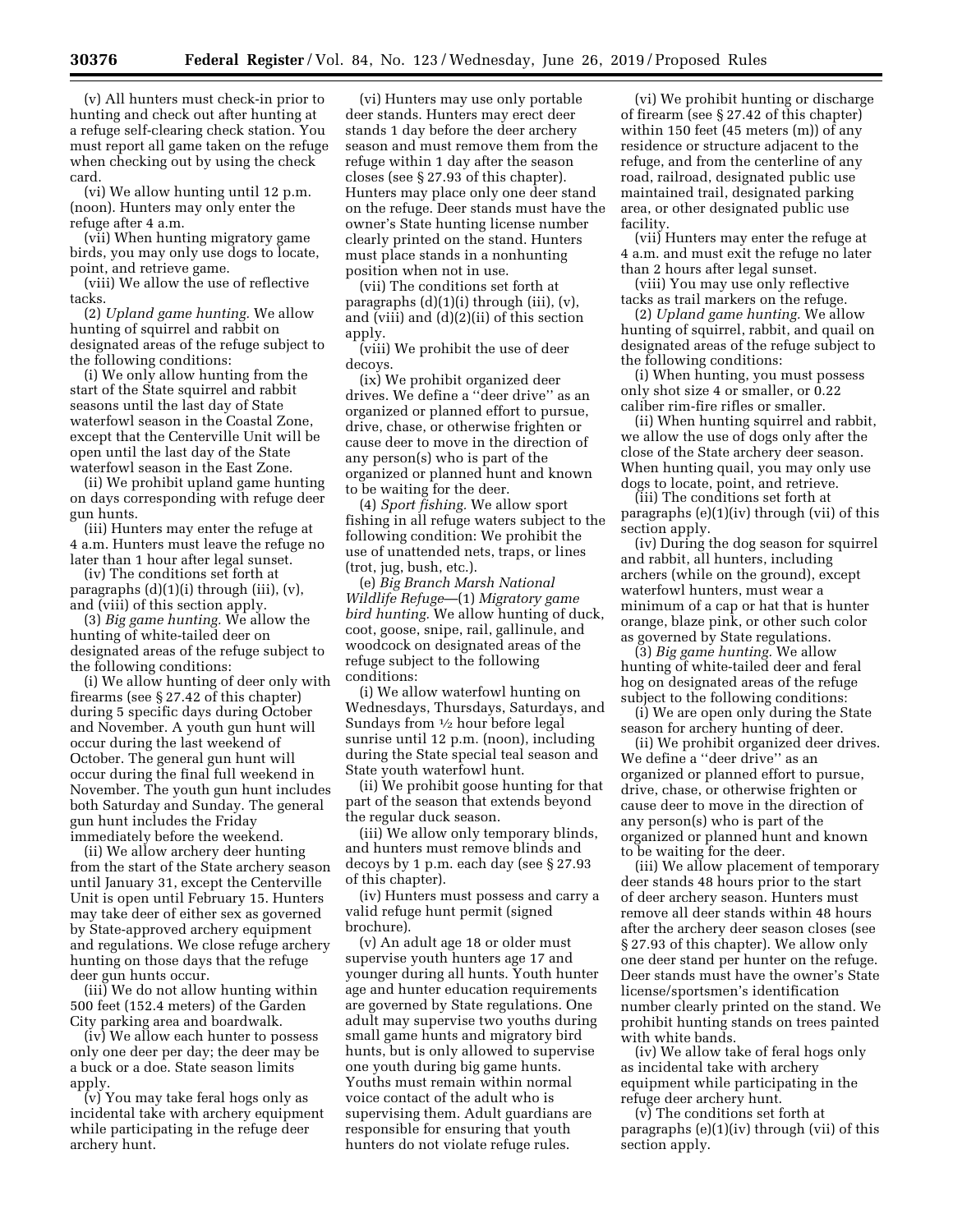(v) All hunters must check-in prior to hunting and check out after hunting at a refuge self-clearing check station. You must report all game taken on the refuge when checking out by using the check card.

(vi) We allow hunting until 12 p.m. (noon). Hunters may only enter the refuge after 4 a.m.

(vii) When hunting migratory game birds, you may only use dogs to locate, point, and retrieve game.

(viii) We allow the use of reflective tacks.

(2) *Upland game hunting.* We allow hunting of squirrel and rabbit on designated areas of the refuge subject to the following conditions:

(i) We only allow hunting from the start of the State squirrel and rabbit seasons until the last day of State waterfowl season in the Coastal Zone, except that the Centerville Unit will be open until the last day of the State waterfowl season in the East Zone.

(ii) We prohibit upland game hunting on days corresponding with refuge deer gun hunts.

(iii) Hunters may enter the refuge at 4 a.m. Hunters must leave the refuge no later than 1 hour after legal sunset.

(iv) The conditions set forth at paragraphs (d)(1)(i) through (iii), (v), and (viii) of this section apply.

(3) *Big game hunting.* We allow the hunting of white-tailed deer on designated areas of the refuge subject to the following conditions:

(i) We allow hunting of deer only with firearms (see § 27.42 of this chapter) during 5 specific days during October and November. A youth gun hunt will occur during the last weekend of October. The general gun hunt will occur during the final full weekend in November. The youth gun hunt includes both Saturday and Sunday. The general gun hunt includes the Friday immediately before the weekend.

(ii) We allow archery deer hunting from the start of the State archery season until January 31, except the Centerville Unit is open until February 15. Hunters may take deer of either sex as governed by State-approved archery equipment and regulations. We close refuge archery hunting on those days that the refuge deer gun hunts occur.

(iii) We do not allow hunting within 500 feet (152.4 meters) of the Garden City parking area and boardwalk.

(iv) We allow each hunter to possess only one deer per day; the deer may be a buck or a doe. State season limits apply.

(v) You may take feral hogs only as incidental take with archery equipment while participating in the refuge deer archery hunt.

(vi) Hunters may use only portable deer stands. Hunters may erect deer stands 1 day before the deer archery season and must remove them from the refuge within 1 day after the season closes (see § 27.93 of this chapter). Hunters may place only one deer stand on the refuge. Deer stands must have the owner's State hunting license number clearly printed on the stand. Hunters must place stands in a nonhunting position when not in use.

(vii) The conditions set forth at paragraphs (d)(1)(i) through (iii), (v), and (viii) and (d)(2)(ii) of this section apply.

(viii) We prohibit the use of deer decoys.

(ix) We prohibit organized deer drives. We define a "deer drive" as an organized or planned effort to pursue, drive, chase, or otherwise frighten or cause deer to move in the direction of any person(s) who is part of the organized or planned hunt and known to be waiting for the deer.

(4) *Sport fishing.* We allow sport fishing in all refuge waters subject to the following condition: We prohibit the use of unattended nets, traps, or lines (trot, jug, bush, etc.).

(e) *Big Branch Marsh National Wildlife Refuge*—(1) *Migratory game bird hunting.* We allow hunting of duck, coot, goose, snipe, rail, gallinule, and woodcock on designated areas of the refuge subject to the following conditions:

(i) We allow waterfowl hunting on Wednesdays, Thursdays, Saturdays, and Sundays from ½ hour before legal sunrise until 12 p.m. (noon), including during the State special teal season and State youth waterfowl hunt.

(ii) We prohibit goose hunting for that part of the season that extends beyond the regular duck season.

(iii) We allow only temporary blinds, and hunters must remove blinds and decoys by 1 p.m. each day (see § 27.93 of this chapter).

(iv) Hunters must possess and carry a valid refuge hunt permit (signed brochure).

(v) An adult age 18 or older must supervise youth hunters age 17 and younger during all hunts. Youth hunter age and hunter education requirements are governed by State regulations. One adult may supervise two youths during small game hunts and migratory bird hunts, but is only allowed to supervise one youth during big game hunts. Youths must remain within normal voice contact of the adult who is supervising them. Adult guardians are responsible for ensuring that youth hunters do not violate refuge rules.

(vi) We prohibit hunting or discharge of firearm (see § 27.42 of this chapter) within 150 feet (45 meters (m)) of any residence or structure adjacent to the refuge, and from the centerline of any road, railroad, designated public use maintained trail, designated parking area, or other designated public use facility.

(vii) Hunters may enter the refuge at 4 a.m. and must exit the refuge no later than 2 hours after legal sunset.

(viii) You may use only reflective tacks as trail markers on the refuge.

(2) *Upland game hunting.* We allow hunting of squirrel, rabbit, and quail on designated areas of the refuge subject to the following conditions:

(i) When hunting, you must possess only shot size 4 or smaller, or 0.22 caliber rim-fire rifles or smaller.

(ii) When hunting squirrel and rabbit, we allow the use of dogs only after the close of the State archery deer season. When hunting quail, you may only use dogs to locate, point, and retrieve.

(iii) The conditions set forth at paragraphs (e)(1)(iv) through (vii) of this section apply.

(iv) During the dog season for squirrel and rabbit, all hunters, including archers (while on the ground), except waterfowl hunters, must wear a minimum of a cap or hat that is hunter orange, blaze pink, or other such color as governed by State regulations.

(3) *Big game hunting.* We allow hunting of white-tailed deer and feral hog on designated areas of the refuge subject to the following conditions:

(i) We are open only during the State season for archery hunting of deer.

(ii) We prohibit organized deer drives. We define a "deer drive" as an organized or planned effort to pursue, drive, chase, or otherwise frighten or cause deer to move in the direction of any person(s) who is part of the organized or planned hunt and known to be waiting for the deer.

(iii) We allow placement of temporary deer stands 48 hours prior to the start of deer archery season. Hunters must remove all deer stands within 48 hours after the archery deer season closes (see § 27.93 of this chapter). We allow only one deer stand per hunter on the refuge. Deer stands must have the owner's State license/sportsmen's identification number clearly printed on the stand. We prohibit hunting stands on trees painted with white bands.

(iv) We allow take of feral hogs only as incidental take with archery equipment while participating in the refuge deer archery hunt.

(v) The conditions set forth at paragraphs (e)(1)(iv) through (vii) of this section apply.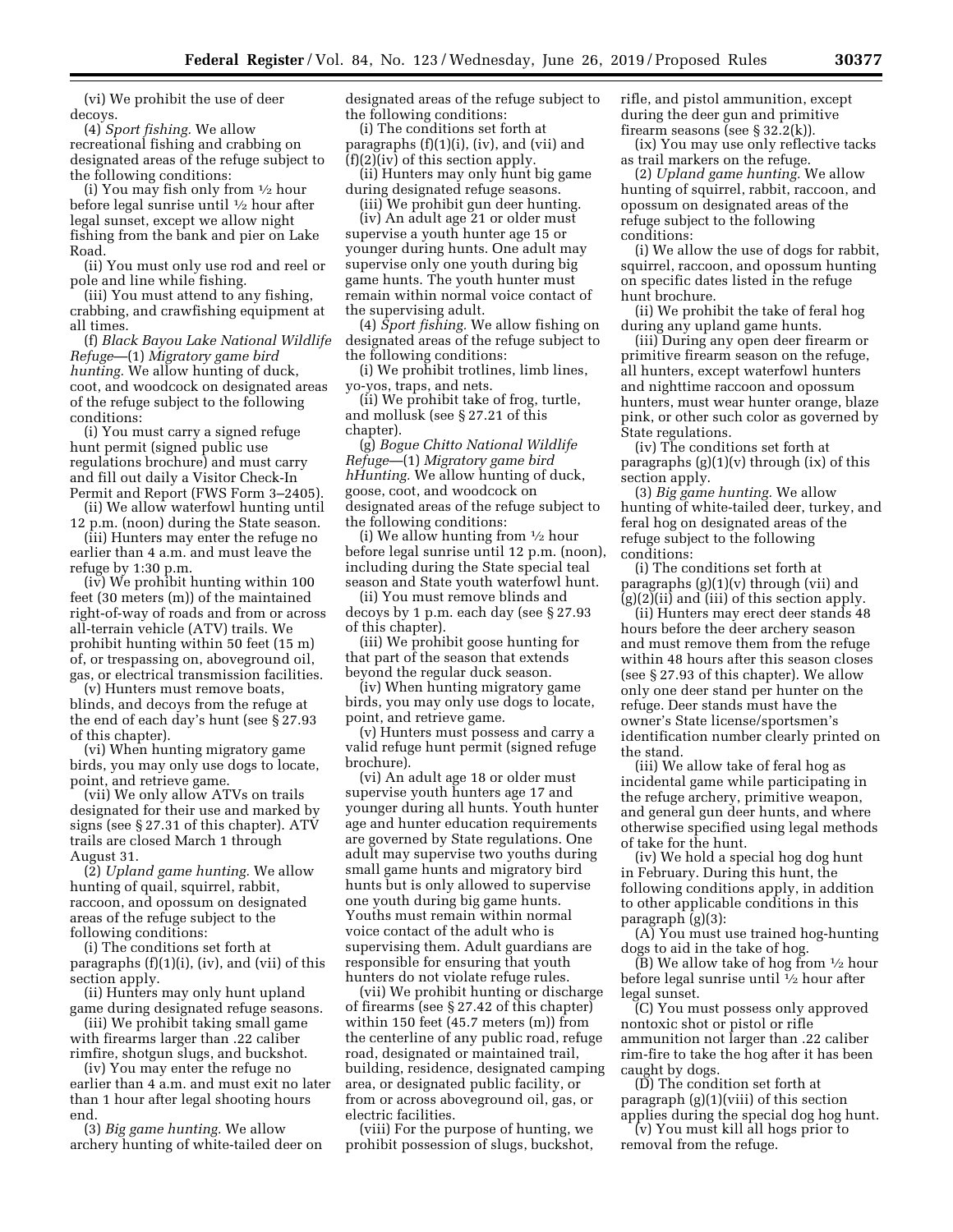(vi) We prohibit the use of deer decoys.

(4) *Sport fishing.* We allow recreational fishing and crabbing on designated areas of the refuge subject to the following conditions:

(i) You may fish only from ½ hour before legal sunrise until ½ hour after legal sunset, except we allow night fishing from the bank and pier on Lake Road.

(ii) You must only use rod and reel or pole and line while fishing.

(iii) You must attend to any fishing, crabbing, and crawfishing equipment at all times.

(f) *Black Bayou Lake National Wildlife Refuge*—(1) *Migratory game bird hunting.* We allow hunting of duck, coot, and woodcock on designated areas of the refuge subject to the following conditions:

(i) You must carry a signed refuge hunt permit (signed public use regulations brochure) and must carry and fill out daily a Visitor Check-In Permit and Report (FWS Form 3–2405).

(ii) We allow waterfowl hunting until 12 p.m. (noon) during the State season.

(iii) Hunters may enter the refuge no earlier than 4 a.m. and must leave the refuge by 1:30 p.m.

(iv) We prohibit hunting within 100 feet (30 meters (m)) of the maintained right-of-way of roads and from or across all-terrain vehicle (ATV) trails. We prohibit hunting within 50 feet (15 m) of, or trespassing on, aboveground oil, gas, or electrical transmission facilities.

(v) Hunters must remove boats, blinds, and decoys from the refuge at the end of each day's hunt (see § 27.93 of this chapter).

(vi) When hunting migratory game birds, you may only use dogs to locate, point, and retrieve game.

(vii) We only allow ATVs on trails designated for their use and marked by signs (see § 27.31 of this chapter). ATV trails are closed March 1 through August 31.

(2) *Upland game hunting.* We allow hunting of quail, squirrel, rabbit, raccoon, and opossum on designated areas of the refuge subject to the following conditions:

(i) The conditions set forth at paragraphs (f)(1)(i), (iv), and (vii) of this section apply.

(ii) Hunters may only hunt upland game during designated refuge seasons.

(iii) We prohibit taking small game with firearms larger than .22 caliber rimfire, shotgun slugs, and buckshot.

(iv) You may enter the refuge no earlier than 4 a.m. and must exit no later than 1 hour after legal shooting hours end.

(3) *Big game hunting.* We allow archery hunting of white-tailed deer on designated areas of the refuge subject to the following conditions:

(i) The conditions set forth at paragraphs (f)(1)(i), (iv), and (vii) and (f)(2)(iv) of this section apply.

(ii) Hunters may only hunt big game during designated refuge seasons.

(iii) We prohibit gun deer hunting.

(iv) An adult age 21 or older must supervise a youth hunter age 15 or younger during hunts. One adult may supervise only one youth during big game hunts. The youth hunter must remain within normal voice contact of the supervising adult.

(4) *Sport fishing.* We allow fishing on designated areas of the refuge subject to the following conditions:

(i) We prohibit trotlines, limb lines, yo-yos, traps, and nets.

(ii) We prohibit take of frog, turtle, and mollusk (see § 27.21 of this chapter).

(g) *Bogue Chitto National Wildlife Refuge*—(1) *Migratory game bird hHunting.* We allow hunting of duck, goose, coot, and woodcock on designated areas of the refuge subject to the following conditions:

(i) We allow hunting from ½ hour before legal sunrise until 12 p.m. (noon), including during the State special teal season and State youth waterfowl hunt.

(ii) You must remove blinds and decoys by 1 p.m. each day (see § 27.93 of this chapter).

(iii) We prohibit goose hunting for that part of the season that extends beyond the regular duck season.

(iv) When hunting migratory game birds, you may only use dogs to locate, point, and retrieve game.

(v) Hunters must possess and carry a valid refuge hunt permit (signed refuge brochure).

(vi) An adult age 18 or older must supervise youth hunters age 17 and younger during all hunts. Youth hunter age and hunter education requirements are governed by State regulations. One adult may supervise two youths during small game hunts and migratory bird hunts but is only allowed to supervise one youth during big game hunts. Youths must remain within normal voice contact of the adult who is supervising them. Adult guardians are responsible for ensuring that youth hunters do not violate refuge rules.

(vii) We prohibit hunting or discharge of firearms (see § 27.42 of this chapter) within 150 feet (45.7 meters (m)) from the centerline of any public road, refuge road, designated or maintained trail, building, residence, designated camping area, or designated public facility, or from or across aboveground oil, gas, or electric facilities.

(viii) For the purpose of hunting, we prohibit possession of slugs, buckshot, rifle, and pistol ammunition, except during the deer gun and primitive firearm seasons (see § 32.2(k)).

(ix) You may use only reflective tacks as trail markers on the refuge.

(2) *Upland game hunting.* We allow hunting of squirrel, rabbit, raccoon, and opossum on designated areas of the refuge subject to the following conditions:

(i) We allow the use of dogs for rabbit, squirrel, raccoon, and opossum hunting on specific dates listed in the refuge hunt brochure.

(ii) We prohibit the take of feral hog during any upland game hunts.

(iii) During any open deer firearm or primitive firearm season on the refuge, all hunters, except waterfowl hunters and nighttime raccoon and opossum hunters, must wear hunter orange, blaze pink, or other such color as governed by State regulations.

(iv) The conditions set forth at paragraphs (g)(1)(v) through (ix) of this section apply.

(3) *Big game hunting.* We allow hunting of white-tailed deer, turkey, and feral hog on designated areas of the refuge subject to the following conditions:

(i) The conditions set forth at paragraphs (g)(1)(v) through (vii) and (g)(2)(ii) and (iii) of this section apply.

(ii) Hunters may erect deer stands 48 hours before the deer archery season and must remove them from the refuge within 48 hours after this season closes (see § 27.93 of this chapter). We allow only one deer stand per hunter on the refuge. Deer stands must have the owner's State license/sportsmen's identification number clearly printed on the stand.

(iii) We allow take of feral hog as incidental game while participating in the refuge archery, primitive weapon, and general gun deer hunts, and where otherwise specified using legal methods of take for the hunt.

(iv) We hold a special hog dog hunt in February. During this hunt, the following conditions apply, in addition to other applicable conditions in this paragraph (g)(3):

(A) You must use trained hog-hunting dogs to aid in the take of hog.

(B) We allow take of hog from ½ hour before legal sunrise until ½ hour after legal sunset.

(C) You must possess only approved nontoxic shot or pistol or rifle ammunition not larger than .22 caliber rim-fire to take the hog after it has been caught by dogs.

(D) The condition set forth at paragraph (g)(1)(viii) of this section applies during the special dog hog hunt.

(v) You must kill all hogs prior to removal from the refuge.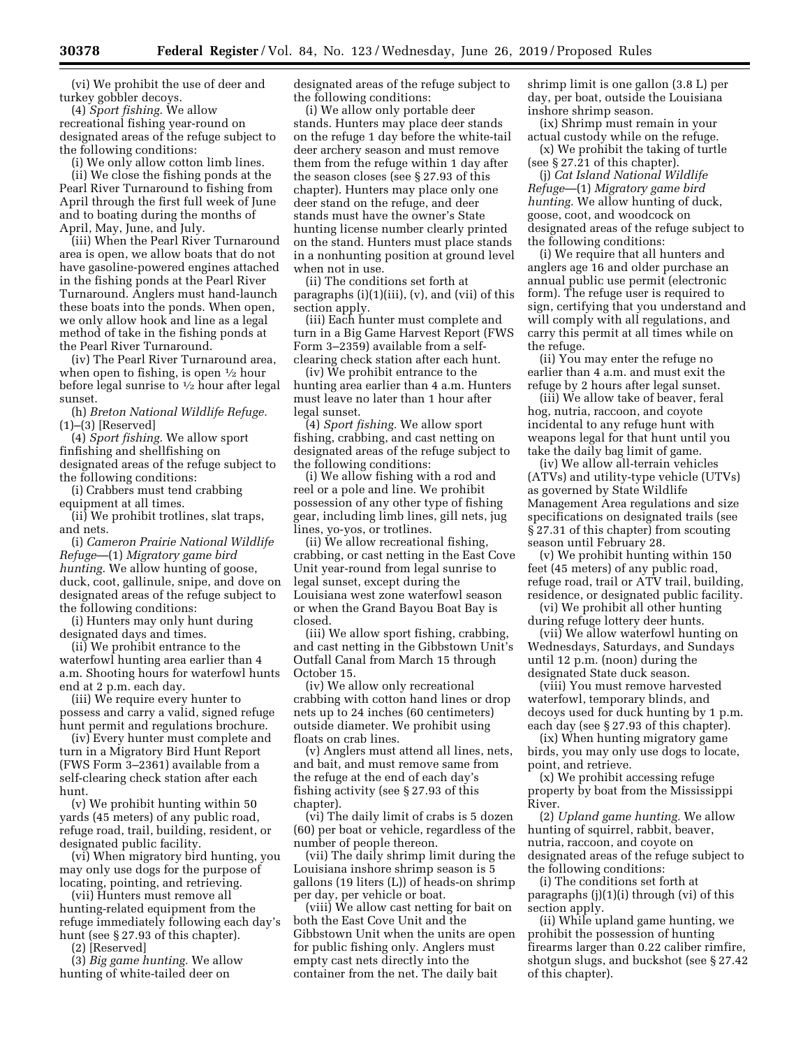(vi) We prohibit the use of deer and turkey gobbler decoys.

(4) *Sport fishing.* We allow recreational fishing year-round on designated areas of the refuge subject to the following conditions:

(i) We only allow cotton limb lines.

(ii) We close the fishing ponds at the Pearl River Turnaround to fishing from April through the first full week of June and to boating during the months of April, May, June, and July.

(iii) When the Pearl River Turnaround area is open, we allow boats that do not have gasoline-powered engines attached in the fishing ponds at the Pearl River Turnaround. Anglers must hand-launch these boats into the ponds. When open, we only allow hook and line as a legal method of take in the fishing ponds at the Pearl River Turnaround.

(iv) The Pearl River Turnaround area, when open to fishing, is open ½ hour before legal sunrise to ½ hour after legal sunset.

(h) *Breton National Wildlife Refuge.* (1)–(3) [Reserved]

(4) *Sport fishing.* We allow sport finfishing and shellfishing on designated areas of the refuge subject to the following conditions:

(i) Crabbers must tend crabbing equipment at all times.

(ii) We prohibit trotlines, slat traps, and nets.

(i) *Cameron Prairie National Wildlife Refuge*—(1) *Migratory game bird hunting.* We allow hunting of goose, duck, coot, gallinule, snipe, and dove on designated areas of the refuge subject to the following conditions:

(i) Hunters may only hunt during designated days and times.

(ii) We prohibit entrance to the waterfowl hunting area earlier than 4 a.m. Shooting hours for waterfowl hunts end at 2 p.m. each day.

(iii) We require every hunter to possess and carry a valid, signed refuge hunt permit and regulations brochure.

(iv) Every hunter must complete and turn in a Migratory Bird Hunt Report (FWS Form 3–2361) available from a self-clearing check station after each hunt.

(v) We prohibit hunting within 50 yards (45 meters) of any public road, refuge road, trail, building, resident, or designated public facility.

(vi) When migratory bird hunting, you may only use dogs for the purpose of locating, pointing, and retrieving.

(vii) Hunters must remove all hunting-related equipment from the refuge immediately following each day's hunt (see § 27.93 of this chapter).

(2) [Reserved]

(3) *Big game hunting.* We allow hunting of white-tailed deer on designated areas of the refuge subject to the following conditions:

(i) We allow only portable deer stands. Hunters may place deer stands on the refuge 1 day before the white-tail deer archery season and must remove them from the refuge within 1 day after the season closes (see § 27.93 of this chapter). Hunters may place only one deer stand on the refuge, and deer stands must have the owner's State hunting license number clearly printed on the stand. Hunters must place stands in a nonhunting position at ground level when not in use.

(ii) The conditions set forth at paragraphs (i)(1)(iii), (v), and (vii) of this section apply.

(iii) Each hunter must complete and turn in a Big Game Harvest Report (FWS Form 3–2359) available from a self-clearing check station after each hunt.

(iv) We prohibit entrance to the hunting area earlier than 4 a.m. Hunters must leave no later than 1 hour after legal sunset.

(4) *Sport fishing.* We allow sport fishing, crabbing, and cast netting on designated areas of the refuge subject to the following conditions:

(i) We allow fishing with a rod and reel or a pole and line. We prohibit possession of any other type of fishing gear, including limb lines, gill nets, jug lines, yo-yos, or trotlines.

(ii) We allow recreational fishing, crabbing, or cast netting in the East Cove Unit year-round from legal sunrise to legal sunset, except during the Louisiana west zone waterfowl season or when the Grand Bayou Boat Bay is closed.

(iii) We allow sport fishing, crabbing, and cast netting in the Gibbstown Unit's Outfall Canal from March 15 through October 15.

(iv) We allow only recreational crabbing with cotton hand lines or drop nets up to 24 inches (60 centimeters) outside diameter. We prohibit using floats on crab lines.

(v) Anglers must attend all lines, nets, and bait, and must remove same from the refuge at the end of each day's fishing activity (see § 27.93 of this chapter).

(vi) The daily limit of crabs is 5 dozen (60) per boat or vehicle, regardless of the number of people thereon.

(vii) The daily shrimp limit during the Louisiana inshore shrimp season is 5 gallons (19 liters (L)) of heads-on shrimp per day, per vehicle or boat.

(viii) We allow cast netting for bait on both the East Cove Unit and the Gibbstown Unit when the units are open for public fishing only. Anglers must empty cast nets directly into the container from the net. The daily bait shrimp limit is one gallon (3.8 L) per day, per boat, outside the Louisiana inshore shrimp season.

(ix) Shrimp must remain in your actual custody while on the refuge.

(x) We prohibit the taking of turtle (see § 27.21 of this chapter).

(j) *Cat Island National Wildlife Refuge*—(1) *Migratory game bird hunting.* We allow hunting of duck, goose, coot, and woodcock on designated areas of the refuge subject to the following conditions:

(i) We require that all hunters and anglers age 16 and older purchase an annual public use permit (electronic form). The refuge user is required to sign, certifying that you understand and will comply with all regulations, and carry this permit at all times while on the refuge.

(ii) You may enter the refuge no earlier than 4 a.m. and must exit the refuge by 2 hours after legal sunset.

(iii) We allow take of beaver, feral hog, nutria, raccoon, and coyote incidental to any refuge hunt with weapons legal for that hunt until you take the daily bag limit of game.

(iv) We allow all-terrain vehicles (ATVs) and utility-type vehicle (UTVs) as governed by State Wildlife Management Area regulations and size specifications on designated trails (see § 27.31 of this chapter) from scouting season until February 28.

(v) We prohibit hunting within 150 feet (45 meters) of any public road, refuge road, trail or ATV trail, building, residence, or designated public facility.

(vi) We prohibit all other hunting during refuge lottery deer hunts.

(vii) We allow waterfowl hunting on Wednesdays, Saturdays, and Sundays until 12 p.m. (noon) during the designated State duck season.

(viii) You must remove harvested waterfowl, temporary blinds, and decoys used for duck hunting by 1 p.m. each day (see § 27.93 of this chapter).

(ix) When hunting migratory game birds, you may only use dogs to locate, point, and retrieve.

(x) We prohibit accessing refuge property by boat from the Mississippi River.

(2) *Upland game hunting.* We allow hunting of squirrel, rabbit, beaver, nutria, raccoon, and coyote on designated areas of the refuge subject to the following conditions:

(i) The conditions set forth at paragraphs (j)(1)(i) through (vi) of this section apply.

(ii) While upland game hunting, we prohibit the possession of hunting firearms larger than 0.22 caliber rimfire, shotgun slugs, and buckshot (see § 27.42 of this chapter).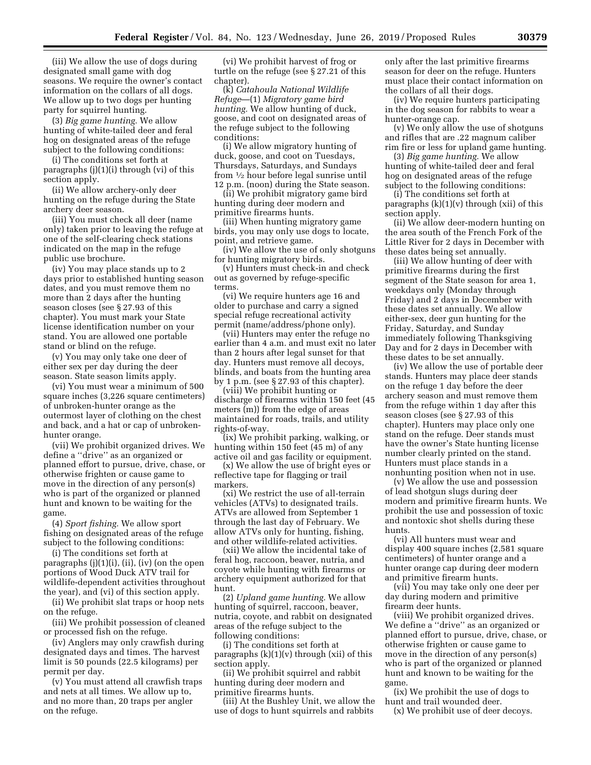(iii) We allow the use of dogs during designated small game with dog seasons. We require the owner's contact information on the collars of all dogs. We allow up to two dogs per hunting party for squirrel hunting.

(3) *Big game hunting.* We allow hunting of white-tailed deer and feral hog on designated areas of the refuge subject to the following conditions:

(i) The conditions set forth at paragraphs (j)(1)(i) through (vi) of this section apply.

(ii) We allow archery-only deer hunting on the refuge during the State archery deer season.

(iii) You must check all deer (name only) taken prior to leaving the refuge at one of the self-clearing check stations indicated on the map in the refuge public use brochure.

(iv) You may place stands up to 2 days prior to established hunting season dates, and you must remove them no more than 2 days after the hunting season closes (see § 27.93 of this chapter). You must mark your State license identification number on your stand. You are allowed one portable stand or blind on the refuge.

(v) You may only take one deer of either sex per day during the deer season. State season limits apply.

(vi) You must wear a minimum of 500 square inches (3,226 square centimeters) of unbroken-hunter orange as the outermost layer of clothing on the chest and back, and a hat or cap of unbroken-hunter orange.

(vii) We prohibit organized drives. We define a ''drive'' as an organized or planned effort to pursue, drive, chase, or otherwise frighten or cause game to move in the direction of any person(s) who is part of the organized or planned hunt and known to be waiting for the game.

(4) *Sport fishing.* We allow sport fishing on designated areas of the refuge subject to the following conditions:

(i) The conditions set forth at paragraphs (j)(1)(i), (ii), (iv) (on the open portions of Wood Duck ATV trail for wildlife-dependent activities throughout the year), and (vi) of this section apply.

(ii) We prohibit slat traps or hoop nets on the refuge.

(iii) We prohibit possession of cleaned or processed fish on the refuge.

(iv) Anglers may only crawfish during designated days and times. The harvest limit is 50 pounds (22.5 kilograms) per permit per day.

(v) You must attend all crawfish traps and nets at all times. We allow up to, and no more than, 20 traps per angler on the refuge.

(vi) We prohibit harvest of frog or turtle on the refuge (see § 27.21 of this chapter).

(k) *Catahoula National Wildlife Refuge*—(1) *Migratory game bird hunting.* We allow hunting of duck, goose, and coot on designated areas of the refuge subject to the following conditions:

(i) We allow migratory hunting of duck, goose, and coot on Tuesdays, Thursdays, Saturdays, and Sundays from ½ hour before legal sunrise until 12 p.m. (noon) during the State season.

(ii) We prohibit migratory game bird hunting during deer modern and primitive firearms hunts.

(iii) When hunting migratory game birds, you may only use dogs to locate, point, and retrieve game.

(iv) We allow the use of only shotguns for hunting migratory birds.

(v) Hunters must check-in and check out as governed by refuge-specific terms.

(vi) We require hunters age 16 and older to purchase and carry a signed special refuge recreational activity permit (name/address/phone only).

(vii) Hunters may enter the refuge no earlier than 4 a.m. and must exit no later than 2 hours after legal sunset for that day. Hunters must remove all decoys, blinds, and boats from the hunting area by 1 p.m. (see § 27.93 of this chapter).

(viii) We prohibit hunting or discharge of firearms within 150 feet (45 meters (m)) from the edge of areas maintained for roads, trails, and utility rights-of-way.

(ix) We prohibit parking, walking, or hunting within 150 feet (45 m) of any active oil and gas facility or equipment.

(x) We allow the use of bright eyes or reflective tape for flagging or trail markers.

(xi) We restrict the use of all-terrain vehicles (ATVs) to designated trails. ATVs are allowed from September 1 through the last day of February. We allow ATVs only for hunting, fishing, and other wildlife-related activities.

(xii) We allow the incidental take of feral hog, raccoon, beaver, nutria, and coyote while hunting with firearms or archery equipment authorized for that hunt.

(2) *Upland game hunting.* We allow hunting of squirrel, raccoon, beaver, nutria, coyote, and rabbit on designated areas of the refuge subject to the following conditions:

(i) The conditions set forth at paragraphs (k)(1)(v) through (xii) of this section apply.

(ii) We prohibit squirrel and rabbit hunting during deer modern and primitive firearms hunts.

(iii) At the Bushley Unit, we allow the use of dogs to hunt squirrels and rabbits only after the last primitive firearms season for deer on the refuge. Hunters must place their contact information on the collars of all their dogs.

(iv) We require hunters participating in the dog season for rabbits to wear a hunter-orange cap.

(v) We only allow the use of shotguns and rifles that are .22 magnum caliber rim fire or less for upland game hunting.

(3) *Big game hunting.* We allow hunting of white-tailed deer and feral hog on designated areas of the refuge subject to the following conditions:

(i) The conditions set forth at paragraphs (k)(1)(v) through (xii) of this section apply.

(ii) We allow deer-modern hunting on the area south of the French Fork of the Little River for 2 days in December with these dates being set annually.

(iii) We allow hunting of deer with primitive firearms during the first segment of the State season for area 1, weekdays only (Monday through Friday) and 2 days in December with these dates set annually. We allow either-sex, deer gun hunting for the Friday, Saturday, and Sunday immediately following Thanksgiving Day and for 2 days in December with these dates to be set annually.

(iv) We allow the use of portable deer stands. Hunters may place deer stands on the refuge 1 day before the deer archery season and must remove them from the refuge within 1 day after this season closes (see § 27.93 of this chapter). Hunters may place only one stand on the refuge. Deer stands must have the owner's State hunting license number clearly printed on the stand. Hunters must place stands in a nonhunting position when not in use.

(v) We allow the use and possession of lead shotgun slugs during deer modern and primitive firearm hunts. We prohibit the use and possession of toxic and nontoxic shot shells during these hunts.

(vi) All hunters must wear and display 400 square inches (2,581 square centimeters) of hunter orange and a hunter orange cap during deer modern and primitive firearm hunts.

(vii) You may take only one deer per day during modern and primitive firearm deer hunts.

(viii) We prohibit organized drives. We define a ''drive'' as an organized or planned effort to pursue, drive, chase, or otherwise frighten or cause game to move in the direction of any person(s) who is part of the organized or planned hunt and known to be waiting for the game.

(ix) We prohibit the use of dogs to hunt and trail wounded deer.

(x) We prohibit use of deer decoys.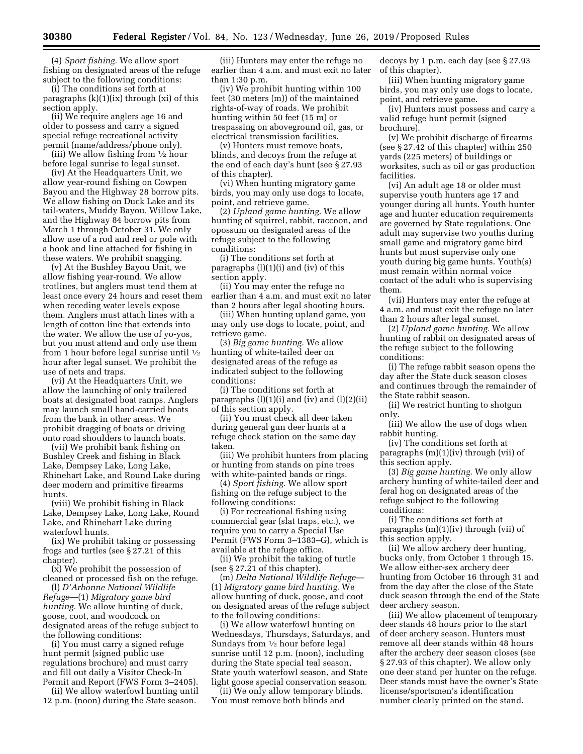(4) *Sport fishing.* We allow sport fishing on designated areas of the refuge subject to the following conditions:

(i) The conditions set forth at paragraphs (k)(1)(ix) through (xi) of this section apply.

(ii) We require anglers age 16 and older to possess and carry a signed special refuge recreational activity permit (name/address/phone only).

(iii) We allow fishing from ½ hour before legal sunrise to legal sunset.

(iv) At the Headquarters Unit, we allow year-round fishing on Cowpen Bayou and the Highway 28 borrow pits. We allow fishing on Duck Lake and its tail-waters, Muddy Bayou, Willow Lake, and the Highway 84 borrow pits from March 1 through October 31. We only allow use of a rod and reel or pole with a hook and line attached for fishing in these waters. We prohibit snagging.

(v) At the Bushley Bayou Unit, we allow fishing year-round. We allow trotlines, but anglers must tend them at least once every 24 hours and reset them when receding water levels expose them. Anglers must attach lines with a length of cotton line that extends into the water. We allow the use of yo-yos, but you must attend and only use them from 1 hour before legal sunrise until ½ hour after legal sunset. We prohibit the use of nets and traps.

(vi) At the Headquarters Unit, we allow the launching of only trailered boats at designated boat ramps. Anglers may launch small hand-carried boats from the bank in other areas. We prohibit dragging of boats or driving onto road shoulders to launch boats.

(vii) We prohibit bank fishing on Bushley Creek and fishing in Black Lake, Dempsey Lake, Long Lake, Rhinehart Lake, and Round Lake during deer modern and primitive firearms hunts.

(viii) We prohibit fishing in Black Lake, Dempsey Lake, Long Lake, Round Lake, and Rhinehart Lake during waterfowl hunts.

(ix) We prohibit taking or possessing frogs and turtles (see § 27.21 of this chapter).

(x) We prohibit the possession of cleaned or processed fish on the refuge.

(l) *D'Arbonne National Wildlife Refuge*—(1) *Migratory game bird hunting.* We allow hunting of duck, goose, coot, and woodcock on designated areas of the refuge subject to the following conditions:

(i) You must carry a signed refuge hunt permit (signed public use regulations brochure) and must carry and fill out daily a Visitor Check-In Permit and Report (FWS Form 3–2405).

(ii) We allow waterfowl hunting until 12 p.m. (noon) during the State season.

(iii) Hunters may enter the refuge no earlier than 4 a.m. and must exit no later than 1:30 p.m.

(iv) We prohibit hunting within 100 feet (30 meters (m)) of the maintained rights-of-way of roads. We prohibit hunting within 50 feet (15 m) or trespassing on aboveground oil, gas, or electrical transmission facilities.

(v) Hunters must remove boats, blinds, and decoys from the refuge at the end of each day's hunt (see § 27.93 of this chapter).

(vi) When hunting migratory game birds, you may only use dogs to locate, point, and retrieve game.

(2) *Upland game hunting.* We allow hunting of squirrel, rabbit, raccoon, and opossum on designated areas of the refuge subject to the following conditions:

(i) The conditions set forth at paragraphs (l)(1)(i) and (iv) of this section apply.

(ii) You may enter the refuge no earlier than 4 a.m. and must exit no later than 2 hours after legal shooting hours.

(iii) When hunting upland game, you may only use dogs to locate, point, and retrieve game.

(3) *Big game hunting.* We allow hunting of white-tailed deer on designated areas of the refuge as indicated subject to the following conditions:

(i) The conditions set forth at paragraphs (l)(1)(i) and (iv) and (l)(2)(ii) of this section apply.

(ii) You must check all deer taken during general gun deer hunts at a refuge check station on the same day taken.

(iii) We prohibit hunters from placing or hunting from stands on pine trees with white-painted bands or rings.

(4) *Sport fishing.* We allow sport fishing on the refuge subject to the following conditions:

(i) For recreational fishing using commercial gear (slat traps, etc.), we require you to carry a Special Use Permit (FWS Form 3–1383–G), which is available at the refuge office.

(ii) We prohibit the taking of turtle (see § 27.21 of this chapter).

(m) *Delta National Wildlife Refuge*—(1) *Migratory game bird hunting.* We allow hunting of duck, goose, and coot on designated areas of the refuge subject to the following conditions:

(i) We allow waterfowl hunting on Wednesdays, Thursdays, Saturdays, and Sundays from ½ hour before legal sunrise until 12 p.m. (noon), including during the State special teal season, State youth waterfowl season, and State light goose special conservation season.

(ii) We only allow temporary blinds. You must remove both blinds and decoys by 1 p.m. each day (see § 27.93 of this chapter).

(iii) When hunting migratory game birds, you may only use dogs to locate, point, and retrieve game.

(iv) Hunters must possess and carry a valid refuge hunt permit (signed brochure).

(v) We prohibit discharge of firearms (see § 27.42 of this chapter) within 250 yards (225 meters) of buildings or worksites, such as oil or gas production facilities.

(vi) An adult age 18 or older must supervise youth hunters age 17 and younger during all hunts. Youth hunter age and hunter education requirements are governed by State regulations. One adult may supervise two youths during small game and migratory game bird hunts but must supervise only one youth during big game hunts. Youth(s) must remain within normal voice contact of the adult who is supervising them.

(vii) Hunters may enter the refuge at 4 a.m. and must exit the refuge no later than 2 hours after legal sunset.

(2) *Upland game hunting.* We allow hunting of rabbit on designated areas of the refuge subject to the following conditions:

(i) The refuge rabbit season opens the day after the State duck season closes and continues through the remainder of the State rabbit season.

(ii) We restrict hunting to shotgun only.

(iii) We allow the use of dogs when rabbit hunting.

(iv) The conditions set forth at paragraphs (m)(1)(iv) through (vii) of this section apply.

(3) *Big game hunting.* We only allow archery hunting of white-tailed deer and feral hog on designated areas of the refuge subject to the following conditions:

(i) The conditions set forth at paragraphs (m)(1)(iv) through (vii) of this section apply.

(ii) We allow archery deer hunting, bucks only, from October 1 through 15. We allow either-sex archery deer hunting from October 16 through 31 and from the day after the close of the State duck season through the end of the State deer archery season.

(iii) We allow placement of temporary deer stands 48 hours prior to the start of deer archery season. Hunters must remove all deer stands within 48 hours after the archery deer season closes (see § 27.93 of this chapter). We allow only one deer stand per hunter on the refuge. Deer stands must have the owner's State license/sportsmen's identification number clearly printed on the stand.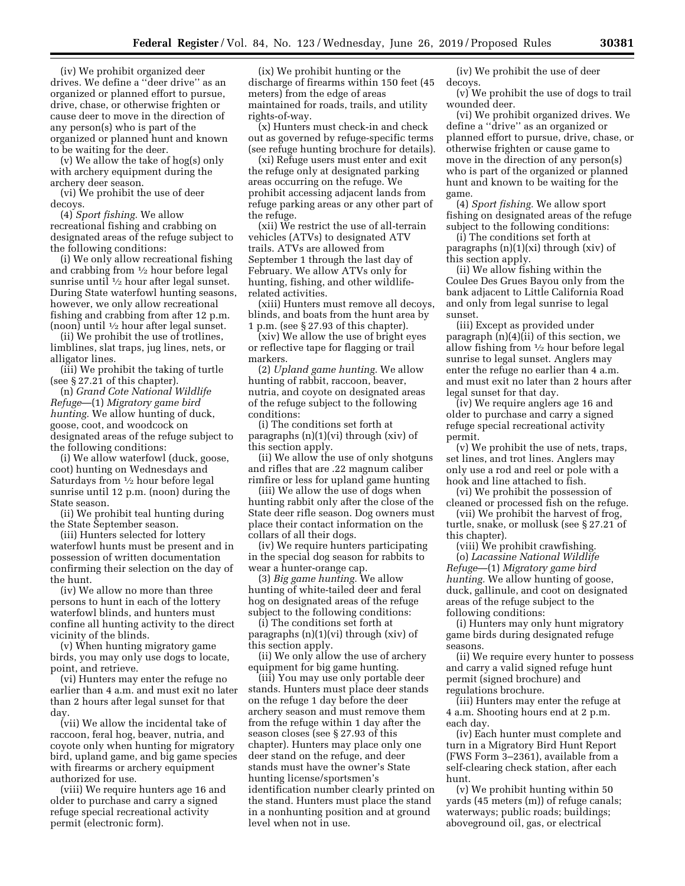(iv) We prohibit organized deer drives. We define a ''deer drive'' as an organized or planned effort to pursue, drive, chase, or otherwise frighten or cause deer to move in the direction of any person(s) who is part of the organized or planned hunt and known to be waiting for the deer.

(v) We allow the take of hog(s) only with archery equipment during the archery deer season.

(vi) We prohibit the use of deer decoys.

(4) *Sport fishing.* We allow recreational fishing and crabbing on designated areas of the refuge subject to the following conditions:

(i) We only allow recreational fishing and crabbing from ½ hour before legal sunrise until ½ hour after legal sunset. During State waterfowl hunting seasons, however, we only allow recreational fishing and crabbing from after 12 p.m. (noon) until ½ hour after legal sunset.

(ii) We prohibit the use of trotlines, limblines, slat traps, jug lines, nets, or alligator lines.

(iii) We prohibit the taking of turtle (see § 27.21 of this chapter).

(n) *Grand Cote National Wildlife Refuge*—(1) *Migratory game bird hunting.* We allow hunting of duck, goose, coot, and woodcock on designated areas of the refuge subject to the following conditions:

(i) We allow waterfowl (duck, goose, coot) hunting on Wednesdays and Saturdays from ½ hour before legal sunrise until 12 p.m. (noon) during the State season.

(ii) We prohibit teal hunting during the State September season.

(iii) Hunters selected for lottery waterfowl hunts must be present and in possession of written documentation confirming their selection on the day of the hunt.

(iv) We allow no more than three persons to hunt in each of the lottery waterfowl blinds, and hunters must confine all hunting activity to the direct vicinity of the blinds.

(v) When hunting migratory game birds, you may only use dogs to locate, point, and retrieve.

(vi) Hunters may enter the refuge no earlier than 4 a.m. and must exit no later than 2 hours after legal sunset for that day.

(vii) We allow the incidental take of raccoon, feral hog, beaver, nutria, and coyote only when hunting for migratory bird, upland game, and big game species with firearms or archery equipment authorized for use.

(viii) We require hunters age 16 and older to purchase and carry a signed refuge special recreational activity permit (electronic form).

(ix) We prohibit hunting or the discharge of firearms within 150 feet (45 meters) from the edge of areas maintained for roads, trails, and utility rights-of-way.

(x) Hunters must check-in and check out as governed by refuge-specific terms (see refuge hunting brochure for details).

(xi) Refuge users must enter and exit the refuge only at designated parking areas occurring on the refuge. We prohibit accessing adjacent lands from refuge parking areas or any other part of the refuge.

(xii) We restrict the use of all-terrain vehicles (ATVs) to designated ATV trails. ATVs are allowed from September 1 through the last day of February. We allow ATVs only for hunting, fishing, and other wildlife-related activities.

(xiii) Hunters must remove all decoys, blinds, and boats from the hunt area by 1 p.m. (see § 27.93 of this chapter).

(xiv) We allow the use of bright eyes or reflective tape for flagging or trail markers.

(2) *Upland game hunting.* We allow hunting of rabbit, raccoon, beaver, nutria, and coyote on designated areas of the refuge subject to the following conditions:

(i) The conditions set forth at paragraphs (n)(1)(vi) through (xiv) of this section apply.

(ii) We allow the use of only shotguns and rifles that are .22 magnum caliber rimfire or less for upland game hunting

(iii) We allow the use of dogs when hunting rabbit only after the close of the State deer rifle season. Dog owners must place their contact information on the collars of all their dogs.

(iv) We require hunters participating in the special dog season for rabbits to wear a hunter-orange cap.

(3) *Big game hunting.* We allow hunting of white-tailed deer and feral hog on designated areas of the refuge subject to the following conditions:

(i) The conditions set forth at paragraphs (n)(1)(vi) through (xiv) of this section apply.

(ii) We only allow the use of archery equipment for big game hunting.

(iii) You may use only portable deer stands. Hunters must place deer stands on the refuge 1 day before the deer archery season and must remove them from the refuge within 1 day after the season closes (see § 27.93 of this chapter). Hunters may place only one deer stand on the refuge, and deer stands must have the owner's State hunting license/sportsmen's identification number clearly printed on the stand. Hunters must place the stand in a nonhunting position and at ground level when not in use.

(iv) We prohibit the use of deer decoys.

(v) We prohibit the use of dogs to trail wounded deer.

(vi) We prohibit organized drives. We define a ''drive'' as an organized or planned effort to pursue, drive, chase, or otherwise frighten or cause game to move in the direction of any person(s) who is part of the organized or planned hunt and known to be waiting for the game.

(4) *Sport fishing.* We allow sport fishing on designated areas of the refuge subject to the following conditions:

(i) The conditions set forth at paragraphs (n)(1)(xi) through (xiv) of this section apply.

(ii) We allow fishing within the Coulee Des Grues Bayou only from the bank adjacent to Little California Road and only from legal sunrise to legal sunset.

(iii) Except as provided under paragraph (n)(4)(ii) of this section, we allow fishing from ½ hour before legal sunrise to legal sunset. Anglers may enter the refuge no earlier than 4 a.m. and must exit no later than 2 hours after legal sunset for that day.

(iv) We require anglers age 16 and older to purchase and carry a signed refuge special recreational activity permit.

(v) We prohibit the use of nets, traps, set lines, and trot lines. Anglers may only use a rod and reel or pole with a hook and line attached to fish.

(vi) We prohibit the possession of cleaned or processed fish on the refuge.

(vii) We prohibit the harvest of frog, turtle, snake, or mollusk (see § 27.21 of this chapter).

(viii) We prohibit crawfishing.

(o) *Lacassine National Wildlife Refuge*—(1) *Migratory game bird hunting.* We allow hunting of goose, duck, gallinule, and coot on designated areas of the refuge subject to the following conditions:

(i) Hunters may only hunt migratory game birds during designated refuge seasons.

(ii) We require every hunter to possess and carry a valid signed refuge hunt permit (signed brochure) and regulations brochure.

(iii) Hunters may enter the refuge at 4 a.m. Shooting hours end at 2 p.m. each day.

(iv) Each hunter must complete and turn in a Migratory Bird Hunt Report (FWS Form 3–2361), available from a self-clearing check station, after each hunt.

(v) We prohibit hunting within 50 yards (45 meters (m)) of refuge canals; waterways; public roads; buildings; aboveground oil, gas, or electrical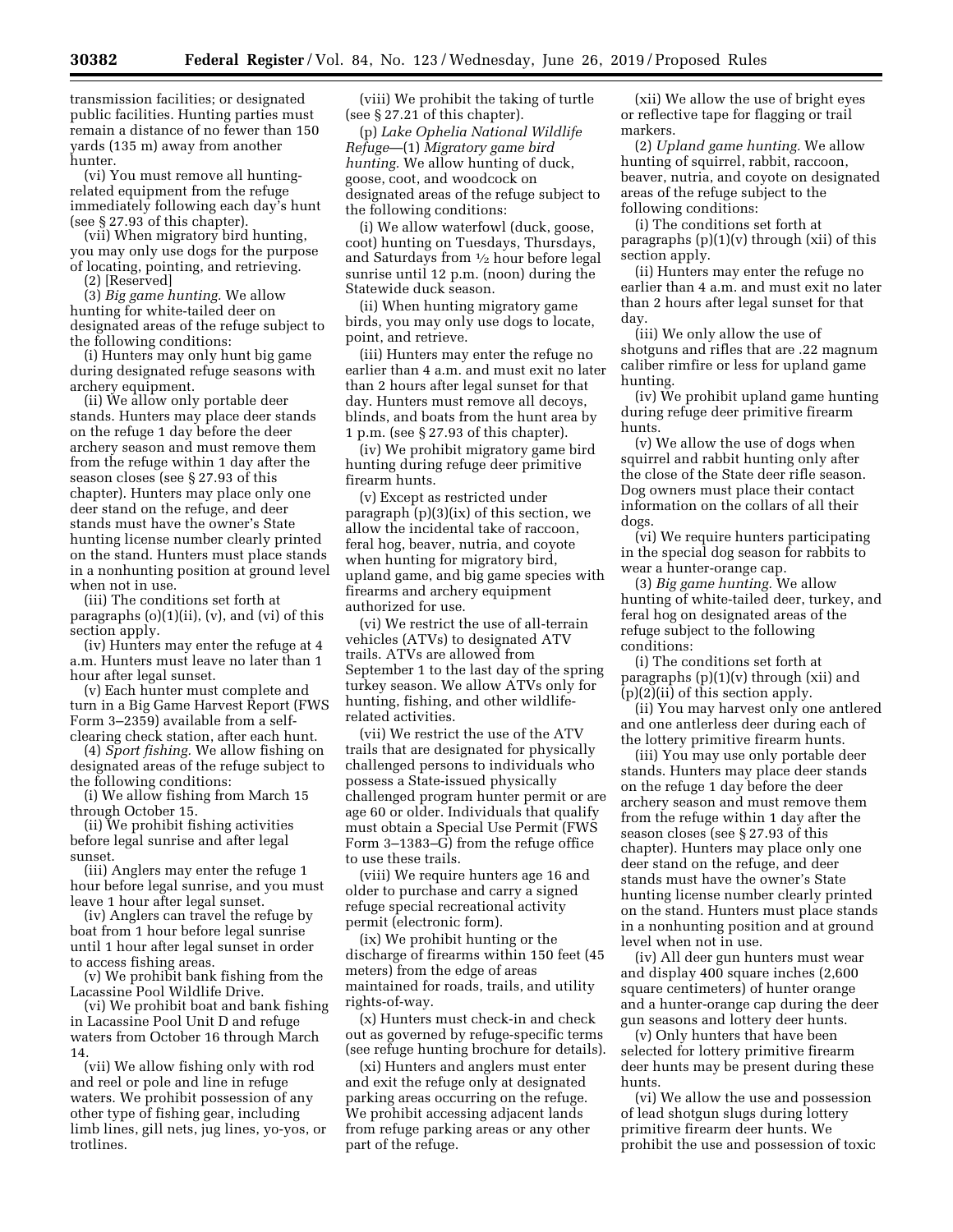transmission facilities; or designated public facilities. Hunting parties must remain a distance of no fewer than 150 yards (135 m) away from another hunter.

(vi) You must remove all hunting-related equipment from the refuge immediately following each day's hunt (see § 27.93 of this chapter).

(vii) When migratory bird hunting, you may only use dogs for the purpose of locating, pointing, and retrieving.

(2) [Reserved]

(3) *Big game hunting.* We allow hunting for white-tailed deer on designated areas of the refuge subject to the following conditions:

(i) Hunters may only hunt big game during designated refuge seasons with archery equipment.

(ii) We allow only portable deer stands. Hunters may place deer stands on the refuge 1 day before the deer archery season and must remove them from the refuge within 1 day after the season closes (see § 27.93 of this chapter). Hunters may place only one deer stand on the refuge, and deer stands must have the owner's State hunting license number clearly printed on the stand. Hunters must place stands in a nonhunting position at ground level when not in use.

(iii) The conditions set forth at paragraphs (o)(1)(ii), (v), and (vi) of this section apply.

(iv) Hunters may enter the refuge at 4 a.m. Hunters must leave no later than 1 hour after legal sunset.

(v) Each hunter must complete and turn in a Big Game Harvest Report (FWS Form 3–2359) available from a self-clearing check station, after each hunt.

(4) *Sport fishing.* We allow fishing on designated areas of the refuge subject to the following conditions:

(i) We allow fishing from March 15 through October 15.

(ii) We prohibit fishing activities before legal sunrise and after legal sunset.

(iii) Anglers may enter the refuge 1 hour before legal sunrise, and you must leave 1 hour after legal sunset.

(iv) Anglers can travel the refuge by boat from 1 hour before legal sunrise until 1 hour after legal sunset in order to access fishing areas.

(v) We prohibit bank fishing from the Lacassine Pool Wildlife Drive.

(vi) We prohibit boat and bank fishing in Lacassine Pool Unit D and refuge waters from October 16 through March 14.

(vii) We allow fishing only with rod and reel or pole and line in refuge waters. We prohibit possession of any other type of fishing gear, including limb lines, gill nets, jug lines, yo-yos, or trotlines.

(p) *Lake Ophelia National Wildlife Refuge*—(1) *Migratory game bird hunting.* We allow hunting of duck, goose, coot, and woodcock on designated areas of the refuge subject to the following conditions:

(i) We allow waterfowl (duck, goose, coot) hunting on Tuesdays, Thursdays, and Saturdays from ½ hour before legal sunrise until 12 p.m. (noon) during the Statewide duck season.

(ii) When hunting migratory game birds, you may only use dogs to locate, point, and retrieve.

(iii) Hunters may enter the refuge no earlier than 4 a.m. and must exit no later than 2 hours after legal sunset for that day. Hunters must remove all decoys, blinds, and boats from the hunt area by 1 p.m. (see § 27.93 of this chapter).

(iv) We prohibit migratory game bird hunting during refuge deer primitive firearm hunts.

(v) Except as restricted under paragraph (p)(3)(ix) of this section, we allow the incidental take of raccoon, feral hog, beaver, nutria, and coyote when hunting for migratory bird, upland game, and big game species with firearms and archery equipment authorized for use.

(vi) We restrict the use of all-terrain vehicles (ATVs) to designated ATV trails. ATVs are allowed from September 1 to the last day of the spring turkey season. We allow ATVs only for hunting, fishing, and other wildlife-related activities.

(vii) We restrict the use of the ATV trails that are designated for physically challenged persons to individuals who possess a State-issued physically challenged program hunter permit or are age 60 or older. Individuals that qualify must obtain a Special Use Permit (FWS Form 3–1383–G) from the refuge office to use these trails.

(viii) We require hunters age 16 and older to purchase and carry a signed refuge special recreational activity permit (electronic form).

(ix) We prohibit hunting or the discharge of firearms within 150 feet (45 meters) from the edge of areas maintained for roads, trails, and utility rights-of-way.

(x) Hunters must check-in and check out as governed by refuge-specific terms (see refuge hunting brochure for details).

(xi) Hunters and anglers must enter and exit the refuge only at designated parking areas occurring on the refuge. We prohibit accessing adjacent lands from refuge parking areas or any other part of the refuge.

(xii) We allow the use of bright eyes or reflective tape for flagging or trail markers.

(2) *Upland game hunting.* We allow hunting of squirrel, rabbit, raccoon, beaver, nutria, and coyote on designated areas of the refuge subject to the following conditions:

(i) The conditions set forth at paragraphs (p)(1)(v) through (xii) of this section apply.

(ii) Hunters may enter the refuge no earlier than 4 a.m. and must exit no later than 2 hours after legal sunset for that day.

(iii) We only allow the use of shotguns and rifles that are .22 magnum caliber rimfire or less for upland game hunting.

(iv) We prohibit upland game hunting during refuge deer primitive firearm hunts.

(v) We allow the use of dogs when squirrel and rabbit hunting only after the close of the State deer rifle season. Dog owners must place their contact information on the collars of all their dogs.

(vi) We require hunters participating in the special dog season for rabbits to wear a hunter-orange cap.

(3) *Big game hunting.* We allow hunting of white-tailed deer, turkey, and feral hog on designated areas of the refuge subject to the following conditions:

(i) The conditions set forth at paragraphs (p)(1)(v) through (xii) and (p)(2)(ii) of this section apply.

(ii) You may harvest only one antlered and one antlerless deer during each of the lottery primitive firearm hunts.

(iii) You may use only portable deer stands. Hunters may place deer stands on the refuge 1 day before the deer archery season and must remove them from the refuge within 1 day after the season closes (see § 27.93 of this chapter). Hunters may place only one deer stand on the refuge, and deer stands must have the owner's State hunting license number clearly printed on the stand. Hunters must place stands in a nonhunting position and at ground level when not in use.

(iv) All deer gun hunters must wear and display 400 square inches (2,600 square centimeters) of hunter orange and a hunter-orange cap during the deer gun seasons and lottery deer hunts.

(v) Only hunters that have been selected for lottery primitive firearm deer hunts may be present during these hunts.

(vi) We allow the use and possession of lead shotgun slugs during lottery primitive firearm deer hunts. We prohibit the use and possession of toxic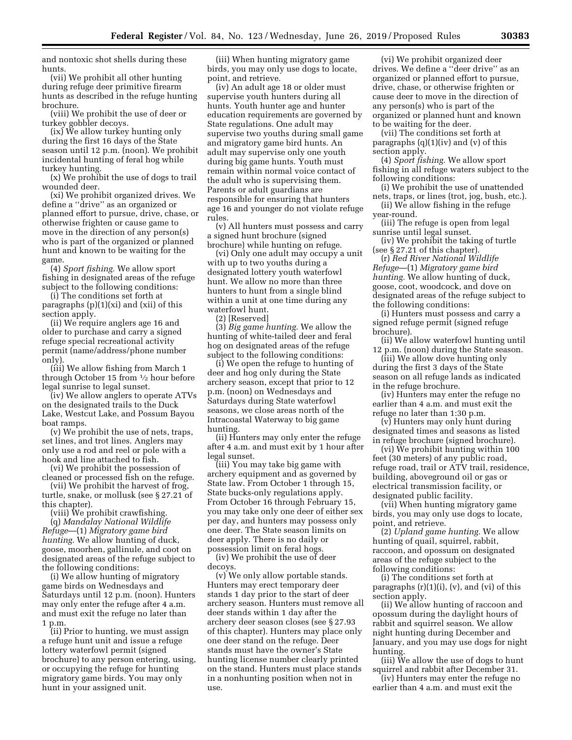and nontoxic shot shells during these hunts.

(vii) We prohibit all other hunting during refuge deer primitive firearm hunts as described in the refuge hunting brochure.

(viii) We prohibit the use of deer or turkey gobbler decoys.

(ix) We allow turkey hunting only during the first 16 days of the State season until 12 p.m. (noon). We prohibit incidental hunting of feral hog while turkey hunting.

(x) We prohibit the use of dogs to trail wounded deer.

(xi) We prohibit organized drives. We define a ''drive'' as an organized or planned effort to pursue, drive, chase, or otherwise frighten or cause game to move in the direction of any person(s) who is part of the organized or planned hunt and known to be waiting for the game.

(4) *Sport fishing.* We allow sport fishing in designated areas of the refuge subject to the following conditions:

(i) The conditions set forth at paragraphs (p)(1)(xi) and (xii) of this section apply.

(ii) We require anglers age 16 and older to purchase and carry a signed refuge special recreational activity permit (name/address/phone number only).

(iii) We allow fishing from March 1 through October 15 from ½ hour before legal sunrise to legal sunset.

(iv) We allow anglers to operate ATVs on the designated trails to the Duck Lake, Westcut Lake, and Possum Bayou boat ramps.

(v) We prohibit the use of nets, traps, set lines, and trot lines. Anglers may only use a rod and reel or pole with a hook and line attached to fish.

(vi) We prohibit the possession of cleaned or processed fish on the refuge.

(vii) We prohibit the harvest of frog, turtle, snake, or mollusk (see § 27.21 of this chapter).

(viii) We prohibit crawfishing.

(q) *Mandalay National Wildlife Refuge*—(1) *Migratory game bird hunting.* We allow hunting of duck, goose, moorhen, gallinule, and coot on designated areas of the refuge subject to the following conditions:

(i) We allow hunting of migratory game birds on Wednesdays and Saturdays until 12 p.m. (noon). Hunters may only enter the refuge after 4 a.m. and must exit the refuge no later than 1 p.m.

(ii) Prior to hunting, we must assign a refuge hunt unit and issue a refuge lottery waterfowl permit (signed brochure) to any person entering, using, or occupying the refuge for hunting migratory game birds. You may only hunt in your assigned unit.

(iii) When hunting migratory game birds, you may only use dogs to locate, point, and retrieve.

(iv) An adult age 18 or older must supervise youth hunters during all hunts. Youth hunter age and hunter education requirements are governed by State regulations. One adult may supervise two youths during small game and migratory game bird hunts. An adult may supervise only one youth during big game hunts. Youth must remain within normal voice contact of the adult who is supervising them. Parents or adult guardians are responsible for ensuring that hunters age 16 and younger do not violate refuge rules.

(v) All hunters must possess and carry a signed hunt brochure (signed brochure) while hunting on refuge.

(vi) Only one adult may occupy a unit with up to two youths during a designated lottery youth waterfowl hunt. We allow no more than three hunters to hunt from a single blind within a unit at one time during any waterfowl hunt.

(2) [Reserved]

(3) *Big game hunting.* We allow the hunting of white-tailed deer and feral hog on designated areas of the refuge subject to the following conditions:

(i) We open the refuge to hunting of deer and hog only during the State archery season, except that prior to 12 p.m. (noon) on Wednesdays and Saturdays during State waterfowl seasons, we close areas north of the Intracoastal Waterway to big game hunting.

(ii) Hunters may only enter the refuge after 4 a.m. and must exit by 1 hour after legal sunset.

(iii) You may take big game with archery equipment and as governed by State law. From October 1 through 15, State bucks-only regulations apply. From October 16 through February 15, you may take only one deer of either sex per day, and hunters may possess only one deer. The State season limits on deer apply. There is no daily or possession limit on feral hogs.

(iv) We prohibit the use of deer decoys.

(v) We only allow portable stands. Hunters may erect temporary deer stands 1 day prior to the start of deer archery season. Hunters must remove all deer stands within 1 day after the archery deer season closes (see § 27.93 of this chapter). Hunters may place only one deer stand on the refuge. Deer stands must have the owner's State hunting license number clearly printed on the stand. Hunters must place stands in a nonhunting position when not in use.

(vi) We prohibit organized deer drives. We define a ''deer drive'' as an organized or planned effort to pursue, drive, chase, or otherwise frighten or cause deer to move in the direction of any person(s) who is part of the organized or planned hunt and known to be waiting for the deer.

(vii) The conditions set forth at paragraphs (q)(1)(iv) and (v) of this section apply.

(4) *Sport fishing.* We allow sport fishing in all refuge waters subject to the following conditions:

(i) We prohibit the use of unattended nets, traps, or lines (trot, jog, bush, etc.).

(ii) We allow fishing in the refuge year-round.

(iii) The refuge is open from legal sunrise until legal sunset.

(iv) We prohibit the taking of turtle (see § 27.21 of this chapter).

(r) *Red River National Wildlife Refuge*—(1) *Migratory game bird hunting.* We allow hunting of duck, goose, coot, woodcock, and dove on designated areas of the refuge subject to the following conditions:

(i) Hunters must possess and carry a signed refuge permit (signed refuge brochure).

(ii) We allow waterfowl hunting until 12 p.m. (noon) during the State season.

(iii) We allow dove hunting only during the first 3 days of the State season on all refuge lands as indicated in the refuge brochure.

(iv) Hunters may enter the refuge no earlier than 4 a.m. and must exit the refuge no later than 1:30 p.m.

(v) Hunters may only hunt during designated times and seasons as listed in refuge brochure (signed brochure).

(vi) We prohibit hunting within 100 feet (30 meters) of any public road, refuge road, trail or ATV trail, residence, building, aboveground oil or gas or electrical transmission facility, or designated public facility.

(vii) When hunting migratory game birds, you may only use dogs to locate, point, and retrieve.

(2) *Upland game hunting.* We allow hunting of quail, squirrel, rabbit, raccoon, and opossum on designated areas of the refuge subject to the following conditions:

(i) The conditions set forth at paragraphs (r)(1)(i), (v), and (vi) of this section apply.

(ii) We allow hunting of raccoon and opossum during the daylight hours of rabbit and squirrel season. We allow night hunting during December and January, and you may use dogs for night hunting.

(iii) We allow the use of dogs to hunt squirrel and rabbit after December 31.

(iv) Hunters may enter the refuge no earlier than 4 a.m. and must exit the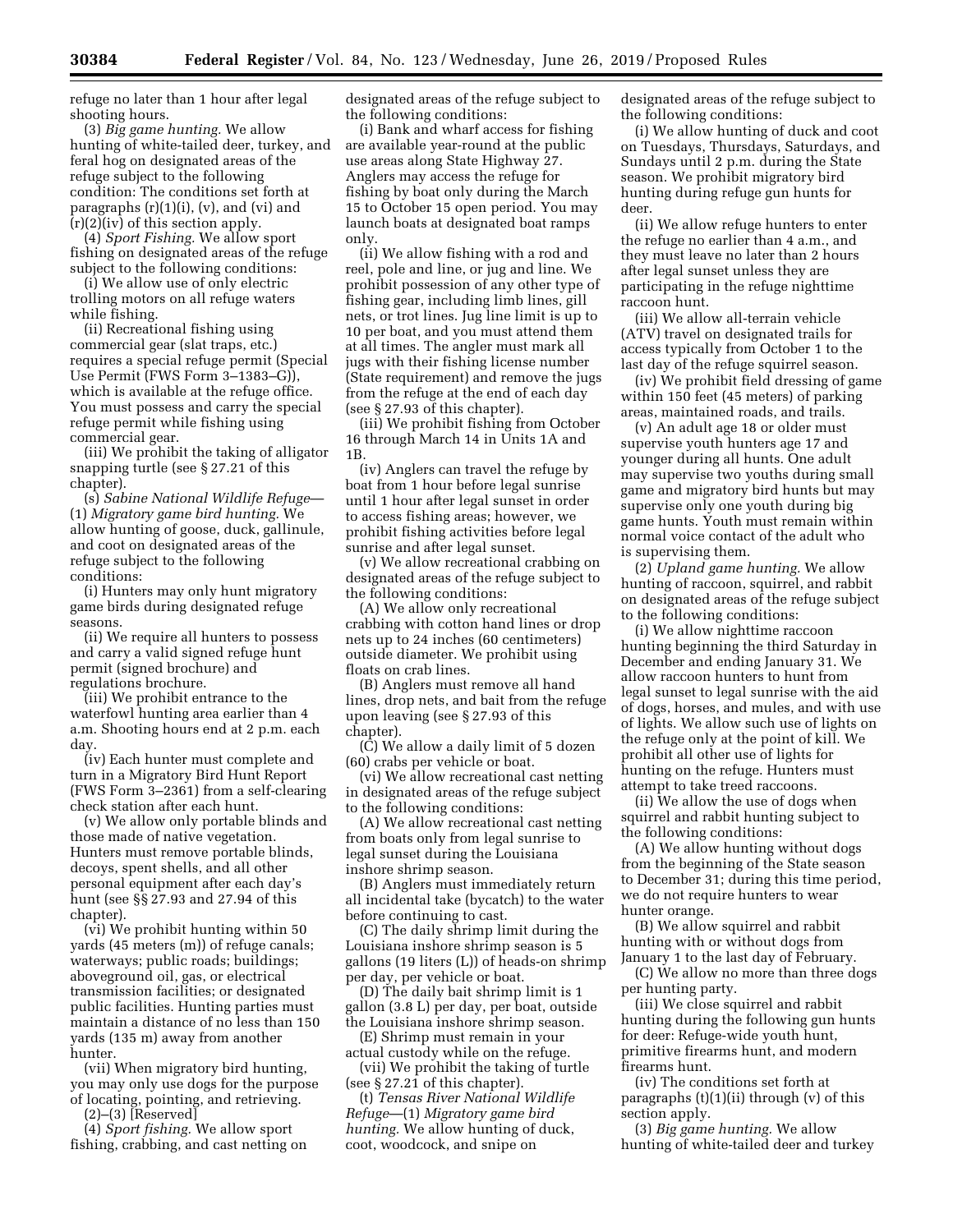refuge no later than 1 hour after legal shooting hours.

(3) *Big game hunting.* We allow hunting of white-tailed deer, turkey, and feral hog on designated areas of the refuge subject to the following condition: The conditions set forth at paragraphs (r)(1)(i), (v), and (vi) and (r)(2)(iv) of this section apply.

(4) *Sport Fishing.* We allow sport fishing on designated areas of the refuge subject to the following conditions:

(i) We allow use of only electric trolling motors on all refuge waters while fishing.

(ii) Recreational fishing using commercial gear (slat traps, etc.) requires a special refuge permit (Special Use Permit (FWS Form 3–1383–G)), which is available at the refuge office. You must possess and carry the special refuge permit while fishing using commercial gear.

(iii) We prohibit the taking of alligator snapping turtle (see § 27.21 of this chapter).

(s) *Sabine National Wildlife Refuge*—(1) *Migratory game bird hunting.* We allow hunting of goose, duck, gallinule, and coot on designated areas of the refuge subject to the following conditions:

(i) Hunters may only hunt migratory game birds during designated refuge seasons.

(ii) We require all hunters to possess and carry a valid signed refuge hunt permit (signed brochure) and regulations brochure.

(iii) We prohibit entrance to the waterfowl hunting area earlier than 4 a.m. Shooting hours end at 2 p.m. each day.

(iv) Each hunter must complete and turn in a Migratory Bird Hunt Report (FWS Form 3–2361) from a self-clearing check station after each hunt.

(v) We allow only portable blinds and those made of native vegetation. Hunters must remove portable blinds, decoys, spent shells, and all other personal equipment after each day's hunt (see §§ 27.93 and 27.94 of this chapter).

(vi) We prohibit hunting within 50 yards (45 meters (m)) of refuge canals; waterways; public roads; buildings; aboveground oil, gas, or electrical transmission facilities; or designated public facilities. Hunting parties must maintain a distance of no less than 150 yards (135 m) away from another hunter.

(vii) When migratory bird hunting, you may only use dogs for the purpose of locating, pointing, and retrieving.

(2)–(3) [Reserved]

(4) *Sport fishing.* We allow sport fishing, crabbing, and cast netting on designated areas of the refuge subject to the following conditions:

(i) Bank and wharf access for fishing are available year-round at the public use areas along State Highway 27. Anglers may access the refuge for fishing by boat only during the March 15 to October 15 open period. You may launch boats at designated boat ramps only.

(ii) We allow fishing with a rod and reel, pole and line, or jug and line. We prohibit possession of any other type of fishing gear, including limb lines, gill nets, or trot lines. Jug line limit is up to 10 per boat, and you must attend them at all times. The angler must mark all jugs with their fishing license number (State requirement) and remove the jugs from the refuge at the end of each day (see § 27.93 of this chapter).

(iii) We prohibit fishing from October 16 through March 14 in Units 1A and 1B.

(iv) Anglers can travel the refuge by boat from 1 hour before legal sunrise until 1 hour after legal sunset in order to access fishing areas; however, we prohibit fishing activities before legal sunrise and after legal sunset.

(v) We allow recreational crabbing on designated areas of the refuge subject to the following conditions:

(A) We allow only recreational crabbing with cotton hand lines or drop nets up to 24 inches (60 centimeters) outside diameter. We prohibit using floats on crab lines.

(B) Anglers must remove all hand lines, drop nets, and bait from the refuge upon leaving (see § 27.93 of this chapter).

(C) We allow a daily limit of 5 dozen (60) crabs per vehicle or boat.

(vi) We allow recreational cast netting in designated areas of the refuge subject to the following conditions:

(A) We allow recreational cast netting from boats only from legal sunrise to legal sunset during the Louisiana inshore shrimp season.

(B) Anglers must immediately return all incidental take (bycatch) to the water before continuing to cast.

(C) The daily shrimp limit during the Louisiana inshore shrimp season is 5 gallons (19 liters (L)) of heads-on shrimp per day, per vehicle or boat.

(D) The daily bait shrimp limit is 1 gallon (3.8 L) per day, per boat, outside the Louisiana inshore shrimp season.

(E) Shrimp must remain in your actual custody while on the refuge.

(vii) We prohibit the taking of turtle (see § 27.21 of this chapter).

(t) *Tensas River National Wildlife Refuge*—(1) *Migratory game bird hunting.* We allow hunting of duck, coot, woodcock, and snipe on designated areas of the refuge subject to the following conditions:

(i) We allow hunting of duck and coot on Tuesdays, Thursdays, Saturdays, and Sundays until 2 p.m. during the State season. We prohibit migratory bird hunting during refuge gun hunts for deer.

(ii) We allow refuge hunters to enter the refuge no earlier than 4 a.m., and they must leave no later than 2 hours after legal sunset unless they are participating in the refuge nighttime raccoon hunt.

(iii) We allow all-terrain vehicle (ATV) travel on designated trails for access typically from October 1 to the last day of the refuge squirrel season.

(iv) We prohibit field dressing of game within 150 feet (45 meters) of parking areas, maintained roads, and trails.

(v) An adult age 18 or older must supervise youth hunters age 17 and younger during all hunts. One adult may supervise two youths during small game and migratory bird hunts but may supervise only one youth during big game hunts. Youth must remain within normal voice contact of the adult who is supervising them.

(2) *Upland game hunting.* We allow hunting of raccoon, squirrel, and rabbit on designated areas of the refuge subject to the following conditions:

(i) We allow nighttime raccoon hunting beginning the third Saturday in December and ending January 31. We allow raccoon hunters to hunt from legal sunset to legal sunrise with the aid of dogs, horses, and mules, and with use of lights. We allow such use of lights on the refuge only at the point of kill. We prohibit all other use of lights for hunting on the refuge. Hunters must attempt to take treed raccoons.

(ii) We allow the use of dogs when squirrel and rabbit hunting subject to the following conditions:

(A) We allow hunting without dogs from the beginning of the State season to December 31; during this time period, we do not require hunters to wear hunter orange.

(B) We allow squirrel and rabbit hunting with or without dogs from January 1 to the last day of February.

(C) We allow no more than three dogs per hunting party.

(iii) We close squirrel and rabbit hunting during the following gun hunts for deer: Refuge-wide youth hunt, primitive firearms hunt, and modern firearms hunt.

(iv) The conditions set forth at paragraphs (t)(1)(ii) through (v) of this section apply.

(3) *Big game hunting.* We allow hunting of white-tailed deer and turkey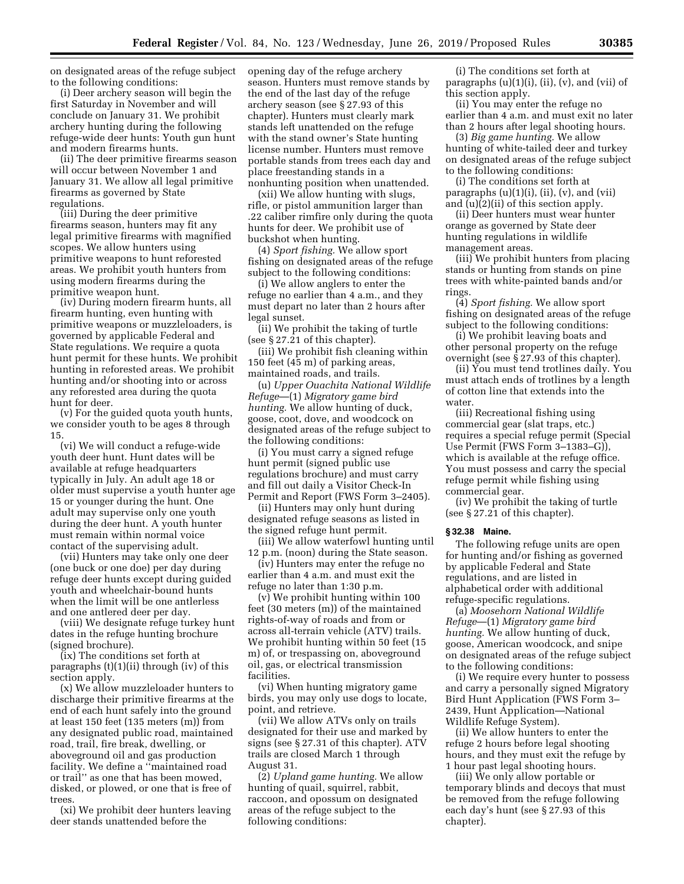on designated areas of the refuge subject to the following conditions:

(i) Deer archery season will begin the first Saturday in November and will conclude on January 31. We prohibit archery hunting during the following refuge-wide deer hunts: Youth gun hunt and modern firearms hunts.

(ii) The deer primitive firearms season will occur between November 1 and January 31. We allow all legal primitive firearms as governed by State regulations.

(iii) During the deer primitive firearms season, hunters may fit any legal primitive firearms with magnified scopes. We allow hunters using primitive weapons to hunt reforested areas. We prohibit youth hunters from using modern firearms during the primitive weapon hunt.

(iv) During modern firearm hunts, all firearm hunting, even hunting with primitive weapons or muzzleloaders, is governed by applicable Federal and State regulations. We require a quota hunt permit for these hunts. We prohibit hunting in reforested areas. We prohibit hunting and/or shooting into or across any reforested area during the quota hunt for deer.

(v) For the guided quota youth hunts, we consider youth to be ages 8 through 15.

(vi) We will conduct a refuge-wide youth deer hunt. Hunt dates will be available at refuge headquarters typically in July. An adult age 18 or older must supervise a youth hunter age 15 or younger during the hunt. One adult may supervise only one youth during the deer hunt. A youth hunter must remain within normal voice contact of the supervising adult.

(vii) Hunters may take only one deer (one buck or one doe) per day during refuge deer hunts except during guided youth and wheelchair-bound hunts when the limit will be one antlerless and one antlered deer per day.

(viii) We designate refuge turkey hunt dates in the refuge hunting brochure (signed brochure).

(ix) The conditions set forth at paragraphs (t)(1)(ii) through (iv) of this section apply.

(x) We allow muzzleloader hunters to discharge their primitive firearms at the end of each hunt safely into the ground at least 150 feet (135 meters (m)) from any designated public road, maintained road, trail, fire break, dwelling, or aboveground oil and gas production facility. We define a ''maintained road or trail'' as one that has been mowed, disked, or plowed, or one that is free of trees.

(xi) We prohibit deer hunters leaving deer stands unattended before the opening day of the refuge archery season. Hunters must remove stands by the end of the last day of the refuge archery season (see § 27.93 of this chapter). Hunters must clearly mark stands left unattended on the refuge with the stand owner's State hunting license number. Hunters must remove portable stands from trees each day and place freestanding stands in a nonhunting position when unattended.

(xii) We allow hunting with slugs, rifle, or pistol ammunition larger than .22 caliber rimfire only during the quota hunts for deer. We prohibit use of buckshot when hunting.

(4) *Sport fishing.* We allow sport fishing on designated areas of the refuge subject to the following conditions:

(i) We allow anglers to enter the refuge no earlier than 4 a.m., and they must depart no later than 2 hours after legal sunset.

(ii) We prohibit the taking of turtle (see § 27.21 of this chapter).

(iii) We prohibit fish cleaning within 150 feet (45 m) of parking areas, maintained roads, and trails.

(u) *Upper Ouachita National Wildlife Refuge*—(1) *Migratory game bird hunting.* We allow hunting of duck, goose, coot, dove, and woodcock on designated areas of the refuge subject to the following conditions:

(i) You must carry a signed refuge hunt permit (signed public use regulations brochure) and must carry and fill out daily a Visitor Check-In Permit and Report (FWS Form 3–2405).

(ii) Hunters may only hunt during designated refuge seasons as listed in the signed refuge hunt permit.

(iii) We allow waterfowl hunting until 12 p.m. (noon) during the State season.

(iv) Hunters may enter the refuge no earlier than 4 a.m. and must exit the refuge no later than 1:30 p.m.

(v) We prohibit hunting within 100 feet (30 meters (m)) of the maintained rights-of-way of roads and from or across all-terrain vehicle (ATV) trails. We prohibit hunting within 50 feet (15 m) of, or trespassing on, aboveground oil, gas, or electrical transmission facilities.

(vi) When hunting migratory game birds, you may only use dogs to locate, point, and retrieve.

(vii) We allow ATVs only on trails designated for their use and marked by signs (see § 27.31 of this chapter). ATV trails are closed March 1 through August 31.

(2) *Upland game hunting.* We allow hunting of quail, squirrel, rabbit, raccoon, and opossum on designated areas of the refuge subject to the following conditions:

(i) The conditions set forth at paragraphs (u)(1)(i), (ii), (v), and (vii) of this section apply.

(ii) You may enter the refuge no earlier than 4 a.m. and must exit no later than 2 hours after legal shooting hours.

(3) *Big game hunting.* We allow hunting of white-tailed deer and turkey on designated areas of the refuge subject to the following conditions:

(i) The conditions set forth at paragraphs (u)(1)(i), (ii), (v), and (vii) and (u)(2)(ii) of this section apply.

(ii) Deer hunters must wear hunter orange as governed by State deer hunting regulations in wildlife management areas.

(iii) We prohibit hunters from placing stands or hunting from stands on pine trees with white-painted bands and/or rings.

(4) *Sport fishing.* We allow sport fishing on designated areas of the refuge subject to the following conditions:

(i) We prohibit leaving boats and other personal property on the refuge overnight (see § 27.93 of this chapter).

(ii) You must tend trotlines daily. You must attach ends of trotlines by a length of cotton line that extends into the water.

(iii) Recreational fishing using commercial gear (slat traps, etc.) requires a special refuge permit (Special Use Permit (FWS Form 3–1383–G)), which is available at the refuge office. You must possess and carry the special refuge permit while fishing using commercial gear.

(iv) We prohibit the taking of turtle (see § 27.21 of this chapter).

**§ 32.38 Maine.**

The following refuge units are open for hunting and/or fishing as governed by applicable Federal and State regulations, and are listed in alphabetical order with additional refuge-specific regulations.

(a) *Moosehorn National Wildlife Refuge*—(1) *Migratory game bird hunting.* We allow hunting of duck, goose, American woodcock, and snipe on designated areas of the refuge subject to the following conditions:

(i) We require every hunter to possess and carry a personally signed Migratory Bird Hunt Application (FWS Form 3–2439, Hunt Application—National Wildlife Refuge System).

(ii) We allow hunters to enter the refuge 2 hours before legal shooting hours, and they must exit the refuge by 1 hour past legal shooting hours.

(iii) We only allow portable or temporary blinds and decoys that must be removed from the refuge following each day's hunt (see § 27.93 of this chapter).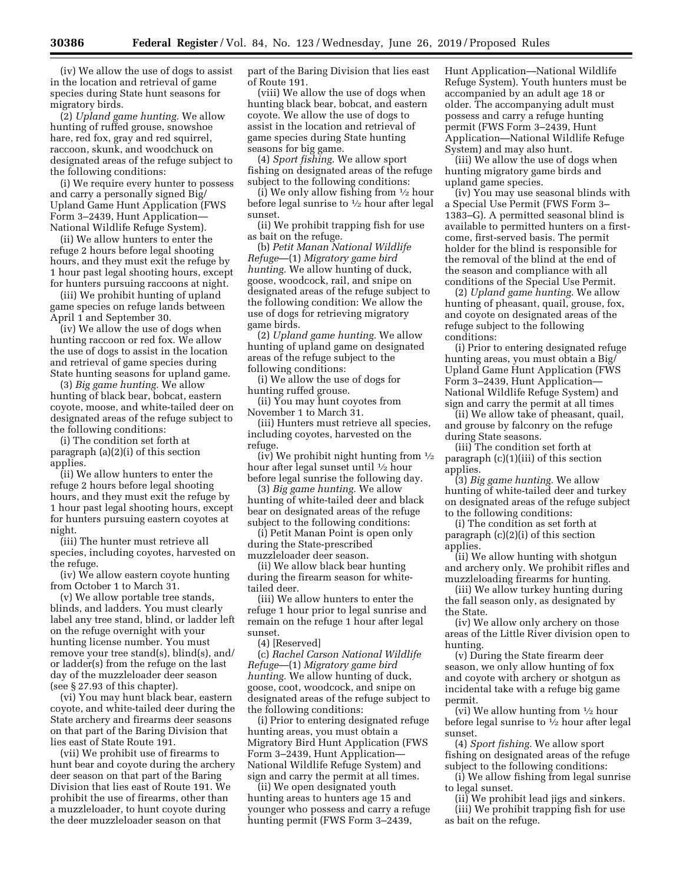(iv) We allow the use of dogs to assist in the location and retrieval of game species during State hunt seasons for migratory birds.

(2) *Upland game hunting.* We allow hunting of ruffed grouse, snowshoe hare, red fox, gray and red squirrel, raccoon, skunk, and woodchuck on designated areas of the refuge subject to the following conditions:

(i) We require every hunter to possess and carry a personally signed Big/Upland Game Hunt Application (FWS Form 3–2439, Hunt Application—National Wildlife Refuge System).

(ii) We allow hunters to enter the refuge 2 hours before legal shooting hours, and they must exit the refuge by 1 hour past legal shooting hours, except for hunters pursuing raccoons at night.

(iii) We prohibit hunting of upland game species on refuge lands between April 1 and September 30.

(iv) We allow the use of dogs when hunting raccoon or red fox. We allow the use of dogs to assist in the location and retrieval of game species during State hunting seasons for upland game.

(3) *Big game hunting.* We allow hunting of black bear, bobcat, eastern coyote, moose, and white-tailed deer on designated areas of the refuge subject to the following conditions:

(i) The condition set forth at paragraph (a)(2)(i) of this section applies.

(ii) We allow hunters to enter the refuge 2 hours before legal shooting hours, and they must exit the refuge by 1 hour past legal shooting hours, except for hunters pursuing eastern coyotes at night.

(iii) The hunter must retrieve all species, including coyotes, harvested on the refuge.

(iv) We allow eastern coyote hunting from October 1 to March 31.

(v) We allow portable tree stands, blinds, and ladders. You must clearly label any tree stand, blind, or ladder left on the refuge overnight with your hunting license number. You must remove your tree stand(s), blind(s), and/or ladder(s) from the refuge on the last day of the muzzleloader deer season (see § 27.93 of this chapter).

(vi) You may hunt black bear, eastern coyote, and white-tailed deer during the State archery and firearms deer seasons on that part of the Baring Division that lies east of State Route 191.

(vii) We prohibit use of firearms to hunt bear and coyote during the archery deer season on that part of the Baring Division that lies east of Route 191. We prohibit the use of firearms, other than a muzzleloader, to hunt coyote during the deer muzzleloader season on that part of the Baring Division that lies east of Route 191.

(viii) We allow the use of dogs when hunting black bear, bobcat, and eastern coyote. We allow the use of dogs to assist in the location and retrieval of game species during State hunting seasons for big game.

(4) *Sport fishing.* We allow sport fishing on designated areas of the refuge subject to the following conditions:

(i) We only allow fishing from ½ hour before legal sunrise to ½ hour after legal sunset.

(ii) We prohibit trapping fish for use as bait on the refuge.

(b) *Petit Manan National Wildlife Refuge*—(1) *Migratory game bird hunting.* We allow hunting of duck, goose, woodcock, rail, and snipe on designated areas of the refuge subject to the following condition: We allow the use of dogs for retrieving migratory game birds.

(2) *Upland game hunting.* We allow hunting of upland game on designated areas of the refuge subject to the following conditions:

(i) We allow the use of dogs for hunting ruffed grouse.

(ii) You may hunt coyotes from November 1 to March 31.

(iii) Hunters must retrieve all species, including coyotes, harvested on the refuge.

(iv) We prohibit night hunting from ½ hour after legal sunset until ½ hour before legal sunrise the following day.

(3) *Big game hunting.* We allow hunting of white-tailed deer and black bear on designated areas of the refuge subject to the following conditions:

(i) Petit Manan Point is open only during the State-prescribed muzzleloader deer season.

(ii) We allow black bear hunting during the firearm season for white-tailed deer.

(iii) We allow hunters to enter the refuge 1 hour prior to legal sunrise and remain on the refuge 1 hour after legal sunset.

(4) [Reserved]

(c) *Rachel Carson National Wildlife Refuge*—(1) *Migratory game bird hunting.* We allow hunting of duck, goose, coot, woodcock, and snipe on designated areas of the refuge subject to the following conditions:

(i) Prior to entering designated refuge hunting areas, you must obtain a Migratory Bird Hunt Application (FWS Form 3–2439, Hunt Application—National Wildlife Refuge System) and sign and carry the permit at all times.

(ii) We open designated youth hunting areas to hunters age 15 and younger who possess and carry a refuge hunting permit (FWS Form 3–2439, Hunt Application—National Wildlife Refuge System). Youth hunters must be accompanied by an adult age 18 or older. The accompanying adult must possess and carry a refuge hunting permit (FWS Form 3–2439, Hunt Application—National Wildlife Refuge System) and may also hunt.

(iii) We allow the use of dogs when hunting migratory game birds and upland game species.

(iv) You may use seasonal blinds with a Special Use Permit (FWS Form 3–1383–G). A permitted seasonal blind is available to permitted hunters on a first-come, first-served basis. The permit holder for the blind is responsible for the removal of the blind at the end of the season and compliance with all conditions of the Special Use Permit.

(2) *Upland game hunting.* We allow hunting of pheasant, quail, grouse, fox, and coyote on designated areas of the refuge subject to the following conditions:

(i) Prior to entering designated refuge hunting areas, you must obtain a Big/Upland Game Hunt Application (FWS Form 3–2439, Hunt Application—National Wildlife Refuge System) and sign and carry the permit at all times

(ii) We allow take of pheasant, quail, and grouse by falconry on the refuge during State seasons.

(iii) The condition set forth at paragraph (c)(1)(iii) of this section applies.

(3) *Big game hunting.* We allow hunting of white-tailed deer and turkey on designated areas of the refuge subject to the following conditions:

(i) The condition as set forth at paragraph (c)(2)(i) of this section applies.

(ii) We allow hunting with shotgun and archery only. We prohibit rifles and muzzleloading firearms for hunting.

(iii) We allow turkey hunting during the fall season only, as designated by the State.

(iv) We allow only archery on those areas of the Little River division open to hunting.

(v) During the State firearm deer season, we only allow hunting of fox and coyote with archery or shotgun as incidental take with a refuge big game permit.

(vi) We allow hunting from ½ hour before legal sunrise to ½ hour after legal sunset.

(4) *Sport fishing.* We allow sport fishing on designated areas of the refuge subject to the following conditions:

(i) We allow fishing from legal sunrise to legal sunset.

(ii) We prohibit lead jigs and sinkers.

(iii) We prohibit trapping fish for use as bait on the refuge.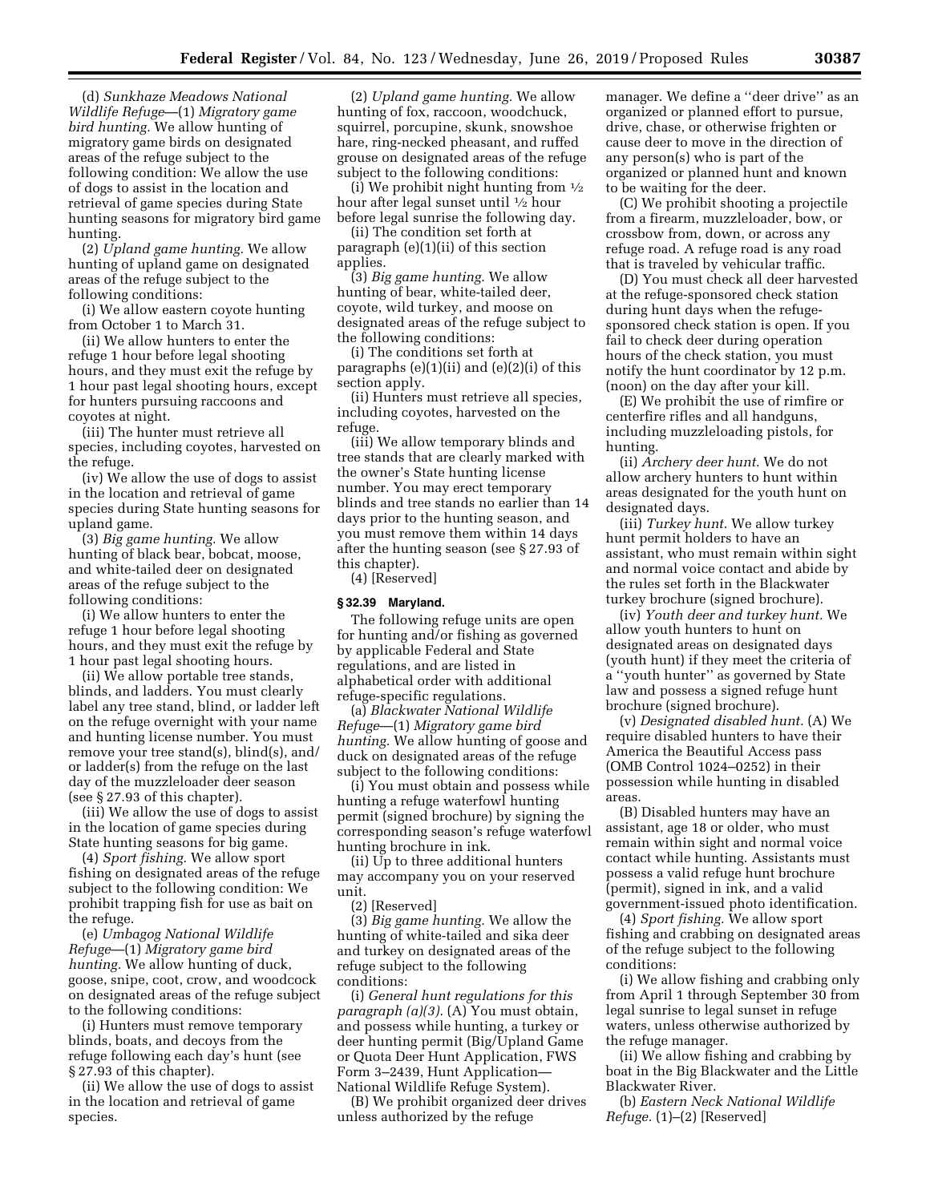(d) *Sunkhaze Meadows National Wildlife Refuge*—(1) *Migratory game bird hunting.* We allow hunting of migratory game birds on designated areas of the refuge subject to the following condition: We allow the use of dogs to assist in the location and retrieval of game species during State hunting seasons for migratory bird game hunting.

(2) *Upland game hunting.* We allow hunting of upland game on designated areas of the refuge subject to the following conditions:

(i) We allow eastern coyote hunting from October 1 to March 31.

(ii) We allow hunters to enter the refuge 1 hour before legal shooting hours, and they must exit the refuge by 1 hour past legal shooting hours, except for hunters pursuing raccoons and coyotes at night.

(iii) The hunter must retrieve all species, including coyotes, harvested on the refuge.

(iv) We allow the use of dogs to assist in the location and retrieval of game species during State hunting seasons for upland game.

(3) *Big game hunting.* We allow hunting of black bear, bobcat, moose, and white-tailed deer on designated areas of the refuge subject to the following conditions:

(i) We allow hunters to enter the refuge 1 hour before legal shooting hours, and they must exit the refuge by 1 hour past legal shooting hours.

(ii) We allow portable tree stands, blinds, and ladders. You must clearly label any tree stand, blind, or ladder left on the refuge overnight with your name and hunting license number. You must remove your tree stand(s), blind(s), and/or ladder(s) from the refuge on the last day of the muzzleloader deer season (see § 27.93 of this chapter).

(iii) We allow the use of dogs to assist in the location of game species during State hunting seasons for big game.

(4) *Sport fishing.* We allow sport fishing on designated areas of the refuge subject to the following condition: We prohibit trapping fish for use as bait on the refuge.

(e) *Umbagog National Wildlife Refuge*—(1) *Migratory game bird hunting.* We allow hunting of duck, goose, snipe, coot, crow, and woodcock on designated areas of the refuge subject to the following conditions:

(i) Hunters must remove temporary blinds, boats, and decoys from the refuge following each day's hunt (see § 27.93 of this chapter).

(ii) We allow the use of dogs to assist in the location and retrieval of game species.

(2) *Upland game hunting.* We allow hunting of fox, raccoon, woodchuck, squirrel, porcupine, skunk, snowshoe hare, ring-necked pheasant, and ruffed grouse on designated areas of the refuge subject to the following conditions:

(i) We prohibit night hunting from ½ hour after legal sunset until ½ hour before legal sunrise the following day.

(ii) The condition set forth at paragraph (e)(1)(ii) of this section applies.

(3) *Big game hunting.* We allow hunting of bear, white-tailed deer, coyote, wild turkey, and moose on designated areas of the refuge subject to the following conditions:

(i) The conditions set forth at paragraphs (e)(1)(ii) and (e)(2)(i) of this section apply.

(ii) Hunters must retrieve all species, including coyotes, harvested on the refuge.

(iii) We allow temporary blinds and tree stands that are clearly marked with the owner's State hunting license number. You may erect temporary blinds and tree stands no earlier than 14 days prior to the hunting season, and you must remove them within 14 days after the hunting season (see § 27.93 of this chapter).

(4) [Reserved]

**§ 32.39 Maryland.**

The following refuge units are open for hunting and/or fishing as governed by applicable Federal and State regulations, and are listed in alphabetical order with additional refuge-specific regulations.

(a) *Blackwater National Wildlife Refuge*—(1) *Migratory game bird hunting.* We allow hunting of goose and duck on designated areas of the refuge subject to the following conditions:

(i) You must obtain and possess while hunting a refuge waterfowl hunting permit (signed brochure) by signing the corresponding season's refuge waterfowl hunting brochure in ink.

(ii) Up to three additional hunters may accompany you on your reserved unit.

(2) [Reserved]

(3) *Big game hunting.* We allow the hunting of white-tailed and sika deer and turkey on designated areas of the refuge subject to the following conditions:

(i) *General hunt regulations for this paragraph (a)(3).* (A) You must obtain, and possess while hunting, a turkey or deer hunting permit (Big/Upland Game or Quota Deer Hunt Application, FWS Form 3–2439, Hunt Application—National Wildlife Refuge System).

(B) We prohibit organized deer drives unless authorized by the refuge manager. We define a ''deer drive'' as an organized or planned effort to pursue, drive, chase, or otherwise frighten or cause deer to move in the direction of any person(s) who is part of the organized or planned hunt and known to be waiting for the deer.

(C) We prohibit shooting a projectile from a firearm, muzzleloader, bow, or crossbow from, down, or across any refuge road. A refuge road is any road that is traveled by vehicular traffic.

(D) You must check all deer harvested at the refuge-sponsored check station during hunt days when the refuge-sponsored check station is open. If you fail to check deer during operation hours of the check station, you must notify the hunt coordinator by 12 p.m. (noon) on the day after your kill.

(E) We prohibit the use of rimfire or centerfire rifles and all handguns, including muzzleloading pistols, for hunting.

(ii) *Archery deer hunt.* We do not allow archery hunters to hunt within areas designated for the youth hunt on designated days.

(iii) *Turkey hunt.* We allow turkey hunt permit holders to have an assistant, who must remain within sight and normal voice contact and abide by the rules set forth in the Blackwater turkey brochure (signed brochure).

(iv) *Youth deer and turkey hunt.* We allow youth hunters to hunt on designated areas on designated days (youth hunt) if they meet the criteria of a ''youth hunter'' as governed by State law and possess a signed refuge hunt brochure (signed brochure).

(v) *Designated disabled hunt.* (A) We require disabled hunters to have their America the Beautiful Access pass (OMB Control 1024–0252) in their possession while hunting in disabled areas.

(B) Disabled hunters may have an assistant, age 18 or older, who must remain within sight and normal voice contact while hunting. Assistants must possess a valid refuge hunt brochure (permit), signed in ink, and a valid government-issued photo identification.

(4) *Sport fishing.* We allow sport fishing and crabbing on designated areas of the refuge subject to the following conditions:

(i) We allow fishing and crabbing only from April 1 through September 30 from legal sunrise to legal sunset in refuge waters, unless otherwise authorized by the refuge manager.

(ii) We allow fishing and crabbing by boat in the Big Blackwater and the Little Blackwater River.

(b) *Eastern Neck National Wildlife Refuge.* (1)–(2) [Reserved]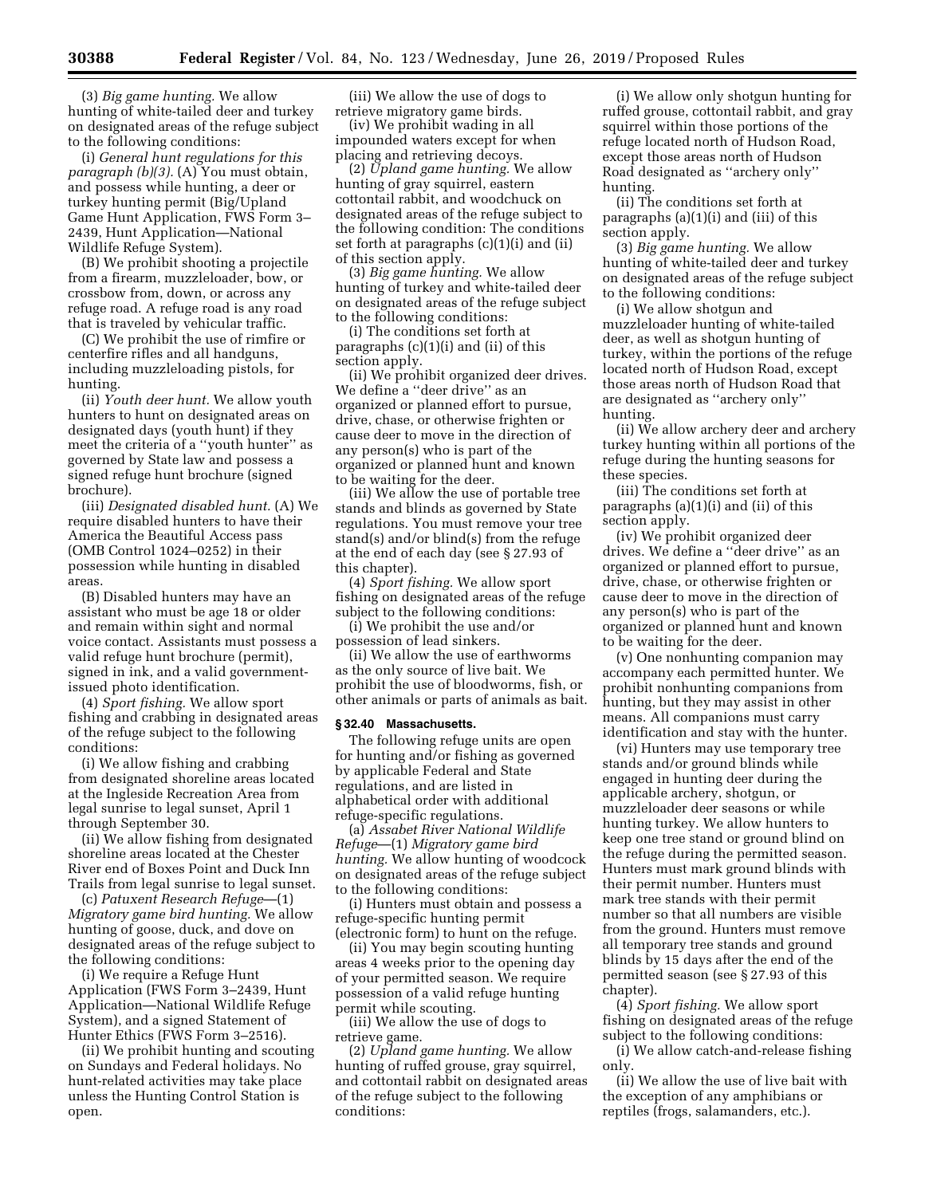(3) *Big game hunting.* We allow hunting of white-tailed deer and turkey on designated areas of the refuge subject to the following conditions:

(i) *General hunt regulations for this paragraph (b)(3).* (A) You must obtain, and possess while hunting, a deer or turkey hunting permit (Big/Upland Game Hunt Application, FWS Form 3–2439, Hunt Application—National Wildlife Refuge System).

(B) We prohibit shooting a projectile from a firearm, muzzleloader, bow, or crossbow from, down, or across any refuge road. A refuge road is any road that is traveled by vehicular traffic.

(C) We prohibit the use of rimfire or centerfire rifles and all handguns, including muzzleloading pistols, for hunting.

(ii) *Youth deer hunt.* We allow youth hunters to hunt on designated areas on designated days (youth hunt) if they meet the criteria of a ''youth hunter'' as governed by State law and possess a signed refuge hunt brochure (signed brochure).

(iii) *Designated disabled hunt.* (A) We require disabled hunters to have their America the Beautiful Access pass (OMB Control 1024–0252) in their possession while hunting in disabled areas.

(B) Disabled hunters may have an assistant who must be age 18 or older and remain within sight and normal voice contact. Assistants must possess a valid refuge hunt brochure (permit), signed in ink, and a valid government-issued photo identification.

(4) *Sport fishing.* We allow sport fishing and crabbing in designated areas of the refuge subject to the following conditions:

(i) We allow fishing and crabbing from designated shoreline areas located at the Ingleside Recreation Area from legal sunrise to legal sunset, April 1 through September 30.

(ii) We allow fishing from designated shoreline areas located at the Chester River end of Boxes Point and Duck Inn Trails from legal sunrise to legal sunset.

(c) *Patuxent Research Refuge*—(1) *Migratory game bird hunting.* We allow hunting of goose, duck, and dove on designated areas of the refuge subject to the following conditions:

(i) We require a Refuge Hunt Application (FWS Form 3–2439, Hunt Application—National Wildlife Refuge System), and a signed Statement of Hunter Ethics (FWS Form 3–2516).

(ii) We prohibit hunting and scouting on Sundays and Federal holidays. No hunt-related activities may take place unless the Hunting Control Station is open.

(iii) We allow the use of dogs to retrieve migratory game birds.

(iv) We prohibit wading in all impounded waters except for when placing and retrieving decoys.

(2) *Upland game hunting.* We allow hunting of gray squirrel, eastern cottontail rabbit, and woodchuck on designated areas of the refuge subject to the following condition: The conditions set forth at paragraphs (c)(1)(i) and (ii) of this section apply.

(3) *Big game hunting.* We allow hunting of turkey and white-tailed deer on designated areas of the refuge subject to the following conditions:

(i) The conditions set forth at paragraphs (c)(1)(i) and (ii) of this section apply.

(ii) We prohibit organized deer drives. We define a ''deer drive'' as an organized or planned effort to pursue, drive, chase, or otherwise frighten or cause deer to move in the direction of any person(s) who is part of the organized or planned hunt and known to be waiting for the deer.

(iii) We allow the use of portable tree stands and blinds as governed by State regulations. You must remove your tree stand(s) and/or blind(s) from the refuge at the end of each day (see § 27.93 of this chapter).

(4) *Sport fishing.* We allow sport fishing on designated areas of the refuge subject to the following conditions:

(i) We prohibit the use and/or possession of lead sinkers.

(ii) We allow the use of earthworms as the only source of live bait. We prohibit the use of bloodworms, fish, or other animals or parts of animals as bait.

### § 32.40 Massachusetts.

The following refuge units are open for hunting and/or fishing as governed by applicable Federal and State regulations, and are listed in alphabetical order with additional refuge-specific regulations.

(a) *Assabet River National Wildlife Refuge*—(1) *Migratory game bird hunting.* We allow hunting of woodcock on designated areas of the refuge subject to the following conditions:

(i) Hunters must obtain and possess a refuge-specific hunting permit (electronic form) to hunt on the refuge.

(ii) You may begin scouting hunting areas 4 weeks prior to the opening day of your permitted season. We require possession of a valid refuge hunting permit while scouting.

(iii) We allow the use of dogs to retrieve game.

(2) *Upland game hunting.* We allow hunting of ruffed grouse, gray squirrel, and cottontail rabbit on designated areas of the refuge subject to the following conditions:

(i) We allow only shotgun hunting for ruffed grouse, cottontail rabbit, and gray squirrel within those portions of the refuge located north of Hudson Road, except those areas north of Hudson Road designated as ''archery only'' hunting.

(ii) The conditions set forth at paragraphs (a)(1)(i) and (iii) of this section apply.

(3) *Big game hunting.* We allow hunting of white-tailed deer and turkey on designated areas of the refuge subject to the following conditions:

(i) We allow shotgun and muzzleloader hunting of white-tailed deer, as well as shotgun hunting of turkey, within the portions of the refuge located north of Hudson Road, except those areas north of Hudson Road that are designated as ''archery only'' hunting.

(ii) We allow archery deer and archery turkey hunting within all portions of the refuge during the hunting seasons for these species.

(iii) The conditions set forth at paragraphs (a)(1)(i) and (ii) of this section apply.

(iv) We prohibit organized deer drives. We define a ''deer drive'' as an organized or planned effort to pursue, drive, chase, or otherwise frighten or cause deer to move in the direction of any person(s) who is part of the organized or planned hunt and known to be waiting for the deer.

(v) One nonhunting companion may accompany each permitted hunter. We prohibit nonhunting companions from hunting, but they may assist in other means. All companions must carry identification and stay with the hunter.

(vi) Hunters may use temporary tree stands and/or ground blinds while engaged in hunting deer during the applicable archery, shotgun, or muzzleloader deer seasons or while hunting turkey. We allow hunters to keep one tree stand or ground blind on the refuge during the permitted season. Hunters must mark ground blinds with their permit number. Hunters must mark tree stands with their permit number so that all numbers are visible from the ground. Hunters must remove all temporary tree stands and ground blinds by 15 days after the end of the permitted season (see § 27.93 of this chapter).

(4) *Sport fishing.* We allow sport fishing on designated areas of the refuge subject to the following conditions:

(i) We allow catch-and-release fishing only.

(ii) We allow the use of live bait with the exception of any amphibians or reptiles (frogs, salamanders, etc.).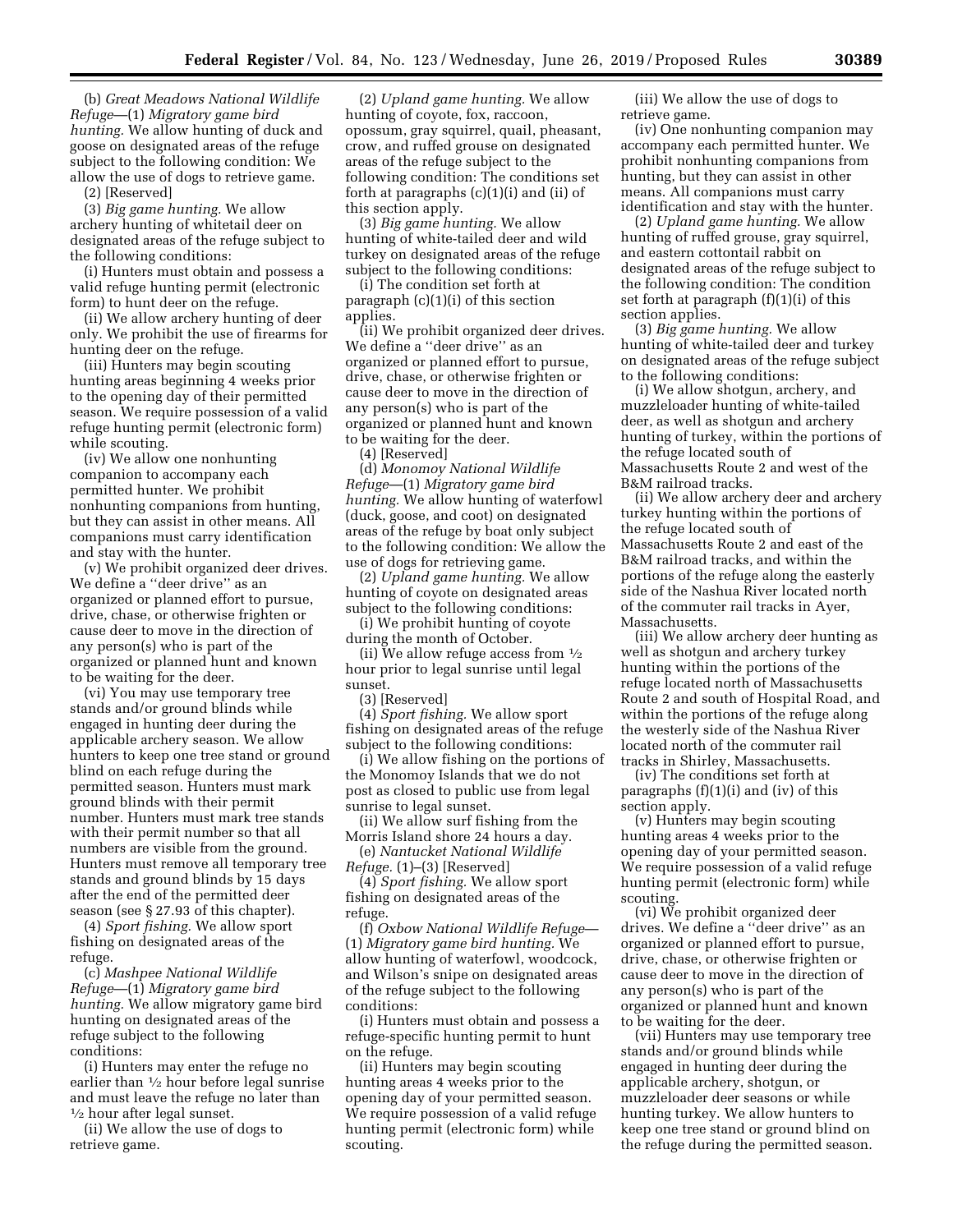(b) *Great Meadows National Wildlife Refuge*—(1) *Migratory game bird hunting.* We allow hunting of duck and goose on designated areas of the refuge subject to the following condition: We allow the use of dogs to retrieve game.

(2) [Reserved]

(3) *Big game hunting.* We allow archery hunting of whitetail deer on designated areas of the refuge subject to the following conditions:

(i) Hunters must obtain and possess a valid refuge hunting permit (electronic form) to hunt deer on the refuge.

(ii) We allow archery hunting of deer only. We prohibit the use of firearms for hunting deer on the refuge.

(iii) Hunters may begin scouting hunting areas beginning 4 weeks prior to the opening day of their permitted season. We require possession of a valid refuge hunting permit (electronic form) while scouting.

(iv) We allow one nonhunting companion to accompany each permitted hunter. We prohibit nonhunting companions from hunting, but they can assist in other means. All companions must carry identification and stay with the hunter.

(v) We prohibit organized deer drives. We define a ''deer drive'' as an organized or planned effort to pursue, drive, chase, or otherwise frighten or cause deer to move in the direction of any person(s) who is part of the organized or planned hunt and known to be waiting for the deer.

(vi) You may use temporary tree stands and/or ground blinds while engaged in hunting deer during the applicable archery season. We allow hunters to keep one tree stand or ground blind on each refuge during the permitted season. Hunters must mark ground blinds with their permit number. Hunters must mark tree stands with their permit number so that all numbers are visible from the ground. Hunters must remove all temporary tree stands and ground blinds by 15 days after the end of the permitted deer season (see § 27.93 of this chapter).

(4) *Sport fishing.* We allow sport fishing on designated areas of the refuge.

(c) *Mashpee National Wildlife Refuge*—(1) *Migratory game bird hunting.* We allow migratory game bird hunting on designated areas of the refuge subject to the following conditions:

(i) Hunters may enter the refuge no earlier than ½ hour before legal sunrise and must leave the refuge no later than ½ hour after legal sunset.

(ii) We allow the use of dogs to retrieve game.

(2) *Upland game hunting.* We allow hunting of coyote, fox, raccoon, opossum, gray squirrel, quail, pheasant, crow, and ruffed grouse on designated areas of the refuge subject to the following condition: The conditions set forth at paragraphs (c)(1)(i) and (ii) of this section apply.

(3) *Big game hunting.* We allow hunting of white-tailed deer and wild turkey on designated areas of the refuge subject to the following conditions:

(i) The condition set forth at paragraph (c)(1)(i) of this section applies.

(ii) We prohibit organized deer drives. We define a ''deer drive'' as an organized or planned effort to pursue, drive, chase, or otherwise frighten or cause deer to move in the direction of any person(s) who is part of the organized or planned hunt and known to be waiting for the deer.

(4) [Reserved]

(d) *Monomoy National Wildlife Refuge*—(1) *Migratory game bird hunting.* We allow hunting of waterfowl (duck, goose, and coot) on designated areas of the refuge by boat only subject to the following condition: We allow the use of dogs for retrieving game.

(2) *Upland game hunting.* We allow hunting of coyote on designated areas subject to the following conditions:

(i) We prohibit hunting of coyote during the month of October.

(ii) We allow refuge access from ½ hour prior to legal sunrise until legal sunset.

(3) [Reserved]

(4) *Sport fishing.* We allow sport fishing on designated areas of the refuge subject to the following conditions:

(i) We allow fishing on the portions of the Monomoy Islands that we do not post as closed to public use from legal sunrise to legal sunset.

(ii) We allow surf fishing from the Morris Island shore 24 hours a day.

(e) *Nantucket National Wildlife Refuge.* (1)–(3) [Reserved]

(4) *Sport fishing.* We allow sport fishing on designated areas of the refuge.

(f) *Oxbow National Wildlife Refuge*—(1) *Migratory game bird hunting.* We allow hunting of waterfowl, woodcock, and Wilson's snipe on designated areas of the refuge subject to the following conditions:

(i) Hunters must obtain and possess a refuge-specific hunting permit to hunt on the refuge.

(ii) Hunters may begin scouting hunting areas 4 weeks prior to the opening day of your permitted season. We require possession of a valid refuge hunting permit (electronic form) while scouting.

(iii) We allow the use of dogs to retrieve game.

(iv) One nonhunting companion may accompany each permitted hunter. We prohibit nonhunting companions from hunting, but they can assist in other means. All companions must carry identification and stay with the hunter.

(2) *Upland game hunting.* We allow hunting of ruffed grouse, gray squirrel, and eastern cottontail rabbit on designated areas of the refuge subject to the following condition: The condition set forth at paragraph (f)(1)(i) of this section applies.

(3) *Big game hunting.* We allow hunting of white-tailed deer and turkey on designated areas of the refuge subject to the following conditions:

(i) We allow shotgun, archery, and muzzleloader hunting of white-tailed deer, as well as shotgun and archery hunting of turkey, within the portions of the refuge located south of Massachusetts Route 2 and west of the B&M railroad tracks.

(ii) We allow archery deer and archery turkey hunting within the portions of the refuge located south of Massachusetts Route 2 and east of the B&M railroad tracks, and within the portions of the refuge along the easterly side of the Nashua River located north of the commuter rail tracks in Ayer, Massachusetts.

(iii) We allow archery deer hunting as well as shotgun and archery turkey hunting within the portions of the refuge located north of Massachusetts Route 2 and south of Hospital Road, and within the portions of the refuge along the westerly side of the Nashua River located north of the commuter rail tracks in Shirley, Massachusetts.

(iv) The conditions set forth at paragraphs (f)(1)(i) and (iv) of this section apply.

(v) Hunters may begin scouting hunting areas 4 weeks prior to the opening day of your permitted season. We require possession of a valid refuge hunting permit (electronic form) while scouting.

(vi) We prohibit organized deer drives. We define a ''deer drive'' as an organized or planned effort to pursue, drive, chase, or otherwise frighten or cause deer to move in the direction of any person(s) who is part of the organized or planned hunt and known to be waiting for the deer.

(vii) Hunters may use temporary tree stands and/or ground blinds while engaged in hunting deer during the applicable archery, shotgun, or muzzleloader deer seasons or while hunting turkey. We allow hunters to keep one tree stand or ground blind on the refuge during the permitted season.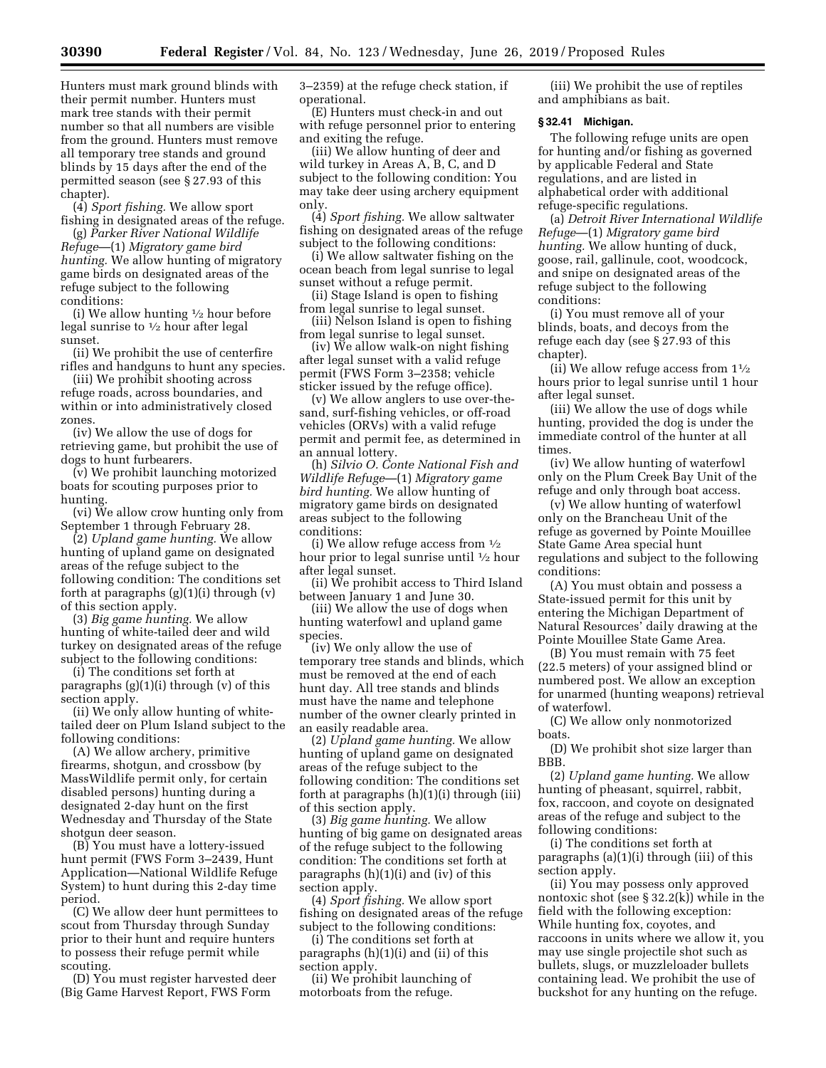Hunters must mark ground blinds with their permit number. Hunters must mark tree stands with their permit number so that all numbers are visible from the ground. Hunters must remove all temporary tree stands and ground blinds by 15 days after the end of the permitted season (see § 27.93 of this chapter).

(4) *Sport fishing.* We allow sport fishing in designated areas of the refuge.

(g) *Parker River National Wildlife Refuge*—(1) *Migratory game bird hunting.* We allow hunting of migratory game birds on designated areas of the refuge subject to the following conditions:

(i) We allow hunting ½ hour before legal sunrise to ½ hour after legal sunset.

(ii) We prohibit the use of centerfire rifles and handguns to hunt any species.

(iii) We prohibit shooting across refuge roads, across boundaries, and within or into administratively closed zones.

(iv) We allow the use of dogs for retrieving game, but prohibit the use of dogs to hunt furbearers.

(v) We prohibit launching motorized boats for scouting purposes prior to hunting.

(vi) We allow crow hunting only from September 1 through February 28.

(2) *Upland game hunting.* We allow hunting of upland game on designated areas of the refuge subject to the following condition: The conditions set forth at paragraphs (g)(1)(i) through (v) of this section apply.

(3) *Big game hunting.* We allow hunting of white-tailed deer and wild turkey on designated areas of the refuge subject to the following conditions:

(i) The conditions set forth at paragraphs (g)(1)(i) through (v) of this section apply.

(ii) We only allow hunting of white-tailed deer on Plum Island subject to the following conditions:

(A) We allow archery, primitive firearms, shotgun, and crossbow (by MassWildlife permit only, for certain disabled persons) hunting during a designated 2-day hunt on the first Wednesday and Thursday of the State shotgun deer season.

(B) You must have a lottery-issued hunt permit (FWS Form 3–2439, Hunt Application—National Wildlife Refuge System) to hunt during this 2-day time period.

(C) We allow deer hunt permittees to scout from Thursday through Sunday prior to their hunt and require hunters to possess their refuge permit while scouting.

(D) You must register harvested deer (Big Game Harvest Report, FWS Form 3–2359) at the refuge check station, if operational.

(E) Hunters must check-in and out with refuge personnel prior to entering and exiting the refuge.

(iii) We allow hunting of deer and wild turkey in Areas A, B, C, and D subject to the following condition: You may take deer using archery equipment only.

(4) *Sport fishing.* We allow saltwater fishing on designated areas of the refuge subject to the following conditions:

(i) We allow saltwater fishing on the ocean beach from legal sunrise to legal sunset without a refuge permit.

(ii) Stage Island is open to fishing from legal sunrise to legal sunset.

(iii) Nelson Island is open to fishing from legal sunrise to legal sunset.

(iv) We allow walk-on night fishing after legal sunset with a valid refuge permit (FWS Form 3–2358; vehicle sticker issued by the refuge office).

(v) We allow anglers to use over-the-sand, surf-fishing vehicles, or off-road vehicles (ORVs) with a valid refuge permit and permit fee, as determined in an annual lottery.

(h) *Silvio O. Conte National Fish and Wildlife Refuge*—(1) *Migratory game bird hunting.* We allow hunting of migratory game birds on designated areas subject to the following conditions:

(i) We allow refuge access from ½ hour prior to legal sunrise until ½ hour after legal sunset.

(ii) We prohibit access to Third Island between January 1 and June 30.

(iii) We allow the use of dogs when hunting waterfowl and upland game species.

(iv) We only allow the use of temporary tree stands and blinds, which must be removed at the end of each hunt day. All tree stands and blinds must have the name and telephone number of the owner clearly printed in an easily readable area.

(2) *Upland game hunting.* We allow hunting of upland game on designated areas of the refuge subject to the following condition: The conditions set forth at paragraphs (h)(1)(i) through (iii) of this section apply.

(3) *Big game hunting.* We allow hunting of big game on designated areas of the refuge subject to the following condition: The conditions set forth at paragraphs (h)(1)(i) and (iv) of this section apply.

(4) *Sport fishing.* We allow sport fishing on designated areas of the refuge subject to the following conditions:

(i) The conditions set forth at paragraphs (h)(1)(i) and (ii) of this section apply.

(ii) We prohibit launching of motorboats from the refuge.

(iii) We prohibit the use of reptiles and amphibians as bait.

## § 32.41 Michigan.

The following refuge units are open for hunting and/or fishing as governed by applicable Federal and State regulations, and are listed in alphabetical order with additional refuge-specific regulations.

(a) *Detroit River International Wildlife Refuge*—(1) *Migratory game bird hunting.* We allow hunting of duck, goose, rail, gallinule, coot, woodcock, and snipe on designated areas of the refuge subject to the following conditions:

(i) You must remove all of your blinds, boats, and decoys from the refuge each day (see § 27.93 of this chapter).

(ii) We allow refuge access from 1½ hours prior to legal sunrise until 1 hour after legal sunset.

(iii) We allow the use of dogs while hunting, provided the dog is under the immediate control of the hunter at all times.

(iv) We allow hunting of waterfowl only on the Plum Creek Bay Unit of the refuge and only through boat access.

(v) We allow hunting of waterfowl only on the Brancheau Unit of the refuge as governed by Pointe Mouillee State Game Area special hunt regulations and subject to the following conditions:

(A) You must obtain and possess a State-issued permit for this unit by entering the Michigan Department of Natural Resources' daily drawing at the Pointe Mouillee State Game Area.

(B) You must remain with 75 feet (22.5 meters) of your assigned blind or numbered post. We allow an exception for unarmed (hunting weapons) retrieval of waterfowl.

(C) We allow only nonmotorized boats.

(D) We prohibit shot size larger than BBB.

(2) *Upland game hunting.* We allow hunting of pheasant, squirrel, rabbit, fox, raccoon, and coyote on designated areas of the refuge and subject to the following conditions:

(i) The conditions set forth at paragraphs (a)(1)(i) through (iii) of this section apply.

(ii) You may possess only approved nontoxic shot (see § 32.2(k)) while in the field with the following exception: While hunting fox, coyotes, and raccoons in units where we allow it, you may use single projectile shot such as bullets, slugs, or muzzleloader bullets containing lead. We prohibit the use of buckshot for any hunting on the refuge.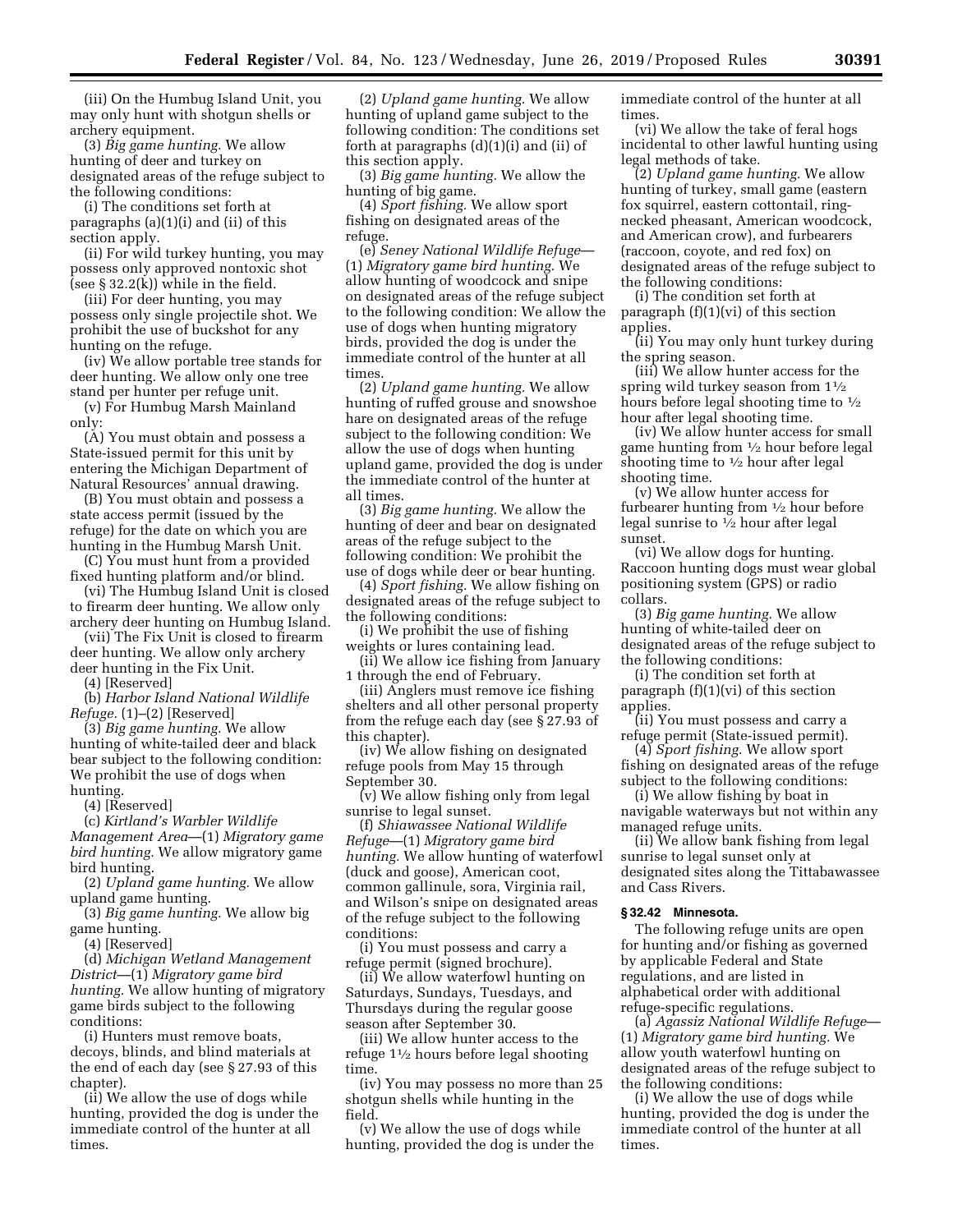(iii) On the Humbug Island Unit, you may only hunt with shotgun shells or archery equipment.

(3) *Big game hunting.* We allow hunting of deer and turkey on designated areas of the refuge subject to the following conditions:

(i) The conditions set forth at paragraphs (a)(1)(i) and (ii) of this section apply.

(ii) For wild turkey hunting, you may possess only approved nontoxic shot (see § 32.2(k)) while in the field.

(iii) For deer hunting, you may possess only single projectile shot. We prohibit the use of buckshot for any hunting on the refuge.

(iv) We allow portable tree stands for deer hunting. We allow only one tree stand per hunter per refuge unit.

(v) For Humbug Marsh Mainland only:

(A) You must obtain and possess a State-issued permit for this unit by entering the Michigan Department of Natural Resources' annual drawing.

(B) You must obtain and possess a state access permit (issued by the refuge) for the date on which you are hunting in the Humbug Marsh Unit.

(C) You must hunt from a provided fixed hunting platform and/or blind.

(vi) The Humbug Island Unit is closed to firearm deer hunting. We allow only archery deer hunting on Humbug Island.

(vii) The Fix Unit is closed to firearm deer hunting. We allow only archery deer hunting in the Fix Unit.

(4) [Reserved]

(b) *Harbor Island National Wildlife Refuge.* (1)–(2) [Reserved]

(3) *Big game hunting.* We allow hunting of white-tailed deer and black bear subject to the following condition: We prohibit the use of dogs when hunting.

(4) [Reserved]

(c) *Kirtland's Warbler Wildlife Management Area*—(1) *Migratory game bird hunting.* We allow migratory game bird hunting.

(2) *Upland game hunting.* We allow upland game hunting.

(3) *Big game hunting.* We allow big game hunting.

(4) [Reserved]

(d) *Michigan Wetland Management District*—(1) *Migratory game bird hunting.* We allow hunting of migratory game birds subject to the following conditions:

(i) Hunters must remove boats, decoys, blinds, and blind materials at the end of each day (see § 27.93 of this chapter).

(ii) We allow the use of dogs while hunting, provided the dog is under the immediate control of the hunter at all times.

(2) *Upland game hunting.* We allow hunting of upland game subject to the following condition: The conditions set forth at paragraphs (d)(1)(i) and (ii) of this section apply.

(3) *Big game hunting.* We allow the hunting of big game.

(4) *Sport fishing.* We allow sport fishing on designated areas of the refuge.

(e) *Seney National Wildlife Refuge*—(1) *Migratory game bird hunting.* We allow hunting of woodcock and snipe on designated areas of the refuge subject to the following condition: We allow the use of dogs when hunting migratory birds, provided the dog is under the immediate control of the hunter at all times.

(2) *Upland game hunting.* We allow hunting of ruffed grouse and snowshoe hare on designated areas of the refuge subject to the following condition: We allow the use of dogs when hunting upland game, provided the dog is under the immediate control of the hunter at all times.

(3) *Big game hunting.* We allow the hunting of deer and bear on designated areas of the refuge subject to the following condition: We prohibit the use of dogs while deer or bear hunting.

(4) *Sport fishing.* We allow fishing on designated areas of the refuge subject to the following conditions:

(i) We prohibit the use of fishing weights or lures containing lead.

(ii) We allow ice fishing from January 1 through the end of February.

(iii) Anglers must remove ice fishing shelters and all other personal property from the refuge each day (see § 27.93 of this chapter).

(iv) We allow fishing on designated refuge pools from May 15 through September 30.

(v) We allow fishing only from legal sunrise to legal sunset.

(f) *Shiawassee National Wildlife Refuge*—(1) *Migratory game bird hunting.* We allow hunting of waterfowl (duck and goose), American coot, common gallinule, sora, Virginia rail, and Wilson's snipe on designated areas of the refuge subject to the following conditions:

(i) You must possess and carry a refuge permit (signed brochure).

(ii) We allow waterfowl hunting on Saturdays, Sundays, Tuesdays, and Thursdays during the regular goose season after September 30.

(iii) We allow hunter access to the refuge 1½ hours before legal shooting time.

(iv) You may possess no more than 25 shotgun shells while hunting in the field.

(v) We allow the use of dogs while hunting, provided the dog is under the immediate control of the hunter at all times.

(vi) We allow the take of feral hogs incidental to other lawful hunting using legal methods of take.

(2) *Upland game hunting.* We allow hunting of turkey, small game (eastern fox squirrel, eastern cottontail, ring-necked pheasant, American woodcock, and American crow), and furbearers (raccoon, coyote, and red fox) on designated areas of the refuge subject to the following conditions:

(i) The condition set forth at paragraph (f)(1)(vi) of this section applies.

(ii) You may only hunt turkey during the spring season.

(iii) We allow hunter access for the spring wild turkey season from 1½ hours before legal shooting time to ½ hour after legal shooting time.

(iv) We allow hunter access for small game hunting from ½ hour before legal shooting time to ½ hour after legal shooting time.

(v) We allow hunter access for furbearer hunting from ½ hour before legal sunrise to ½ hour after legal sunset.

(vi) We allow dogs for hunting. Raccoon hunting dogs must wear global positioning system (GPS) or radio collars.

(3) *Big game hunting.* We allow hunting of white-tailed deer on designated areas of the refuge subject to the following conditions:

(i) The condition set forth at paragraph (f)(1)(vi) of this section applies.

(ii) You must possess and carry a refuge permit (State-issued permit).

(4) *Sport fishing.* We allow sport fishing on designated areas of the refuge subject to the following conditions:

(i) We allow fishing by boat in navigable waterways but not within any managed refuge units.

(ii) We allow bank fishing from legal sunrise to legal sunset only at designated sites along the Tittabawassee and Cass Rivers.

### § 32.42 Minnesota.

The following refuge units are open for hunting and/or fishing as governed by applicable Federal and State regulations, and are listed in alphabetical order with additional refuge-specific regulations.

(a) *Agassiz National Wildlife Refuge*—(1) *Migratory game bird hunting.* We allow youth waterfowl hunting on designated areas of the refuge subject to the following conditions:

(i) We allow the use of dogs while hunting, provided the dog is under the immediate control of the hunter at all times.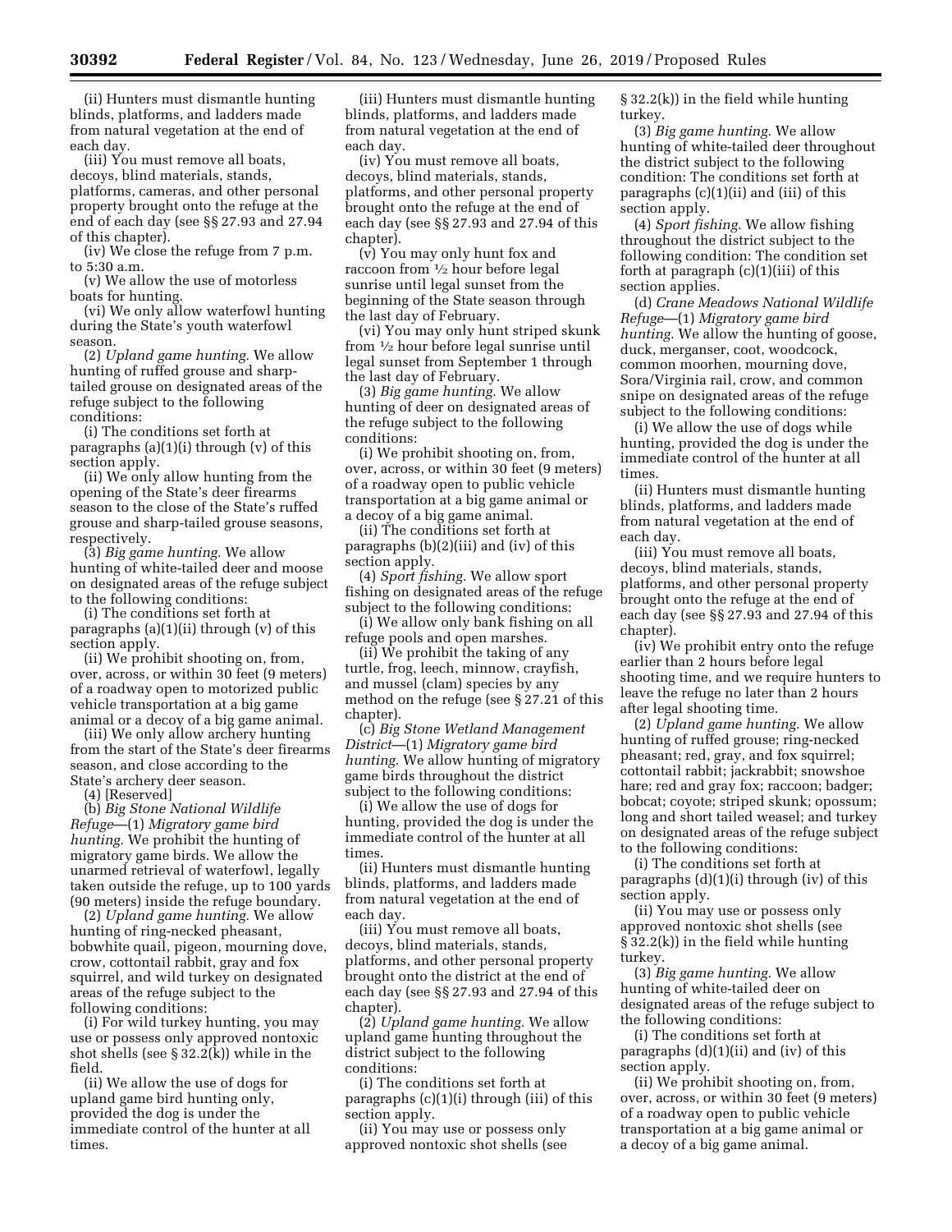(ii) Hunters must dismantle hunting blinds, platforms, and ladders made from natural vegetation at the end of each day.

(iii) You must remove all boats, decoys, blind materials, stands, platforms, cameras, and other personal property brought onto the refuge at the end of each day (see §§ 27.93 and 27.94 of this chapter).

(iv) We close the refuge from 7 p.m. to 5:30 a.m.

(v) We allow the use of motorless boats for hunting.

(vi) We only allow waterfowl hunting during the State's youth waterfowl season.

(2) *Upland game hunting.* We allow hunting of ruffed grouse and sharp-tailed grouse on designated areas of the refuge subject to the following conditions:

(i) The conditions set forth at paragraphs (a)(1)(i) through (v) of this section apply.

(ii) We only allow hunting from the opening of the State's deer firearms season to the close of the State's ruffed grouse and sharp-tailed grouse seasons, respectively.

(3) *Big game hunting.* We allow hunting of white-tailed deer and moose on designated areas of the refuge subject to the following conditions:

(i) The conditions set forth at paragraphs (a)(1)(ii) through (v) of this section apply.

(ii) We prohibit shooting on, from, over, across, or within 30 feet (9 meters) of a roadway open to motorized public vehicle transportation at a big game animal or a decoy of a big game animal.

(iii) We only allow archery hunting from the start of the State's deer firearms season, and close according to the State's archery deer season.

(4) [Reserved]

(b) *Big Stone National Wildlife Refuge*—(1) *Migratory game bird hunting.* We prohibit the hunting of migratory game birds. We allow the unarmed retrieval of waterfowl, legally taken outside the refuge, up to 100 yards (90 meters) inside the refuge boundary.

(2) *Upland game hunting.* We allow hunting of ring-necked pheasant, bobwhite quail, pigeon, mourning dove, crow, cottontail rabbit, gray and fox squirrel, and wild turkey on designated areas of the refuge subject to the following conditions:

(i) For wild turkey hunting, you may use or possess only approved nontoxic shot shells (see § 32.2(k)) while in the field.

(ii) We allow the use of dogs for upland game bird hunting only, provided the dog is under the immediate control of the hunter at all times.

(iii) Hunters must dismantle hunting blinds, platforms, and ladders made from natural vegetation at the end of each day.

(iv) You must remove all boats, decoys, blind materials, stands, platforms, and other personal property brought onto the refuge at the end of each day (see §§ 27.93 and 27.94 of this chapter).

(v) You may only hunt fox and raccoon from ½ hour before legal sunrise until legal sunset from the beginning of the State season through the last day of February.

(vi) You may only hunt striped skunk from ½ hour before legal sunrise until legal sunset from September 1 through the last day of February.

(3) *Big game hunting.* We allow hunting of deer on designated areas of the refuge subject to the following conditions:

(i) We prohibit shooting on, from, over, across, or within 30 feet (9 meters) of a roadway open to public vehicle transportation at a big game animal or a decoy of a big game animal.

(ii) The conditions set forth at paragraphs (b)(2)(iii) and (iv) of this section apply.

(4) *Sport fishing.* We allow sport fishing on designated areas of the refuge subject to the following conditions:

(i) We allow only bank fishing on all refuge pools and open marshes.

(ii) We prohibit the taking of any turtle, frog, leech, minnow, crayfish, and mussel (clam) species by any method on the refuge (see § 27.21 of this chapter).

(c) *Big Stone Wetland Management District*—(1) *Migratory game bird hunting.* We allow hunting of migratory game birds throughout the district subject to the following conditions:

(i) We allow the use of dogs for hunting, provided the dog is under the immediate control of the hunter at all times.

(ii) Hunters must dismantle hunting blinds, platforms, and ladders made from natural vegetation at the end of each day.

(iii) You must remove all boats, decoys, blind materials, stands, platforms, and other personal property brought onto the district at the end of each day (see §§ 27.93 and 27.94 of this chapter).

(2) *Upland game hunting.* We allow upland game hunting throughout the district subject to the following conditions:

(i) The conditions set forth at paragraphs (c)(1)(i) through (iii) of this section apply.

(ii) You may use or possess only approved nontoxic shot shells (see § 32.2(k)) in the field while hunting turkey.

(3) *Big game hunting.* We allow hunting of white-tailed deer throughout the district subject to the following condition: The conditions set forth at paragraphs (c)(1)(ii) and (iii) of this section apply.

(4) *Sport fishing.* We allow fishing throughout the district subject to the following condition: The condition set forth at paragraph (c)(1)(iii) of this section applies.

(d) *Crane Meadows National Wildlife Refuge*—(1) *Migratory game bird hunting.* We allow the hunting of goose, duck, merganser, coot, woodcock, common moorhen, mourning dove, Sora/Virginia rail, crow, and common snipe on designated areas of the refuge subject to the following conditions:

(i) We allow the use of dogs while hunting, provided the dog is under the immediate control of the hunter at all times.

(ii) Hunters must dismantle hunting blinds, platforms, and ladders made from natural vegetation at the end of each day.

(iii) You must remove all boats, decoys, blind materials, stands, platforms, and other personal property brought onto the refuge at the end of each day (see §§ 27.93 and 27.94 of this chapter).

(iv) We prohibit entry onto the refuge earlier than 2 hours before legal shooting time, and we require hunters to leave the refuge no later than 2 hours after legal shooting time.

(2) *Upland game hunting.* We allow hunting of ruffed grouse; ring-necked pheasant; red, gray, and fox squirrel; cottontail rabbit; jackrabbit; snowshoe hare; red and gray fox; raccoon; badger; bobcat; coyote; striped skunk; opossum; long and short tailed weasel; and turkey on designated areas of the refuge subject to the following conditions:

(i) The conditions set forth at paragraphs (d)(1)(i) through (iv) of this section apply.

(ii) You may use or possess only approved nontoxic shot shells (see § 32.2(k)) in the field while hunting turkey.

(3) *Big game hunting.* We allow hunting of white-tailed deer on designated areas of the refuge subject to the following conditions:

(i) The conditions set forth at paragraphs (d)(1)(ii) and (iv) of this section apply.

(ii) We prohibit shooting on, from, over, across, or within 30 feet (9 meters) of a roadway open to public vehicle transportation at a big game animal or a decoy of a big game animal.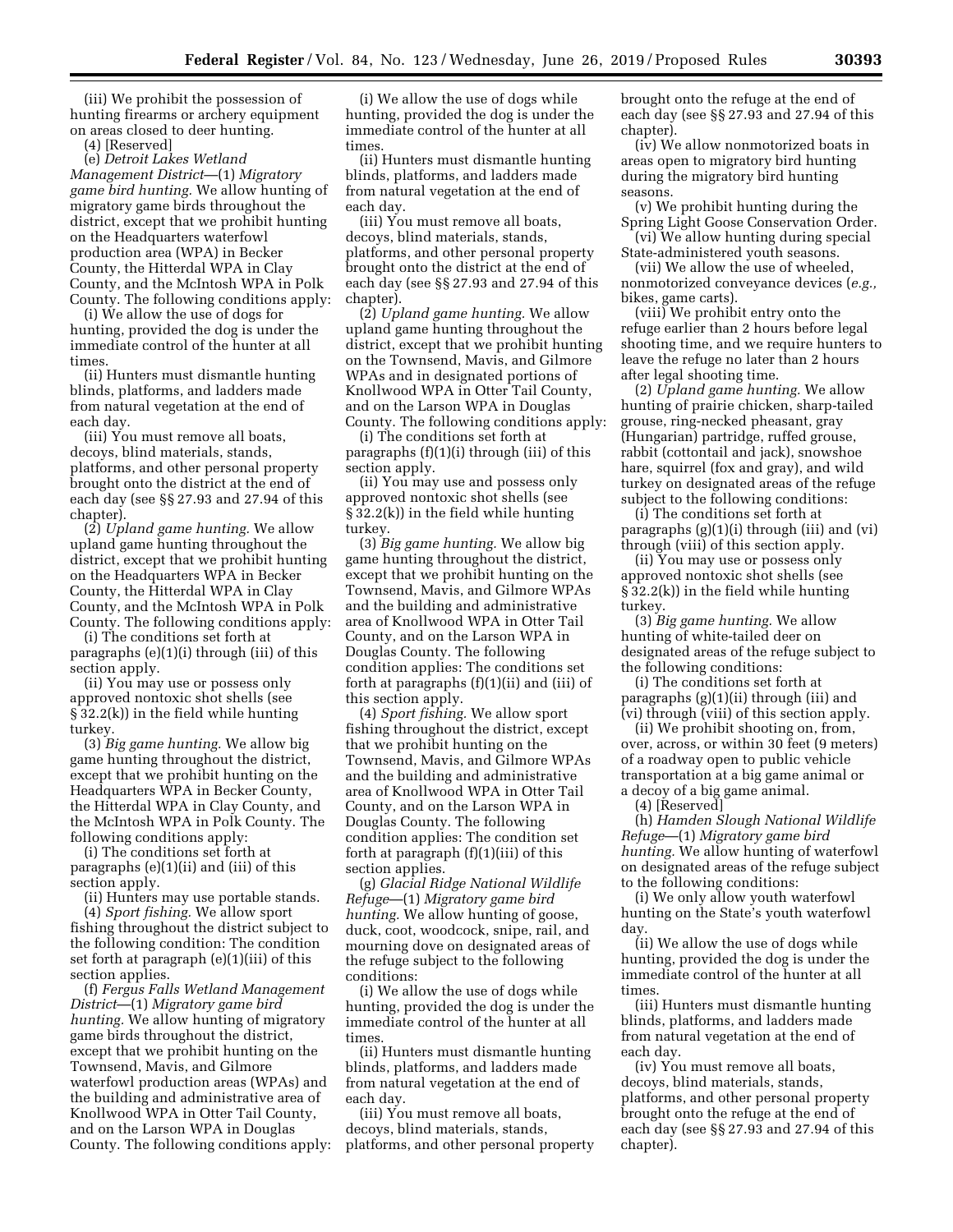(iii) We prohibit the possession of hunting firearms or archery equipment on areas closed to deer hunting.

(4) [Reserved]

(e) *Detroit Lakes Wetland Management District*—(1) *Migratory game bird hunting.* We allow hunting of migratory game birds throughout the district, except that we prohibit hunting on the Headquarters waterfowl production area (WPA) in Becker County, the Hitterdal WPA in Clay County, and the McIntosh WPA in Polk County. The following conditions apply:

(i) We allow the use of dogs for hunting, provided the dog is under the immediate control of the hunter at all times.

(ii) Hunters must dismantle hunting blinds, platforms, and ladders made from natural vegetation at the end of each day.

(iii) You must remove all boats, decoys, blind materials, stands, platforms, and other personal property brought onto the district at the end of each day (see §§ 27.93 and 27.94 of this chapter).

(2) *Upland game hunting.* We allow upland game hunting throughout the district, except that we prohibit hunting on the Headquarters WPA in Becker County, the Hitterdal WPA in Clay County, and the McIntosh WPA in Polk County. The following conditions apply:

(i) The conditions set forth at paragraphs (e)(1)(i) through (iii) of this section apply.

(ii) You may use or possess only approved nontoxic shot shells (see § 32.2(k)) in the field while hunting turkey.

(3) *Big game hunting.* We allow big game hunting throughout the district, except that we prohibit hunting on the Headquarters WPA in Becker County, the Hitterdal WPA in Clay County, and the McIntosh WPA in Polk County. The following conditions apply:

(i) The conditions set forth at paragraphs (e)(1)(ii) and (iii) of this section apply.

(ii) Hunters may use portable stands.

(4) *Sport fishing.* We allow sport fishing throughout the district subject to the following condition: The condition set forth at paragraph (e)(1)(iii) of this section applies.

(f) *Fergus Falls Wetland Management District*—(1) *Migratory game bird hunting.* We allow hunting of migratory game birds throughout the district, except that we prohibit hunting on the Townsend, Mavis, and Gilmore waterfowl production areas (WPAs) and the building and administrative area of Knollwood WPA in Otter Tail County, and on the Larson WPA in Douglas County. The following conditions apply:

(i) We allow the use of dogs while hunting, provided the dog is under the immediate control of the hunter at all times.

(ii) Hunters must dismantle hunting blinds, platforms, and ladders made from natural vegetation at the end of each day.

(iii) You must remove all boats, decoys, blind materials, stands, platforms, and other personal property brought onto the district at the end of each day (see §§ 27.93 and 27.94 of this chapter).

(2) *Upland game hunting.* We allow upland game hunting throughout the district, except that we prohibit hunting on the Townsend, Mavis, and Gilmore WPAs and in designated portions of Knollwood WPA in Otter Tail County, and on the Larson WPA in Douglas County. The following conditions apply:

(i) The conditions set forth at paragraphs (f)(1)(i) through (iii) of this section apply.

(ii) You may use and possess only approved nontoxic shot shells (see § 32.2(k)) in the field while hunting turkey.

(3) *Big game hunting.* We allow big game hunting throughout the district, except that we prohibit hunting on the Townsend, Mavis, and Gilmore WPAs and the building and administrative area of Knollwood WPA in Otter Tail County, and on the Larson WPA in Douglas County. The following condition applies: The conditions set forth at paragraphs (f)(1)(ii) and (iii) of this section apply.

(4) *Sport fishing.* We allow sport fishing throughout the district, except that we prohibit hunting on the Townsend, Mavis, and Gilmore WPAs and the building and administrative area of Knollwood WPA in Otter Tail County, and on the Larson WPA in Douglas County. The following condition applies: The condition set forth at paragraph (f)(1)(iii) of this section applies.

(g) *Glacial Ridge National Wildlife Refuge*—(1) *Migratory game bird hunting.* We allow hunting of goose, duck, coot, woodcock, snipe, rail, and mourning dove on designated areas of the refuge subject to the following conditions:

(i) We allow the use of dogs while hunting, provided the dog is under the immediate control of the hunter at all times.

(ii) Hunters must dismantle hunting blinds, platforms, and ladders made from natural vegetation at the end of each day.

(iii) You must remove all boats, decoys, blind materials, stands, platforms, and other personal property brought onto the refuge at the end of each day (see §§ 27.93 and 27.94 of this chapter).

(iv) We allow nonmotorized boats in areas open to migratory bird hunting during the migratory bird hunting seasons.

(v) We prohibit hunting during the Spring Light Goose Conservation Order.

(vi) We allow hunting during special State-administered youth seasons.

(vii) We allow the use of wheeled, nonmotorized conveyance devices (*e.g.,* bikes, game carts).

(viii) We prohibit entry onto the refuge earlier than 2 hours before legal shooting time, and we require hunters to leave the refuge no later than 2 hours after legal shooting time.

(2) *Upland game hunting.* We allow hunting of prairie chicken, sharp-tailed grouse, ring-necked pheasant, gray (Hungarian) partridge, ruffed grouse, rabbit (cottontail and jack), snowshoe hare, squirrel (fox and gray), and wild turkey on designated areas of the refuge subject to the following conditions:

(i) The conditions set forth at paragraphs (g)(1)(i) through (iii) and (vi) through (viii) of this section apply.

(ii) You may use or possess only approved nontoxic shot shells (see § 32.2(k)) in the field while hunting turkey.

(3) *Big game hunting.* We allow hunting of white-tailed deer on designated areas of the refuge subject to the following conditions:

(i) The conditions set forth at paragraphs (g)(1)(ii) through (iii) and (vi) through (viii) of this section apply.

(ii) We prohibit shooting on, from, over, across, or within 30 feet (9 meters) of a roadway open to public vehicle transportation at a big game animal or a decoy of a big game animal.

(4) [Reserved]

(h) *Hamden Slough National Wildlife Refuge*—(1) *Migratory game bird hunting.* We allow hunting of waterfowl on designated areas of the refuge subject to the following conditions:

(i) We only allow youth waterfowl hunting on the State's youth waterfowl day.

(ii) We allow the use of dogs while hunting, provided the dog is under the immediate control of the hunter at all times.

(iii) Hunters must dismantle hunting blinds, platforms, and ladders made from natural vegetation at the end of each day.

(iv) You must remove all boats, decoys, blind materials, stands, platforms, and other personal property brought onto the refuge at the end of each day (see §§ 27.93 and 27.94 of this chapter).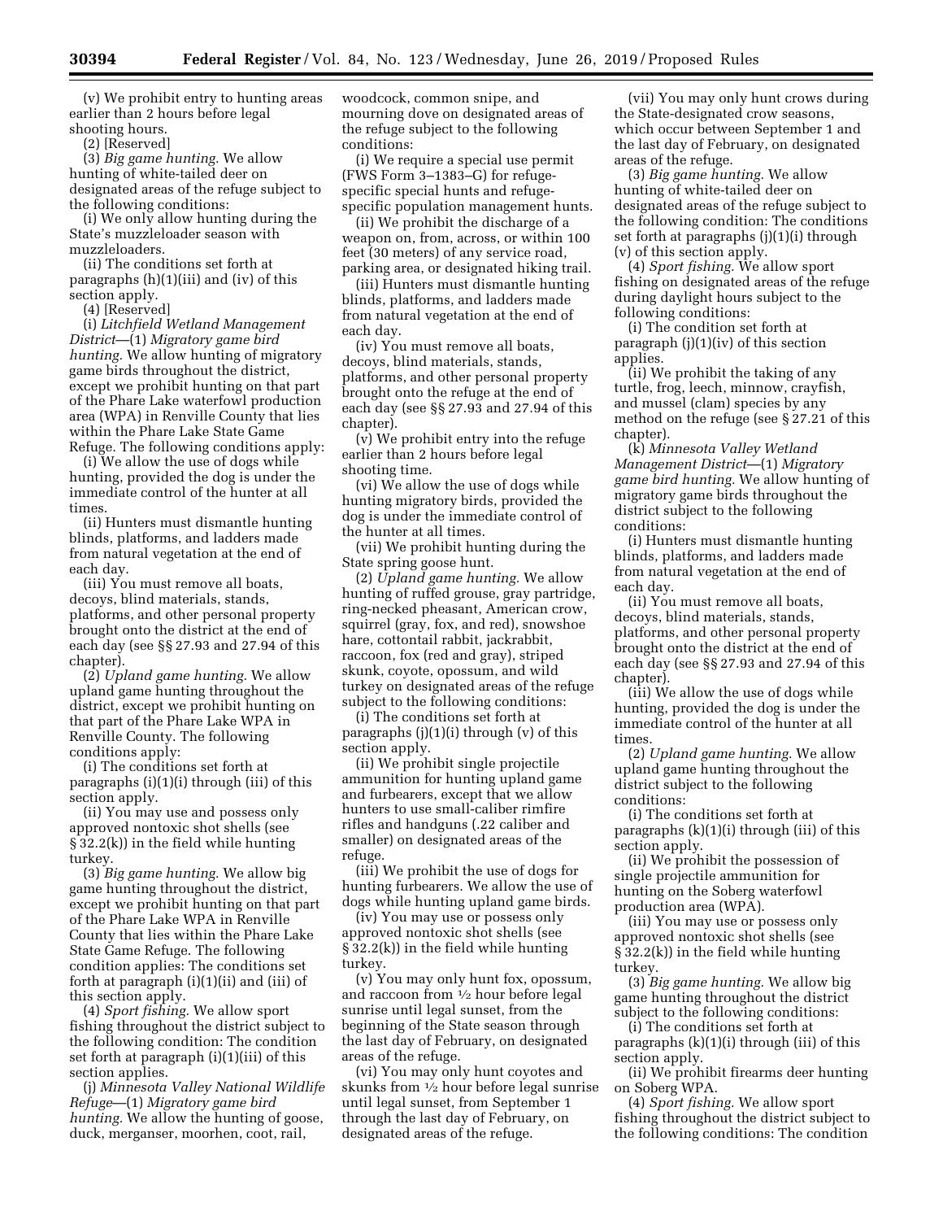(v) We prohibit entry to hunting areas earlier than 2 hours before legal shooting hours.

(2) [Reserved]

(3) *Big game hunting.* We allow hunting of white-tailed deer on designated areas of the refuge subject to the following conditions:

(i) We only allow hunting during the State's muzzleloader season with muzzleloaders.

(ii) The conditions set forth at paragraphs (h)(1)(iii) and (iv) of this section apply.

(4) [Reserved]

(i) *Litchfield Wetland Management District*—(1) *Migratory game bird hunting.* We allow hunting of migratory game birds throughout the district, except we prohibit hunting on that part of the Phare Lake waterfowl production area (WPA) in Renville County that lies within the Phare Lake State Game Refuge. The following conditions apply:

(i) We allow the use of dogs while hunting, provided the dog is under the immediate control of the hunter at all times.

(ii) Hunters must dismantle hunting blinds, platforms, and ladders made from natural vegetation at the end of each day.

(iii) You must remove all boats, decoys, blind materials, stands, platforms, and other personal property brought onto the district at the end of each day (see §§ 27.93 and 27.94 of this chapter).

(2) *Upland game hunting.* We allow upland game hunting throughout the district, except we prohibit hunting on that part of the Phare Lake WPA in Renville County. The following conditions apply:

(i) The conditions set forth at paragraphs (i)(1)(i) through (iii) of this section apply.

(ii) You may use and possess only approved nontoxic shot shells (see § 32.2(k)) in the field while hunting turkey.

(3) *Big game hunting.* We allow big game hunting throughout the district, except we prohibit hunting on that part of the Phare Lake WPA in Renville County that lies within the Phare Lake State Game Refuge. The following condition applies: The conditions set forth at paragraph (i)(1)(ii) and (iii) of this section apply.

(4) *Sport fishing.* We allow sport fishing throughout the district subject to the following condition: The condition set forth at paragraph (i)(1)(iii) of this section applies.

(j) *Minnesota Valley National Wildlife Refuge*—(1) *Migratory game bird hunting.* We allow the hunting of goose, duck, merganser, moorhen, coot, rail, woodcock, common snipe, and mourning dove on designated areas of the refuge subject to the following conditions:

(i) We require a special use permit (FWS Form 3–1383–G) for refuge-specific special hunts and refuge-specific population management hunts.

(ii) We prohibit the discharge of a weapon on, from, across, or within 100 feet (30 meters) of any service road, parking area, or designated hiking trail.

(iii) Hunters must dismantle hunting blinds, platforms, and ladders made from natural vegetation at the end of each day.

(iv) You must remove all boats, decoys, blind materials, stands, platforms, and other personal property brought onto the refuge at the end of each day (see §§ 27.93 and 27.94 of this chapter).

(v) We prohibit entry into the refuge earlier than 2 hours before legal shooting time.

(vi) We allow the use of dogs while hunting migratory birds, provided the dog is under the immediate control of the hunter at all times.

(vii) We prohibit hunting during the State spring goose hunt.

(2) *Upland game hunting.* We allow hunting of ruffed grouse, gray partridge, ring-necked pheasant, American crow, squirrel (gray, fox, and red), snowshoe hare, cottontail rabbit, jackrabbit, raccoon, fox (red and gray), striped skunk, coyote, opossum, and wild turkey on designated areas of the refuge subject to the following conditions:

(i) The conditions set forth at paragraphs (j)(1)(i) through (v) of this section apply.

(ii) We prohibit single projectile ammunition for hunting upland game and furbearers, except that we allow hunters to use small-caliber rimfire rifles and handguns (.22 caliber and smaller) on designated areas of the refuge.

(iii) We prohibit the use of dogs for hunting furbearers. We allow the use of dogs while hunting upland game birds.

(iv) You may use or possess only approved nontoxic shot shells (see § 32.2(k)) in the field while hunting turkey.

(v) You may only hunt fox, opossum, and raccoon from ½ hour before legal sunrise until legal sunset, from the beginning of the State season through the last day of February, on designated areas of the refuge.

(vi) You may only hunt coyotes and skunks from ½ hour before legal sunrise until legal sunset, from September 1 through the last day of February, on designated areas of the refuge.

(vii) You may only hunt crows during the State-designated crow seasons, which occur between September 1 and the last day of February, on designated areas of the refuge.

(3) *Big game hunting.* We allow hunting of white-tailed deer on designated areas of the refuge subject to the following condition: The conditions set forth at paragraphs (j)(1)(i) through (v) of this section apply.

(4) *Sport fishing.* We allow sport fishing on designated areas of the refuge during daylight hours subject to the following conditions:

(i) The condition set forth at paragraph (j)(1)(iv) of this section applies.

(ii) We prohibit the taking of any turtle, frog, leech, minnow, crayfish, and mussel (clam) species by any method on the refuge (see § 27.21 of this chapter).

(k) *Minnesota Valley Wetland Management District*—(1) *Migratory game bird hunting.* We allow hunting of migratory game birds throughout the district subject to the following conditions:

(i) Hunters must dismantle hunting blinds, platforms, and ladders made from natural vegetation at the end of each day.

(ii) You must remove all boats, decoys, blind materials, stands, platforms, and other personal property brought onto the district at the end of each day (see §§ 27.93 and 27.94 of this chapter).

(iii) We allow the use of dogs while hunting, provided the dog is under the immediate control of the hunter at all times.

(2) *Upland game hunting.* We allow upland game hunting throughout the district subject to the following conditions:

(i) The conditions set forth at paragraphs (k)(1)(i) through (iii) of this section apply.

(ii) We prohibit the possession of single projectile ammunition for hunting on the Soberg waterfowl production area (WPA).

(iii) You may use or possess only approved nontoxic shot shells (see § 32.2(k)) in the field while hunting turkey.

(3) *Big game hunting.* We allow big game hunting throughout the district subject to the following conditions:

(i) The conditions set forth at paragraphs (k)(1)(i) through (iii) of this section apply.

(ii) We prohibit firearms deer hunting on Soberg WPA.

(4) *Sport fishing.* We allow sport fishing throughout the district subject to the following conditions: The condition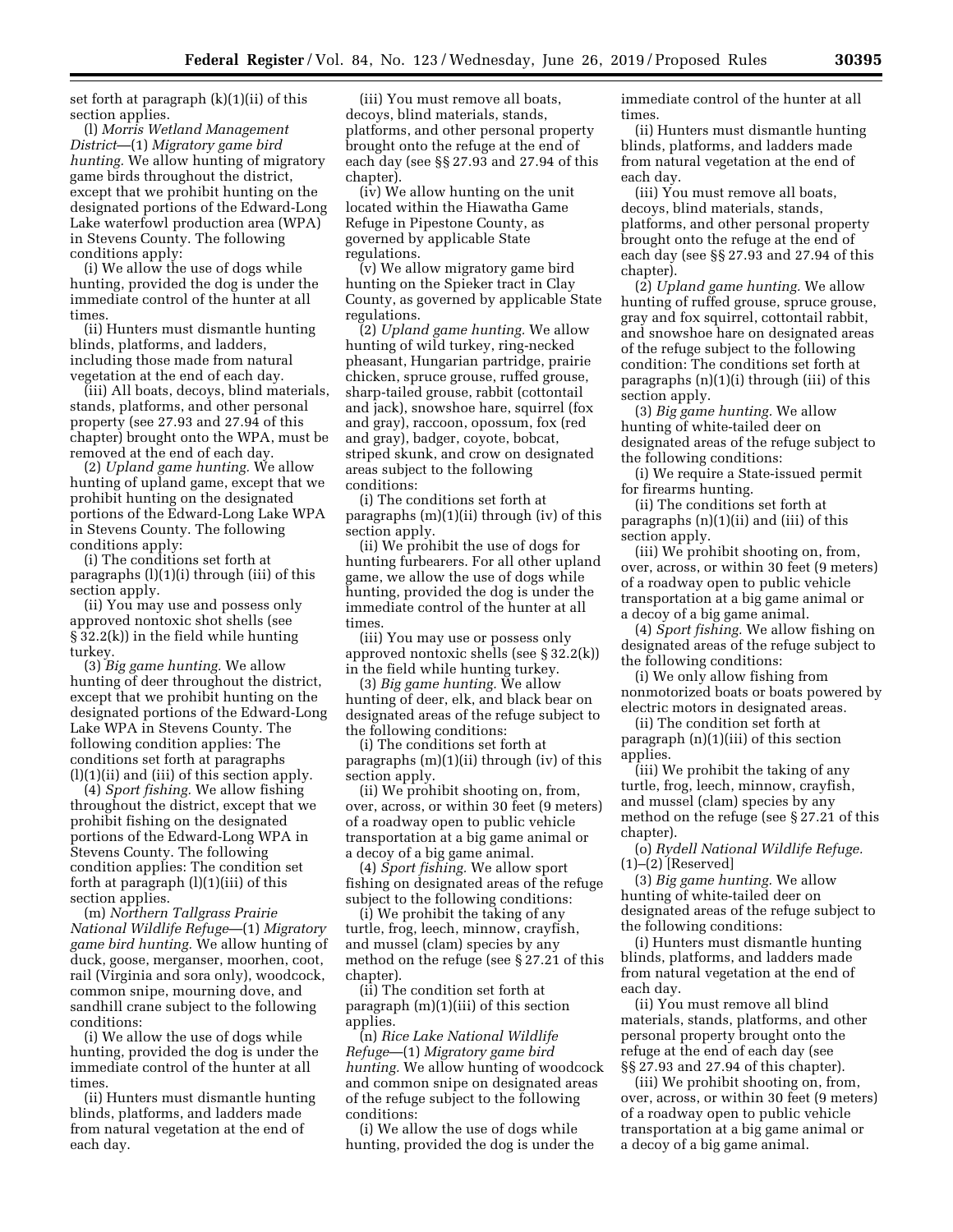set forth at paragraph (k)(1)(ii) of this section applies.

(l) *Morris Wetland Management District*—(1) *Migratory game bird hunting.* We allow hunting of migratory game birds throughout the district, except that we prohibit hunting on the designated portions of the Edward-Long Lake waterfowl production area (WPA) in Stevens County. The following conditions apply:

(i) We allow the use of dogs while hunting, provided the dog is under the immediate control of the hunter at all times.

(ii) Hunters must dismantle hunting blinds, platforms, and ladders, including those made from natural vegetation at the end of each day.

(iii) All boats, decoys, blind materials, stands, platforms, and other personal property (see 27.93 and 27.94 of this chapter) brought onto the WPA, must be removed at the end of each day.

(2) *Upland game hunting.* We allow hunting of upland game, except that we prohibit hunting on the designated portions of the Edward-Long Lake WPA in Stevens County. The following conditions apply:

(i) The conditions set forth at paragraphs (l)(1)(i) through (iii) of this section apply.

(ii) You may use and possess only approved nontoxic shot shells (see § 32.2(k)) in the field while hunting turkey.

(3) *Big game hunting.* We allow hunting of deer throughout the district, except that we prohibit hunting on the designated portions of the Edward-Long Lake WPA in Stevens County. The following condition applies: The conditions set forth at paragraphs (l)(1)(ii) and (iii) of this section apply.

(4) *Sport fishing.* We allow fishing throughout the district, except that we prohibit fishing on the designated portions of the Edward-Long WPA in Stevens County. The following condition applies: The condition set forth at paragraph (l)(1)(iii) of this section applies.

(m) *Northern Tallgrass Prairie National Wildlife Refuge*—(1) *Migratory game bird hunting.* We allow hunting of duck, goose, merganser, moorhen, coot, rail (Virginia and sora only), woodcock, common snipe, mourning dove, and sandhill crane subject to the following conditions:

(i) We allow the use of dogs while hunting, provided the dog is under the immediate control of the hunter at all times.

(ii) Hunters must dismantle hunting blinds, platforms, and ladders made from natural vegetation at the end of each day.

(iii) You must remove all boats, decoys, blind materials, stands, platforms, and other personal property brought onto the refuge at the end of each day (see §§ 27.93 and 27.94 of this chapter).

(iv) We allow hunting on the unit located within the Hiawatha Game Refuge in Pipestone County, as governed by applicable State regulations.

(v) We allow migratory game bird hunting on the Spieker tract in Clay County, as governed by applicable State regulations.

(2) *Upland game hunting.* We allow hunting of wild turkey, ring-necked pheasant, Hungarian partridge, prairie chicken, spruce grouse, ruffed grouse, sharp-tailed grouse, rabbit (cottontail and jack), snowshoe hare, squirrel (fox and gray), raccoon, opossum, fox (red and gray), badger, coyote, bobcat, striped skunk, and crow on designated areas subject to the following conditions:

(i) The conditions set forth at paragraphs (m)(1)(ii) through (iv) of this section apply.

(ii) We prohibit the use of dogs for hunting furbearers. For all other upland game, we allow the use of dogs while hunting, provided the dog is under the immediate control of the hunter at all times.

(iii) You may use or possess only approved nontoxic shells (see § 32.2(k)) in the field while hunting turkey.

(3) *Big game hunting.* We allow hunting of deer, elk, and black bear on designated areas of the refuge subject to the following conditions:

(i) The conditions set forth at paragraphs (m)(1)(ii) through (iv) of this section apply.

(ii) We prohibit shooting on, from, over, across, or within 30 feet (9 meters) of a roadway open to public vehicle transportation at a big game animal or a decoy of a big game animal.

(4) *Sport fishing.* We allow sport fishing on designated areas of the refuge subject to the following conditions:

(i) We prohibit the taking of any turtle, frog, leech, minnow, crayfish, and mussel (clam) species by any method on the refuge (see § 27.21 of this chapter).

(ii) The condition set forth at paragraph (m)(1)(iii) of this section applies.

(n) *Rice Lake National Wildlife Refuge*—(1) *Migratory game bird hunting.* We allow hunting of woodcock and common snipe on designated areas of the refuge subject to the following conditions:

(i) We allow the use of dogs while hunting, provided the dog is under the immediate control of the hunter at all times.

(ii) Hunters must dismantle hunting blinds, platforms, and ladders made from natural vegetation at the end of each day.

(iii) You must remove all boats, decoys, blind materials, stands, platforms, and other personal property brought onto the refuge at the end of each day (see §§ 27.93 and 27.94 of this chapter).

(2) *Upland game hunting.* We allow hunting of ruffed grouse, spruce grouse, gray and fox squirrel, cottontail rabbit, and snowshoe hare on designated areas of the refuge subject to the following condition: The conditions set forth at paragraphs (n)(1)(i) through (iii) of this section apply.

(3) *Big game hunting.* We allow hunting of white-tailed deer on designated areas of the refuge subject to the following conditions:

(i) We require a State-issued permit for firearms hunting.

(ii) The conditions set forth at paragraphs (n)(1)(ii) and (iii) of this section apply.

(iii) We prohibit shooting on, from, over, across, or within 30 feet (9 meters) of a roadway open to public vehicle transportation at a big game animal or a decoy of a big game animal.

(4) *Sport fishing.* We allow fishing on designated areas of the refuge subject to the following conditions:

(i) We only allow fishing from nonmotorized boats or boats powered by electric motors in designated areas.

(ii) The condition set forth at paragraph (n)(1)(iii) of this section applies.

(iii) We prohibit the taking of any turtle, frog, leech, minnow, crayfish, and mussel (clam) species by any method on the refuge (see § 27.21 of this chapter).

(o) *Rydell National Wildlife Refuge.* (1)–(2) [Reserved]

(3) *Big game hunting.* We allow hunting of white-tailed deer on designated areas of the refuge subject to the following conditions:

(i) Hunters must dismantle hunting blinds, platforms, and ladders made from natural vegetation at the end of each day.

(ii) You must remove all blind materials, stands, platforms, and other personal property brought onto the refuge at the end of each day (see §§ 27.93 and 27.94 of this chapter).

(iii) We prohibit shooting on, from, over, across, or within 30 feet (9 meters) of a roadway open to public vehicle transportation at a big game animal or a decoy of a big game animal.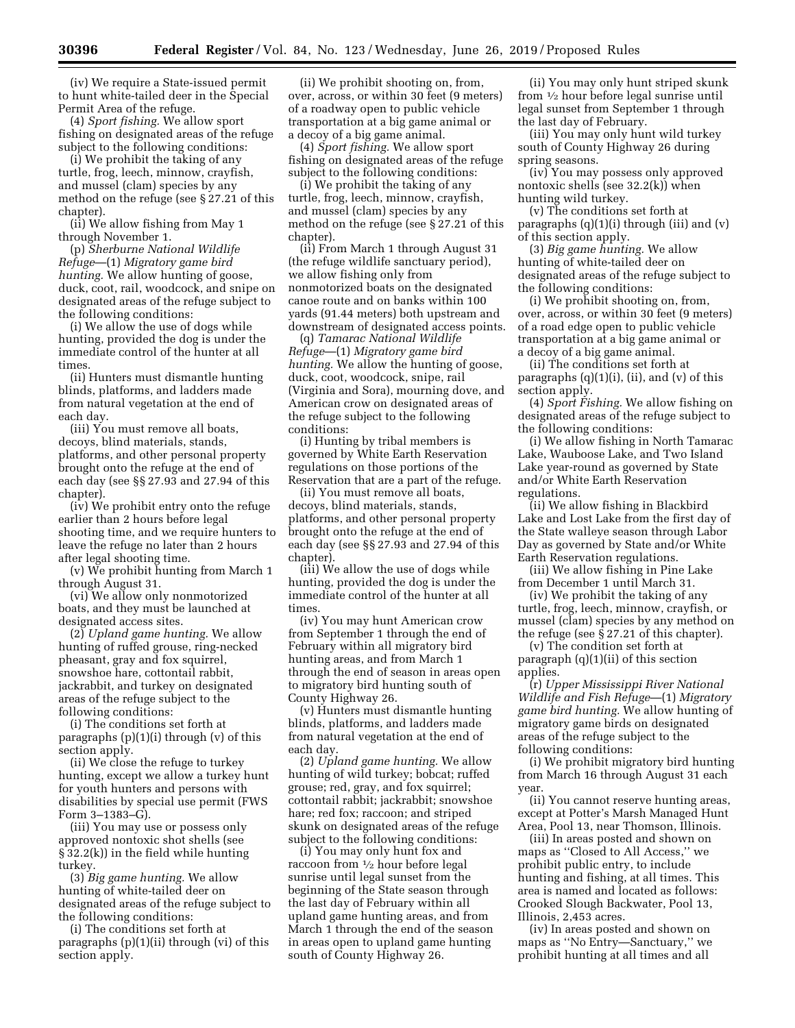(iv) We require a State-issued permit to hunt white-tailed deer in the Special Permit Area of the refuge.

(4) *Sport fishing.* We allow sport fishing on designated areas of the refuge subject to the following conditions:

(i) We prohibit the taking of any turtle, frog, leech, minnow, crayfish, and mussel (clam) species by any method on the refuge (see § 27.21 of this chapter).

(ii) We allow fishing from May 1 through November 1.

(p) *Sherburne National Wildlife Refuge*—(1) *Migratory game bird hunting.* We allow hunting of goose, duck, coot, rail, woodcock, and snipe on designated areas of the refuge subject to the following conditions:

(i) We allow the use of dogs while hunting, provided the dog is under the immediate control of the hunter at all times.

(ii) Hunters must dismantle hunting blinds, platforms, and ladders made from natural vegetation at the end of each day.

(iii) You must remove all boats, decoys, blind materials, stands, platforms, and other personal property brought onto the refuge at the end of each day (see §§ 27.93 and 27.94 of this chapter).

(iv) We prohibit entry onto the refuge earlier than 2 hours before legal shooting time, and we require hunters to leave the refuge no later than 2 hours after legal shooting time.

(v) We prohibit hunting from March 1 through August 31.

(vi) We allow only nonmotorized boats, and they must be launched at designated access sites.

(2) *Upland game hunting.* We allow hunting of ruffed grouse, ring-necked pheasant, gray and fox squirrel, snowshoe hare, cottontail rabbit, jackrabbit, and turkey on designated areas of the refuge subject to the following conditions:

(i) The conditions set forth at paragraphs (p)(1)(i) through (v) of this section apply.

(ii) We close the refuge to turkey hunting, except we allow a turkey hunt for youth hunters and persons with disabilities by special use permit (FWS Form 3–1383–G).

(iii) You may use or possess only approved nontoxic shot shells (see § 32.2(k)) in the field while hunting turkey.

(3) *Big game hunting.* We allow hunting of white-tailed deer on designated areas of the refuge subject to the following conditions:

(i) The conditions set forth at paragraphs (p)(1)(ii) through (vi) of this section apply.

(ii) We prohibit shooting on, from, over, across, or within 30 feet (9 meters) of a roadway open to public vehicle transportation at a big game animal or a decoy of a big game animal.

(4) *Sport fishing.* We allow sport fishing on designated areas of the refuge subject to the following conditions:

(i) We prohibit the taking of any turtle, frog, leech, minnow, crayfish, and mussel (clam) species by any method on the refuge (see § 27.21 of this chapter).

(ii) From March 1 through August 31 (the refuge wildlife sanctuary period), we allow fishing only from nonmotorized boats on the designated canoe route and on banks within 100 yards (91.44 meters) both upstream and downstream of designated access points.

(q) *Tamarac National Wildlife Refuge*—(1) *Migratory game bird hunting.* We allow the hunting of goose, duck, coot, woodcock, snipe, rail (Virginia and Sora), mourning dove, and American crow on designated areas of the refuge subject to the following conditions:

(i) Hunting by tribal members is governed by White Earth Reservation regulations on those portions of the Reservation that are a part of the refuge.

(ii) You must remove all boats, decoys, blind materials, stands, platforms, and other personal property brought onto the refuge at the end of each day (see §§ 27.93 and 27.94 of this chapter).

(iii) We allow the use of dogs while hunting, provided the dog is under the immediate control of the hunter at all times.

(iv) You may hunt American crow from September 1 through the end of February within all migratory bird hunting areas, and from March 1 through the end of season in areas open to migratory bird hunting south of County Highway 26.

(v) Hunters must dismantle hunting blinds, platforms, and ladders made from natural vegetation at the end of each day.

(2) *Upland game hunting.* We allow hunting of wild turkey; bobcat; ruffed grouse; red, gray, and fox squirrel; cottontail rabbit; jackrabbit; snowshoe hare; red fox; raccoon; and striped skunk on designated areas of the refuge subject to the following conditions:

(i) You may only hunt fox and raccoon from ½ hour before legal sunrise until legal sunset from the beginning of the State season through the last day of February within all upland game hunting areas, and from March 1 through the end of the season in areas open to upland game hunting south of County Highway 26.

(ii) You may only hunt striped skunk from ½ hour before legal sunrise until legal sunset from September 1 through the last day of February.

(iii) You may only hunt wild turkey south of County Highway 26 during spring seasons.

(iv) You may possess only approved nontoxic shells (see 32.2(k)) when hunting wild turkey.

(v) The conditions set forth at paragraphs (q)(1)(i) through (iii) and (v) of this section apply.

(3) *Big game hunting.* We allow hunting of white-tailed deer on designated areas of the refuge subject to the following conditions:

(i) We prohibit shooting on, from, over, across, or within 30 feet (9 meters) of a road edge open to public vehicle transportation at a big game animal or a decoy of a big game animal.

(ii) The conditions set forth at paragraphs (q)(1)(i), (ii), and (v) of this section apply.

(4) *Sport Fishing.* We allow fishing on designated areas of the refuge subject to the following conditions:

(i) We allow fishing in North Tamarac Lake, Wauboose Lake, and Two Island Lake year-round as governed by State and/or White Earth Reservation regulations.

(ii) We allow fishing in Blackbird Lake and Lost Lake from the first day of the State walleye season through Labor Day as governed by State and/or White Earth Reservation regulations.

(iii) We allow fishing in Pine Lake from December 1 until March 31.

(iv) We prohibit the taking of any turtle, frog, leech, minnow, crayfish, or mussel (clam) species by any method on the refuge (see § 27.21 of this chapter).

(v) The condition set forth at paragraph (q)(1)(ii) of this section applies.

(r) *Upper Mississippi River National Wildlife and Fish Refuge*—(1) *Migratory game bird hunting.* We allow hunting of migratory game birds on designated areas of the refuge subject to the following conditions:

(i) We prohibit migratory bird hunting from March 16 through August 31 each year.

(ii) You cannot reserve hunting areas, except at Potter's Marsh Managed Hunt Area, Pool 13, near Thomson, Illinois.

(iii) In areas posted and shown on maps as ''Closed to All Access,'' we prohibit public entry, to include hunting and fishing, at all times. This area is named and located as follows: Crooked Slough Backwater, Pool 13, Illinois, 2,453 acres.

(iv) In areas posted and shown on maps as ''No Entry—Sanctuary,'' we prohibit hunting at all times and all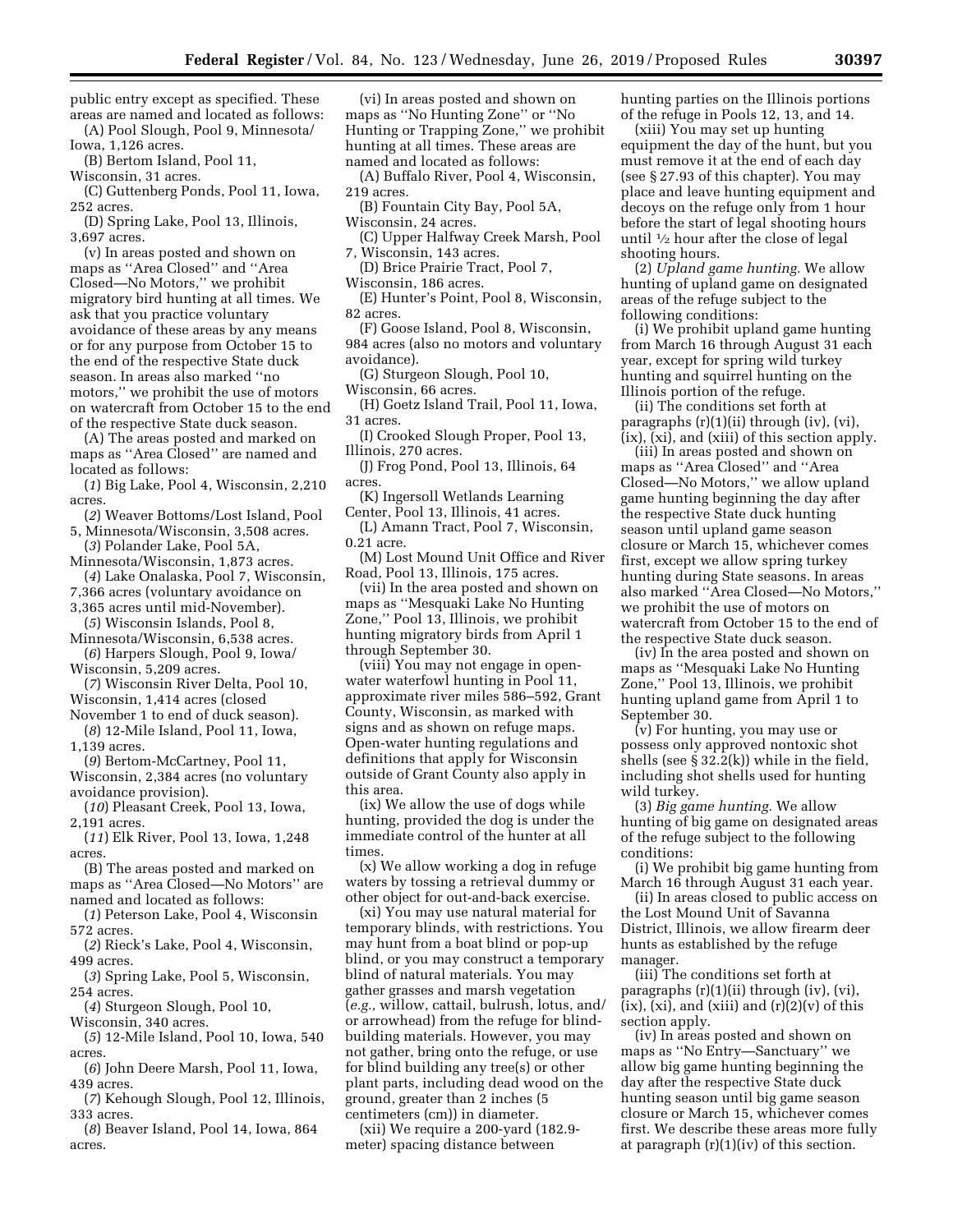public entry except as specified. These areas are named and located as follows:

(A) Pool Slough, Pool 9, Minnesota/Iowa, 1,126 acres.

(B) Bertom Island, Pool 11, Wisconsin, 31 acres.

(C) Guttenberg Ponds, Pool 11, Iowa, 252 acres.

(D) Spring Lake, Pool 13, Illinois, 3,697 acres.

(v) In areas posted and shown on maps as ''Area Closed'' and ''Area Closed—No Motors,'' we prohibit migratory bird hunting at all times. We ask that you practice voluntary avoidance of these areas by any means or for any purpose from October 15 to the end of the respective State duck season. In areas also marked ''no motors,'' we prohibit the use of motors on watercraft from October 15 to the end of the respective State duck season.

(A) The areas posted and marked on maps as ''Area Closed'' are named and located as follows:

(*1*) Big Lake, Pool 4, Wisconsin, 2,210 acres.

(*2*) Weaver Bottoms/Lost Island, Pool 5, Minnesota/Wisconsin, 3,508 acres.

(*3*) Polander Lake, Pool 5A, Minnesota/Wisconsin, 1,873 acres.

(*4*) Lake Onalaska, Pool 7, Wisconsin, 7,366 acres (voluntary avoidance on 3,365 acres until mid-November).

(*5*) Wisconsin Islands, Pool 8, Minnesota/Wisconsin, 6,538 acres.

(*6*) Harpers Slough, Pool 9, Iowa/Wisconsin, 5,209 acres.

(*7*) Wisconsin River Delta, Pool 10, Wisconsin, 1,414 acres (closed November 1 to end of duck season).

(*8*) 12-Mile Island, Pool 11, Iowa, 1,139 acres.

(*9*) Bertom-McCartney, Pool 11, Wisconsin, 2,384 acres (no voluntary avoidance provision).

(*10*) Pleasant Creek, Pool 13, Iowa, 2,191 acres.

(*11*) Elk River, Pool 13, Iowa, 1,248 acres.

(B) The areas posted and marked on maps as ''Area Closed—No Motors'' are named and located as follows:

(*1*) Peterson Lake, Pool 4, Wisconsin 572 acres.

(*2*) Rieck's Lake, Pool 4, Wisconsin, 499 acres.

(*3*) Spring Lake, Pool 5, Wisconsin, 254 acres.

(*4*) Sturgeon Slough, Pool 10, Wisconsin, 340 acres.

(*5*) 12-Mile Island, Pool 10, Iowa, 540 acres.

(*6*) John Deere Marsh, Pool 11, Iowa, 439 acres.

(*7*) Kehough Slough, Pool 12, Illinois, 333 acres.

(*8*) Beaver Island, Pool 14, Iowa, 864 acres.

(vi) In areas posted and shown on maps as ''No Hunting Zone'' or ''No Hunting or Trapping Zone,'' we prohibit hunting at all times. These areas are named and located as follows:

(A) Buffalo River, Pool 4, Wisconsin, 219 acres.

(B) Fountain City Bay, Pool 5A, Wisconsin, 24 acres.

(C) Upper Halfway Creek Marsh, Pool 7, Wisconsin, 143 acres.

(D) Brice Prairie Tract, Pool 7, Wisconsin, 186 acres.

(E) Hunter's Point, Pool 8, Wisconsin, 82 acres.

(F) Goose Island, Pool 8, Wisconsin, 984 acres (also no motors and voluntary avoidance).

(G) Sturgeon Slough, Pool 10, Wisconsin, 66 acres.

(H) Goetz Island Trail, Pool 11, Iowa, 31 acres.

(I) Crooked Slough Proper, Pool 13, Illinois, 270 acres.

(J) Frog Pond, Pool 13, Illinois, 64 acres.

(K) Ingersoll Wetlands Learning Center, Pool 13, Illinois, 41 acres.

(L) Amann Tract, Pool 7, Wisconsin, 0.21 acre.

(M) Lost Mound Unit Office and River Road, Pool 13, Illinois, 175 acres.

(vii) In the area posted and shown on maps as ''Mesquaki Lake No Hunting Zone,'' Pool 13, Illinois, we prohibit hunting migratory birds from April 1 through September 30.

(viii) You may not engage in open-water waterfowl hunting in Pool 11, approximate river miles 586–592, Grant County, Wisconsin, as marked with signs and as shown on refuge maps. Open-water hunting regulations and definitions that apply for Wisconsin outside of Grant County also apply in this area.

(ix) We allow the use of dogs while hunting, provided the dog is under the immediate control of the hunter at all times.

(x) We allow working a dog in refuge waters by tossing a retrieval dummy or other object for out-and-back exercise.

(xi) You may use natural material for temporary blinds, with restrictions. You may hunt from a boat blind or pop-up blind, or you may construct a temporary blind of natural materials. You may gather grasses and marsh vegetation (*e.g.,* willow, cattail, bulrush, lotus, and/or arrowhead) from the refuge for blind-building materials. However, you may not gather, bring onto the refuge, or use for blind building any tree(s) or other plant parts, including dead wood on the ground, greater than 2 inches (5 centimeters (cm)) in diameter.

(xii) We require a 200-yard (182.9-meter) spacing distance between hunting parties on the Illinois portions of the refuge in Pools 12, 13, and 14.

(xiii) You may set up hunting equipment the day of the hunt, but you must remove it at the end of each day (see § 27.93 of this chapter). You may place and leave hunting equipment and decoys on the refuge only from 1 hour before the start of legal shooting hours until ½ hour after the close of legal shooting hours.

(2) *Upland game hunting.* We allow hunting of upland game on designated areas of the refuge subject to the following conditions:

(i) We prohibit upland game hunting from March 16 through August 31 each year, except for spring wild turkey hunting and squirrel hunting on the Illinois portion of the refuge.

(ii) The conditions set forth at paragraphs (r)(1)(ii) through (iv), (vi), (ix), (xi), and (xiii) of this section apply.

(iii) In areas posted and shown on maps as ''Area Closed'' and ''Area Closed—No Motors,'' we allow upland game hunting beginning the day after the respective State duck hunting season until upland game season closure or March 15, whichever comes first, except we allow spring turkey hunting during State seasons. In areas also marked ''Area Closed—No Motors,'' we prohibit the use of motors on watercraft from October 15 to the end of the respective State duck season.

(iv) In the area posted and shown on maps as ''Mesquaki Lake No Hunting Zone,'' Pool 13, Illinois, we prohibit hunting upland game from April 1 to September 30.

(v) For hunting, you may use or possess only approved nontoxic shot shells (see § 32.2(k)) while in the field, including shot shells used for hunting wild turkey.

(3) *Big game hunting.* We allow hunting of big game on designated areas of the refuge subject to the following conditions:

(i) We prohibit big game hunting from March 16 through August 31 each year.

(ii) In areas closed to public access on the Lost Mound Unit of Savanna District, Illinois, we allow firearm deer hunts as established by the refuge manager.

(iii) The conditions set forth at paragraphs (r)(1)(ii) through (iv), (vi), (ix), (xi), and (xiii) and (r)(2)(v) of this section apply.

(iv) In areas posted and shown on maps as ''No Entry—Sanctuary'' we allow big game hunting beginning the day after the respective State duck hunting season until big game season closure or March 15, whichever comes first. We describe these areas more fully at paragraph (r)(1)(iv) of this section.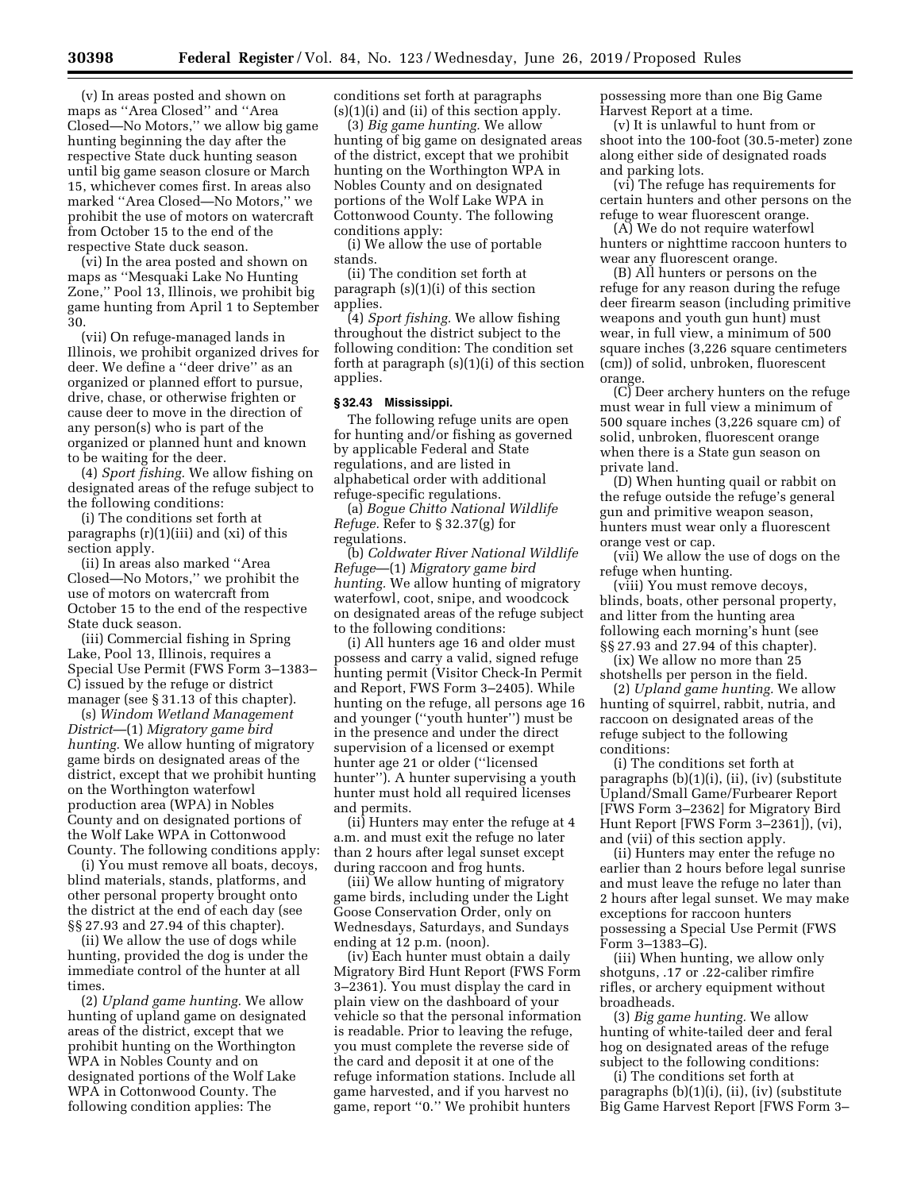(v) In areas posted and shown on maps as ''Area Closed'' and ''Area Closed—No Motors,'' we allow big game hunting beginning the day after the respective State duck hunting season until big game season closure or March 15, whichever comes first. In areas also marked ''Area Closed—No Motors,'' we prohibit the use of motors on watercraft from October 15 to the end of the respective State duck season.

(vi) In the area posted and shown on maps as ''Mesquaki Lake No Hunting Zone,'' Pool 13, Illinois, we prohibit big game hunting from April 1 to September 30.

(vii) On refuge-managed lands in Illinois, we prohibit organized drives for deer. We define a ''deer drive'' as an organized or planned effort to pursue, drive, chase, or otherwise frighten or cause deer to move in the direction of any person(s) who is part of the organized or planned hunt and known to be waiting for the deer.

(4) *Sport fishing.* We allow fishing on designated areas of the refuge subject to the following conditions:

(i) The conditions set forth at paragraphs (r)(1)(iii) and (xi) of this section apply.

(ii) In areas also marked ''Area Closed—No Motors,'' we prohibit the use of motors on watercraft from October 15 to the end of the respective State duck season.

(iii) Commercial fishing in Spring Lake, Pool 13, Illinois, requires a Special Use Permit (FWS Form 3–1383–C) issued by the refuge or district manager (see § 31.13 of this chapter).

(s) *Windom Wetland Management District*—(1) *Migratory game bird hunting.* We allow hunting of migratory game birds on designated areas of the district, except that we prohibit hunting on the Worthington waterfowl production area (WPA) in Nobles County and on designated portions of the Wolf Lake WPA in Cottonwood County. The following conditions apply:

(i) You must remove all boats, decoys, blind materials, stands, platforms, and other personal property brought onto the district at the end of each day (see §§ 27.93 and 27.94 of this chapter).

(ii) We allow the use of dogs while hunting, provided the dog is under the immediate control of the hunter at all times.

(2) *Upland game hunting.* We allow hunting of upland game on designated areas of the district, except that we prohibit hunting on the Worthington WPA in Nobles County and on designated portions of the Wolf Lake WPA in Cottonwood County. The following condition applies: The conditions set forth at paragraphs (s)(1)(i) and (ii) of this section apply.

(3) *Big game hunting.* We allow hunting of big game on designated areas of the district, except that we prohibit hunting on the Worthington WPA in Nobles County and on designated portions of the Wolf Lake WPA in Cottonwood County. The following conditions apply:

(i) We allow the use of portable stands.

(ii) The condition set forth at paragraph (s)(1)(i) of this section applies.

(4) *Sport fishing.* We allow fishing throughout the district subject to the following condition: The condition set forth at paragraph (s)(1)(i) of this section applies.

## § 32.43 Mississippi.

The following refuge units are open for hunting and/or fishing as governed by applicable Federal and State regulations, and are listed in alphabetical order with additional refuge-specific regulations.

(a) *Bogue Chitto National Wildlife Refuge.* Refer to § 32.37(g) for regulations.

(b) *Coldwater River National Wildlife Refuge*—(1) *Migratory game bird hunting.* We allow hunting of migratory waterfowl, coot, snipe, and woodcock on designated areas of the refuge subject to the following conditions:

(i) All hunters age 16 and older must possess and carry a valid, signed refuge hunting permit (Visitor Check-In Permit and Report, FWS Form 3–2405). While hunting on the refuge, all persons age 16 and younger (''youth hunter'') must be in the presence and under the direct supervision of a licensed or exempt hunter age 21 or older (''licensed hunter''). A hunter supervising a youth hunter must hold all required licenses and permits.

(ii) Hunters may enter the refuge at 4 a.m. and must exit the refuge no later than 2 hours after legal sunset except during raccoon and frog hunts.

(iii) We allow hunting of migratory game birds, including under the Light Goose Conservation Order, only on Wednesdays, Saturdays, and Sundays ending at 12 p.m. (noon).

(iv) Each hunter must obtain a daily Migratory Bird Hunt Report (FWS Form 3–2361). You must display the card in plain view on the dashboard of your vehicle so that the personal information is readable. Prior to leaving the refuge, you must complete the reverse side of the card and deposit it at one of the refuge information stations. Include all game harvested, and if you harvest no game, report ''0.'' We prohibit hunters possessing more than one Big Game Harvest Report at a time.

(v) It is unlawful to hunt from or shoot into the 100-foot (30.5-meter) zone along either side of designated roads and parking lots.

(vi) The refuge has requirements for certain hunters and other persons on the refuge to wear fluorescent orange.

(A) We do not require waterfowl hunters or nighttime raccoon hunters to wear any fluorescent orange.

(B) All hunters or persons on the refuge for any reason during the refuge deer firearm season (including primitive weapons and youth gun hunt) must wear, in full view, a minimum of 500 square inches (3,226 square centimeters (cm)) of solid, unbroken, fluorescent orange.

(C) Deer archery hunters on the refuge must wear in full view a minimum of 500 square inches (3,226 square cm) of solid, unbroken, fluorescent orange when there is a State gun season on private land.

(D) When hunting quail or rabbit on the refuge outside the refuge's general gun and primitive weapon season, hunters must wear only a fluorescent orange vest or cap.

(vii) We allow the use of dogs on the refuge when hunting.

(viii) You must remove decoys, blinds, boats, other personal property, and litter from the hunting area following each morning's hunt (see §§ 27.93 and 27.94 of this chapter).

(ix) We allow no more than 25 shotshells per person in the field.

(2) *Upland game hunting.* We allow hunting of squirrel, rabbit, nutria, and raccoon on designated areas of the refuge subject to the following conditions:

(i) The conditions set forth at paragraphs (b)(1)(i), (ii), (iv) (substitute Upland/Small Game/Furbearer Report [FWS Form 3–2362] for Migratory Bird Hunt Report [FWS Form 3–2361]), (vi), and (vii) of this section apply.

(ii) Hunters may enter the refuge no earlier than 2 hours before legal sunrise and must leave the refuge no later than 2 hours after legal sunset. We may make exceptions for raccoon hunters possessing a Special Use Permit (FWS Form 3–1383–G).

(iii) When hunting, we allow only shotguns, .17 or .22-caliber rimfire rifles, or archery equipment without broadheads.

(3) *Big game hunting.* We allow hunting of white-tailed deer and feral hog on designated areas of the refuge subject to the following conditions:

(i) The conditions set forth at paragraphs (b)(1)(i), (ii), (iv) (substitute Big Game Harvest Report [FWS Form 3–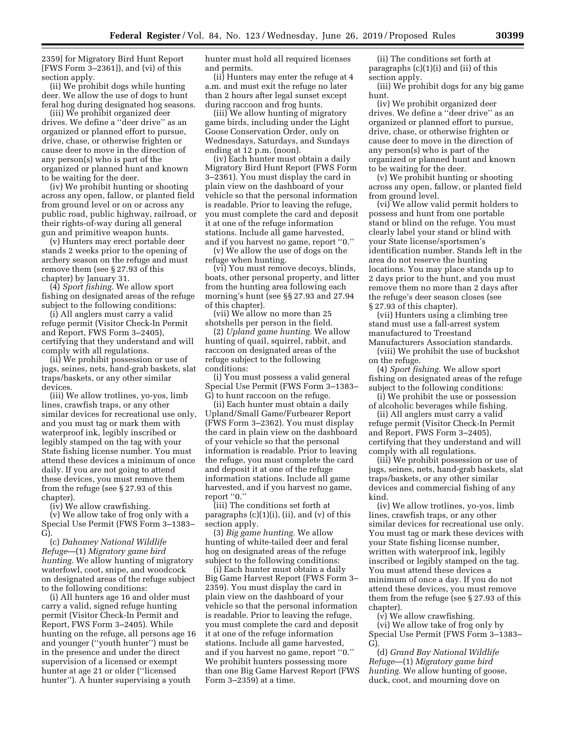2359] for Migratory Bird Hunt Report [FWS Form 3–2361]), and (vi) of this section apply.

(ii) We prohibit dogs while hunting deer. We allow the use of dogs to hunt feral hog during designated hog seasons.

(iii) We prohibit organized deer drives. We define a ''deer drive'' as an organized or planned effort to pursue, drive, chase, or otherwise frighten or cause deer to move in the direction of any person(s) who is part of the organized or planned hunt and known to be waiting for the deer.

(iv) We prohibit hunting or shooting across any open, fallow, or planted field from ground level or on or across any public road, public highway, railroad, or their rights-of-way during all general gun and primitive weapon hunts.

(v) Hunters may erect portable deer stands 2 weeks prior to the opening of archery season on the refuge and must remove them (see § 27.93 of this chapter) by January 31.

(4) *Sport fishing.* We allow sport fishing on designated areas of the refuge subject to the following conditions:

(i) All anglers must carry a valid refuge permit (Visitor Check-In Permit and Report, FWS Form 3–2405), certifying that they understand and will comply with all regulations.

(ii) We prohibit possession or use of jugs, seines, nets, hand-grab baskets, slat traps/baskets, or any other similar devices.

(iii) We allow trotlines, yo-yos, limb lines, crawfish traps, or any other similar devices for recreational use only, and you must tag or mark them with waterproof ink, legibly inscribed or legibly stamped on the tag with your State fishing license number. You must attend these devices a minimum of once daily. If you are not going to attend these devices, you must remove them from the refuge (see § 27.93 of this chapter).

(iv) We allow crawfishing.

(v) We allow take of frog only with a Special Use Permit (FWS Form 3–1383–G).

(c) *Dahomey National Wildlife Refuge*—(1) *Migratory game bird hunting.* We allow hunting of migratory waterfowl, coot, snipe, and woodcock on designated areas of the refuge subject to the following conditions:

(i) All hunters age 16 and older must carry a valid, signed refuge hunting permit (Visitor Check-In Permit and Report, FWS Form 3–2405). While hunting on the refuge, all persons age 16 and younger (''youth hunter'') must be in the presence and under the direct supervision of a licensed or exempt hunter at age 21 or older (''licensed hunter''). A hunter supervising a youth hunter must hold all required licenses and permits.

(ii) Hunters may enter the refuge at 4 a.m. and must exit the refuge no later than 2 hours after legal sunset except during raccoon and frog hunts.

(iii) We allow hunting of migratory game birds, including under the Light Goose Conservation Order, only on Wednesdays, Saturdays, and Sundays ending at 12 p.m. (noon).

(iv) Each hunter must obtain a daily Migratory Bird Hunt Report (FWS Form 3–2361). You must display the card in plain view on the dashboard of your vehicle so that the personal information is readable. Prior to leaving the refuge, you must complete the card and deposit it at one of the refuge information stations. Include all game harvested, and if you harvest no game, report ''0.''

(v) We allow the use of dogs on the refuge when hunting.

(vi) You must remove decoys, blinds, boats, other personal property, and litter from the hunting area following each morning's hunt (see §§ 27.93 and 27.94 of this chapter).

(vii) We allow no more than 25 shotshells per person in the field.

(2) *Upland game hunting.* We allow hunting of quail, squirrel, rabbit, and raccoon on designated areas of the refuge subject to the following conditions:

(i) You must possess a valid general Special Use Permit (FWS Form 3–1383–G) to hunt raccoon on the refuge.

(ii) Each hunter must obtain a daily Upland/Small Game/Furbearer Report (FWS Form 3–2362). You must display the card in plain view on the dashboard of your vehicle so that the personal information is readable. Prior to leaving the refuge, you must complete the card and deposit it at one of the refuge information stations. Include all game harvested, and if you harvest no game, report ''0.''

(iii) The conditions set forth at paragraphs (c)(1)(i), (ii), and (v) of this section apply.

(3) *Big game hunting.* We allow hunting of white-tailed deer and feral hog on designated areas of the refuge subject to the following conditions:

(i) Each hunter must obtain a daily Big Game Harvest Report (FWS Form 3–2359). You must display the card in plain view on the dashboard of your vehicle so that the personal information is readable. Prior to leaving the refuge, you must complete the card and deposit it at one of the refuge information stations. Include all game harvested, and if you harvest no game, report ''0.'' We prohibit hunters possessing more than one Big Game Harvest Report (FWS Form 3–2359) at a time.

(ii) The conditions set forth at paragraphs (c)(1)(i) and (ii) of this section apply.

(iii) We prohibit dogs for any big game hunt.

(iv) We prohibit organized deer drives. We define a ''deer drive'' as an organized or planned effort to pursue, drive, chase, or otherwise frighten or cause deer to move in the direction of any person(s) who is part of the organized or planned hunt and known to be waiting for the deer.

(v) We prohibit hunting or shooting across any open, fallow, or planted field from ground level.

(vi) We allow valid permit holders to possess and hunt from one portable stand or blind on the refuge. You must clearly label your stand or blind with your State license/sportsmen's identification number. Stands left in the area do not reserve the hunting locations. You may place stands up to 2 days prior to the hunt, and you must remove them no more than 2 days after the refuge's deer season closes (see § 27.93 of this chapter).

(vii) Hunters using a climbing tree stand must use a fall-arrest system manufactured to Treestand Manufacturers Association standards.

(viii) We prohibit the use of buckshot on the refuge.

(4) *Sport fishing.* We allow sport fishing on designated areas of the refuge subject to the following conditions:

(i) We prohibit the use or possession of alcoholic beverages while fishing.

(ii) All anglers must carry a valid refuge permit (Visitor Check-In Permit and Report, FWS Form 3–2405), certifying that they understand and will comply with all regulations.

(iii) We prohibit possession or use of jugs, seines, nets, hand-grab baskets, slat traps/baskets, or any other similar devices and commercial fishing of any kind.

(iv) We allow trotlines, yo-yos, limb lines, crawfish traps, or any other similar devices for recreational use only. You must tag or mark these devices with your State fishing license number, written with waterproof ink, legibly inscribed or legibly stamped on the tag. You must attend these devices a minimum of once a day. If you do not attend these devices, you must remove them from the refuge (see § 27.93 of this chapter).

(v) We allow crawfishing.

(vi) We allow take of frog only by Special Use Permit (FWS Form 3–1383–G).

(d) *Grand Bay National Wildlife Refuge*—(1) *Migratory game bird hunting.* We allow hunting of goose, duck, coot, and mourning dove on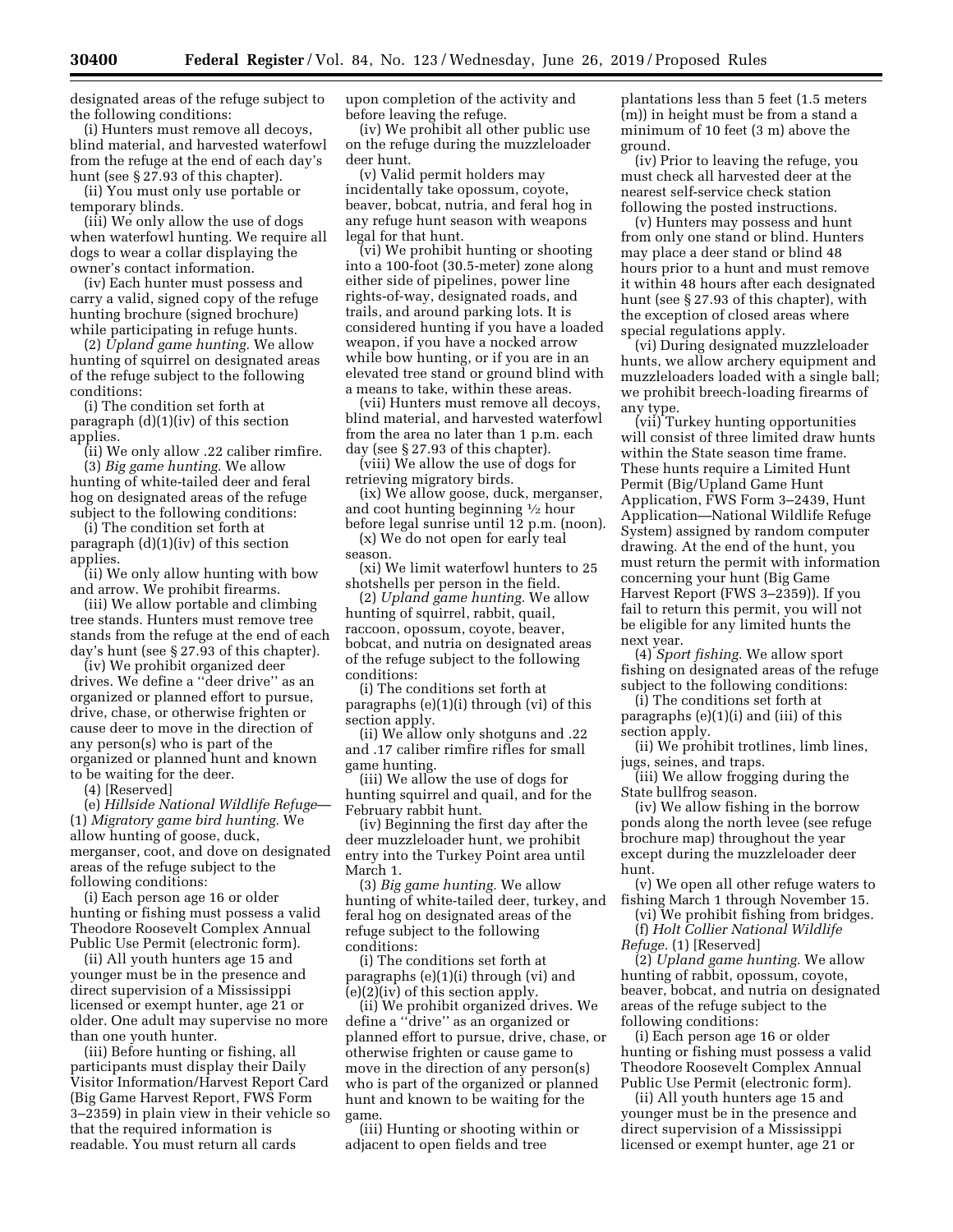designated areas of the refuge subject to the following conditions:

(i) Hunters must remove all decoys, blind material, and harvested waterfowl from the refuge at the end of each day's hunt (see § 27.93 of this chapter).

(ii) You must only use portable or temporary blinds.

(iii) We only allow the use of dogs when waterfowl hunting. We require all dogs to wear a collar displaying the owner's contact information.

(iv) Each hunter must possess and carry a valid, signed copy of the refuge hunting brochure (signed brochure) while participating in refuge hunts.

(2) *Upland game hunting.* We allow hunting of squirrel on designated areas of the refuge subject to the following conditions:

(i) The condition set forth at paragraph (d)(1)(iv) of this section applies.

(ii) We only allow .22 caliber rimfire.

(3) *Big game hunting.* We allow hunting of white-tailed deer and feral hog on designated areas of the refuge subject to the following conditions:

(i) The condition set forth at paragraph (d)(1)(iv) of this section applies.

(ii) We only allow hunting with bow and arrow. We prohibit firearms.

(iii) We allow portable and climbing tree stands. Hunters must remove tree stands from the refuge at the end of each day's hunt (see § 27.93 of this chapter).

(iv) We prohibit organized deer drives. We define a ''deer drive'' as an organized or planned effort to pursue, drive, chase, or otherwise frighten or cause deer to move in the direction of any person(s) who is part of the organized or planned hunt and known to be waiting for the deer.

(4) [Reserved]

(e) *Hillside National Wildlife Refuge*—(1) *Migratory game bird hunting.* We allow hunting of goose, duck, merganser, coot, and dove on designated areas of the refuge subject to the following conditions:

(i) Each person age 16 or older hunting or fishing must possess a valid Theodore Roosevelt Complex Annual Public Use Permit (electronic form).

(ii) All youth hunters age 15 and younger must be in the presence and direct supervision of a Mississippi licensed or exempt hunter, age 21 or older. One adult may supervise no more than one youth hunter.

(iii) Before hunting or fishing, all participants must display their Daily Visitor Information/Harvest Report Card (Big Game Harvest Report, FWS Form 3–2359) in plain view in their vehicle so that the required information is readable. You must return all cards upon completion of the activity and before leaving the refuge.

(iv) We prohibit all other public use on the refuge during the muzzleloader deer hunt.

(v) Valid permit holders may incidentally take opossum, coyote, beaver, bobcat, nutria, and feral hog in any refuge hunt season with weapons legal for that hunt.

(vi) We prohibit hunting or shooting into a 100-foot (30.5-meter) zone along either side of pipelines, power line rights-of-way, designated roads, and trails, and around parking lots. It is considered hunting if you have a loaded weapon, if you have a nocked arrow while bow hunting, or if you are in an elevated tree stand or ground blind with a means to take, within these areas.

(vii) Hunters must remove all decoys, blind material, and harvested waterfowl from the area no later than 1 p.m. each day (see § 27.93 of this chapter).

(viii) We allow the use of dogs for retrieving migratory birds.

(ix) We allow goose, duck, merganser, and coot hunting beginning ½ hour before legal sunrise until 12 p.m. (noon).

(x) We do not open for early teal season.

(xi) We limit waterfowl hunters to 25 shotshells per person in the field.

(2) *Upland game hunting.* We allow hunting of squirrel, rabbit, quail, raccoon, opossum, coyote, beaver, bobcat, and nutria on designated areas of the refuge subject to the following conditions:

(i) The conditions set forth at paragraphs (e)(1)(i) through (vi) of this section apply.

(ii) We allow only shotguns and .22 and .17 caliber rimfire rifles for small game hunting.

(iii) We allow the use of dogs for hunting squirrel and quail, and for the February rabbit hunt.

(iv) Beginning the first day after the deer muzzleloader hunt, we prohibit entry into the Turkey Point area until March 1.

(3) *Big game hunting.* We allow hunting of white-tailed deer, turkey, and feral hog on designated areas of the refuge subject to the following conditions:

(i) The conditions set forth at paragraphs (e)(1)(i) through (vi) and (e)(2)(iv) of this section apply.

(ii) We prohibit organized drives. We define a ''drive'' as an organized or planned effort to pursue, drive, chase, or otherwise frighten or cause game to move in the direction of any person(s) who is part of the organized or planned hunt and known to be waiting for the game.

(iii) Hunting or shooting within or adjacent to open fields and tree plantations less than 5 feet (1.5 meters (m)) in height must be from a stand a minimum of 10 feet (3 m) above the ground.

(iv) Prior to leaving the refuge, you must check all harvested deer at the nearest self-service check station following the posted instructions.

(v) Hunters may possess and hunt from only one stand or blind. Hunters may place a deer stand or blind 48 hours prior to a hunt and must remove it within 48 hours after each designated hunt (see § 27.93 of this chapter), with the exception of closed areas where special regulations apply.

(vi) During designated muzzleloader hunts, we allow archery equipment and muzzleloaders loaded with a single ball; we prohibit breech-loading firearms of any type.

(vii) Turkey hunting opportunities will consist of three limited draw hunts within the State season time frame. These hunts require a Limited Hunt Permit (Big/Upland Game Hunt Application, FWS Form 3–2439, Hunt Application—National Wildlife Refuge System) assigned by random computer drawing. At the end of the hunt, you must return the permit with information concerning your hunt (Big Game Harvest Report (FWS 3–2359)). If you fail to return this permit, you will not be eligible for any limited hunts the next year.

(4) *Sport fishing.* We allow sport fishing on designated areas of the refuge subject to the following conditions:

(i) The conditions set forth at paragraphs (e)(1)(i) and (iii) of this section apply.

(ii) We prohibit trotlines, limb lines, jugs, seines, and traps.

(iii) We allow frogging during the State bullfrog season.

(iv) We allow fishing in the borrow ponds along the north levee (see refuge brochure map) throughout the year except during the muzzleloader deer hunt.

(v) We open all other refuge waters to fishing March 1 through November 15.

(vi) We prohibit fishing from bridges.

(f) *Holt Collier National Wildlife Refuge.* (1) [Reserved]

(2) *Upland game hunting.* We allow hunting of rabbit, opossum, coyote, beaver, bobcat, and nutria on designated areas of the refuge subject to the following conditions:

(i) Each person age 16 or older hunting or fishing must possess a valid Theodore Roosevelt Complex Annual Public Use Permit (electronic form).

(ii) All youth hunters age 15 and younger must be in the presence and direct supervision of a Mississippi licensed or exempt hunter, age 21 or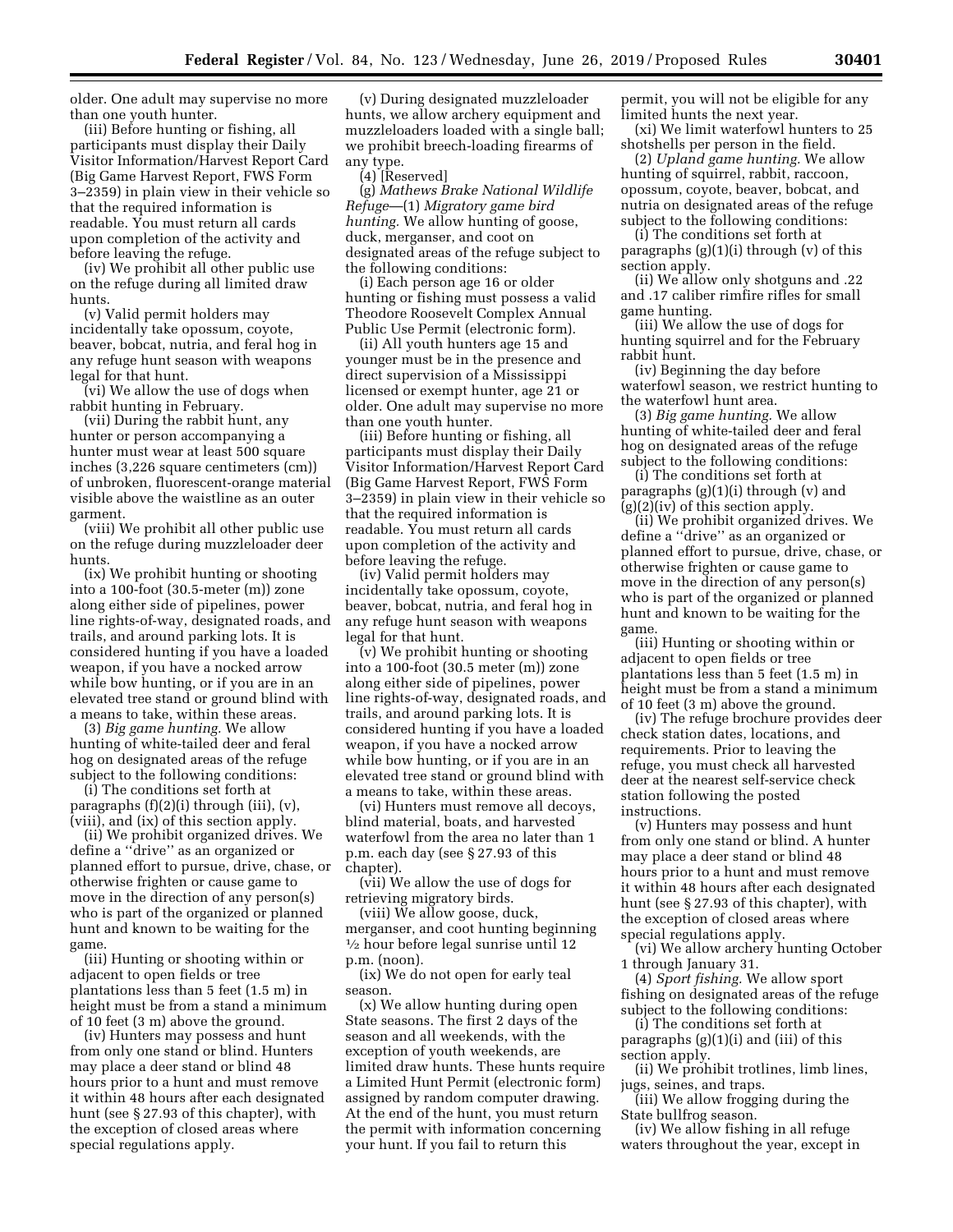older. One adult may supervise no more than one youth hunter.

(iii) Before hunting or fishing, all participants must display their Daily Visitor Information/Harvest Report Card (Big Game Harvest Report, FWS Form 3–2359) in plain view in their vehicle so that the required information is readable. You must return all cards upon completion of the activity and before leaving the refuge.

(iv) We prohibit all other public use on the refuge during all limited draw hunts.

(v) Valid permit holders may incidentally take opossum, coyote, beaver, bobcat, nutria, and feral hog in any refuge hunt season with weapons legal for that hunt.

(vi) We allow the use of dogs when rabbit hunting in February.

(vii) During the rabbit hunt, any hunter or person accompanying a hunter must wear at least 500 square inches (3,226 square centimeters (cm)) of unbroken, fluorescent-orange material visible above the waistline as an outer garment.

(viii) We prohibit all other public use on the refuge during muzzleloader deer hunts.

(ix) We prohibit hunting or shooting into a 100-foot (30.5-meter (m)) zone along either side of pipelines, power line rights-of-way, designated roads, and trails, and around parking lots. It is considered hunting if you have a loaded weapon, if you have a nocked arrow while bow hunting, or if you are in an elevated tree stand or ground blind with a means to take, within these areas.

(3) *Big game hunting.* We allow hunting of white-tailed deer and feral hog on designated areas of the refuge subject to the following conditions:

(i) The conditions set forth at paragraphs (f)(2)(i) through (iii), (v), (viii), and (ix) of this section apply.

(ii) We prohibit organized drives. We define a ''drive'' as an organized or planned effort to pursue, drive, chase, or otherwise frighten or cause game to move in the direction of any person(s) who is part of the organized or planned hunt and known to be waiting for the game.

(iii) Hunting or shooting within or adjacent to open fields or tree plantations less than 5 feet (1.5 m) in height must be from a stand a minimum of 10 feet (3 m) above the ground.

(iv) Hunters may possess and hunt from only one stand or blind. Hunters may place a deer stand or blind 48 hours prior to a hunt and must remove it within 48 hours after each designated hunt (see § 27.93 of this chapter), with the exception of closed areas where special regulations apply.

(v) During designated muzzleloader hunts, we allow archery equipment and muzzleloaders loaded with a single ball; we prohibit breech-loading firearms of any type.

(4) [Reserved]

(g) *Mathews Brake National Wildlife Refuge*—(1) *Migratory game bird hunting.* We allow hunting of goose, duck, merganser, and coot on designated areas of the refuge subject to the following conditions:

(i) Each person age 16 or older hunting or fishing must possess a valid Theodore Roosevelt Complex Annual Public Use Permit (electronic form).

(ii) All youth hunters age 15 and younger must be in the presence and direct supervision of a Mississippi licensed or exempt hunter, age 21 or older. One adult may supervise no more than one youth hunter.

(iii) Before hunting or fishing, all participants must display their Daily Visitor Information/Harvest Report Card (Big Game Harvest Report, FWS Form 3–2359) in plain view in their vehicle so that the required information is readable. You must return all cards upon completion of the activity and before leaving the refuge.

(iv) Valid permit holders may incidentally take opossum, coyote, beaver, bobcat, nutria, and feral hog in any refuge hunt season with weapons legal for that hunt.

(v) We prohibit hunting or shooting into a 100-foot (30.5 meter (m)) zone along either side of pipelines, power line rights-of-way, designated roads, and trails, and around parking lots. It is considered hunting if you have a loaded weapon, if you have a nocked arrow while bow hunting, or if you are in an elevated tree stand or ground blind with a means to take, within these areas.

(vi) Hunters must remove all decoys, blind material, boats, and harvested waterfowl from the area no later than 1 p.m. each day (see § 27.93 of this chapter).

(vii) We allow the use of dogs for retrieving migratory birds.

(viii) We allow goose, duck, merganser, and coot hunting beginning ½ hour before legal sunrise until 12 p.m. (noon).

(ix) We do not open for early teal season.

(x) We allow hunting during open State seasons. The first 2 days of the season and all weekends, with the exception of youth weekends, are limited draw hunts. These hunts require a Limited Hunt Permit (electronic form) assigned by random computer drawing. At the end of the hunt, you must return the permit with information concerning your hunt. If you fail to return this permit, you will not be eligible for any limited hunts the next year.

(xi) We limit waterfowl hunters to 25 shotshells per person in the field.

(2) *Upland game hunting.* We allow hunting of squirrel, rabbit, raccoon, opossum, coyote, beaver, bobcat, and nutria on designated areas of the refuge subject to the following conditions:

(i) The conditions set forth at paragraphs (g)(1)(i) through (v) of this section apply.

(ii) We allow only shotguns and .22 and .17 caliber rimfire rifles for small game hunting.

(iii) We allow the use of dogs for hunting squirrel and for the February rabbit hunt.

(iv) Beginning the day before waterfowl season, we restrict hunting to the waterfowl hunt area.

(3) *Big game hunting.* We allow hunting of white-tailed deer and feral hog on designated areas of the refuge subject to the following conditions:

(i) The conditions set forth at paragraphs (g)(1)(i) through (v) and (g)(2)(iv) of this section apply.

(ii) We prohibit organized drives. We define a ''drive'' as an organized or planned effort to pursue, drive, chase, or otherwise frighten or cause game to move in the direction of any person(s) who is part of the organized or planned hunt and known to be waiting for the game.

(iii) Hunting or shooting within or adjacent to open fields or tree plantations less than 5 feet (1.5 m) in height must be from a stand a minimum of 10 feet (3 m) above the ground.

(iv) The refuge brochure provides deer check station dates, locations, and requirements. Prior to leaving the refuge, you must check all harvested deer at the nearest self-service check station following the posted instructions.

(v) Hunters may possess and hunt from only one stand or blind. A hunter may place a deer stand or blind 48 hours prior to a hunt and must remove it within 48 hours after each designated hunt (see § 27.93 of this chapter), with the exception of closed areas where special regulations apply.

(vi) We allow archery hunting October 1 through January 31.

(4) *Sport fishing.* We allow sport fishing on designated areas of the refuge subject to the following conditions:

(i) The conditions set forth at paragraphs (g)(1)(i) and (iii) of this section apply.

(ii) We prohibit trotlines, limb lines, jugs, seines, and traps.

(iii) We allow frogging during the State bullfrog season.

(iv) We allow fishing in all refuge waters throughout the year, except in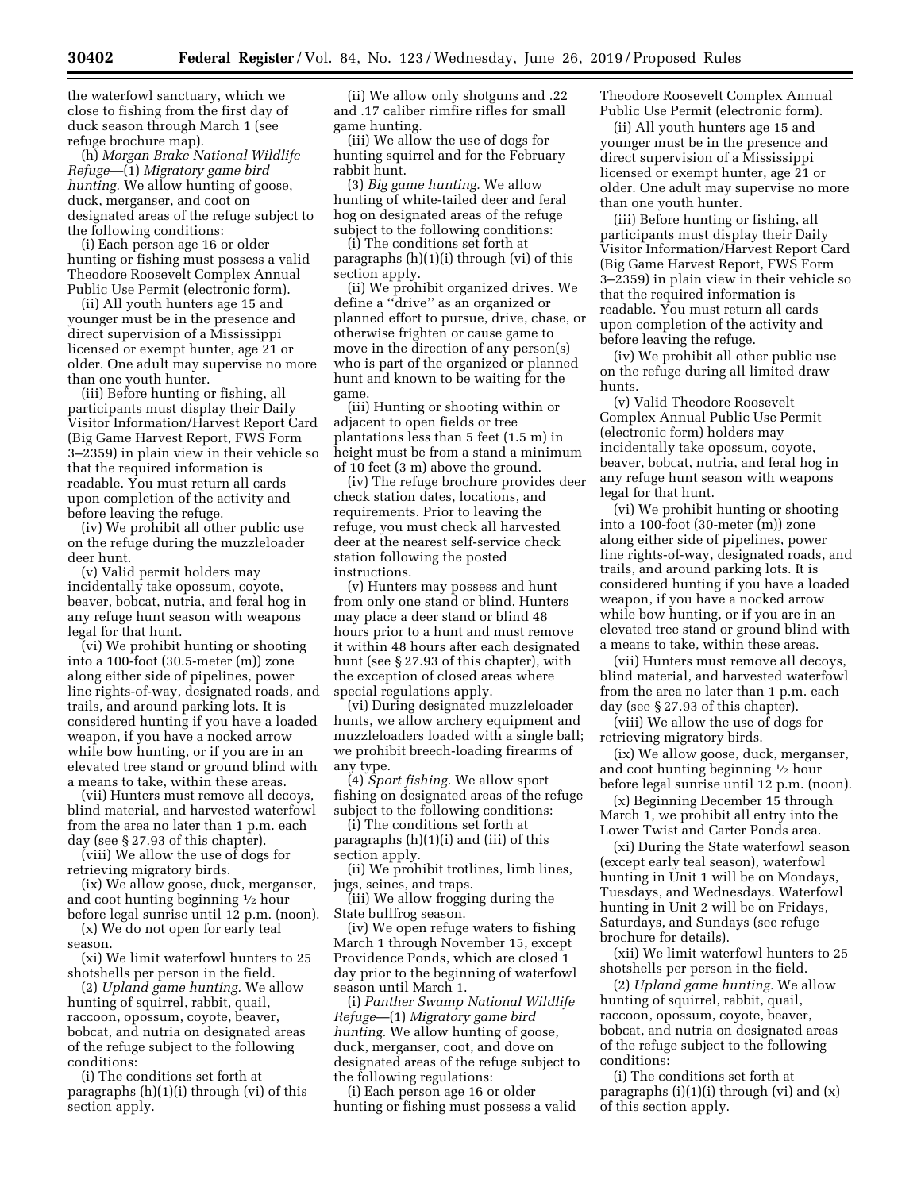the waterfowl sanctuary, which we close to fishing from the first day of duck season through March 1 (see refuge brochure map).

(h) *Morgan Brake National Wildlife Refuge*—(1) *Migratory game bird hunting.* We allow hunting of goose, duck, merganser, and coot on designated areas of the refuge subject to the following conditions:

(i) Each person age 16 or older hunting or fishing must possess a valid Theodore Roosevelt Complex Annual Public Use Permit (electronic form).

(ii) All youth hunters age 15 and younger must be in the presence and direct supervision of a Mississippi licensed or exempt hunter, age 21 or older. One adult may supervise no more than one youth hunter.

(iii) Before hunting or fishing, all participants must display their Daily Visitor Information/Harvest Report Card (Big Game Harvest Report, FWS Form 3–2359) in plain view in their vehicle so that the required information is readable. You must return all cards upon completion of the activity and before leaving the refuge.

(iv) We prohibit all other public use on the refuge during the muzzleloader deer hunt.

(v) Valid permit holders may incidentally take opossum, coyote, beaver, bobcat, nutria, and feral hog in any refuge hunt season with weapons legal for that hunt.

(vi) We prohibit hunting or shooting into a 100-foot (30.5-meter (m)) zone along either side of pipelines, power line rights-of-way, designated roads, and trails, and around parking lots. It is considered hunting if you have a loaded weapon, if you have a nocked arrow while bow hunting, or if you are in an elevated tree stand or ground blind with a means to take, within these areas.

(vii) Hunters must remove all decoys, blind material, and harvested waterfowl from the area no later than 1 p.m. each day (see § 27.93 of this chapter).

(viii) We allow the use of dogs for retrieving migratory birds.

(ix) We allow goose, duck, merganser, and coot hunting beginning ½ hour before legal sunrise until 12 p.m. (noon).

(x) We do not open for early teal season.

(xi) We limit waterfowl hunters to 25 shotshells per person in the field.

(2) *Upland game hunting.* We allow hunting of squirrel, rabbit, quail, raccoon, opossum, coyote, beaver, bobcat, and nutria on designated areas of the refuge subject to the following conditions:

(i) The conditions set forth at paragraphs (h)(1)(i) through (vi) of this section apply.

(ii) We allow only shotguns and .22 and .17 caliber rimfire rifles for small game hunting.

(iii) We allow the use of dogs for hunting squirrel and for the February rabbit hunt.

(3) *Big game hunting.* We allow hunting of white-tailed deer and feral hog on designated areas of the refuge subject to the following conditions:

(i) The conditions set forth at paragraphs (h)(1)(i) through (vi) of this section apply.

(ii) We prohibit organized drives. We define a ''drive'' as an organized or planned effort to pursue, drive, chase, or otherwise frighten or cause game to move in the direction of any person(s) who is part of the organized or planned hunt and known to be waiting for the game.

(iii) Hunting or shooting within or adjacent to open fields or tree plantations less than 5 feet (1.5 m) in height must be from a stand a minimum of 10 feet (3 m) above the ground.

(iv) The refuge brochure provides deer check station dates, locations, and requirements. Prior to leaving the refuge, you must check all harvested deer at the nearest self-service check station following the posted instructions.

(v) Hunters may possess and hunt from only one stand or blind. Hunters may place a deer stand or blind 48 hours prior to a hunt and must remove it within 48 hours after each designated hunt (see § 27.93 of this chapter), with the exception of closed areas where special regulations apply.

(vi) During designated muzzleloader hunts, we allow archery equipment and muzzleloaders loaded with a single ball; we prohibit breech-loading firearms of any type.

(4) *Sport fishing.* We allow sport fishing on designated areas of the refuge subject to the following conditions:

(i) The conditions set forth at paragraphs (h)(1)(i) and (iii) of this section apply.

(ii) We prohibit trotlines, limb lines, jugs, seines, and traps.

(iii) We allow frogging during the State bullfrog season.

(iv) We open refuge waters to fishing March 1 through November 15, except Providence Ponds, which are closed 1 day prior to the beginning of waterfowl season until March 1.

(i) *Panther Swamp National Wildlife Refuge*—(1) *Migratory game bird hunting.* We allow hunting of goose, duck, merganser, coot, and dove on designated areas of the refuge subject to the following regulations:

(i) Each person age 16 or older hunting or fishing must possess a valid Theodore Roosevelt Complex Annual Public Use Permit (electronic form).

(ii) All youth hunters age 15 and younger must be in the presence and direct supervision of a Mississippi licensed or exempt hunter, age 21 or older. One adult may supervise no more than one youth hunter.

(iii) Before hunting or fishing, all participants must display their Daily Visitor Information/Harvest Report Card (Big Game Harvest Report, FWS Form 3–2359) in plain view in their vehicle so that the required information is readable. You must return all cards upon completion of the activity and before leaving the refuge.

(iv) We prohibit all other public use on the refuge during all limited draw hunts.

(v) Valid Theodore Roosevelt Complex Annual Public Use Permit (electronic form) holders may incidentally take opossum, coyote, beaver, bobcat, nutria, and feral hog in any refuge hunt season with weapons legal for that hunt.

(vi) We prohibit hunting or shooting into a 100-foot (30-meter (m)) zone along either side of pipelines, power line rights-of-way, designated roads, and trails, and around parking lots. It is considered hunting if you have a loaded weapon, if you have a nocked arrow while bow hunting, or if you are in an elevated tree stand or ground blind with a means to take, within these areas.

(vii) Hunters must remove all decoys, blind material, and harvested waterfowl from the area no later than 1 p.m. each day (see § 27.93 of this chapter).

(viii) We allow the use of dogs for retrieving migratory birds.

(ix) We allow goose, duck, merganser, and coot hunting beginning ½ hour before legal sunrise until 12 p.m. (noon).

(x) Beginning December 15 through March 1, we prohibit all entry into the Lower Twist and Carter Ponds area.

(xi) During the State waterfowl season (except early teal season), waterfowl hunting in Unit 1 will be on Mondays, Tuesdays, and Wednesdays. Waterfowl hunting in Unit 2 will be on Fridays, Saturdays, and Sundays (see refuge brochure for details).

(xii) We limit waterfowl hunters to 25 shotshells per person in the field.

(2) *Upland game hunting.* We allow hunting of squirrel, rabbit, quail, raccoon, opossum, coyote, beaver, bobcat, and nutria on designated areas of the refuge subject to the following conditions:

(i) The conditions set forth at paragraphs (i)(1)(i) through (vi) and (x) of this section apply.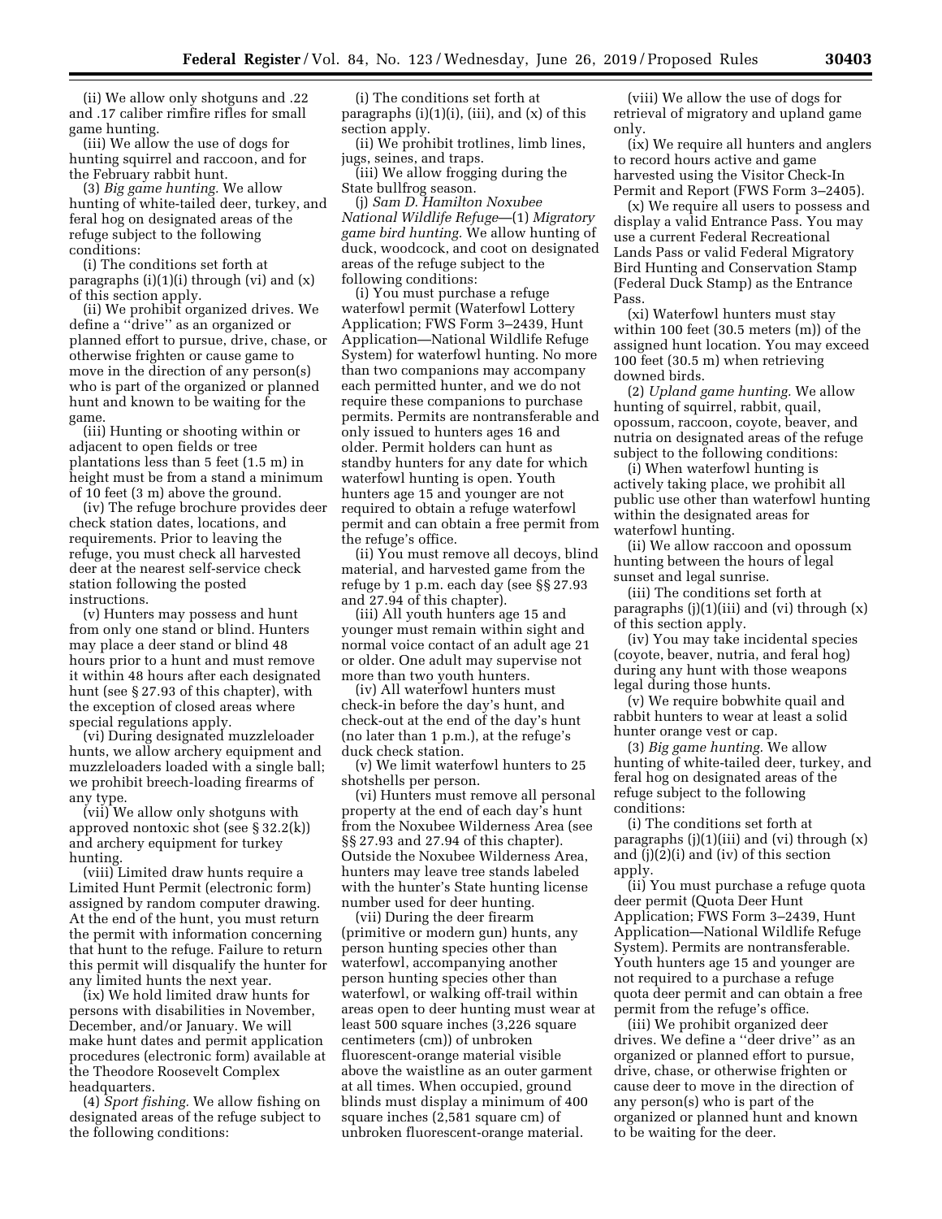(ii) We allow only shotguns and .22 and .17 caliber rimfire rifles for small game hunting.

(iii) We allow the use of dogs for hunting squirrel and raccoon, and for the February rabbit hunt.

(3) *Big game hunting.* We allow hunting of white-tailed deer, turkey, and feral hog on designated areas of the refuge subject to the following conditions:

(i) The conditions set forth at paragraphs (i)(1)(i) through (vi) and (x) of this section apply.

(ii) We prohibit organized drives. We define a ''drive'' as an organized or planned effort to pursue, drive, chase, or otherwise frighten or cause game to move in the direction of any person(s) who is part of the organized or planned hunt and known to be waiting for the game.

(iii) Hunting or shooting within or adjacent to open fields or tree plantations less than 5 feet (1.5 m) in height must be from a stand a minimum of 10 feet (3 m) above the ground.

(iv) The refuge brochure provides deer check station dates, locations, and requirements. Prior to leaving the refuge, you must check all harvested deer at the nearest self-service check station following the posted instructions.

(v) Hunters may possess and hunt from only one stand or blind. Hunters may place a deer stand or blind 48 hours prior to a hunt and must remove it within 48 hours after each designated hunt (see § 27.93 of this chapter), with the exception of closed areas where special regulations apply.

(vi) During designated muzzleloader hunts, we allow archery equipment and muzzleloaders loaded with a single ball; we prohibit breech-loading firearms of any type.

(vii) We allow only shotguns with approved nontoxic shot (see § 32.2(k)) and archery equipment for turkey hunting.

(viii) Limited draw hunts require a Limited Hunt Permit (electronic form) assigned by random computer drawing. At the end of the hunt, you must return the permit with information concerning that hunt to the refuge. Failure to return this permit will disqualify the hunter for any limited hunts the next year.

(ix) We hold limited draw hunts for persons with disabilities in November, December, and/or January. We will make hunt dates and permit application procedures (electronic form) available at the Theodore Roosevelt Complex headquarters.

(4) *Sport fishing.* We allow fishing on designated areas of the refuge subject to the following conditions:

(i) The conditions set forth at paragraphs (i)(1)(i), (iii), and (x) of this section apply.

(ii) We prohibit trotlines, limb lines, jugs, seines, and traps.

(iii) We allow frogging during the State bullfrog season.

(j) *Sam D. Hamilton Noxubee National Wildlife Refuge*—(1) *Migratory game bird hunting.* We allow hunting of duck, woodcock, and coot on designated areas of the refuge subject to the following conditions:

(i) You must purchase a refuge waterfowl permit (Waterfowl Lottery Application; FWS Form 3–2439, Hunt Application—National Wildlife Refuge System) for waterfowl hunting. No more than two companions may accompany each permitted hunter, and we do not require these companions to purchase permits. Permits are nontransferable and only issued to hunters ages 16 and older. Permit holders can hunt as standby hunters for any date for which waterfowl hunting is open. Youth hunters age 15 and younger are not required to obtain a refuge waterfowl permit and can obtain a free permit from the refuge's office.

(ii) You must remove all decoys, blind material, and harvested game from the refuge by 1 p.m. each day (see §§ 27.93 and 27.94 of this chapter).

(iii) All youth hunters age 15 and younger must remain within sight and normal voice contact of an adult age 21 or older. One adult may supervise not more than two youth hunters.

(iv) All waterfowl hunters must check-in before the day's hunt, and check-out at the end of the day's hunt (no later than 1 p.m.), at the refuge's duck check station.

(v) We limit waterfowl hunters to 25 shotshells per person.

(vi) Hunters must remove all personal property at the end of each day's hunt from the Noxubee Wilderness Area (see §§ 27.93 and 27.94 of this chapter). Outside the Noxubee Wilderness Area, hunters may leave tree stands labeled with the hunter's State hunting license number used for deer hunting.

(vii) During the deer firearm (primitive or modern gun) hunts, any person hunting species other than waterfowl, accompanying another person hunting species other than waterfowl, or walking off-trail within areas open to deer hunting must wear at least 500 square inches (3,226 square centimeters (cm)) of unbroken fluorescent-orange material visible above the waistline as an outer garment at all times. When occupied, ground blinds must display a minimum of 400 square inches (2,581 square cm) of unbroken fluorescent-orange material.

(viii) We allow the use of dogs for retrieval of migratory and upland game only.

(ix) We require all hunters and anglers to record hours active and game harvested using the Visitor Check-In Permit and Report (FWS Form 3–2405).

(x) We require all users to possess and display a valid Entrance Pass. You may use a current Federal Recreational Lands Pass or valid Federal Migratory Bird Hunting and Conservation Stamp (Federal Duck Stamp) as the Entrance Pass.

(xi) Waterfowl hunters must stay within 100 feet (30.5 meters (m)) of the assigned hunt location. You may exceed 100 feet (30.5 m) when retrieving downed birds.

(2) *Upland game hunting.* We allow hunting of squirrel, rabbit, quail, opossum, raccoon, coyote, beaver, and nutria on designated areas of the refuge subject to the following conditions:

(i) When waterfowl hunting is actively taking place, we prohibit all public use other than waterfowl hunting within the designated areas for waterfowl hunting.

(ii) We allow raccoon and opossum hunting between the hours of legal sunset and legal sunrise.

(iii) The conditions set forth at paragraphs (j)(1)(iii) and (vi) through (x) of this section apply.

(iv) You may take incidental species (coyote, beaver, nutria, and feral hog) during any hunt with those weapons legal during those hunts.

(v) We require bobwhite quail and rabbit hunters to wear at least a solid hunter orange vest or cap.

(3) *Big game hunting.* We allow hunting of white-tailed deer, turkey, and feral hog on designated areas of the refuge subject to the following conditions:

(i) The conditions set forth at paragraphs (j)(1)(iii) and (vi) through (x) and (j)(2)(i) and (iv) of this section apply.

(ii) You must purchase a refuge quota deer permit (Quota Deer Hunt Application; FWS Form 3–2439, Hunt Application—National Wildlife Refuge System). Permits are nontransferable. Youth hunters age 15 and younger are not required to a purchase a refuge quota deer permit and can obtain a free permit from the refuge's office.

(iii) We prohibit organized deer drives. We define a ''deer drive'' as an organized or planned effort to pursue, drive, chase, or otherwise frighten or cause deer to move in the direction of any person(s) who is part of the organized or planned hunt and known to be waiting for the deer.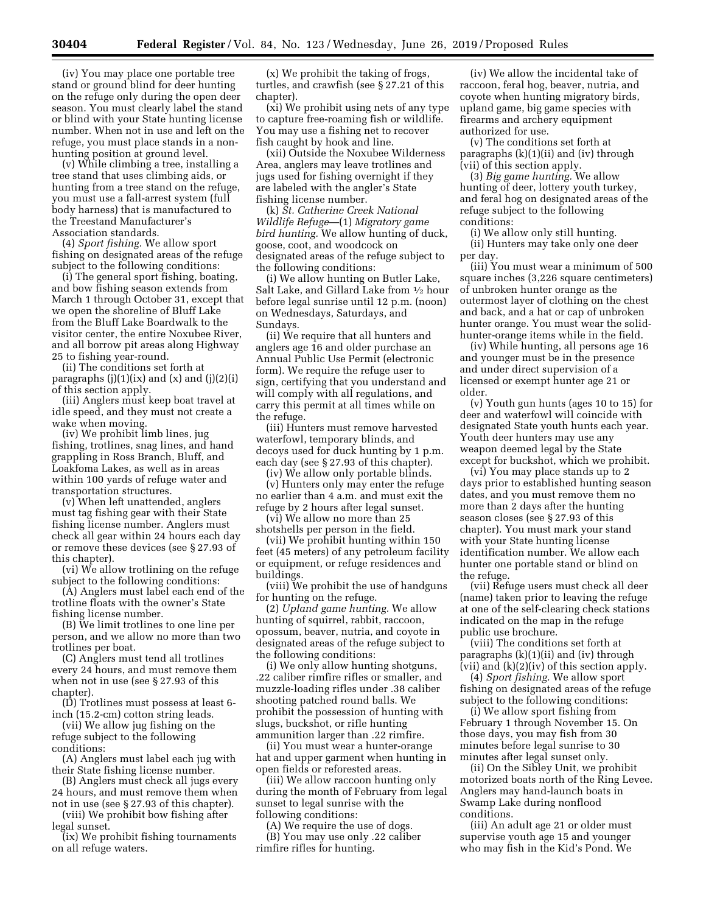(iv) You may place one portable tree stand or ground blind for deer hunting on the refuge only during the open deer season. You must clearly label the stand or blind with your State hunting license number. When not in use and left on the refuge, you must place stands in a non-hunting position at ground level.

(v) While climbing a tree, installing a tree stand that uses climbing aids, or hunting from a tree stand on the refuge, you must use a fall-arrest system (full body harness) that is manufactured to the Treestand Manufacturer's Association standards.

(4) *Sport fishing.* We allow sport fishing on designated areas of the refuge subject to the following conditions:

(i) The general sport fishing, boating, and bow fishing season extends from March 1 through October 31, except that we open the shoreline of Bluff Lake from the Bluff Lake Boardwalk to the visitor center, the entire Noxubee River, and all borrow pit areas along Highway 25 to fishing year-round.

(ii) The conditions set forth at paragraphs (j)(1)(ix) and (x) and (j)(2)(i) of this section apply.

(iii) Anglers must keep boat travel at idle speed, and they must not create a wake when moving.

(iv) We prohibit limb lines, jug fishing, trotlines, snag lines, and hand grappling in Ross Branch, Bluff, and Loakfoma Lakes, as well as in areas within 100 yards of refuge water and transportation structures.

(v) When left unattended, anglers must tag fishing gear with their State fishing license number. Anglers must check all gear within 24 hours each day or remove these devices (see § 27.93 of this chapter).

(vi) We allow trotlining on the refuge subject to the following conditions:

(A) Anglers must label each end of the trotline floats with the owner's State fishing license number.

(B) We limit trotlines to one line per person, and we allow no more than two trotlines per boat.

(C) Anglers must tend all trotlines every 24 hours, and must remove them when not in use (see § 27.93 of this chapter).

(D) Trotlines must possess at least 6-inch (15.2-cm) cotton string leads.

(vii) We allow jug fishing on the refuge subject to the following conditions:

(A) Anglers must label each jug with their State fishing license number.

(B) Anglers must check all jugs every 24 hours, and must remove them when not in use (see § 27.93 of this chapter).

(viii) We prohibit bow fishing after legal sunset.

(ix) We prohibit fishing tournaments on all refuge waters.

(x) We prohibit the taking of frogs, turtles, and crawfish (see § 27.21 of this chapter).

(xi) We prohibit using nets of any type to capture free-roaming fish or wildlife. You may use a fishing net to recover fish caught by hook and line.

(xii) Outside the Noxubee Wilderness Area, anglers may leave trotlines and jugs used for fishing overnight if they are labeled with the angler's State fishing license number.

(k) *St. Catherine Creek National Wildlife Refuge*—(1) *Migratory game bird hunting.* We allow hunting of duck, goose, coot, and woodcock on designated areas of the refuge subject to the following conditions:

(i) We allow hunting on Butler Lake, Salt Lake, and Gillard Lake from ½ hour before legal sunrise until 12 p.m. (noon) on Wednesdays, Saturdays, and Sundays.

(ii) We require that all hunters and anglers age 16 and older purchase an Annual Public Use Permit (electronic form). We require the refuge user to sign, certifying that you understand and will comply with all regulations, and carry this permit at all times while on the refuge.

(iii) Hunters must remove harvested waterfowl, temporary blinds, and decoys used for duck hunting by 1 p.m. each day (see § 27.93 of this chapter).

(iv) We allow only portable blinds.

(v) Hunters only may enter the refuge no earlier than 4 a.m. and must exit the refuge by 2 hours after legal sunset.

(vi) We allow no more than 25 shotshells per person in the field.

(vii) We prohibit hunting within 150 feet (45 meters) of any petroleum facility or equipment, or refuge residences and buildings.

(viii) We prohibit the use of handguns for hunting on the refuge.

(2) *Upland game hunting.* We allow hunting of squirrel, rabbit, raccoon, opossum, beaver, nutria, and coyote in designated areas of the refuge subject to the following conditions:

(i) We only allow hunting shotguns, .22 caliber rimfire rifles or smaller, and muzzle-loading rifles under .38 caliber shooting patched round balls. We prohibit the possession of hunting with slugs, buckshot, or rifle hunting ammunition larger than .22 rimfire.

(ii) You must wear a hunter-orange hat and upper garment when hunting in open fields or reforested areas.

(iii) We allow raccoon hunting only during the month of February from legal sunset to legal sunrise with the following conditions:

(A) We require the use of dogs.

(B) You may use only .22 caliber rimfire rifles for hunting.

(iv) We allow the incidental take of raccoon, feral hog, beaver, nutria, and coyote when hunting migratory birds, upland game, big game species with firearms and archery equipment authorized for use.

(v) The conditions set forth at paragraphs (k)(1)(ii) and (iv) through (vii) of this section apply.

(3) *Big game hunting.* We allow hunting of deer, lottery youth turkey, and feral hog on designated areas of the refuge subject to the following conditions:

(i) We allow only still hunting.

(ii) Hunters may take only one deer per day.

(iii) You must wear a minimum of 500 square inches (3,226 square centimeters) of unbroken hunter orange as the outermost layer of clothing on the chest and back, and a hat or cap of unbroken hunter orange. You must wear the solid-hunter-orange items while in the field.

(iv) While hunting, all persons age 16 and younger must be in the presence and under direct supervision of a licensed or exempt hunter age 21 or older.

(v) Youth gun hunts (ages 10 to 15) for deer and waterfowl will coincide with designated State youth hunts each year. Youth deer hunters may use any weapon deemed legal by the State except for buckshot, which we prohibit.

(vi) You may place stands up to 2 days prior to established hunting season dates, and you must remove them no more than 2 days after the hunting season closes (see § 27.93 of this chapter). You must mark your stand with your State hunting license identification number. We allow each hunter one portable stand or blind on the refuge.

(vii) Refuge users must check all deer (name) taken prior to leaving the refuge at one of the self-clearing check stations indicated on the map in the refuge public use brochure.

(viii) The conditions set forth at paragraphs (k)(1)(ii) and (iv) through (vii) and (k)(2)(iv) of this section apply.

(4) *Sport fishing.* We allow sport fishing on designated areas of the refuge subject to the following conditions:

(i) We allow sport fishing from February 1 through November 15. On those days, you may fish from 30 minutes before legal sunrise to 30 minutes after legal sunset only.

(ii) On the Sibley Unit, we prohibit motorized boats north of the Ring Levee. Anglers may hand-launch boats in Swamp Lake during nonflood conditions.

(iii) An adult age 21 or older must supervise youth age 15 and younger who may fish in the Kid's Pond. We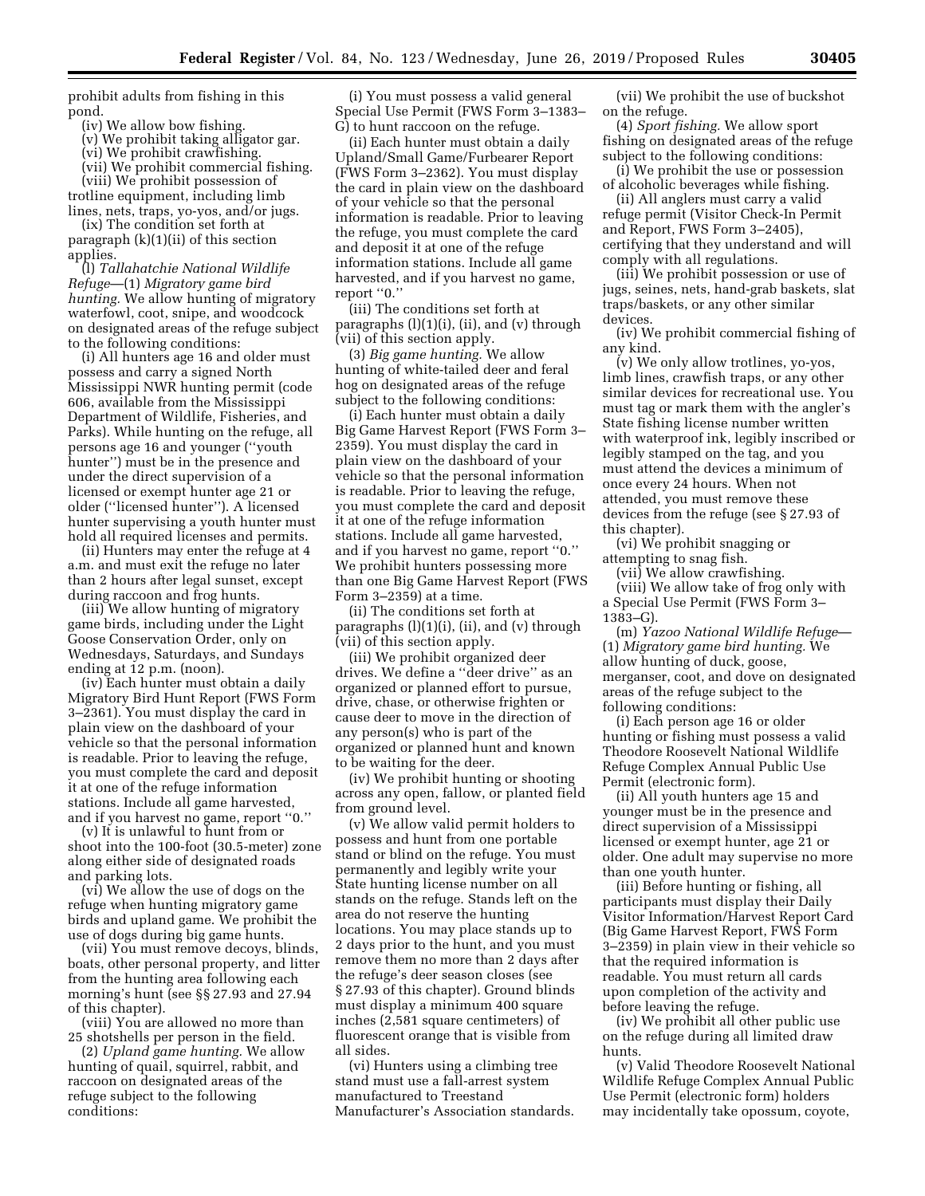prohibit adults from fishing in this pond.

(iv) We allow bow fishing.

(v) We prohibit taking alligator gar.

(vi) We prohibit crawfishing.

(vii) We prohibit commercial fishing.

(viii) We prohibit possession of trotline equipment, including limb lines, nets, traps, yo-yos, and/or jugs.

(ix) The condition set forth at paragraph (k)(1)(ii) of this section applies.

(l) *Tallahatchie National Wildlife Refuge*—(1) *Migratory game bird hunting.* We allow hunting of migratory waterfowl, coot, snipe, and woodcock on designated areas of the refuge subject to the following conditions:

(i) All hunters age 16 and older must possess and carry a signed North Mississippi NWR hunting permit (code 606, available from the Mississippi Department of Wildlife, Fisheries, and Parks). While hunting on the refuge, all persons age 16 and younger (''youth hunter'') must be in the presence and under the direct supervision of a licensed or exempt hunter age 21 or older (''licensed hunter''). A licensed hunter supervising a youth hunter must hold all required licenses and permits.

(ii) Hunters may enter the refuge at 4 a.m. and must exit the refuge no later than 2 hours after legal sunset, except during raccoon and frog hunts.

(iii) We allow hunting of migratory game birds, including under the Light Goose Conservation Order, only on Wednesdays, Saturdays, and Sundays ending at 12 p.m. (noon).

(iv) Each hunter must obtain a daily Migratory Bird Hunt Report (FWS Form 3–2361). You must display the card in plain view on the dashboard of your vehicle so that the personal information is readable. Prior to leaving the refuge, you must complete the card and deposit it at one of the refuge information stations. Include all game harvested, and if you harvest no game, report ''0.''

(v) It is unlawful to hunt from or shoot into the 100-foot (30.5-meter) zone along either side of designated roads and parking lots.

(vi) We allow the use of dogs on the refuge when hunting migratory game birds and upland game. We prohibit the use of dogs during big game hunts.

(vii) You must remove decoys, blinds, boats, other personal property, and litter from the hunting area following each morning's hunt (see §§ 27.93 and 27.94 of this chapter).

(viii) You are allowed no more than 25 shotshells per person in the field.

(2) *Upland game hunting.* We allow hunting of quail, squirrel, rabbit, and raccoon on designated areas of the refuge subject to the following conditions:

(i) You must possess a valid general Special Use Permit (FWS Form 3–1383–G) to hunt raccoon on the refuge.

(ii) Each hunter must obtain a daily Upland/Small Game/Furbearer Report (FWS Form 3–2362). You must display the card in plain view on the dashboard of your vehicle so that the personal information is readable. Prior to leaving the refuge, you must complete the card and deposit it at one of the refuge information stations. Include all game harvested, and if you harvest no game, report ''0.''

(iii) The conditions set forth at paragraphs (l)(1)(i), (ii), and (v) through (vii) of this section apply.

(3) *Big game hunting.* We allow hunting of white-tailed deer and feral hog on designated areas of the refuge subject to the following conditions:

(i) Each hunter must obtain a daily Big Game Harvest Report (FWS Form 3–2359). You must display the card in plain view on the dashboard of your vehicle so that the personal information is readable. Prior to leaving the refuge, you must complete the card and deposit it at one of the refuge information stations. Include all game harvested, and if you harvest no game, report ''0.'' We prohibit hunters possessing more than one Big Game Harvest Report (FWS Form 3–2359) at a time.

(ii) The conditions set forth at paragraphs (l)(1)(i), (ii), and (v) through (vii) of this section apply.

(iii) We prohibit organized deer drives. We define a ''deer drive'' as an organized or planned effort to pursue, drive, chase, or otherwise frighten or cause deer to move in the direction of any person(s) who is part of the organized or planned hunt and known to be waiting for the deer.

(iv) We prohibit hunting or shooting across any open, fallow, or planted field from ground level.

(v) We allow valid permit holders to possess and hunt from one portable stand or blind on the refuge. You must permanently and legibly write your State hunting license number on all stands on the refuge. Stands left on the area do not reserve the hunting locations. You may place stands up to 2 days prior to the hunt, and you must remove them no more than 2 days after the refuge's deer season closes (see § 27.93 of this chapter). Ground blinds must display a minimum 400 square inches (2,581 square centimeters) of fluorescent orange that is visible from all sides.

(vi) Hunters using a climbing tree stand must use a fall-arrest system manufactured to Treestand Manufacturer's Association standards.

(vii) We prohibit the use of buckshot on the refuge.

(4) *Sport fishing.* We allow sport fishing on designated areas of the refuge subject to the following conditions:

(i) We prohibit the use or possession of alcoholic beverages while fishing.

(ii) All anglers must carry a valid refuge permit (Visitor Check-In Permit and Report, FWS Form 3–2405), certifying that they understand and will comply with all regulations.

(iii) We prohibit possession or use of jugs, seines, nets, hand-grab baskets, slat traps/baskets, or any other similar devices.

(iv) We prohibit commercial fishing of any kind.

(v) We only allow trotlines, yo-yos, limb lines, crawfish traps, or any other similar devices for recreational use. You must tag or mark them with the angler's State fishing license number written with waterproof ink, legibly inscribed or legibly stamped on the tag, and you must attend the devices a minimum of once every 24 hours. When not attended, you must remove these devices from the refuge (see § 27.93 of this chapter).

(vi) We prohibit snagging or attempting to snag fish.

(vii) We allow crawfishing.

(viii) We allow take of frog only with a Special Use Permit (FWS Form 3–1383–G).

(m) *Yazoo National Wildlife Refuge*—(1) *Migratory game bird hunting.* We allow hunting of duck, goose, merganser, coot, and dove on designated areas of the refuge subject to the following conditions:

(i) Each person age 16 or older hunting or fishing must possess a valid Theodore Roosevelt National Wildlife Refuge Complex Annual Public Use Permit (electronic form).

(ii) All youth hunters age 15 and younger must be in the presence and direct supervision of a Mississippi licensed or exempt hunter, age 21 or older. One adult may supervise no more than one youth hunter.

(iii) Before hunting or fishing, all participants must display their Daily Visitor Information/Harvest Report Card (Big Game Harvest Report, FWS Form 3–2359) in plain view in their vehicle so that the required information is readable. You must return all cards upon completion of the activity and before leaving the refuge.

(iv) We prohibit all other public use on the refuge during all limited draw hunts.

(v) Valid Theodore Roosevelt National Wildlife Refuge Complex Annual Public Use Permit (electronic form) holders may incidentally take opossum, coyote,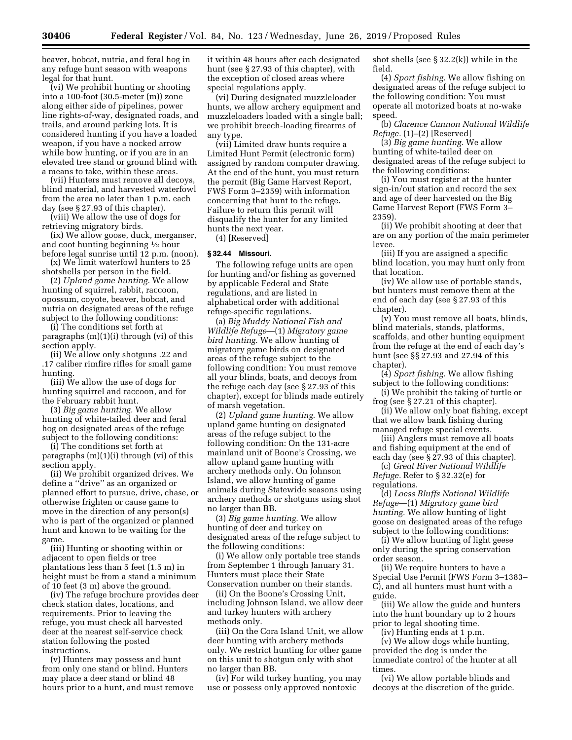beaver, bobcat, nutria, and feral hog in any refuge hunt season with weapons legal for that hunt.

(vi) We prohibit hunting or shooting into a 100-foot (30.5-meter (m)) zone along either side of pipelines, power line rights-of-way, designated roads, and trails, and around parking lots. It is considered hunting if you have a loaded weapon, if you have a nocked arrow while bow hunting, or if you are in an elevated tree stand or ground blind with a means to take, within these areas.

(vii) Hunters must remove all decoys, blind material, and harvested waterfowl from the area no later than 1 p.m. each day (see § 27.93 of this chapter).

(viii) We allow the use of dogs for retrieving migratory birds.

(ix) We allow goose, duck, merganser, and coot hunting beginning ½ hour before legal sunrise until 12 p.m. (noon).

(x) We limit waterfowl hunters to 25 shotshells per person in the field.

(2) *Upland game hunting.* We allow hunting of squirrel, rabbit, raccoon, opossum, coyote, beaver, bobcat, and nutria on designated areas of the refuge subject to the following conditions:

(i) The conditions set forth at paragraphs (m)(1)(i) through (vi) of this section apply.

(ii) We allow only shotguns .22 and .17 caliber rimfire rifles for small game hunting.

(iii) We allow the use of dogs for hunting squirrel and raccoon, and for the February rabbit hunt.

(3) *Big game hunting.* We allow hunting of white-tailed deer and feral hog on designated areas of the refuge subject to the following conditions:

(i) The conditions set forth at paragraphs (m)(1)(i) through (vi) of this section apply.

(ii) We prohibit organized drives. We define a ''drive'' as an organized or planned effort to pursue, drive, chase, or otherwise frighten or cause game to move in the direction of any person(s) who is part of the organized or planned hunt and known to be waiting for the game.

(iii) Hunting or shooting within or adjacent to open fields or tree plantations less than 5 feet (1.5 m) in height must be from a stand a minimum of 10 feet (3 m) above the ground.

(iv) The refuge brochure provides deer check station dates, locations, and requirements. Prior to leaving the refuge, you must check all harvested deer at the nearest self-service check station following the posted instructions.

(v) Hunters may possess and hunt from only one stand or blind. Hunters may place a deer stand or blind 48 hours prior to a hunt, and must remove it within 48 hours after each designated hunt (see § 27.93 of this chapter), with the exception of closed areas where special regulations apply.

(vi) During designated muzzleloader hunts, we allow archery equipment and muzzleloaders loaded with a single ball; we prohibit breech-loading firearms of any type.

(vii) Limited draw hunts require a Limited Hunt Permit (electronic form) assigned by random computer drawing. At the end of the hunt, you must return the permit (Big Game Harvest Report, FWS Form 3–2359) with information concerning that hunt to the refuge. Failure to return this permit will disqualify the hunter for any limited hunts the next year.

(4) [Reserved]

**§ 32.44 Missouri.**

The following refuge units are open for hunting and/or fishing as governed by applicable Federal and State regulations, and are listed in alphabetical order with additional refuge-specific regulations.

(a) *Big Muddy National Fish and Wildlife Refuge*—(1) *Migratory game bird hunting.* We allow hunting of migratory game birds on designated areas of the refuge subject to the following condition: You must remove all your blinds, boats, and decoys from the refuge each day (see § 27.93 of this chapter), except for blinds made entirely of marsh vegetation.

(2) *Upland game hunting.* We allow upland game hunting on designated areas of the refuge subject to the following condition: On the 131-acre mainland unit of Boone's Crossing, we allow upland game hunting with archery methods only. On Johnson Island, we allow hunting of game animals during Statewide seasons using archery methods or shotguns using shot no larger than BB.

(3) *Big game hunting.* We allow hunting of deer and turkey on designated areas of the refuge subject to the following conditions:

(i) We allow only portable tree stands from September 1 through January 31. Hunters must place their State Conservation number on their stands.

(ii) On the Boone's Crossing Unit, including Johnson Island, we allow deer and turkey hunters with archery methods only.

(iii) On the Cora Island Unit, we allow deer hunting with archery methods only. We restrict hunting for other game on this unit to shotgun only with shot no larger than BB.

(iv) For wild turkey hunting, you may use or possess only approved nontoxic shot shells (see § 32.2(k)) while in the field.

(4) *Sport fishing.* We allow fishing on designated areas of the refuge subject to the following condition: You must operate all motorized boats at no-wake speed.

(b) *Clarence Cannon National Wildlife Refuge.* (1)–(2) [Reserved]

(3) *Big game hunting.* We allow hunting of white-tailed deer on designated areas of the refuge subject to the following conditions:

(i) You must register at the hunter sign-in/out station and record the sex and age of deer harvested on the Big Game Harvest Report (FWS Form 3–2359).

(ii) We prohibit shooting at deer that are on any portion of the main perimeter levee.

(iii) If you are assigned a specific blind location, you may hunt only from that location.

(iv) We allow use of portable stands, but hunters must remove them at the end of each day (see § 27.93 of this chapter).

(v) You must remove all boats, blinds, blind materials, stands, platforms, scaffolds, and other hunting equipment from the refuge at the end of each day's hunt (see §§ 27.93 and 27.94 of this chapter).

(4) *Sport fishing.* We allow fishing subject to the following conditions:

(i) We prohibit the taking of turtle or frog (see § 27.21 of this chapter).

(ii) We allow only boat fishing, except that we allow bank fishing during managed refuge special events.

(iii) Anglers must remove all boats and fishing equipment at the end of each day (see § 27.93 of this chapter).

(c) *Great River National Wildlife Refuge.* Refer to § 32.32(e) for regulations.

(d) *Loess Bluffs National Wildlife Refuge*—(1) *Migratory game bird hunting.* We allow hunting of light goose on designated areas of the refuge subject to the following conditions:

(i) We allow hunting of light geese only during the spring conservation order season.

(ii) We require hunters to have a Special Use Permit (FWS Form 3–1383–C), and all hunters must hunt with a guide.

(iii) We allow the guide and hunters into the hunt boundary up to 2 hours prior to legal shooting time.

(iv) Hunting ends at 1 p.m.

(v) We allow dogs while hunting, provided the dog is under the immediate control of the hunter at all times.

(vi) We allow portable blinds and decoys at the discretion of the guide.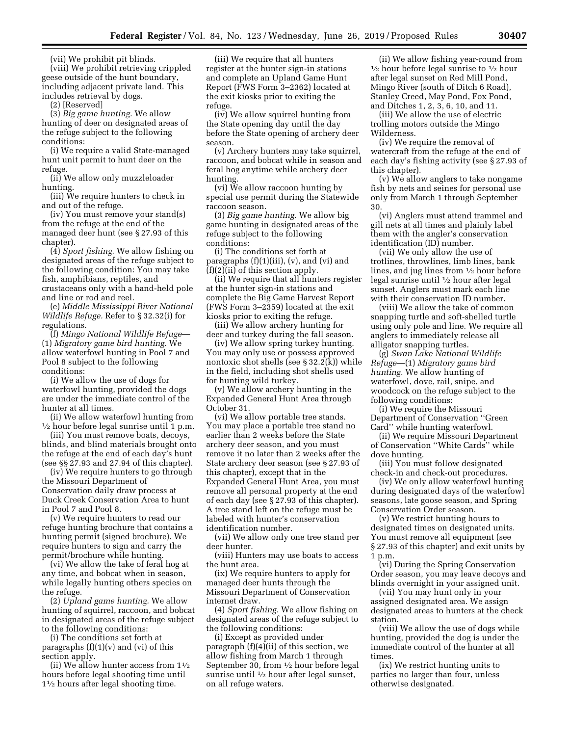(vii) We prohibit pit blinds.

(viii) We prohibit retrieving crippled geese outside of the hunt boundary, including adjacent private land. This includes retrieval by dogs.

(2) [Reserved]

(3) *Big game hunting.* We allow hunting of deer on designated areas of the refuge subject to the following conditions:

(i) We require a valid State-managed hunt unit permit to hunt deer on the refuge.

(ii) We allow only muzzleloader hunting.

(iii) We require hunters to check in and out of the refuge.

(iv) You must remove your stand(s) from the refuge at the end of the managed deer hunt (see § 27.93 of this chapter).

(4) *Sport fishing.* We allow fishing on designated areas of the refuge subject to the following condition: You may take fish, amphibians, reptiles, and crustaceans only with a hand-held pole and line or rod and reel.

(e) *Middle Mississippi River National Wildlife Refuge.* Refer to § 32.32(i) for regulations.

(f) *Mingo National Wildlife Refuge*—(1) *Migratory game bird hunting.* We allow waterfowl hunting in Pool 7 and Pool 8 subject to the following conditions:

(i) We allow the use of dogs for waterfowl hunting, provided the dogs are under the immediate control of the hunter at all times.

(ii) We allow waterfowl hunting from ½ hour before legal sunrise until 1 p.m.

(iii) You must remove boats, decoys, blinds, and blind materials brought onto the refuge at the end of each day's hunt (see §§ 27.93 and 27.94 of this chapter).

(iv) We require hunters to go through the Missouri Department of Conservation daily draw process at Duck Creek Conservation Area to hunt in Pool 7 and Pool 8.

(v) We require hunters to read our refuge hunting brochure that contains a hunting permit (signed brochure). We require hunters to sign and carry the permit/brochure while hunting.

(vi) We allow the take of feral hog at any time, and bobcat when in season, while legally hunting others species on the refuge.

(2) *Upland game hunting.* We allow hunting of squirrel, raccoon, and bobcat in designated areas of the refuge subject to the following conditions:

(i) The conditions set forth at paragraphs (f)(1)(v) and (vi) of this section apply.

(ii) We allow hunter access from 1½ hours before legal shooting time until 1½ hours after legal shooting time.

(iii) We require that all hunters register at the hunter sign-in stations and complete an Upland Game Hunt Report (FWS Form 3–2362) located at the exit kiosks prior to exiting the refuge.

(iv) We allow squirrel hunting from the State opening day until the day before the State opening of archery deer season.

(v) Archery hunters may take squirrel, raccoon, and bobcat while in season and feral hog anytime while archery deer hunting.

(vi) We allow raccoon hunting by special use permit during the Statewide raccoon season.

(3) *Big game hunting.* We allow big game hunting in designated areas of the refuge subject to the following conditions:

(i) The conditions set forth at paragraphs (f)(1)(iii), (v), and (vi) and (f)(2)(ii) of this section apply.

(ii) We require that all hunters register at the hunter sign-in stations and complete the Big Game Harvest Report (FWS Form 3–2359) located at the exit kiosks prior to exiting the refuge.

(iii) We allow archery hunting for deer and turkey during the fall season.

(iv) We allow spring turkey hunting. You may only use or possess approved nontoxic shot shells (see § 32.2(k)) while in the field, including shot shells used for hunting wild turkey.

(v) We allow archery hunting in the Expanded General Hunt Area through October 31.

(vi) We allow portable tree stands. You may place a portable tree stand no earlier than 2 weeks before the State archery deer season, and you must remove it no later than 2 weeks after the State archery deer season (see § 27.93 of this chapter), except that in the Expanded General Hunt Area, you must remove all personal property at the end of each day (see § 27.93 of this chapter). A tree stand left on the refuge must be labeled with hunter's conservation identification number.

(vii) We allow only one tree stand per deer hunter.

(viii) Hunters may use boats to access the hunt area.

(ix) We require hunters to apply for managed deer hunts through the Missouri Department of Conservation internet draw.

(4) *Sport fishing.* We allow fishing on designated areas of the refuge subject to the following conditions:

(i) Except as provided under paragraph (f)(4)(ii) of this section, we allow fishing from March 1 through September 30, from ½ hour before legal sunrise until ½ hour after legal sunset, on all refuge waters.

(ii) We allow fishing year-round from ½ hour before legal sunrise to ½ hour after legal sunset on Red Mill Pond, Mingo River (south of Ditch 6 Road), Stanley Creed, May Pond, Fox Pond, and Ditches 1, 2, 3, 6, 10, and 11.

(iii) We allow the use of electric trolling motors outside the Mingo Wilderness.

(iv) We require the removal of watercraft from the refuge at the end of each day's fishing activity (see § 27.93 of this chapter).

(v) We allow anglers to take nongame fish by nets and seines for personal use only from March 1 through September 30.

(vi) Anglers must attend trammel and gill nets at all times and plainly label them with the angler's conservation identification (ID) number.

(vii) We only allow the use of trotlines, throwlines, limb lines, bank lines, and jug lines from ½ hour before legal sunrise until ½ hour after legal sunset. Anglers must mark each line with their conservation ID number.

(viii) We allow the take of common snapping turtle and soft-shelled turtle using only pole and line. We require all anglers to immediately release all alligator snapping turtles.

(g) *Swan Lake National Wildlife Refuge*—(1) *Migratory game bird hunting.* We allow hunting of waterfowl, dove, rail, snipe, and woodcock on the refuge subject to the following conditions:

(i) We require the Missouri Department of Conservation "Green Card" while hunting waterfowl.

(ii) We require Missouri Department of Conservation "White Cards" while dove hunting.

(iii) You must follow designated check-in and check-out procedures.

(iv) We only allow waterfowl hunting during designated days of the waterfowl seasons, late goose season, and Spring Conservation Order season.

(v) We restrict hunting hours to designated times on designated units. You must remove all equipment (see § 27.93 of this chapter) and exit units by 1 p.m.

(vi) During the Spring Conservation Order season, you may leave decoys and blinds overnight in your assigned unit.

(vii) You may hunt only in your assigned designated area. We assign designated areas to hunters at the check station.

(viii) We allow the use of dogs while hunting, provided the dog is under the immediate control of the hunter at all times.

(ix) We restrict hunting units to parties no larger than four, unless otherwise designated.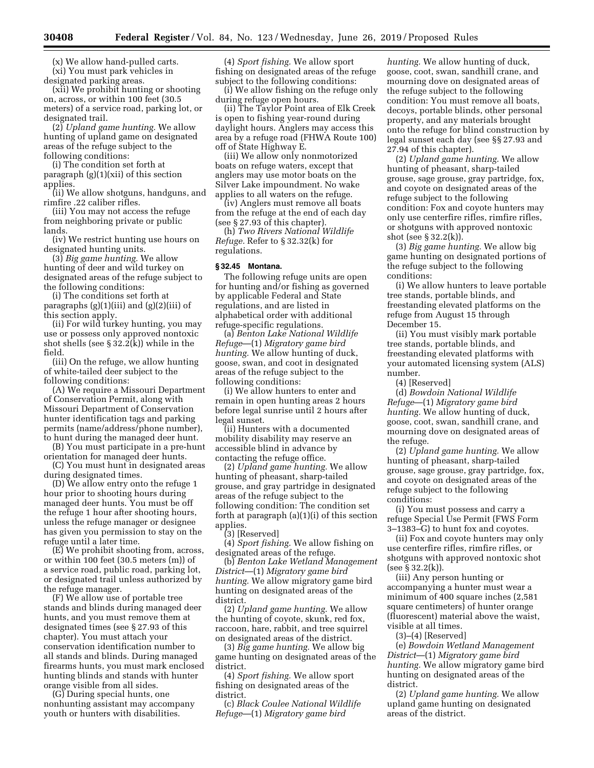(x) We allow hand-pulled carts.

(xi) You must park vehicles in designated parking areas.

(xii) We prohibit hunting or shooting on, across, or within 100 feet (30.5 meters) of a service road, parking lot, or designated trail.

(2) *Upland game hunting.* We allow hunting of upland game on designated areas of the refuge subject to the following conditions:

(i) The condition set forth at paragraph (g)(1)(xii) of this section applies.

(ii) We allow shotguns, handguns, and rimfire .22 caliber rifles.

(iii) You may not access the refuge from neighboring private or public lands.

(iv) We restrict hunting use hours on designated hunting units.

(3) *Big game hunting.* We allow hunting of deer and wild turkey on designated areas of the refuge subject to the following conditions:

(i) The conditions set forth at paragraphs (g)(1)(iii) and (g)(2)(iii) of this section apply.

(ii) For wild turkey hunting, you may use or possess only approved nontoxic shot shells (see § 32.2(k)) while in the field.

(iii) On the refuge, we allow hunting of white-tailed deer subject to the following conditions:

(A) We require a Missouri Department of Conservation Permit, along with Missouri Department of Conservation hunter identification tags and parking permits (name/address/phone number), to hunt during the managed deer hunt.

(B) You must participate in a pre-hunt orientation for managed deer hunts.

(C) You must hunt in designated areas during designated times.

(D) We allow entry onto the refuge 1 hour prior to shooting hours during managed deer hunts. You must be off the refuge 1 hour after shooting hours, unless the refuge manager or designee has given you permission to stay on the refuge until a later time.

(E) We prohibit shooting from, across, or within 100 feet (30.5 meters (m)) of a service road, public road, parking lot, or designated trail unless authorized by the refuge manager.

(F) We allow use of portable tree stands and blinds during managed deer hunts, and you must remove them at designated times (see § 27.93 of this chapter). You must attach your conservation identification number to all stands and blinds. During managed firearms hunts, you must mark enclosed hunting blinds and stands with hunter orange visible from all sides.

(G) During special hunts, one nonhunting assistant may accompany youth or hunters with disabilities.

(4) *Sport fishing.* We allow sport fishing on designated areas of the refuge subject to the following conditions:

(i) We allow fishing on the refuge only during refuge open hours.

(ii) The Taylor Point area of Elk Creek is open to fishing year-round during daylight hours. Anglers may access this area by a refuge road (FHWA Route 100) off of State Highway E.

(iii) We allow only nonmotorized boats on refuge waters, except that anglers may use motor boats on the Silver Lake impoundment. No wake applies to all waters on the refuge.

(iv) Anglers must remove all boats from the refuge at the end of each day (see § 27.93 of this chapter).

(h) *Two Rivers National Wildlife Refuge.* Refer to § 32.32(k) for regulations.

**§ 32.45 Montana.**

The following refuge units are open for hunting and/or fishing as governed by applicable Federal and State regulations, and are listed in alphabetical order with additional refuge-specific regulations.

(a) *Benton Lake National Wildlife Refuge*—(1) *Migratory game bird hunting.* We allow hunting of duck, goose, swan, and coot in designated areas of the refuge subject to the following conditions:

(i) We allow hunters to enter and remain in open hunting areas 2 hours before legal sunrise until 2 hours after legal sunset.

(ii) Hunters with a documented mobility disability may reserve an accessible blind in advance by contacting the refuge office.

(2) *Upland game hunting.* We allow hunting of pheasant, sharp-tailed grouse, and gray partridge in designated areas of the refuge subject to the following condition: The condition set forth at paragraph (a)(1)(i) of this section applies.

(3) [Reserved]

(4) *Sport fishing.* We allow fishing on designated areas of the refuge.

(b) *Benton Lake Wetland Management District*—(1) *Migratory game bird hunting.* We allow migratory game bird hunting on designated areas of the district.

(2) *Upland game hunting.* We allow the hunting of coyote, skunk, red fox, raccoon, hare, rabbit, and tree squirrel on designated areas of the district.

(3) *Big game hunting.* We allow big game hunting on designated areas of the district.

(4) *Sport fishing.* We allow sport fishing on designated areas of the district.

(c) *Black Coulee National Wildlife Refuge*—(1) *Migratory game bird hunting.* We allow hunting of duck, goose, coot, swan, sandhill crane, and mourning dove on designated areas of the refuge subject to the following condition: You must remove all boats, decoys, portable blinds, other personal property, and any materials brought onto the refuge for blind construction by legal sunset each day (see §§ 27.93 and 27.94 of this chapter).

(2) *Upland game hunting.* We allow hunting of pheasant, sharp-tailed grouse, sage grouse, gray partridge, fox, and coyote on designated areas of the refuge subject to the following condition: Fox and coyote hunters may only use centerfire rifles, rimfire rifles, or shotguns with approved nontoxic shot (see § 32.2(k)).

(3) *Big game hunting.* We allow big game hunting on designated portions of the refuge subject to the following conditions:

(i) We allow hunters to leave portable tree stands, portable blinds, and freestanding elevated platforms on the refuge from August 15 through December 15.

(ii) You must visibly mark portable tree stands, portable blinds, and freestanding elevated platforms with your automated licensing system (ALS) number.

(4) [Reserved]

(d) *Bowdoin National Wildlife Refuge*—(1) *Migratory game bird hunting.* We allow hunting of duck, goose, coot, swan, sandhill crane, and mourning dove on designated areas of the refuge.

(2) *Upland game hunting.* We allow hunting of pheasant, sharp-tailed grouse, sage grouse, gray partridge, fox, and coyote on designated areas of the refuge subject to the following conditions:

(i) You must possess and carry a refuge Special Use Permit (FWS Form 3–1383–G) to hunt fox and coyotes.

(ii) Fox and coyote hunters may only use centerfire rifles, rimfire rifles, or shotguns with approved nontoxic shot (see § 32.2(k)).

(iii) Any person hunting or accompanying a hunter must wear a minimum of 400 square inches (2,581 square centimeters) of hunter orange (fluorescent) material above the waist, visible at all times.

(3)–(4) [Reserved]

(e) *Bowdoin Wetland Management District*—(1) *Migratory game bird hunting.* We allow migratory game bird hunting on designated areas of the district.

(2) *Upland game hunting.* We allow upland game hunting on designated areas of the district.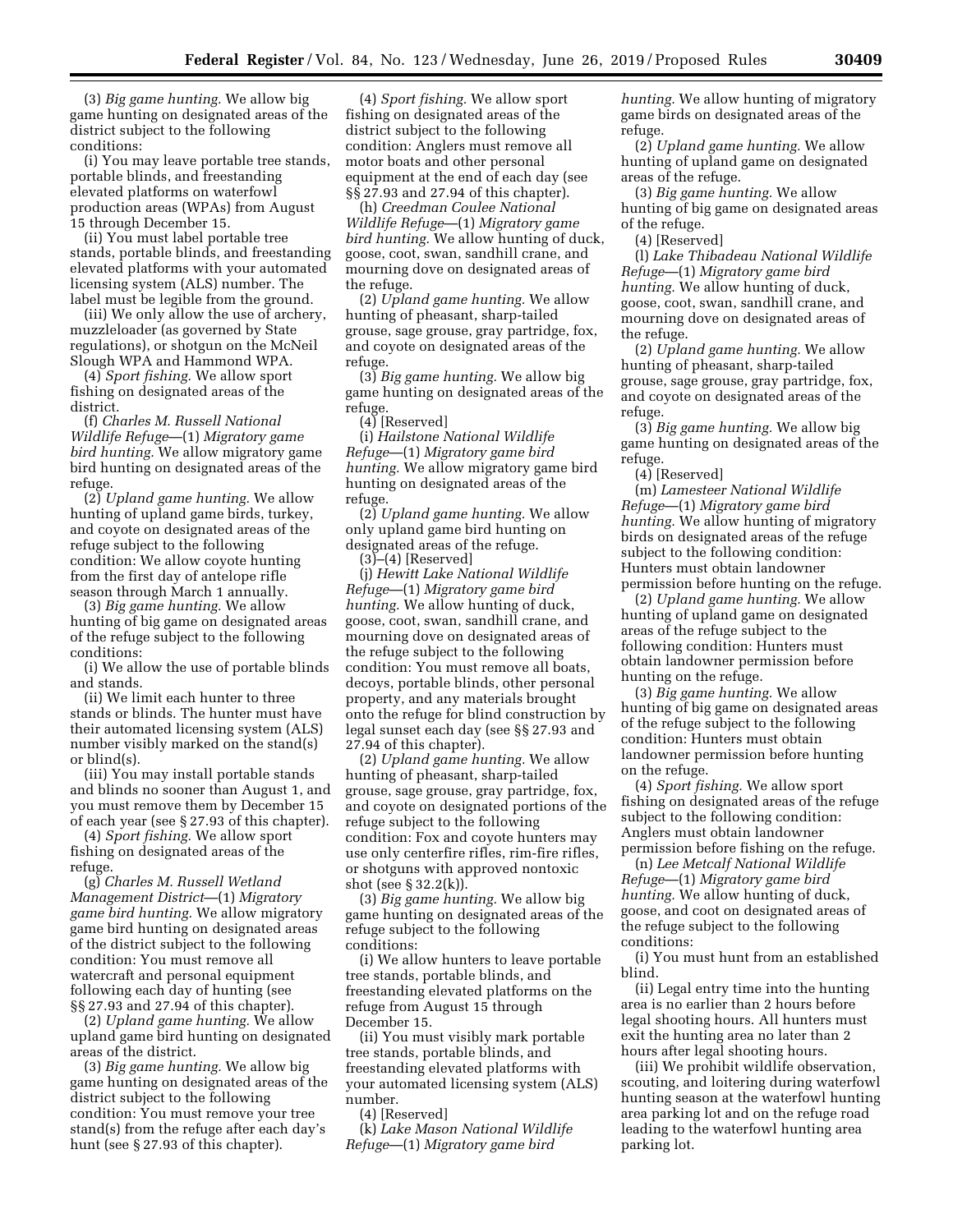(3) *Big game hunting.* We allow big game hunting on designated areas of the district subject to the following conditions:

(i) You may leave portable tree stands, portable blinds, and freestanding elevated platforms on waterfowl production areas (WPAs) from August 15 through December 15.

(ii) You must label portable tree stands, portable blinds, and freestanding elevated platforms with your automated licensing system (ALS) number. The label must be legible from the ground.

(iii) We only allow the use of archery, muzzleloader (as governed by State regulations), or shotgun on the McNeil Slough WPA and Hammond WPA.

(4) *Sport fishing.* We allow sport fishing on designated areas of the district.

(f) *Charles M. Russell National Wildlife Refuge*—(1) *Migratory game bird hunting.* We allow migratory game bird hunting on designated areas of the refuge.

(2) *Upland game hunting.* We allow hunting of upland game birds, turkey, and coyote on designated areas of the refuge subject to the following condition: We allow coyote hunting from the first day of antelope rifle season through March 1 annually.

(3) *Big game hunting.* We allow hunting of big game on designated areas of the refuge subject to the following conditions:

(i) We allow the use of portable blinds and stands.

(ii) We limit each hunter to three stands or blinds. The hunter must have their automated licensing system (ALS) number visibly marked on the stand(s) or blind(s).

(iii) You may install portable stands and blinds no sooner than August 1, and you must remove them by December 15 of each year (see § 27.93 of this chapter).

(4) *Sport fishing.* We allow sport fishing on designated areas of the refuge.

(g) *Charles M. Russell Wetland Management District*—(1) *Migratory game bird hunting.* We allow migratory game bird hunting on designated areas of the district subject to the following condition: You must remove all watercraft and personal equipment following each day of hunting (see §§ 27.93 and 27.94 of this chapter).

(2) *Upland game hunting.* We allow upland game bird hunting on designated areas of the district.

(3) *Big game hunting.* We allow big game hunting on designated areas of the district subject to the following condition: You must remove your tree stand(s) from the refuge after each day's hunt (see § 27.93 of this chapter).

(4) *Sport fishing.* We allow sport fishing on designated areas of the district subject to the following condition: Anglers must remove all motor boats and other personal equipment at the end of each day (see §§ 27.93 and 27.94 of this chapter).

(h) *Creedman Coulee National Wildlife Refuge*—(1) *Migratory game bird hunting.* We allow hunting of duck, goose, coot, swan, sandhill crane, and mourning dove on designated areas of the refuge.

(2) *Upland game hunting.* We allow hunting of pheasant, sharp-tailed grouse, sage grouse, gray partridge, fox, and coyote on designated areas of the refuge.

(3) *Big game hunting.* We allow big game hunting on designated areas of the refuge.

(4) [Reserved]

(i) *Hailstone National Wildlife Refuge*—(1) *Migratory game bird hunting.* We allow migratory game bird hunting on designated areas of the refuge.

(2) *Upland game hunting.* We allow only upland game bird hunting on designated areas of the refuge.

(3)–(4) [Reserved]

(j) *Hewitt Lake National Wildlife Refuge*—(1) *Migratory game bird hunting.* We allow hunting of duck, goose, coot, swan, sandhill crane, and mourning dove on designated areas of the refuge subject to the following condition: You must remove all boats, decoys, portable blinds, other personal property, and any materials brought onto the refuge for blind construction by legal sunset each day (see §§ 27.93 and 27.94 of this chapter).

(2) *Upland game hunting.* We allow hunting of pheasant, sharp-tailed grouse, sage grouse, gray partridge, fox, and coyote on designated portions of the refuge subject to the following condition: Fox and coyote hunters may use only centerfire rifles, rim-fire rifles, or shotguns with approved nontoxic shot (see § 32.2(k)).

(3) *Big game hunting.* We allow big game hunting on designated areas of the refuge subject to the following conditions:

(i) We allow hunters to leave portable tree stands, portable blinds, and freestanding elevated platforms on the refuge from August 15 through December 15.

(ii) You must visibly mark portable tree stands, portable blinds, and freestanding elevated platforms with your automated licensing system (ALS) number.

(4) [Reserved]

(k) *Lake Mason National Wildlife Refuge*—(1) *Migratory game bird hunting.* We allow hunting of migratory game birds on designated areas of the refuge.

(2) *Upland game hunting.* We allow hunting of upland game on designated areas of the refuge.

(3) *Big game hunting.* We allow hunting of big game on designated areas of the refuge.

(4) [Reserved]

(l) *Lake Thibadeau National Wildlife Refuge*—(1) *Migratory game bird hunting.* We allow hunting of duck, goose, coot, swan, sandhill crane, and mourning dove on designated areas of the refuge.

(2) *Upland game hunting.* We allow hunting of pheasant, sharp-tailed grouse, sage grouse, gray partridge, fox, and coyote on designated areas of the refuge.

(3) *Big game hunting.* We allow big game hunting on designated areas of the refuge.

(4) [Reserved]

(m) *Lamesteer National Wildlife Refuge*—(1) *Migratory game bird hunting.* We allow hunting of migratory birds on designated areas of the refuge subject to the following condition: Hunters must obtain landowner permission before hunting on the refuge.

(2) *Upland game hunting.* We allow hunting of upland game on designated areas of the refuge subject to the following condition: Hunters must obtain landowner permission before hunting on the refuge.

(3) *Big game hunting.* We allow hunting of big game on designated areas of the refuge subject to the following condition: Hunters must obtain landowner permission before hunting on the refuge.

(4) *Sport fishing.* We allow sport fishing on designated areas of the refuge subject to the following condition: Anglers must obtain landowner permission before fishing on the refuge.

(n) *Lee Metcalf National Wildlife Refuge*—(1) *Migratory game bird hunting.* We allow hunting of duck, goose, and coot on designated areas of the refuge subject to the following conditions:

(i) You must hunt from an established blind.

(ii) Legal entry time into the hunting area is no earlier than 2 hours before legal shooting hours. All hunters must exit the hunting area no later than 2 hours after legal shooting hours.

(iii) We prohibit wildlife observation, scouting, and loitering during waterfowl hunting season at the waterfowl hunting area parking lot and on the refuge road leading to the waterfowl hunting area parking lot.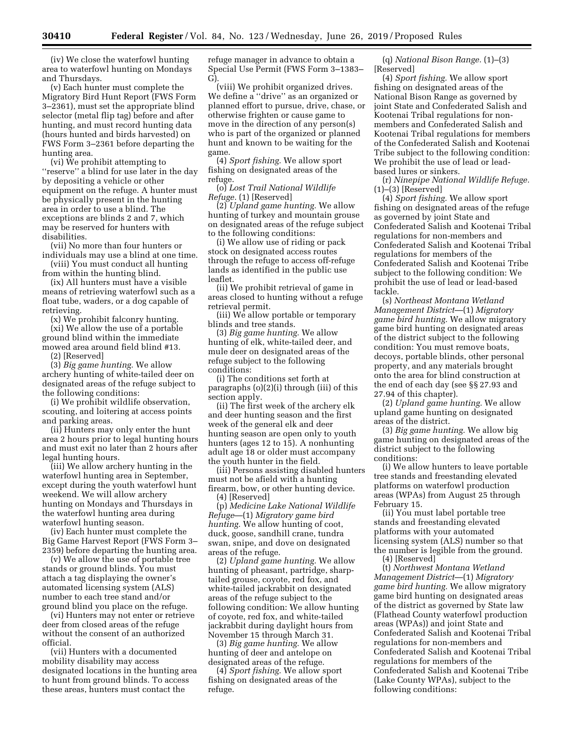(iv) We close the waterfowl hunting area to waterfowl hunting on Mondays and Thursdays.

(v) Each hunter must complete the Migratory Bird Hunt Report (FWS Form 3–2361), must set the appropriate blind selector (metal flip tag) before and after hunting, and must record hunting data (hours hunted and birds harvested) on FWS Form 3–2361 before departing the hunting area.

(vi) We prohibit attempting to ''reserve'' a blind for use later in the day by depositing a vehicle or other equipment on the refuge. A hunter must be physically present in the hunting area in order to use a blind. The exceptions are blinds 2 and 7, which may be reserved for hunters with disabilities.

(vii) No more than four hunters or individuals may use a blind at one time.

(viii) You must conduct all hunting from within the hunting blind.

(ix) All hunters must have a visible means of retrieving waterfowl such as a float tube, waders, or a dog capable of retrieving.

(x) We prohibit falconry hunting.

(xi) We allow the use of a portable ground blind within the immediate mowed area around field blind #13.

(2) [Reserved]

(3) *Big game hunting.* We allow archery hunting of white-tailed deer on designated areas of the refuge subject to the following conditions:

(i) We prohibit wildlife observation, scouting, and loitering at access points and parking areas.

(ii) Hunters may only enter the hunt area 2 hours prior to legal hunting hours and must exit no later than 2 hours after legal hunting hours.

(iii) We allow archery hunting in the waterfowl hunting area in September, except during the youth waterfowl hunt weekend. We will allow archery hunting on Mondays and Thursdays in the waterfowl hunting area during waterfowl hunting season.

(iv) Each hunter must complete the Big Game Harvest Report (FWS Form 3–2359) before departing the hunting area.

(v) We allow the use of portable tree stands or ground blinds. You must attach a tag displaying the owner's automated licensing system (ALS) number to each tree stand and/or ground blind you place on the refuge.

(vi) Hunters may not enter or retrieve deer from closed areas of the refuge without the consent of an authorized official.

(vii) Hunters with a documented mobility disability may access designated locations in the hunting area to hunt from ground blinds. To access these areas, hunters must contact the refuge manager in advance to obtain a Special Use Permit (FWS Form 3–1383–G).

(viii) We prohibit organized drives. We define a ''drive'' as an organized or planned effort to pursue, drive, chase, or otherwise frighten or cause game to move in the direction of any person(s) who is part of the organized or planned hunt and known to be waiting for the game.

(4) *Sport fishing.* We allow sport fishing on designated areas of the refuge.

(o) *Lost Trail National Wildlife Refuge.* (1) [Reserved]

(2) *Upland game hunting.* We allow hunting of turkey and mountain grouse on designated areas of the refuge subject to the following conditions:

(i) We allow use of riding or pack stock on designated access routes through the refuge to access off-refuge lands as identified in the public use leaflet.

(ii) We prohibit retrieval of game in areas closed to hunting without a refuge retrieval permit.

(iii) We allow portable or temporary blinds and tree stands.

(3) *Big game hunting.* We allow hunting of elk, white-tailed deer, and mule deer on designated areas of the refuge subject to the following conditions:

(i) The conditions set forth at paragraphs (o)(2)(i) through (iii) of this section apply.

(ii) The first week of the archery elk and deer hunting season and the first week of the general elk and deer hunting season are open only to youth hunters (ages 12 to 15). A nonhunting adult age 18 or older must accompany the youth hunter in the field.

(iii) Persons assisting disabled hunters must not be afield with a hunting firearm, bow, or other hunting device.

(4) [Reserved]

(p) *Medicine Lake National Wildlife Refuge*—(1) *Migratory game bird hunting.* We allow hunting of coot, duck, goose, sandhill crane, tundra swan, snipe, and dove on designated areas of the refuge.

(2) *Upland game hunting.* We allow hunting of pheasant, partridge, sharp-tailed grouse, coyote, red fox, and white-tailed jackrabbit on designated areas of the refuge subject to the following condition: We allow hunting of coyote, red fox, and white-tailed jackrabbit during daylight hours from November 15 through March 31.

(3) *Big game hunting.* We allow hunting of deer and antelope on designated areas of the refuge.

(4) *Sport fishing.* We allow sport fishing on designated areas of the refuge.

(q) *National Bison Range.* (1)–(3) [Reserved]

(4) *Sport fishing.* We allow sport fishing on designated areas of the National Bison Range as governed by joint State and Confederated Salish and Kootenai Tribal regulations for non-members and Confederated Salish and Kootenai Tribal regulations for members of the Confederated Salish and Kootenai Tribe subject to the following condition: We prohibit the use of lead or lead-based lures or sinkers.

(r) *Ninepipe National Wildlife Refuge.* (1)–(3) [Reserved]

(4) *Sport fishing.* We allow sport fishing on designated areas of the refuge as governed by joint State and Confederated Salish and Kootenai Tribal regulations for non-members and Confederated Salish and Kootenai Tribal regulations for members of the Confederated Salish and Kootenai Tribe subject to the following condition: We prohibit the use of lead or lead-based tackle.

(s) *Northeast Montana Wetland Management District*—(1) *Migratory game bird hunting.* We allow migratory game bird hunting on designated areas of the district subject to the following condition: You must remove boats, decoys, portable blinds, other personal property, and any materials brought onto the area for blind construction at the end of each day (see §§ 27.93 and 27.94 of this chapter).

(2) *Upland game hunting.* We allow upland game hunting on designated areas of the district.

(3) *Big game hunting.* We allow big game hunting on designated areas of the district subject to the following conditions:

(i) We allow hunters to leave portable tree stands and freestanding elevated platforms on waterfowl production areas (WPAs) from August 25 through February 15.

(ii) You must label portable tree stands and freestanding elevated platforms with your automated licensing system (ALS) number so that the number is legible from the ground.

(4) [Reserved]

(t) *Northwest Montana Wetland Management District*—(1) *Migratory game bird hunting.* We allow migratory game bird hunting on designated areas of the district as governed by State law (Flathead County waterfowl production areas (WPAs)) and joint State and Confederated Salish and Kootenai Tribal regulations for non-members and Confederated Salish and Kootenai Tribal regulations for members of the Confederated Salish and Kootenai Tribe (Lake County WPAs), subject to the following conditions: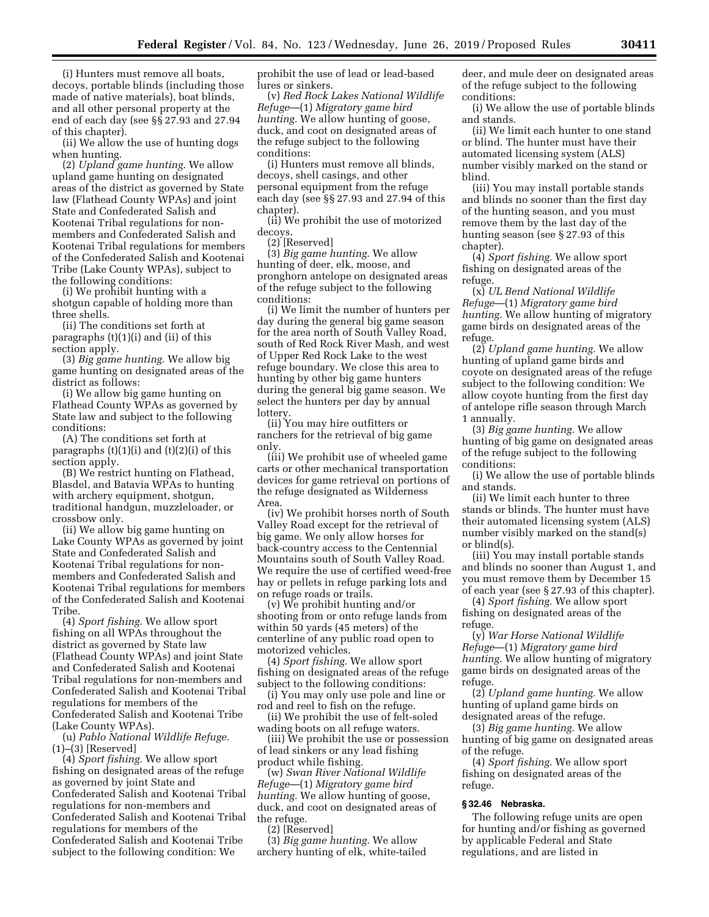(i) Hunters must remove all boats, decoys, portable blinds (including those made of native materials), boat blinds, and all other personal property at the end of each day (see §§ 27.93 and 27.94 of this chapter).

(ii) We allow the use of hunting dogs when hunting.

(2) *Upland game hunting.* We allow upland game hunting on designated areas of the district as governed by State law (Flathead County WPAs) and joint State and Confederated Salish and Kootenai Tribal regulations for non-members and Confederated Salish and Kootenai Tribal regulations for members of the Confederated Salish and Kootenai Tribe (Lake County WPAs), subject to the following conditions:

(i) We prohibit hunting with a shotgun capable of holding more than three shells.

(ii) The conditions set forth at paragraphs (t)(1)(i) and (ii) of this section apply.

(3) *Big game hunting.* We allow big game hunting on designated areas of the district as follows:

(i) We allow big game hunting on Flathead County WPAs as governed by State law and subject to the following conditions:

(A) The conditions set forth at paragraphs (t)(1)(i) and (t)(2)(i) of this section apply.

(B) We restrict hunting on Flathead, Blasdel, and Batavia WPAs to hunting with archery equipment, shotgun, traditional handgun, muzzleloader, or crossbow only.

(ii) We allow big game hunting on Lake County WPAs as governed by joint State and Confederated Salish and Kootenai Tribal regulations for non-members and Confederated Salish and Kootenai Tribal regulations for members of the Confederated Salish and Kootenai Tribe.

(4) *Sport fishing.* We allow sport fishing on all WPAs throughout the district as governed by State law (Flathead County WPAs) and joint State and Confederated Salish and Kootenai Tribal regulations for non-members and Confederated Salish and Kootenai Tribal regulations for members of the Confederated Salish and Kootenai Tribe (Lake County WPAs).

(u) *Pablo National Wildlife Refuge.* (1)–(3) [Reserved]

(4) *Sport fishing.* We allow sport fishing on designated areas of the refuge as governed by joint State and Confederated Salish and Kootenai Tribal regulations for non-members and Confederated Salish and Kootenai Tribal regulations for members of the Confederated Salish and Kootenai Tribe subject to the following condition: We prohibit the use of lead or lead-based lures or sinkers.

(v) *Red Rock Lakes National Wildlife Refuge*—(1) *Migratory game bird hunting.* We allow hunting of goose, duck, and coot on designated areas of the refuge subject to the following conditions:

(i) Hunters must remove all blinds, decoys, shell casings, and other personal equipment from the refuge each day (see §§ 27.93 and 27.94 of this chapter).

(ii) We prohibit the use of motorized decoys.

(2) [Reserved]

(3) *Big game hunting.* We allow hunting of deer, elk, moose, and pronghorn antelope on designated areas of the refuge subject to the following conditions:

(i) We limit the number of hunters per day during the general big game season for the area north of South Valley Road, south of Red Rock River Mash, and west of Upper Red Rock Lake to the west refuge boundary. We close this area to hunting by other big game hunters during the general big game season. We select the hunters per day by annual lottery.

(ii) You may hire outfitters or ranchers for the retrieval of big game only.

(iii) We prohibit use of wheeled game carts or other mechanical transportation devices for game retrieval on portions of the refuge designated as Wilderness Area.

(iv) We prohibit horses north of South Valley Road except for the retrieval of big game. We only allow horses for back-country access to the Centennial Mountains south of South Valley Road. We require the use of certified weed-free hay or pellets in refuge parking lots and on refuge roads or trails.

(v) We prohibit hunting and/or shooting from or onto refuge lands from within 50 yards (45 meters) of the centerline of any public road open to motorized vehicles.

(4) *Sport fishing.* We allow sport fishing on designated areas of the refuge subject to the following conditions:

(i) You may only use pole and line or rod and reel to fish on the refuge.

(ii) We prohibit the use of felt-soled wading boots on all refuge waters.

(iii) We prohibit the use or possession of lead sinkers or any lead fishing product while fishing.

(w) *Swan River National Wildlife Refuge*—(1) *Migratory game bird hunting.* We allow hunting of goose, duck, and coot on designated areas of the refuge.

(2) [Reserved]

(3) *Big game hunting.* We allow archery hunting of elk, white-tailed deer, and mule deer on designated areas of the refuge subject to the following conditions:

(i) We allow the use of portable blinds and stands.

(ii) We limit each hunter to one stand or blind. The hunter must have their automated licensing system (ALS) number visibly marked on the stand or blind.

(iii) You may install portable stands and blinds no sooner than the first day of the hunting season, and you must remove them by the last day of the hunting season (see § 27.93 of this chapter).

(4) *Sport fishing.* We allow sport fishing on designated areas of the refuge.

(x) *UL Bend National Wildlife Refuge*—(1) *Migratory game bird hunting.* We allow hunting of migratory game birds on designated areas of the refuge.

(2) *Upland game hunting.* We allow hunting of upland game birds and coyote on designated areas of the refuge subject to the following condition: We allow coyote hunting from the first day of antelope rifle season through March 1 annually.

(3) *Big game hunting.* We allow hunting of big game on designated areas of the refuge subject to the following conditions:

(i) We allow the use of portable blinds and stands.

(ii) We limit each hunter to three stands or blinds. The hunter must have their automated licensing system (ALS) number visibly marked on the stand(s) or blind(s).

(iii) You may install portable stands and blinds no sooner than August 1, and you must remove them by December 15 of each year (see § 27.93 of this chapter).

(4) *Sport fishing.* We allow sport fishing on designated areas of the refuge.

(y) *War Horse National Wildlife Refuge*—(1) *Migratory game bird hunting.* We allow hunting of migratory game birds on designated areas of the refuge.

(2) *Upland game hunting.* We allow hunting of upland game birds on designated areas of the refuge.

(3) *Big game hunting.* We allow hunting of big game on designated areas of the refuge.

(4) *Sport fishing.* We allow sport fishing on designated areas of the refuge.

**§ 32.46 Nebraska.**

The following refuge units are open for hunting and/or fishing as governed by applicable Federal and State regulations, and are listed in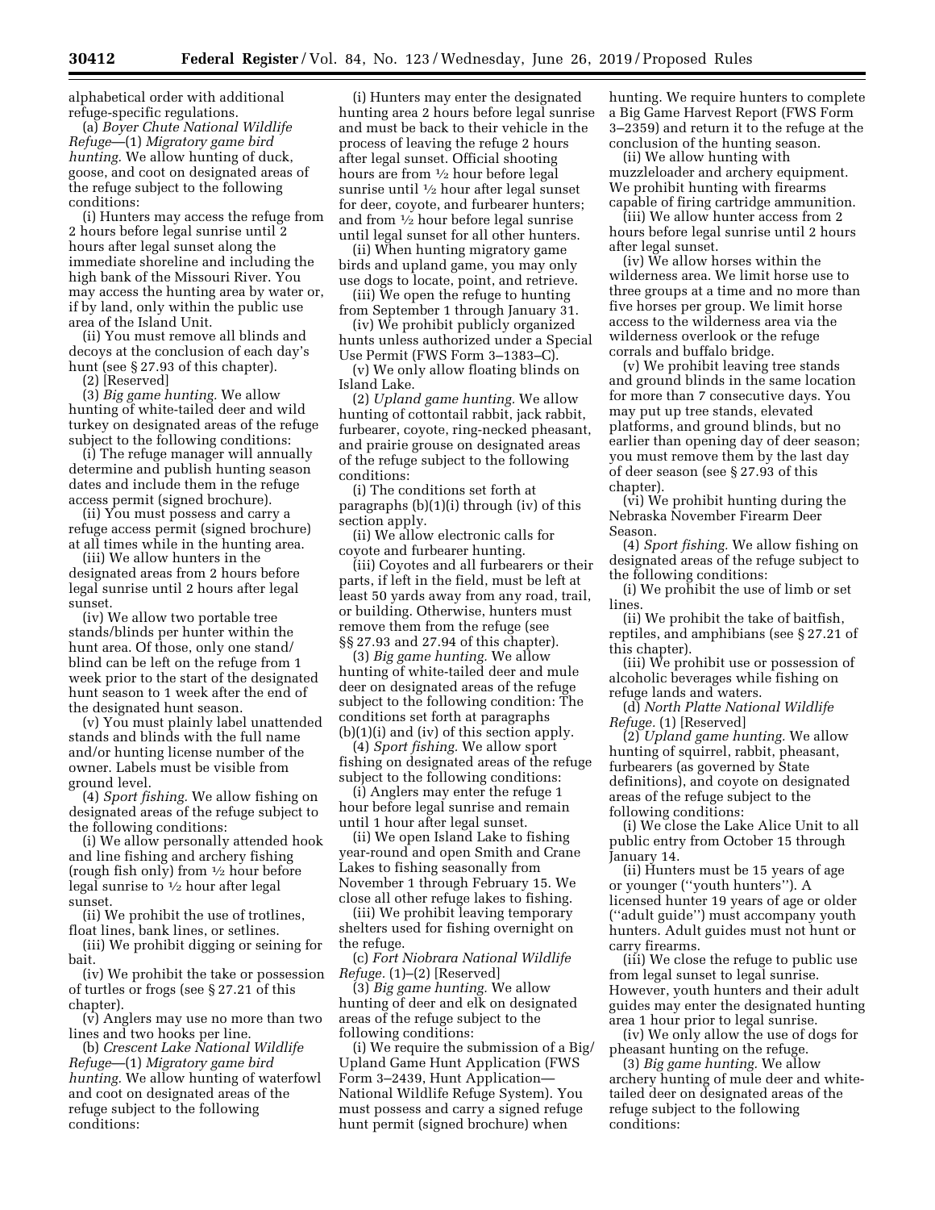alphabetical order with additional refuge-specific regulations.

(a) *Boyer Chute National Wildlife Refuge*—(1) *Migratory game bird hunting.* We allow hunting of duck, goose, and coot on designated areas of the refuge subject to the following conditions:

(i) Hunters may access the refuge from 2 hours before legal sunrise until 2 hours after legal sunset along the immediate shoreline and including the high bank of the Missouri River. You may access the hunting area by water or, if by land, only within the public use area of the Island Unit.

(ii) You must remove all blinds and decoys at the conclusion of each day's hunt (see § 27.93 of this chapter).

(2) [Reserved]

(3) *Big game hunting.* We allow hunting of white-tailed deer and wild turkey on designated areas of the refuge subject to the following conditions:

(i) The refuge manager will annually determine and publish hunting season dates and include them in the refuge access permit (signed brochure).

(ii) You must possess and carry a refuge access permit (signed brochure) at all times while in the hunting area.

(iii) We allow hunters in the designated areas from 2 hours before legal sunrise until 2 hours after legal sunset.

(iv) We allow two portable tree stands/blinds per hunter within the hunt area. Of those, only one stand/blind can be left on the refuge from 1 week prior to the start of the designated hunt season to 1 week after the end of the designated hunt season.

(v) You must plainly label unattended stands and blinds with the full name and/or hunting license number of the owner. Labels must be visible from ground level.

(4) *Sport fishing.* We allow fishing on designated areas of the refuge subject to the following conditions:

(i) We allow personally attended hook and line fishing and archery fishing (rough fish only) from ½ hour before legal sunrise to ½ hour after legal sunset.

(ii) We prohibit the use of trotlines, float lines, bank lines, or setlines.

(iii) We prohibit digging or seining for bait.

(iv) We prohibit the take or possession of turtles or frogs (see § 27.21 of this chapter).

(v) Anglers may use no more than two lines and two hooks per line.

(b) *Crescent Lake National Wildlife Refuge*—(1) *Migratory game bird hunting.* We allow hunting of waterfowl and coot on designated areas of the refuge subject to the following conditions:

(i) Hunters may enter the designated hunting area 2 hours before legal sunrise and must be back to their vehicle in the process of leaving the refuge 2 hours after legal sunset. Official shooting hours are from ½ hour before legal sunrise until ½ hour after legal sunset for deer, coyote, and furbearer hunters; and from ½ hour before legal sunrise until legal sunset for all other hunters.

(ii) When hunting migratory game birds and upland game, you may only use dogs to locate, point, and retrieve.

(iii) We open the refuge to hunting from September 1 through January 31.

(iv) We prohibit publicly organized hunts unless authorized under a Special Use Permit (FWS Form 3–1383–C).

(v) We only allow floating blinds on Island Lake.

(2) *Upland game hunting.* We allow hunting of cottontail rabbit, jack rabbit, furbearer, coyote, ring-necked pheasant, and prairie grouse on designated areas of the refuge subject to the following conditions:

(i) The conditions set forth at paragraphs (b)(1)(i) through (iv) of this section apply.

(ii) We allow electronic calls for coyote and furbearer hunting.

(iii) Coyotes and all furbearers or their parts, if left in the field, must be left at least 50 yards away from any road, trail, or building. Otherwise, hunters must remove them from the refuge (see §§ 27.93 and 27.94 of this chapter).

(3) *Big game hunting.* We allow hunting of white-tailed deer and mule deer on designated areas of the refuge subject to the following condition: The conditions set forth at paragraphs (b)(1)(i) and (iv) of this section apply.

(4) *Sport fishing.* We allow sport fishing on designated areas of the refuge subject to the following conditions:

(i) Anglers may enter the refuge 1 hour before legal sunrise and remain until 1 hour after legal sunset.

(ii) We open Island Lake to fishing year-round and open Smith and Crane Lakes to fishing seasonally from November 1 through February 15. We close all other refuge lakes to fishing.

(iii) We prohibit leaving temporary shelters used for fishing overnight on the refuge.

(c) *Fort Niobrara National Wildlife Refuge.* (1)–(2) [Reserved]

(3) *Big game hunting.* We allow hunting of deer and elk on designated areas of the refuge subject to the following conditions:

(i) We require the submission of a Big/Upland Game Hunt Application (FWS Form 3–2439, Hunt Application—National Wildlife Refuge System). You must possess and carry a signed refuge hunt permit (signed brochure) when hunting. We require hunters to complete a Big Game Harvest Report (FWS Form 3–2359) and return it to the refuge at the conclusion of the hunting season.

(ii) We allow hunting with muzzleloader and archery equipment. We prohibit hunting with firearms capable of firing cartridge ammunition.

(iii) We allow hunter access from 2 hours before legal sunrise until 2 hours after legal sunset.

(iv) We allow horses within the wilderness area. We limit horse use to three groups at a time and no more than five horses per group. We limit horse access to the wilderness area via the wilderness overlook or the refuge corrals and buffalo bridge.

(v) We prohibit leaving tree stands and ground blinds in the same location for more than 7 consecutive days. You may put up tree stands, elevated platforms, and ground blinds, but no earlier than opening day of deer season; you must remove them by the last day of deer season (see § 27.93 of this chapter).

(vi) We prohibit hunting during the Nebraska November Firearm Deer Season.

(4) *Sport fishing.* We allow fishing on designated areas of the refuge subject to the following conditions:

(i) We prohibit the use of limb or set lines.

(ii) We prohibit the take of baitfish, reptiles, and amphibians (see § 27.21 of this chapter).

(iii) We prohibit use or possession of alcoholic beverages while fishing on refuge lands and waters.

(d) *North Platte National Wildlife Refuge.* (1) [Reserved]

(2) *Upland game hunting.* We allow hunting of squirrel, rabbit, pheasant, furbearers (as governed by State definitions), and coyote on designated areas of the refuge subject to the following conditions:

(i) We close the Lake Alice Unit to all public entry from October 15 through January 14.

(ii) Hunters must be 15 years of age or younger (''youth hunters''). A licensed hunter 19 years of age or older (''adult guide'') must accompany youth hunters. Adult guides must not hunt or carry firearms.

(iii) We close the refuge to public use from legal sunset to legal sunrise. However, youth hunters and their adult guides may enter the designated hunting area 1 hour prior to legal sunrise.

(iv) We only allow the use of dogs for pheasant hunting on the refuge.

(3) *Big game hunting.* We allow archery hunting of mule deer and white-tailed deer on designated areas of the refuge subject to the following conditions: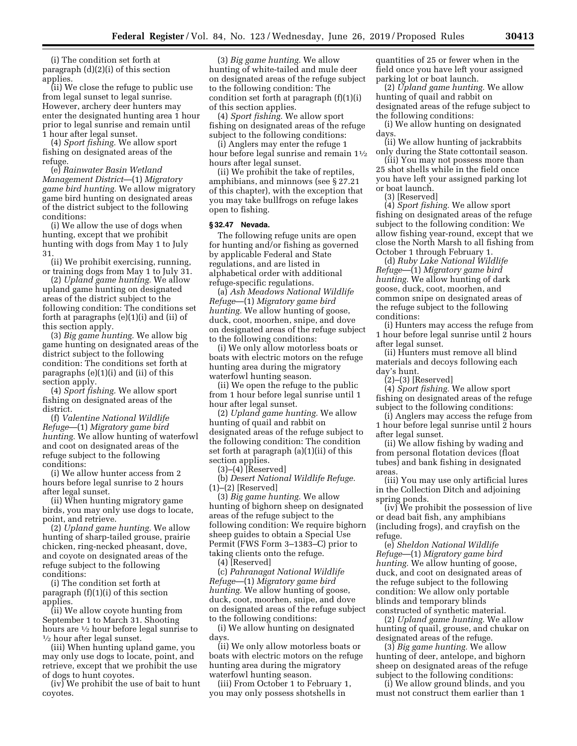(i) The condition set forth at paragraph (d)(2)(i) of this section applies.

(ii) We close the refuge to public use from legal sunset to legal sunrise. However, archery deer hunters may enter the designated hunting area 1 hour prior to legal sunrise and remain until 1 hour after legal sunset.

(4) *Sport fishing.* We allow sport fishing on designated areas of the refuge.

(e) *Rainwater Basin Wetland Management District*—(1) *Migratory game bird hunting.* We allow migratory game bird hunting on designated areas of the district subject to the following conditions:

(i) We allow the use of dogs when hunting, except that we prohibit hunting with dogs from May 1 to July 31.

(ii) We prohibit exercising, running, or training dogs from May 1 to July 31.

(2) *Upland game hunting.* We allow upland game hunting on designated areas of the district subject to the following condition: The conditions set forth at paragraphs (e)(1)(i) and (ii) of this section apply.

(3) *Big game hunting.* We allow big game hunting on designated areas of the district subject to the following condition: The conditions set forth at paragraphs (e)(1)(i) and (ii) of this section apply.

(4) *Sport fishing.* We allow sport fishing on designated areas of the district.

(f) *Valentine National Wildlife Refuge*—(1) *Migratory game bird hunting.* We allow hunting of waterfowl and coot on designated areas of the refuge subject to the following conditions:

(i) We allow hunter access from 2 hours before legal sunrise to 2 hours after legal sunset.

(ii) When hunting migratory game birds, you may only use dogs to locate, point, and retrieve.

(2) *Upland game hunting.* We allow hunting of sharp-tailed grouse, prairie chicken, ring-necked pheasant, dove, and coyote on designated areas of the refuge subject to the following conditions:

(i) The condition set forth at paragraph (f)(1)(i) of this section applies.

(ii) We allow coyote hunting from September 1 to March 31. Shooting hours are ½ hour before legal sunrise to ½ hour after legal sunset.

(iii) When hunting upland game, you may only use dogs to locate, point, and retrieve, except that we prohibit the use of dogs to hunt coyotes.

(iv) We prohibit the use of bait to hunt coyotes.

(3) *Big game hunting.* We allow hunting of white-tailed and mule deer on designated areas of the refuge subject to the following condition: The condition set forth at paragraph (f)(1)(i) of this section applies.

(4) *Sport fishing.* We allow sport fishing on designated areas of the refuge subject to the following conditions:

(i) Anglers may enter the refuge 1 hour before legal sunrise and remain 1½ hours after legal sunset.

(ii) We prohibit the take of reptiles, amphibians, and minnows (see § 27.21 of this chapter), with the exception that you may take bullfrogs on refuge lakes open to fishing.

**§ 32.47 Nevada.**

The following refuge units are open for hunting and/or fishing as governed by applicable Federal and State regulations, and are listed in alphabetical order with additional refuge-specific regulations.

(a) *Ash Meadows National Wildlife Refuge*—(1) *Migratory game bird hunting.* We allow hunting of goose, duck, coot, moorhen, snipe, and dove on designated areas of the refuge subject to the following conditions:

(i) We only allow motorless boats or boats with electric motors on the refuge hunting area during the migratory waterfowl hunting season.

(ii) We open the refuge to the public from 1 hour before legal sunrise until 1 hour after legal sunset.

(2) *Upland game hunting.* We allow hunting of quail and rabbit on designated areas of the refuge subject to the following condition: The condition set forth at paragraph (a)(1)(ii) of this section applies.

(3)–(4) [Reserved]

(b) *Desert National Wildlife Refuge.* (1)–(2) [Reserved]

(3) *Big game hunting.* We allow hunting of bighorn sheep on designated areas of the refuge subject to the following condition: We require bighorn sheep guides to obtain a Special Use Permit (FWS Form 3–1383–C) prior to taking clients onto the refuge.

(4) [Reserved]

(c) *Pahranagat National Wildlife Refuge*—(1) *Migratory game bird hunting.* We allow hunting of goose, duck, coot, moorhen, snipe, and dove on designated areas of the refuge subject to the following conditions:

(i) We allow hunting on designated days.

(ii) We only allow motorless boats or boats with electric motors on the refuge hunting area during the migratory waterfowl hunting season.

(iii) From October 1 to February 1, you may only possess shotshells in quantities of 25 or fewer when in the field once you have left your assigned parking lot or boat launch.

(2) *Upland game hunting.* We allow hunting of quail and rabbit on designated areas of the refuge subject to the following conditions:

(i) We allow hunting on designated days.

(ii) We allow hunting of jackrabbits only during the State cottontail season.

(iii) You may not possess more than 25 shot shells while in the field once you have left your assigned parking lot or boat launch.

(3) [Reserved]

(4) *Sport fishing.* We allow sport fishing on designated areas of the refuge subject to the following condition: We allow fishing year-round, except that we close the North Marsh to all fishing from October 1 through February 1.

(d) *Ruby Lake National Wildlife Refuge*—(1) *Migratory game bird hunting.* We allow hunting of dark goose, duck, coot, moorhen, and common snipe on designated areas of the refuge subject to the following conditions:

(i) Hunters may access the refuge from 1 hour before legal sunrise until 2 hours after legal sunset.

(ii) Hunters must remove all blind materials and decoys following each day's hunt.

(2)–(3) [Reserved]

(4) *Sport fishing.* We allow sport fishing on designated areas of the refuge subject to the following conditions:

(i) Anglers may access the refuge from 1 hour before legal sunrise until 2 hours after legal sunset.

(ii) We allow fishing by wading and from personal flotation devices (float tubes) and bank fishing in designated areas.

(iii) You may use only artificial lures in the Collection Ditch and adjoining spring ponds.

(iv) We prohibit the possession of live or dead bait fish, any amphibians (including frogs), and crayfish on the refuge.

(e) *Sheldon National Wildlife Refuge*—(1) *Migratory game bird hunting.* We allow hunting of goose, duck, and coot on designated areas of the refuge subject to the following condition: We allow only portable blinds and temporary blinds constructed of synthetic material.

(2) *Upland game hunting.* We allow hunting of quail, grouse, and chukar on designated areas of the refuge.

(3) *Big game hunting.* We allow hunting of deer, antelope, and bighorn sheep on designated areas of the refuge subject to the following conditions:

(i) We allow ground blinds, and you must not construct them earlier than 1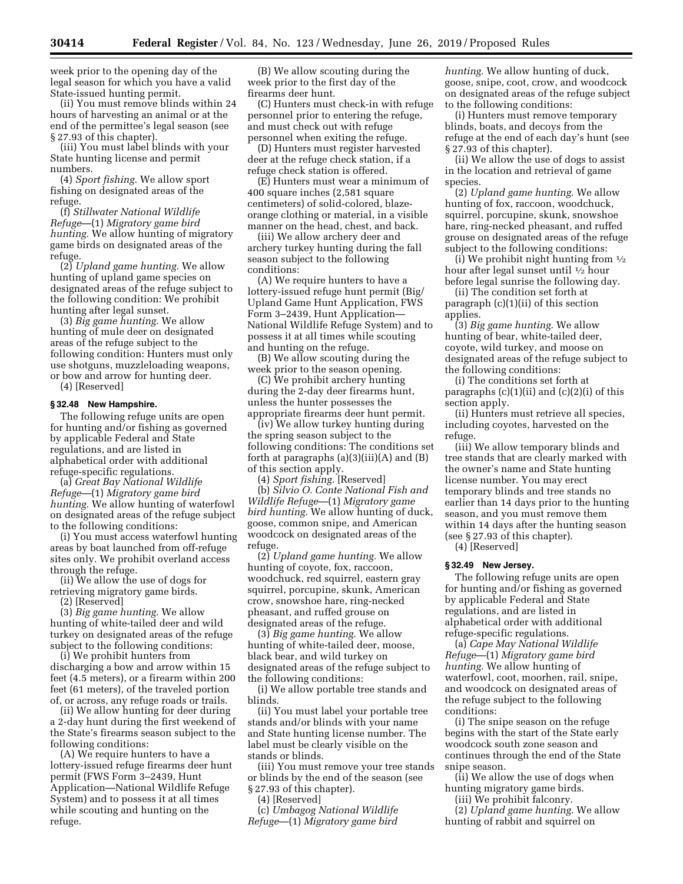week prior to the opening day of the legal season for which you have a valid State-issued hunting permit.

(ii) You must remove blinds within 24 hours of harvesting an animal or at the end of the permittee's legal season (see § 27.93 of this chapter).

(iii) You must label blinds with your State hunting license and permit numbers.

(4) *Sport fishing.* We allow sport fishing on designated areas of the refuge.

(f) *Stillwater National Wildlife Refuge*—(1) *Migratory game bird hunting.* We allow hunting of migratory game birds on designated areas of the refuge.

(2) *Upland game hunting.* We allow hunting of upland game species on designated areas of the refuge subject to the following condition: We prohibit hunting after legal sunset.

(3) *Big game hunting.* We allow hunting of mule deer on designated areas of the refuge subject to the following condition: Hunters must only use shotguns, muzzleloading weapons, or bow and arrow for hunting deer.

(4) [Reserved]

### § 32.48 New Hampshire.

The following refuge units are open for hunting and/or fishing as governed by applicable Federal and State regulations, and are listed in alphabetical order with additional refuge-specific regulations.

(a) *Great Bay National Wildlife Refuge*—(1) *Migratory game bird hunting.* We allow hunting of waterfowl on designated areas of the refuge subject to the following conditions:

(i) You must access waterfowl hunting areas by boat launched from off-refuge sites only. We prohibit overland access through the refuge.

(ii) We allow the use of dogs for retrieving migratory game birds.

(2) [Reserved]

(3) *Big game hunting.* We allow hunting of white-tailed deer and wild turkey on designated areas of the refuge subject to the following conditions:

(i) We prohibit hunters from discharging a bow and arrow within 15 feet (4.5 meters), or a firearm within 200 feet (61 meters), of the traveled portion of, or across, any refuge roads or trails.

(ii) We allow hunting for deer during a 2-day hunt during the first weekend of the State's firearms season subject to the following conditions:

(A) We require hunters to have a lottery-issued refuge firearms deer hunt permit (FWS Form 3–2439, Hunt Application—National Wildlife Refuge System) and to possess it at all times while scouting and hunting on the refuge.

(B) We allow scouting during the week prior to the first day of the firearms deer hunt.

(C) Hunters must check-in with refuge personnel prior to entering the refuge, and must check out with refuge personnel when exiting the refuge.

(D) Hunters must register harvested deer at the refuge check station, if a refuge check station is offered.

(E) Hunters must wear a minimum of 400 square inches (2,581 square centimeters) of solid-colored, blaze-orange clothing or material, in a visible manner on the head, chest, and back.

(iii) We allow archery deer and archery turkey hunting during the fall season subject to the following conditions:

(A) We require hunters to have a lottery-issued refuge hunt permit (Big/Upland Game Hunt Application, FWS Form 3–2439, Hunt Application—National Wildlife Refuge System) and to possess it at all times while scouting and hunting on the refuge.

(B) We allow scouting during the week prior to the season opening.

(C) We prohibit archery hunting during the 2-day deer firearms hunt, unless the hunter possesses the appropriate firearms deer hunt permit.

(iv) We allow turkey hunting during the spring season subject to the following conditions: The conditions set forth at paragraphs (a)(3)(iii)(A) and (B) of this section apply.

(4) *Sport fishing.* [Reserved]

(b) *Silvio O. Conte National Fish and Wildlife Refuge*—(1) *Migratory game bird hunting.* We allow hunting of duck, goose, common snipe, and American woodcock on designated areas of the refuge.

(2) *Upland game hunting.* We allow hunting of coyote, fox, raccoon, woodchuck, red squirrel, eastern gray squirrel, porcupine, skunk, American crow, snowshoe hare, ring-necked pheasant, and ruffed grouse on designated areas of the refuge.

(3) *Big game hunting.* We allow hunting of white-tailed deer, moose, black bear, and wild turkey on designated areas of the refuge subject to the following conditions:

(i) We allow portable tree stands and blinds.

(ii) You must label your portable tree stands and/or blinds with your name and State hunting license number. The label must be clearly visible on the stands or blinds.

(iii) You must remove your tree stands or blinds by the end of the season (see § 27.93 of this chapter).

(4) [Reserved]

(c) *Umbagog National Wildlife Refuge*—(1) *Migratory game bird hunting.* We allow hunting of duck, goose, snipe, coot, crow, and woodcock on designated areas of the refuge subject to the following conditions:

(i) Hunters must remove temporary blinds, boats, and decoys from the refuge at the end of each day's hunt (see § 27.93 of this chapter).

(ii) We allow the use of dogs to assist in the location and retrieval of game species.

(2) *Upland game hunting.* We allow hunting of fox, raccoon, woodchuck, squirrel, porcupine, skunk, snowshoe hare, ring-necked pheasant, and ruffed grouse on designated areas of the refuge subject to the following conditions:

(i) We prohibit night hunting from ½ hour after legal sunset until ½ hour before legal sunrise the following day.

(ii) The condition set forth at paragraph (c)(1)(ii) of this section applies.

(3) *Big game hunting.* We allow hunting of bear, white-tailed deer, coyote, wild turkey, and moose on designated areas of the refuge subject to the following conditions:

(i) The conditions set forth at paragraphs (c)(1)(ii) and (c)(2)(i) of this section apply.

(ii) Hunters must retrieve all species, including coyotes, harvested on the refuge.

(iii) We allow temporary blinds and tree stands that are clearly marked with the owner's name and State hunting license number. You may erect temporary blinds and tree stands no earlier than 14 days prior to the hunting season, and you must remove them within 14 days after the hunting season (see § 27.93 of this chapter).

(4) [Reserved]

### § 32.49 New Jersey.

The following refuge units are open for hunting and/or fishing as governed by applicable Federal and State regulations, and are listed in alphabetical order with additional refuge-specific regulations.

(a) *Cape May National Wildlife Refuge*—(1) *Migratory game bird hunting.* We allow hunting of waterfowl, coot, moorhen, rail, snipe, and woodcock on designated areas of the refuge subject to the following conditions:

(i) The snipe season on the refuge begins with the start of the State early woodcock south zone season and continues through the end of the State snipe season.

(ii) We allow the use of dogs when hunting migratory game birds.

(iii) We prohibit falconry.

(2) *Upland game hunting.* We allow hunting of rabbit and squirrel on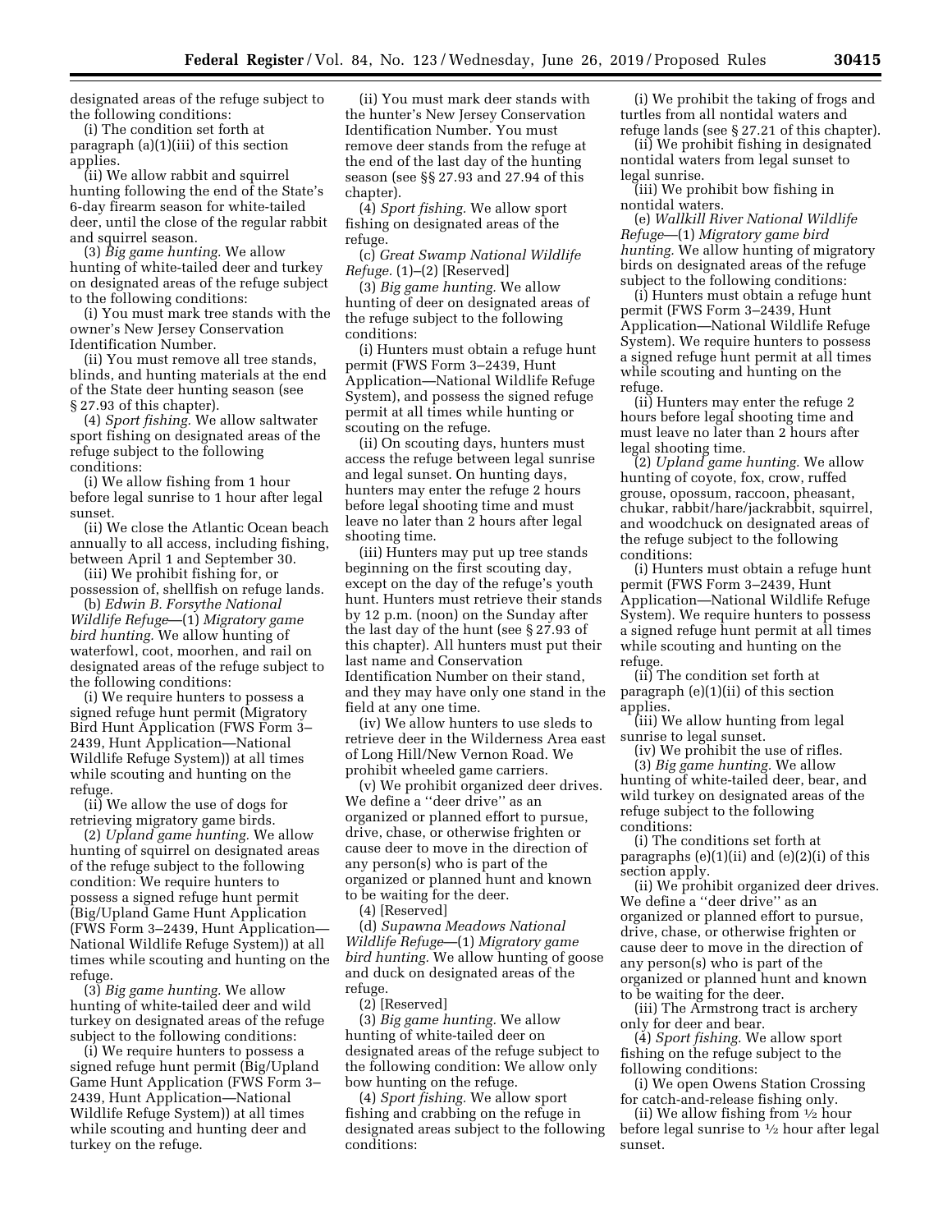designated areas of the refuge subject to the following conditions:

(i) The condition set forth at paragraph (a)(1)(iii) of this section applies.

(ii) We allow rabbit and squirrel hunting following the end of the State's 6-day firearm season for white-tailed deer, until the close of the regular rabbit and squirrel season.

(3) *Big game hunting.* We allow hunting of white-tailed deer and turkey on designated areas of the refuge subject to the following conditions:

(i) You must mark tree stands with the owner's New Jersey Conservation Identification Number.

(ii) You must remove all tree stands, blinds, and hunting materials at the end of the State deer hunting season (see § 27.93 of this chapter).

(4) *Sport fishing.* We allow saltwater sport fishing on designated areas of the refuge subject to the following conditions:

(i) We allow fishing from 1 hour before legal sunrise to 1 hour after legal sunset.

(ii) We close the Atlantic Ocean beach annually to all access, including fishing, between April 1 and September 30.

(iii) We prohibit fishing for, or possession of, shellfish on refuge lands.

(b) *Edwin B. Forsythe National Wildlife Refuge*—(1) *Migratory game bird hunting.* We allow hunting of waterfowl, coot, moorhen, and rail on designated areas of the refuge subject to the following conditions:

(i) We require hunters to possess a signed refuge hunt permit (Migratory Bird Hunt Application (FWS Form 3–2439, Hunt Application—National Wildlife Refuge System)) at all times while scouting and hunting on the refuge.

(ii) We allow the use of dogs for retrieving migratory game birds.

(2) *Upland game hunting.* We allow hunting of squirrel on designated areas of the refuge subject to the following condition: We require hunters to possess a signed refuge hunt permit (Big/Upland Game Hunt Application (FWS Form 3–2439, Hunt Application—National Wildlife Refuge System)) at all times while scouting and hunting on the refuge.

(3) *Big game hunting.* We allow hunting of white-tailed deer and wild turkey on designated areas of the refuge subject to the following conditions:

(i) We require hunters to possess a signed refuge hunt permit (Big/Upland Game Hunt Application (FWS Form 3–2439, Hunt Application—National Wildlife Refuge System)) at all times while scouting and hunting deer and turkey on the refuge.

(ii) You must mark deer stands with the hunter's New Jersey Conservation Identification Number. You must remove deer stands from the refuge at the end of the last day of the hunting season (see §§ 27.93 and 27.94 of this chapter).

(4) *Sport fishing.* We allow sport fishing on designated areas of the refuge.

(c) *Great Swamp National Wildlife Refuge.* (1)–(2) [Reserved]

(3) *Big game hunting.* We allow hunting of deer on designated areas of the refuge subject to the following conditions:

(i) Hunters must obtain a refuge hunt permit (FWS Form 3–2439, Hunt Application—National Wildlife Refuge System), and possess the signed refuge permit at all times while hunting or scouting on the refuge.

(ii) On scouting days, hunters must access the refuge between legal sunrise and legal sunset. On hunting days, hunters may enter the refuge 2 hours before legal shooting time and must leave no later than 2 hours after legal shooting time.

(iii) Hunters may put up tree stands beginning on the first scouting day, except on the day of the refuge's youth hunt. Hunters must retrieve their stands by 12 p.m. (noon) on the Sunday after the last day of the hunt (see § 27.93 of this chapter). All hunters must put their last name and Conservation Identification Number on their stand, and they may have only one stand in the field at any one time.

(iv) We allow hunters to use sleds to retrieve deer in the Wilderness Area east of Long Hill/New Vernon Road. We prohibit wheeled game carriers.

(v) We prohibit organized deer drives. We define a ''deer drive'' as an organized or planned effort to pursue, drive, chase, or otherwise frighten or cause deer to move in the direction of any person(s) who is part of the organized or planned hunt and known to be waiting for the deer.

(4) [Reserved]

(d) *Supawna Meadows National Wildlife Refuge*—(1) *Migratory game bird hunting.* We allow hunting of goose and duck on designated areas of the refuge.

(2) [Reserved]

(3) *Big game hunting.* We allow hunting of white-tailed deer on designated areas of the refuge subject to the following condition: We allow only bow hunting on the refuge.

(4) *Sport fishing.* We allow sport fishing and crabbing on the refuge in designated areas subject to the following conditions:

(i) We prohibit the taking of frogs and turtles from all nontidal waters and refuge lands (see § 27.21 of this chapter).

(ii) We prohibit fishing in designated nontidal waters from legal sunset to legal sunrise.

(iii) We prohibit bow fishing in nontidal waters.

(e) *Wallkill River National Wildlife Refuge*—(1) *Migratory game bird hunting.* We allow hunting of migratory birds on designated areas of the refuge subject to the following conditions:

(i) Hunters must obtain a refuge hunt permit (FWS Form 3–2439, Hunt Application—National Wildlife Refuge System). We require hunters to possess a signed refuge hunt permit at all times while scouting and hunting on the refuge.

(ii) Hunters may enter the refuge 2 hours before legal shooting time and must leave no later than 2 hours after legal shooting time.

(2) *Upland game hunting.* We allow hunting of coyote, fox, crow, ruffed grouse, opossum, raccoon, pheasant, chukar, rabbit/hare/jackrabbit, squirrel, and woodchuck on designated areas of the refuge subject to the following conditions:

(i) Hunters must obtain a refuge hunt permit (FWS Form 3–2439, Hunt Application—National Wildlife Refuge System). We require hunters to possess a signed refuge hunt permit at all times while scouting and hunting on the refuge.

(ii) The condition set forth at paragraph (e)(1)(ii) of this section applies.

(iii) We allow hunting from legal sunrise to legal sunset.

(iv) We prohibit the use of rifles.

(3) *Big game hunting.* We allow hunting of white-tailed deer, bear, and wild turkey on designated areas of the refuge subject to the following conditions:

(i) The conditions set forth at paragraphs (e)(1)(ii) and (e)(2)(i) of this section apply.

(ii) We prohibit organized deer drives. We define a ''deer drive'' as an organized or planned effort to pursue, drive, chase, or otherwise frighten or cause deer to move in the direction of any person(s) who is part of the organized or planned hunt and known to be waiting for the deer.

(iii) The Armstrong tract is archery only for deer and bear.

(4) *Sport fishing.* We allow sport fishing on the refuge subject to the following conditions:

(i) We open Owens Station Crossing for catch-and-release fishing only.

(ii) We allow fishing from ½ hour before legal sunrise to ½ hour after legal sunset.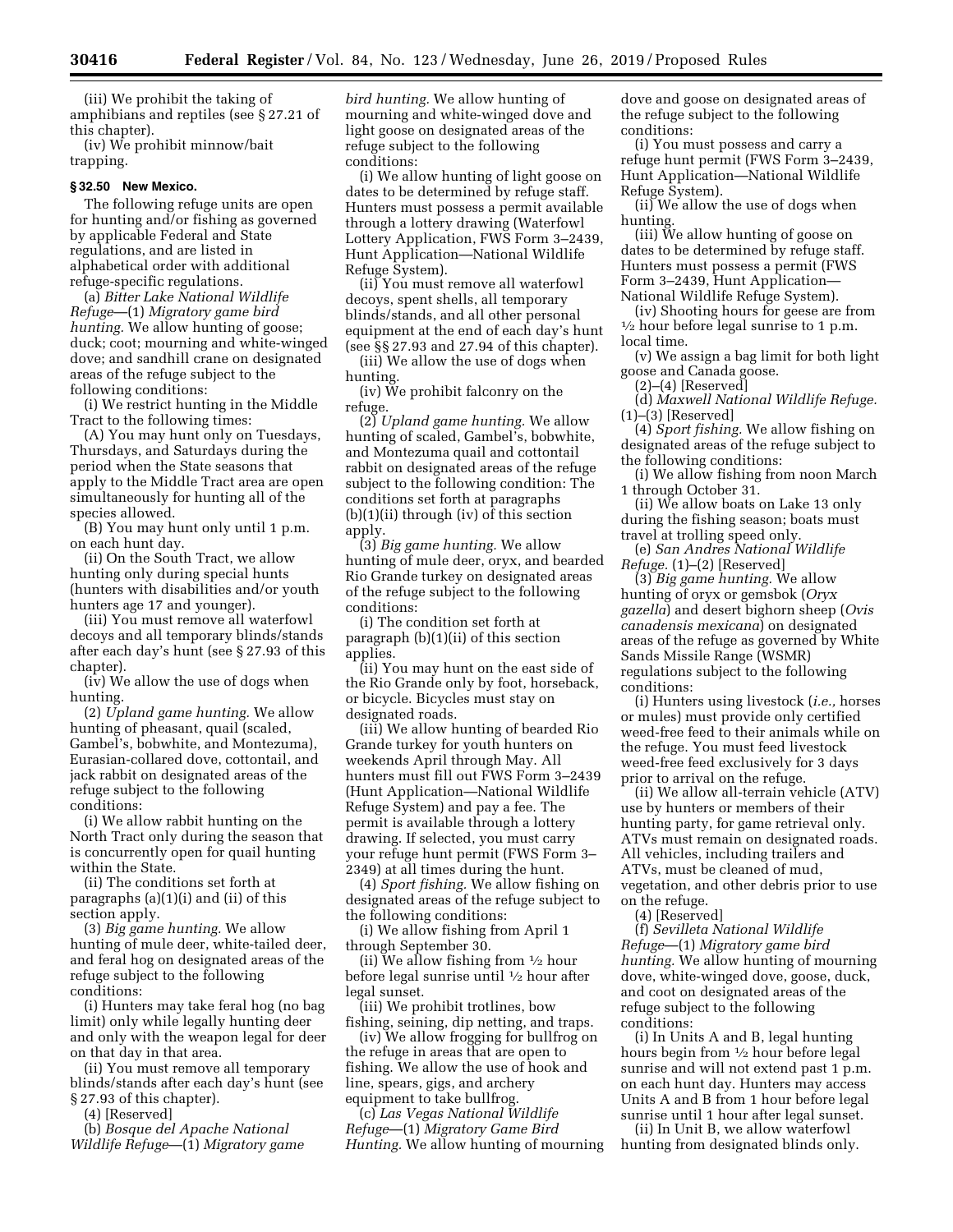(iii) We prohibit the taking of amphibians and reptiles (see § 27.21 of this chapter).

(iv) We prohibit minnow/bait trapping.

### § 32.50 New Mexico.

The following refuge units are open for hunting and/or fishing as governed by applicable Federal and State regulations, and are listed in alphabetical order with additional refuge-specific regulations.

(a) *Bitter Lake National Wildlife Refuge*—(1) *Migratory game bird hunting.* We allow hunting of goose; duck; coot; mourning and white-winged dove; and sandhill crane on designated areas of the refuge subject to the following conditions:

(i) We restrict hunting in the Middle Tract to the following times:

(A) You may hunt only on Tuesdays, Thursdays, and Saturdays during the period when the State seasons that apply to the Middle Tract area are open simultaneously for hunting all of the species allowed.

(B) You may hunt only until 1 p.m. on each hunt day.

(ii) On the South Tract, we allow hunting only during special hunts (hunters with disabilities and/or youth hunters age 17 and younger).

(iii) You must remove all waterfowl decoys and all temporary blinds/stands after each day's hunt (see § 27.93 of this chapter).

(iv) We allow the use of dogs when hunting.

(2) *Upland game hunting.* We allow hunting of pheasant, quail (scaled, Gambel's, bobwhite, and Montezuma), Eurasian-collared dove, cottontail, and jack rabbit on designated areas of the refuge subject to the following conditions:

(i) We allow rabbit hunting on the North Tract only during the season that is concurrently open for quail hunting within the State.

(ii) The conditions set forth at paragraphs (a)(1)(i) and (ii) of this section apply.

(3) *Big game hunting.* We allow hunting of mule deer, white-tailed deer, and feral hog on designated areas of the refuge subject to the following conditions:

(i) Hunters may take feral hog (no bag limit) only while legally hunting deer and only with the weapon legal for deer on that day in that area.

(ii) You must remove all temporary blinds/stands after each day's hunt (see § 27.93 of this chapter).

(4) [Reserved]

(b) *Bosque del Apache National Wildlife Refuge*—(1) *Migratory game bird hunting.* We allow hunting of mourning and white-winged dove and light goose on designated areas of the refuge subject to the following conditions:

(i) We allow hunting of light goose on dates to be determined by refuge staff. Hunters must possess a permit available through a lottery drawing (Waterfowl Lottery Application, FWS Form 3–2439, Hunt Application—National Wildlife Refuge System).

(ii) You must remove all waterfowl decoys, spent shells, all temporary blinds/stands, and all other personal equipment at the end of each day's hunt (see §§ 27.93 and 27.94 of this chapter).

(iii) We allow the use of dogs when hunting.

(iv) We prohibit falconry on the refuge.

(2) *Upland game hunting.* We allow hunting of scaled, Gambel's, bobwhite, and Montezuma quail and cottontail rabbit on designated areas of the refuge subject to the following condition: The conditions set forth at paragraphs (b)(1)(ii) through (iv) of this section apply.

(3) *Big game hunting.* We allow hunting of mule deer, oryx, and bearded Rio Grande turkey on designated areas of the refuge subject to the following conditions:

(i) The condition set forth at paragraph (b)(1)(ii) of this section applies.

(ii) You may hunt on the east side of the Rio Grande only by foot, horseback, or bicycle. Bicycles must stay on designated roads.

(iii) We allow hunting of bearded Rio Grande turkey for youth hunters on weekends April through May. All hunters must fill out FWS Form 3–2439 (Hunt Application—National Wildlife Refuge System) and pay a fee. The permit is available through a lottery drawing. If selected, you must carry your refuge hunt permit (FWS Form 3–2349) at all times during the hunt.

(4) *Sport fishing.* We allow fishing on designated areas of the refuge subject to the following conditions:

(i) We allow fishing from April 1 through September 30.

(ii) We allow fishing from ½ hour before legal sunrise until ½ hour after legal sunset.

(iii) We prohibit trotlines, bow fishing, seining, dip netting, and traps.

(iv) We allow frogging for bullfrog on the refuge in areas that are open to fishing. We allow the use of hook and line, spears, gigs, and archery equipment to take bullfrog.

(c) *Las Vegas National Wildlife Refuge*—(1) *Migratory Game Bird Hunting.* We allow hunting of mourning dove and goose on designated areas of the refuge subject to the following conditions:

(i) You must possess and carry a refuge hunt permit (FWS Form 3–2439, Hunt Application—National Wildlife Refuge System).

(ii) We allow the use of dogs when hunting.

(iii) We allow hunting of goose on dates to be determined by refuge staff. Hunters must possess a permit (FWS Form 3–2439, Hunt Application—National Wildlife Refuge System).

(iv) Shooting hours for geese are from ½ hour before legal sunrise to 1 p.m. local time.

(v) We assign a bag limit for both light goose and Canada goose.

(2)–(4) [Reserved]

(d) *Maxwell National Wildlife Refuge.* (1)–(3) [Reserved]

(4) *Sport fishing.* We allow fishing on designated areas of the refuge subject to the following conditions:

(i) We allow fishing from noon March 1 through October 31.

(ii) We allow boats on Lake 13 only during the fishing season; boats must travel at trolling speed only.

(e) *San Andres National Wildlife Refuge.* (1)–(2) [Reserved]

(3) *Big game hunting.* We allow hunting of oryx or gemsbok (*Oryx gazella*) and desert bighorn sheep (*Ovis canadensis mexicana*) on designated areas of the refuge as governed by White Sands Missile Range (WSMR) regulations subject to the following conditions:

(i) Hunters using livestock (*i.e.,* horses or mules) must provide only certified weed-free feed to their animals while on the refuge. You must feed livestock weed-free feed exclusively for 3 days prior to arrival on the refuge.

(ii) We allow all-terrain vehicle (ATV) use by hunters or members of their hunting party, for game retrieval only. ATVs must remain on designated roads. All vehicles, including trailers and ATVs, must be cleaned of mud, vegetation, and other debris prior to use on the refuge.

(4) [Reserved]

(f) *Sevilleta National Wildlife Refuge*—(1) *Migratory game bird hunting.* We allow hunting of mourning dove, white-winged dove, goose, duck, and coot on designated areas of the refuge subject to the following conditions:

(i) In Units A and B, legal hunting hours begin from ½ hour before legal sunrise and will not extend past 1 p.m. on each hunt day. Hunters may access Units A and B from 1 hour before legal sunrise until 1 hour after legal sunset.

(ii) In Unit B, we allow waterfowl hunting from designated blinds only.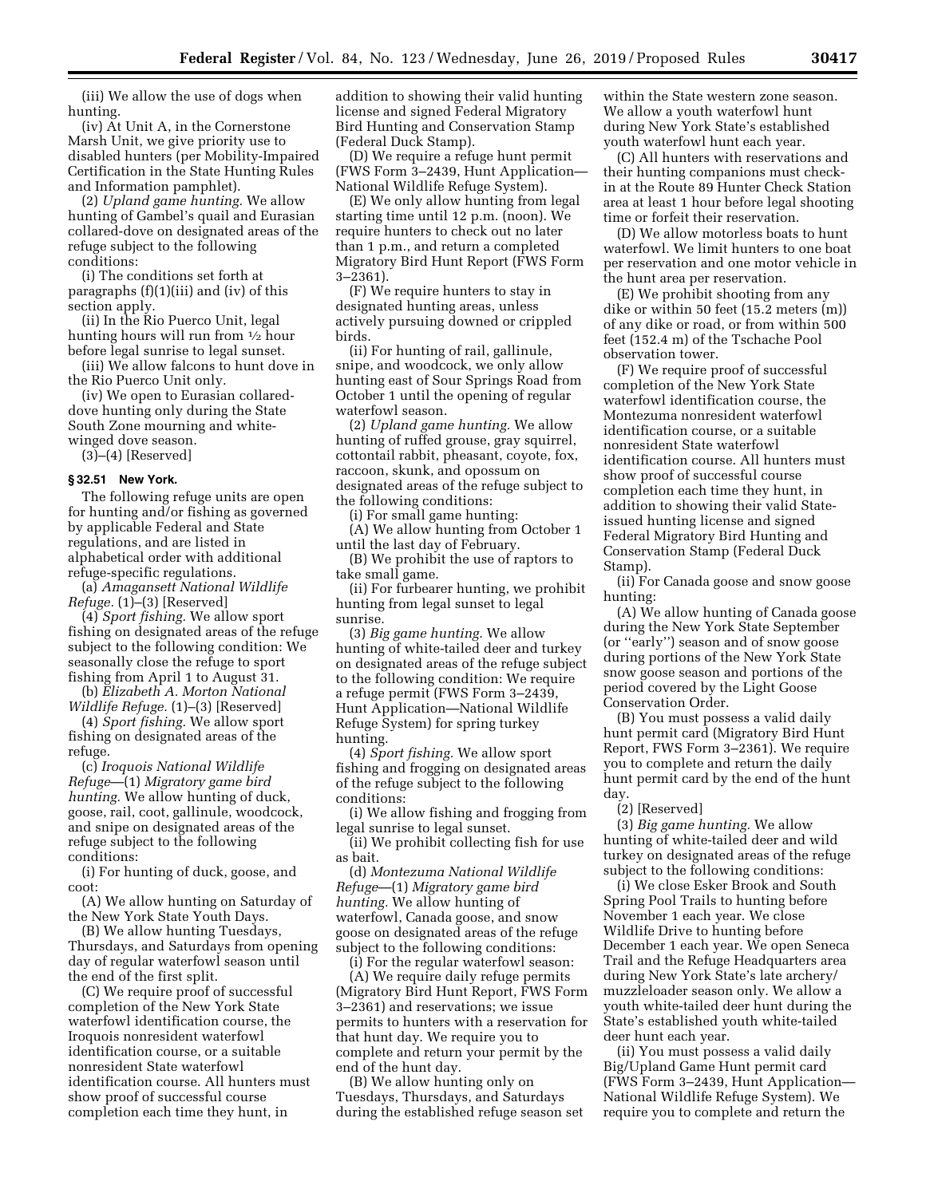(iii) We allow the use of dogs when hunting.

(iv) At Unit A, in the Cornerstone Marsh Unit, we give priority use to disabled hunters (per Mobility-Impaired Certification in the State Hunting Rules and Information pamphlet).

(2) *Upland game hunting.* We allow hunting of Gambel's quail and Eurasian collared-dove on designated areas of the refuge subject to the following conditions:

(i) The conditions set forth at paragraphs (f)(1)(iii) and (iv) of this section apply.

(ii) In the Rio Puerco Unit, legal hunting hours will run from ½ hour before legal sunrise to legal sunset.

(iii) We allow falcons to hunt dove in the Rio Puerco Unit only.

(iv) We open to Eurasian collared-dove hunting only during the State South Zone mourning and white-winged dove season.

(3)–(4) [Reserved]

**§ 32.51 New York.**

The following refuge units are open for hunting and/or fishing as governed by applicable Federal and State regulations, and are listed in alphabetical order with additional refuge-specific regulations.

(a) *Amagansett National Wildlife Refuge.* (1)–(3) [Reserved]

(4) *Sport fishing.* We allow sport fishing on designated areas of the refuge subject to the following condition: We seasonally close the refuge to sport fishing from April 1 to August 31.

(b) *Elizabeth A. Morton National Wildlife Refuge.* (1)–(3) [Reserved]

(4) *Sport fishing.* We allow sport fishing on designated areas of the refuge.

(c) *Iroquois National Wildlife Refuge*—(1) *Migratory game bird hunting.* We allow hunting of duck, goose, rail, coot, gallinule, woodcock, and snipe on designated areas of the refuge subject to the following conditions:

(i) For hunting of duck, goose, and coot:

(A) We allow hunting on Saturday of the New York State Youth Days.

(B) We allow hunting Tuesdays, Thursdays, and Saturdays from opening day of regular waterfowl season until the end of the first split.

(C) We require proof of successful completion of the New York State waterfowl identification course, the Iroquois nonresident waterfowl identification course, or a suitable nonresident State waterfowl identification course. All hunters must show proof of successful course completion each time they hunt, in addition to showing their valid hunting license and signed Federal Migratory Bird Hunting and Conservation Stamp (Federal Duck Stamp).

(D) We require a refuge hunt permit (FWS Form 3–2439, Hunt Application—National Wildlife Refuge System).

(E) We only allow hunting from legal starting time until 12 p.m. (noon). We require hunters to check out no later than 1 p.m., and return a completed Migratory Bird Hunt Report (FWS Form 3–2361).

(F) We require hunters to stay in designated hunting areas, unless actively pursuing downed or crippled birds.

(ii) For hunting of rail, gallinule, snipe, and woodcock, we only allow hunting east of Sour Springs Road from October 1 until the opening of regular waterfowl season.

(2) *Upland game hunting.* We allow hunting of ruffed grouse, gray squirrel, cottontail rabbit, pheasant, coyote, fox, raccoon, skunk, and opossum on designated areas of the refuge subject to the following conditions:

(i) For small game hunting:

(A) We allow hunting from October 1 until the last day of February.

(B) We prohibit the use of raptors to take small game.

(ii) For furbearer hunting, we prohibit hunting from legal sunset to legal sunrise.

(3) *Big game hunting.* We allow hunting of white-tailed deer and turkey on designated areas of the refuge subject to the following condition: We require a refuge permit (FWS Form 3–2439, Hunt Application—National Wildlife Refuge System) for spring turkey hunting.

(4) *Sport fishing.* We allow sport fishing and frogging on designated areas of the refuge subject to the following conditions:

(i) We allow fishing and frogging from legal sunrise to legal sunset.

(ii) We prohibit collecting fish for use as bait.

(d) *Montezuma National Wildlife Refuge*—(1) *Migratory game bird hunting.* We allow hunting of waterfowl, Canada goose, and snow goose on designated areas of the refuge subject to the following conditions:

(i) For the regular waterfowl season:

(A) We require daily refuge permits (Migratory Bird Hunt Report, FWS Form 3–2361) and reservations; we issue permits to hunters with a reservation for that hunt day. We require you to complete and return your permit by the end of the hunt day.

(B) We allow hunting only on Tuesdays, Thursdays, and Saturdays during the established refuge season set within the State western zone season. We allow a youth waterfowl hunt during New York State's established youth waterfowl hunt each year.

(C) All hunters with reservations and their hunting companions must check-in at the Route 89 Hunter Check Station area at least 1 hour before legal shooting time or forfeit their reservation.

(D) We allow motorless boats to hunt waterfowl. We limit hunters to one boat per reservation and one motor vehicle in the hunt area per reservation.

(E) We prohibit shooting from any dike or within 50 feet (15.2 meters (m)) of any dike or road, or from within 500 feet (152.4 m) of the Tschache Pool observation tower.

(F) We require proof of successful completion of the New York State waterfowl identification course, the Montezuma nonresident waterfowl identification course, or a suitable nonresident State waterfowl identification course. All hunters must show proof of successful course completion each time they hunt, in addition to showing their valid State-issued hunting license and signed Federal Migratory Bird Hunting and Conservation Stamp (Federal Duck Stamp).

(ii) For Canada goose and snow goose hunting:

(A) We allow hunting of Canada goose during the New York State September (or ''early'') season and of snow goose during portions of the New York State snow goose season and portions of the period covered by the Light Goose Conservation Order.

(B) You must possess a valid daily hunt permit card (Migratory Bird Hunt Report, FWS Form 3–2361). We require you to complete and return the daily hunt permit card by the end of the hunt day.

(2) [Reserved]

(3) *Big game hunting.* We allow hunting of white-tailed deer and wild turkey on designated areas of the refuge subject to the following conditions:

(i) We close Esker Brook and South Spring Pool Trails to hunting before November 1 each year. We close Wildlife Drive to hunting before December 1 each year. We open Seneca Trail and the Refuge Headquarters area during New York State's late archery/muzzleloader season only. We allow a youth white-tailed deer hunt during the State's established youth white-tailed deer hunt each year.

(ii) You must possess a valid daily Big/Upland Game Hunt permit card (FWS Form 3–2439, Hunt Application—National Wildlife Refuge System). We require you to complete and return the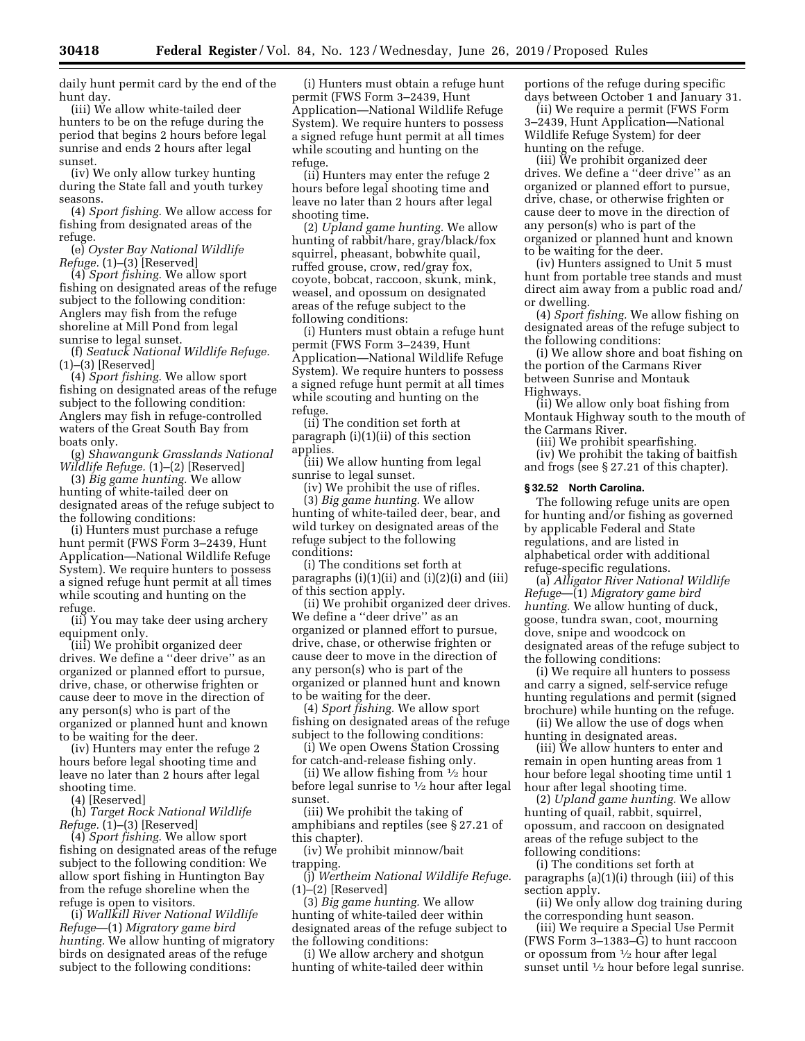daily hunt permit card by the end of the hunt day.

(iii) We allow white-tailed deer hunters to be on the refuge during the period that begins 2 hours before legal sunrise and ends 2 hours after legal sunset.

(iv) We only allow turkey hunting during the State fall and youth turkey seasons.

(4) *Sport fishing.* We allow access for fishing from designated areas of the refuge.

(e) *Oyster Bay National Wildlife Refuge.* (1)–(3) [Reserved]

(4) *Sport fishing.* We allow sport fishing on designated areas of the refuge subject to the following condition: Anglers may fish from the refuge shoreline at Mill Pond from legal sunrise to legal sunset.

(f) *Seatuck National Wildlife Refuge.* (1)–(3) [Reserved]

(4) *Sport fishing.* We allow sport fishing on designated areas of the refuge subject to the following condition: Anglers may fish in refuge-controlled waters of the Great South Bay from boats only.

(g) *Shawangunk Grasslands National Wildlife Refuge.* (1)–(2) [Reserved]

(3) *Big game hunting.* We allow hunting of white-tailed deer on designated areas of the refuge subject to the following conditions:

(i) Hunters must purchase a refuge hunt permit (FWS Form 3–2439, Hunt Application—National Wildlife Refuge System). We require hunters to possess a signed refuge hunt permit at all times while scouting and hunting on the refuge.

(ii) You may take deer using archery equipment only.

(iii) We prohibit organized deer drives. We define a ''deer drive'' as an organized or planned effort to pursue, drive, chase, or otherwise frighten or cause deer to move in the direction of any person(s) who is part of the organized or planned hunt and known to be waiting for the deer.

(iv) Hunters may enter the refuge 2 hours before legal shooting time and leave no later than 2 hours after legal shooting time.

(4) [Reserved]

(h) *Target Rock National Wildlife Refuge.* (1)–(3) [Reserved]

(4) *Sport fishing.* We allow sport fishing on designated areas of the refuge subject to the following condition: We allow sport fishing in Huntington Bay from the refuge shoreline when the refuge is open to visitors.

(i) *Wallkill River National Wildlife Refuge*—(1) *Migratory game bird hunting.* We allow hunting of migratory birds on designated areas of the refuge subject to the following conditions:

(i) Hunters must obtain a refuge hunt permit (FWS Form 3–2439, Hunt Application—National Wildlife Refuge System). We require hunters to possess a signed refuge hunt permit at all times while scouting and hunting on the refuge.

(ii) Hunters may enter the refuge 2 hours before legal shooting time and leave no later than 2 hours after legal shooting time.

(2) *Upland game hunting.* We allow hunting of rabbit/hare, gray/black/fox squirrel, pheasant, bobwhite quail, ruffed grouse, crow, red/gray fox, coyote, bobcat, raccoon, skunk, mink, weasel, and opossum on designated areas of the refuge subject to the following conditions:

(i) Hunters must obtain a refuge hunt permit (FWS Form 3–2439, Hunt Application—National Wildlife Refuge System). We require hunters to possess a signed refuge hunt permit at all times while scouting and hunting on the refuge.

(ii) The condition set forth at paragraph (i)(1)(ii) of this section applies.

(iii) We allow hunting from legal sunrise to legal sunset.

(iv) We prohibit the use of rifles.

(3) *Big game hunting.* We allow hunting of white-tailed deer, bear, and wild turkey on designated areas of the refuge subject to the following conditions:

(i) The conditions set forth at paragraphs (i)(1)(ii) and (i)(2)(i) and (iii) of this section apply.

(ii) We prohibit organized deer drives. We define a ''deer drive'' as an organized or planned effort to pursue, drive, chase, or otherwise frighten or cause deer to move in the direction of any person(s) who is part of the organized or planned hunt and known to be waiting for the deer.

(4) *Sport fishing.* We allow sport fishing on designated areas of the refuge subject to the following conditions:

(i) We open Owens Station Crossing for catch-and-release fishing only.

(ii) We allow fishing from ½ hour before legal sunrise to ½ hour after legal sunset.

(iii) We prohibit the taking of amphibians and reptiles (see § 27.21 of this chapter).

(iv) We prohibit minnow/bait trapping.

(j) *Wertheim National Wildlife Refuge.* (1)–(2) [Reserved]

(3) *Big game hunting.* We allow hunting of white-tailed deer within designated areas of the refuge subject to the following conditions:

(i) We allow archery and shotgun hunting of white-tailed deer within portions of the refuge during specific days between October 1 and January 31.

(ii) We require a permit (FWS Form 3–2439, Hunt Application—National Wildlife Refuge System) for deer hunting on the refuge.

(iii) We prohibit organized deer drives. We define a ''deer drive'' as an organized or planned effort to pursue, drive, chase, or otherwise frighten or cause deer to move in the direction of any person(s) who is part of the organized or planned hunt and known to be waiting for the deer.

(iv) Hunters assigned to Unit 5 must hunt from portable tree stands and must direct aim away from a public road and/or dwelling.

(4) *Sport fishing.* We allow fishing on designated areas of the refuge subject to the following conditions:

(i) We allow shore and boat fishing on the portion of the Carmans River between Sunrise and Montauk Highways.

(ii) We allow only boat fishing from Montauk Highway south to the mouth of the Carmans River.

(iii) We prohibit spearfishing.

(iv) We prohibit the taking of baitfish and frogs (see § 27.21 of this chapter).

### § 32.52 North Carolina.

The following refuge units are open for hunting and/or fishing as governed by applicable Federal and State regulations, and are listed in alphabetical order with additional refuge-specific regulations.

(a) *Alligator River National Wildlife Refuge*—(1) *Migratory game bird hunting.* We allow hunting of duck, goose, tundra swan, coot, mourning dove, snipe and woodcock on designated areas of the refuge subject to the following conditions:

(i) We require all hunters to possess and carry a signed, self-service refuge hunting regulations and permit (signed brochure) while hunting on the refuge.

(ii) We allow the use of dogs when hunting in designated areas.

(iii) We allow hunters to enter and remain in open hunting areas from 1 hour before legal shooting time until 1 hour after legal shooting time.

(2) *Upland game hunting.* We allow hunting of quail, rabbit, squirrel, opossum, and raccoon on designated areas of the refuge subject to the following conditions:

(i) The conditions set forth at paragraphs (a)(1)(i) through (iii) of this section apply.

(ii) We only allow dog training during the corresponding hunt season.

(iii) We require a Special Use Permit (FWS Form 3–1383–G) to hunt raccoon or opossum from ½ hour after legal sunset until ½ hour before legal sunrise.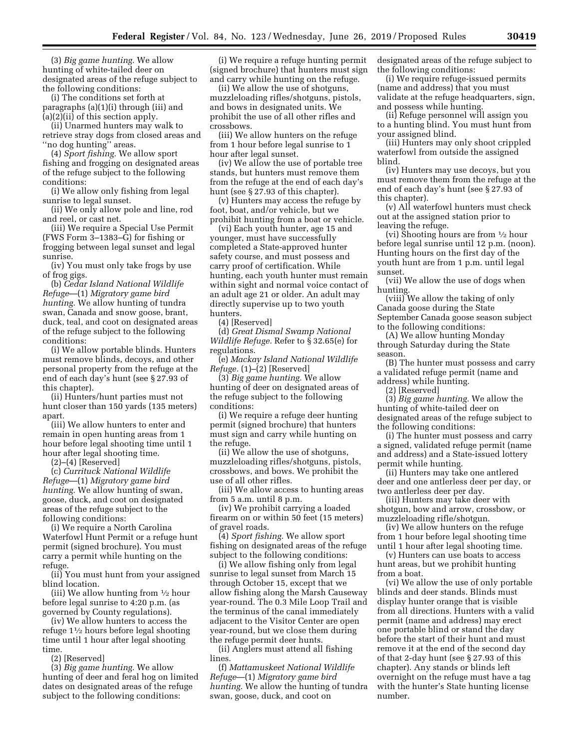(3) *Big game hunting.* We allow hunting of white-tailed deer on designated areas of the refuge subject to the following conditions:

(i) The conditions set forth at paragraphs (a)(1)(i) through (iii) and (a)(2)(ii) of this section apply.

(ii) Unarmed hunters may walk to retrieve stray dogs from closed areas and ''no dog hunting'' areas.

(4) *Sport fishing.* We allow sport fishing and frogging on designated areas of the refuge subject to the following conditions:

(i) We allow only fishing from legal sunrise to legal sunset.

(ii) We only allow pole and line, rod and reel, or cast net.

(iii) We require a Special Use Permit (FWS Form 3–1383–G) for fishing or frogging between legal sunset and legal sunrise.

(iv) You must only take frogs by use of frog gigs.

(b) *Cedar Island National Wildlife Refuge*—(1) *Migratory game bird hunting.* We allow hunting of tundra swan, Canada and snow goose, brant, duck, teal, and coot on designated areas of the refuge subject to the following conditions:

(i) We allow portable blinds. Hunters must remove blinds, decoys, and other personal property from the refuge at the end of each day's hunt (see § 27.93 of this chapter).

(ii) Hunters/hunt parties must not hunt closer than 150 yards (135 meters) apart.

(iii) We allow hunters to enter and remain in open hunting areas from 1 hour before legal shooting time until 1 hour after legal shooting time.

(2)–(4) [Reserved]

(c) *Currituck National Wildlife Refuge*—(1) *Migratory game bird hunting.* We allow hunting of swan, goose, duck, and coot on designated areas of the refuge subject to the following conditions:

(i) We require a North Carolina Waterfowl Hunt Permit or a refuge hunt permit (signed brochure). You must carry a permit while hunting on the refuge.

(ii) You must hunt from your assigned blind location.

(iii) We allow hunting from ½ hour before legal sunrise to 4:20 p.m. (as governed by County regulations).

(iv) We allow hunters to access the refuge 1½ hours before legal shooting time until 1 hour after legal shooting time.

(2) [Reserved]

(3) *Big game hunting.* We allow hunting of deer and feral hog on limited dates on designated areas of the refuge subject to the following conditions:

(i) We require a refuge hunting permit (signed brochure) that hunters must sign and carry while hunting on the refuge.

(ii) We allow the use of shotguns, muzzleloading rifles/shotguns, pistols, and bows in designated units. We prohibit the use of all other rifles and crossbows.

(iii) We allow hunters on the refuge from 1 hour before legal sunrise to 1 hour after legal sunset.

(iv) We allow the use of portable tree stands, but hunters must remove them from the refuge at the end of each day's hunt (see § 27.93 of this chapter).

(v) Hunters may access the refuge by foot, boat, and/or vehicle, but we prohibit hunting from a boat or vehicle.

(vi) Each youth hunter, age 15 and younger, must have successfully completed a State-approved hunter safety course, and must possess and carry proof of certification. While hunting, each youth hunter must remain within sight and normal voice contact of an adult age 21 or older. An adult may directly supervise up to two youth hunters.

(4) [Reserved]

(d) *Great Dismal Swamp National Wildlife Refuge.* Refer to § 32.65(e) for regulations.

(e) *Mackay Island National Wildlife Refuge.* (1)–(2) [Reserved]

(3) *Big game hunting.* We allow hunting of deer on designated areas of the refuge subject to the following conditions:

(i) We require a refuge deer hunting permit (signed brochure) that hunters must sign and carry while hunting on the refuge.

(ii) We allow the use of shotguns, muzzleloading rifles/shotguns, pistols, crossbows, and bows. We prohibit the use of all other rifles.

(iii) We allow access to hunting areas from 5 a.m. until 8 p.m.

(iv) We prohibit carrying a loaded firearm on or within 50 feet (15 meters) of gravel roads.

(4) *Sport fishing.* We allow sport fishing on designated areas of the refuge subject to the following conditions:

(i) We allow fishing only from legal sunrise to legal sunset from March 15 through October 15, except that we allow fishing along the Marsh Causeway year-round. The 0.3 Mile Loop Trail and the terminus of the canal immediately adjacent to the Visitor Center are open year-round, but we close them during the refuge permit deer hunts.

(ii) Anglers must attend all fishing lines.

(f) *Mattamuskeet National Wildlife Refuge*—(1) *Migratory game bird hunting.* We allow the hunting of tundra swan, goose, duck, and coot on designated areas of the refuge subject to the following conditions:

(i) We require refuge-issued permits (name and address) that you must validate at the refuge headquarters, sign, and possess while hunting.

(ii) Refuge personnel will assign you to a hunting blind. You must hunt from your assigned blind.

(iii) Hunters may only shoot crippled waterfowl from outside the assigned blind.

(iv) Hunters may use decoys, but you must remove them from the refuge at the end of each day's hunt (see § 27.93 of this chapter).

(v) All waterfowl hunters must check out at the assigned station prior to leaving the refuge.

(vi) Shooting hours are from ½ hour before legal sunrise until 12 p.m. (noon). Hunting hours on the first day of the youth hunt are from 1 p.m. until legal sunset.

(vii) We allow the use of dogs when hunting.

(viii) We allow the taking of only Canada goose during the State September Canada goose season subject to the following conditions:

(A) We allow hunting Monday through Saturday during the State season.

(B) The hunter must possess and carry a validated refuge permit (name and address) while hunting.

(2) [Reserved]

(3) *Big game hunting.* We allow the hunting of white-tailed deer on designated areas of the refuge subject to the following conditions:

(i) The hunter must possess and carry a signed, validated refuge permit (name and address) and a State-issued lottery permit while hunting.

(ii) Hunters may take one antlered deer and one antlerless deer per day, or two antlerless deer per day.

(iii) Hunters may take deer with shotgun, bow and arrow, crossbow, or muzzleloading rifle/shotgun.

(iv) We allow hunters on the refuge from 1 hour before legal shooting time until 1 hour after legal shooting time.

(v) Hunters can use boats to access hunt areas, but we prohibit hunting from a boat.

(vi) We allow the use of only portable blinds and deer stands. Blinds must display hunter orange that is visible from all directions. Hunters with a valid permit (name and address) may erect one portable blind or stand the day before the start of their hunt and must remove it at the end of the second day of that 2-day hunt (see § 27.93 of this chapter). Any stands or blinds left overnight on the refuge must have a tag with the hunter's State hunting license number.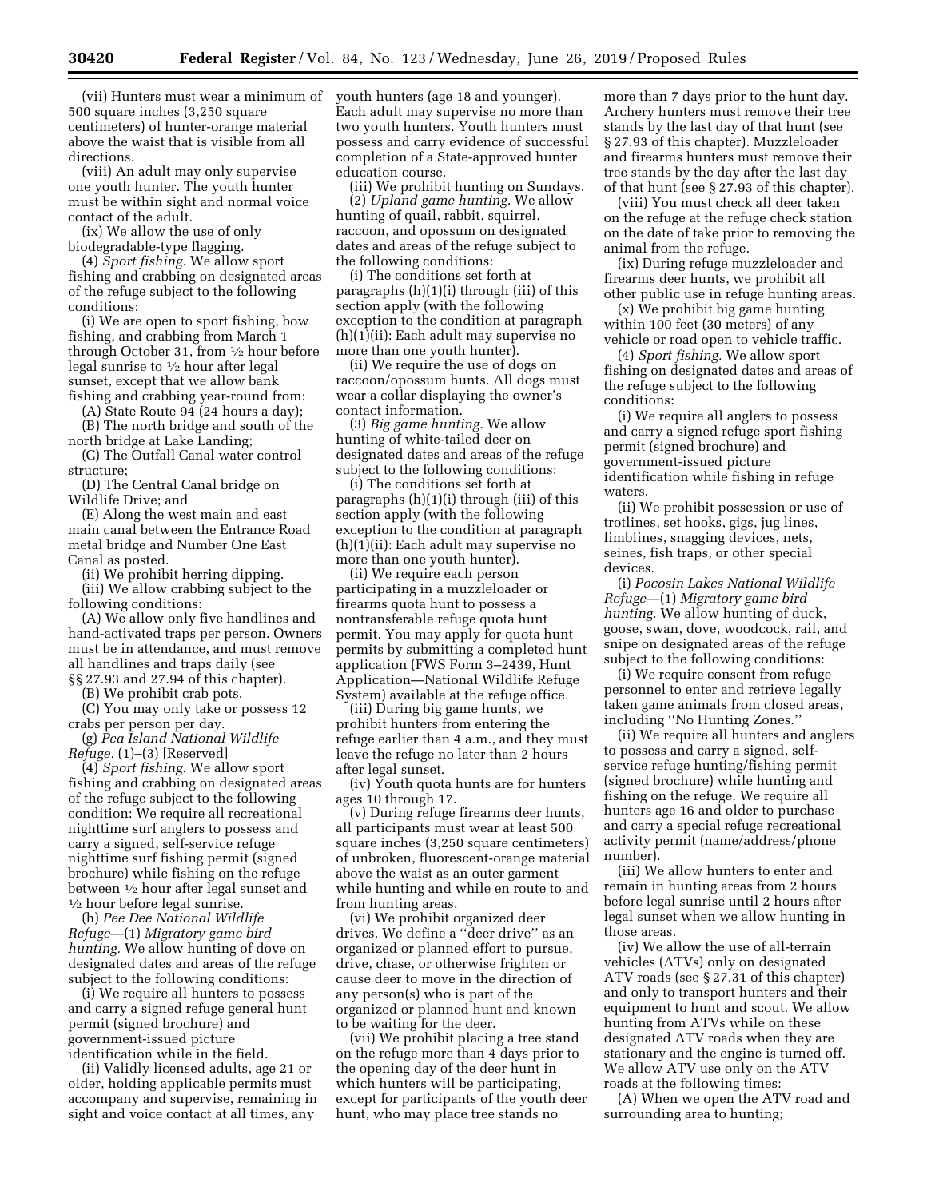(vii) Hunters must wear a minimum of 500 square inches (3,250 square centimeters) of hunter-orange material above the waist that is visible from all directions.

(viii) An adult may only supervise one youth hunter. The youth hunter must be within sight and normal voice contact of the adult.

(ix) We allow the use of only biodegradable-type flagging.

(4) *Sport fishing.* We allow sport fishing and crabbing on designated areas of the refuge subject to the following conditions:

(i) We are open to sport fishing, bow fishing, and crabbing from March 1 through October 31, from ½ hour before legal sunrise to ½ hour after legal sunset, except that we allow bank fishing and crabbing year-round from:

(A) State Route 94 (24 hours a day);

(B) The north bridge and south of the north bridge at Lake Landing;

(C) The Outfall Canal water control structure;

(D) The Central Canal bridge on Wildlife Drive; and

(E) Along the west main and east main canal between the Entrance Road metal bridge and Number One East Canal as posted.

(ii) We prohibit herring dipping.

(iii) We allow crabbing subject to the following conditions:

(A) We allow only five handlines and hand-activated traps per person. Owners must be in attendance, and must remove all handlines and traps daily (see §§ 27.93 and 27.94 of this chapter).

(B) We prohibit crab pots.

(C) You may only take or possess 12 crabs per person per day.

(g) *Pea Island National Wildlife Refuge.* (1)–(3) [Reserved]

(4) *Sport fishing.* We allow sport fishing and crabbing on designated areas of the refuge subject to the following condition: We require all recreational nighttime surf anglers to possess and carry a signed, self-service refuge nighttime surf fishing permit (signed brochure) while fishing on the refuge between ½ hour after legal sunset and ½ hour before legal sunrise.

(h) *Pee Dee National Wildlife Refuge*—(1) *Migratory game bird hunting.* We allow hunting of dove on designated dates and areas of the refuge subject to the following conditions:

(i) We require all hunters to possess and carry a signed refuge general hunt permit (signed brochure) and government-issued picture identification while in the field.

(ii) Validly licensed adults, age 21 or older, holding applicable permits must accompany and supervise, remaining in sight and voice contact at all times, any youth hunters (age 18 and younger). Each adult may supervise no more than two youth hunters. Youth hunters must possess and carry evidence of successful completion of a State-approved hunter education course.

(iii) We prohibit hunting on Sundays.

(2) *Upland game hunting.* We allow hunting of quail, rabbit, squirrel, raccoon, and opossum on designated dates and areas of the refuge subject to the following conditions:

(i) The conditions set forth at paragraphs (h)(1)(i) through (iii) of this section apply (with the following exception to the condition at paragraph (h)(1)(ii): Each adult may supervise no more than one youth hunter).

(ii) We require the use of dogs on raccoon/opossum hunts. All dogs must wear a collar displaying the owner's contact information.

(3) *Big game hunting.* We allow hunting of white-tailed deer on designated dates and areas of the refuge subject to the following conditions:

(i) The conditions set forth at paragraphs (h)(1)(i) through (iii) of this section apply (with the following exception to the condition at paragraph (h)(1)(ii): Each adult may supervise no more than one youth hunter).

(ii) We require each person participating in a muzzleloader or firearms quota hunt to possess a nontransferable refuge quota hunt permit. You may apply for quota hunt permits by submitting a completed hunt application (FWS Form 3–2439, Hunt Application—National Wildlife Refuge System) available at the refuge office.

(iii) During big game hunts, we prohibit hunters from entering the refuge earlier than 4 a.m., and they must leave the refuge no later than 2 hours after legal sunset.

(iv) Youth quota hunts are for hunters ages 10 through 17.

(v) During refuge firearms deer hunts, all participants must wear at least 500 square inches (3,250 square centimeters) of unbroken, fluorescent-orange material above the waist as an outer garment while hunting and while en route to and from hunting areas.

(vi) We prohibit organized deer drives. We define a ''deer drive'' as an organized or planned effort to pursue, drive, chase, or otherwise frighten or cause deer to move in the direction of any person(s) who is part of the organized or planned hunt and known to be waiting for the deer.

(vii) We prohibit placing a tree stand on the refuge more than 4 days prior to the opening day of the deer hunt in which hunters will be participating, except for participants of the youth deer hunt, who may place tree stands no more than 7 days prior to the hunt day. Archery hunters must remove their tree stands by the last day of that hunt (see § 27.93 of this chapter). Muzzleloader and firearms hunters must remove their tree stands by the day after the last day of that hunt (see § 27.93 of this chapter).

(viii) You must check all deer taken on the refuge at the refuge check station on the date of take prior to removing the animal from the refuge.

(ix) During refuge muzzleloader and firearms deer hunts, we prohibit all other public use in refuge hunting areas.

(x) We prohibit big game hunting within 100 feet (30 meters) of any vehicle or road open to vehicle traffic.

(4) *Sport fishing.* We allow sport fishing on designated dates and areas of the refuge subject to the following conditions:

(i) We require all anglers to possess and carry a signed refuge sport fishing permit (signed brochure) and government-issued picture identification while fishing in refuge waters.

(ii) We prohibit possession or use of trotlines, set hooks, gigs, jug lines, limblines, snagging devices, nets, seines, fish traps, or other special devices.

(i) *Pocosin Lakes National Wildlife Refuge*—(1) *Migratory game bird hunting.* We allow hunting of duck, goose, swan, dove, woodcock, rail, and snipe on designated areas of the refuge subject to the following conditions:

(i) We require consent from refuge personnel to enter and retrieve legally taken game animals from closed areas, including ''No Hunting Zones.''

(ii) We require all hunters and anglers to possess and carry a signed, self-service refuge hunting/fishing permit (signed brochure) while hunting and fishing on the refuge. We require all hunters age 16 and older to purchase and carry a special refuge recreational activity permit (name/address/phone number).

(iii) We allow hunters to enter and remain in hunting areas from 2 hours before legal sunrise until 2 hours after legal sunset when we allow hunting in those areas.

(iv) We allow the use of all-terrain vehicles (ATVs) only on designated ATV roads (see § 27.31 of this chapter) and only to transport hunters and their equipment to hunt and scout. We allow hunting from ATVs while on these designated ATV roads when they are stationary and the engine is turned off. We allow ATV use only on the ATV roads at the following times:

(A) When we open the ATV road and surrounding area to hunting;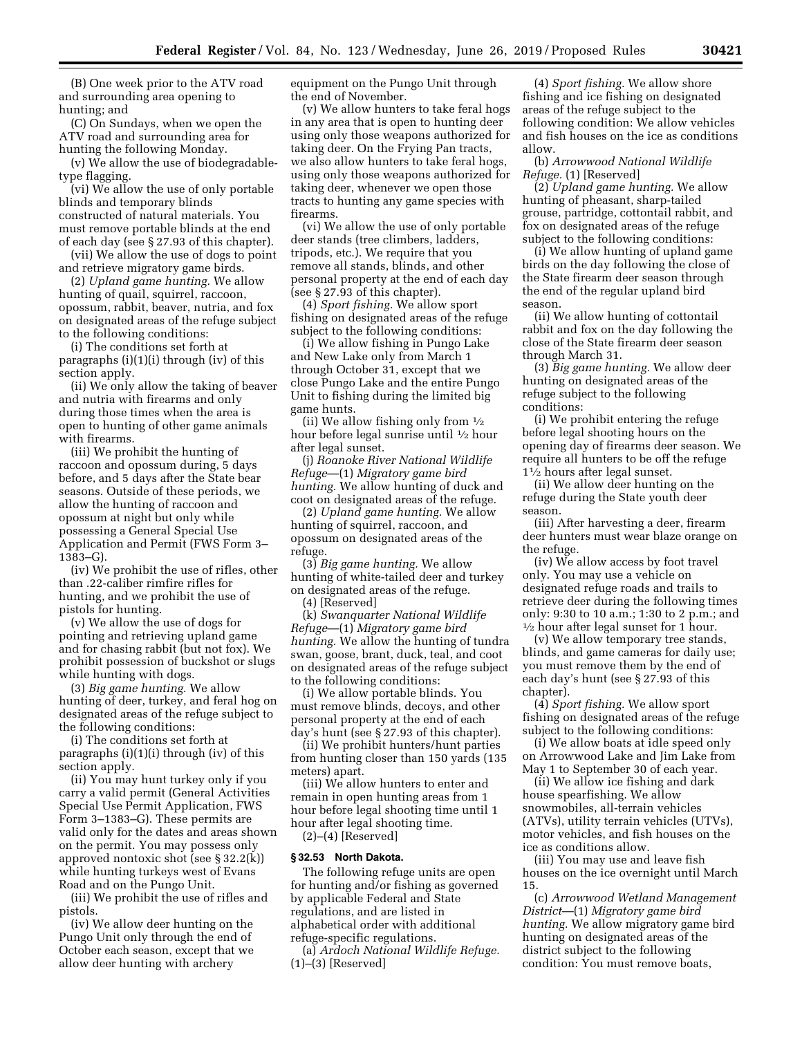(B) One week prior to the ATV road and surrounding area opening to hunting; and

(C) On Sundays, when we open the ATV road and surrounding area for hunting the following Monday.

(v) We allow the use of biodegradable-type flagging.

(vi) We allow the use of only portable blinds and temporary blinds constructed of natural materials. You must remove portable blinds at the end of each day (see § 27.93 of this chapter).

(vii) We allow the use of dogs to point and retrieve migratory game birds.

(2) *Upland game hunting.* We allow hunting of quail, squirrel, raccoon, opossum, rabbit, beaver, nutria, and fox on designated areas of the refuge subject to the following conditions:

(i) The conditions set forth at paragraphs (i)(1)(i) through (iv) of this section apply.

(ii) We only allow the taking of beaver and nutria with firearms and only during those times when the area is open to hunting of other game animals with firearms.

(iii) We prohibit the hunting of raccoon and opossum during, 5 days before, and 5 days after the State bear seasons. Outside of these periods, we allow the hunting of raccoon and opossum at night but only while possessing a General Special Use Application and Permit (FWS Form 3–1383–G).

(iv) We prohibit the use of rifles, other than .22-caliber rimfire rifles for hunting, and we prohibit the use of pistols for hunting.

(v) We allow the use of dogs for pointing and retrieving upland game and for chasing rabbit (but not fox). We prohibit possession of buckshot or slugs while hunting with dogs.

(3) *Big game hunting.* We allow hunting of deer, turkey, and feral hog on designated areas of the refuge subject to the following conditions:

(i) The conditions set forth at paragraphs (i)(1)(i) through (iv) of this section apply.

(ii) You may hunt turkey only if you carry a valid permit (General Activities Special Use Permit Application, FWS Form 3–1383–G). These permits are valid only for the dates and areas shown on the permit. You may possess only approved nontoxic shot (see § 32.2(k)) while hunting turkeys west of Evans Road and on the Pungo Unit.

(iii) We prohibit the use of rifles and pistols.

(iv) We allow deer hunting on the Pungo Unit only through the end of October each season, except that we allow deer hunting with archery equipment on the Pungo Unit through the end of November.

(v) We allow hunters to take feral hogs in any area that is open to hunting deer using only those weapons authorized for taking deer. On the Frying Pan tracts, we also allow hunters to take feral hogs, using only those weapons authorized for taking deer, whenever we open those tracts to hunting any game species with firearms.

(vi) We allow the use of only portable deer stands (tree climbers, ladders, tripods, etc.). We require that you remove all stands, blinds, and other personal property at the end of each day (see § 27.93 of this chapter).

(4) *Sport fishing.* We allow sport fishing on designated areas of the refuge subject to the following conditions:

(i) We allow fishing in Pungo Lake and New Lake only from March 1 through October 31, except that we close Pungo Lake and the entire Pungo Unit to fishing during the limited big game hunts.

(ii) We allow fishing only from ½ hour before legal sunrise until ½ hour after legal sunset.

(j) *Roanoke River National Wildlife Refuge*—(1) *Migratory game bird hunting.* We allow hunting of duck and coot on designated areas of the refuge.

(2) *Upland game hunting.* We allow hunting of squirrel, raccoon, and opossum on designated areas of the refuge.

(3) *Big game hunting.* We allow hunting of white-tailed deer and turkey on designated areas of the refuge.

(4) [Reserved]

(k) *Swanquarter National Wildlife Refuge*—(1) *Migratory game bird hunting.* We allow the hunting of tundra swan, goose, brant, duck, teal, and coot on designated areas of the refuge subject to the following conditions:

(i) We allow portable blinds. You must remove blinds, decoys, and other personal property at the end of each day's hunt (see § 27.93 of this chapter).

(ii) We prohibit hunters/hunt parties from hunting closer than 150 yards (135 meters) apart.

(iii) We allow hunters to enter and remain in open hunting areas from 1 hour before legal shooting time until 1 hour after legal shooting time.

(2)–(4) [Reserved]

### § 32.53 North Dakota.

The following refuge units are open for hunting and/or fishing as governed by applicable Federal and State regulations, and are listed in alphabetical order with additional refuge-specific regulations.

(a) *Ardoch National Wildlife Refuge.* (1)–(3) [Reserved]

(4) *Sport fishing.* We allow shore fishing and ice fishing on designated areas of the refuge subject to the following condition: We allow vehicles and fish houses on the ice as conditions allow.

(b) *Arrowwood National Wildlife Refuge.* (1) [Reserved]

(2) *Upland game hunting.* We allow hunting of pheasant, sharp-tailed grouse, partridge, cottontail rabbit, and fox on designated areas of the refuge subject to the following conditions:

(i) We allow hunting of upland game birds on the day following the close of the State firearm deer season through the end of the regular upland bird season.

(ii) We allow hunting of cottontail rabbit and fox on the day following the close of the State firearm deer season through March 31.

(3) *Big game hunting.* We allow deer hunting on designated areas of the refuge subject to the following conditions:

(i) We prohibit entering the refuge before legal shooting hours on the opening day of firearms deer season. We require all hunters to be off the refuge 1½ hours after legal sunset.

(ii) We allow deer hunting on the refuge during the State youth deer season.

(iii) After harvesting a deer, firearm deer hunters must wear blaze orange on the refuge.

(iv) We allow access by foot travel only. You may use a vehicle on designated refuge roads and trails to retrieve deer during the following times only: 9:30 to 10 a.m.; 1:30 to 2 p.m.; and ½ hour after legal sunset for 1 hour.

(v) We allow temporary tree stands, blinds, and game cameras for daily use; you must remove them by the end of each day's hunt (see § 27.93 of this chapter).

(4) *Sport fishing.* We allow sport fishing on designated areas of the refuge subject to the following conditions:

(i) We allow boats at idle speed only on Arrowwood Lake and Jim Lake from May 1 to September 30 of each year.

(ii) We allow ice fishing and dark house spearfishing. We allow snowmobiles, all-terrain vehicles (ATVs), utility terrain vehicles (UTVs), motor vehicles, and fish houses on the ice as conditions allow.

(iii) You may use and leave fish houses on the ice overnight until March 15.

(c) *Arrowwood Wetland Management District*—(1) *Migratory game bird hunting.* We allow migratory game bird hunting on designated areas of the district subject to the following condition: You must remove boats,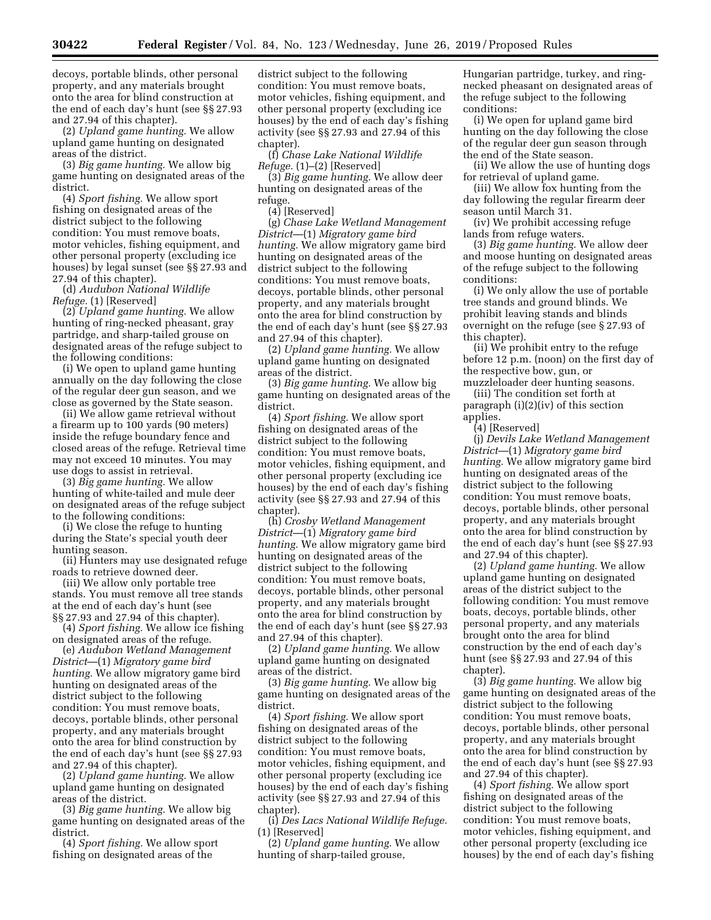decoys, portable blinds, other personal property, and any materials brought onto the area for blind construction at the end of each day's hunt (see §§ 27.93 and 27.94 of this chapter).

(2) *Upland game hunting.* We allow upland game hunting on designated areas of the district.

(3) *Big game hunting.* We allow big game hunting on designated areas of the district.

(4) *Sport fishing.* We allow sport fishing on designated areas of the district subject to the following condition: You must remove boats, motor vehicles, fishing equipment, and other personal property (excluding ice houses) by legal sunset (see §§ 27.93 and 27.94 of this chapter).

(d) *Audubon National Wildlife Refuge.* (1) [Reserved]

(2) *Upland game hunting.* We allow hunting of ring-necked pheasant, gray partridge, and sharp-tailed grouse on designated areas of the refuge subject to the following conditions:

(i) We open to upland game hunting annually on the day following the close of the regular deer gun season, and we close as governed by the State season.

(ii) We allow game retrieval without a firearm up to 100 yards (90 meters) inside the refuge boundary fence and closed areas of the refuge. Retrieval time may not exceed 10 minutes. You may use dogs to assist in retrieval.

(3) *Big game hunting.* We allow hunting of white-tailed and mule deer on designated areas of the refuge subject to the following conditions:

(i) We close the refuge to hunting during the State's special youth deer hunting season.

(ii) Hunters may use designated refuge roads to retrieve downed deer.

(iii) We allow only portable tree stands. You must remove all tree stands at the end of each day's hunt (see §§ 27.93 and 27.94 of this chapter).

(4) *Sport fishing.* We allow ice fishing on designated areas of the refuge.

(e) *Audubon Wetland Management District*—(1) *Migratory game bird hunting.* We allow migratory game bird hunting on designated areas of the district subject to the following condition: You must remove boats, decoys, portable blinds, other personal property, and any materials brought onto the area for blind construction by the end of each day's hunt (see §§ 27.93 and 27.94 of this chapter).

(2) *Upland game hunting.* We allow upland game hunting on designated areas of the district.

(3) *Big game hunting.* We allow big game hunting on designated areas of the district.

(4) *Sport fishing.* We allow sport fishing on designated areas of the district subject to the following condition: You must remove boats, motor vehicles, fishing equipment, and other personal property (excluding ice houses) by the end of each day's fishing activity (see §§ 27.93 and 27.94 of this chapter).

(f) *Chase Lake National Wildlife Refuge.* (1)–(2) [Reserved]

(3) *Big game hunting.* We allow deer hunting on designated areas of the refuge.

(4) [Reserved]

(g) *Chase Lake Wetland Management District*—(1) *Migratory game bird hunting.* We allow migratory game bird hunting on designated areas of the district subject to the following conditions: You must remove boats, decoys, portable blinds, other personal property, and any materials brought onto the area for blind construction by the end of each day's hunt (see §§ 27.93 and 27.94 of this chapter).

(2) *Upland game hunting.* We allow upland game hunting on designated areas of the district.

(3) *Big game hunting.* We allow big game hunting on designated areas of the district.

(4) *Sport fishing.* We allow sport fishing on designated areas of the district subject to the following condition: You must remove boats, motor vehicles, fishing equipment, and other personal property (excluding ice houses) by the end of each day's fishing activity (see §§ 27.93 and 27.94 of this chapter).

(h) *Crosby Wetland Management District*—(1) *Migratory game bird hunting.* We allow migratory game bird hunting on designated areas of the district subject to the following condition: You must remove boats, decoys, portable blinds, other personal property, and any materials brought onto the area for blind construction by the end of each day's hunt (see §§ 27.93 and 27.94 of this chapter).

(2) *Upland game hunting.* We allow upland game hunting on designated areas of the district.

(3) *Big game hunting.* We allow big game hunting on designated areas of the district.

(4) *Sport fishing.* We allow sport fishing on designated areas of the district subject to the following condition: You must remove boats, motor vehicles, fishing equipment, and other personal property (excluding ice houses) by the end of each day's fishing activity (see §§ 27.93 and 27.94 of this chapter).

(i) *Des Lacs National Wildlife Refuge.* (1) [Reserved]

(2) *Upland game hunting.* We allow hunting of sharp-tailed grouse, Hungarian partridge, turkey, and ring-necked pheasant on designated areas of the refuge subject to the following conditions:

(i) We open for upland game bird hunting on the day following the close of the regular deer gun season through the end of the State season.

(ii) We allow the use of hunting dogs for retrieval of upland game.

(iii) We allow fox hunting from the day following the regular firearm deer season until March 31.

(iv) We prohibit accessing refuge lands from refuge waters.

(3) *Big game hunting.* We allow deer and moose hunting on designated areas of the refuge subject to the following conditions:

(i) We only allow the use of portable tree stands and ground blinds. We prohibit leaving stands and blinds overnight on the refuge (see § 27.93 of this chapter).

(ii) We prohibit entry to the refuge before 12 p.m. (noon) on the first day of the respective bow, gun, or muzzleloader deer hunting seasons.

(iii) The condition set forth at paragraph (i)(2)(iv) of this section applies.

(4) [Reserved]

(j) *Devils Lake Wetland Management District*—(1) *Migratory game bird hunting.* We allow migratory game bird hunting on designated areas of the district subject to the following condition: You must remove boats, decoys, portable blinds, other personal property, and any materials brought onto the area for blind construction by the end of each day's hunt (see §§ 27.93 and 27.94 of this chapter).

(2) *Upland game hunting.* We allow upland game hunting on designated areas of the district subject to the following condition: You must remove boats, decoys, portable blinds, other personal property, and any materials brought onto the area for blind construction by the end of each day's hunt (see §§ 27.93 and 27.94 of this chapter).

(3) *Big game hunting.* We allow big game hunting on designated areas of the district subject to the following condition: You must remove boats, decoys, portable blinds, other personal property, and any materials brought onto the area for blind construction by the end of each day's hunt (see §§ 27.93 and 27.94 of this chapter).

(4) *Sport fishing.* We allow sport fishing on designated areas of the district subject to the following condition: You must remove boats, motor vehicles, fishing equipment, and other personal property (excluding ice houses) by the end of each day's fishing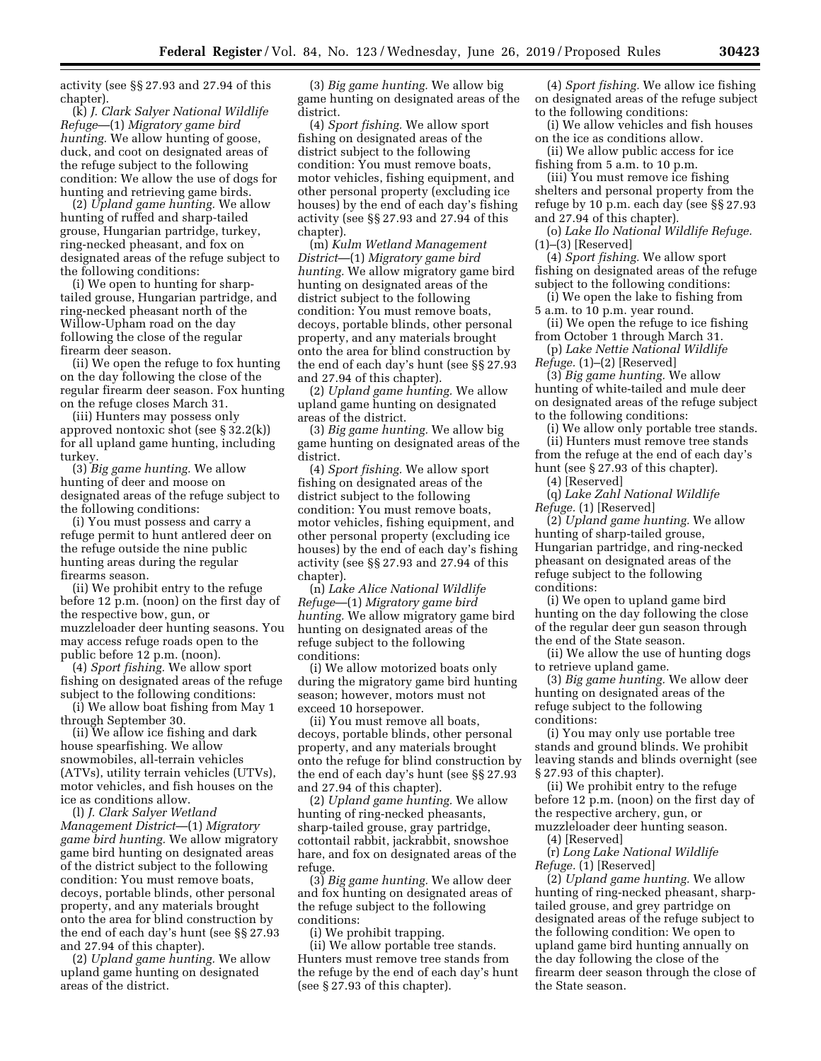activity (see §§ 27.93 and 27.94 of this chapter).

(k) *J. Clark Salyer National Wildlife Refuge*—(1) *Migratory game bird hunting.* We allow hunting of goose, duck, and coot on designated areas of the refuge subject to the following condition: We allow the use of dogs for hunting and retrieving game birds.

(2) *Upland game hunting.* We allow hunting of ruffed and sharp-tailed grouse, Hungarian partridge, turkey, ring-necked pheasant, and fox on designated areas of the refuge subject to the following conditions:

(i) We open to hunting for sharp-tailed grouse, Hungarian partridge, and ring-necked pheasant north of the Willow-Upham road on the day following the close of the regular firearm deer season.

(ii) We open the refuge to fox hunting on the day following the close of the regular firearm deer season. Fox hunting on the refuge closes March 31.

(iii) Hunters may possess only approved nontoxic shot (see § 32.2(k)) for all upland game hunting, including turkey.

(3) *Big game hunting.* We allow hunting of deer and moose on designated areas of the refuge subject to the following conditions:

(i) You must possess and carry a refuge permit to hunt antlered deer on the refuge outside the nine public hunting areas during the regular firearms season.

(ii) We prohibit entry to the refuge before 12 p.m. (noon) on the first day of the respective bow, gun, or muzzleloader deer hunting seasons. You may access refuge roads open to the public before 12 p.m. (noon).

(4) *Sport fishing.* We allow sport fishing on designated areas of the refuge subject to the following conditions:

(i) We allow boat fishing from May 1 through September 30.

(ii) We allow ice fishing and dark house spearfishing. We allow snowmobiles, all-terrain vehicles (ATVs), utility terrain vehicles (UTVs), motor vehicles, and fish houses on the ice as conditions allow.

(l) *J. Clark Salyer Wetland Management District*—(1) *Migratory game bird hunting.* We allow migratory game bird hunting on designated areas of the district subject to the following condition: You must remove boats, decoys, portable blinds, other personal property, and any materials brought onto the area for blind construction by the end of each day's hunt (see §§ 27.93 and 27.94 of this chapter).

(2) *Upland game hunting.* We allow upland game hunting on designated areas of the district.

(3) *Big game hunting.* We allow big game hunting on designated areas of the district.

(4) *Sport fishing.* We allow sport fishing on designated areas of the district subject to the following condition: You must remove boats, motor vehicles, fishing equipment, and other personal property (excluding ice houses) by the end of each day's fishing activity (see §§ 27.93 and 27.94 of this chapter).

(m) *Kulm Wetland Management District*—(1) *Migratory game bird hunting.* We allow migratory game bird hunting on designated areas of the district subject to the following condition: You must remove boats, decoys, portable blinds, other personal property, and any materials brought onto the area for blind construction by the end of each day's hunt (see §§ 27.93 and 27.94 of this chapter).

(2) *Upland game hunting.* We allow upland game hunting on designated areas of the district.

(3) *Big game hunting.* We allow big game hunting on designated areas of the district.

(4) *Sport fishing.* We allow sport fishing on designated areas of the district subject to the following condition: You must remove boats, motor vehicles, fishing equipment, and other personal property (excluding ice houses) by the end of each day's fishing activity (see §§ 27.93 and 27.94 of this chapter).

(n) *Lake Alice National Wildlife Refuge*—(1) *Migratory game bird hunting.* We allow migratory game bird hunting on designated areas of the refuge subject to the following conditions:

(i) We allow motorized boats only during the migratory game bird hunting season; however, motors must not exceed 10 horsepower.

(ii) You must remove all boats, decoys, portable blinds, other personal property, and any materials brought onto the refuge for blind construction by the end of each day's hunt (see §§ 27.93 and 27.94 of this chapter).

(2) *Upland game hunting.* We allow hunting of ring-necked pheasants, sharp-tailed grouse, gray partridge, cottontail rabbit, jackrabbit, snowshoe hare, and fox on designated areas of the refuge.

(3) *Big game hunting.* We allow deer and fox hunting on designated areas of the refuge subject to the following conditions:

(i) We prohibit trapping.

(ii) We allow portable tree stands. Hunters must remove tree stands from the refuge by the end of each day's hunt (see § 27.93 of this chapter).

(4) *Sport fishing.* We allow ice fishing on designated areas of the refuge subject to the following conditions:

(i) We allow vehicles and fish houses on the ice as conditions allow.

(ii) We allow public access for ice fishing from 5 a.m. to 10 p.m.

(iii) You must remove ice fishing shelters and personal property from the refuge by 10 p.m. each day (see §§ 27.93 and 27.94 of this chapter).

(o) *Lake Ilo National Wildlife Refuge.* (1)–(3) [Reserved]

(4) *Sport fishing.* We allow sport fishing on designated areas of the refuge subject to the following conditions:

(i) We open the lake to fishing from 5 a.m. to 10 p.m. year round.

(ii) We open the refuge to ice fishing from October 1 through March 31.

(p) *Lake Nettie National Wildlife Refuge.* (1)–(2) [Reserved]

(3) *Big game hunting.* We allow hunting of white-tailed and mule deer on designated areas of the refuge subject to the following conditions:

(i) We allow only portable tree stands.

(ii) Hunters must remove tree stands from the refuge at the end of each day's hunt (see § 27.93 of this chapter).

(4) [Reserved]

(q) *Lake Zahl National Wildlife Refuge.* (1) [Reserved]

(2) *Upland game hunting.* We allow hunting of sharp-tailed grouse, Hungarian partridge, and ring-necked pheasant on designated areas of the refuge subject to the following conditions:

(i) We open to upland game bird hunting on the day following the close of the regular deer gun season through the end of the State season.

(ii) We allow the use of hunting dogs to retrieve upland game.

(3) *Big game hunting.* We allow deer hunting on designated areas of the refuge subject to the following conditions:

(i) You may only use portable tree stands and ground blinds. We prohibit leaving stands and blinds overnight (see § 27.93 of this chapter).

(ii) We prohibit entry to the refuge before 12 p.m. (noon) on the first day of the respective archery, gun, or muzzleloader deer hunting season.

(4) [Reserved]

(r) *Long Lake National Wildlife Refuge.* (1) [Reserved]

(2) *Upland game hunting.* We allow hunting of ring-necked pheasant, sharp-tailed grouse, and grey partridge on designated areas of the refuge subject to the following condition: We open to upland game bird hunting annually on the day following the close of the firearm deer season through the close of the State season.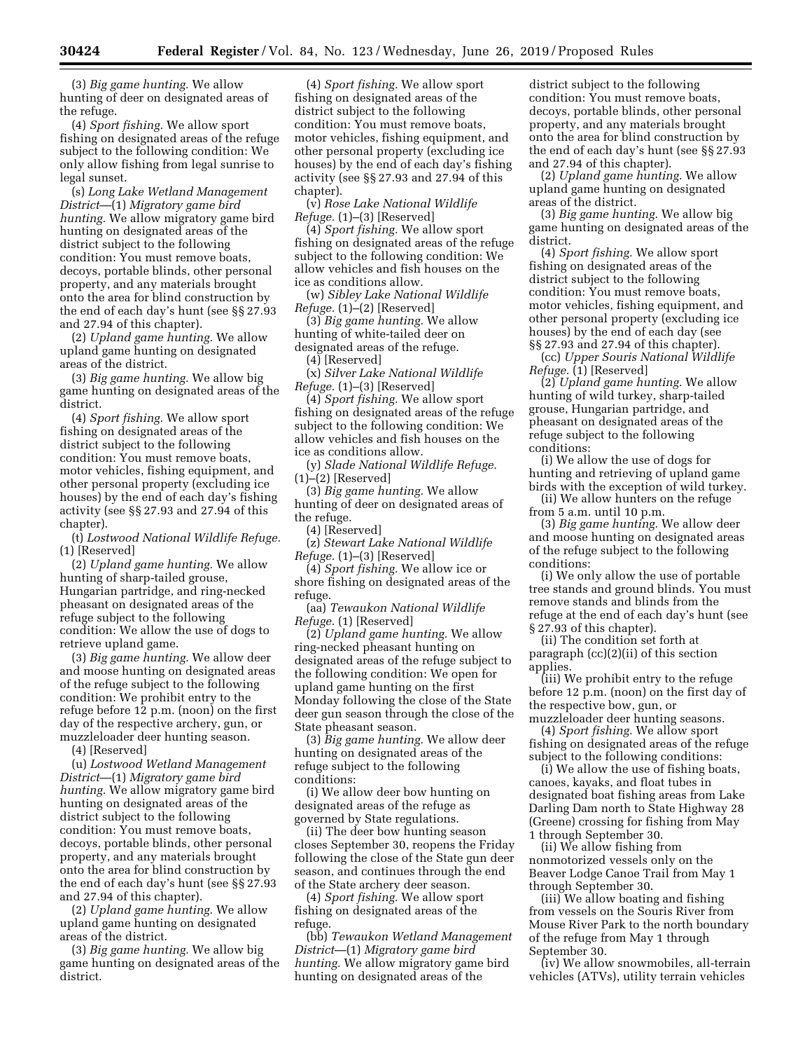(3) *Big game hunting.* We allow hunting of deer on designated areas of the refuge.

(4) *Sport fishing.* We allow sport fishing on designated areas of the refuge subject to the following condition: We only allow fishing from legal sunrise to legal sunset.

(s) *Long Lake Wetland Management District*—(1) *Migratory game bird hunting.* We allow migratory game bird hunting on designated areas of the district subject to the following condition: You must remove boats, decoys, portable blinds, other personal property, and any materials brought onto the area for blind construction by the end of each day's hunt (see §§ 27.93 and 27.94 of this chapter).

(2) *Upland game hunting.* We allow upland game hunting on designated areas of the district.

(3) *Big game hunting.* We allow big game hunting on designated areas of the district.

(4) *Sport fishing.* We allow sport fishing on designated areas of the district subject to the following condition: You must remove boats, motor vehicles, fishing equipment, and other personal property (excluding ice houses) by the end of each day's fishing activity (see §§ 27.93 and 27.94 of this chapter).

(t) *Lostwood National Wildlife Refuge.* (1) [Reserved]

(2) *Upland game hunting.* We allow hunting of sharp-tailed grouse, Hungarian partridge, and ring-necked pheasant on designated areas of the refuge subject to the following condition: We allow the use of dogs to retrieve upland game.

(3) *Big game hunting.* We allow deer and moose hunting on designated areas of the refuge subject to the following condition: We prohibit entry to the refuge before 12 p.m. (noon) on the first day of the respective archery, gun, or muzzleloader deer hunting season.

(4) [Reserved]

(u) *Lostwood Wetland Management District*—(1) *Migratory game bird hunting.* We allow migratory game bird hunting on designated areas of the district subject to the following condition: You must remove boats, decoys, portable blinds, other personal property, and any materials brought onto the area for blind construction by the end of each day's hunt (see §§ 27.93 and 27.94 of this chapter).

(2) *Upland game hunting.* We allow upland game hunting on designated areas of the district.

(3) *Big game hunting.* We allow big game hunting on designated areas of the district.

(4) *Sport fishing.* We allow sport fishing on designated areas of the district subject to the following condition: You must remove boats, motor vehicles, fishing equipment, and other personal property (excluding ice houses) by the end of each day's fishing activity (see §§ 27.93 and 27.94 of this chapter).

(v) *Rose Lake National Wildlife Refuge.* (1)–(3) [Reserved]

(4) *Sport fishing.* We allow sport fishing on designated areas of the refuge subject to the following condition: We allow vehicles and fish houses on the ice as conditions allow.

(w) *Sibley Lake National Wildlife Refuge.* (1)–(2) [Reserved]

(3) *Big game hunting.* We allow hunting of white-tailed deer on designated areas of the refuge.

(4) [Reserved]

(x) *Silver Lake National Wildlife Refuge.* (1)–(3) [Reserved]

(4) *Sport fishing.* We allow sport fishing on designated areas of the refuge subject to the following condition: We allow vehicles and fish houses on the ice as conditions allow.

(y) *Slade National Wildlife Refuge.* (1)–(2) [Reserved]

(3) *Big game hunting.* We allow hunting of deer on designated areas of the refuge.

(4) [Reserved]

(z) *Stewart Lake National Wildlife Refuge.* (1)–(3) [Reserved]

(4) *Sport fishing.* We allow ice or shore fishing on designated areas of the refuge.

(aa) *Tewaukon National Wildlife Refuge.* (1) [Reserved]

(2) *Upland game hunting.* We allow ring-necked pheasant hunting on designated areas of the refuge subject to the following condition: We open for upland game hunting on the first Monday following the close of the State deer gun season through the close of the State pheasant season.

(3) *Big game hunting.* We allow deer hunting on designated areas of the refuge subject to the following conditions:

(i) We allow deer bow hunting on designated areas of the refuge as governed by State regulations.

(ii) The deer bow hunting season closes September 30, reopens the Friday following the close of the State gun deer season, and continues through the end of the State archery deer season.

(4) *Sport fishing.* We allow sport fishing on designated areas of the refuge.

(bb) *Tewaukon Wetland Management District*—(1) *Migratory game bird hunting.* We allow migratory game bird hunting on designated areas of the district subject to the following condition: You must remove boats, decoys, portable blinds, other personal property, and any materials brought onto the area for blind construction by the end of each day's hunt (see §§ 27.93 and 27.94 of this chapter).

(2) *Upland game hunting.* We allow upland game hunting on designated areas of the district.

(3) *Big game hunting.* We allow big game hunting on designated areas of the district.

(4) *Sport fishing.* We allow sport fishing on designated areas of the district subject to the following condition: You must remove boats, motor vehicles, fishing equipment, and other personal property (excluding ice houses) by the end of each day (see §§ 27.93 and 27.94 of this chapter).

(cc) *Upper Souris National Wildlife Refuge.* (1) [Reserved]

(2) *Upland game hunting.* We allow hunting of wild turkey, sharp-tailed grouse, Hungarian partridge, and pheasant on designated areas of the refuge subject to the following conditions:

(i) We allow the use of dogs for hunting and retrieving of upland game birds with the exception of wild turkey.

(ii) We allow hunters on the refuge from 5 a.m. until 10 p.m.

(3) *Big game hunting.* We allow deer and moose hunting on designated areas of the refuge subject to the following conditions:

(i) We only allow the use of portable tree stands and ground blinds. You must remove stands and blinds from the refuge at the end of each day's hunt (see § 27.93 of this chapter).

(ii) The condition set forth at paragraph (cc)(2)(ii) of this section applies.

(iii) We prohibit entry to the refuge before 12 p.m. (noon) on the first day of the respective bow, gun, or muzzleloader deer hunting seasons.

(4) *Sport fishing.* We allow sport fishing on designated areas of the refuge subject to the following conditions:

(i) We allow the use of fishing boats, canoes, kayaks, and float tubes in designated boat fishing areas from Lake Darling Dam north to State Highway 28 (Greene) crossing for fishing from May 1 through September 30.

(ii) We allow fishing from nonmotorized vessels only on the Beaver Lodge Canoe Trail from May 1 through September 30.

(iii) We allow boating and fishing from vessels on the Souris River from Mouse River Park to the north boundary of the refuge from May 1 through September 30.

(iv) We allow snowmobiles, all-terrain vehicles (ATVs), utility terrain vehicles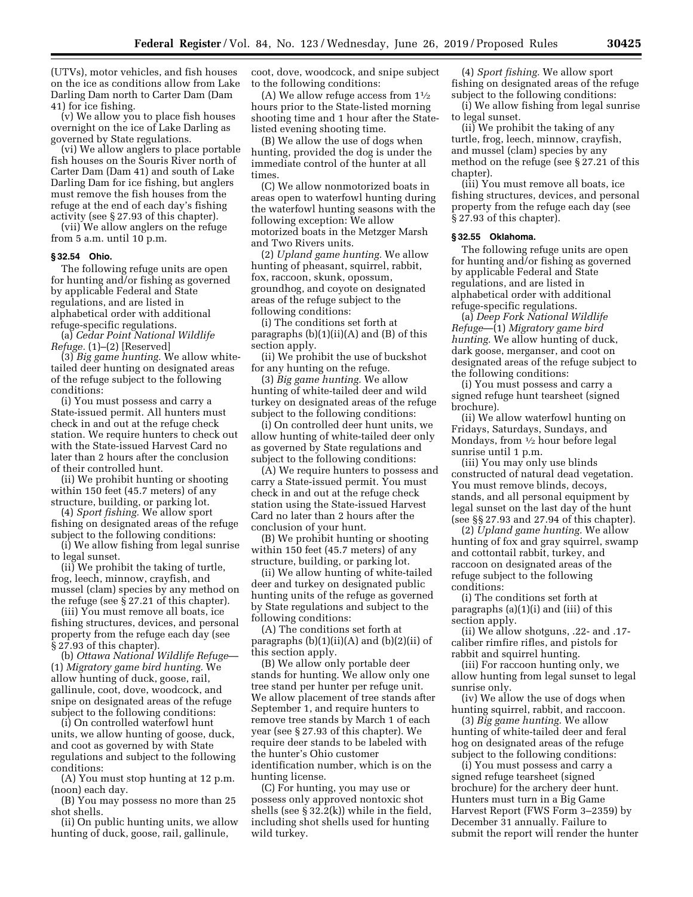(UTVs), motor vehicles, and fish houses on the ice as conditions allow from Lake Darling Dam north to Carter Dam (Dam 41) for ice fishing.

(v) We allow you to place fish houses overnight on the ice of Lake Darling as governed by State regulations.

(vi) We allow anglers to place portable fish houses on the Souris River north of Carter Dam (Dam 41) and south of Lake Darling Dam for ice fishing, but anglers must remove the fish houses from the refuge at the end of each day's fishing activity (see § 27.93 of this chapter).

(vii) We allow anglers on the refuge from 5 a.m. until 10 p.m.

### § 32.54 Ohio.

The following refuge units are open for hunting and/or fishing as governed by applicable Federal and State regulations, and are listed in alphabetical order with additional refuge-specific regulations.

(a) *Cedar Point National Wildlife Refuge.* (1)–(2) [Reserved]

(3) *Big game hunting.* We allow white-tailed deer hunting on designated areas of the refuge subject to the following conditions:

(i) You must possess and carry a State-issued permit. All hunters must check in and out at the refuge check station. We require hunters to check out with the State-issued Harvest Card no later than 2 hours after the conclusion of their controlled hunt.

(ii) We prohibit hunting or shooting within 150 feet (45.7 meters) of any structure, building, or parking lot.

(4) *Sport fishing.* We allow sport fishing on designated areas of the refuge subject to the following conditions:

(i) We allow fishing from legal sunrise to legal sunset.

(ii) We prohibit the taking of turtle, frog, leech, minnow, crayfish, and mussel (clam) species by any method on the refuge (see § 27.21 of this chapter).

(iii) You must remove all boats, ice fishing structures, devices, and personal property from the refuge each day (see § 27.93 of this chapter).

(b) *Ottawa National Wildlife Refuge*—(1) *Migratory game bird hunting.* We allow hunting of duck, goose, rail, gallinule, coot, dove, woodcock, and snipe on designated areas of the refuge subject to the following conditions:

(i) On controlled waterfowl hunt units, we allow hunting of goose, duck, and coot as governed by with State regulations and subject to the following conditions:

(A) You must stop hunting at 12 p.m. (noon) each day.

(B) You may possess no more than 25 shot shells.

(ii) On public hunting units, we allow hunting of duck, goose, rail, gallinule, coot, dove, woodcock, and snipe subject to the following conditions:

(A) We allow refuge access from 1½ hours prior to the State-listed morning shooting time and 1 hour after the State-listed evening shooting time.

(B) We allow the use of dogs when hunting, provided the dog is under the immediate control of the hunter at all times.

(C) We allow nonmotorized boats in areas open to waterfowl hunting during the waterfowl hunting seasons with the following exception: We allow motorized boats in the Metzger Marsh and Two Rivers units.

(2) *Upland game hunting.* We allow hunting of pheasant, squirrel, rabbit, fox, raccoon, skunk, opossum, groundhog, and coyote on designated areas of the refuge subject to the following conditions:

(i) The conditions set forth at paragraphs (b)(1)(ii)(A) and (B) of this section apply.

(ii) We prohibit the use of buckshot for any hunting on the refuge.

(3) *Big game hunting.* We allow hunting of white-tailed deer and wild turkey on designated areas of the refuge subject to the following conditions:

(i) On controlled deer hunt units, we allow hunting of white-tailed deer only as governed by State regulations and subject to the following conditions:

(A) We require hunters to possess and carry a State-issued permit. You must check in and out at the refuge check station using the State-issued Harvest Card no later than 2 hours after the conclusion of your hunt.

(B) We prohibit hunting or shooting within 150 feet (45.7 meters) of any structure, building, or parking lot.

(ii) We allow hunting of white-tailed deer and turkey on designated public hunting units of the refuge as governed by State regulations and subject to the following conditions:

(A) The conditions set forth at paragraphs (b)(1)(ii)(A) and (b)(2)(ii) of this section apply.

(B) We allow only portable deer stands for hunting. We allow only one tree stand per hunter per refuge unit. We allow placement of tree stands after September 1, and require hunters to remove tree stands by March 1 of each year (see § 27.93 of this chapter). We require deer stands to be labeled with the hunter's Ohio customer identification number, which is on the hunting license.

(C) For hunting, you may use or possess only approved nontoxic shot shells (see § 32.2(k)) while in the field, including shot shells used for hunting wild turkey.

(4) *Sport fishing.* We allow sport fishing on designated areas of the refuge subject to the following conditions:

(i) We allow fishing from legal sunrise to legal sunset.

(ii) We prohibit the taking of any turtle, frog, leech, minnow, crayfish, and mussel (clam) species by any method on the refuge (see § 27.21 of this chapter).

(iii) You must remove all boats, ice fishing structures, devices, and personal property from the refuge each day (see § 27.93 of this chapter).

### § 32.55 Oklahoma.

The following refuge units are open for hunting and/or fishing as governed by applicable Federal and State regulations, and are listed in alphabetical order with additional refuge-specific regulations.

(a) *Deep Fork National Wildlife Refuge*—(1) *Migratory game bird hunting.* We allow hunting of duck, dark goose, merganser, and coot on designated areas of the refuge subject to the following conditions:

(i) You must possess and carry a signed refuge hunt tearsheet (signed brochure).

(ii) We allow waterfowl hunting on Fridays, Saturdays, Sundays, and Mondays, from ½ hour before legal sunrise until 1 p.m.

(iii) You may only use blinds constructed of natural dead vegetation. You must remove blinds, decoys, stands, and all personal equipment by legal sunset on the last day of the hunt (see §§ 27.93 and 27.94 of this chapter).

(2) *Upland game hunting.* We allow hunting of fox and gray squirrel, swamp and cottontail rabbit, turkey, and raccoon on designated areas of the refuge subject to the following conditions:

(i) The conditions set forth at paragraphs (a)(1)(i) and (iii) of this section apply.

(ii) We allow shotguns, .22- and .17-caliber rimfire rifles, and pistols for rabbit and squirrel hunting.

(iii) For raccoon hunting only, we allow hunting from legal sunset to legal sunrise only.

(iv) We allow the use of dogs when hunting squirrel, rabbit, and raccoon.

(3) *Big game hunting.* We allow hunting of white-tailed deer and feral hog on designated areas of the refuge subject to the following conditions:

(i) You must possess and carry a signed refuge tearsheet (signed brochure) for the archery deer hunt. Hunters must turn in a Big Game Harvest Report (FWS Form 3–2359) by December 31 annually. Failure to submit the report will render the hunter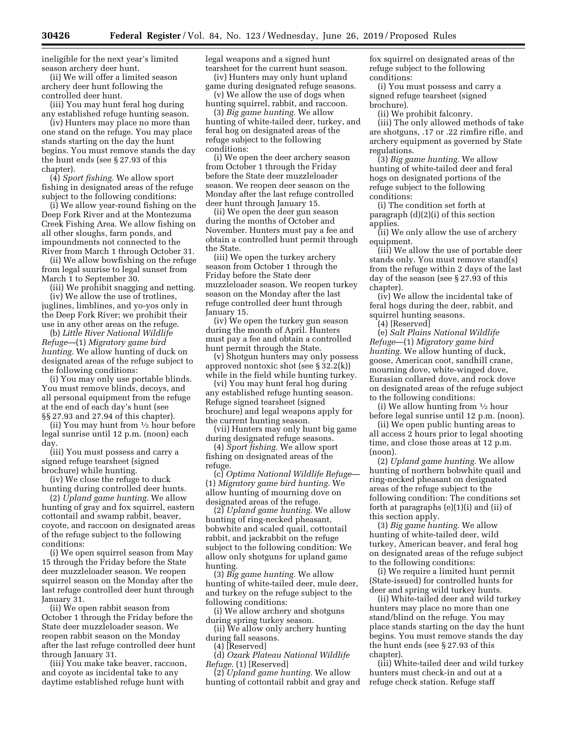ineligible for the next year's limited season archery deer hunt.

(ii) We will offer a limited season archery deer hunt following the controlled deer hunt.

(iii) You may hunt feral hog during any established refuge hunting season.

(iv) Hunters may place no more than one stand on the refuge. You may place stands starting on the day the hunt begins. You must remove stands the day the hunt ends (see § 27.93 of this chapter).

(4) *Sport fishing.* We allow sport fishing in designated areas of the refuge subject to the following conditions:

(i) We allow year-round fishing on the Deep Fork River and at the Montezuma Creek Fishing Area. We allow fishing on all other sloughs, farm ponds, and impoundments not connected to the River from March 1 through October 31.

(ii) We allow bowfishing on the refuge from legal sunrise to legal sunset from March 1 to September 30.

(iii) We prohibit snagging and netting.

(iv) We allow the use of trotlines, juglines, limblines, and yo-yos only in the Deep Fork River; we prohibit their use in any other areas on the refuge.

(b) *Little River National Wildlife Refuge*—(1) *Migratory game bird hunting.* We allow hunting of duck on designated areas of the refuge subject to the following conditions:

(i) You may only use portable blinds. You must remove blinds, decoys, and all personal equipment from the refuge at the end of each day's hunt (see §§ 27.93 and 27.94 of this chapter).

(ii) You may hunt from ½ hour before legal sunrise until 12 p.m. (noon) each day.

(iii) You must possess and carry a signed refuge tearsheet (signed brochure) while hunting.

(iv) We close the refuge to duck hunting during controlled deer hunts.

(2) *Upland game hunting.* We allow hunting of gray and fox squirrel, eastern cottontail and swamp rabbit, beaver, coyote, and raccoon on designated areas of the refuge subject to the following conditions:

(i) We open squirrel season from May 15 through the Friday before the State deer muzzleloader season. We reopen squirrel season on the Monday after the last refuge controlled deer hunt through January 31.

(ii) We open rabbit season from October 1 through the Friday before the State deer muzzleloader season. We reopen rabbit season on the Monday after the last refuge controlled deer hunt through January 31.

(iii) You make take beaver, raccoon, and coyote as incidental take to any daytime established refuge hunt with legal weapons and a signed hunt tearsheet for the current hunt season.

(iv) Hunters may only hunt upland game during designated refuge seasons.

(v) We allow the use of dogs when hunting squirrel, rabbit, and raccoon.

(3) *Big game hunting.* We allow hunting of white-tailed deer, turkey, and feral hog on designated areas of the refuge subject to the following conditions:

(i) We open the deer archery season from October 1 through the Friday before the State deer muzzleloader season. We reopen deer season on the Monday after the last refuge controlled deer hunt through January 15.

(ii) We open the deer gun season during the months of October and November. Hunters must pay a fee and obtain a controlled hunt permit through the State.

(iii) We open the turkey archery season from October 1 through the Friday before the State deer muzzleloader season. We reopen turkey season on the Monday after the last refuge controlled deer hunt through January 15.

(iv) We open the turkey gun season during the month of April. Hunters must pay a fee and obtain a controlled hunt permit through the State.

(v) Shotgun hunters may only possess approved nontoxic shot (see § 32.2(k)) while in the field while hunting turkey.

(vi) You may hunt feral hog during any established refuge hunting season. Refuge signed tearsheet (signed brochure) and legal weapons apply for the current hunting season.

(vii) Hunters may only hunt big game during designated refuge seasons.

(4) *Sport fishing.* We allow sport fishing on designated areas of the refuge.

(c) *Optima National Wildlife Refuge*—(1) *Migratory game bird hunting.* We allow hunting of mourning dove on designated areas of the refuge.

(2) *Upland game hunting.* We allow hunting of ring-necked pheasant, bobwhite and scaled quail, cottontail rabbit, and jackrabbit on the refuge subject to the following condition: We allow only shotguns for upland game hunting.

(3) *Big game hunting.* We allow hunting of white-tailed deer, mule deer, and turkey on the refuge subject to the following conditions:

(i) We allow archery and shotguns during spring turkey season.

(ii) We allow only archery hunting during fall seasons.

(4) [Reserved]

(d) *Ozark Plateau National Wildlife Refuge.* (1) [Reserved]

(2) *Upland game hunting.* We allow hunting of cottontail rabbit and gray and fox squirrel on designated areas of the refuge subject to the following conditions:

(i) You must possess and carry a signed refuge tearsheet (signed brochure).

(ii) We prohibit falconry.

(iii) The only allowed methods of take are shotguns, .17 or .22 rimfire rifle, and archery equipment as governed by State regulations.

(3) *Big game hunting.* We allow hunting of white-tailed deer and feral hogs on designated portions of the refuge subject to the following conditions:

(i) The condition set forth at paragraph (d)(2)(i) of this section applies.

(ii) We only allow the use of archery equipment.

(iii) We allow the use of portable deer stands only. You must remove stand(s) from the refuge within 2 days of the last day of the season (see § 27.93 of this chapter).

(iv) We allow the incidental take of feral hogs during the deer, rabbit, and squirrel hunting seasons.

(4) [Reserved]

(e) *Salt Plains National Wildlife Refuge*—(1) *Migratory game bird hunting.* We allow hunting of duck, goose, American coot, sandhill crane, mourning dove, white-winged dove, Eurasian collared dove, and rock dove on designated areas of the refuge subject to the following conditions:

(i) We allow hunting from ½ hour before legal sunrise until 12 p.m. (noon).

(ii) We open public hunting areas to all access 2 hours prior to legal shooting time, and close those areas at 12 p.m. (noon).

(2) *Upland game hunting.* We allow hunting of northern bobwhite quail and ring-necked pheasant on designated areas of the refuge subject to the following condition: The conditions set forth at paragraphs (e)(1)(i) and (ii) of this section apply.

(3) *Big game hunting.* We allow hunting of white-tailed deer, wild turkey, American beaver, and feral hog on designated areas of the refuge subject to the following conditions:

(i) We require a limited hunt permit (State-issued) for controlled hunts for deer and spring wild turkey hunts.

(ii) White-tailed deer and wild turkey hunters may place no more than one stand/blind on the refuge. You may place stands starting on the day the hunt begins. You must remove stands the day the hunt ends (see § 27.93 of this chapter).

(iii) White-tailed deer and wild turkey hunters must check-in and out at a refuge check station. Refuge staff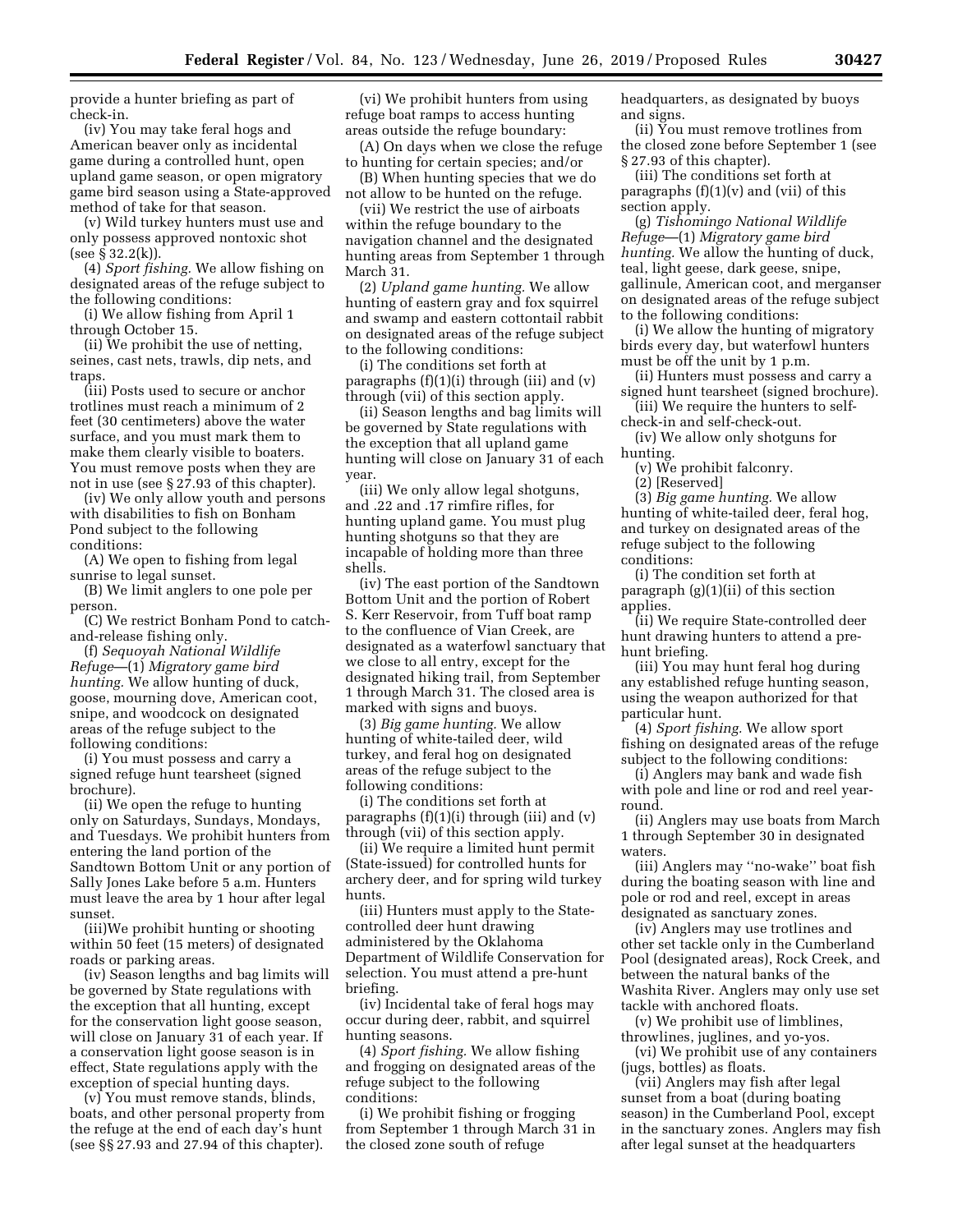provide a hunter briefing as part of check-in.

(iv) You may take feral hogs and American beaver only as incidental game during a controlled hunt, open upland game season, or open migratory game bird season using a State-approved method of take for that season.

(v) Wild turkey hunters must use and only possess approved nontoxic shot (see § 32.2(k)).

(4) *Sport fishing.* We allow fishing on designated areas of the refuge subject to the following conditions:

(i) We allow fishing from April 1 through October 15.

(ii) We prohibit the use of netting, seines, cast nets, trawls, dip nets, and traps.

(iii) Posts used to secure or anchor trotlines must reach a minimum of 2 feet (30 centimeters) above the water surface, and you must mark them to make them clearly visible to boaters. You must remove posts when they are not in use (see § 27.93 of this chapter).

(iv) We only allow youth and persons with disabilities to fish on Bonham Pond subject to the following conditions:

(A) We open to fishing from legal sunrise to legal sunset.

(B) We limit anglers to one pole per person.

(C) We restrict Bonham Pond to catch-and-release fishing only.

(f) *Sequoyah National Wildlife Refuge*—(1) *Migratory game bird hunting.* We allow hunting of duck, goose, mourning dove, American coot, snipe, and woodcock on designated areas of the refuge subject to the following conditions:

(i) You must possess and carry a signed refuge hunt tearsheet (signed brochure).

(ii) We open the refuge to hunting only on Saturdays, Sundays, Mondays, and Tuesdays. We prohibit hunters from entering the land portion of the Sandtown Bottom Unit or any portion of Sally Jones Lake before 5 a.m. Hunters must leave the area by 1 hour after legal sunset.

(iii)We prohibit hunting or shooting within 50 feet (15 meters) of designated roads or parking areas.

(iv) Season lengths and bag limits will be governed by State regulations with the exception that all hunting, except for the conservation light goose season, will close on January 31 of each year. If a conservation light goose season is in effect, State regulations apply with the exception of special hunting days.

(v) You must remove stands, blinds, boats, and other personal property from the refuge at the end of each day's hunt (see §§ 27.93 and 27.94 of this chapter).

(vi) We prohibit hunters from using refuge boat ramps to access hunting areas outside the refuge boundary:

(A) On days when we close the refuge to hunting for certain species; and/or

(B) When hunting species that we do not allow to be hunted on the refuge.

(vii) We restrict the use of airboats within the refuge boundary to the navigation channel and the designated hunting areas from September 1 through March 31.

(2) *Upland game hunting.* We allow hunting of eastern gray and fox squirrel and swamp and eastern cottontail rabbit on designated areas of the refuge subject to the following conditions:

(i) The conditions set forth at paragraphs (f)(1)(i) through (iii) and (v) through (vii) of this section apply.

(ii) Season lengths and bag limits will be governed by State regulations with the exception that all upland game hunting will close on January 31 of each year.

(iii) We only allow legal shotguns, and .22 and .17 rimfire rifles, for hunting upland game. You must plug hunting shotguns so that they are incapable of holding more than three shells.

(iv) The east portion of the Sandtown Bottom Unit and the portion of Robert S. Kerr Reservoir, from Tuff boat ramp to the confluence of Vian Creek, are designated as a waterfowl sanctuary that we close to all entry, except for the designated hiking trail, from September 1 through March 31. The closed area is marked with signs and buoys.

(3) *Big game hunting.* We allow hunting of white-tailed deer, wild turkey, and feral hog on designated areas of the refuge subject to the following conditions:

(i) The conditions set forth at paragraphs (f)(1)(i) through (iii) and (v) through (vii) of this section apply.

(ii) We require a limited hunt permit (State-issued) for controlled hunts for archery deer, and for spring wild turkey hunts.

(iii) Hunters must apply to the State-controlled deer hunt drawing administered by the Oklahoma Department of Wildlife Conservation for selection. You must attend a pre-hunt briefing.

(iv) Incidental take of feral hogs may occur during deer, rabbit, and squirrel hunting seasons.

(4) *Sport fishing.* We allow fishing and frogging on designated areas of the refuge subject to the following conditions:

(i) We prohibit fishing or frogging from September 1 through March 31 in the closed zone south of refuge headquarters, as designated by buoys and signs.

(ii) You must remove trotlines from the closed zone before September 1 (see § 27.93 of this chapter).

(iii) The conditions set forth at paragraphs (f)(1)(v) and (vii) of this section apply.

(g) *Tishomingo National Wildlife Refuge*—(1) *Migratory game bird hunting.* We allow the hunting of duck, teal, light geese, dark geese, snipe, gallinule, American coot, and merganser on designated areas of the refuge subject to the following conditions:

(i) We allow the hunting of migratory birds every day, but waterfowl hunters must be off the unit by 1 p.m.

(ii) Hunters must possess and carry a signed hunt tearsheet (signed brochure).

(iii) We require the hunters to self-check-in and self-check-out.

(iv) We allow only shotguns for hunting.

(v) We prohibit falconry.

(2) [Reserved]

(3) *Big game hunting.* We allow hunting of white-tailed deer, feral hog, and turkey on designated areas of the refuge subject to the following conditions:

(i) The condition set forth at paragraph (g)(1)(ii) of this section applies.

(ii) We require State-controlled deer hunt drawing hunters to attend a pre-hunt briefing.

(iii) You may hunt feral hog during any established refuge hunting season, using the weapon authorized for that particular hunt.

(4) *Sport fishing.* We allow sport fishing on designated areas of the refuge subject to the following conditions:

(i) Anglers may bank and wade fish with pole and line or rod and reel year-round.

(ii) Anglers may use boats from March 1 through September 30 in designated waters.

(iii) Anglers may "no-wake" boat fish during the boating season with line and pole or rod and reel, except in areas designated as sanctuary zones.

(iv) Anglers may use trotlines and other set tackle only in the Cumberland Pool (designated areas), Rock Creek, and between the natural banks of the Washita River. Anglers may only use set tackle with anchored floats.

(v) We prohibit use of limblines, throwlines, juglines, and yo-yos.

(vi) We prohibit use of any containers (jugs, bottles) as floats.

(vii) Anglers may fish after legal sunset from a boat (during boating season) in the Cumberland Pool, except in the sanctuary zones. Anglers may fish after legal sunset at the headquarters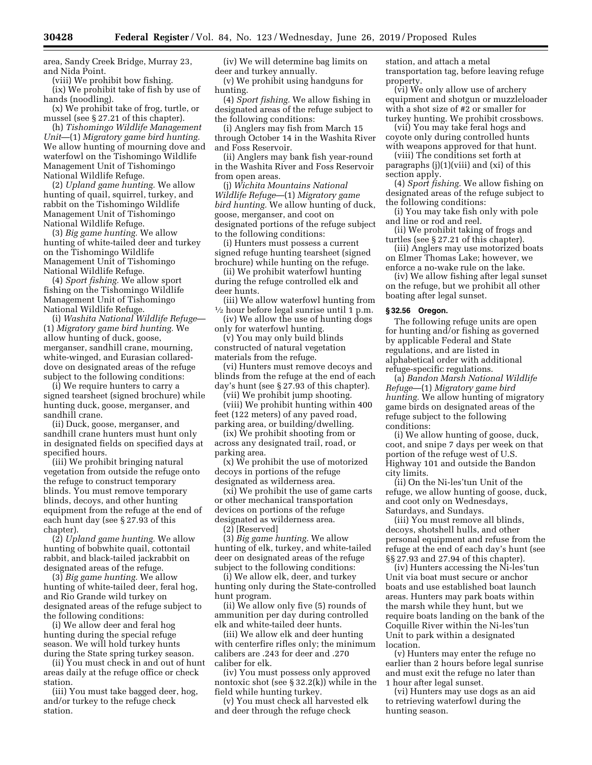area, Sandy Creek Bridge, Murray 23, and Nida Point.

(viii) We prohibit bow fishing.

(ix) We prohibit take of fish by use of hands (noodling).

(x) We prohibit take of frog, turtle, or mussel (see § 27.21 of this chapter).

(h) *Tishomingo Wildlife Management Unit*—(1) *Migratory game bird hunting.* We allow hunting of mourning dove and waterfowl on the Tishomingo Wildlife Management Unit of Tishomingo National Wildlife Refuge.

(2) *Upland game hunting.* We allow hunting of quail, squirrel, turkey, and rabbit on the Tishomingo Wildlife Management Unit of Tishomingo National Wildlife Refuge.

(3) *Big game hunting.* We allow hunting of white-tailed deer and turkey on the Tishomingo Wildlife Management Unit of Tishomingo National Wildlife Refuge.

(4) *Sport fishing.* We allow sport fishing on the Tishomingo Wildlife Management Unit of Tishomingo National Wildlife Refuge.

(i) *Washita National Wildlife Refuge*—(1) *Migratory game bird hunting.* We allow hunting of duck, goose, merganser, sandhill crane, mourning, white-winged, and Eurasian collared-dove on designated areas of the refuge subject to the following conditions:

(i) We require hunters to carry a signed tearsheet (signed brochure) while hunting duck, goose, merganser, and sandhill crane.

(ii) Duck, goose, merganser, and sandhill crane hunters must hunt only in designated fields on specified days at specified hours.

(iii) We prohibit bringing natural vegetation from outside the refuge onto the refuge to construct temporary blinds. You must remove temporary blinds, decoys, and other hunting equipment from the refuge at the end of each hunt day (see § 27.93 of this chapter).

(2) *Upland game hunting.* We allow hunting of bobwhite quail, cottontail rabbit, and black-tailed jackrabbit on designated areas of the refuge.

(3) *Big game hunting.* We allow hunting of white-tailed deer, feral hog, and Rio Grande wild turkey on designated areas of the refuge subject to the following conditions:

(i) We allow deer and feral hog hunting during the special refuge season. We will hold turkey hunts during the State spring turkey season.

(ii) You must check in and out of hunt areas daily at the refuge office or check station.

(iii) You must take bagged deer, hog, and/or turkey to the refuge check station.

(iv) We will determine bag limits on deer and turkey annually.

(v) We prohibit using handguns for hunting.

(4) *Sport fishing.* We allow fishing in designated areas of the refuge subject to the following conditions:

(i) Anglers may fish from March 15 through October 14 in the Washita River and Foss Reservoir.

(ii) Anglers may bank fish year-round in the Washita River and Foss Reservoir from open areas.

(j) *Wichita Mountains National Wildlife Refuge*—(1) *Migratory game bird hunting.* We allow hunting of duck, goose, merganser, and coot on designated portions of the refuge subject to the following conditions:

(i) Hunters must possess a current signed refuge hunting tearsheet (signed brochure) while hunting on the refuge.

(ii) We prohibit waterfowl hunting during the refuge controlled elk and deer hunts.

(iii) We allow waterfowl hunting from ½ hour before legal sunrise until 1 p.m.

(iv) We allow the use of hunting dogs only for waterfowl hunting.

(v) You may only build blinds constructed of natural vegetation materials from the refuge.

(vi) Hunters must remove decoys and blinds from the refuge at the end of each day's hunt (see § 27.93 of this chapter).

(vii) We prohibit jump shooting.

(viii) We prohibit hunting within 400 feet (122 meters) of any paved road, parking area, or building/dwelling.

(ix) We prohibit shooting from or across any designated trail, road, or parking area.

(x) We prohibit the use of motorized decoys in portions of the refuge designated as wilderness area.

(xi) We prohibit the use of game carts or other mechanical transportation devices on portions of the refuge designated as wilderness area.

(2) [Reserved]

(3) *Big game hunting.* We allow hunting of elk, turkey, and white-tailed deer on designated areas of the refuge subject to the following conditions:

(i) We allow elk, deer, and turkey hunting only during the State-controlled hunt program.

(ii) We allow only five (5) rounds of ammunition per day during controlled elk and white-tailed deer hunts.

(iii) We allow elk and deer hunting with centerfire rifles only; the minimum calibers are .243 for deer and .270 caliber for elk.

(iv) You must possess only approved nontoxic shot (see § 32.2(k)) while in the field while hunting turkey.

(v) You must check all harvested elk and deer through the refuge check station, and attach a metal transportation tag, before leaving refuge property.

(vi) We only allow use of archery equipment and shotgun or muzzleloader with a shot size of #2 or smaller for turkey hunting. We prohibit crossbows.

(vii) You may take feral hogs and coyote only during controlled hunts with weapons approved for that hunt.

(viii) The conditions set forth at paragraphs (j)(1)(viii) and (xi) of this section apply.

(4) *Sport fishing.* We allow fishing on designated areas of the refuge subject to the following conditions:

(i) You may take fish only with pole and line or rod and reel.

(ii) We prohibit taking of frogs and turtles (see § 27.21 of this chapter).

(iii) Anglers may use motorized boats on Elmer Thomas Lake; however, we enforce a no-wake rule on the lake.

(iv) We allow fishing after legal sunset on the refuge, but we prohibit all other boating after legal sunset.

### § 32.56 Oregon.

The following refuge units are open for hunting and/or fishing as governed by applicable Federal and State regulations, and are listed in alphabetical order with additional refuge-specific regulations.

(a) *Bandon Marsh National Wildlife Refuge*—(1) *Migratory game bird hunting.* We allow hunting of migratory game birds on designated areas of the refuge subject to the following conditions:

(i) We allow hunting of goose, duck, coot, and snipe 7 days per week on that portion of the refuge west of U.S. Highway 101 and outside the Bandon city limits.

(ii) On the Ni-les'tun Unit of the refuge, we allow hunting of goose, duck, and coot only on Wednesdays, Saturdays, and Sundays.

(iii) You must remove all blinds, decoys, shotshell hulls, and other personal equipment and refuse from the refuge at the end of each day's hunt (see §§ 27.93 and 27.94 of this chapter).

(iv) Hunters accessing the Ni-les'tun Unit via boat must secure or anchor boats and use established boat launch areas. Hunters may park boats within the marsh while they hunt, but we require boats landing on the bank of the Coquille River within the Ni-les'tun Unit to park within a designated location.

(v) Hunters may enter the refuge no earlier than 2 hours before legal sunrise and must exit the refuge no later than 1 hour after legal sunset.

(vi) Hunters may use dogs as an aid to retrieving waterfowl during the hunting season.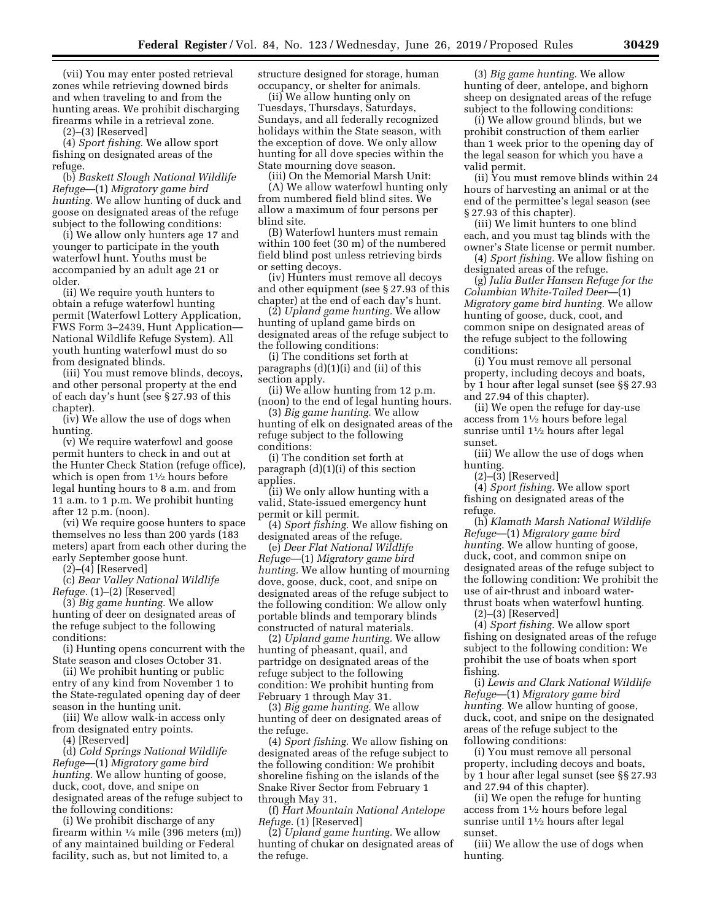(vii) You may enter posted retrieval zones while retrieving downed birds and when traveling to and from the hunting areas. We prohibit discharging firearms while in a retrieval zone.

(2)–(3) [Reserved]

(4) *Sport fishing.* We allow sport fishing on designated areas of the refuge.

(b) *Baskett Slough National Wildlife Refuge*—(1) *Migratory game bird hunting.* We allow hunting of duck and goose on designated areas of the refuge subject to the following conditions:

(i) We allow only hunters age 17 and younger to participate in the youth waterfowl hunt. Youths must be accompanied by an adult age 21 or older.

(ii) We require youth hunters to obtain a refuge waterfowl hunting permit (Waterfowl Lottery Application, FWS Form 3–2439, Hunt Application—National Wildlife Refuge System). All youth hunting waterfowl must do so from designated blinds.

(iii) You must remove blinds, decoys, and other personal property at the end of each day's hunt (see § 27.93 of this chapter).

(iv) We allow the use of dogs when hunting.

(v) We require waterfowl and goose permit hunters to check in and out at the Hunter Check Station (refuge office), which is open from 1½ hours before legal hunting hours to 8 a.m. and from 11 a.m. to 1 p.m. We prohibit hunting after 12 p.m. (noon).

(vi) We require goose hunters to space themselves no less than 200 yards (183 meters) apart from each other during the early September goose hunt.

(2)–(4) [Reserved]

(c) *Bear Valley National Wildlife Refuge.* (1)–(2) [Reserved]

(3) *Big game hunting.* We allow hunting of deer on designated areas of the refuge subject to the following conditions:

(i) Hunting opens concurrent with the State season and closes October 31.

(ii) We prohibit hunting or public entry of any kind from November 1 to the State-regulated opening day of deer season in the hunting unit.

(iii) We allow walk-in access only from designated entry points.

(4) [Reserved]

(d) *Cold Springs National Wildlife Refuge*—(1) *Migratory game bird hunting.* We allow hunting of goose, duck, coot, dove, and snipe on designated areas of the refuge subject to the following conditions:

(i) We prohibit discharge of any firearm within ¼ mile (396 meters (m)) of any maintained building or Federal facility, such as, but not limited to, a structure designed for storage, human occupancy, or shelter for animals.

(ii) We allow hunting only on Tuesdays, Thursdays, Saturdays, Sundays, and all federally recognized holidays within the State season, with the exception of dove. We only allow hunting for all dove species within the State mourning dove season.

(iii) On the Memorial Marsh Unit:

(A) We allow waterfowl hunting only from numbered field blind sites. We allow a maximum of four persons per blind site.

(B) Waterfowl hunters must remain within 100 feet (30 m) of the numbered field blind post unless retrieving birds or setting decoys.

(iv) Hunters must remove all decoys and other equipment (see § 27.93 of this chapter) at the end of each day's hunt.

(2) *Upland game hunting.* We allow hunting of upland game birds on designated areas of the refuge subject to the following conditions:

(i) The conditions set forth at paragraphs (d)(1)(i) and (ii) of this section apply.

(ii) We allow hunting from 12 p.m. (noon) to the end of legal hunting hours.

(3) *Big game hunting.* We allow hunting of elk on designated areas of the refuge subject to the following conditions:

(i) The condition set forth at paragraph (d)(1)(i) of this section applies.

(ii) We only allow hunting with a valid, State-issued emergency hunt permit or kill permit.

(4) *Sport fishing.* We allow fishing on designated areas of the refuge.

(e) *Deer Flat National Wildlife Refuge*—(1) *Migratory game bird hunting.* We allow hunting of mourning dove, goose, duck, coot, and snipe on designated areas of the refuge subject to the following condition: We allow only portable blinds and temporary blinds constructed of natural materials.

(2) *Upland game hunting.* We allow hunting of pheasant, quail, and partridge on designated areas of the refuge subject to the following condition: We prohibit hunting from February 1 through May 31.

(3) *Big game hunting.* We allow hunting of deer on designated areas of the refuge.

(4) *Sport fishing.* We allow fishing on designated areas of the refuge subject to the following condition: We prohibit shoreline fishing on the islands of the Snake River Sector from February 1 through May 31.

(f) *Hart Mountain National Antelope Refuge.* (1) [Reserved]

(2) *Upland game hunting.* We allow hunting of chukar on designated areas of the refuge.

(3) *Big game hunting.* We allow hunting of deer, antelope, and bighorn sheep on designated areas of the refuge subject to the following conditions:

(i) We allow ground blinds, but we prohibit construction of them earlier than 1 week prior to the opening day of the legal season for which you have a valid permit.

(ii) You must remove blinds within 24 hours of harvesting an animal or at the end of the permittee's legal season (see § 27.93 of this chapter).

(iii) We limit hunters to one blind each, and you must tag blinds with the owner's State license or permit number.

(4) *Sport fishing.* We allow fishing on designated areas of the refuge.

(g) *Julia Butler Hansen Refuge for the Columbian White-Tailed Deer*—(1) *Migratory game bird hunting.* We allow hunting of goose, duck, coot, and common snipe on designated areas of the refuge subject to the following conditions:

(i) You must remove all personal property, including decoys and boats, by 1 hour after legal sunset (see §§ 27.93 and 27.94 of this chapter).

(ii) We open the refuge for day-use access from 1½ hours before legal sunrise until 1½ hours after legal sunset.

(iii) We allow the use of dogs when hunting.

(2)–(3) [Reserved]

(4) *Sport fishing.* We allow sport fishing on designated areas of the refuge.

(h) *Klamath Marsh National Wildlife Refuge*—(1) *Migratory game bird hunting.* We allow hunting of goose, duck, coot, and common snipe on designated areas of the refuge subject to the following condition: We prohibit the use of air-thrust and inboard water-thrust boats when waterfowl hunting.

(2)–(3) [Reserved]

(4) *Sport fishing.* We allow sport fishing on designated areas of the refuge subject to the following condition: We prohibit the use of boats when sport fishing.

(i) *Lewis and Clark National Wildlife Refuge*—(1) *Migratory game bird hunting.* We allow hunting of goose, duck, coot, and snipe on the designated areas of the refuge subject to the following conditions:

(i) You must remove all personal property, including decoys and boats, by 1 hour after legal sunset (see §§ 27.93 and 27.94 of this chapter).

(ii) We open the refuge for hunting access from 1½ hours before legal sunrise until 1½ hours after legal sunset.

(iii) We allow the use of dogs when hunting.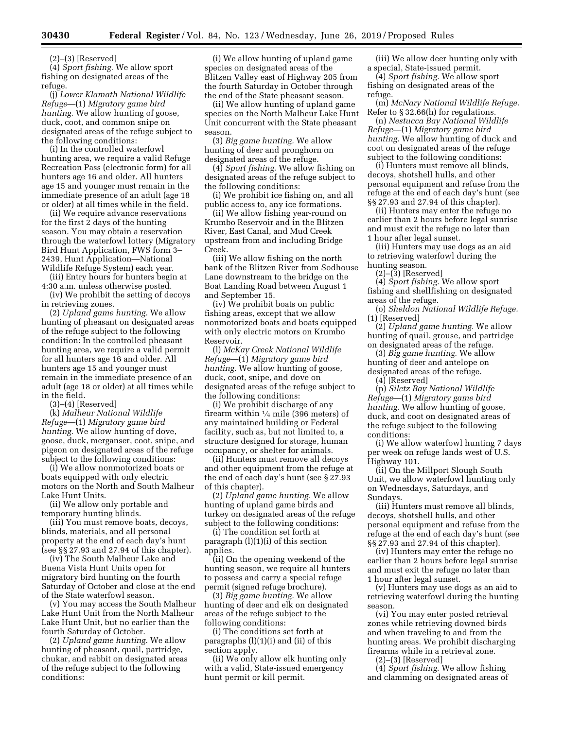(2)–(3) [Reserved]

(4) *Sport fishing.* We allow sport fishing on designated areas of the refuge.

(j) *Lower Klamath National Wildlife Refuge*—(1) *Migratory game bird hunting.* We allow hunting of goose, duck, coot, and common snipe on designated areas of the refuge subject to the following conditions:

(i) In the controlled waterfowl hunting area, we require a valid Refuge Recreation Pass (electronic form) for all hunters age 16 and older. All hunters age 15 and younger must remain in the immediate presence of an adult (age 18 or older) at all times while in the field.

(ii) We require advance reservations for the first 2 days of the hunting season. You may obtain a reservation through the waterfowl lottery (Migratory Bird Hunt Application, FWS form 3–2439, Hunt Application—National Wildlife Refuge System) each year.

(iii) Entry hours for hunters begin at 4:30 a.m. unless otherwise posted.

(iv) We prohibit the setting of decoys in retrieving zones.

(2) *Upland game hunting.* We allow hunting of pheasant on designated areas of the refuge subject to the following condition: In the controlled pheasant hunting area, we require a valid permit for all hunters age 16 and older. All hunters age 15 and younger must remain in the immediate presence of an adult (age 18 or older) at all times while in the field.

(3)–(4) [Reserved]

(k) *Malheur National Wildlife Refuge*—(1) *Migratory game bird hunting.* We allow hunting of dove, goose, duck, merganser, coot, snipe, and pigeon on designated areas of the refuge subject to the following conditions:

(i) We allow nonmotorized boats or boats equipped with only electric motors on the North and South Malheur Lake Hunt Units.

(ii) We allow only portable and temporary hunting blinds.

(iii) You must remove boats, decoys, blinds, materials, and all personal property at the end of each day's hunt (see §§ 27.93 and 27.94 of this chapter).

(iv) The South Malheur Lake and Buena Vista Hunt Units open for migratory bird hunting on the fourth Saturday of October and close at the end of the State waterfowl season.

(v) You may access the South Malheur Lake Hunt Unit from the North Malheur Lake Hunt Unit, but no earlier than the fourth Saturday of October.

(2) *Upland game hunting.* We allow hunting of pheasant, quail, partridge, chukar, and rabbit on designated areas of the refuge subject to the following conditions:

(i) We allow hunting of upland game species on designated areas of the Blitzen Valley east of Highway 205 from the fourth Saturday in October through the end of the State pheasant season.

(ii) We allow hunting of upland game species on the North Malheur Lake Hunt Unit concurrent with the State pheasant season.

(3) *Big game hunting.* We allow hunting of deer and pronghorn on designated areas of the refuge.

(4) *Sport fishing.* We allow fishing on designated areas of the refuge subject to the following conditions:

(i) We prohibit ice fishing on, and all public access to, any ice formations.

(ii) We allow fishing year-round on Krumbo Reservoir and in the Blitzen River, East Canal, and Mud Creek upstream from and including Bridge Creek.

(iii) We allow fishing on the north bank of the Blitzen River from Sodhouse Lane downstream to the bridge on the Boat Landing Road between August 1 and September 15.

(iv) We prohibit boats on public fishing areas, except that we allow nonmotorized boats and boats equipped with only electric motors on Krumbo Reservoir.

(l) *McKay Creek National Wildlife Refuge*—(1) *Migratory game bird hunting.* We allow hunting of goose, duck, coot, snipe, and dove on designated areas of the refuge subject to the following conditions:

(i) We prohibit discharge of any firearm within ¼ mile (396 meters) of any maintained building or Federal facility, such as, but not limited to, a structure designed for storage, human occupancy, or shelter for animals.

(ii) Hunters must remove all decoys and other equipment from the refuge at the end of each day's hunt (see § 27.93 of this chapter).

(2) *Upland game hunting.* We allow hunting of upland game birds and turkey on designated areas of the refuge subject to the following conditions:

(i) The condition set forth at paragraph (l)(1)(i) of this section applies.

(ii) On the opening weekend of the hunting season, we require all hunters to possess and carry a special refuge permit (signed refuge brochure).

(3) *Big game hunting.* We allow hunting of deer and elk on designated areas of the refuge subject to the following conditions:

(i) The conditions set forth at paragraphs (l)(1)(i) and (ii) of this section apply.

(ii) We only allow elk hunting only with a valid, State-issued emergency hunt permit or kill permit.

(iii) We allow deer hunting only with a special, State-issued permit.

(4) *Sport fishing.* We allow sport fishing on designated areas of the refuge.

(m) *McNary National Wildlife Refuge.* Refer to § 32.66(h) for regulations.

(n) *Nestucca Bay National Wildlife Refuge*—(1) *Migratory game bird hunting.* We allow hunting of duck and coot on designated areas of the refuge subject to the following conditions:

(i) Hunters must remove all blinds, decoys, shotshell hulls, and other personal equipment and refuse from the refuge at the end of each day's hunt (see §§ 27.93 and 27.94 of this chapter).

(ii) Hunters may enter the refuge no earlier than 2 hours before legal sunrise and must exit the refuge no later than 1 hour after legal sunset.

(iii) Hunters may use dogs as an aid to retrieving waterfowl during the hunting season.

(2)–(3) [Reserved]

(4) *Sport fishing.* We allow sport fishing and shellfishing on designated areas of the refuge.

(o) *Sheldon National Wildlife Refuge.* (1) [Reserved]

(2) *Upland game hunting.* We allow hunting of quail, grouse, and partridge on designated areas of the refuge.

(3) *Big game hunting.* We allow hunting of deer and antelope on designated areas of the refuge.

(4) [Reserved]

(p) *Siletz Bay National Wildlife Refuge*—(1) *Migratory game bird hunting.* We allow hunting of goose, duck, and coot on designated areas of the refuge subject to the following conditions:

(i) We allow waterfowl hunting 7 days per week on refuge lands west of U.S. Highway 101.

(ii) On the Millport Slough South Unit, we allow waterfowl hunting only on Wednesdays, Saturdays, and Sundays.

(iii) Hunters must remove all blinds, decoys, shotshell hulls, and other personal equipment and refuse from the refuge at the end of each day's hunt (see §§ 27.93 and 27.94 of this chapter).

(iv) Hunters may enter the refuge no earlier than 2 hours before legal sunrise and must exit the refuge no later than 1 hour after legal sunset.

(v) Hunters may use dogs as an aid to retrieving waterfowl during the hunting season.

(vi) You may enter posted retrieval zones while retrieving downed birds and when traveling to and from the hunting areas. We prohibit discharging firearms while in a retrieval zone.

(2)–(3) [Reserved]

(4) *Sport fishing.* We allow fishing and clamming on designated areas of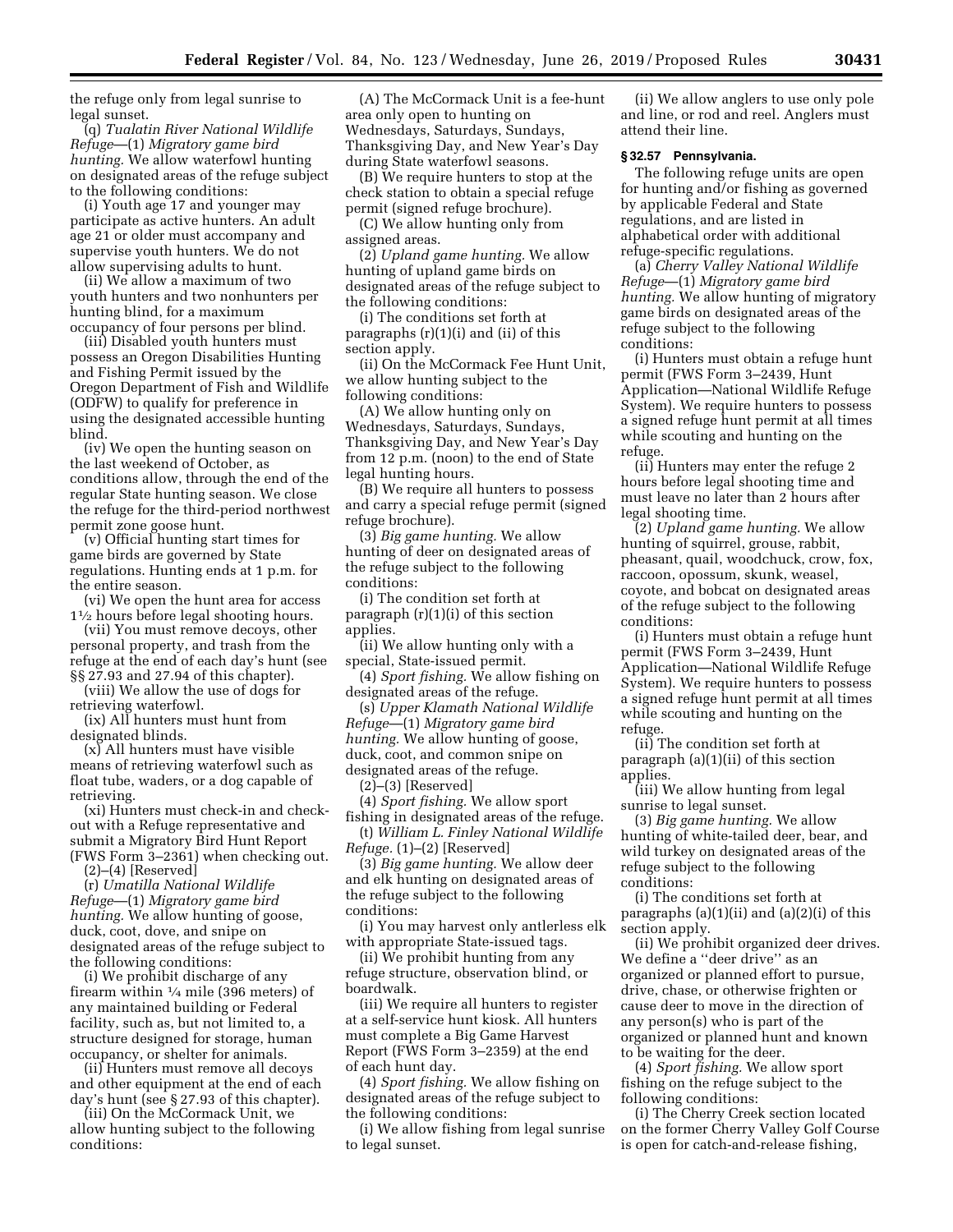the refuge only from legal sunrise to legal sunset.

(q) *Tualatin River National Wildlife Refuge*—(1) *Migratory game bird hunting.* We allow waterfowl hunting on designated areas of the refuge subject to the following conditions:

(i) Youth age 17 and younger may participate as active hunters. An adult age 21 or older must accompany and supervise youth hunters. We do not allow supervising adults to hunt.

(ii) We allow a maximum of two youth hunters and two nonhunters per hunting blind, for a maximum occupancy of four persons per blind.

(iii) Disabled youth hunters must possess an Oregon Disabilities Hunting and Fishing Permit issued by the Oregon Department of Fish and Wildlife (ODFW) to qualify for preference in using the designated accessible hunting blind.

(iv) We open the hunting season on the last weekend of October, as conditions allow, through the end of the regular State hunting season. We close the refuge for the third-period northwest permit zone goose hunt.

(v) Official hunting start times for game birds are governed by State regulations. Hunting ends at 1 p.m. for the entire season.

(vi) We open the hunt area for access 1½ hours before legal shooting hours.

(vii) You must remove decoys, other personal property, and trash from the refuge at the end of each day's hunt (see §§ 27.93 and 27.94 of this chapter).

(viii) We allow the use of dogs for retrieving waterfowl.

(ix) All hunters must hunt from designated blinds.

(x) All hunters must have visible means of retrieving waterfowl such as float tube, waders, or a dog capable of retrieving.

(xi) Hunters must check-in and check-out with a Refuge representative and submit a Migratory Bird Hunt Report (FWS Form 3–2361) when checking out.

(2)–(4) [Reserved]

(r) *Umatilla National Wildlife Refuge*—(1) *Migratory game bird hunting.* We allow hunting of goose, duck, coot, dove, and snipe on designated areas of the refuge subject to the following conditions:

(i) We prohibit discharge of any firearm within ¼ mile (396 meters) of any maintained building or Federal facility, such as, but not limited to, a structure designed for storage, human occupancy, or shelter for animals.

(ii) Hunters must remove all decoys and other equipment at the end of each day's hunt (see § 27.93 of this chapter).

(iii) On the McCormack Unit, we allow hunting subject to the following conditions:

(A) The McCormack Unit is a fee-hunt area only open to hunting on Wednesdays, Saturdays, Sundays, Thanksgiving Day, and New Year's Day during State waterfowl seasons.

(B) We require hunters to stop at the check station to obtain a special refuge permit (signed refuge brochure).

(C) We allow hunting only from assigned areas.

(2) *Upland game hunting.* We allow hunting of upland game birds on designated areas of the refuge subject to the following conditions:

(i) The conditions set forth at paragraphs (r)(1)(i) and (ii) of this section apply.

(ii) On the McCormack Fee Hunt Unit, we allow hunting subject to the following conditions:

(A) We allow hunting only on Wednesdays, Saturdays, Sundays, Thanksgiving Day, and New Year's Day from 12 p.m. (noon) to the end of State legal hunting hours.

(B) We require all hunters to possess and carry a special refuge permit (signed refuge brochure).

(3) *Big game hunting.* We allow hunting of deer on designated areas of the refuge subject to the following conditions:

(i) The condition set forth at paragraph (r)(1)(i) of this section applies.

(ii) We allow hunting only with a special, State-issued permit.

(4) *Sport fishing.* We allow fishing on designated areas of the refuge.

(s) *Upper Klamath National Wildlife Refuge*—(1) *Migratory game bird hunting.* We allow hunting of goose, duck, coot, and common snipe on designated areas of the refuge.

(2)–(3) [Reserved]

(4) *Sport fishing.* We allow sport fishing in designated areas of the refuge.

(t) *William L. Finley National Wildlife Refuge.* (1)–(2) [Reserved]

(3) *Big game hunting.* We allow deer and elk hunting on designated areas of the refuge subject to the following conditions:

(i) You may harvest only antlerless elk with appropriate State-issued tags.

(ii) We prohibit hunting from any refuge structure, observation blind, or boardwalk.

(iii) We require all hunters to register at a self-service hunt kiosk. All hunters must complete a Big Game Harvest Report (FWS Form 3–2359) at the end of each hunt day.

(4) *Sport fishing.* We allow fishing on designated areas of the refuge subject to the following conditions:

(i) We allow fishing from legal sunrise to legal sunset.

(ii) We allow anglers to use only pole and line, or rod and reel. Anglers must attend their line.

### § 32.57 Pennsylvania.

The following refuge units are open for hunting and/or fishing as governed by applicable Federal and State regulations, and are listed in alphabetical order with additional refuge-specific regulations.

(a) *Cherry Valley National Wildlife Refuge*—(1) *Migratory game bird hunting.* We allow hunting of migratory game birds on designated areas of the refuge subject to the following conditions:

(i) Hunters must obtain a refuge hunt permit (FWS Form 3–2439, Hunt Application—National Wildlife Refuge System). We require hunters to possess a signed refuge hunt permit at all times while scouting and hunting on the refuge.

(ii) Hunters may enter the refuge 2 hours before legal shooting time and must leave no later than 2 hours after legal shooting time.

(2) *Upland game hunting.* We allow hunting of squirrel, grouse, rabbit, pheasant, quail, woodchuck, crow, fox, raccoon, opossum, skunk, weasel, coyote, and bobcat on designated areas of the refuge subject to the following conditions:

(i) Hunters must obtain a refuge hunt permit (FWS Form 3–2439, Hunt Application—National Wildlife Refuge System). We require hunters to possess a signed refuge hunt permit at all times while scouting and hunting on the refuge.

(ii) The condition set forth at paragraph (a)(1)(ii) of this section applies.

(iii) We allow hunting from legal sunrise to legal sunset.

(3) *Big game hunting.* We allow hunting of white-tailed deer, bear, and wild turkey on designated areas of the refuge subject to the following conditions:

(i) The conditions set forth at paragraphs (a)(1)(ii) and (a)(2)(i) of this section apply.

(ii) We prohibit organized deer drives. We define a ''deer drive'' as an organized or planned effort to pursue, drive, chase, or otherwise frighten or cause deer to move in the direction of any person(s) who is part of the organized or planned hunt and known to be waiting for the deer.

(4) *Sport fishing.* We allow sport fishing on the refuge subject to the following conditions:

(i) The Cherry Creek section located on the former Cherry Valley Golf Course is open for catch-and-release fishing,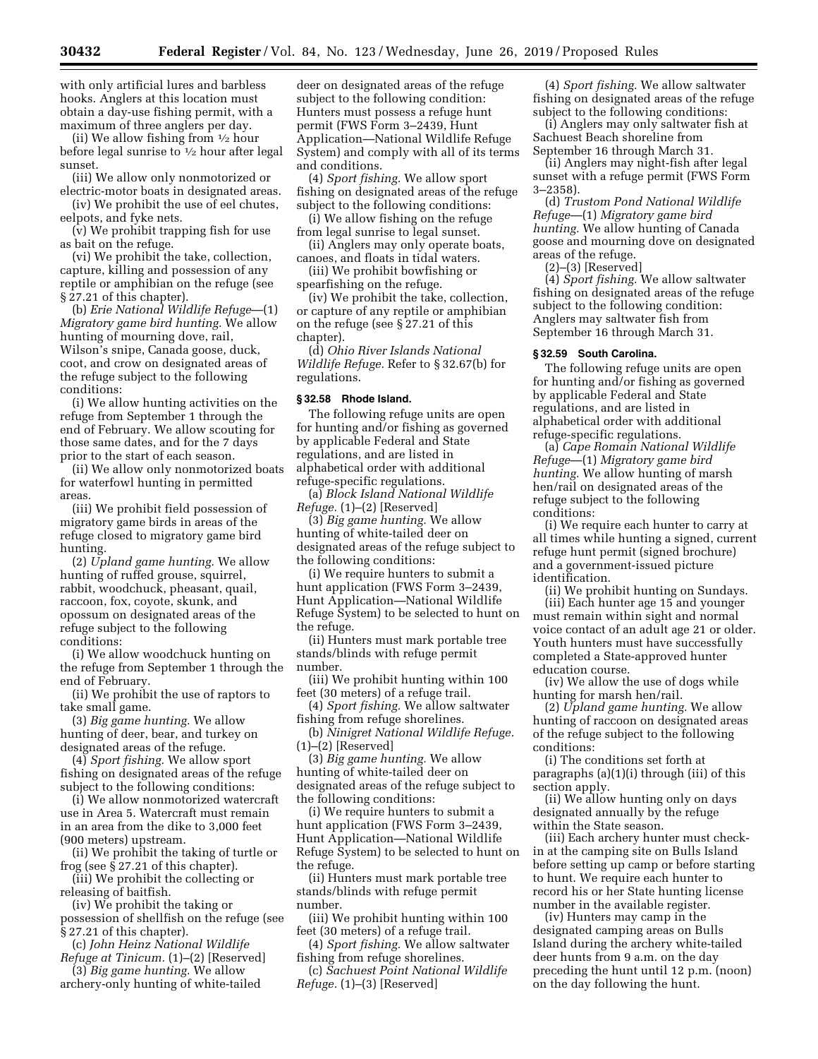with only artificial lures and barbless hooks. Anglers at this location must obtain a day-use fishing permit, with a maximum of three anglers per day.

(ii) We allow fishing from ½ hour before legal sunrise to ½ hour after legal sunset.

(iii) We allow only nonmotorized or electric-motor boats in designated areas.

(iv) We prohibit the use of eel chutes, eelpots, and fyke nets.

(v) We prohibit trapping fish for use as bait on the refuge.

(vi) We prohibit the take, collection, capture, killing and possession of any reptile or amphibian on the refuge (see § 27.21 of this chapter).

(b) *Erie National Wildlife Refuge*—(1) *Migratory game bird hunting.* We allow hunting of mourning dove, rail, Wilson's snipe, Canada goose, duck, coot, and crow on designated areas of the refuge subject to the following conditions:

(i) We allow hunting activities on the refuge from September 1 through the end of February. We allow scouting for those same dates, and for the 7 days prior to the start of each season.

(ii) We allow only nonmotorized boats for waterfowl hunting in permitted areas.

(iii) We prohibit field possession of migratory game birds in areas of the refuge closed to migratory game bird hunting.

(2) *Upland game hunting.* We allow hunting of ruffed grouse, squirrel, rabbit, woodchuck, pheasant, quail, raccoon, fox, coyote, skunk, and opossum on designated areas of the refuge subject to the following conditions:

(i) We allow woodchuck hunting on the refuge from September 1 through the end of February.

(ii) We prohibit the use of raptors to take small game.

(3) *Big game hunting.* We allow hunting of deer, bear, and turkey on designated areas of the refuge.

(4) *Sport fishing.* We allow sport fishing on designated areas of the refuge subject to the following conditions:

(i) We allow nonmotorized watercraft use in Area 5. Watercraft must remain in an area from the dike to 3,000 feet (900 meters) upstream.

(ii) We prohibit the taking of turtle or frog (see § 27.21 of this chapter).

(iii) We prohibit the collecting or releasing of baitfish.

(iv) We prohibit the taking or possession of shellfish on the refuge (see § 27.21 of this chapter).

(c) *John Heinz National Wildlife Refuge at Tinicum.* (1)–(2) [Reserved]

(3) *Big game hunting.* We allow archery-only hunting of white-tailed deer on designated areas of the refuge subject to the following condition: Hunters must possess a refuge hunt permit (FWS Form 3–2439, Hunt Application—National Wildlife Refuge System) and comply with all of its terms and conditions.

(4) *Sport fishing.* We allow sport fishing on designated areas of the refuge subject to the following conditions:

(i) We allow fishing on the refuge from legal sunrise to legal sunset.

(ii) Anglers may only operate boats, canoes, and floats in tidal waters.

(iii) We prohibit bowfishing or spearfishing on the refuge.

(iv) We prohibit the take, collection, or capture of any reptile or amphibian on the refuge (see § 27.21 of this chapter).

(d) *Ohio River Islands National Wildlife Refuge.* Refer to § 32.67(b) for regulations.

### § 32.58 Rhode Island.

The following refuge units are open for hunting and/or fishing as governed by applicable Federal and State regulations, and are listed in alphabetical order with additional refuge-specific regulations.

(a) *Block Island National Wildlife Refuge.* (1)–(2) [Reserved]

(3) *Big game hunting.* We allow hunting of white-tailed deer on designated areas of the refuge subject to the following conditions:

(i) We require hunters to submit a hunt application (FWS Form 3–2439, Hunt Application—National Wildlife Refuge System) to be selected to hunt on the refuge.

(ii) Hunters must mark portable tree stands/blinds with refuge permit number.

(iii) We prohibit hunting within 100 feet (30 meters) of a refuge trail.

(4) *Sport fishing.* We allow saltwater fishing from refuge shorelines.

(b) *Ninigret National Wildlife Refuge.* (1)–(2) [Reserved]

(3) *Big game hunting.* We allow hunting of white-tailed deer on designated areas of the refuge subject to the following conditions:

(i) We require hunters to submit a hunt application (FWS Form 3–2439, Hunt Application—National Wildlife Refuge System) to be selected to hunt on the refuge.

(ii) Hunters must mark portable tree stands/blinds with refuge permit number.

(iii) We prohibit hunting within 100 feet (30 meters) of a refuge trail.

(4) *Sport fishing.* We allow saltwater fishing from refuge shorelines.

(c) *Sachuest Point National Wildlife Refuge.* (1)–(3) [Reserved]

(4) *Sport fishing.* We allow saltwater fishing on designated areas of the refuge subject to the following conditions:

(i) Anglers may only saltwater fish at Sachuest Beach shoreline from September 16 through March 31.

(ii) Anglers may night-fish after legal sunset with a refuge permit (FWS Form 3–2358).

(d) *Trustom Pond National Wildlife Refuge*—(1) *Migratory game bird hunting.* We allow hunting of Canada goose and mourning dove on designated areas of the refuge.

(2)–(3) [Reserved]

(4) *Sport fishing.* We allow saltwater fishing on designated areas of the refuge subject to the following condition: Anglers may saltwater fish from September 16 through March 31.

### § 32.59 South Carolina.

The following refuge units are open for hunting and/or fishing as governed by applicable Federal and State regulations, and are listed in alphabetical order with additional refuge-specific regulations.

(a) *Cape Romain National Wildlife Refuge*—(1) *Migratory game bird hunting.* We allow hunting of marsh hen/rail on designated areas of the refuge subject to the following conditions:

(i) We require each hunter to carry at all times while hunting a signed, current refuge hunt permit (signed brochure) and a government-issued picture identification.

(ii) We prohibit hunting on Sundays.

(iii) Each hunter age 15 and younger must remain within sight and normal voice contact of an adult age 21 or older. Youth hunters must have successfully completed a State-approved hunter education course.

(iv) We allow the use of dogs while hunting for marsh hen/rail.

(2) *Upland game hunting.* We allow hunting of raccoon on designated areas of the refuge subject to the following conditions:

(i) The conditions set forth at paragraphs (a)(1)(i) through (iii) of this section apply.

(ii) We allow hunting only on days designated annually by the refuge within the State season.

(iii) Each archery hunter must check-in at the camping site on Bulls Island before setting up camp or before starting to hunt. We require each hunter to record his or her State hunting license number in the available register.

(iv) Hunters may camp in the designated camping areas on Bulls Island during the archery white-tailed deer hunts from 9 a.m. on the day preceding the hunt until 12 p.m. (noon) on the day following the hunt.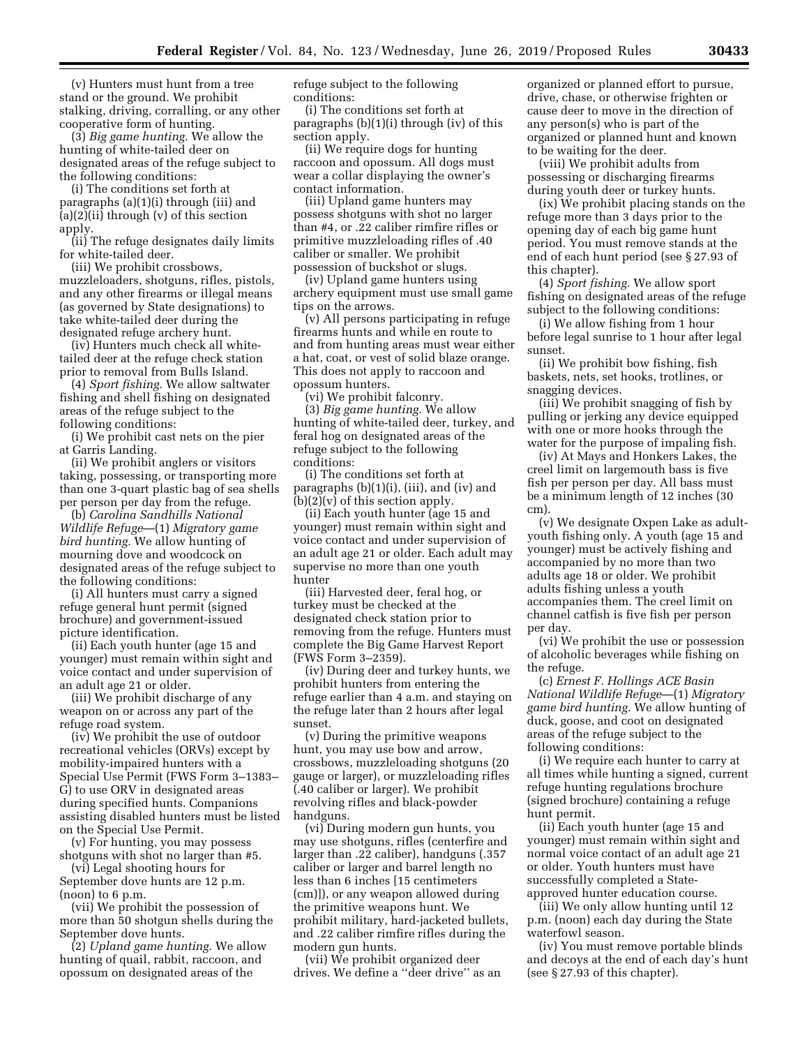(v) Hunters must hunt from a tree stand or the ground. We prohibit stalking, driving, corralling, or any other cooperative form of hunting.

(3) *Big game hunting.* We allow the hunting of white-tailed deer on designated areas of the refuge subject to the following conditions:

(i) The conditions set forth at paragraphs (a)(1)(i) through (iii) and (a)(2)(ii) through (v) of this section apply.

(ii) The refuge designates daily limits for white-tailed deer.

(iii) We prohibit crossbows, muzzleloaders, shotguns, rifles, pistols, and any other firearms or illegal means (as governed by State designations) to take white-tailed deer during the designated refuge archery hunt.

(iv) Hunters much check all white-tailed deer at the refuge check station prior to removal from Bulls Island.

(4) *Sport fishing.* We allow saltwater fishing and shell fishing on designated areas of the refuge subject to the following conditions:

(i) We prohibit cast nets on the pier at Garris Landing.

(ii) We prohibit anglers or visitors taking, possessing, or transporting more than one 3-quart plastic bag of sea shells per person per day from the refuge.

(b) *Carolina Sandhills National Wildlife Refuge*—(1) *Migratory game bird hunting.* We allow hunting of mourning dove and woodcock on designated areas of the refuge subject to the following conditions:

(i) All hunters must carry a signed refuge general hunt permit (signed brochure) and government-issued picture identification.

(ii) Each youth hunter (age 15 and younger) must remain within sight and voice contact and under supervision of an adult age 21 or older.

(iii) We prohibit discharge of any weapon on or across any part of the refuge road system.

(iv) We prohibit the use of outdoor recreational vehicles (ORVs) except by mobility-impaired hunters with a Special Use Permit (FWS Form 3–1383–G) to use ORV in designated areas during specified hunts. Companions assisting disabled hunters must be listed on the Special Use Permit.

(v) For hunting, you may possess shotguns with shot no larger than #5.

(vi) Legal shooting hours for September dove hunts are 12 p.m. (noon) to 6 p.m.

(vii) We prohibit the possession of more than 50 shotgun shells during the September dove hunts.

(2) *Upland game hunting.* We allow hunting of quail, rabbit, raccoon, and opossum on designated areas of the refuge subject to the following conditions:

(i) The conditions set forth at paragraphs (b)(1)(i) through (iv) of this section apply.

(ii) We require dogs for hunting raccoon and opossum. All dogs must wear a collar displaying the owner's contact information.

(iii) Upland game hunters may possess shotguns with shot no larger than #4, or .22 caliber rimfire rifles or primitive muzzleloading rifles of .40 caliber or smaller. We prohibit possession of buckshot or slugs.

(iv) Upland game hunters using archery equipment must use small game tips on the arrows.

(v) All persons participating in refuge firearms hunts and while en route to and from hunting areas must wear either a hat, coat, or vest of solid blaze orange. This does not apply to raccoon and opossum hunters.

(vi) We prohibit falconry.

(3) *Big game hunting.* We allow hunting of white-tailed deer, turkey, and feral hog on designated areas of the refuge subject to the following conditions:

(i) The conditions set forth at paragraphs (b)(1)(i), (iii), and (iv) and (b)(2)(v) of this section apply.

(ii) Each youth hunter (age 15 and younger) must remain within sight and voice contact and under supervision of an adult age 21 or older. Each adult may supervise no more than one youth hunter

(iii) Harvested deer, feral hog, or turkey must be checked at the designated check station prior to removing from the refuge. Hunters must complete the Big Game Harvest Report (FWS Form 3–2359).

(iv) During deer and turkey hunts, we prohibit hunters from entering the refuge earlier than 4 a.m. and staying on the refuge later than 2 hours after legal sunset.

(v) During the primitive weapons hunt, you may use bow and arrow, crossbows, muzzleloading shotguns (20 gauge or larger), or muzzleloading rifles (.40 caliber or larger). We prohibit revolving rifles and black-powder handguns.

(vi) During modern gun hunts, you may use shotguns, rifles (centerfire and larger than .22 caliber), handguns (.357 caliber or larger and barrel length no less than 6 inches [15 centimeters (cm)]), or any weapon allowed during the primitive weapons hunt. We prohibit military, hard-jacketed bullets, and .22 caliber rimfire rifles during the modern gun hunts.

(vii) We prohibit organized deer drives. We define a ''deer drive'' as an organized or planned effort to pursue, drive, chase, or otherwise frighten or cause deer to move in the direction of any person(s) who is part of the organized or planned hunt and known to be waiting for the deer.

(viii) We prohibit adults from possessing or discharging firearms during youth deer or turkey hunts.

(ix) We prohibit placing stands on the refuge more than 3 days prior to the opening day of each big game hunt period. You must remove stands at the end of each hunt period (see § 27.93 of this chapter).

(4) *Sport fishing.* We allow sport fishing on designated areas of the refuge subject to the following conditions:

(i) We allow fishing from 1 hour before legal sunrise to 1 hour after legal sunset.

(ii) We prohibit bow fishing, fish baskets, nets, set hooks, trotlines, or snagging devices.

(iii) We prohibit snagging of fish by pulling or jerking any device equipped with one or more hooks through the water for the purpose of impaling fish.

(iv) At Mays and Honkers Lakes, the creel limit on largemouth bass is five fish per person per day. All bass must be a minimum length of 12 inches (30 cm).

(v) We designate Oxpen Lake as adult-youth fishing only. A youth (age 15 and younger) must be actively fishing and accompanied by no more than two adults age 18 or older. We prohibit adults fishing unless a youth accompanies them. The creel limit on channel catfish is five fish per person per day.

(vi) We prohibit the use or possession of alcoholic beverages while fishing on the refuge.

(c) *Ernest F. Hollings ACE Basin National Wildlife Refuge*—(1) *Migratory game bird hunting.* We allow hunting of duck, goose, and coot on designated areas of the refuge subject to the following conditions:

(i) We require each hunter to carry at all times while hunting a signed, current refuge hunting regulations brochure (signed brochure) containing a refuge hunt permit.

(ii) Each youth hunter (age 15 and younger) must remain within sight and normal voice contact of an adult age 21 or older. Youth hunters must have successfully completed a State-approved hunter education course.

(iii) We only allow hunting until 12 p.m. (noon) each day during the State waterfowl season.

(iv) You must remove portable blinds and decoys at the end of each day's hunt (see § 27.93 of this chapter).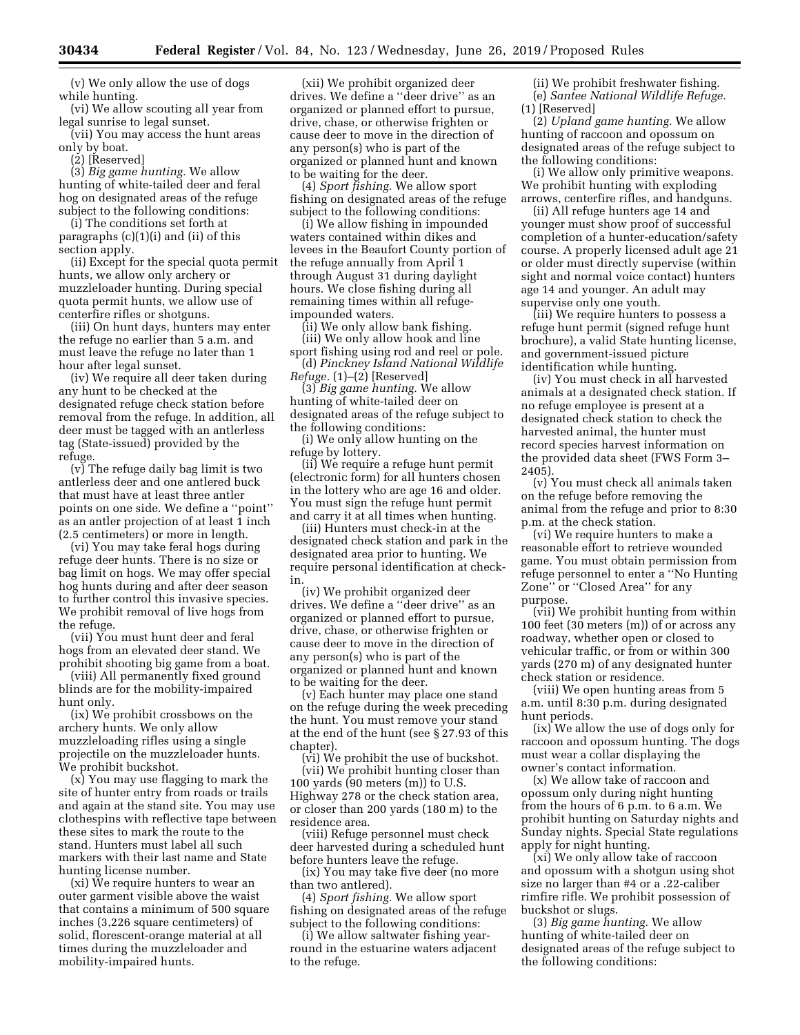(v) We only allow the use of dogs while hunting.

(vi) We allow scouting all year from legal sunrise to legal sunset.

(vii) You may access the hunt areas only by boat.

(2) [Reserved]

(3) *Big game hunting.* We allow hunting of white-tailed deer and feral hog on designated areas of the refuge subject to the following conditions:

(i) The conditions set forth at paragraphs (c)(1)(i) and (ii) of this section apply.

(ii) Except for the special quota permit hunts, we allow only archery or muzzleloader hunting. During special quota permit hunts, we allow use of centerfire rifles or shotguns.

(iii) On hunt days, hunters may enter the refuge no earlier than 5 a.m. and must leave the refuge no later than 1 hour after legal sunset.

(iv) We require all deer taken during any hunt to be checked at the designated refuge check station before removal from the refuge. In addition, all deer must be tagged with an antlerless tag (State-issued) provided by the refuge.

(v) The refuge daily bag limit is two antlerless deer and one antlered buck that must have at least three antler points on one side. We define a ''point'' as an antler projection of at least 1 inch (2.5 centimeters) or more in length.

(vi) You may take feral hogs during refuge deer hunts. There is no size or bag limit on hogs. We may offer special hog hunts during and after deer season to further control this invasive species. We prohibit removal of live hogs from the refuge.

(vii) You must hunt deer and feral hogs from an elevated deer stand. We prohibit shooting big game from a boat.

(viii) All permanently fixed ground blinds are for the mobility-impaired hunt only.

(ix) We prohibit crossbows on the archery hunts. We only allow muzzleloading rifles using a single projectile on the muzzleloader hunts. We prohibit buckshot.

(x) You may use flagging to mark the site of hunter entry from roads or trails and again at the stand site. You may use clothespins with reflective tape between these sites to mark the route to the stand. Hunters must label all such markers with their last name and State hunting license number.

(xi) We require hunters to wear an outer garment visible above the waist that contains a minimum of 500 square inches (3,226 square centimeters) of solid, florescent-orange material at all times during the muzzleloader and mobility-impaired hunts.

(xii) We prohibit organized deer drives. We define a ''deer drive'' as an organized or planned effort to pursue, drive, chase, or otherwise frighten or cause deer to move in the direction of any person(s) who is part of the organized or planned hunt and known to be waiting for the deer.

(4) *Sport fishing.* We allow sport fishing on designated areas of the refuge subject to the following conditions:

(i) We allow fishing in impounded waters contained within dikes and levees in the Beaufort County portion of the refuge annually from April 1 through August 31 during daylight hours. We close fishing during all remaining times within all refuge-impounded waters.

(ii) We only allow bank fishing.

(iii) We only allow hook and line sport fishing using rod and reel or pole.

(d) *Pinckney Island National Wildlife Refuge.* (1)–(2) [Reserved]

(3) *Big game hunting.* We allow hunting of white-tailed deer on designated areas of the refuge subject to the following conditions:

(i) We only allow hunting on the refuge by lottery.

(ii) We require a refuge hunt permit (electronic form) for all hunters chosen in the lottery who are age 16 and older. You must sign the refuge hunt permit and carry it at all times when hunting.

(iii) Hunters must check-in at the designated check station and park in the designated area prior to hunting. We require personal identification at check-in.

(iv) We prohibit organized deer drives. We define a ''deer drive'' as an organized or planned effort to pursue, drive, chase, or otherwise frighten or cause deer to move in the direction of any person(s) who is part of the organized or planned hunt and known to be waiting for the deer.

(v) Each hunter may place one stand on the refuge during the week preceding the hunt. You must remove your stand at the end of the hunt (see § 27.93 of this chapter).

(vi) We prohibit the use of buckshot.

(vii) We prohibit hunting closer than 100 yards (90 meters (m)) to U.S. Highway 278 or the check station area, or closer than 200 yards (180 m) to the residence area.

(viii) Refuge personnel must check deer harvested during a scheduled hunt before hunters leave the refuge.

(ix) You may take five deer (no more than two antlered).

(4) *Sport fishing.* We allow sport fishing on designated areas of the refuge subject to the following conditions:

(i) We allow saltwater fishing year-round in the estuarine waters adjacent to the refuge.

(ii) We prohibit freshwater fishing.

(e) *Santee National Wildlife Refuge.* (1) [Reserved]

(2) *Upland game hunting.* We allow hunting of raccoon and opossum on designated areas of the refuge subject to the following conditions:

(i) We allow only primitive weapons. We prohibit hunting with exploding arrows, centerfire rifles, and handguns.

(ii) All refuge hunters age 14 and younger must show proof of successful completion of a hunter-education/safety course. A properly licensed adult age 21 or older must directly supervise (within sight and normal voice contact) hunters age 14 and younger. An adult may supervise only one youth.

(iii) We require hunters to possess a refuge hunt permit (signed refuge hunt brochure), a valid State hunting license, and government-issued picture identification while hunting.

(iv) You must check in all harvested animals at a designated check station. If no refuge employee is present at a designated check station to check the harvested animal, the hunter must record species harvest information on the provided data sheet (FWS Form 3–2405).

(v) You must check all animals taken on the refuge before removing the animal from the refuge and prior to 8:30 p.m. at the check station.

(vi) We require hunters to make a reasonable effort to retrieve wounded game. You must obtain permission from refuge personnel to enter a ''No Hunting Zone'' or ''Closed Area'' for any purpose.

(vii) We prohibit hunting from within 100 feet (30 meters (m)) of or across any roadway, whether open or closed to vehicular traffic, or from or within 300 yards (270 m) of any designated hunter check station or residence.

(viii) We open hunting areas from 5 a.m. until 8:30 p.m. during designated hunt periods.

(ix) We allow the use of dogs only for raccoon and opossum hunting. The dogs must wear a collar displaying the owner's contact information.

(x) We allow take of raccoon and opossum only during night hunting from the hours of 6 p.m. to 6 a.m. We prohibit hunting on Saturday nights and Sunday nights. Special State regulations apply for night hunting.

(xi) We only allow take of raccoon and opossum with a shotgun using shot size no larger than #4 or a .22-caliber rimfire rifle. We prohibit possession of buckshot or slugs.

(3) *Big game hunting.* We allow hunting of white-tailed deer on designated areas of the refuge subject to the following conditions: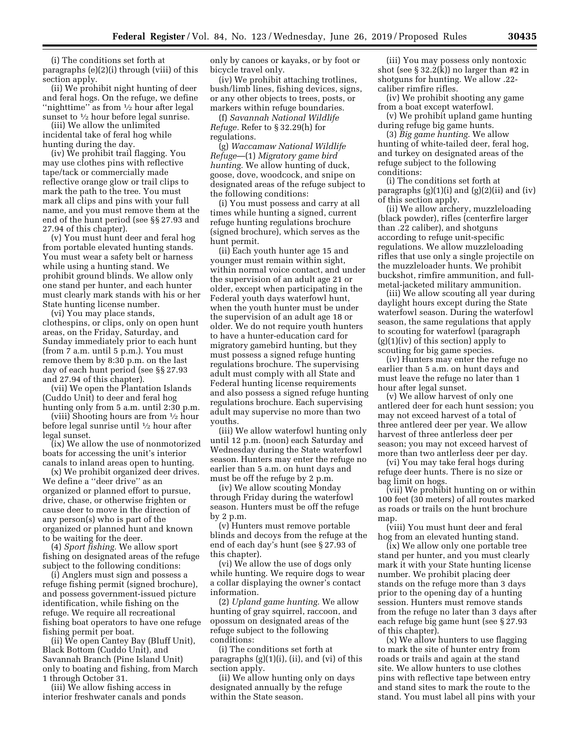(i) The conditions set forth at paragraphs (e)(2)(i) through (viii) of this section apply.

(ii) We prohibit night hunting of deer and feral hogs. On the refuge, we define ''nighttime'' as from ½ hour after legal sunset to ½ hour before legal sunrise.

(iii) We allow the unlimited incidental take of feral hog while hunting during the day.

(iv) We prohibit trail flagging. You may use clothes pins with reflective tape/tack or commercially made reflective orange glow or trail clips to mark the path to the tree. You must mark all clips and pins with your full name, and you must remove them at the end of the hunt period (see §§ 27.93 and 27.94 of this chapter).

(v) You must hunt deer and feral hog from portable elevated hunting stands. You must wear a safety belt or harness while using a hunting stand. We prohibit ground blinds. We allow only one stand per hunter, and each hunter must clearly mark stands with his or her State hunting license number.

(vi) You may place stands, clothespins, or clips, only on open hunt areas, on the Friday, Saturday, and Sunday immediately prior to each hunt (from 7 a.m. until 5 p.m.). You must remove them by 8:30 p.m. on the last day of each hunt period (see §§ 27.93 and 27.94 of this chapter).

(vii) We open the Plantation Islands (Cuddo Unit) to deer and feral hog hunting only from 5 a.m. until 2:30 p.m.

(viii) Shooting hours are from ½ hour before legal sunrise until ½ hour after legal sunset.

(ix) We allow the use of nonmotorized boats for accessing the unit's interior canals to inland areas open to hunting.

(x) We prohibit organized deer drives. We define a ''deer drive'' as an organized or planned effort to pursue, drive, chase, or otherwise frighten or cause deer to move in the direction of any person(s) who is part of the organized or planned hunt and known to be waiting for the deer.

(4) *Sport fishing.* We allow sport fishing on designated areas of the refuge subject to the following conditions:

(i) Anglers must sign and possess a refuge fishing permit (signed brochure), and possess government-issued picture identification, while fishing on the refuge. We require all recreational fishing boat operators to have one refuge fishing permit per boat.

(ii) We open Cantey Bay (Bluff Unit), Black Bottom (Cuddo Unit), and Savannah Branch (Pine Island Unit) only to boating and fishing, from March 1 through October 31.

(iii) We allow fishing access in interior freshwater canals and ponds only by canoes or kayaks, or by foot or bicycle travel only.

(iv) We prohibit attaching trotlines, bush/limb lines, fishing devices, signs, or any other objects to trees, posts, or markers within refuge boundaries.

(f) *Savannah National Wildlife Refuge.* Refer to § 32.29(h) for regulations.

(g) *Waccamaw National Wildlife Refuge*—(1) *Migratory game bird hunting.* We allow hunting of duck, goose, dove, woodcock, and snipe on designated areas of the refuge subject to the following conditions:

(i) You must possess and carry at all times while hunting a signed, current refuge hunting regulations brochure (signed brochure), which serves as the hunt permit.

(ii) Each youth hunter age 15 and younger must remain within sight, within normal voice contact, and under the supervision of an adult age 21 or older, except when participating in the Federal youth days waterfowl hunt, when the youth hunter must be under the supervision of an adult age 18 or older. We do not require youth hunters to have a hunter-education card for migratory gamebird hunting, but they must possess a signed refuge hunting regulations brochure. The supervising adult must comply with all State and Federal hunting license requirements and also possess a signed refuge hunting regulations brochure. Each supervising adult may supervise no more than two youths.

(iii) We allow waterfowl hunting only until 12 p.m. (noon) each Saturday and Wednesday during the State waterfowl season. Hunters may enter the refuge no earlier than 5 a.m. on hunt days and must be off the refuge by 2 p.m.

(iv) We allow scouting Monday through Friday during the waterfowl season. Hunters must be off the refuge by 2 p.m.

(v) Hunters must remove portable blinds and decoys from the refuge at the end of each day's hunt (see § 27.93 of this chapter).

(vi) We allow the use of dogs only while hunting. We require dogs to wear a collar displaying the owner's contact information.

(2) *Upland game hunting.* We allow hunting of gray squirrel, raccoon, and opossum on designated areas of the refuge subject to the following conditions:

(i) The conditions set forth at paragraphs (g)(1)(i), (ii), and (vi) of this section apply.

(ii) We allow hunting only on days designated annually by the refuge within the State season.

(iii) You may possess only nontoxic shot (see § 32.2(k)) no larger than #2 in shotguns for hunting. We allow .22-caliber rimfire rifles.

(iv) We prohibit shooting any game from a boat except waterfowl.

(v) We prohibit upland game hunting during refuge big game hunts.

(3) *Big game hunting.* We allow hunting of white-tailed deer, feral hog, and turkey on designated areas of the refuge subject to the following conditions:

(i) The conditions set forth at paragraphs (g)(1)(i) and (g)(2)(ii) and (iv) of this section apply.

(ii) We allow archery, muzzleloading (black powder), rifles (centerfire larger than .22 caliber), and shotguns according to refuge unit-specific regulations. We allow muzzleloading rifles that use only a single projectile on the muzzleloader hunts. We prohibit buckshot, rimfire ammunition, and full-metal-jacketed military ammunition.

(iii) We allow scouting all year during daylight hours except during the State waterfowl season. During the waterfowl season, the same regulations that apply to scouting for waterfowl (paragraph (g)(1)(iv) of this section) apply to scouting for big game species.

(iv) Hunters may enter the refuge no earlier than 5 a.m. on hunt days and must leave the refuge no later than 1 hour after legal sunset.

(v) We allow harvest of only one antlered deer for each hunt session; you may not exceed harvest of a total of three antlered deer per year. We allow harvest of three antlerless deer per season; you may not exceed harvest of more than two antlerless deer per day.

(vi) You may take feral hogs during refuge deer hunts. There is no size or bag limit on hogs.

(vii) We prohibit hunting on or within 100 feet (30 meters) of all routes marked as roads or trails on the hunt brochure map.

(viii) You must hunt deer and feral hog from an elevated hunting stand.

(ix) We allow only one portable tree stand per hunter, and you must clearly mark it with your State hunting license number. We prohibit placing deer stands on the refuge more than 3 days prior to the opening day of a hunting session. Hunters must remove stands from the refuge no later than 3 days after each refuge big game hunt (see § 27.93 of this chapter).

(x) We allow hunters to use flagging to mark the site of hunter entry from roads or trails and again at the stand site. We allow hunters to use clothes pins with reflective tape between entry and stand sites to mark the route to the stand. You must label all pins with your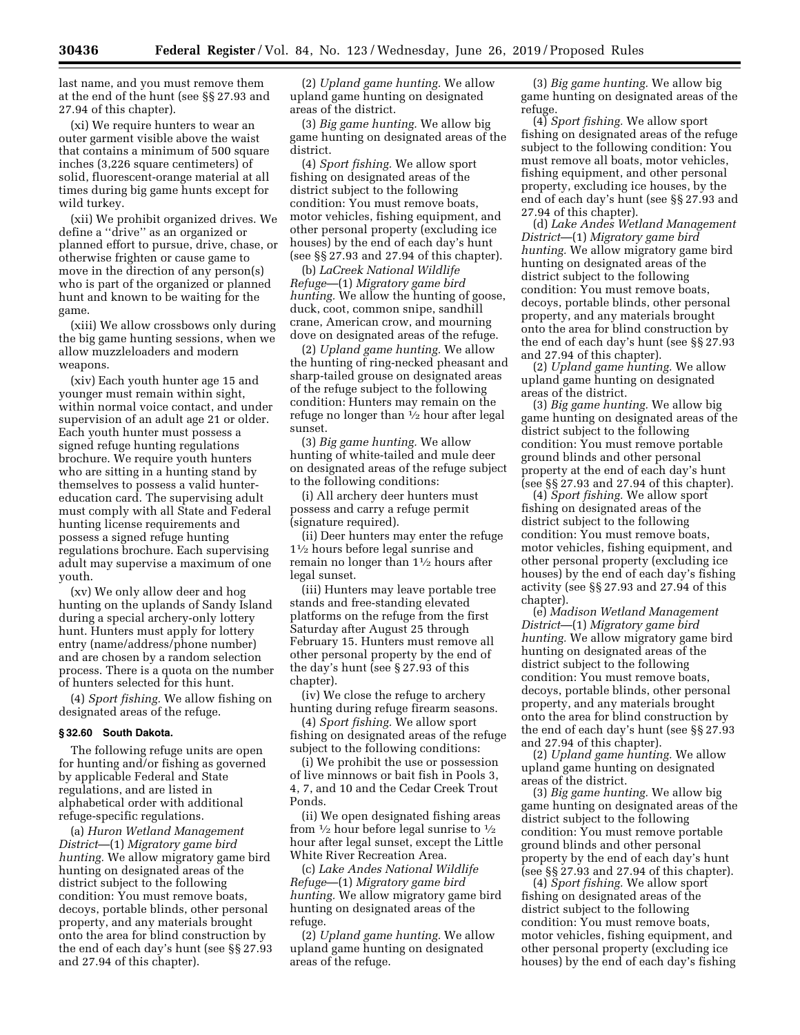last name, and you must remove them at the end of the hunt (see §§ 27.93 and 27.94 of this chapter).

(xi) We require hunters to wear an outer garment visible above the waist that contains a minimum of 500 square inches (3,226 square centimeters) of solid, fluorescent-orange material at all times during big game hunts except for wild turkey.

(xii) We prohibit organized drives. We define a "drive" as an organized or planned effort to pursue, drive, chase, or otherwise frighten or cause game to move in the direction of any person(s) who is part of the organized or planned hunt and known to be waiting for the game.

(xiii) We allow crossbows only during the big game hunting sessions, when we allow muzzleloaders and modern weapons.

(xiv) Each youth hunter age 15 and younger must remain within sight, within normal voice contact, and under supervision of an adult age 21 or older. Each youth hunter must possess a signed refuge hunting regulations brochure. We require youth hunters who are sitting in a hunting stand by themselves to possess a valid hunter-education card. The supervising adult must comply with all State and Federal hunting license requirements and possess a signed refuge hunting regulations brochure. Each supervising adult may supervise a maximum of one youth.

(xv) We only allow deer and hog hunting on the uplands of Sandy Island during a special archery-only lottery hunt. Hunters must apply for lottery entry (name/address/phone number) and are chosen by a random selection process. There is a quota on the number of hunters selected for this hunt.

(4) *Sport fishing.* We allow fishing on designated areas of the refuge.

**§ 32.60 South Dakota.**

The following refuge units are open for hunting and/or fishing as governed by applicable Federal and State regulations, and are listed in alphabetical order with additional refuge-specific regulations.

(a) *Huron Wetland Management District*—(1) *Migratory game bird hunting.* We allow migratory game bird hunting on designated areas of the district subject to the following condition: You must remove boats, decoys, portable blinds, other personal property, and any materials brought onto the area for blind construction by the end of each day's hunt (see §§ 27.93 and 27.94 of this chapter).

(2) *Upland game hunting.* We allow upland game hunting on designated areas of the district.

(3) *Big game hunting.* We allow big game hunting on designated areas of the district.

(4) *Sport fishing.* We allow sport fishing on designated areas of the district subject to the following condition: You must remove boats, motor vehicles, fishing equipment, and other personal property (excluding ice houses) by the end of each day's hunt (see §§ 27.93 and 27.94 of this chapter).

(b) *LaCreek National Wildlife Refuge*—(1) *Migratory game bird hunting.* We allow the hunting of goose, duck, coot, common snipe, sandhill crane, American crow, and mourning dove on designated areas of the refuge.

(2) *Upland game hunting.* We allow the hunting of ring-necked pheasant and sharp-tailed grouse on designated areas of the refuge subject to the following condition: Hunters may remain on the refuge no longer than ½ hour after legal sunset.

(3) *Big game hunting.* We allow hunting of white-tailed and mule deer on designated areas of the refuge subject to the following conditions:

(i) All archery deer hunters must possess and carry a refuge permit (signature required).

(ii) Deer hunters may enter the refuge 1½ hours before legal sunrise and remain no longer than 1½ hours after legal sunset.

(iii) Hunters may leave portable tree stands and free-standing elevated platforms on the refuge from the first Saturday after August 25 through February 15. Hunters must remove all other personal property by the end of the day's hunt (see § 27.93 of this chapter).

(iv) We close the refuge to archery hunting during refuge firearm seasons.

(4) *Sport fishing.* We allow sport fishing on designated areas of the refuge subject to the following conditions:

(i) We prohibit the use or possession of live minnows or bait fish in Pools 3, 4, 7, and 10 and the Cedar Creek Trout Ponds.

(ii) We open designated fishing areas from ½ hour before legal sunrise to ½ hour after legal sunset, except the Little White River Recreation Area.

(c) *Lake Andes National Wildlife Refuge*—(1) *Migratory game bird hunting.* We allow migratory game bird hunting on designated areas of the refuge.

(2) *Upland game hunting.* We allow upland game hunting on designated areas of the refuge.

(3) *Big game hunting.* We allow big game hunting on designated areas of the refuge.

(4) *Sport fishing.* We allow sport fishing on designated areas of the refuge subject to the following condition: You must remove all boats, motor vehicles, fishing equipment, and other personal property, excluding ice houses, by the end of each day's hunt (see §§ 27.93 and 27.94 of this chapter).

(d) *Lake Andes Wetland Management District*—(1) *Migratory game bird hunting.* We allow migratory game bird hunting on designated areas of the district subject to the following condition: You must remove boats, decoys, portable blinds, other personal property, and any materials brought onto the area for blind construction by the end of each day's hunt (see §§ 27.93 and 27.94 of this chapter).

(2) *Upland game hunting.* We allow upland game hunting on designated areas of the district.

(3) *Big game hunting.* We allow big game hunting on designated areas of the district subject to the following condition: You must remove portable ground blinds and other personal property at the end of each day's hunt (see §§ 27.93 and 27.94 of this chapter).

(4) *Sport fishing.* We allow sport fishing on designated areas of the district subject to the following condition: You must remove boats, motor vehicles, fishing equipment, and other personal property (excluding ice houses) by the end of each day's fishing activity (see §§ 27.93 and 27.94 of this chapter).

(e) *Madison Wetland Management District*—(1) *Migratory game bird hunting.* We allow migratory game bird hunting on designated areas of the district subject to the following condition: You must remove boats, decoys, portable blinds, other personal property, and any materials brought onto the area for blind construction by the end of each day's hunt (see §§ 27.93 and 27.94 of this chapter).

(2) *Upland game hunting.* We allow upland game hunting on designated areas of the district.

(3) *Big game hunting.* We allow big game hunting on designated areas of the district subject to the following condition: You must remove portable ground blinds and other personal property by the end of each day's hunt (see §§ 27.93 and 27.94 of this chapter).

(4) *Sport fishing.* We allow sport fishing on designated areas of the district subject to the following condition: You must remove boats, motor vehicles, fishing equipment, and other personal property (excluding ice houses) by the end of each day's fishing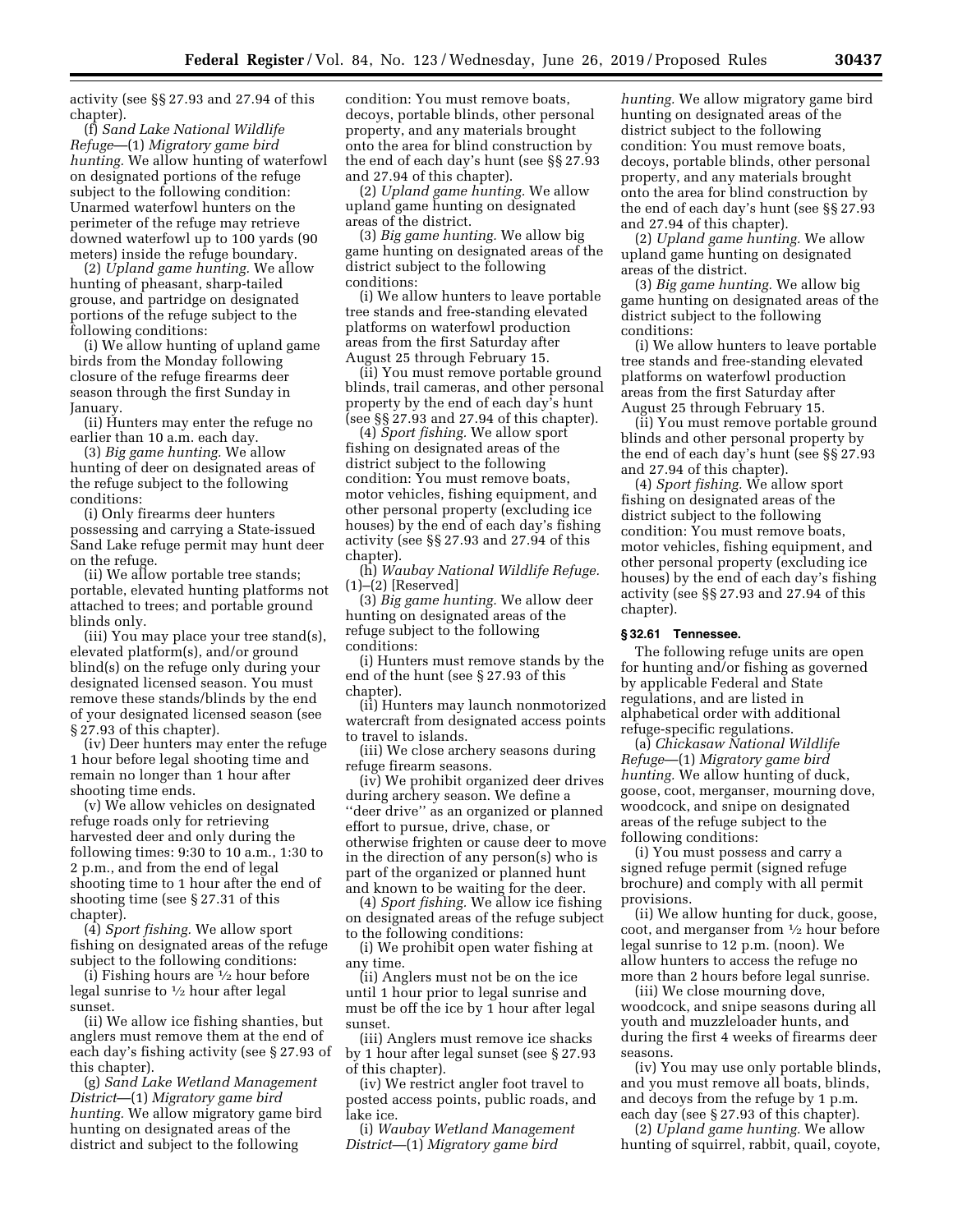activity (see §§ 27.93 and 27.94 of this chapter).

(f) *Sand Lake National Wildlife Refuge*—(1) *Migratory game bird hunting.* We allow hunting of waterfowl on designated portions of the refuge subject to the following condition: Unarmed waterfowl hunters on the perimeter of the refuge may retrieve downed waterfowl up to 100 yards (90 meters) inside the refuge boundary.

(2) *Upland game hunting.* We allow hunting of pheasant, sharp-tailed grouse, and partridge on designated portions of the refuge subject to the following conditions:

(i) We allow hunting of upland game birds from the Monday following closure of the refuge firearms deer season through the first Sunday in January.

(ii) Hunters may enter the refuge no earlier than 10 a.m. each day.

(3) *Big game hunting.* We allow hunting of deer on designated areas of the refuge subject to the following conditions:

(i) Only firearms deer hunters possessing and carrying a State-issued Sand Lake refuge permit may hunt deer on the refuge.

(ii) We allow portable tree stands; portable, elevated hunting platforms not attached to trees; and portable ground blinds only.

(iii) You may place your tree stand(s), elevated platform(s), and/or ground blind(s) on the refuge only during your designated licensed season. You must remove these stands/blinds by the end of your designated licensed season (see § 27.93 of this chapter).

(iv) Deer hunters may enter the refuge 1 hour before legal shooting time and remain no longer than 1 hour after shooting time ends.

(v) We allow vehicles on designated refuge roads only for retrieving harvested deer and only during the following times: 9:30 to 10 a.m., 1:30 to 2 p.m., and from the end of legal shooting time to 1 hour after the end of shooting time (see § 27.31 of this chapter).

(4) *Sport fishing.* We allow sport fishing on designated areas of the refuge subject to the following conditions:

(i) Fishing hours are ½ hour before legal sunrise to ½ hour after legal sunset.

(ii) We allow ice fishing shanties, but anglers must remove them at the end of each day's fishing activity (see § 27.93 of this chapter).

(g) *Sand Lake Wetland Management District*—(1) *Migratory game bird hunting.* We allow migratory game bird hunting on designated areas of the district and subject to the following condition: You must remove boats, decoys, portable blinds, other personal property, and any materials brought onto the area for blind construction by the end of each day's hunt (see §§ 27.93 and 27.94 of this chapter).

(2) *Upland game hunting.* We allow upland game hunting on designated areas of the district.

(3) *Big game hunting.* We allow big game hunting on designated areas of the district subject to the following conditions:

(i) We allow hunters to leave portable tree stands and free-standing elevated platforms on waterfowl production areas from the first Saturday after August 25 through February 15.

(ii) You must remove portable ground blinds, trail cameras, and other personal property by the end of each day's hunt (see §§ 27.93 and 27.94 of this chapter).

(4) *Sport fishing.* We allow sport fishing on designated areas of the district subject to the following condition: You must remove boats, motor vehicles, fishing equipment, and other personal property (excluding ice houses) by the end of each day's fishing activity (see §§ 27.93 and 27.94 of this chapter).

(h) *Waubay National Wildlife Refuge.* (1)–(2) [Reserved]

(3) *Big game hunting.* We allow deer hunting on designated areas of the refuge subject to the following conditions:

(i) Hunters must remove stands by the end of the hunt (see § 27.93 of this chapter).

(ii) Hunters may launch nonmotorized watercraft from designated access points to travel to islands.

(iii) We close archery seasons during refuge firearm seasons.

(iv) We prohibit organized deer drives during archery season. We define a ''deer drive'' as an organized or planned effort to pursue, drive, chase, or otherwise frighten or cause deer to move in the direction of any person(s) who is part of the organized or planned hunt and known to be waiting for the deer.

(4) *Sport fishing.* We allow ice fishing on designated areas of the refuge subject to the following conditions:

(i) We prohibit open water fishing at any time.

(ii) Anglers must not be on the ice until 1 hour prior to legal sunrise and must be off the ice by 1 hour after legal sunset.

(iii) Anglers must remove ice shacks by 1 hour after legal sunset (see § 27.93 of this chapter).

(iv) We restrict angler foot travel to posted access points, public roads, and lake ice.

(i) *Waubay Wetland Management District*—(1) *Migratory game bird hunting.* We allow migratory game bird hunting on designated areas of the district subject to the following condition: You must remove boats, decoys, portable blinds, other personal property, and any materials brought onto the area for blind construction by the end of each day's hunt (see §§ 27.93 and 27.94 of this chapter).

(2) *Upland game hunting.* We allow upland game hunting on designated areas of the district.

(3) *Big game hunting.* We allow big game hunting on designated areas of the district subject to the following conditions:

(i) We allow hunters to leave portable tree stands and free-standing elevated platforms on waterfowl production areas from the first Saturday after August 25 through February 15.

(ii) You must remove portable ground blinds and other personal property by the end of each day's hunt (see §§ 27.93 and 27.94 of this chapter).

(4) *Sport fishing.* We allow sport fishing on designated areas of the district subject to the following condition: You must remove boats, motor vehicles, fishing equipment, and other personal property (excluding ice houses) by the end of each day's fishing activity (see §§ 27.93 and 27.94 of this chapter).

### § 32.61 Tennessee.

The following refuge units are open for hunting and/or fishing as governed by applicable Federal and State regulations, and are listed in alphabetical order with additional refuge-specific regulations.

(a) *Chickasaw National Wildlife Refuge*—(1) *Migratory game bird hunting.* We allow hunting of duck, goose, coot, merganser, mourning dove, woodcock, and snipe on designated areas of the refuge subject to the following conditions:

(i) You must possess and carry a signed refuge permit (signed refuge brochure) and comply with all permit provisions.

(ii) We allow hunting for duck, goose, coot, and merganser from ½ hour before legal sunrise to 12 p.m. (noon). We allow hunters to access the refuge no more than 2 hours before legal sunrise.

(iii) We close mourning dove, woodcock, and snipe seasons during all youth and muzzleloader hunts, and during the first 4 weeks of firearms deer seasons.

(iv) You may use only portable blinds, and you must remove all boats, blinds, and decoys from the refuge by 1 p.m. each day (see § 27.93 of this chapter).

(2) *Upland game hunting.* We allow hunting of squirrel, rabbit, quail, coyote,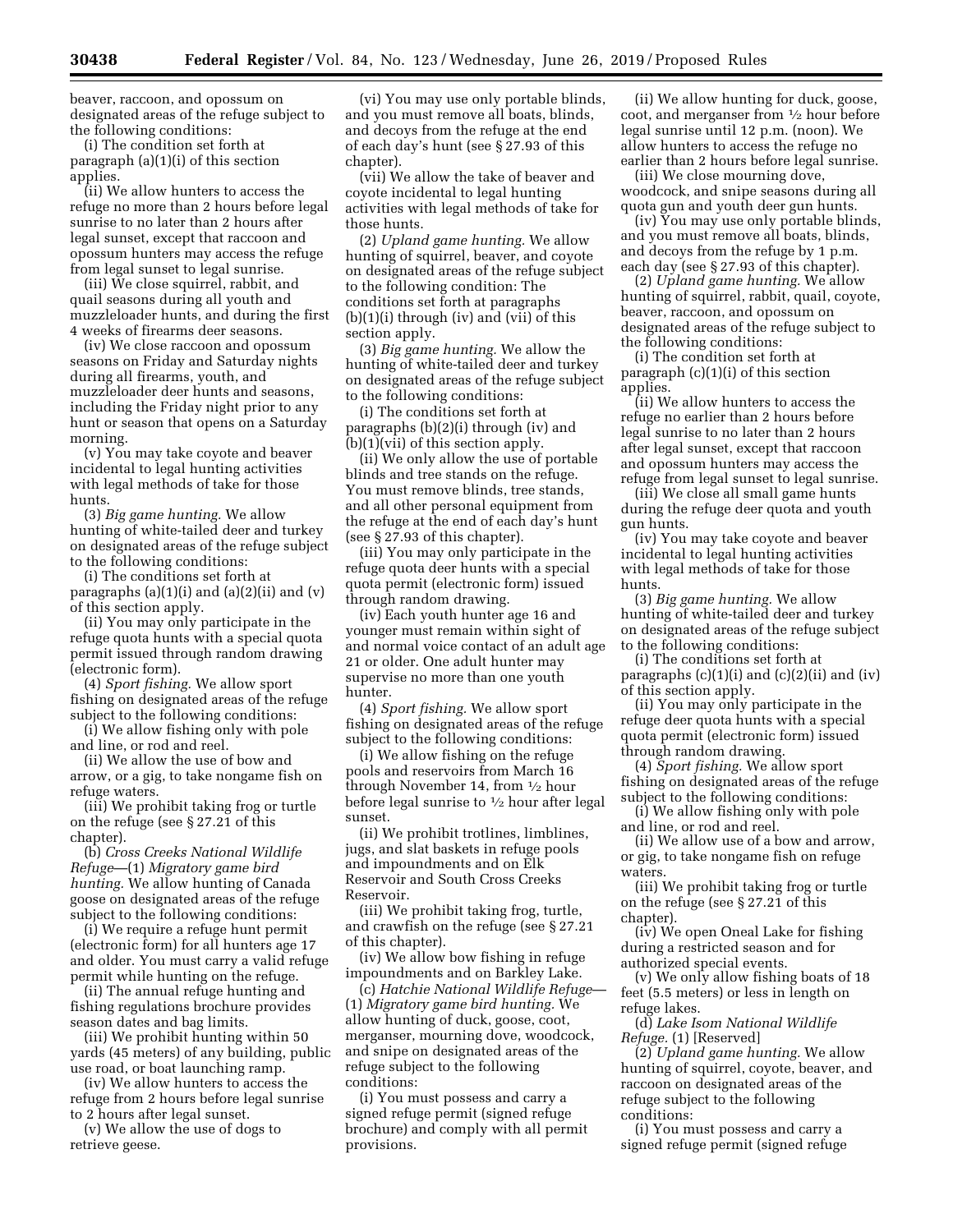beaver, raccoon, and opossum on designated areas of the refuge subject to the following conditions:

(i) The condition set forth at paragraph (a)(1)(i) of this section applies.

(ii) We allow hunters to access the refuge no more than 2 hours before legal sunrise to no later than 2 hours after legal sunset, except that raccoon and opossum hunters may access the refuge from legal sunset to legal sunrise.

(iii) We close squirrel, rabbit, and quail seasons during all youth and muzzleloader hunts, and during the first 4 weeks of firearms deer seasons.

(iv) We close raccoon and opossum seasons on Friday and Saturday nights during all firearms, youth, and muzzleloader deer hunts and seasons, including the Friday night prior to any hunt or season that opens on a Saturday morning.

(v) You may take coyote and beaver incidental to legal hunting activities with legal methods of take for those hunts.

(3) *Big game hunting.* We allow hunting of white-tailed deer and turkey on designated areas of the refuge subject to the following conditions:

(i) The conditions set forth at paragraphs (a)(1)(i) and (a)(2)(ii) and (v) of this section apply.

(ii) You may only participate in the refuge quota hunts with a special quota permit issued through random drawing (electronic form).

(4) *Sport fishing.* We allow sport fishing on designated areas of the refuge subject to the following conditions:

(i) We allow fishing only with pole and line, or rod and reel.

(ii) We allow the use of bow and arrow, or a gig, to take nongame fish on refuge waters.

(iii) We prohibit taking frog or turtle on the refuge (see § 27.21 of this chapter).

(b) *Cross Creeks National Wildlife Refuge*—(1) *Migratory game bird hunting.* We allow hunting of Canada goose on designated areas of the refuge subject to the following conditions:

(i) We require a refuge hunt permit (electronic form) for all hunters age 17 and older. You must carry a valid refuge permit while hunting on the refuge.

(ii) The annual refuge hunting and fishing regulations brochure provides season dates and bag limits.

(iii) We prohibit hunting within 50 yards (45 meters) of any building, public use road, or boat launching ramp.

(iv) We allow hunters to access the refuge from 2 hours before legal sunrise to 2 hours after legal sunset.

(v) We allow the use of dogs to retrieve geese.

(vi) You may use only portable blinds, and you must remove all boats, blinds, and decoys from the refuge at the end of each day's hunt (see § 27.93 of this chapter).

(vii) We allow the take of beaver and coyote incidental to legal hunting activities with legal methods of take for those hunts.

(2) *Upland game hunting.* We allow hunting of squirrel, beaver, and coyote on designated areas of the refuge subject to the following condition: The conditions set forth at paragraphs (b)(1)(i) through (iv) and (vii) of this section apply.

(3) *Big game hunting.* We allow the hunting of white-tailed deer and turkey on designated areas of the refuge subject to the following conditions:

(i) The conditions set forth at paragraphs (b)(2)(i) through (iv) and (b)(1)(vii) of this section apply.

(ii) We only allow the use of portable blinds and tree stands on the refuge. You must remove blinds, tree stands, and all other personal equipment from the refuge at the end of each day's hunt (see § 27.93 of this chapter).

(iii) You may only participate in the refuge quota deer hunts with a special quota permit (electronic form) issued through random drawing.

(iv) Each youth hunter age 16 and younger must remain within sight of and normal voice contact of an adult age 21 or older. One adult hunter may supervise no more than one youth hunter.

(4) *Sport fishing.* We allow sport fishing on designated areas of the refuge subject to the following conditions:

(i) We allow fishing on the refuge pools and reservoirs from March 16 through November 14, from ½ hour before legal sunrise to ½ hour after legal sunset.

(ii) We prohibit trotlines, limblines, jugs, and slat baskets in refuge pools and impoundments and on Elk Reservoir and South Cross Creeks Reservoir.

(iii) We prohibit taking frog, turtle, and crawfish on the refuge (see § 27.21 of this chapter).

(iv) We allow bow fishing in refuge impoundments and on Barkley Lake.

(c) *Hatchie National Wildlife Refuge*—(1) *Migratory game bird hunting.* We allow hunting of duck, goose, coot, merganser, mourning dove, woodcock, and snipe on designated areas of the refuge subject to the following conditions:

(i) You must possess and carry a signed refuge permit (signed refuge brochure) and comply with all permit provisions.

(ii) We allow hunting for duck, goose, coot, and merganser from ½ hour before legal sunrise until 12 p.m. (noon). We allow hunters to access the refuge no earlier than 2 hours before legal sunrise.

(iii) We close mourning dove, woodcock, and snipe seasons during all quota gun and youth deer gun hunts.

(iv) You may use only portable blinds, and you must remove all boats, blinds, and decoys from the refuge by 1 p.m. each day (see § 27.93 of this chapter).

(2) *Upland game hunting.* We allow hunting of squirrel, rabbit, quail, coyote, beaver, raccoon, and opossum on designated areas of the refuge subject to the following conditions:

(i) The condition set forth at paragraph (c)(1)(i) of this section applies.

(ii) We allow hunters to access the refuge no earlier than 2 hours before legal sunrise to no later than 2 hours after legal sunset, except that raccoon and opossum hunters may access the refuge from legal sunset to legal sunrise.

(iii) We close all small game hunts during the refuge deer quota and youth gun hunts.

(iv) You may take coyote and beaver incidental to legal hunting activities with legal methods of take for those hunts.

(3) *Big game hunting.* We allow hunting of white-tailed deer and turkey on designated areas of the refuge subject to the following conditions:

(i) The conditions set forth at paragraphs (c)(1)(i) and (c)(2)(ii) and (iv) of this section apply.

(ii) You may only participate in the refuge deer quota hunts with a special quota permit (electronic form) issued through random drawing.

(4) *Sport fishing.* We allow sport fishing on designated areas of the refuge subject to the following conditions:

(i) We allow fishing only with pole and line, or rod and reel.

(ii) We allow use of a bow and arrow, or gig, to take nongame fish on refuge waters.

(iii) We prohibit taking frog or turtle on the refuge (see § 27.21 of this chapter).

(iv) We open Oneal Lake for fishing during a restricted season and for authorized special events.

(v) We only allow fishing boats of 18 feet (5.5 meters) or less in length on refuge lakes.

(d) *Lake Isom National Wildlife Refuge.* (1) [Reserved]

(2) *Upland game hunting.* We allow hunting of squirrel, coyote, beaver, and raccoon on designated areas of the refuge subject to the following conditions:

(i) You must possess and carry a signed refuge permit (signed refuge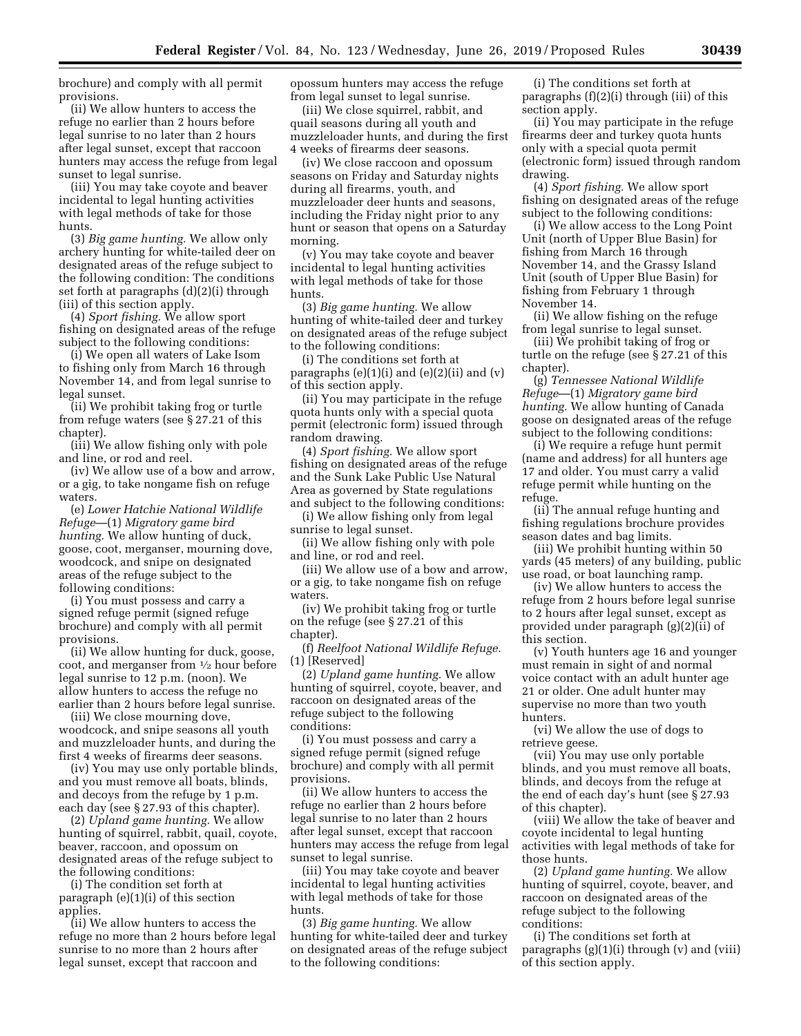brochure) and comply with all permit provisions.

(ii) We allow hunters to access the refuge no earlier than 2 hours before legal sunrise to no later than 2 hours after legal sunset, except that raccoon hunters may access the refuge from legal sunset to legal sunrise.

(iii) You may take coyote and beaver incidental to legal hunting activities with legal methods of take for those hunts.

(3) *Big game hunting.* We allow only archery hunting for white-tailed deer on designated areas of the refuge subject to the following condition: The conditions set forth at paragraphs (d)(2)(i) through (iii) of this section apply.

(4) *Sport fishing.* We allow sport fishing on designated areas of the refuge subject to the following conditions:

(i) We open all waters of Lake Isom to fishing only from March 16 through November 14, and from legal sunrise to legal sunset.

(ii) We prohibit taking frog or turtle from refuge waters (see § 27.21 of this chapter).

(iii) We allow fishing only with pole and line, or rod and reel.

(iv) We allow use of a bow and arrow, or a gig, to take nongame fish on refuge waters.

(e) *Lower Hatchie National Wildlife Refuge*—(1) *Migratory game bird hunting.* We allow hunting of duck, goose, coot, merganser, mourning dove, woodcock, and snipe on designated areas of the refuge subject to the following conditions:

(i) You must possess and carry a signed refuge permit (signed refuge brochure) and comply with all permit provisions.

(ii) We allow hunting for duck, goose, coot, and merganser from ½ hour before legal sunrise to 12 p.m. (noon). We allow hunters to access the refuge no earlier than 2 hours before legal sunrise.

(iii) We close mourning dove, woodcock, and snipe seasons all youth and muzzleloader hunts, and during the first 4 weeks of firearms deer seasons.

(iv) You may use only portable blinds, and you must remove all boats, blinds, and decoys from the refuge by 1 p.m. each day (see § 27.93 of this chapter).

(2) *Upland game hunting.* We allow hunting of squirrel, rabbit, quail, coyote, beaver, raccoon, and opossum on designated areas of the refuge subject to the following conditions:

(i) The condition set forth at paragraph (e)(1)(i) of this section applies.

(ii) We allow hunters to access the refuge no more than 2 hours before legal sunrise to no more than 2 hours after legal sunset, except that raccoon and opossum hunters may access the refuge from legal sunset to legal sunrise.

(iii) We close squirrel, rabbit, and quail seasons during all youth and muzzleloader hunts, and during the first 4 weeks of firearms deer seasons.

(iv) We close raccoon and opossum seasons on Friday and Saturday nights during all firearms, youth, and muzzleloader deer hunts and seasons, including the Friday night prior to any hunt or season that opens on a Saturday morning.

(v) You may take coyote and beaver incidental to legal hunting activities with legal methods of take for those hunts.

(3) *Big game hunting.* We allow hunting of white-tailed deer and turkey on designated areas of the refuge subject to the following conditions:

(i) The conditions set forth at paragraphs (e)(1)(i) and (e)(2)(ii) and (v) of this section apply.

(ii) You may participate in the refuge quota hunts only with a special quota permit (electronic form) issued through random drawing.

(4) *Sport fishing.* We allow sport fishing on designated areas of the refuge and the Sunk Lake Public Use Natural Area as governed by State regulations and subject to the following conditions:

(i) We allow fishing only from legal sunrise to legal sunset.

(ii) We allow fishing only with pole and line, or rod and reel.

(iii) We allow use of a bow and arrow, or a gig, to take nongame fish on refuge waters.

(iv) We prohibit taking frog or turtle on the refuge (see § 27.21 of this chapter).

(f) *Reelfoot National Wildlife Refuge.* (1) [Reserved]

(2) *Upland game hunting.* We allow hunting of squirrel, coyote, beaver, and raccoon on designated areas of the refuge subject to the following conditions:

(i) You must possess and carry a signed refuge permit (signed refuge brochure) and comply with all permit provisions.

(ii) We allow hunters to access the refuge no earlier than 2 hours before legal sunrise to no later than 2 hours after legal sunset, except that raccoon hunters may access the refuge from legal sunset to legal sunrise.

(iii) You may take coyote and beaver incidental to legal hunting activities with legal methods of take for those hunts.

(3) *Big game hunting.* We allow hunting for white-tailed deer and turkey on designated areas of the refuge subject to the following conditions:

(i) The conditions set forth at paragraphs (f)(2)(i) through (iii) of this section apply.

(ii) You may participate in the refuge firearms deer and turkey quota hunts only with a special quota permit (electronic form) issued through random drawing.

(4) *Sport fishing.* We allow sport fishing on designated areas of the refuge subject to the following conditions:

(i) We allow access to the Long Point Unit (north of Upper Blue Basin) for fishing from March 16 through November 14, and the Grassy Island Unit (south of Upper Blue Basin) for fishing from February 1 through November 14.

(ii) We allow fishing on the refuge from legal sunrise to legal sunset.

(iii) We prohibit taking of frog or turtle on the refuge (see § 27.21 of this chapter).

(g) *Tennessee National Wildlife Refuge*—(1) *Migratory game bird hunting.* We allow hunting of Canada goose on designated areas of the refuge subject to the following conditions:

(i) We require a refuge hunt permit (name and address) for all hunters age 17 and older. You must carry a valid refuge permit while hunting on the refuge.

(ii) The annual refuge hunting and fishing regulations brochure provides season dates and bag limits.

(iii) We prohibit hunting within 50 yards (45 meters) of any building, public use road, or boat launching ramp.

(iv) We allow hunters to access the refuge from 2 hours before legal sunrise to 2 hours after legal sunset, except as provided under paragraph (g)(2)(ii) of this section.

(v) Youth hunters age 16 and younger must remain in sight of and normal voice contact with an adult hunter age 21 or older. One adult hunter may supervise no more than two youth hunters.

(vi) We allow the use of dogs to retrieve geese.

(vii) You may use only portable blinds, and you must remove all boats, blinds, and decoys from the refuge at the end of each day's hunt (see § 27.93 of this chapter).

(viii) We allow the take of beaver and coyote incidental to legal hunting activities with legal methods of take for those hunts.

(2) *Upland game hunting.* We allow hunting of squirrel, coyote, beaver, and raccoon on designated areas of the refuge subject to the following conditions:

(i) The conditions set forth at paragraphs (g)(1)(i) through (v) and (viii) of this section apply.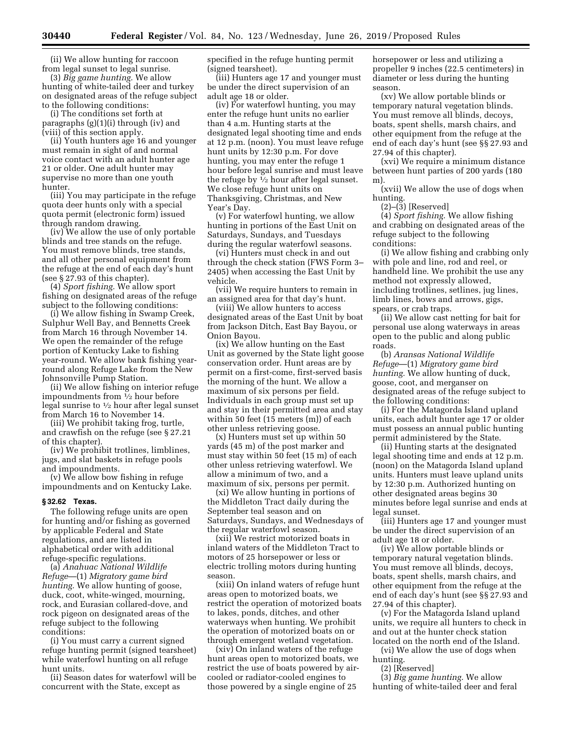(ii) We allow hunting for raccoon from legal sunset to legal sunrise.

(3) *Big game hunting.* We allow hunting of white-tailed deer and turkey on designated areas of the refuge subject to the following conditions:

(i) The conditions set forth at paragraphs (g)(1)(i) through (iv) and (viii) of this section apply.

(ii) Youth hunters age 16 and younger must remain in sight of and normal voice contact with an adult hunter age 21 or older. One adult hunter may supervise no more than one youth hunter.

(iii) You may participate in the refuge quota deer hunts only with a special quota permit (electronic form) issued through random drawing.

(iv) We allow the use of only portable blinds and tree stands on the refuge. You must remove blinds, tree stands, and all other personal equipment from the refuge at the end of each day's hunt (see § 27.93 of this chapter).

(4) *Sport fishing.* We allow sport fishing on designated areas of the refuge subject to the following conditions:

(i) We allow fishing in Swamp Creek, Sulphur Well Bay, and Bennetts Creek from March 16 through November 14. We open the remainder of the refuge portion of Kentucky Lake to fishing year-round. We allow bank fishing year-round along Refuge Lake from the New Johnsonville Pump Station.

(ii) We allow fishing on interior refuge impoundments from ½ hour before legal sunrise to ½ hour after legal sunset from March 16 to November 14.

(iii) We prohibit taking frog, turtle, and crawfish on the refuge (see § 27.21 of this chapter).

(iv) We prohibit trotlines, limblines, jugs, and slat baskets in refuge pools and impoundments.

(v) We allow bow fishing in refuge impoundments and on Kentucky Lake.

### § 32.62 Texas.

The following refuge units are open for hunting and/or fishing as governed by applicable Federal and State regulations, and are listed in alphabetical order with additional refuge-specific regulations.

(a) *Anahuac National Wildlife Refuge*—(1) *Migratory game bird hunting.* We allow hunting of goose, duck, coot, white-winged, mourning, rock, and Eurasian collared-dove, and rock pigeon on designated areas of the refuge subject to the following conditions:

(i) You must carry a current signed refuge hunting permit (signed tearsheet) while waterfowl hunting on all refuge hunt units.

(ii) Season dates for waterfowl will be concurrent with the State, except as specified in the refuge hunting permit (signed tearsheet).

(iii) Hunters age 17 and younger must be under the direct supervision of an adult age 18 or older.

(iv) For waterfowl hunting, you may enter the refuge hunt units no earlier than 4 a.m. Hunting starts at the designated legal shooting time and ends at 12 p.m. (noon). You must leave refuge hunt units by 12:30 p.m. For dove hunting, you may enter the refuge 1 hour before legal sunrise and must leave the refuge by ½ hour after legal sunset. We close refuge hunt units on Thanksgiving, Christmas, and New Year's Day.

(v) For waterfowl hunting, we allow hunting in portions of the East Unit on Saturdays, Sundays, and Tuesdays during the regular waterfowl seasons.

(vi) Hunters must check in and out through the check station (FWS Form 3–2405) when accessing the East Unit by vehicle.

(vii) We require hunters to remain in an assigned area for that day's hunt.

(viii) We allow hunters to access designated areas of the East Unit by boat from Jackson Ditch, East Bay Bayou, or Onion Bayou.

(ix) We allow hunting on the East Unit as governed by the State light goose conservation order. Hunt areas are by permit on a first-come, first-served basis the morning of the hunt. We allow a maximum of six persons per field. Individuals in each group must set up and stay in their permitted area and stay within 50 feet (15 meters (m)) of each other unless retrieving goose.

(x) Hunters must set up within 50 yards (45 m) of the post marker and must stay within 50 feet (15 m) of each other unless retrieving waterfowl. We allow a minimum of two, and a maximum of six, persons per permit.

(xi) We allow hunting in portions of the Middleton Tract daily during the September teal season and on Saturdays, Sundays, and Wednesdays of the regular waterfowl season.

(xii) We restrict motorized boats in inland waters of the Middleton Tract to motors of 25 horsepower or less or electric trolling motors during hunting season.

(xiii) On inland waters of refuge hunt areas open to motorized boats, we restrict the operation of motorized boats to lakes, ponds, ditches, and other waterways when hunting. We prohibit the operation of motorized boats on or through emergent wetland vegetation.

(xiv) On inland waters of the refuge hunt areas open to motorized boats, we restrict the use of boats powered by air-cooled or radiator-cooled engines to those powered by a single engine of 25 horsepower or less and utilizing a propeller 9 inches (22.5 centimeters) in diameter or less during the hunting season.

(xv) We allow portable blinds or temporary natural vegetation blinds. You must remove all blinds, decoys, boats, spent shells, marsh chairs, and other equipment from the refuge at the end of each day's hunt (see §§ 27.93 and 27.94 of this chapter).

(xvi) We require a minimum distance between hunt parties of 200 yards (180 m).

(xvii) We allow the use of dogs when hunting.

(2)–(3) [Reserved]

(4) *Sport fishing.* We allow fishing and crabbing on designated areas of the refuge subject to the following conditions:

(i) We allow fishing and crabbing only with pole and line, rod and reel, or handheld line. We prohibit the use any method not expressly allowed, including trotlines, setlines, jug lines, limb lines, bows and arrows, gigs, spears, or crab traps.

(ii) We allow cast netting for bait for personal use along waterways in areas open to the public and along public roads.

(b) *Aransas National Wildlife Refuge*—(1) *Migratory game bird hunting.* We allow hunting of duck, goose, coot, and merganser on designated areas of the refuge subject to the following conditions:

(i) For the Matagorda Island upland units, each adult hunter age 17 or older must possess an annual public hunting permit administered by the State.

(ii) Hunting starts at the designated legal shooting time and ends at 12 p.m. (noon) on the Matagorda Island upland units. Hunters must leave upland units by 12:30 p.m. Authorized hunting on other designated areas begins 30 minutes before legal sunrise and ends at legal sunset.

(iii) Hunters age 17 and younger must be under the direct supervision of an adult age 18 or older.

(iv) We allow portable blinds or temporary natural vegetation blinds. You must remove all blinds, decoys, boats, spent shells, marsh chairs, and other equipment from the refuge at the end of each day's hunt (see §§ 27.93 and 27.94 of this chapter).

(v) For the Matagorda Island upland units, we require all hunters to check in and out at the hunter check station located on the north end of the Island.

(vi) We allow the use of dogs when hunting.

(2) [Reserved]

(3) *Big game hunting.* We allow hunting of white-tailed deer and feral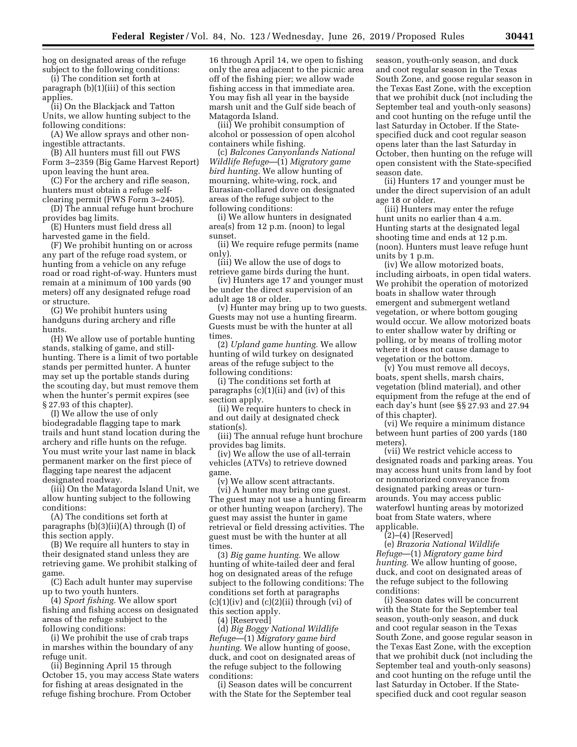hog on designated areas of the refuge subject to the following conditions:

(i) The condition set forth at paragraph (b)(1)(iii) of this section applies.

(ii) On the Blackjack and Tatton Units, we allow hunting subject to the following conditions:

(A) We allow sprays and other non-ingestible attractants.

(B) All hunters must fill out FWS Form 3–2359 (Big Game Harvest Report) upon leaving the hunt area.

(C) For the archery and rifle season, hunters must obtain a refuge self-clearing permit (FWS Form 3–2405).

(D) The annual refuge hunt brochure provides bag limits.

(E) Hunters must field dress all harvested game in the field.

(F) We prohibit hunting on or across any part of the refuge road system, or hunting from a vehicle on any refuge road or road right-of-way. Hunters must remain at a minimum of 100 yards (90 meters) off any designated refuge road or structure.

(G) We prohibit hunters using handguns during archery and rifle hunts.

(H) We allow use of portable hunting stands, stalking of game, and still-hunting. There is a limit of two portable stands per permitted hunter. A hunter may set up the portable stands during the scouting day, but must remove them when the hunter's permit expires (see § 27.93 of this chapter).

(I) We allow the use of only biodegradable flagging tape to mark trails and hunt stand location during the archery and rifle hunts on the refuge. You must write your last name in black permanent marker on the first piece of flagging tape nearest the adjacent designated roadway.

(iii) On the Matagorda Island Unit, we allow hunting subject to the following conditions:

(A) The conditions set forth at paragraphs (b)(3)(ii)(A) through (I) of this section apply.

(B) We require all hunters to stay in their designated stand unless they are retrieving game. We prohibit stalking of game.

(C) Each adult hunter may supervise up to two youth hunters.

(4) *Sport fishing.* We allow sport fishing and fishing access on designated areas of the refuge subject to the following conditions:

(i) We prohibit the use of crab traps in marshes within the boundary of any refuge unit.

(ii) Beginning April 15 through October 15, you may access State waters for fishing at areas designated in the refuge fishing brochure. From October 16 through April 14, we open to fishing only the area adjacent to the picnic area off of the fishing pier; we allow wade fishing access in that immediate area. You may fish all year in the bayside marsh unit and the Gulf side beach of Matagorda Island.

(iii) We prohibit consumption of alcohol or possession of open alcohol containers while fishing.

(c) *Balcones Canyonlands National Wildlife Refuge*—(1) *Migratory game bird hunting.* We allow hunting of mourning, white-wing, rock, and Eurasian-collared dove on designated areas of the refuge subject to the following conditions:

(i) We allow hunters in designated area(s) from 12 p.m. (noon) to legal sunset.

(ii) We require refuge permits (name only).

(iii) We allow the use of dogs to retrieve game birds during the hunt.

(iv) Hunters age 17 and younger must be under the direct supervision of an adult age 18 or older.

(v) Hunter may bring up to two guests. Guests may not use a hunting firearm. Guests must be with the hunter at all times.

(2) *Upland game hunting.* We allow hunting of wild turkey on designated areas of the refuge subject to the following conditions:

(i) The conditions set forth at paragraphs (c)(1)(ii) and (iv) of this section apply.

(ii) We require hunters to check in and out daily at designated check station(s).

(iii) The annual refuge hunt brochure provides bag limits.

(iv) We allow the use of all-terrain vehicles (ATVs) to retrieve downed game.

(v) We allow scent attractants.

(vi) A hunter may bring one guest. The guest may not use a hunting firearm or other hunting weapon (archery). The guest may assist the hunter in game retrieval or field dressing activities. The guest must be with the hunter at all times.

(3) *Big game hunting.* We allow hunting of white-tailed deer and feral hog on designated areas of the refuge subject to the following conditions: The conditions set forth at paragraphs (c)(1)(iv) and (c)(2)(ii) through (vi) of this section apply.

(4) [Reserved]

(d) *Big Boggy National Wildlife Refuge*—(1) *Migratory game bird hunting.* We allow hunting of goose, duck, and coot on designated areas of the refuge subject to the following conditions:

(i) Season dates will be concurrent with the State for the September teal season, youth-only season, and duck and coot regular season in the Texas South Zone, and goose regular season in the Texas East Zone, with the exception that we prohibit duck (not including the September teal and youth-only seasons) and coot hunting on the refuge until the last Saturday in October. If the State-specified duck and coot regular season opens later than the last Saturday in October, then hunting on the refuge will open consistent with the State-specified season date.

(ii) Hunters 17 and younger must be under the direct supervision of an adult age 18 or older.

(iii) Hunters may enter the refuge hunt units no earlier than 4 a.m. Hunting starts at the designated legal shooting time and ends at 12 p.m. (noon). Hunters must leave refuge hunt units by 1 p.m.

(iv) We allow motorized boats, including airboats, in open tidal waters. We prohibit the operation of motorized boats in shallow water through emergent and submergent wetland vegetation, or where bottom gouging would occur. We allow motorized boats to enter shallow water by drifting or polling, or by means of trolling motor where it does not cause damage to vegetation or the bottom.

(v) You must remove all decoys, boats, spent shells, marsh chairs, vegetation (blind material), and other equipment from the refuge at the end of each day's hunt (see §§ 27.93 and 27.94 of this chapter).

(vi) We require a minimum distance between hunt parties of 200 yards (180 meters).

(vii) We restrict vehicle access to designated roads and parking areas. You may access hunt units from land by foot or nonmotorized conveyance from designated parking areas or turn-arounds. You may access public waterfowl hunting areas by motorized boat from State waters, where applicable.

(2)–(4) [Reserved]

(e) *Brazoria National Wildlife Refuge*—(1) *Migratory game bird hunting.* We allow hunting of goose, duck, and coot on designated areas of the refuge subject to the following conditions:

(i) Season dates will be concurrent with the State for the September teal season, youth-only season, and duck and coot regular season in the Texas South Zone, and goose regular season in the Texas East Zone, with the exception that we prohibit duck (not including the September teal and youth-only seasons) and coot hunting on the refuge until the last Saturday in October. If the State-specified duck and coot regular season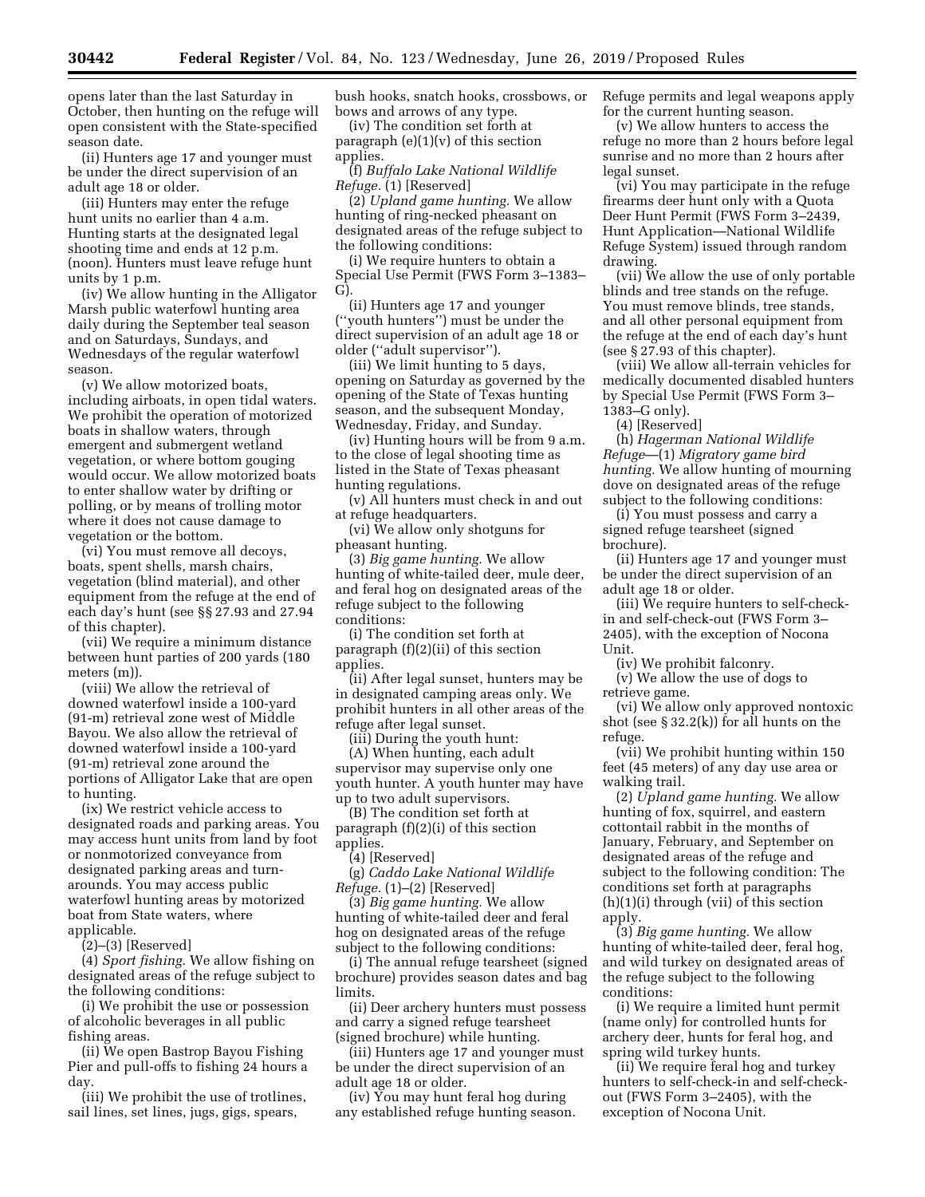opens later than the last Saturday in October, then hunting on the refuge will open consistent with the State-specified season date.

(ii) Hunters age 17 and younger must be under the direct supervision of an adult age 18 or older.

(iii) Hunters may enter the refuge hunt units no earlier than 4 a.m. Hunting starts at the designated legal shooting time and ends at 12 p.m. (noon). Hunters must leave refuge hunt units by 1 p.m.

(iv) We allow hunting in the Alligator Marsh public waterfowl hunting area daily during the September teal season and on Saturdays, Sundays, and Wednesdays of the regular waterfowl season.

(v) We allow motorized boats, including airboats, in open tidal waters. We prohibit the operation of motorized boats in shallow waters, through emergent and submergent wetland vegetation, or where bottom gouging would occur. We allow motorized boats to enter shallow water by drifting or polling, or by means of trolling motor where it does not cause damage to vegetation or the bottom.

(vi) You must remove all decoys, boats, spent shells, marsh chairs, vegetation (blind material), and other equipment from the refuge at the end of each day's hunt (see §§ 27.93 and 27.94 of this chapter).

(vii) We require a minimum distance between hunt parties of 200 yards (180 meters (m)).

(viii) We allow the retrieval of downed waterfowl inside a 100-yard (91-m) retrieval zone west of Middle Bayou. We also allow the retrieval of downed waterfowl inside a 100-yard (91-m) retrieval zone around the portions of Alligator Lake that are open to hunting.

(ix) We restrict vehicle access to designated roads and parking areas. You may access hunt units from land by foot or nonmotorized conveyance from designated parking areas and turn-arounds. You may access public waterfowl hunting areas by motorized boat from State waters, where applicable.

(2)–(3) [Reserved]

(4) *Sport fishing.* We allow fishing on designated areas of the refuge subject to the following conditions:

(i) We prohibit the use or possession of alcoholic beverages in all public fishing areas.

(ii) We open Bastrop Bayou Fishing Pier and pull-offs to fishing 24 hours a day.

(iii) We prohibit the use of trotlines, sail lines, set lines, jugs, gigs, spears, bush hooks, snatch hooks, crossbows, or bows and arrows of any type.

(iv) The condition set forth at paragraph (e)(1)(v) of this section applies.

(f) *Buffalo Lake National Wildlife Refuge.* (1) [Reserved]

(2) *Upland game hunting.* We allow hunting of ring-necked pheasant on designated areas of the refuge subject to the following conditions:

(i) We require hunters to obtain a Special Use Permit (FWS Form 3–1383–G).

(ii) Hunters age 17 and younger (''youth hunters'') must be under the direct supervision of an adult age 18 or older (''adult supervisor'').

(iii) We limit hunting to 5 days, opening on Saturday as governed by the opening of the State of Texas hunting season, and the subsequent Monday, Wednesday, Friday, and Sunday.

(iv) Hunting hours will be from 9 a.m. to the close of legal shooting time as listed in the State of Texas pheasant hunting regulations.

(v) All hunters must check in and out at refuge headquarters.

(vi) We allow only shotguns for pheasant hunting.

(3) *Big game hunting.* We allow hunting of white-tailed deer, mule deer, and feral hog on designated areas of the refuge subject to the following conditions:

(i) The condition set forth at paragraph (f)(2)(ii) of this section applies.

(ii) After legal sunset, hunters may be in designated camping areas only. We prohibit hunters in all other areas of the refuge after legal sunset.

(iii) During the youth hunt:

(A) When hunting, each adult supervisor may supervise only one youth hunter. A youth hunter may have up to two adult supervisors.

(B) The condition set forth at paragraph (f)(2)(i) of this section applies.

(4) [Reserved]

(g) *Caddo Lake National Wildlife Refuge.* (1)–(2) [Reserved]

(3) *Big game hunting.* We allow hunting of white-tailed deer and feral hog on designated areas of the refuge subject to the following conditions:

(i) The annual refuge tearsheet (signed brochure) provides season dates and bag limits.

(ii) Deer archery hunters must possess and carry a signed refuge tearsheet (signed brochure) while hunting.

(iii) Hunters age 17 and younger must be under the direct supervision of an adult age 18 or older.

(iv) You may hunt feral hog during any established refuge hunting season. Refuge permits and legal weapons apply for the current hunting season.

(v) We allow hunters to access the refuge no more than 2 hours before legal sunrise and no more than 2 hours after legal sunset.

(vi) You may participate in the refuge firearms deer hunt only with a Quota Deer Hunt Permit (FWS Form 3–2439, Hunt Application—National Wildlife Refuge System) issued through random drawing.

(vii) We allow the use of only portable blinds and tree stands on the refuge. You must remove blinds, tree stands, and all other personal equipment from the refuge at the end of each day's hunt (see § 27.93 of this chapter).

(viii) We allow all-terrain vehicles for medically documented disabled hunters by Special Use Permit (FWS Form 3–1383–G only).

(4) [Reserved]

(h) *Hagerman National Wildlife Refuge*—(1) *Migratory game bird hunting.* We allow hunting of mourning dove on designated areas of the refuge subject to the following conditions:

(i) You must possess and carry a signed refuge tearsheet (signed brochure).

(ii) Hunters age 17 and younger must be under the direct supervision of an adult age 18 or older.

(iii) We require hunters to self-check-in and self-check-out (FWS Form 3–2405), with the exception of Nocona Unit.

(iv) We prohibit falconry.

(v) We allow the use of dogs to retrieve game.

(vi) We allow only approved nontoxic shot (see § 32.2(k)) for all hunts on the refuge.

(vii) We prohibit hunting within 150 feet (45 meters) of any day use area or walking trail.

(2) *Upland game hunting.* We allow hunting of fox, squirrel, and eastern cottontail rabbit in the months of January, February, and September on designated areas of the refuge and subject to the following condition: The conditions set forth at paragraphs (h)(1)(i) through (vii) of this section apply.

(3) *Big game hunting.* We allow hunting of white-tailed deer, feral hog, and wild turkey on designated areas of the refuge subject to the following conditions:

(i) We require a limited hunt permit (name only) for controlled hunts for archery deer, hunts for feral hog, and spring wild turkey hunts.

(ii) We require feral hog and turkey hunters to self-check-in and self-check-out (FWS Form 3–2405), with the exception of Nocona Unit.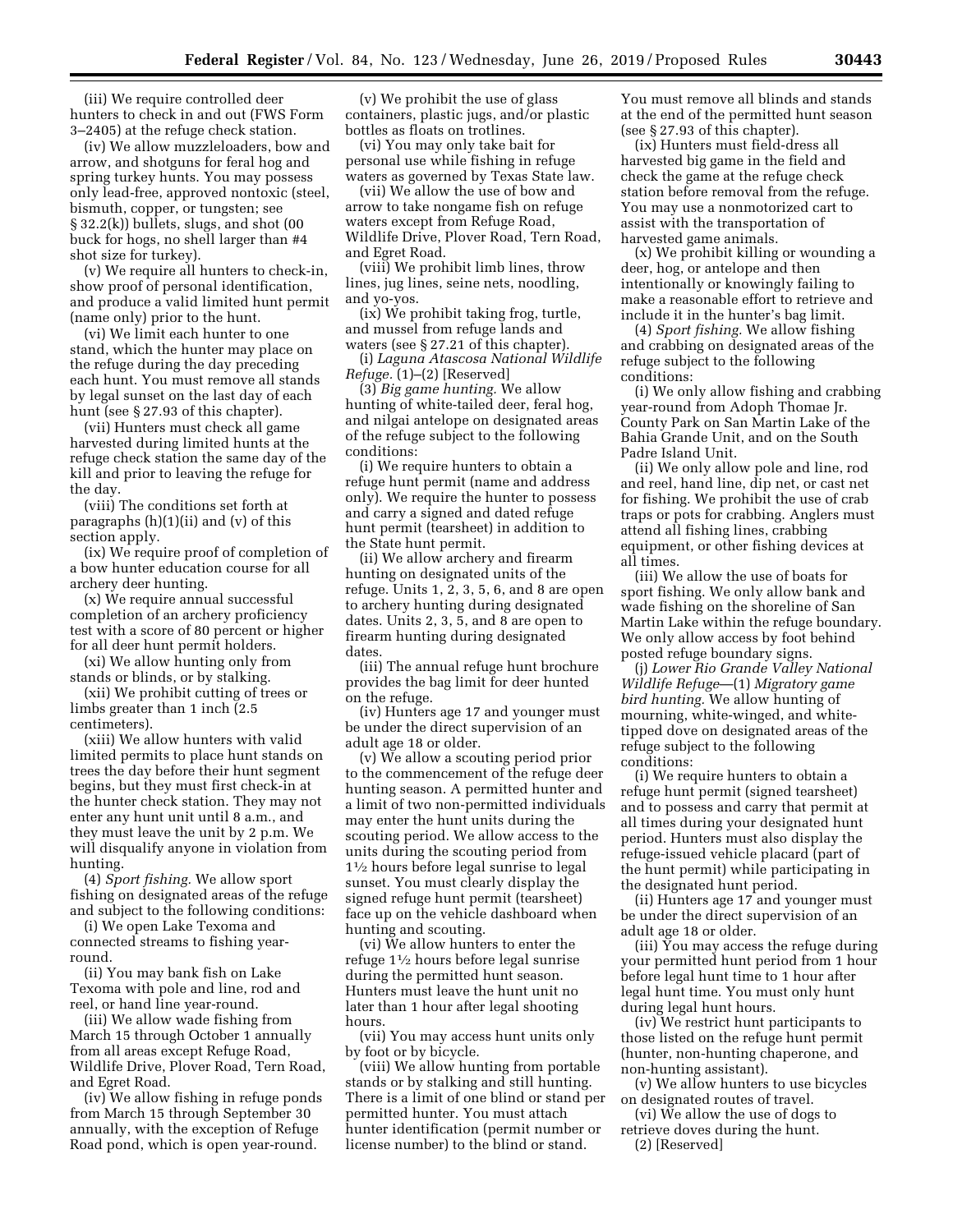(iii) We require controlled deer hunters to check in and out (FWS Form 3–2405) at the refuge check station.

(iv) We allow muzzleloaders, bow and arrow, and shotguns for feral hog and spring turkey hunts. You may possess only lead-free, approved nontoxic (steel, bismuth, copper, or tungsten; see § 32.2(k)) bullets, slugs, and shot (00 buck for hogs, no shell larger than #4 shot size for turkey).

(v) We require all hunters to check-in, show proof of personal identification, and produce a valid limited hunt permit (name only) prior to the hunt.

(vi) We limit each hunter to one stand, which the hunter may place on the refuge during the day preceding each hunt. You must remove all stands by legal sunset on the last day of each hunt (see § 27.93 of this chapter).

(vii) Hunters must check all game harvested during limited hunts at the refuge check station the same day of the kill and prior to leaving the refuge for the day.

(viii) The conditions set forth at paragraphs (h)(1)(ii) and (v) of this section apply.

(ix) We require proof of completion of a bow hunter education course for all archery deer hunting.

(x) We require annual successful completion of an archery proficiency test with a score of 80 percent or higher for all deer hunt permit holders.

(xi) We allow hunting only from stands or blinds, or by stalking.

(xii) We prohibit cutting of trees or limbs greater than 1 inch (2.5 centimeters).

(xiii) We allow hunters with valid limited permits to place hunt stands on trees the day before their hunt segment begins, but they must first check-in at the hunter check station. They may not enter any hunt unit until 8 a.m., and they must leave the unit by 2 p.m. We will disqualify anyone in violation from hunting.

(4) *Sport fishing.* We allow sport fishing on designated areas of the refuge and subject to the following conditions:

(i) We open Lake Texoma and connected streams to fishing year-round.

(ii) You may bank fish on Lake Texoma with pole and line, rod and reel, or hand line year-round.

(iii) We allow wade fishing from March 15 through October 1 annually from all areas except Refuge Road, Wildlife Drive, Plover Road, Tern Road, and Egret Road.

(iv) We allow fishing in refuge ponds from March 15 through September 30 annually, with the exception of Refuge Road pond, which is open year-round.

(v) We prohibit the use of glass containers, plastic jugs, and/or plastic bottles as floats on trotlines.

(vi) You may only take bait for personal use while fishing in refuge waters as governed by Texas State law.

(vii) We allow the use of bow and arrow to take nongame fish on refuge waters except from Refuge Road, Wildlife Drive, Plover Road, Tern Road, and Egret Road.

(viii) We prohibit limb lines, throw lines, jug lines, seine nets, noodling, and yo-yos.

(ix) We prohibit taking frog, turtle, and mussel from refuge lands and waters (see § 27.21 of this chapter).

(i) *Laguna Atascosa National Wildlife Refuge.* (1)–(2) [Reserved]

(3) *Big game hunting.* We allow hunting of white-tailed deer, feral hog, and nilgai antelope on designated areas of the refuge subject to the following conditions:

(i) We require hunters to obtain a refuge hunt permit (name and address only). We require the hunter to possess and carry a signed and dated refuge hunt permit (tearsheet) in addition to the State hunt permit.

(ii) We allow archery and firearm hunting on designated units of the refuge. Units 1, 2, 3, 5, 6, and 8 are open to archery hunting during designated dates. Units 2, 3, 5, and 8 are open to firearm hunting during designated dates.

(iii) The annual refuge hunt brochure provides the bag limit for deer hunted on the refuge.

(iv) Hunters age 17 and younger must be under the direct supervision of an adult age 18 or older.

(v) We allow a scouting period prior to the commencement of the refuge deer hunting season. A permitted hunter and a limit of two non-permitted individuals may enter the hunt units during the scouting period. We allow access to the units during the scouting period from 1½ hours before legal sunrise to legal sunset. You must clearly display the signed refuge hunt permit (tearsheet) face up on the vehicle dashboard when hunting and scouting.

(vi) We allow hunters to enter the refuge 1½ hours before legal sunrise during the permitted hunt season. Hunters must leave the hunt unit no later than 1 hour after legal shooting hours.

(vii) You may access hunt units only by foot or by bicycle.

(viii) We allow hunting from portable stands or by stalking and still hunting. There is a limit of one blind or stand per permitted hunter. You must attach hunter identification (permit number or license number) to the blind or stand. You must remove all blinds and stands at the end of the permitted hunt season (see § 27.93 of this chapter).

(ix) Hunters must field-dress all harvested big game in the field and check the game at the refuge check station before removal from the refuge. You may use a nonmotorized cart to assist with the transportation of harvested game animals.

(x) We prohibit killing or wounding a deer, hog, or antelope and then intentionally or knowingly failing to make a reasonable effort to retrieve and include it in the hunter's bag limit.

(4) *Sport fishing.* We allow fishing and crabbing on designated areas of the refuge subject to the following conditions:

(i) We only allow fishing and crabbing year-round from Adoph Thomae Jr. County Park on San Martin Lake of the Bahia Grande Unit, and on the South Padre Island Unit.

(ii) We only allow pole and line, rod and reel, hand line, dip net, or cast net for fishing. We prohibit the use of crab traps or pots for crabbing. Anglers must attend all fishing lines, crabbing equipment, or other fishing devices at all times.

(iii) We allow the use of boats for sport fishing. We only allow bank and wade fishing on the shoreline of San Martin Lake within the refuge boundary. We only allow access by foot behind posted refuge boundary signs.

(j) *Lower Rio Grande Valley National Wildlife Refuge*—(1) *Migratory game bird hunting.* We allow hunting of mourning, white-winged, and white-tipped dove on designated areas of the refuge subject to the following conditions:

(i) We require hunters to obtain a refuge hunt permit (signed tearsheet) and to possess and carry that permit at all times during your designated hunt period. Hunters must also display the refuge-issued vehicle placard (part of the hunt permit) while participating in the designated hunt period.

(ii) Hunters age 17 and younger must be under the direct supervision of an adult age 18 or older.

(iii) You may access the refuge during your permitted hunt period from 1 hour before legal hunt time to 1 hour after legal hunt time. You must only hunt during legal hunt hours.

(iv) We restrict hunt participants to those listed on the refuge hunt permit (hunter, non-hunting chaperone, and non-hunting assistant).

(v) We allow hunters to use bicycles on designated routes of travel.

(vi) We allow the use of dogs to retrieve doves during the hunt.

(2) [Reserved]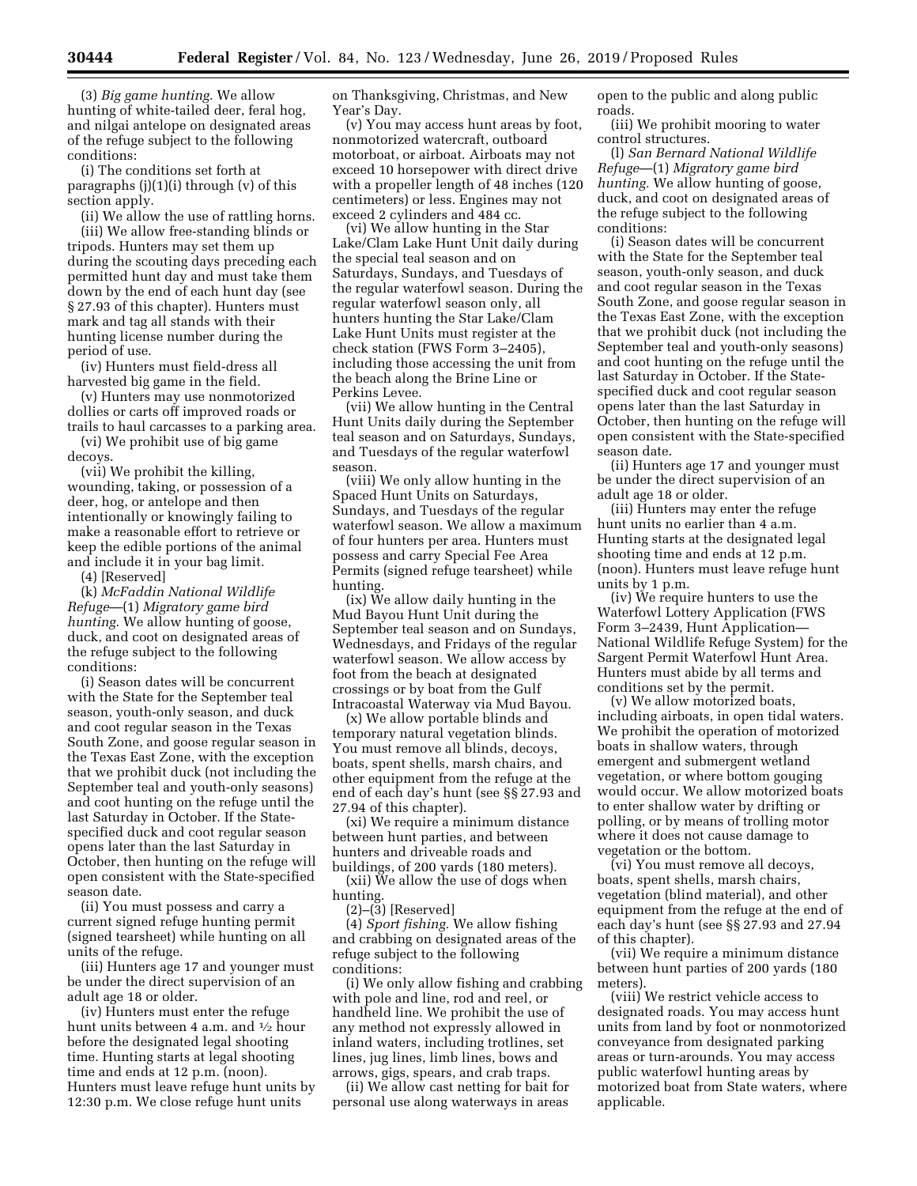(3) *Big game hunting.* We allow hunting of white-tailed deer, feral hog, and nilgai antelope on designated areas of the refuge subject to the following conditions:

(i) The conditions set forth at paragraphs (j)(1)(i) through (v) of this section apply.

(ii) We allow the use of rattling horns.

(iii) We allow free-standing blinds or tripods. Hunters may set them up during the scouting days preceding each permitted hunt day and must take them down by the end of each hunt day (see § 27.93 of this chapter). Hunters must mark and tag all stands with their hunting license number during the period of use.

(iv) Hunters must field-dress all harvested big game in the field.

(v) Hunters may use nonmotorized dollies or carts off improved roads or trails to haul carcasses to a parking area.

(vi) We prohibit use of big game decoys.

(vii) We prohibit the killing, wounding, taking, or possession of a deer, hog, or antelope and then intentionally or knowingly failing to make a reasonable effort to retrieve or keep the edible portions of the animal and include it in your bag limit.

(4) [Reserved]

(k) *McFaddin National Wildlife Refuge*—(1) *Migratory game bird hunting.* We allow hunting of goose, duck, and coot on designated areas of the refuge subject to the following conditions:

(i) Season dates will be concurrent with the State for the September teal season, youth-only season, and duck and coot regular season in the Texas South Zone, and goose regular season in the Texas East Zone, with the exception that we prohibit duck (not including the September teal and youth-only seasons) and coot hunting on the refuge until the last Saturday in October. If the State-specified duck and coot regular season opens later than the last Saturday in October, then hunting on the refuge will open consistent with the State-specified season date.

(ii) You must possess and carry a current signed refuge hunting permit (signed tearsheet) while hunting on all units of the refuge.

(iii) Hunters age 17 and younger must be under the direct supervision of an adult age 18 or older.

(iv) Hunters must enter the refuge hunt units between 4 a.m. and ½ hour before the designated legal shooting time. Hunting starts at legal shooting time and ends at 12 p.m. (noon). Hunters must leave refuge hunt units by 12:30 p.m. We close refuge hunt units on Thanksgiving, Christmas, and New Year's Day.

(v) You may access hunt areas by foot, nonmotorized watercraft, outboard motorboat, or airboat. Airboats may not exceed 10 horsepower with direct drive with a propeller length of 48 inches (120 centimeters) or less. Engines may not exceed 2 cylinders and 484 cc.

(vi) We allow hunting in the Star Lake/Clam Lake Hunt Unit daily during the special teal season and on Saturdays, Sundays, and Tuesdays of the regular waterfowl season. During the regular waterfowl season only, all hunters hunting the Star Lake/Clam Lake Hunt Units must register at the check station (FWS Form 3–2405), including those accessing the unit from the beach along the Brine Line or Perkins Levee.

(vii) We allow hunting in the Central Hunt Units daily during the September teal season and on Saturdays, Sundays, and Tuesdays of the regular waterfowl season.

(viii) We only allow hunting in the Spaced Hunt Units on Saturdays, Sundays, and Tuesdays of the regular waterfowl season. We allow a maximum of four hunters per area. Hunters must possess and carry Special Fee Area Permits (signed refuge tearsheet) while hunting.

(ix) We allow daily hunting in the Mud Bayou Hunt Unit during the September teal season and on Sundays, Wednesdays, and Fridays of the regular waterfowl season. We allow access by foot from the beach at designated crossings or by boat from the Gulf Intracoastal Waterway via Mud Bayou.

(x) We allow portable blinds and temporary natural vegetation blinds. You must remove all blinds, decoys, boats, spent shells, marsh chairs, and other equipment from the refuge at the end of each day's hunt (see §§ 27.93 and 27.94 of this chapter).

(xi) We require a minimum distance between hunt parties, and between hunters and driveable roads and buildings, of 200 yards (180 meters).

(xii) We allow the use of dogs when hunting.

(2)–(3) [Reserved]

(4) *Sport fishing.* We allow fishing and crabbing on designated areas of the refuge subject to the following conditions:

(i) We only allow fishing and crabbing with pole and line, rod and reel, or handheld line. We prohibit the use of any method not expressly allowed in inland waters, including trotlines, set lines, jug lines, limb lines, bows and arrows, gigs, spears, and crab traps.

(ii) We allow cast netting for bait for personal use along waterways in areas open to the public and along public roads.

(iii) We prohibit mooring to water control structures.

(l) *San Bernard National Wildlife Refuge*—(1) *Migratory game bird hunting.* We allow hunting of goose, duck, and coot on designated areas of the refuge subject to the following conditions:

(i) Season dates will be concurrent with the State for the September teal season, youth-only season, and duck and coot regular season in the Texas South Zone, and goose regular season in the Texas East Zone, with the exception that we prohibit duck (not including the September teal and youth-only seasons) and coot hunting on the refuge until the last Saturday in October. If the State-specified duck and coot regular season opens later than the last Saturday in October, then hunting on the refuge will open consistent with the State-specified season date.

(ii) Hunters age 17 and younger must be under the direct supervision of an adult age 18 or older.

(iii) Hunters may enter the refuge hunt units no earlier than 4 a.m. Hunting starts at the designated legal shooting time and ends at 12 p.m. (noon). Hunters must leave refuge hunt units by 1 p.m.

(iv) We require hunters to use the Waterfowl Lottery Application (FWS Form 3–2439, Hunt Application—National Wildlife Refuge System) for the Sargent Permit Waterfowl Hunt Area. Hunters must abide by all terms and conditions set by the permit.

(v) We allow motorized boats, including airboats, in open tidal waters. We prohibit the operation of motorized boats in shallow waters, through emergent and submergent wetland vegetation, or where bottom gouging would occur. We allow motorized boats to enter shallow water by drifting or polling, or by means of trolling motor where it does not cause damage to vegetation or the bottom.

(vi) You must remove all decoys, boats, spent shells, marsh chairs, vegetation (blind material), and other equipment from the refuge at the end of each day's hunt (see §§ 27.93 and 27.94 of this chapter).

(vii) We require a minimum distance between hunt parties of 200 yards (180 meters).

(viii) We restrict vehicle access to designated roads. You may access hunt units from land by foot or nonmotorized conveyance from designated parking areas or turn-arounds. You may access public waterfowl hunting areas by motorized boat from State waters, where applicable.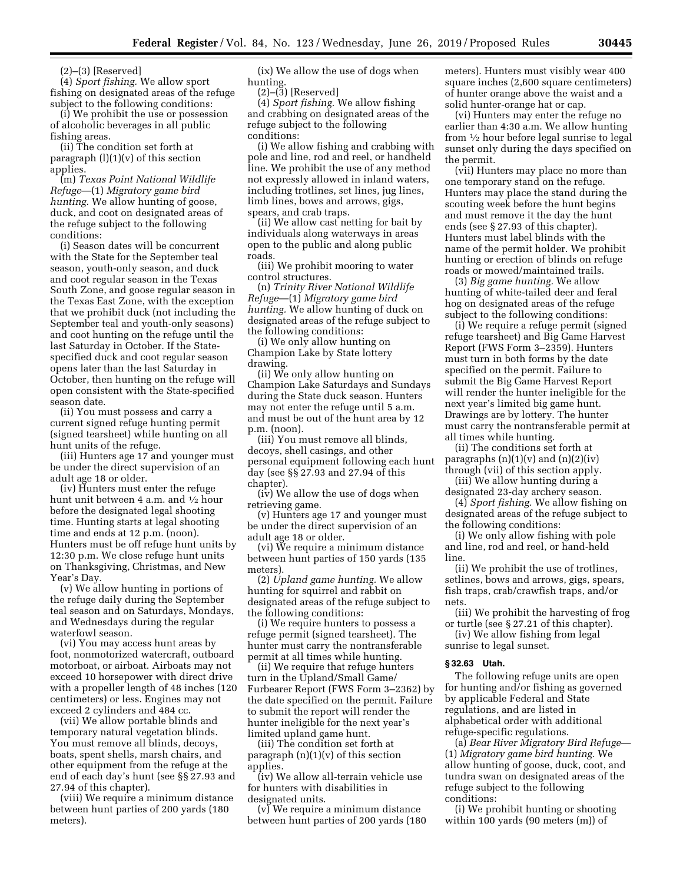(2)–(3) [Reserved]

(4) *Sport fishing.* We allow sport fishing on designated areas of the refuge subject to the following conditions:

(i) We prohibit the use or possession of alcoholic beverages in all public fishing areas.

(ii) The condition set forth at paragraph (l)(1)(v) of this section applies.

(m) *Texas Point National Wildlife Refuge*—(1) *Migratory game bird hunting.* We allow hunting of goose, duck, and coot on designated areas of the refuge subject to the following conditions:

(i) Season dates will be concurrent with the State for the September teal season, youth-only season, and duck and coot regular season in the Texas South Zone, and goose regular season in the Texas East Zone, with the exception that we prohibit duck (not including the September teal and youth-only seasons) and coot hunting on the refuge until the last Saturday in October. If the State-specified duck and coot regular season opens later than the last Saturday in October, then hunting on the refuge will open consistent with the State-specified season date.

(ii) You must possess and carry a current signed refuge hunting permit (signed tearsheet) while hunting on all hunt units of the refuge.

(iii) Hunters age 17 and younger must be under the direct supervision of an adult age 18 or older.

(iv) Hunters must enter the refuge hunt unit between 4 a.m. and ½ hour before the designated legal shooting time. Hunting starts at legal shooting time and ends at 12 p.m. (noon). Hunters must be off refuge hunt units by 12:30 p.m. We close refuge hunt units on Thanksgiving, Christmas, and New Year's Day.

(v) We allow hunting in portions of the refuge daily during the September teal season and on Saturdays, Mondays, and Wednesdays during the regular waterfowl season.

(vi) You may access hunt areas by foot, nonmotorized watercraft, outboard motorboat, or airboat. Airboats may not exceed 10 horsepower with direct drive with a propeller length of 48 inches (120 centimeters) or less. Engines may not exceed 2 cylinders and 484 cc.

(vii) We allow portable blinds and temporary natural vegetation blinds. You must remove all blinds, decoys, boats, spent shells, marsh chairs, and other equipment from the refuge at the end of each day's hunt (see §§ 27.93 and 27.94 of this chapter).

(viii) We require a minimum distance between hunt parties of 200 yards (180 meters).

(ix) We allow the use of dogs when hunting.

(2)–(3) [Reserved]

(4) *Sport fishing.* We allow fishing and crabbing on designated areas of the refuge subject to the following conditions:

(i) We allow fishing and crabbing with pole and line, rod and reel, or handheld line. We prohibit the use of any method not expressly allowed in inland waters, including trotlines, set lines, jug lines, limb lines, bows and arrows, gigs, spears, and crab traps.

(ii) We allow cast netting for bait by individuals along waterways in areas open to the public and along public roads.

(iii) We prohibit mooring to water control structures.

(n) *Trinity River National Wildlife Refuge*—(1) *Migratory game bird hunting.* We allow hunting of duck on designated areas of the refuge subject to the following conditions:

(i) We only allow hunting on Champion Lake by State lottery drawing.

(ii) We only allow hunting on Champion Lake Saturdays and Sundays during the State duck season. Hunters may not enter the refuge until 5 a.m. and must be out of the hunt area by 12 p.m. (noon).

(iii) You must remove all blinds, decoys, shell casings, and other personal equipment following each hunt day (see §§ 27.93 and 27.94 of this chapter).

(iv) We allow the use of dogs when retrieving game.

(v) Hunters age 17 and younger must be under the direct supervision of an adult age 18 or older.

(vi) We require a minimum distance between hunt parties of 150 yards (135 meters).

(2) *Upland game hunting.* We allow hunting for squirrel and rabbit on designated areas of the refuge subject to the following conditions:

(i) We require hunters to possess a refuge permit (signed tearsheet). The hunter must carry the nontransferable permit at all times while hunting.

(ii) We require that refuge hunters turn in the Upland/Small Game/Furbearer Report (FWS Form 3–2362) by the date specified on the permit. Failure to submit the report will render the hunter ineligible for the next year's limited upland game hunt.

(iii) The condition set forth at paragraph (n)(1)(v) of this section applies.

(iv) We allow all-terrain vehicle use for hunters with disabilities in designated units.

(v) We require a minimum distance between hunt parties of 200 yards (180 meters). Hunters must visibly wear 400 square inches (2,600 square centimeters) of hunter orange above the waist and a solid hunter-orange hat or cap.

(vi) Hunters may enter the refuge no earlier than 4:30 a.m. We allow hunting from ½ hour before legal sunrise to legal sunset only during the days specified on the permit.

(vii) Hunters may place no more than one temporary stand on the refuge. Hunters may place the stand during the scouting week before the hunt begins and must remove it the day the hunt ends (see § 27.93 of this chapter). Hunters must label blinds with the name of the permit holder. We prohibit hunting or erection of blinds on refuge roads or mowed/maintained trails.

(3) *Big game hunting.* We allow hunting of white-tailed deer and feral hog on designated areas of the refuge subject to the following conditions:

(i) We require a refuge permit (signed refuge tearsheet) and Big Game Harvest Report (FWS Form 3–2359). Hunters must turn in both forms by the date specified on the permit. Failure to submit the Big Game Harvest Report will render the hunter ineligible for the next year's limited big game hunt. Drawings are by lottery. The hunter must carry the nontransferable permit at all times while hunting.

(ii) The conditions set forth at paragraphs (n)(1)(v) and (n)(2)(iv) through (vii) of this section apply.

(iii) We allow hunting during a designated 23-day archery season.

(4) *Sport fishing.* We allow fishing on designated areas of the refuge subject to the following conditions:

(i) We only allow fishing with pole and line, rod and reel, or hand-held line.

(ii) We prohibit the use of trotlines, setlines, bows and arrows, gigs, spears, fish traps, crab/crawfish traps, and/or nets.

(iii) We prohibit the harvesting of frog or turtle (see § 27.21 of this chapter).

(iv) We allow fishing from legal sunrise to legal sunset.

**§ 32.63 Utah.**

The following refuge units are open for hunting and/or fishing as governed by applicable Federal and State regulations, and are listed in alphabetical order with additional refuge-specific regulations.

(a) *Bear River Migratory Bird Refuge*—(1) *Migratory game bird hunting.* We allow hunting of goose, duck, coot, and tundra swan on designated areas of the refuge subject to the following conditions:

(i) We prohibit hunting or shooting within 100 yards (90 meters (m)) of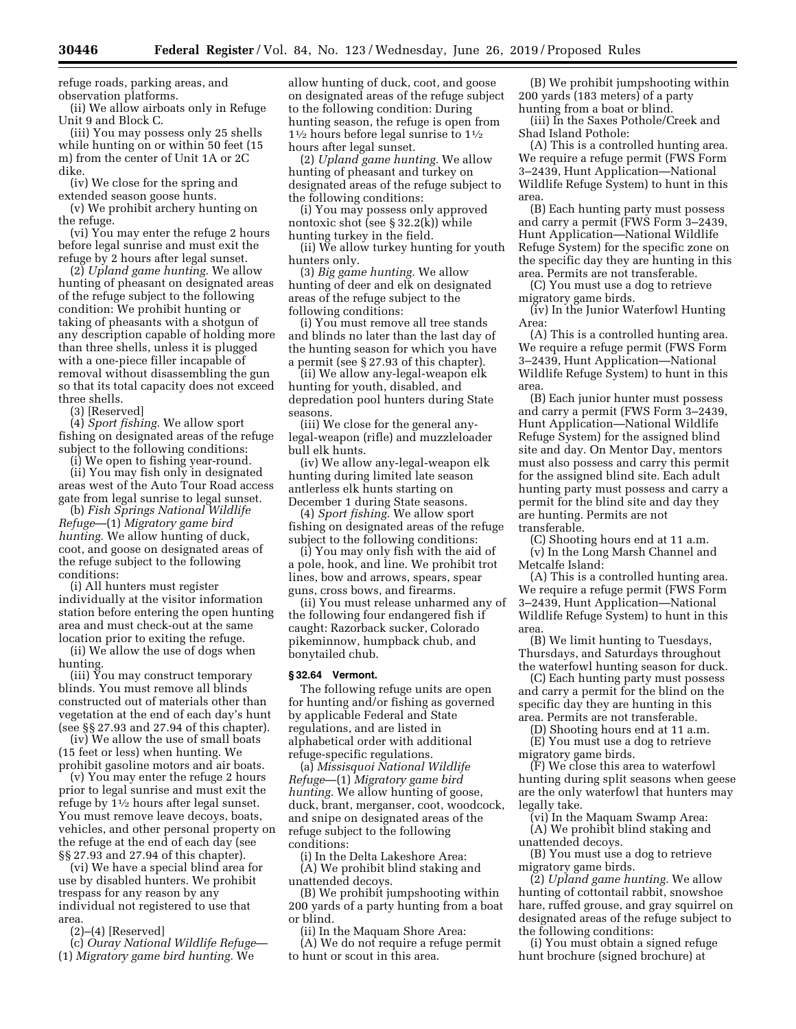refuge roads, parking areas, and observation platforms.

(ii) We allow airboats only in Refuge Unit 9 and Block C.

(iii) You may possess only 25 shells while hunting on or within 50 feet (15 m) from the center of Unit 1A or 2C dike.

(iv) We close for the spring and extended season goose hunts.

(v) We prohibit archery hunting on the refuge.

(vi) You may enter the refuge 2 hours before legal sunrise and must exit the refuge by 2 hours after legal sunset.

(2) *Upland game hunting.* We allow hunting of pheasant on designated areas of the refuge subject to the following condition: We prohibit hunting or taking of pheasants with a shotgun of any description capable of holding more than three shells, unless it is plugged with a one-piece filler incapable of removal without disassembling the gun so that its total capacity does not exceed three shells.

(3) [Reserved]

(4) *Sport fishing.* We allow sport fishing on designated areas of the refuge subject to the following conditions:

(i) We open to fishing year-round.

(ii) You may fish only in designated areas west of the Auto Tour Road access gate from legal sunrise to legal sunset.

(b) *Fish Springs National Wildlife Refuge*—(1) *Migratory game bird hunting.* We allow hunting of duck, coot, and goose on designated areas of the refuge subject to the following conditions:

(i) All hunters must register individually at the visitor information station before entering the open hunting area and must check-out at the same location prior to exiting the refuge.

(ii) We allow the use of dogs when hunting.

(iii) You may construct temporary blinds. You must remove all blinds constructed out of materials other than vegetation at the end of each day's hunt (see §§ 27.93 and 27.94 of this chapter).

(iv) We allow the use of small boats (15 feet or less) when hunting. We prohibit gasoline motors and air boats.

(v) You may enter the refuge 2 hours prior to legal sunrise and must exit the refuge by 1½ hours after legal sunset. You must remove leave decoys, boats, vehicles, and other personal property on the refuge at the end of each day (see §§ 27.93 and 27.94 of this chapter).

(vi) We have a special blind area for use by disabled hunters. We prohibit trespass for any reason by any individual not registered to use that area.

(2)–(4) [Reserved]

(c) *Ouray National Wildlife Refuge*—(1) *Migratory game bird hunting.* We allow hunting of duck, coot, and goose on designated areas of the refuge subject to the following condition: During hunting season, the refuge is open from 1½ hours before legal sunrise to 1½ hours after legal sunset.

(2) *Upland game hunting.* We allow hunting of pheasant and turkey on designated areas of the refuge subject to the following conditions:

(i) You may possess only approved nontoxic shot (see § 32.2(k)) while hunting turkey in the field.

(ii) We allow turkey hunting for youth hunters only.

(3) *Big game hunting.* We allow hunting of deer and elk on designated areas of the refuge subject to the following conditions:

(i) You must remove all tree stands and blinds no later than the last day of the hunting season for which you have a permit (see § 27.93 of this chapter).

(ii) We allow any-legal-weapon elk hunting for youth, disabled, and depredation pool hunters during State seasons.

(iii) We close for the general any-legal-weapon (rifle) and muzzleloader bull elk hunts.

(iv) We allow any-legal-weapon elk hunting during limited late season antlerless elk hunts starting on December 1 during State seasons.

(4) *Sport fishing.* We allow sport fishing on designated areas of the refuge subject to the following conditions:

(i) You may only fish with the aid of a pole, hook, and line. We prohibit trot lines, bow and arrows, spears, spear guns, cross bows, and firearms.

(ii) You must release unharmed any of the following four endangered fish if caught: Razorback sucker, Colorado pikeminnow, humpback chub, and bonytailed chub.

### § 32.64 Vermont.

The following refuge units are open for hunting and/or fishing as governed by applicable Federal and State regulations, and are listed in alphabetical order with additional refuge-specific regulations.

(a) *Missisquoi National Wildlife Refuge*—(1) *Migratory game bird hunting.* We allow hunting of goose, duck, brant, merganser, coot, woodcock, and snipe on designated areas of the refuge subject to the following conditions:

(i) In the Delta Lakeshore Area:

(A) We prohibit blind staking and unattended decoys.

(B) We prohibit jumpshooting within 200 yards of a party hunting from a boat or blind.

(ii) In the Maquam Shore Area:

(A) We do not require a refuge permit to hunt or scout in this area.

(B) We prohibit jumpshooting within 200 yards (183 meters) of a party hunting from a boat or blind.

(iii) In the Saxes Pothole/Creek and Shad Island Pothole:

(A) This is a controlled hunting area. We require a refuge permit (FWS Form 3–2439, Hunt Application—National Wildlife Refuge System) to hunt in this area.

(B) Each hunting party must possess and carry a permit (FWS Form 3–2439, Hunt Application—National Wildlife Refuge System) for the specific zone on the specific day they are hunting in this area. Permits are not transferable.

(C) You must use a dog to retrieve migratory game birds.

(iv) In the Junior Waterfowl Hunting Area:

(A) This is a controlled hunting area. We require a refuge permit (FWS Form 3–2439, Hunt Application—National Wildlife Refuge System) to hunt in this area.

(B) Each junior hunter must possess and carry a permit (FWS Form 3–2439, Hunt Application—National Wildlife Refuge System) for the assigned blind site and day. On Mentor Day, mentors must also possess and carry this permit for the assigned blind site. Each adult hunting party must possess and carry a permit for the blind site and day they are hunting. Permits are not transferable.

(C) Shooting hours end at 11 a.m.

(v) In the Long Marsh Channel and Metcalfe Island:

(A) This is a controlled hunting area. We require a refuge permit (FWS Form 3–2439, Hunt Application—National Wildlife Refuge System) to hunt in this area.

(B) We limit hunting to Tuesdays, Thursdays, and Saturdays throughout the waterfowl hunting season for duck.

(C) Each hunting party must possess and carry a permit for the blind on the specific day they are hunting in this area. Permits are not transferable.

(D) Shooting hours end at 11 a.m.

(E) You must use a dog to retrieve migratory game birds.

(F) We close this area to waterfowl hunting during split seasons when geese are the only waterfowl that hunters may legally take.

(vi) In the Maquam Swamp Area:

(A) We prohibit blind staking and unattended decoys.

(B) You must use a dog to retrieve migratory game birds.

(2) *Upland game hunting.* We allow hunting of cottontail rabbit, snowshoe hare, ruffed grouse, and gray squirrel on designated areas of the refuge subject to the following conditions:

(i) You must obtain a signed refuge hunt brochure (signed brochure) at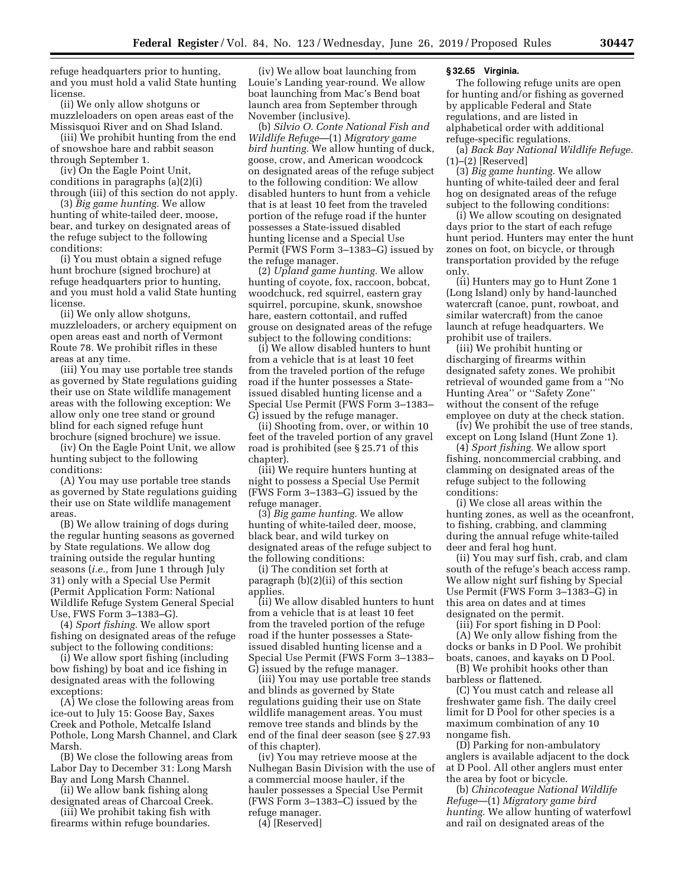refuge headquarters prior to hunting, and you must hold a valid State hunting license.

(ii) We only allow shotguns or muzzleloaders on open areas east of the Missisquoi River and on Shad Island.

(iii) We prohibit hunting from the end of snowshoe hare and rabbit season through September 1.

(iv) On the Eagle Point Unit, conditions in paragraphs (a)(2)(i) through (iii) of this section do not apply.

(3) *Big game hunting.* We allow hunting of white-tailed deer, moose, bear, and turkey on designated areas of the refuge subject to the following conditions:

(i) You must obtain a signed refuge hunt brochure (signed brochure) at refuge headquarters prior to hunting, and you must hold a valid State hunting license.

(ii) We only allow shotguns, muzzleloaders, or archery equipment on open areas east and north of Vermont Route 78. We prohibit rifles in these areas at any time.

(iii) You may use portable tree stands as governed by State regulations guiding their use on State wildlife management areas with the following exception: We allow only one tree stand or ground blind for each signed refuge hunt brochure (signed brochure) we issue.

(iv) On the Eagle Point Unit, we allow hunting subject to the following conditions:

(A) You may use portable tree stands as governed by State regulations guiding their use on State wildlife management areas.

(B) We allow training of dogs during the regular hunting seasons as governed by State regulations. We allow dog training outside the regular hunting seasons (*i.e.,* from June 1 through July 31) only with a Special Use Permit (Permit Application Form: National Wildlife Refuge System General Special Use, FWS Form 3–1383–G).

(4) *Sport fishing.* We allow sport fishing on designated areas of the refuge subject to the following conditions:

(i) We allow sport fishing (including bow fishing) by boat and ice fishing in designated areas with the following exceptions:

(A) We close the following areas from ice-out to July 15: Goose Bay, Saxes Creek and Pothole, Metcalfe Island Pothole, Long Marsh Channel, and Clark Marsh.

(B) We close the following areas from Labor Day to December 31: Long Marsh Bay and Long Marsh Channel.

(ii) We allow bank fishing along designated areas of Charcoal Creek.

(iii) We prohibit taking fish with firearms within refuge boundaries.

(iv) We allow boat launching from Louie's Landing year-round. We allow boat launching from Mac's Bend boat launch area from September through November (inclusive).

(b) *Silvio O. Conte National Fish and Wildlife Refuge*—(1) *Migratory game bird hunting.* We allow hunting of duck, goose, crow, and American woodcock on designated areas of the refuge subject to the following condition: We allow disabled hunters to hunt from a vehicle that is at least 10 feet from the traveled portion of the refuge road if the hunter possesses a State-issued disabled hunting license and a Special Use Permit (FWS Form 3–1383–G) issued by the refuge manager.

(2) *Upland game hunting.* We allow hunting of coyote, fox, raccoon, bobcat, woodchuck, red squirrel, eastern gray squirrel, porcupine, skunk, snowshoe hare, eastern cottontail, and ruffed grouse on designated areas of the refuge subject to the following conditions:

(i) We allow disabled hunters to hunt from a vehicle that is at least 10 feet from the traveled portion of the refuge road if the hunter possesses a State-issued disabled hunting license and a Special Use Permit (FWS Form 3–1383–G) issued by the refuge manager.

(ii) Shooting from, over, or within 10 feet of the traveled portion of any gravel road is prohibited (see § 25.71 of this chapter).

(iii) We require hunters hunting at night to possess a Special Use Permit (FWS Form 3–1383–G) issued by the refuge manager.

(3) *Big game hunting.* We allow hunting of white-tailed deer, moose, black bear, and wild turkey on designated areas of the refuge subject to the following conditions:

(i) The condition set forth at paragraph (b)(2)(ii) of this section applies.

(ii) We allow disabled hunters to hunt from a vehicle that is at least 10 feet from the traveled portion of the refuge road if the hunter possesses a State-issued disabled hunting license and a Special Use Permit (FWS Form 3–1383–G) issued by the refuge manager.

(iii) You may use portable tree stands and blinds as governed by State regulations guiding their use on State wildlife management areas. You must remove tree stands and blinds by the end of the final deer season (see § 27.93 of this chapter).

(iv) You may retrieve moose at the Nulhegan Basin Division with the use of a commercial moose hauler, if the hauler possesses a Special Use Permit (FWS Form 3–1383–C) issued by the refuge manager.

(4) [Reserved]

### § 32.65 Virginia.

The following refuge units are open for hunting and/or fishing as governed by applicable Federal and State regulations, and are listed in alphabetical order with additional refuge-specific regulations.

(a) *Back Bay National Wildlife Refuge.* (1)–(2) [Reserved]

(3) *Big game hunting.* We allow hunting of white-tailed deer and feral hog on designated areas of the refuge subject to the following conditions:

(i) We allow scouting on designated days prior to the start of each refuge hunt period. Hunters may enter the hunt zones on foot, on bicycle, or through transportation provided by the refuge only.

(ii) Hunters may go to Hunt Zone 1 (Long Island) only by hand-launched watercraft (canoe, punt, rowboat, and similar watercraft) from the canoe launch at refuge headquarters. We prohibit use of trailers.

(iii) We prohibit hunting or discharging of firearms within designated safety zones. We prohibit retrieval of wounded game from a ''No Hunting Area'' or ''Safety Zone'' without the consent of the refuge employee on duty at the check station.

(iv) We prohibit the use of tree stands, except on Long Island (Hunt Zone 1).

(4) *Sport fishing.* We allow sport fishing, noncommercial crabbing, and clamming on designated areas of the refuge subject to the following conditions:

(i) We close all areas within the hunting zones, as well as the oceanfront, to fishing, crabbing, and clamming during the annual refuge white-tailed deer and feral hog hunt.

(ii) You may surf fish, crab, and clam south of the refuge's beach access ramp. We allow night surf fishing by Special Use Permit (FWS Form 3–1383–G) in this area on dates and at times designated on the permit.

(iii) For sport fishing in D Pool:

(A) We only allow fishing from the docks or banks in D Pool. We prohibit boats, canoes, and kayaks on D Pool.

(B) We prohibit hooks other than barbless or flattened.

(C) You must catch and release all freshwater game fish. The daily creel limit for D Pool for other species is a maximum combination of any 10 nongame fish.

(D) Parking for non-ambulatory anglers is available adjacent to the dock at D Pool. All other anglers must enter the area by foot or bicycle.

(b) *Chincoteague National Wildlife Refuge*—(1) *Migratory game bird hunting.* We allow hunting of waterfowl and rail on designated areas of the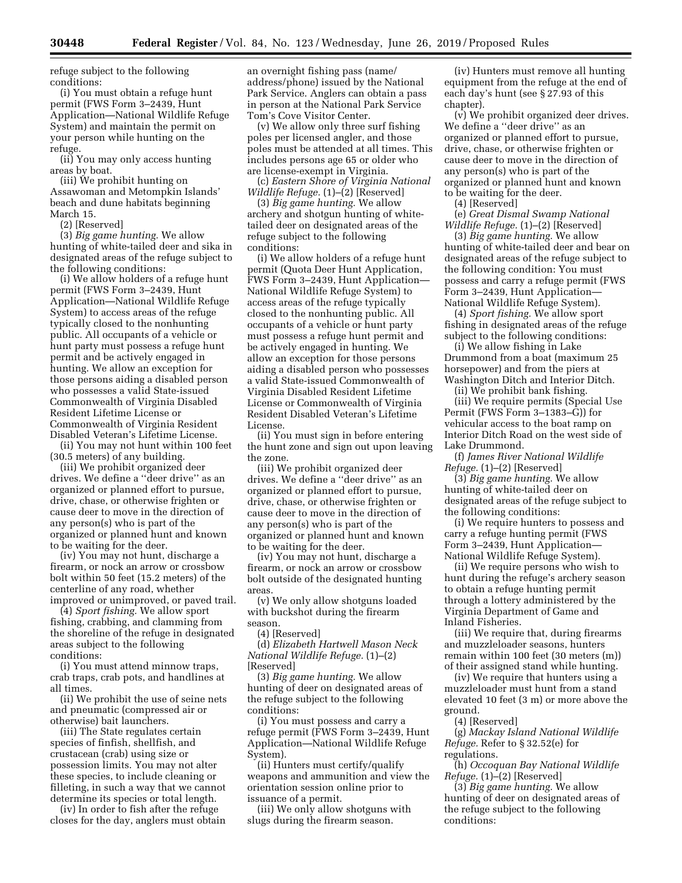refuge subject to the following conditions:

(i) You must obtain a refuge hunt permit (FWS Form 3–2439, Hunt Application—National Wildlife Refuge System) and maintain the permit on your person while hunting on the refuge.

(ii) You may only access hunting areas by boat.

(iii) We prohibit hunting on Assawoman and Metompkin Islands' beach and dune habitats beginning March 15.

(2) [Reserved]

(3) *Big game hunting.* We allow hunting of white-tailed deer and sika in designated areas of the refuge subject to the following conditions:

(i) We allow holders of a refuge hunt permit (FWS Form 3–2439, Hunt Application—National Wildlife Refuge System) to access areas of the refuge typically closed to the nonhunting public. All occupants of a vehicle or hunt party must possess a refuge hunt permit and be actively engaged in hunting. We allow an exception for those persons aiding a disabled person who possesses a valid State-issued Commonwealth of Virginia Disabled Resident Lifetime License or Commonwealth of Virginia Resident Disabled Veteran's Lifetime License.

(ii) You may not hunt within 100 feet (30.5 meters) of any building.

(iii) We prohibit organized deer drives. We define a ''deer drive'' as an organized or planned effort to pursue, drive, chase, or otherwise frighten or cause deer to move in the direction of any person(s) who is part of the organized or planned hunt and known to be waiting for the deer.

(iv) You may not hunt, discharge a firearm, or nock an arrow or crossbow bolt within 50 feet (15.2 meters) of the centerline of any road, whether improved or unimproved, or paved trail.

(4) *Sport fishing.* We allow sport fishing, crabbing, and clamming from the shoreline of the refuge in designated areas subject to the following conditions:

(i) You must attend minnow traps, crab traps, crab pots, and handlines at all times.

(ii) We prohibit the use of seine nets and pneumatic (compressed air or otherwise) bait launchers.

(iii) The State regulates certain species of finfish, shellfish, and crustacean (crab) using size or possession limits. You may not alter these species, to include cleaning or filleting, in such a way that we cannot determine its species or total length.

(iv) In order to fish after the refuge closes for the day, anglers must obtain an overnight fishing pass (name/address/phone) issued by the National Park Service. Anglers can obtain a pass in person at the National Park Service Tom's Cove Visitor Center.

(v) We allow only three surf fishing poles per licensed angler, and those poles must be attended at all times. This includes persons age 65 or older who are license-exempt in Virginia.

(c) *Eastern Shore of Virginia National Wildlife Refuge.* (1)–(2) [Reserved]

(3) *Big game hunting.* We allow archery and shotgun hunting of white-tailed deer on designated areas of the refuge subject to the following conditions:

(i) We allow holders of a refuge hunt permit (Quota Deer Hunt Application, FWS Form 3–2439, Hunt Application—National Wildlife Refuge System) to access areas of the refuge typically closed to the nonhunting public. All occupants of a vehicle or hunt party must possess a refuge hunt permit and be actively engaged in hunting. We allow an exception for those persons aiding a disabled person who possesses a valid State-issued Commonwealth of Virginia Disabled Resident Lifetime License or Commonwealth of Virginia Resident Disabled Veteran's Lifetime License.

(ii) You must sign in before entering the hunt zone and sign out upon leaving the zone.

(iii) We prohibit organized deer drives. We define a ''deer drive'' as an organized or planned effort to pursue, drive, chase, or otherwise frighten or cause deer to move in the direction of any person(s) who is part of the organized or planned hunt and known to be waiting for the deer.

(iv) You may not hunt, discharge a firearm, or nock an arrow or crossbow bolt outside of the designated hunting areas.

(v) We only allow shotguns loaded with buckshot during the firearm season.

(4) [Reserved]

(d) *Elizabeth Hartwell Mason Neck National Wildlife Refuge.* (1)–(2) [Reserved]

(3) *Big game hunting.* We allow hunting of deer on designated areas of the refuge subject to the following conditions:

(i) You must possess and carry a refuge permit (FWS Form 3–2439, Hunt Application—National Wildlife Refuge System).

(ii) Hunters must certify/qualify weapons and ammunition and view the orientation session online prior to issuance of a permit.

(iii) We only allow shotguns with slugs during the firearm season.

(iv) Hunters must remove all hunting equipment from the refuge at the end of each day's hunt (see § 27.93 of this chapter).

(v) We prohibit organized deer drives. We define a ''deer drive'' as an organized or planned effort to pursue, drive, chase, or otherwise frighten or cause deer to move in the direction of any person(s) who is part of the organized or planned hunt and known to be waiting for the deer.

(4) [Reserved]

(e) *Great Dismal Swamp National Wildlife Refuge.* (1)–(2) [Reserved]

(3) *Big game hunting.* We allow hunting of white-tailed deer and bear on designated areas of the refuge subject to the following condition: You must possess and carry a refuge permit (FWS Form 3–2439, Hunt Application—National Wildlife Refuge System).

(4) *Sport fishing.* We allow sport fishing in designated areas of the refuge subject to the following conditions:

(i) We allow fishing in Lake Drummond from a boat (maximum 25 horsepower) and from the piers at Washington Ditch and Interior Ditch.

(ii) We prohibit bank fishing.

(iii) We require permits (Special Use Permit (FWS Form 3–1383–G)) for vehicular access to the boat ramp on Interior Ditch Road on the west side of Lake Drummond.

(f) *James River National Wildlife Refuge.* (1)–(2) [Reserved]

(3) *Big game hunting.* We allow hunting of white-tailed deer on designated areas of the refuge subject to the following conditions:

(i) We require hunters to possess and carry a refuge hunting permit (FWS Form 3–2439, Hunt Application—National Wildlife Refuge System).

(ii) We require persons who wish to hunt during the refuge's archery season to obtain a refuge hunting permit through a lottery administered by the Virginia Department of Game and Inland Fisheries.

(iii) We require that, during firearms and muzzleloader seasons, hunters remain within 100 feet (30 meters (m)) of their assigned stand while hunting.

(iv) We require that hunters using a muzzleloader must hunt from a stand elevated 10 feet (3 m) or more above the ground.

(4) [Reserved]

(g) *Mackay Island National Wildlife Refuge.* Refer to § 32.52(e) for regulations.

(h) *Occoquan Bay National Wildlife Refuge.* (1)–(2) [Reserved]

(3) *Big game hunting.* We allow hunting of deer on designated areas of the refuge subject to the following conditions: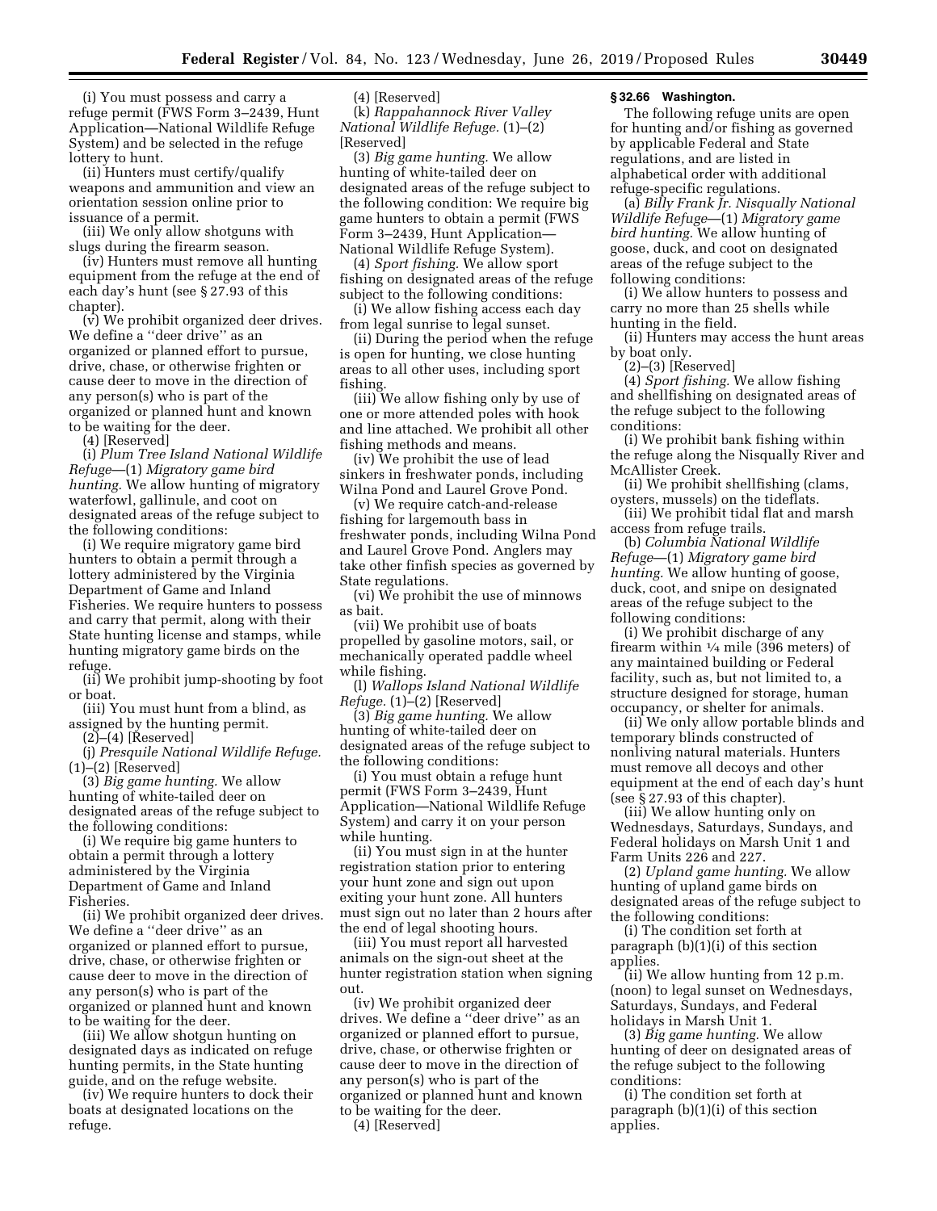(i) You must possess and carry a refuge permit (FWS Form 3–2439, Hunt Application—National Wildlife Refuge System) and be selected in the refuge lottery to hunt.

(ii) Hunters must certify/qualify weapons and ammunition and view an orientation session online prior to issuance of a permit.

(iii) We only allow shotguns with slugs during the firearm season.

(iv) Hunters must remove all hunting equipment from the refuge at the end of each day's hunt (see § 27.93 of this chapter).

(v) We prohibit organized deer drives. We define a ''deer drive'' as an organized or planned effort to pursue, drive, chase, or otherwise frighten or cause deer to move in the direction of any person(s) who is part of the organized or planned hunt and known to be waiting for the deer.

(4) [Reserved]

(i) *Plum Tree Island National Wildlife Refuge*—(1) *Migratory game bird hunting.* We allow hunting of migratory waterfowl, gallinule, and coot on designated areas of the refuge subject to the following conditions:

(i) We require migratory game bird hunters to obtain a permit through a lottery administered by the Virginia Department of Game and Inland Fisheries. We require hunters to possess and carry that permit, along with their State hunting license and stamps, while hunting migratory game birds on the refuge.

(ii) We prohibit jump-shooting by foot or boat.

(iii) You must hunt from a blind, as assigned by the hunting permit.

(2)–(4) [Reserved]

(j) *Presquile National Wildlife Refuge.* (1)–(2) [Reserved]

(3) *Big game hunting.* We allow hunting of white-tailed deer on designated areas of the refuge subject to the following conditions:

(i) We require big game hunters to obtain a permit through a lottery administered by the Virginia Department of Game and Inland Fisheries.

(ii) We prohibit organized deer drives. We define a ''deer drive'' as an organized or planned effort to pursue, drive, chase, or otherwise frighten or cause deer to move in the direction of any person(s) who is part of the organized or planned hunt and known to be waiting for the deer.

(iii) We allow shotgun hunting on designated days as indicated on refuge hunting permits, in the State hunting guide, and on the refuge website.

(iv) We require hunters to dock their boats at designated locations on the refuge.

(4) [Reserved]

(k) *Rappahannock River Valley National Wildlife Refuge.* (1)–(2) [Reserved]

(3) *Big game hunting.* We allow hunting of white-tailed deer on designated areas of the refuge subject to the following condition: We require big game hunters to obtain a permit (FWS Form 3–2439, Hunt Application—National Wildlife Refuge System).

(4) *Sport fishing.* We allow sport fishing on designated areas of the refuge subject to the following conditions:

(i) We allow fishing access each day from legal sunrise to legal sunset.

(ii) During the period when the refuge is open for hunting, we close hunting areas to all other uses, including sport fishing.

(iii) We allow fishing only by use of one or more attended poles with hook and line attached. We prohibit all other fishing methods and means.

(iv) We prohibit the use of lead sinkers in freshwater ponds, including Wilna Pond and Laurel Grove Pond.

(v) We require catch-and-release fishing for largemouth bass in freshwater ponds, including Wilna Pond and Laurel Grove Pond. Anglers may take other finfish species as governed by State regulations.

(vi) We prohibit the use of minnows as bait.

(vii) We prohibit use of boats propelled by gasoline motors, sail, or mechanically operated paddle wheel while fishing.

(l) *Wallops Island National Wildlife Refuge.* (1)–(2) [Reserved]

(3) *Big game hunting.* We allow hunting of white-tailed deer on designated areas of the refuge subject to the following conditions:

(i) You must obtain a refuge hunt permit (FWS Form 3–2439, Hunt Application—National Wildlife Refuge System) and carry it on your person while hunting.

(ii) You must sign in at the hunter registration station prior to entering your hunt zone and sign out upon exiting your hunt zone. All hunters must sign out no later than 2 hours after the end of legal shooting hours.

(iii) You must report all harvested animals on the sign-out sheet at the hunter registration station when signing out.

(iv) We prohibit organized deer drives. We define a ''deer drive'' as an organized or planned effort to pursue, drive, chase, or otherwise frighten or cause deer to move in the direction of any person(s) who is part of the organized or planned hunt and known to be waiting for the deer.

(4) [Reserved]

### § 32.66 Washington.

The following refuge units are open for hunting and/or fishing as governed by applicable Federal and State regulations, and are listed in alphabetical order with additional refuge-specific regulations.

(a) *Billy Frank Jr. Nisqually National Wildlife Refuge*—(1) *Migratory game bird hunting.* We allow hunting of goose, duck, and coot on designated areas of the refuge subject to the following conditions:

(i) We allow hunters to possess and carry no more than 25 shells while hunting in the field.

(ii) Hunters may access the hunt areas by boat only.

(2)–(3) [Reserved]

(4) *Sport fishing.* We allow fishing and shellfishing on designated areas of the refuge subject to the following conditions:

(i) We prohibit bank fishing within the refuge along the Nisqually River and McAllister Creek.

(ii) We prohibit shellfishing (clams, oysters, mussels) on the tideflats.

(iii) We prohibit tidal flat and marsh access from refuge trails.

(b) *Columbia National Wildlife Refuge*—(1) *Migratory game bird hunting.* We allow hunting of goose, duck, coot, and snipe on designated areas of the refuge subject to the following conditions:

(i) We prohibit discharge of any firearm within ¼ mile (396 meters) of any maintained building or Federal facility, such as, but not limited to, a structure designed for storage, human occupancy, or shelter for animals.

(ii) We only allow portable blinds and temporary blinds constructed of nonliving natural materials. Hunters must remove all decoys and other equipment at the end of each day's hunt (see § 27.93 of this chapter).

(iii) We allow hunting only on Wednesdays, Saturdays, Sundays, and Federal holidays on Marsh Unit 1 and Farm Units 226 and 227.

(2) *Upland game hunting.* We allow hunting of upland game birds on designated areas of the refuge subject to the following conditions:

(i) The condition set forth at paragraph (b)(1)(i) of this section applies.

(ii) We allow hunting from 12 p.m. (noon) to legal sunset on Wednesdays, Saturdays, Sundays, and Federal holidays in Marsh Unit 1.

(3) *Big game hunting.* We allow hunting of deer on designated areas of the refuge subject to the following conditions:

(i) The condition set forth at paragraph (b)(1)(i) of this section applies.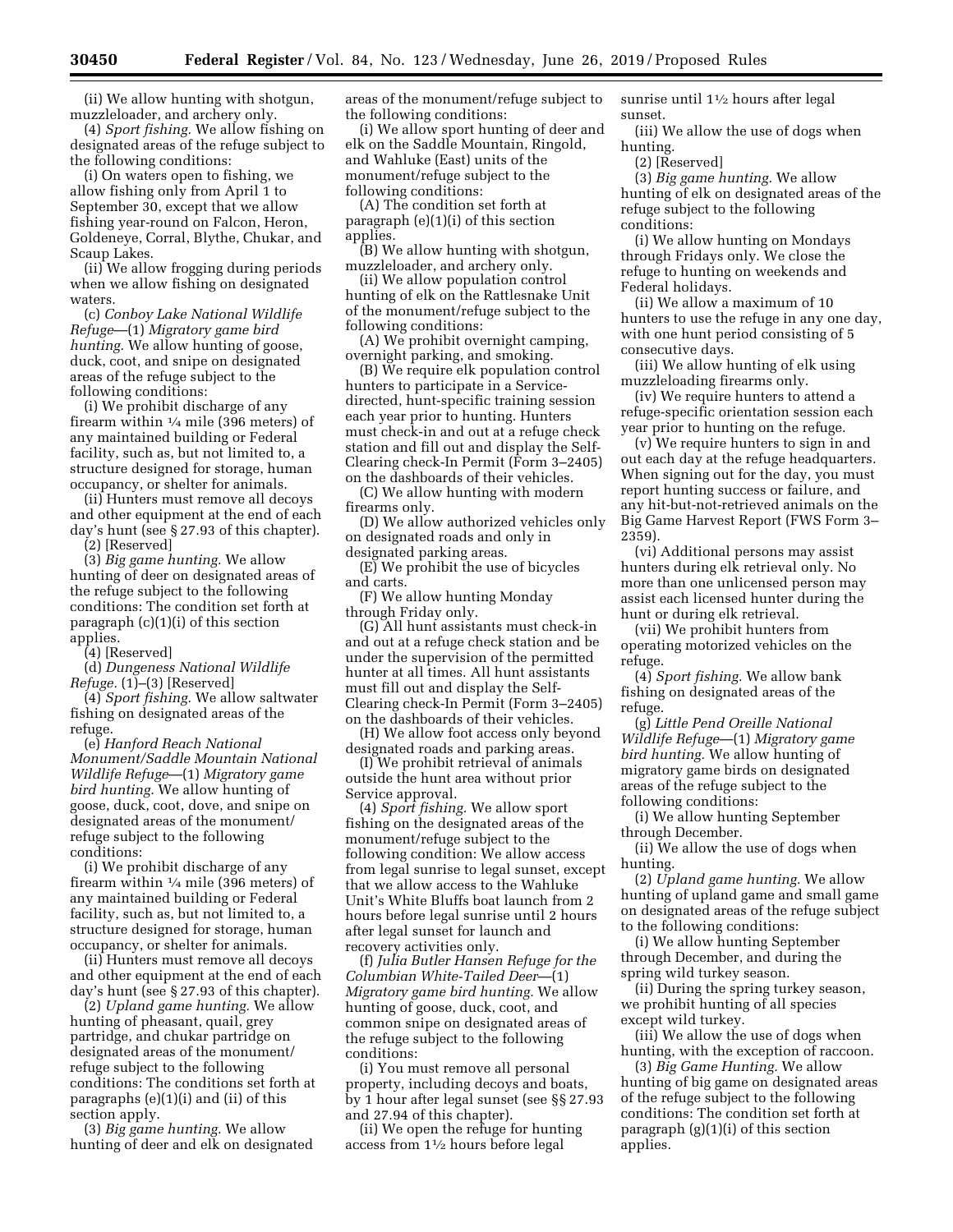(ii) We allow hunting with shotgun, muzzleloader, and archery only.

(4) *Sport fishing.* We allow fishing on designated areas of the refuge subject to the following conditions:

(i) On waters open to fishing, we allow fishing only from April 1 to September 30, except that we allow fishing year-round on Falcon, Heron, Goldeneye, Corral, Blythe, Chukar, and Scaup Lakes.

(ii) We allow frogging during periods when we allow fishing on designated waters.

(c) *Conboy Lake National Wildlife Refuge*—(1) *Migratory game bird hunting.* We allow hunting of goose, duck, coot, and snipe on designated areas of the refuge subject to the following conditions:

(i) We prohibit discharge of any firearm within ¼ mile (396 meters) of any maintained building or Federal facility, such as, but not limited to, a structure designed for storage, human occupancy, or shelter for animals.

(ii) Hunters must remove all decoys and other equipment at the end of each day's hunt (see § 27.93 of this chapter).

(2) [Reserved]

(3) *Big game hunting.* We allow hunting of deer on designated areas of the refuge subject to the following conditions: The condition set forth at paragraph (c)(1)(i) of this section applies.

(4) [Reserved]

(d) *Dungeness National Wildlife Refuge.* (1)–(3) [Reserved]

(4) *Sport fishing.* We allow saltwater fishing on designated areas of the refuge.

(e) *Hanford Reach National Monument/Saddle Mountain National Wildlife Refuge*—(1) *Migratory game bird hunting.* We allow hunting of goose, duck, coot, dove, and snipe on designated areas of the monument/refuge subject to the following conditions:

(i) We prohibit discharge of any firearm within ¼ mile (396 meters) of any maintained building or Federal facility, such as, but not limited to, a structure designed for storage, human occupancy, or shelter for animals.

(ii) Hunters must remove all decoys and other equipment at the end of each day's hunt (see § 27.93 of this chapter).

(2) *Upland game hunting.* We allow hunting of pheasant, quail, grey partridge, and chukar partridge on designated areas of the monument/refuge subject to the following conditions: The conditions set forth at paragraphs (e)(1)(i) and (ii) of this section apply.

(3) *Big game hunting.* We allow hunting of deer and elk on designated areas of the monument/refuge subject to the following conditions:

(i) We allow sport hunting of deer and elk on the Saddle Mountain, Ringold, and Wahluke (East) units of the monument/refuge subject to the following conditions:

(A) The condition set forth at paragraph (e)(1)(i) of this section applies.

(B) We allow hunting with shotgun, muzzleloader, and archery only.

(ii) We allow population control hunting of elk on the Rattlesnake Unit of the monument/refuge subject to the following conditions:

(A) We prohibit overnight camping, overnight parking, and smoking.

(B) We require elk population control hunters to participate in a Service-directed, hunt-specific training session each year prior to hunting. Hunters must check-in and out at a refuge check station and fill out and display the Self-Clearing check-In Permit (Form 3–2405) on the dashboards of their vehicles.

(C) We allow hunting with modern firearms only.

(D) We allow authorized vehicles only on designated roads and only in designated parking areas.

(E) We prohibit the use of bicycles and carts.

(F) We allow hunting Monday through Friday only.

(G) All hunt assistants must check-in and out at a refuge check station and be under the supervision of the permitted hunter at all times. All hunt assistants must fill out and display the Self-Clearing check-In Permit (Form 3–2405) on the dashboards of their vehicles.

(H) We allow foot access only beyond designated roads and parking areas.

(I) We prohibit retrieval of animals outside the hunt area without prior Service approval.

(4) *Sport fishing.* We allow sport fishing on the designated areas of the monument/refuge subject to the following condition: We allow access from legal sunrise to legal sunset, except that we allow access to the Wahluke Unit's White Bluffs boat launch from 2 hours before legal sunrise until 2 hours after legal sunset for launch and recovery activities only.

(f) *Julia Butler Hansen Refuge for the Columbian White-Tailed Deer*—(1) *Migratory game bird hunting.* We allow hunting of goose, duck, coot, and common snipe on designated areas of the refuge subject to the following conditions:

(i) You must remove all personal property, including decoys and boats, by 1 hour after legal sunset (see §§ 27.93 and 27.94 of this chapter).

(ii) We open the refuge for hunting access from 1½ hours before legal sunrise until 1½ hours after legal sunset.

(iii) We allow the use of dogs when hunting.

(2) [Reserved]

(3) *Big game hunting.* We allow hunting of elk on designated areas of the refuge subject to the following conditions:

(i) We allow hunting on Mondays through Fridays only. We close the refuge to hunting on weekends and Federal holidays.

(ii) We allow a maximum of 10 hunters to use the refuge in any one day, with one hunt period consisting of 5 consecutive days.

(iii) We allow hunting of elk using muzzleloading firearms only.

(iv) We require hunters to attend a refuge-specific orientation session each year prior to hunting on the refuge.

(v) We require hunters to sign in and out each day at the refuge headquarters. When signing out for the day, you must report hunting success or failure, and any hit-but-not-retrieved animals on the Big Game Harvest Report (FWS Form 3–2359).

(vi) Additional persons may assist hunters during elk retrieval only. No more than one unlicensed person may assist each licensed hunter during the hunt or during elk retrieval.

(vii) We prohibit hunters from operating motorized vehicles on the refuge.

(4) *Sport fishing.* We allow bank fishing on designated areas of the refuge.

(g) *Little Pend Oreille National Wildlife Refuge*—(1) *Migratory game bird hunting.* We allow hunting of migratory game birds on designated areas of the refuge subject to the following conditions:

(i) We allow hunting September through December.

(ii) We allow the use of dogs when hunting.

(2) *Upland game hunting.* We allow hunting of upland game and small game on designated areas of the refuge subject to the following conditions:

(i) We allow hunting September through December, and during the spring wild turkey season.

(ii) During the spring turkey season, we prohibit hunting of all species except wild turkey.

(iii) We allow the use of dogs when hunting, with the exception of raccoon.

(3) *Big Game Hunting.* We allow hunting of big game on designated areas of the refuge subject to the following conditions: The condition set forth at paragraph (g)(1)(i) of this section applies.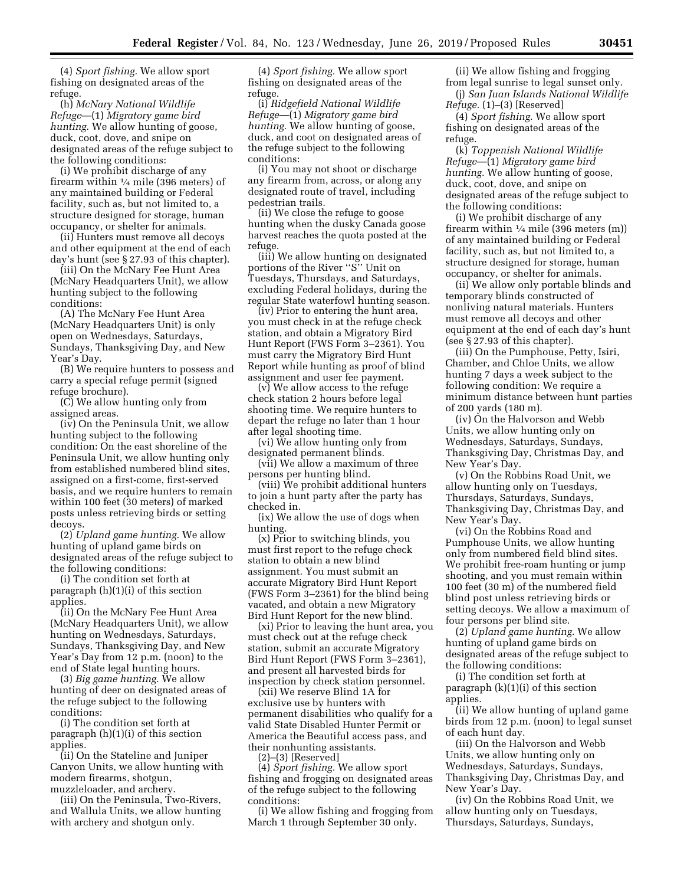(4) *Sport fishing.* We allow sport fishing on designated areas of the refuge.

(h) *McNary National Wildlife Refuge*—(1) *Migratory game bird hunting.* We allow hunting of goose, duck, coot, dove, and snipe on designated areas of the refuge subject to the following conditions:

(i) We prohibit discharge of any firearm within ¼ mile (396 meters) of any maintained building or Federal facility, such as, but not limited to, a structure designed for storage, human occupancy, or shelter for animals.

(ii) Hunters must remove all decoys and other equipment at the end of each day's hunt (see § 27.93 of this chapter).

(iii) On the McNary Fee Hunt Area (McNary Headquarters Unit), we allow hunting subject to the following conditions:

(A) The McNary Fee Hunt Area (McNary Headquarters Unit) is only open on Wednesdays, Saturdays, Sundays, Thanksgiving Day, and New Year's Day.

(B) We require hunters to possess and carry a special refuge permit (signed refuge brochure).

(C) We allow hunting only from assigned areas.

(iv) On the Peninsula Unit, we allow hunting subject to the following condition: On the east shoreline of the Peninsula Unit, we allow hunting only from established numbered blind sites, assigned on a first-come, first-served basis, and we require hunters to remain within 100 feet (30 meters) of marked posts unless retrieving birds or setting decoys.

(2) *Upland game hunting.* We allow hunting of upland game birds on designated areas of the refuge subject to the following conditions:

(i) The condition set forth at paragraph (h)(1)(i) of this section applies.

(ii) On the McNary Fee Hunt Area (McNary Headquarters Unit), we allow hunting on Wednesdays, Saturdays, Sundays, Thanksgiving Day, and New Year's Day from 12 p.m. (noon) to the end of State legal hunting hours.

(3) *Big game hunting.* We allow hunting of deer on designated areas of the refuge subject to the following conditions:

(i) The condition set forth at paragraph (h)(1)(i) of this section applies.

(ii) On the Stateline and Juniper Canyon Units, we allow hunting with modern firearms, shotgun, muzzleloader, and archery.

(iii) On the Peninsula, Two-Rivers, and Wallula Units, we allow hunting with archery and shotgun only.

(4) *Sport fishing.* We allow sport fishing on designated areas of the refuge.

(i) *Ridgefield National Wildlife Refuge*—(1) *Migratory game bird hunting.* We allow hunting of goose, duck, and coot on designated areas of the refuge subject to the following conditions:

(i) You may not shoot or discharge any firearm from, across, or along any designated route of travel, including pedestrian trails.

(ii) We close the refuge to goose hunting when the dusky Canada goose harvest reaches the quota posted at the refuge.

(iii) We allow hunting on designated portions of the River ''S'' Unit on Tuesdays, Thursdays, and Saturdays, excluding Federal holidays, during the regular State waterfowl hunting season.

(iv) Prior to entering the hunt area, you must check in at the refuge check station, and obtain a Migratory Bird Hunt Report (FWS Form 3–2361). You must carry the Migratory Bird Hunt Report while hunting as proof of blind assignment and user fee payment.

(v) We allow access to the refuge check station 2 hours before legal shooting time. We require hunters to depart the refuge no later than 1 hour after legal shooting time.

(vi) We allow hunting only from designated permanent blinds.

(vii) We allow a maximum of three persons per hunting blind.

(viii) We prohibit additional hunters to join a hunt party after the party has checked in.

(ix) We allow the use of dogs when hunting.

(x) Prior to switching blinds, you must first report to the refuge check station to obtain a new blind assignment. You must submit an accurate Migratory Bird Hunt Report (FWS Form 3–2361) for the blind being vacated, and obtain a new Migratory Bird Hunt Report for the new blind.

(xi) Prior to leaving the hunt area, you must check out at the refuge check station, submit an accurate Migratory Bird Hunt Report (FWS Form 3–2361), and present all harvested birds for inspection by check station personnel.

(xii) We reserve Blind 1A for exclusive use by hunters with permanent disabilities who qualify for a valid State Disabled Hunter Permit or America the Beautiful access pass, and their nonhunting assistants.

(2)–(3) [Reserved]

(4) *Sport fishing.* We allow sport fishing and frogging on designated areas of the refuge subject to the following conditions:

(i) We allow fishing and frogging from March 1 through September 30 only.

(ii) We allow fishing and frogging from legal sunrise to legal sunset only.

(j) *San Juan Islands National Wildlife Refuge.* (1)–(3) [Reserved]

(4) *Sport fishing.* We allow sport fishing on designated areas of the refuge.

(k) *Toppenish National Wildlife Refuge*—(1) *Migratory game bird hunting.* We allow hunting of goose, duck, coot, dove, and snipe on designated areas of the refuge subject to the following conditions:

(i) We prohibit discharge of any firearm within ¼ mile (396 meters (m)) of any maintained building or Federal facility, such as, but not limited to, a structure designed for storage, human occupancy, or shelter for animals.

(ii) We allow only portable blinds and temporary blinds constructed of nonliving natural materials. Hunters must remove all decoys and other equipment at the end of each day's hunt (see § 27.93 of this chapter).

(iii) On the Pumphouse, Petty, Isiri, Chamber, and Chloe Units, we allow hunting 7 days a week subject to the following condition: We require a minimum distance between hunt parties of 200 yards (180 m).

(iv) On the Halvorson and Webb Units, we allow hunting only on Wednesdays, Saturdays, Sundays, Thanksgiving Day, Christmas Day, and New Year's Day.

(v) On the Robbins Road Unit, we allow hunting only on Tuesdays, Thursdays, Saturdays, Sundays, Thanksgiving Day, Christmas Day, and New Year's Day.

(vi) On the Robbins Road and Pumphouse Units, we allow hunting only from numbered field blind sites. We prohibit free-roam hunting or jump shooting, and you must remain within 100 feet (30 m) of the numbered field blind post unless retrieving birds or setting decoys. We allow a maximum of four persons per blind site.

(2) *Upland game hunting.* We allow hunting of upland game birds on designated areas of the refuge subject to the following conditions:

(i) The condition set forth at paragraph (k)(1)(i) of this section applies.

(ii) We allow hunting of upland game birds from 12 p.m. (noon) to legal sunset of each hunt day.

(iii) On the Halvorson and Webb Units, we allow hunting only on Wednesdays, Saturdays, Sundays, Thanksgiving Day, Christmas Day, and New Year's Day.

(iv) On the Robbins Road Unit, we allow hunting only on Tuesdays, Thursdays, Saturdays, Sundays,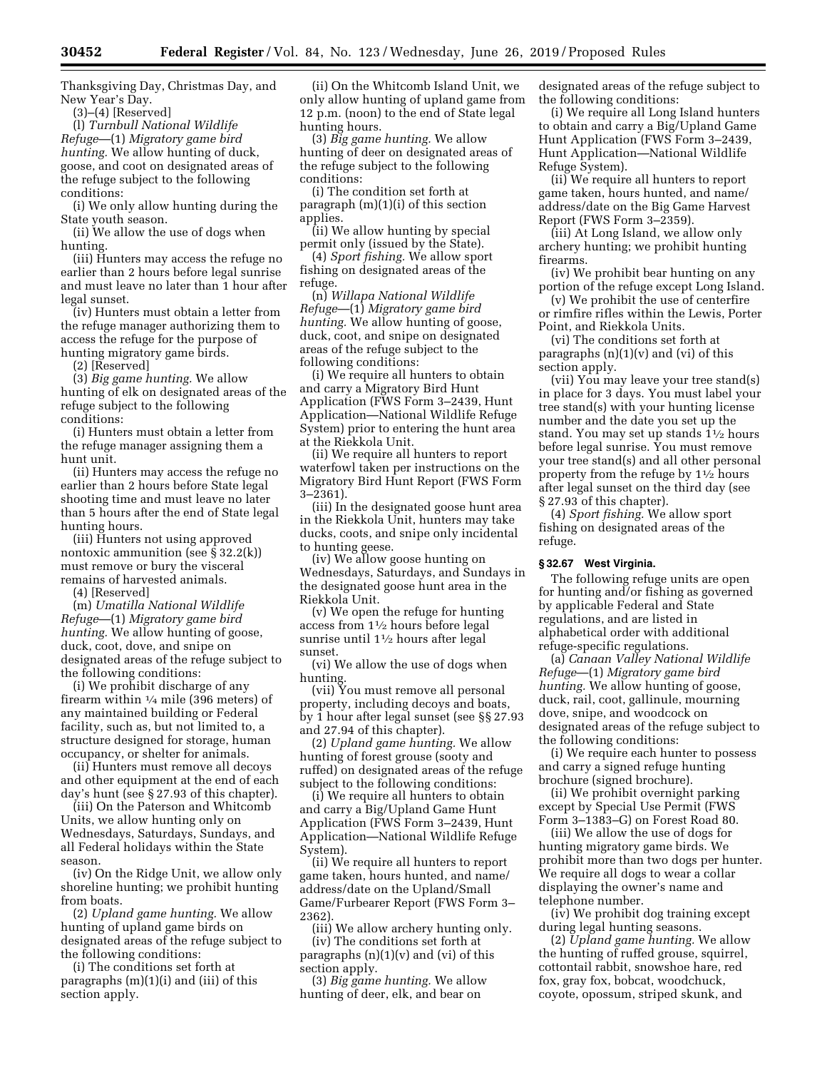Thanksgiving Day, Christmas Day, and New Year's Day.

(3)–(4) [Reserved]

(l) *Turnbull National Wildlife Refuge*—(1) *Migratory game bird hunting.* We allow hunting of duck, goose, and coot on designated areas of the refuge subject to the following conditions:

(i) We only allow hunting during the State youth season.

(ii) We allow the use of dogs when hunting.

(iii) Hunters may access the refuge no earlier than 2 hours before legal sunrise and must leave no later than 1 hour after legal sunset.

(iv) Hunters must obtain a letter from the refuge manager authorizing them to access the refuge for the purpose of hunting migratory game birds.

(2) [Reserved]

(3) *Big game hunting.* We allow hunting of elk on designated areas of the refuge subject to the following conditions:

(i) Hunters must obtain a letter from the refuge manager assigning them a hunt unit.

(ii) Hunters may access the refuge no earlier than 2 hours before State legal shooting time and must leave no later than 5 hours after the end of State legal hunting hours.

(iii) Hunters not using approved nontoxic ammunition (see § 32.2(k)) must remove or bury the visceral remains of harvested animals.

(4) [Reserved]

(m) *Umatilla National Wildlife Refuge*—(1) *Migratory game bird hunting.* We allow hunting of goose, duck, coot, dove, and snipe on designated areas of the refuge subject to the following conditions:

(i) We prohibit discharge of any firearm within ¼ mile (396 meters) of any maintained building or Federal facility, such as, but not limited to, a structure designed for storage, human occupancy, or shelter for animals.

(ii) Hunters must remove all decoys and other equipment at the end of each day's hunt (see § 27.93 of this chapter).

(iii) On the Paterson and Whitcomb Units, we allow hunting only on Wednesdays, Saturdays, Sundays, and all Federal holidays within the State season.

(iv) On the Ridge Unit, we allow only shoreline hunting; we prohibit hunting from boats.

(2) *Upland game hunting.* We allow hunting of upland game birds on designated areas of the refuge subject to the following conditions:

(i) The conditions set forth at paragraphs (m)(1)(i) and (iii) of this section apply.

(ii) On the Whitcomb Island Unit, we only allow hunting of upland game from 12 p.m. (noon) to the end of State legal hunting hours.

(3) *Big game hunting.* We allow hunting of deer on designated areas of the refuge subject to the following conditions:

(i) The condition set forth at paragraph (m)(1)(i) of this section applies.

(ii) We allow hunting by special permit only (issued by the State).

(4) *Sport fishing.* We allow sport fishing on designated areas of the refuge.

(n) *Willapa National Wildlife Refuge*—(1) *Migratory game bird hunting.* We allow hunting of goose, duck, coot, and snipe on designated areas of the refuge subject to the following conditions:

(i) We require all hunters to obtain and carry a Migratory Bird Hunt Application (FWS Form 3–2439, Hunt Application—National Wildlife Refuge System) prior to entering the hunt area at the Riekkola Unit.

(ii) We require all hunters to report waterfowl taken per instructions on the Migratory Bird Hunt Report (FWS Form 3–2361).

(iii) In the designated goose hunt area in the Riekkola Unit, hunters may take ducks, coots, and snipe only incidental to hunting geese.

(iv) We allow goose hunting on Wednesdays, Saturdays, and Sundays in the designated goose hunt area in the Riekkola Unit.

(v) We open the refuge for hunting access from 1½ hours before legal sunrise until 1½ hours after legal sunset.

(vi) We allow the use of dogs when hunting.

(vii) You must remove all personal property, including decoys and boats, by 1 hour after legal sunset (see §§ 27.93 and 27.94 of this chapter).

(2) *Upland game hunting.* We allow hunting of forest grouse (sooty and ruffed) on designated areas of the refuge subject to the following conditions:

(i) We require all hunters to obtain and carry a Big/Upland Game Hunt Application (FWS Form 3–2439, Hunt Application—National Wildlife Refuge System).

(ii) We require all hunters to report game taken, hours hunted, and name/address/date on the Upland/Small Game/Furbearer Report (FWS Form 3–2362).

(iii) We allow archery hunting only.

(iv) The conditions set forth at paragraphs (n)(1)(v) and (vi) of this section apply.

(3) *Big game hunting.* We allow hunting of deer, elk, and bear on designated areas of the refuge subject to the following conditions:

(i) We require all Long Island hunters to obtain and carry a Big/Upland Game Hunt Application (FWS Form 3–2439, Hunt Application—National Wildlife Refuge System).

(ii) We require all hunters to report game taken, hours hunted, and name/address/date on the Big Game Harvest Report (FWS Form 3–2359).

(iii) At Long Island, we allow only archery hunting; we prohibit hunting firearms.

(iv) We prohibit bear hunting on any portion of the refuge except Long Island.

(v) We prohibit the use of centerfire or rimfire rifles within the Lewis, Porter Point, and Riekkola Units.

(vi) The conditions set forth at paragraphs (n)(1)(v) and (vi) of this section apply.

(vii) You may leave your tree stand(s) in place for 3 days. You must label your tree stand(s) with your hunting license number and the date you set up the stand. You may set up stands 1½ hours before legal sunrise. You must remove your tree stand(s) and all other personal property from the refuge by 1½ hours after legal sunset on the third day (see § 27.93 of this chapter).

(4) *Sport fishing.* We allow sport fishing on designated areas of the refuge.

### § 32.67 West Virginia.

The following refuge units are open for hunting and/or fishing as governed by applicable Federal and State regulations, and are listed in alphabetical order with additional refuge-specific regulations.

(a) *Canaan Valley National Wildlife Refuge*—(1) *Migratory game bird hunting.* We allow hunting of goose, duck, rail, coot, gallinule, mourning dove, snipe, and woodcock on designated areas of the refuge subject to the following conditions:

(i) We require each hunter to possess and carry a signed refuge hunting brochure (signed brochure).

(ii) We prohibit overnight parking except by Special Use Permit (FWS Form 3–1383–G) on Forest Road 80.

(iii) We allow the use of dogs for hunting migratory game birds. We prohibit more than two dogs per hunter. We require all dogs to wear a collar displaying the owner's name and telephone number.

(iv) We prohibit dog training except during legal hunting seasons.

(2) *Upland game hunting.* We allow the hunting of ruffed grouse, squirrel, cottontail rabbit, snowshoe hare, red fox, gray fox, bobcat, woodchuck, coyote, opossum, striped skunk, and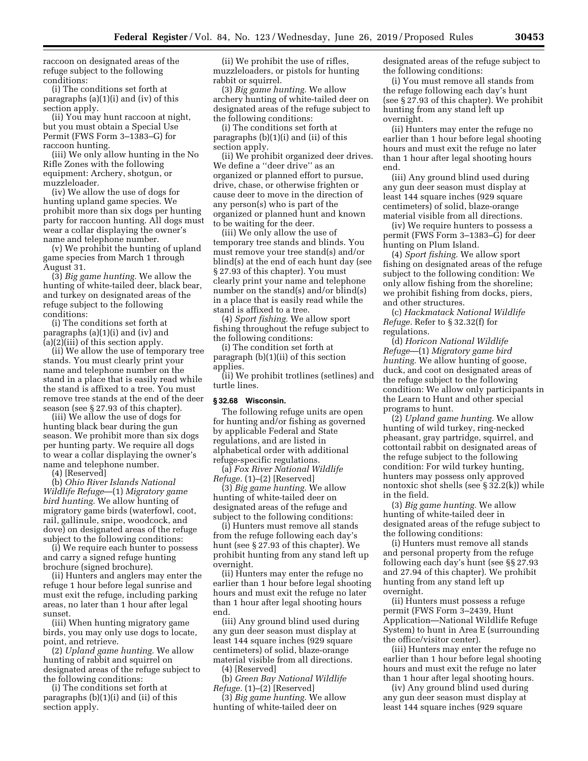raccoon on designated areas of the refuge subject to the following conditions:

(i) The conditions set forth at paragraphs (a)(1)(i) and (iv) of this section apply.

(ii) You may hunt raccoon at night, but you must obtain a Special Use Permit (FWS Form 3–1383–G) for raccoon hunting.

(iii) We only allow hunting in the No Rifle Zones with the following equipment: Archery, shotgun, or muzzleloader.

(iv) We allow the use of dogs for hunting upland game species. We prohibit more than six dogs per hunting party for raccoon hunting. All dogs must wear a collar displaying the owner's name and telephone number.

(v) We prohibit the hunting of upland game species from March 1 through August 31.

(3) *Big game hunting.* We allow the hunting of white-tailed deer, black bear, and turkey on designated areas of the refuge subject to the following conditions:

(i) The conditions set forth at paragraphs (a)(1)(i) and (iv) and (a)(2)(iii) of this section apply.

(ii) We allow the use of temporary tree stands. You must clearly print your name and telephone number on the stand in a place that is easily read while the stand is affixed to a tree. You must remove tree stands at the end of the deer season (see § 27.93 of this chapter).

(iii) We allow the use of dogs for hunting black bear during the gun season. We prohibit more than six dogs per hunting party. We require all dogs to wear a collar displaying the owner's name and telephone number.

(4) [Reserved]

(b) *Ohio River Islands National Wildlife Refuge*—(1) *Migratory game bird hunting.* We allow hunting of migratory game birds (waterfowl, coot, rail, gallinule, snipe, woodcock, and dove) on designated areas of the refuge subject to the following conditions:

(i) We require each hunter to possess and carry a signed refuge hunting brochure (signed brochure).

(ii) Hunters and anglers may enter the refuge 1 hour before legal sunrise and must exit the refuge, including parking areas, no later than 1 hour after legal sunset.

(iii) When hunting migratory game birds, you may only use dogs to locate, point, and retrieve.

(2) *Upland game hunting.* We allow hunting of rabbit and squirrel on designated areas of the refuge subject to the following conditions:

(i) The conditions set forth at paragraphs (b)(1)(i) and (ii) of this section apply.

(ii) We prohibit the use of rifles, muzzleloaders, or pistols for hunting rabbit or squirrel.

(3) *Big game hunting.* We allow archery hunting of white-tailed deer on designated areas of the refuge subject to the following conditions:

(i) The conditions set forth at paragraphs (b)(1)(i) and (ii) of this section apply.

(ii) We prohibit organized deer drives. We define a "deer drive" as an organized or planned effort to pursue, drive, chase, or otherwise frighten or cause deer to move in the direction of any person(s) who is part of the organized or planned hunt and known to be waiting for the deer.

(iii) We only allow the use of temporary tree stands and blinds. You must remove your tree stand(s) and/or blind(s) at the end of each hunt day (see § 27.93 of this chapter). You must clearly print your name and telephone number on the stand(s) and/or blind(s) in a place that is easily read while the stand is affixed to a tree.

(4) *Sport fishing.* We allow sport fishing throughout the refuge subject to the following conditions:

(i) The condition set forth at paragraph (b)(1)(ii) of this section applies.

(ii) We prohibit trotlines (setlines) and turtle lines.

### § 32.68 Wisconsin.

The following refuge units are open for hunting and/or fishing as governed by applicable Federal and State regulations, and are listed in alphabetical order with additional refuge-specific regulations.

(a) *Fox River National Wildlife Refuge.* (1)–(2) [Reserved]

(3) *Big game hunting.* We allow hunting of white-tailed deer on designated areas of the refuge and subject to the following conditions:

(i) Hunters must remove all stands from the refuge following each day's hunt (see § 27.93 of this chapter). We prohibit hunting from any stand left up overnight.

(ii) Hunters may enter the refuge no earlier than 1 hour before legal shooting hours and must exit the refuge no later than 1 hour after legal shooting hours end.

(iii) Any ground blind used during any gun deer season must display at least 144 square inches (929 square centimeters) of solid, blaze-orange material visible from all directions.

(4) [Reserved]

(b) *Green Bay National Wildlife Refuge.* (1)–(2) [Reserved]

(3) *Big game hunting.* We allow hunting of white-tailed deer on designated areas of the refuge subject to the following conditions:

(i) You must remove all stands from the refuge following each day's hunt (see § 27.93 of this chapter). We prohibit hunting from any stand left up overnight.

(ii) Hunters may enter the refuge no earlier than 1 hour before legal shooting hours and must exit the refuge no later than 1 hour after legal shooting hours end.

(iii) Any ground blind used during any gun deer season must display at least 144 square inches (929 square centimeters) of solid, blaze-orange material visible from all directions.

(iv) We require hunters to possess a permit (FWS Form 3–1383–G) for deer hunting on Plum Island.

(4) *Sport fishing.* We allow sport fishing on designated areas of the refuge subject to the following condition: We only allow fishing from the shoreline; we prohibit fishing from docks, piers, and other structures.

(c) *Hackmatack National Wildlife Refuge.* Refer to § 32.32(f) for regulations.

(d) *Horicon National Wildlife Refuge*—(1) *Migratory game bird hunting.* We allow hunting of goose, duck, and coot on designated areas of the refuge subject to the following condition: We allow only participants in the Learn to Hunt and other special programs to hunt.

(2) *Upland game hunting.* We allow hunting of wild turkey, ring-necked pheasant, gray partridge, squirrel, and cottontail rabbit on designated areas of the refuge subject to the following condition: For wild turkey hunting, hunters may possess only approved nontoxic shot shells (see § 32.2(k)) while in the field.

(3) *Big game hunting.* We allow hunting of white-tailed deer in designated areas of the refuge subject to the following conditions:

(i) Hunters must remove all stands and personal property from the refuge following each day's hunt (see §§ 27.93 and 27.94 of this chapter). We prohibit hunting from any stand left up overnight.

(ii) Hunters must possess a refuge permit (FWS Form 3–2439, Hunt Application—National Wildlife Refuge System) to hunt in Area E (surrounding the office/visitor center).

(iii) Hunters may enter the refuge no earlier than 1 hour before legal shooting hours and must exit the refuge no later than 1 hour after legal shooting hours.

(iv) Any ground blind used during any gun deer season must display at least 144 square inches (929 square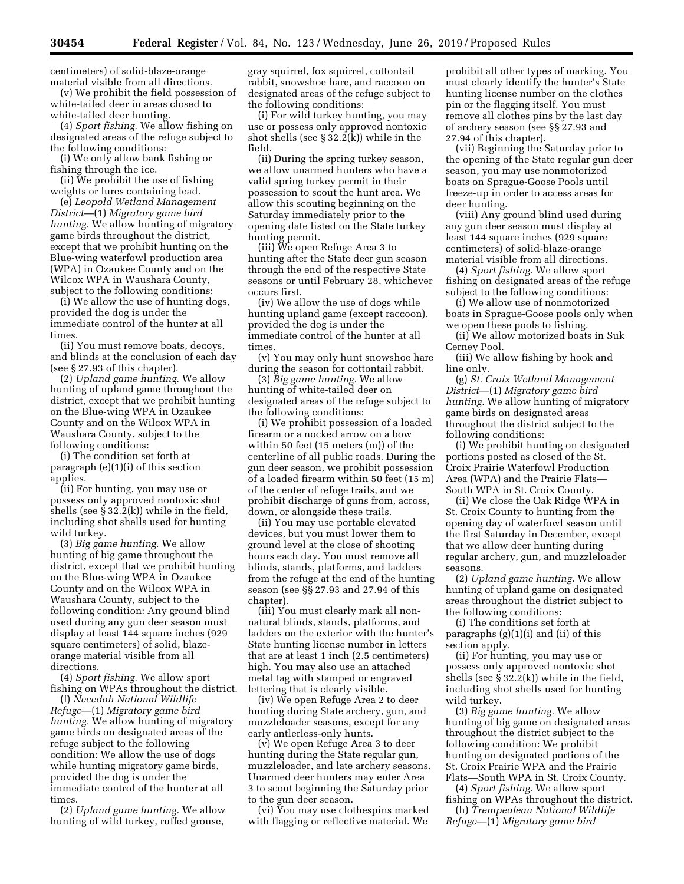centimeters) of solid-blaze-orange material visible from all directions.

(v) We prohibit the field possession of white-tailed deer in areas closed to white-tailed deer hunting.

(4) *Sport fishing.* We allow fishing on designated areas of the refuge subject to the following conditions:

(i) We only allow bank fishing or fishing through the ice.

(ii) We prohibit the use of fishing weights or lures containing lead.

(e) *Leopold Wetland Management District*—(1) *Migratory game bird hunting.* We allow hunting of migratory game birds throughout the district, except that we prohibit hunting on the Blue-wing waterfowl production area (WPA) in Ozaukee County and on the Wilcox WPA in Waushara County, subject to the following conditions:

(i) We allow the use of hunting dogs, provided the dog is under the immediate control of the hunter at all times.

(ii) You must remove boats, decoys, and blinds at the conclusion of each day (see § 27.93 of this chapter).

(2) *Upland game hunting.* We allow hunting of upland game throughout the district, except that we prohibit hunting on the Blue-wing WPA in Ozaukee County and on the Wilcox WPA in Waushara County, subject to the following conditions:

(i) The condition set forth at paragraph (e)(1)(i) of this section applies.

(ii) For hunting, you may use or possess only approved nontoxic shot shells (see § 32.2(k)) while in the field, including shot shells used for hunting wild turkey.

(3) *Big game hunting.* We allow hunting of big game throughout the district, except that we prohibit hunting on the Blue-wing WPA in Ozaukee County and on the Wilcox WPA in Waushara County, subject to the following condition: Any ground blind used during any gun deer season must display at least 144 square inches (929 square centimeters) of solid, blaze-orange material visible from all directions.

(4) *Sport fishing.* We allow sport fishing on WPAs throughout the district.

(f) *Necedah National Wildlife Refuge*—(1) *Migratory game bird hunting.* We allow hunting of migratory game birds on designated areas of the refuge subject to the following condition: We allow the use of dogs while hunting migratory game birds, provided the dog is under the immediate control of the hunter at all times.

(2) *Upland game hunting.* We allow hunting of wild turkey, ruffed grouse, gray squirrel, fox squirrel, cottontail rabbit, snowshoe hare, and raccoon on designated areas of the refuge subject to the following conditions:

(i) For wild turkey hunting, you may use or possess only approved nontoxic shot shells (see § 32.2(k)) while in the field.

(ii) During the spring turkey season, we allow unarmed hunters who have a valid spring turkey permit in their possession to scout the hunt area. We allow this scouting beginning on the Saturday immediately prior to the opening date listed on the State turkey hunting permit.

(iii) We open Refuge Area 3 to hunting after the State deer gun season through the end of the respective State seasons or until February 28, whichever occurs first.

(iv) We allow the use of dogs while hunting upland game (except raccoon), provided the dog is under the immediate control of the hunter at all times.

(v) You may only hunt snowshoe hare during the season for cottontail rabbit.

(3) *Big game hunting.* We allow hunting of white-tailed deer on designated areas of the refuge subject to the following conditions:

(i) We prohibit possession of a loaded firearm or a nocked arrow on a bow within 50 feet (15 meters (m)) of the centerline of all public roads. During the gun deer season, we prohibit possession of a loaded firearm within 50 feet (15 m) of the center of refuge trails, and we prohibit discharge of guns from, across, down, or alongside these trails.

(ii) You may use portable elevated devices, but you must lower them to ground level at the close of shooting hours each day. You must remove all blinds, stands, platforms, and ladders from the refuge at the end of the hunting season (see §§ 27.93 and 27.94 of this chapter).

(iii) You must clearly mark all non-natural blinds, stands, platforms, and ladders on the exterior with the hunter's State hunting license number in letters that are at least 1 inch (2.5 centimeters) high. You may also use an attached metal tag with stamped or engraved lettering that is clearly visible.

(iv) We open Refuge Area 2 to deer hunting during State archery, gun, and muzzleloader seasons, except for any early antlerless-only hunts.

(v) We open Refuge Area 3 to deer hunting during the State regular gun, muzzleloader, and late archery seasons. Unarmed deer hunters may enter Area 3 to scout beginning the Saturday prior to the gun deer season.

(vi) You may use clothespins marked with flagging or reflective material. We prohibit all other types of marking. You must clearly identify the hunter's State hunting license number on the clothes pin or the flagging itself. You must remove all clothes pins by the last day of archery season (see §§ 27.93 and 27.94 of this chapter).

(vii) Beginning the Saturday prior to the opening of the State regular gun deer season, you may use nonmotorized boats on Sprague-Goose Pools until freeze-up in order to access areas for deer hunting.

(viii) Any ground blind used during any gun deer season must display at least 144 square inches (929 square centimeters) of solid-blaze-orange material visible from all directions.

(4) *Sport fishing.* We allow sport fishing on designated areas of the refuge subject to the following conditions:

(i) We allow use of nonmotorized boats in Sprague-Goose pools only when we open these pools to fishing.

(ii) We allow motorized boats in Suk Cerney Pool.

(iii) We allow fishing by hook and line only.

(g) *St. Croix Wetland Management District*—(1) *Migratory game bird hunting.* We allow hunting of migratory game birds on designated areas throughout the district subject to the following conditions:

(i) We prohibit hunting on designated portions posted as closed of the St. Croix Prairie Waterfowl Production Area (WPA) and the Prairie Flats—South WPA in St. Croix County.

(ii) We close the Oak Ridge WPA in St. Croix County to hunting from the opening day of waterfowl season until the first Saturday in December, except that we allow deer hunting during regular archery, gun, and muzzleloader seasons.

(2) *Upland game hunting.* We allow hunting of upland game on designated areas throughout the district subject to the following conditions:

(i) The conditions set forth at paragraphs (g)(1)(i) and (ii) of this section apply.

(ii) For hunting, you may use or possess only approved nontoxic shot shells (see § 32.2(k)) while in the field, including shot shells used for hunting wild turkey.

(3) *Big game hunting.* We allow hunting of big game on designated areas throughout the district subject to the following condition: We prohibit hunting on designated portions of the St. Croix Prairie WPA and the Prairie Flats—South WPA in St. Croix County.

(4) *Sport fishing.* We allow sport fishing on WPAs throughout the district.

(h) *Trempealeau National Wildlife Refuge*—(1) *Migratory game bird*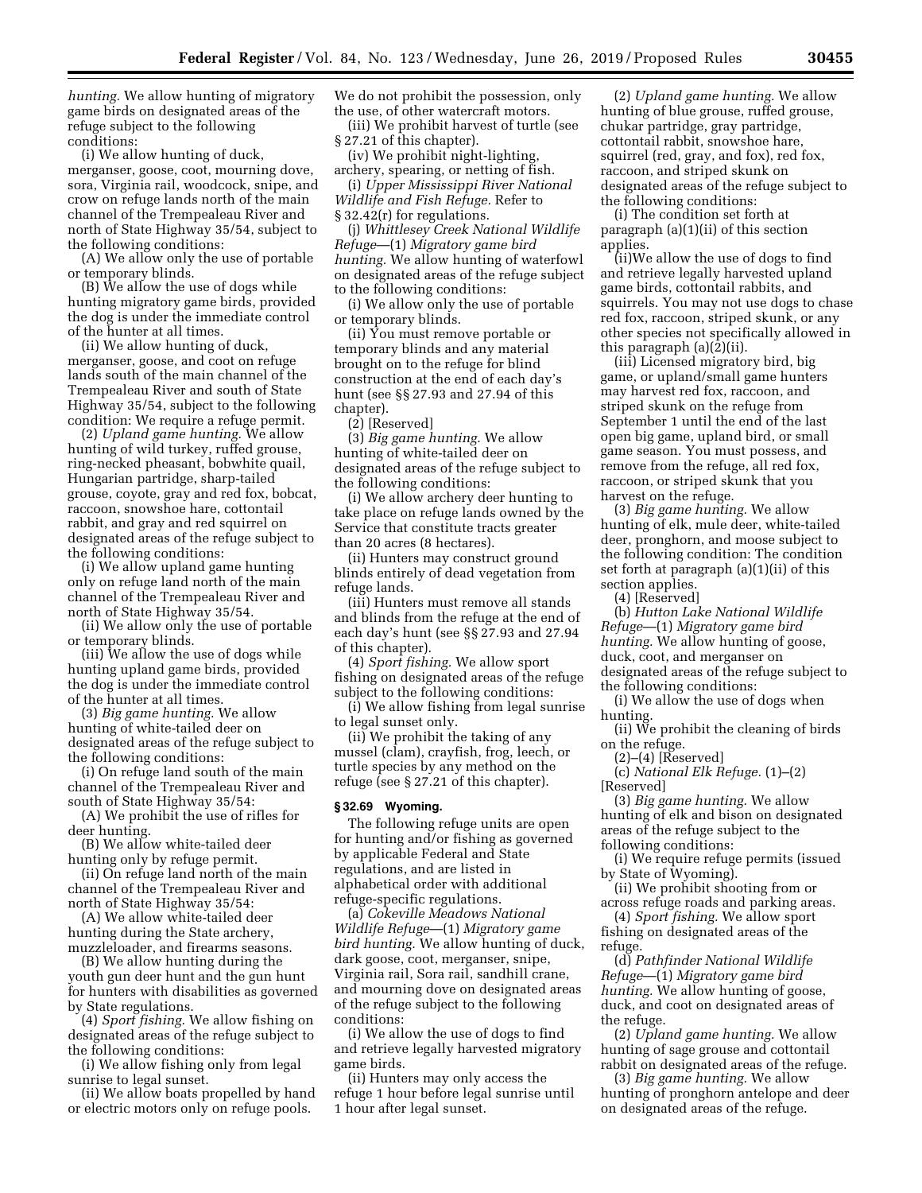*hunting.* We allow hunting of migratory game birds on designated areas of the refuge subject to the following conditions:

(i) We allow hunting of duck, merganser, goose, coot, mourning dove, sora, Virginia rail, woodcock, snipe, and crow on refuge lands north of the main channel of the Trempealeau River and north of State Highway 35/54, subject to the following conditions:

(A) We allow only the use of portable or temporary blinds.

(B) We allow the use of dogs while hunting migratory game birds, provided the dog is under the immediate control of the hunter at all times.

(ii) We allow hunting of duck, merganser, goose, and coot on refuge lands south of the main channel of the Trempealeau River and south of State Highway 35/54, subject to the following condition: We require a refuge permit.

(2) *Upland game hunting.* We allow hunting of wild turkey, ruffed grouse, ring-necked pheasant, bobwhite quail, Hungarian partridge, sharp-tailed grouse, coyote, gray and red fox, bobcat, raccoon, snowshoe hare, cottontail rabbit, and gray and red squirrel on designated areas of the refuge subject to the following conditions:

(i) We allow upland game hunting only on refuge land north of the main channel of the Trempealeau River and north of State Highway 35/54.

(ii) We allow only the use of portable or temporary blinds.

(iii) We allow the use of dogs while hunting upland game birds, provided the dog is under the immediate control of the hunter at all times.

(3) *Big game hunting.* We allow hunting of white-tailed deer on designated areas of the refuge subject to the following conditions:

(i) On refuge land south of the main channel of the Trempealeau River and south of State Highway 35/54:

(A) We prohibit the use of rifles for deer hunting.

(B) We allow white-tailed deer hunting only by refuge permit.

(ii) On refuge land north of the main channel of the Trempealeau River and north of State Highway 35/54:

(A) We allow white-tailed deer hunting during the State archery, muzzleloader, and firearms seasons.

(B) We allow hunting during the youth gun deer hunt and the gun hunt for hunters with disabilities as governed by State regulations.

(4) *Sport fishing.* We allow fishing on designated areas of the refuge subject to the following conditions:

(i) We allow fishing only from legal sunrise to legal sunset.

(ii) We allow boats propelled by hand or electric motors only on refuge pools. We do not prohibit the possession, only the use, of other watercraft motors.

(iii) We prohibit harvest of turtle (see § 27.21 of this chapter).

(iv) We prohibit night-lighting, archery, spearing, or netting of fish.

(i) *Upper Mississippi River National Wildlife and Fish Refuge.* Refer to § 32.42(r) for regulations.

(j) *Whittlesey Creek National Wildlife Refuge*—(1) *Migratory game bird hunting.* We allow hunting of waterfowl on designated areas of the refuge subject to the following conditions:

(i) We allow only the use of portable or temporary blinds.

(ii) You must remove portable or temporary blinds and any material brought on to the refuge for blind construction at the end of each day's hunt (see §§ 27.93 and 27.94 of this chapter).

(2) [Reserved]

(3) *Big game hunting.* We allow hunting of white-tailed deer on designated areas of the refuge subject to the following conditions:

(i) We allow archery deer hunting to take place on refuge lands owned by the Service that constitute tracts greater than 20 acres (8 hectares).

(ii) Hunters may construct ground blinds entirely of dead vegetation from refuge lands.

(iii) Hunters must remove all stands and blinds from the refuge at the end of each day's hunt (see §§ 27.93 and 27.94 of this chapter).

(4) *Sport fishing.* We allow sport fishing on designated areas of the refuge subject to the following conditions:

(i) We allow fishing from legal sunrise to legal sunset only.

(ii) We prohibit the taking of any mussel (clam), crayfish, frog, leech, or turtle species by any method on the refuge (see § 27.21 of this chapter).

### § 32.69 Wyoming.

The following refuge units are open for hunting and/or fishing as governed by applicable Federal and State regulations, and are listed in alphabetical order with additional refuge-specific regulations.

(a) *Cokeville Meadows National Wildlife Refuge*—(1) *Migratory game bird hunting.* We allow hunting of duck, dark goose, coot, merganser, snipe, Virginia rail, Sora rail, sandhill crane, and mourning dove on designated areas of the refuge subject to the following conditions:

(i) We allow the use of dogs to find and retrieve legally harvested migratory game birds.

(ii) Hunters may only access the refuge 1 hour before legal sunrise until 1 hour after legal sunset.

(2) *Upland game hunting.* We allow hunting of blue grouse, ruffed grouse, chukar partridge, gray partridge, cottontail rabbit, snowshoe hare, squirrel (red, gray, and fox), red fox, raccoon, and striped skunk on designated areas of the refuge subject to the following conditions:

(i) The condition set forth at paragraph (a)(1)(ii) of this section applies.

(ii)We allow the use of dogs to find and retrieve legally harvested upland game birds, cottontail rabbits, and squirrels. You may not use dogs to chase red fox, raccoon, striped skunk, or any other species not specifically allowed in this paragraph (a)(2)(ii).

(iii) Licensed migratory bird, big game, or upland/small game hunters may harvest red fox, raccoon, and striped skunk on the refuge from September 1 until the end of the last open big game, upland bird, or small game season. You must possess, and remove from the refuge, all red fox, raccoon, or striped skunk that you harvest on the refuge.

(3) *Big game hunting.* We allow hunting of elk, mule deer, white-tailed deer, pronghorn, and moose subject to the following condition: The condition set forth at paragraph (a)(1)(ii) of this section applies.

(4) [Reserved]

(b) *Hutton Lake National Wildlife Refuge*—(1) *Migratory game bird hunting.* We allow hunting of goose, duck, coot, and merganser on designated areas of the refuge subject to the following conditions:

(i) We allow the use of dogs when hunting.

(ii) We prohibit the cleaning of birds on the refuge.

(2)–(4) [Reserved]

(c) *National Elk Refuge.* (1)–(2) [Reserved]

(3) *Big game hunting.* We allow hunting of elk and bison on designated areas of the refuge subject to the following conditions:

(i) We require refuge permits (issued by State of Wyoming).

(ii) We prohibit shooting from or across refuge roads and parking areas.

(4) *Sport fishing.* We allow sport fishing on designated areas of the refuge.

(d) *Pathfinder National Wildlife Refuge*—(1) *Migratory game bird hunting.* We allow hunting of goose, duck, and coot on designated areas of the refuge.

(2) *Upland game hunting.* We allow hunting of sage grouse and cottontail rabbit on designated areas of the refuge.

(3) *Big game hunting.* We allow hunting of pronghorn antelope and deer on designated areas of the refuge.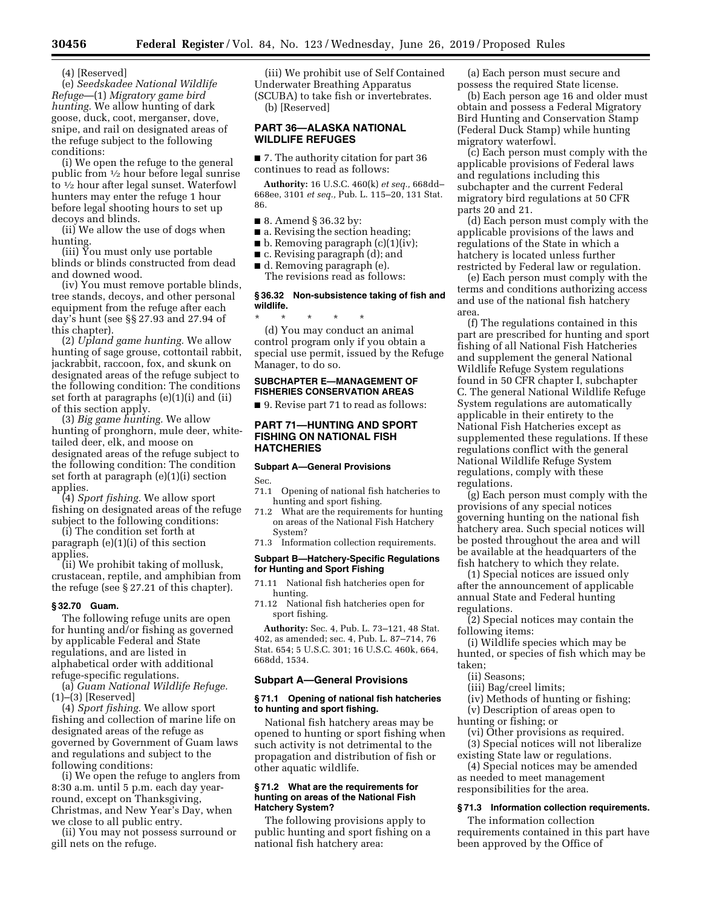(4) [Reserved]

(e) *Seedskadee National Wildlife Refuge*—(1) *Migratory game bird hunting.* We allow hunting of dark goose, duck, coot, merganser, dove, snipe, and rail on designated areas of the refuge subject to the following conditions:

(i) We open the refuge to the general public from ½ hour before legal sunrise to ½ hour after legal sunset. Waterfowl hunters may enter the refuge 1 hour before legal shooting hours to set up decoys and blinds.

(ii) We allow the use of dogs when hunting.

(iii) You must only use portable blinds or blinds constructed from dead and downed wood.

(iv) You must remove portable blinds, tree stands, decoys, and other personal equipment from the refuge after each day's hunt (see §§ 27.93 and 27.94 of this chapter).

(2) *Upland game hunting.* We allow hunting of sage grouse, cottontail rabbit, jackrabbit, raccoon, fox, and skunk on designated areas of the refuge subject to the following condition: The conditions set forth at paragraphs (e)(1)(i) and (ii) of this section apply.

(3) *Big game hunting.* We allow hunting of pronghorn, mule deer, white-tailed deer, elk, and moose on designated areas of the refuge subject to the following condition: The condition set forth at paragraph (e)(1)(i) section applies.

(4) *Sport fishing.* We allow sport fishing on designated areas of the refuge subject to the following conditions:

(i) The condition set forth at paragraph (e)(1)(i) of this section applies.

(ii) We prohibit taking of mollusk, crustacean, reptile, and amphibian from the refuge (see § 27.21 of this chapter).

### § 32.70 Guam.

The following refuge units are open for hunting and/or fishing as governed by applicable Federal and State regulations, and are listed in alphabetical order with additional refuge-specific regulations.

(a) *Guam National Wildlife Refuge.* (1)–(3) [Reserved]

(4) *Sport fishing.* We allow sport fishing and collection of marine life on designated areas of the refuge as governed by Government of Guam laws and regulations and subject to the following conditions:

(i) We open the refuge to anglers from 8:30 a.m. until 5 p.m. each day year-round, except on Thanksgiving, Christmas, and New Year's Day, when we close to all public entry.

(ii) You may not possess surround or gill nets on the refuge.

(iii) We prohibit use of Self Contained Underwater Breathing Apparatus (SCUBA) to take fish or invertebrates.

(b) [Reserved]

## PART 36—ALASKA NATIONAL WILDLIFE REFUGES

■ 7. The authority citation for part 36 continues to read as follows:

**Authority:** 16 U.S.C. 460(k) *et seq.,* 668dd–668ee, 3101 *et seq.,* Pub. L. 115–20, 131 Stat. 86.

■ 8. Amend § 36.32 by:

■ a. Revising the section heading;

■ b. Removing paragraph (c)(1)(iv);

■ c. Revising paragraph (d); and

■ d. Removing paragraph (e).

The revisions read as follows:

### § 36.32 Non-subsistence taking of fish and wildlife.

\* \* \* \* \*

(d) You may conduct an animal control program only if you obtain a special use permit, issued by the Refuge Manager, to do so.

## SUBCHAPTER E—MANAGEMENT OF FISHERIES CONSERVATION AREAS

■ 9. Revise part 71 to read as follows:

## PART 71—HUNTING AND SPORT FISHING ON NATIONAL FISH HATCHERIES

### Subpart A—General Provisions

Sec.

71.1 Opening of national fish hatcheries to hunting and sport fishing.

71.2 What are the requirements for hunting on areas of the National Fish Hatchery System?

71.3 Information collection requirements.

### Subpart B—Hatchery-Specific Regulations for Hunting and Sport Fishing

71.11 National fish hatcheries open for hunting.

71.12 National fish hatcheries open for sport fishing.

**Authority:** Sec. 4, Pub. L. 73–121, 48 Stat. 402, as amended; sec. 4, Pub. L. 87–714, 76 Stat. 654; 5 U.S.C. 301; 16 U.S.C. 460k, 664, 668dd, 1534.

### Subpart A—General Provisions

#### § 71.1 Opening of national fish hatcheries to hunting and sport fishing.

National fish hatchery areas may be opened to hunting or sport fishing when such activity is not detrimental to the propagation and distribution of fish or other aquatic wildlife.

#### § 71.2 What are the requirements for hunting on areas of the National Fish Hatchery System?

The following provisions apply to public hunting and sport fishing on a national fish hatchery area:

(a) Each person must secure and possess the required State license.

(b) Each person age 16 and older must obtain and possess a Federal Migratory Bird Hunting and Conservation Stamp (Federal Duck Stamp) while hunting migratory waterfowl.

(c) Each person must comply with the applicable provisions of Federal laws and regulations including this subchapter and the current Federal migratory bird regulations at 50 CFR parts 20 and 21.

(d) Each person must comply with the applicable provisions of the laws and regulations of the State in which a hatchery is located unless further restricted by Federal law or regulation.

(e) Each person must comply with the terms and conditions authorizing access and use of the national fish hatchery area.

(f) The regulations contained in this part are prescribed for hunting and sport fishing of all National Fish Hatcheries and supplement the general National Wildlife Refuge System regulations found in 50 CFR chapter I, subchapter C. The general National Wildlife Refuge System regulations are automatically applicable in their entirety to the National Fish Hatcheries except as supplemented these regulations. If these regulations conflict with the general National Wildlife Refuge System regulations, comply with these regulations.

(g) Each person must comply with the provisions of any special notices governing hunting on the national fish hatchery area. Such special notices will be posted throughout the area and will be available at the headquarters of the fish hatchery to which they relate.

(1) Special notices are issued only after the announcement of applicable annual State and Federal hunting regulations.

(2) Special notices may contain the following items:

(i) Wildlife species which may be hunted, or species of fish which may be taken;

(ii) Seasons;

(iii) Bag/creel limits;

(iv) Methods of hunting or fishing;

(v) Description of areas open to hunting or fishing; or

(vi) Other provisions as required.

(3) Special notices will not liberalize existing State law or regulations.

(4) Special notices may be amended as needed to meet management responsibilities for the area.

#### § 71.3 Information collection requirements.

The information collection requirements contained in this part have been approved by the Office of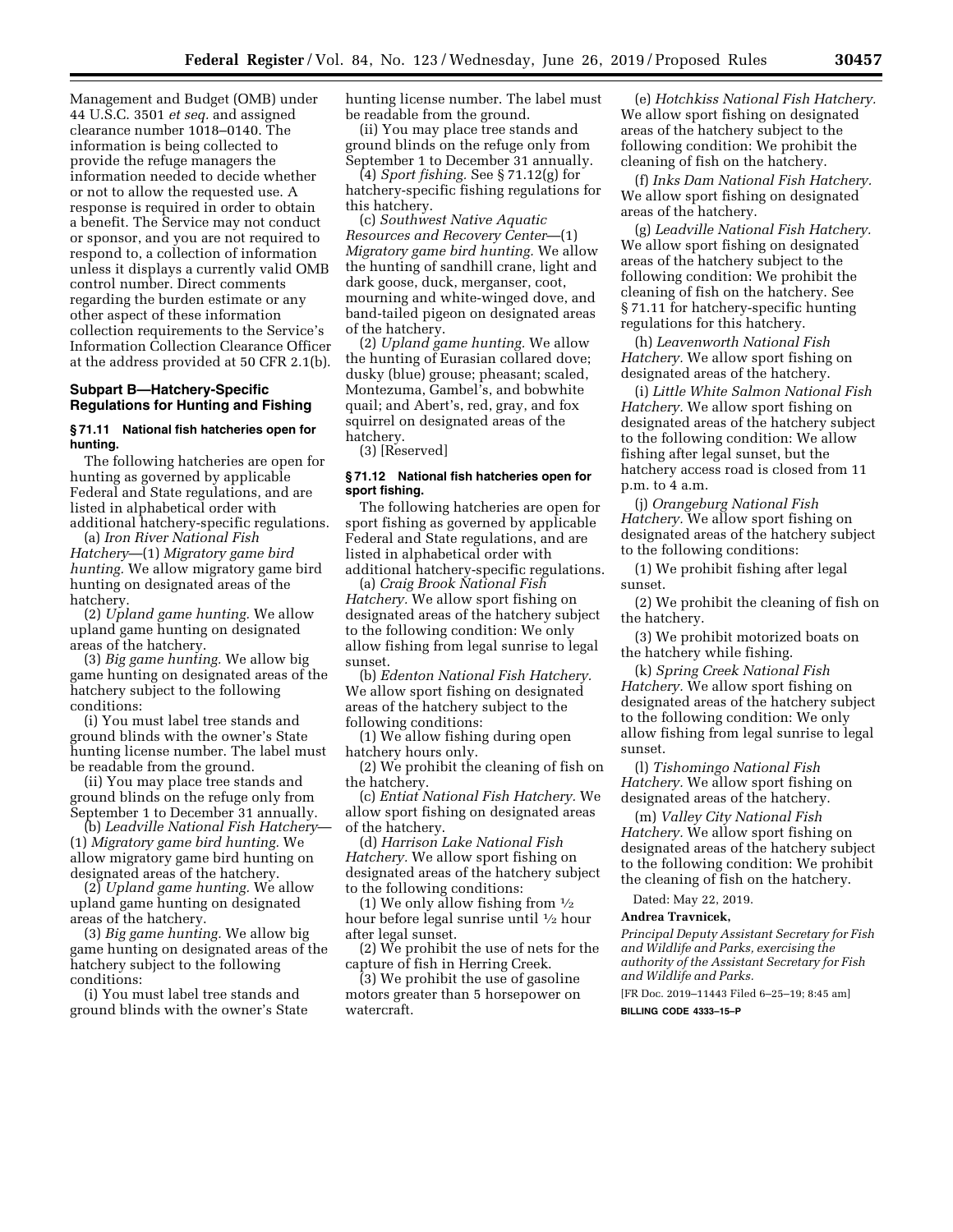Management and Budget (OMB) under 44 U.S.C. 3501 *et seq.* and assigned clearance number 1018–0140. The information is being collected to provide the refuge managers the information needed to decide whether or not to allow the requested use. A response is required in order to obtain a benefit. The Service may not conduct or sponsor, and you are not required to respond to, a collection of information unless it displays a currently valid OMB control number. Direct comments regarding the burden estimate or any other aspect of these information collection requirements to the Service's Information Collection Clearance Officer at the address provided at 50 CFR 2.1(b).

## Subpart B—Hatchery-Specific Regulations for Hunting and Fishing

### § 71.11 National fish hatcheries open for hunting.

The following hatcheries are open for hunting as governed by applicable Federal and State regulations, and are listed in alphabetical order with additional hatchery-specific regulations.

(a) *Iron River National Fish Hatchery*—(1) *Migratory game bird hunting.* We allow migratory game bird hunting on designated areas of the hatchery.

(2) *Upland game hunting.* We allow upland game hunting on designated areas of the hatchery.

(3) *Big game hunting.* We allow big game hunting on designated areas of the hatchery subject to the following conditions:

(i) You must label tree stands and ground blinds with the owner's State hunting license number. The label must be readable from the ground.

(ii) You may place tree stands and ground blinds on the refuge only from September 1 to December 31 annually.

(b) *Leadville National Fish Hatchery*—(1) *Migratory game bird hunting.* We allow migratory game bird hunting on designated areas of the hatchery.

(2) *Upland game hunting.* We allow upland game hunting on designated areas of the hatchery.

(3) *Big game hunting.* We allow big game hunting on designated areas of the hatchery subject to the following conditions:

(i) You must label tree stands and ground blinds with the owner's State hunting license number. The label must be readable from the ground.

(ii) You may place tree stands and ground blinds on the refuge only from September 1 to December 31 annually.

(4) *Sport fishing.* See § 71.12(g) for hatchery-specific fishing regulations for this hatchery.

(c) *Southwest Native Aquatic Resources and Recovery Center*—(1) *Migratory game bird hunting.* We allow the hunting of sandhill crane, light and dark goose, duck, merganser, coot, mourning and white-winged dove, and band-tailed pigeon on designated areas of the hatchery.

(2) *Upland game hunting.* We allow the hunting of Eurasian collared dove; dusky (blue) grouse; pheasant; scaled, Montezuma, Gambel's, and bobwhite quail; and Abert's, red, gray, and fox squirrel on designated areas of the hatchery.

(3) [Reserved]

### § 71.12 National fish hatcheries open for sport fishing.

The following hatcheries are open for sport fishing as governed by applicable Federal and State regulations, and are listed in alphabetical order with additional hatchery-specific regulations.

(a) *Craig Brook National Fish Hatchery.* We allow sport fishing on designated areas of the hatchery subject to the following condition: We only allow fishing from legal sunrise to legal sunset.

(b) *Edenton National Fish Hatchery.* We allow sport fishing on designated areas of the hatchery subject to the following conditions:

(1) We allow fishing during open hatchery hours only.

(2) We prohibit the cleaning of fish on the hatchery.

(c) *Entiat National Fish Hatchery.* We allow sport fishing on designated areas of the hatchery.

(d) *Harrison Lake National Fish Hatchery.* We allow sport fishing on designated areas of the hatchery subject to the following conditions:

(1) We only allow fishing from ½ hour before legal sunrise until ½ hour after legal sunset.

(2) We prohibit the use of nets for the capture of fish in Herring Creek.

(3) We prohibit the use of gasoline motors greater than 5 horsepower on watercraft.

(e) *Hotchkiss National Fish Hatchery.* We allow sport fishing on designated areas of the hatchery subject to the following condition: We prohibit the cleaning of fish on the hatchery.

(f) *Inks Dam National Fish Hatchery.* We allow sport fishing on designated areas of the hatchery.

(g) *Leadville National Fish Hatchery.* We allow sport fishing on designated areas of the hatchery subject to the following condition: We prohibit the cleaning of fish on the hatchery. See § 71.11 for hatchery-specific hunting regulations for this hatchery.

(h) *Leavenworth National Fish Hatchery.* We allow sport fishing on designated areas of the hatchery.

(i) *Little White Salmon National Fish Hatchery.* We allow sport fishing on designated areas of the hatchery subject to the following condition: We allow fishing after legal sunset, but the hatchery access road is closed from 11 p.m. to 4 a.m.

(j) *Orangeburg National Fish Hatchery.* We allow sport fishing on designated areas of the hatchery subject to the following conditions:

(1) We prohibit fishing after legal sunset.

(2) We prohibit the cleaning of fish on the hatchery.

(3) We prohibit motorized boats on the hatchery while fishing.

(k) *Spring Creek National Fish Hatchery.* We allow sport fishing on designated areas of the hatchery subject to the following condition: We only allow fishing from legal sunrise to legal sunset.

(l) *Tishomingo National Fish Hatchery.* We allow sport fishing on designated areas of the hatchery.

(m) *Valley City National Fish Hatchery.* We allow sport fishing on designated areas of the hatchery subject to the following condition: We prohibit the cleaning of fish on the hatchery.

Dated: May 22, 2019.

**Andrea Travnicek,**

*Principal Deputy Assistant Secretary for Fish and Wildlife and Parks, exercising the authority of the Assistant Secretary for Fish and Wildlife and Parks.*

[FR Doc. 2019–11443 Filed 6–25–19; 8:45 am]

**BILLING CODE 4333–15–P**